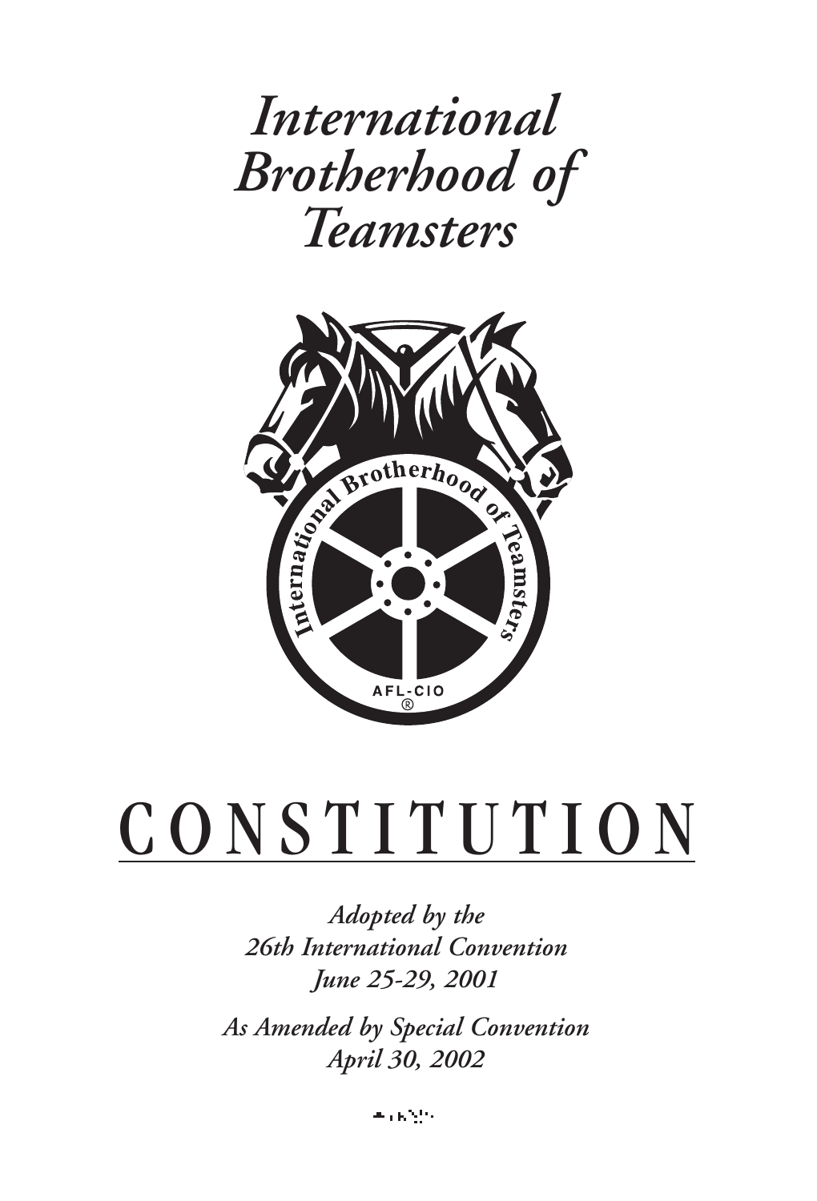# International Brotherhood of Teamsters

# CONSTITUTION

*Adopted by the*
*26th International Convention*
*June 25-29, 2001*

*As Amended by Special Convention*
*April 30, 2002*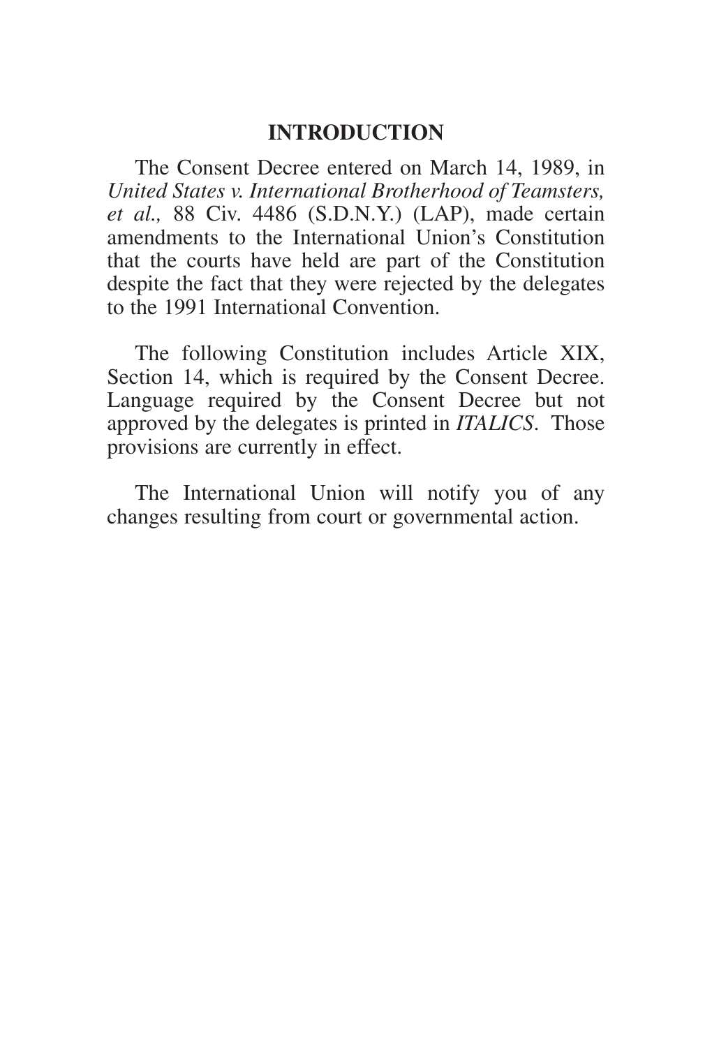## INTRODUCTION

The Consent Decree entered on March 14, 1989, in *United States v. International Brotherhood of Teamsters, et al.,* 88 Civ. 4486 (S.D.N.Y.) (LAP), made certain amendments to the International Union's Constitution that the courts have held are part of the Constitution despite the fact that they were rejected by the delegates to the 1991 International Convention.

The following Constitution includes Article XIX, Section 14, which is required by the Consent Decree. Language required by the Consent Decree but not approved by the delegates is printed in *ITALICS*. Those provisions are currently in effect.

The International Union will notify you of any changes resulting from court or governmental action.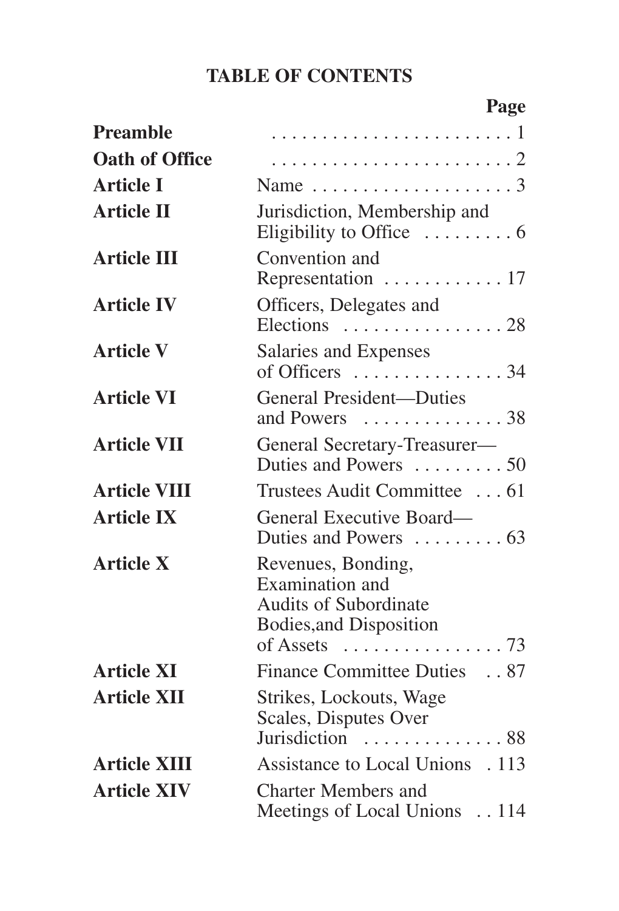# TABLE OF CONTENTS

| | | Page |
|---|---|---|
| **Preamble** | | 1 |
| **Oath of Office** | | 2 |
| **Article I** | Name | 3 |
| **Article II** | Jurisdiction, Membership and Eligibility to Office | 6 |
| **Article III** | Convention and Representation | 17 |
| **Article IV** | Officers, Delegates and Elections | 28 |
| **Article V** | Salaries and Expenses of Officers | 34 |
| **Article VI** | General President—Duties and Powers | 38 |
| **Article VII** | General Secretary-Treasurer—Duties and Powers | 50 |
| **Article VIII** | Trustees Audit Committee | 61 |
| **Article IX** | General Executive Board—Duties and Powers | 63 |
| **Article X** | Revenues, Bonding, Examination and Audits of Subordinate Bodies,and Disposition of Assets | 73 |
| **Article XI** | Finance Committee Duties | 87 |
| **Article XII** | Strikes, Lockouts, Wage Scales, Disputes Over Jurisdiction | 88 |
| **Article XIII** | Assistance to Local Unions | 113 |
| **Article XIV** | Charter Members and Meetings of Local Unions | 114 |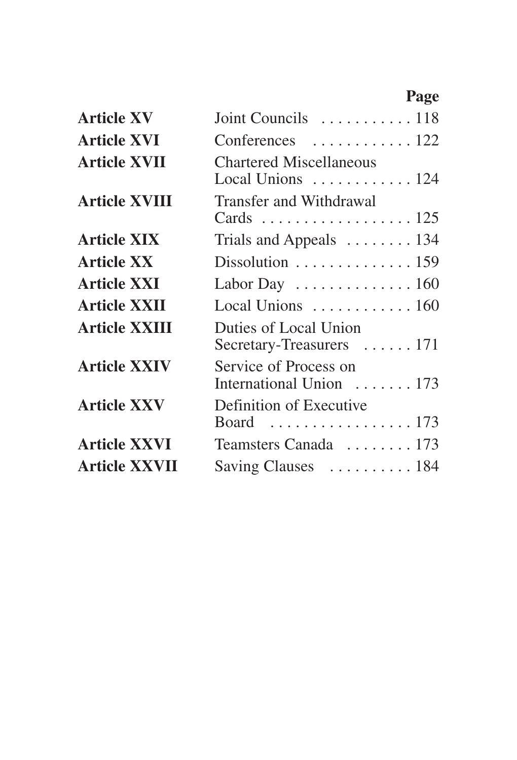| | | Page |
|---|---|---|
| **Article XV** | Joint Councils | 118 |
| **Article XVI** | Conferences | 122 |
| **Article XVII** | Chartered Miscellaneous Local Unions | 124 |
| **Article XVIII** | Transfer and Withdrawal Cards | 125 |
| **Article XIX** | Trials and Appeals | 134 |
| **Article XX** | Dissolution | 159 |
| **Article XXI** | Labor Day | 160 |
| **Article XXII** | Local Unions | 160 |
| **Article XXIII** | Duties of Local Union Secretary-Treasurers | 171 |
| **Article XXIV** | Service of Process on International Union | 173 |
| **Article XXV** | Definition of Executive Board | 173 |
| **Article XXVI** | Teamsters Canada | 173 |
| **Article XXVII** | Saving Clauses | 184 |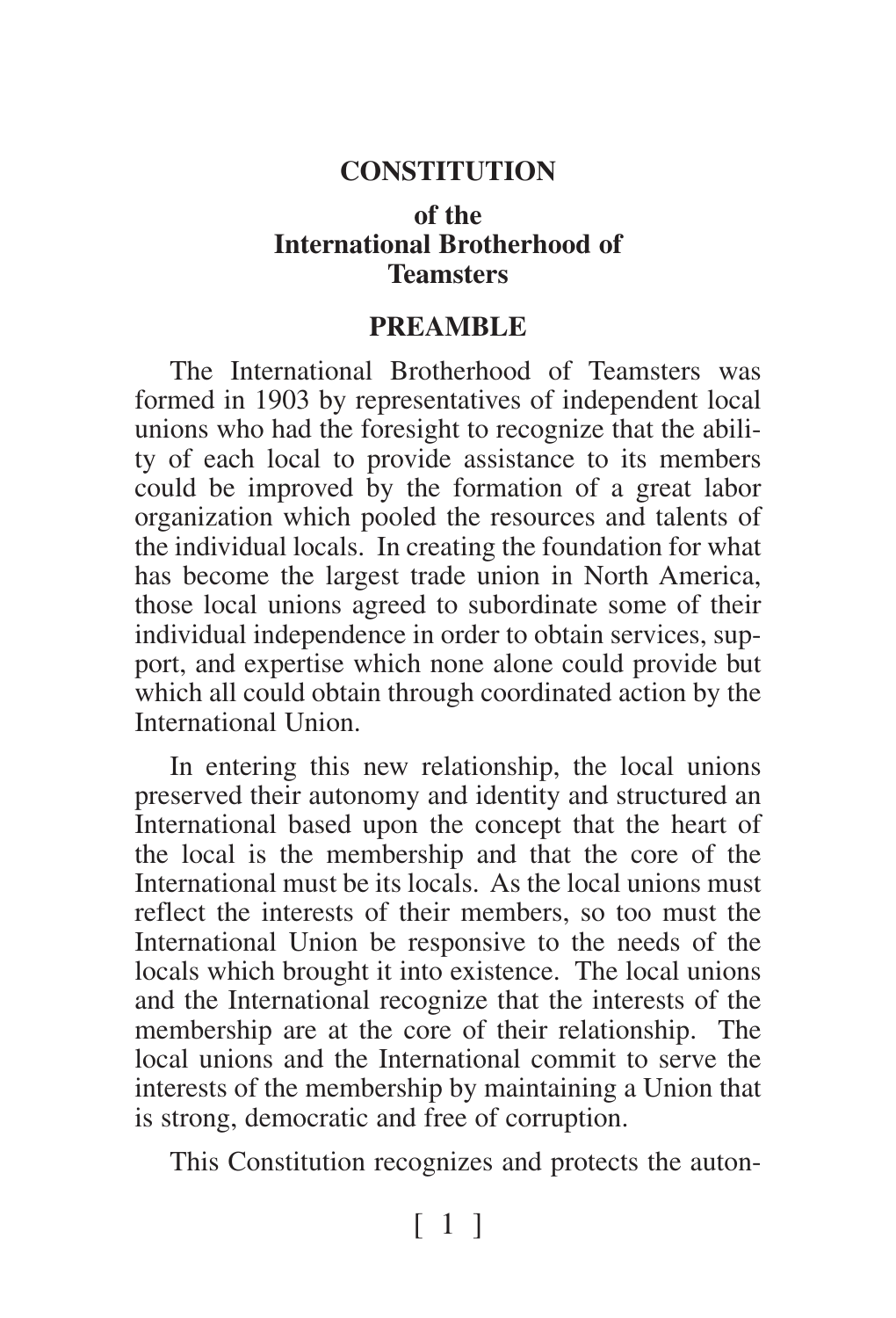# CONSTITUTION

## of the International Brotherhood of Teamsters

## PREAMBLE

The International Brotherhood of Teamsters was formed in 1903 by representatives of independent local unions who had the foresight to recognize that the ability of each local to provide assistance to its members could be improved by the formation of a great labor organization which pooled the resources and talents of the individual locals. In creating the foundation for what has become the largest trade union in North America, those local unions agreed to subordinate some of their individual independence in order to obtain services, support, and expertise which none alone could provide but which all could obtain through coordinated action by the International Union.

In entering this new relationship, the local unions preserved their autonomy and identity and structured an International based upon the concept that the heart of the local is the membership and that the core of the International must be its locals. As the local unions must reflect the interests of their members, so too must the International Union be responsive to the needs of the locals which brought it into existence. The local unions and the International recognize that the interests of the membership are at the core of their relationship. The local unions and the International commit to serve the interests of the membership by maintaining a Union that is strong, democratic and free of corruption.

This Constitution recognizes and protects the auton-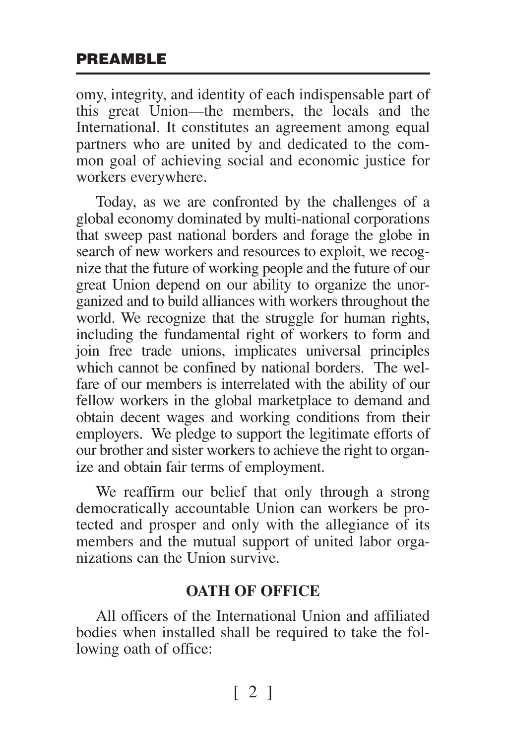omy, integrity, and identity of each indispensable part of this great Union—the members, the locals and the International. It constitutes an agreement among equal partners who are united by and dedicated to the common goal of achieving social and economic justice for workers everywhere.

Today, as we are confronted by the challenges of a global economy dominated by multi-national corporations that sweep past national borders and forage the globe in search of new workers and resources to exploit, we recognize that the future of working people and the future of our great Union depend on our ability to organize the unorganized and to build alliances with workers throughout the world. We recognize that the struggle for human rights, including the fundamental right of workers to form and join free trade unions, implicates universal principles which cannot be confined by national borders. The welfare of our members is interrelated with the ability of our fellow workers in the global marketplace to demand and obtain decent wages and working conditions from their employers. We pledge to support the legitimate efforts of our brother and sister workers to achieve the right to organize and obtain fair terms of employment.

We reaffirm our belief that only through a strong democratically accountable Union can workers be protected and prosper and only with the allegiance of its members and the mutual support of united labor organizations can the Union survive.

## OATH OF OFFICE

All officers of the International Union and affiliated bodies when installed shall be required to take the following oath of office: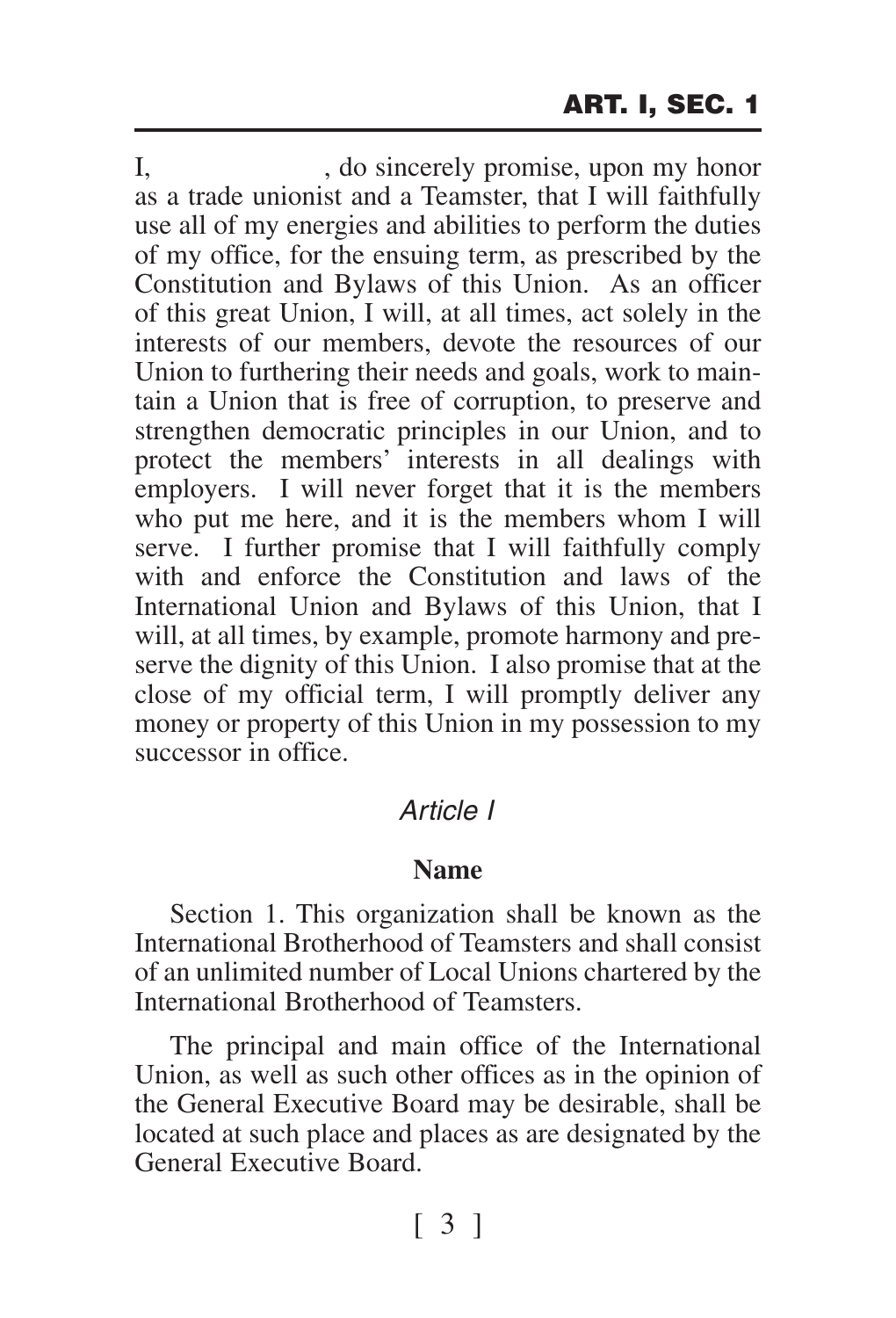I, \_\_\_\_\_\_\_\_\_\_, do sincerely promise, upon my honor as a trade unionist and a Teamster, that I will faithfully use all of my energies and abilities to perform the duties of my office, for the ensuing term, as prescribed by the Constitution and Bylaws of this Union. As an officer of this great Union, I will, at all times, act solely in the interests of our members, devote the resources of our Union to furthering their needs and goals, work to maintain a Union that is free of corruption, to preserve and strengthen democratic principles in our Union, and to protect the members' interests in all dealings with employers. I will never forget that it is the members who put me here, and it is the members whom I will serve. I further promise that I will faithfully comply with and enforce the Constitution and laws of the International Union and Bylaws of this Union, that I will, at all times, by example, promote harmony and preserve the dignity of this Union. I also promise that at the close of my official term, I will promptly deliver any money or property of this Union in my possession to my successor in office.

## *Article I*

### Name

Section 1. This organization shall be known as the International Brotherhood of Teamsters and shall consist of an unlimited number of Local Unions chartered by the International Brotherhood of Teamsters.

The principal and main office of the International Union, as well as such other offices as in the opinion of the General Executive Board may be desirable, shall be located at such place and places as are designated by the General Executive Board.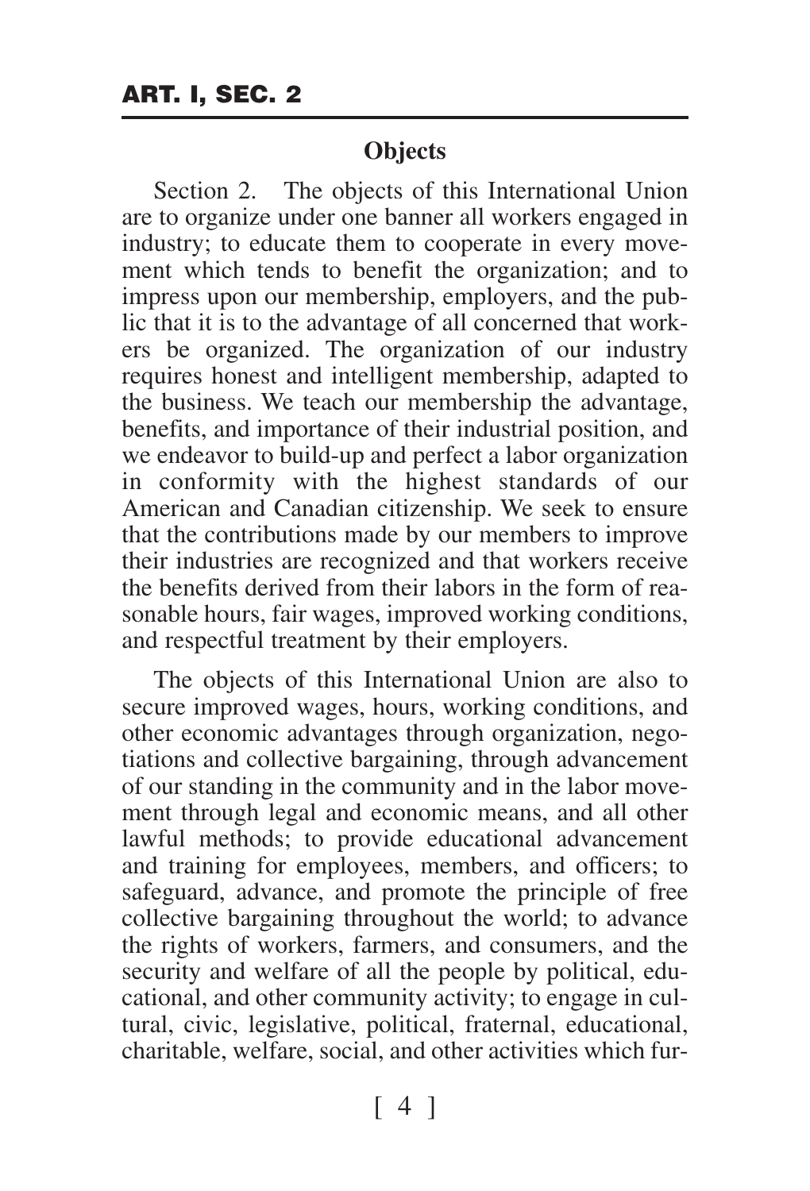## Objects

Section 2. The objects of this International Union are to organize under one banner all workers engaged in industry; to educate them to cooperate in every movement which tends to benefit the organization; and to impress upon our membership, employers, and the public that it is to the advantage of all concerned that workers be organized. The organization of our industry requires honest and intelligent membership, adapted to the business. We teach our membership the advantage, benefits, and importance of their industrial position, and we endeavor to build-up and perfect a labor organization in conformity with the highest standards of our American and Canadian citizenship. We seek to ensure that the contributions made by our members to improve their industries are recognized and that workers receive the benefits derived from their labors in the form of reasonable hours, fair wages, improved working conditions, and respectful treatment by their employers.

The objects of this International Union are also to secure improved wages, hours, working conditions, and other economic advantages through organization, negotiations and collective bargaining, through advancement of our standing in the community and in the labor movement through legal and economic means, and all other lawful methods; to provide educational advancement and training for employees, members, and officers; to safeguard, advance, and promote the principle of free collective bargaining throughout the world; to advance the rights of workers, farmers, and consumers, and the security and welfare of all the people by political, educational, and other community activity; to engage in cultural, civic, legislative, political, fraternal, educational, charitable, welfare, social, and other activities which fur-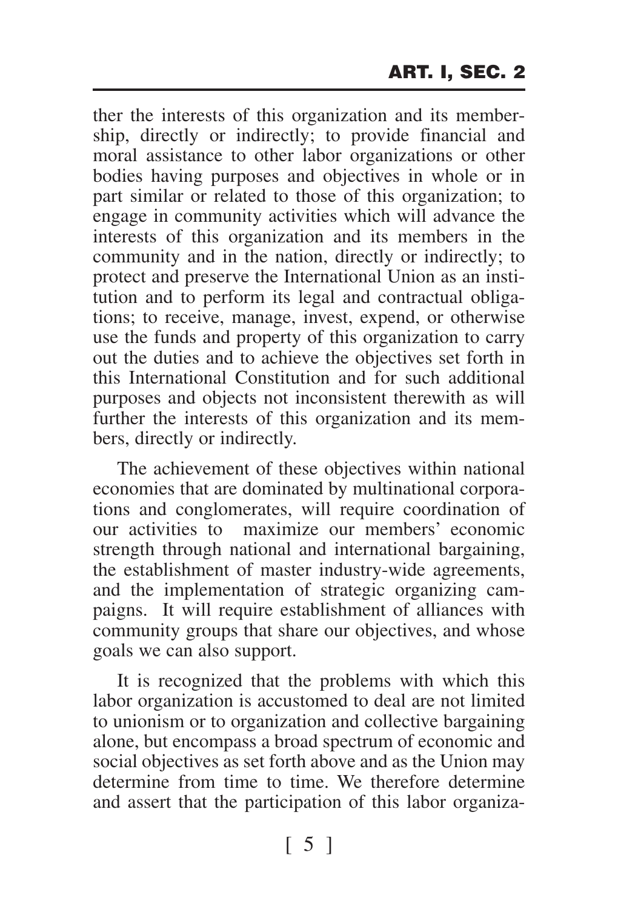ther the interests of this organization and its membership, directly or indirectly; to provide financial and moral assistance to other labor organizations or other bodies having purposes and objectives in whole or in part similar or related to those of this organization; to engage in community activities which will advance the interests of this organization and its members in the community and in the nation, directly or indirectly; to protect and preserve the International Union as an institution and to perform its legal and contractual obligations; to receive, manage, invest, expend, or otherwise use the funds and property of this organization to carry out the duties and to achieve the objectives set forth in this International Constitution and for such additional purposes and objects not inconsistent therewith as will further the interests of this organization and its members, directly or indirectly.

The achievement of these objectives within national economies that are dominated by multinational corporations and conglomerates, will require coordination of our activities to maximize our members' economic strength through national and international bargaining, the establishment of master industry-wide agreements, and the implementation of strategic organizing campaigns. It will require establishment of alliances with community groups that share our objectives, and whose goals we can also support.

It is recognized that the problems with which this labor organization is accustomed to deal are not limited to unionism or to organization and collective bargaining alone, but encompass a broad spectrum of economic and social objectives as set forth above and as the Union may determine from time to time. We therefore determine and assert that the participation of this labor organiza-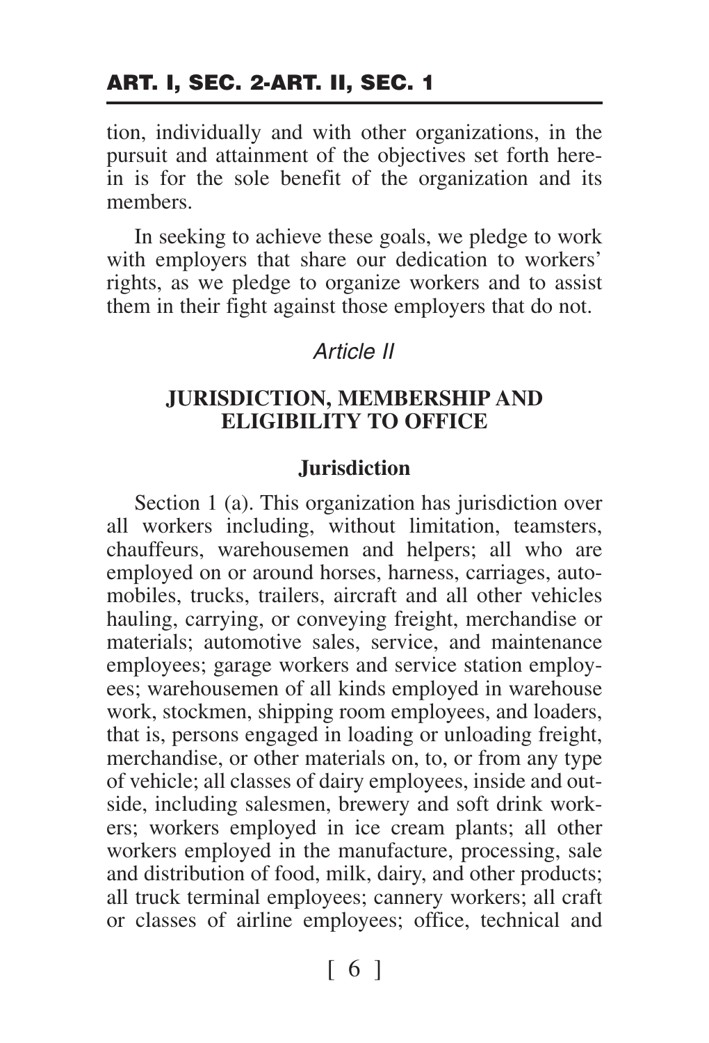tion, individually and with other organizations, in the pursuit and attainment of the objectives set forth herein is for the sole benefit of the organization and its members.

In seeking to achieve these goals, we pledge to work with employers that share our dedication to workers' rights, as we pledge to organize workers and to assist them in their fight against those employers that do not.

## *Article II*

## JURISDICTION, MEMBERSHIP AND ELIGIBILITY TO OFFICE

### Jurisdiction

Section 1 (a). This organization has jurisdiction over all workers including, without limitation, teamsters, chauffeurs, warehousemen and helpers; all who are employed on or around horses, harness, carriages, automobiles, trucks, trailers, aircraft and all other vehicles hauling, carrying, or conveying freight, merchandise or materials; automotive sales, service, and maintenance employees; garage workers and service station employees; warehousemen of all kinds employed in warehouse work, stockmen, shipping room employees, and loaders, that is, persons engaged in loading or unloading freight, merchandise, or other materials on, to, or from any type of vehicle; all classes of dairy employees, inside and outside, including salesmen, brewery and soft drink workers; workers employed in ice cream plants; all other workers employed in the manufacture, processing, sale and distribution of food, milk, dairy, and other products; all truck terminal employees; cannery workers; all craft or classes of airline employees; office, technical and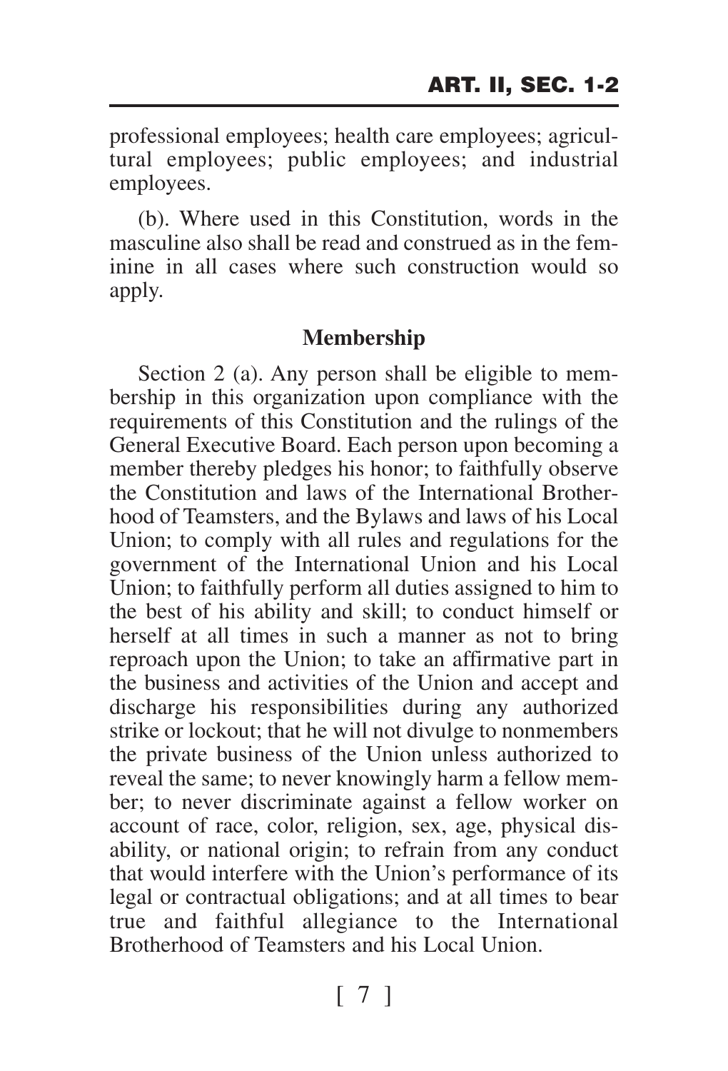professional employees; health care employees; agricultural employees; public employees; and industrial employees.

(b). Where used in this Constitution, words in the masculine also shall be read and construed as in the feminine in all cases where such construction would so apply.

### Membership

Section 2 (a). Any person shall be eligible to membership in this organization upon compliance with the requirements of this Constitution and the rulings of the General Executive Board. Each person upon becoming a member thereby pledges his honor; to faithfully observe the Constitution and laws of the International Brotherhood of Teamsters, and the Bylaws and laws of his Local Union; to comply with all rules and regulations for the government of the International Union and his Local Union; to faithfully perform all duties assigned to him to the best of his ability and skill; to conduct himself or herself at all times in such a manner as not to bring reproach upon the Union; to take an affirmative part in the business and activities of the Union and accept and discharge his responsibilities during any authorized strike or lockout; that he will not divulge to nonmembers the private business of the Union unless authorized to reveal the same; to never knowingly harm a fellow member; to never discriminate against a fellow worker on account of race, color, religion, sex, age, physical disability, or national origin; to refrain from any conduct that would interfere with the Union's performance of its legal or contractual obligations; and at all times to bear true and faithful allegiance to the International Brotherhood of Teamsters and his Local Union.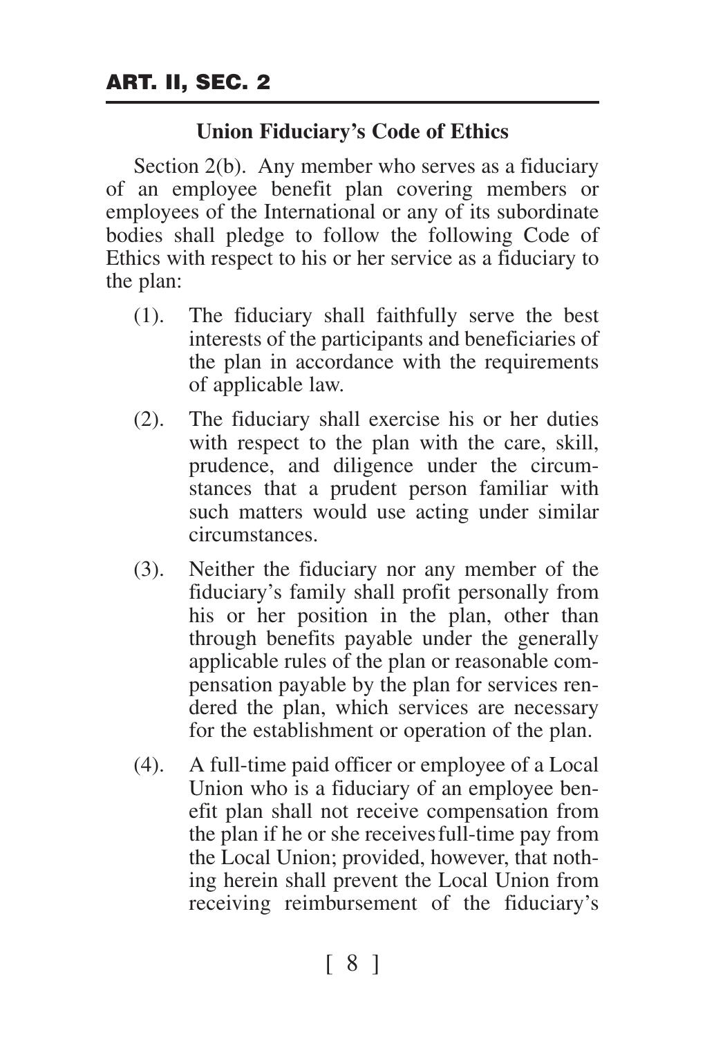## Union Fiduciary's Code of Ethics

Section 2(b). Any member who serves as a fiduciary of an employee benefit plan covering members or employees of the International or any of its subordinate bodies shall pledge to follow the following Code of Ethics with respect to his or her service as a fiduciary to the plan:

(1). The fiduciary shall faithfully serve the best interests of the participants and beneficiaries of the plan in accordance with the requirements of applicable law.

(2). The fiduciary shall exercise his or her duties with respect to the plan with the care, skill, prudence, and diligence under the circumstances that a prudent person familiar with such matters would use acting under similar circumstances.

(3). Neither the fiduciary nor any member of the fiduciary's family shall profit personally from his or her position in the plan, other than through benefits payable under the generally applicable rules of the plan or reasonable compensation payable by the plan for services rendered the plan, which services are necessary for the establishment or operation of the plan.

(4). A full-time paid officer or employee of a Local Union who is a fiduciary of an employee benefit plan shall not receive compensation from the plan if he or she receives full-time pay from the Local Union; provided, however, that nothing herein shall prevent the Local Union from receiving reimbursement of the fiduciary's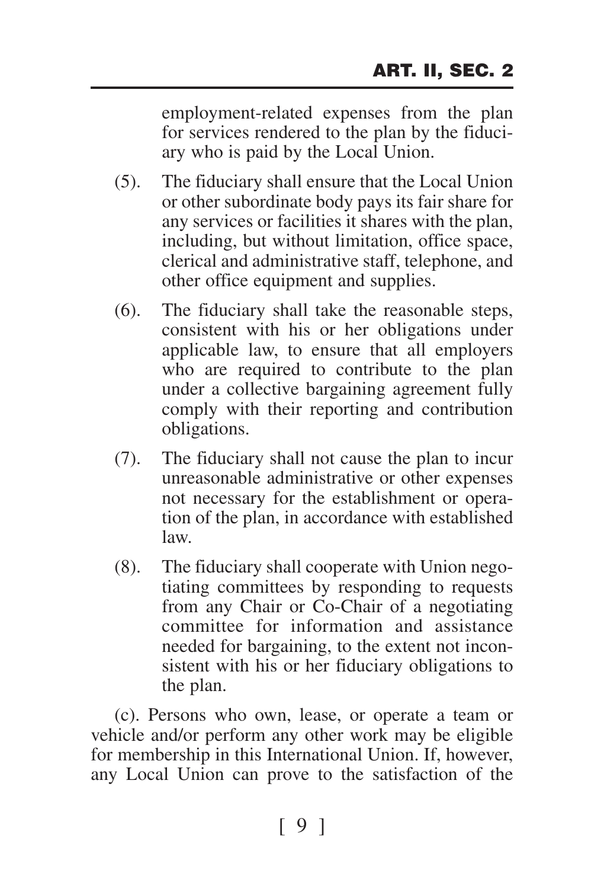employment-related expenses from the plan for services rendered to the plan by the fiduciary who is paid by the Local Union.

(5). The fiduciary shall ensure that the Local Union or other subordinate body pays its fair share for any services or facilities it shares with the plan, including, but without limitation, office space, clerical and administrative staff, telephone, and other office equipment and supplies.

(6). The fiduciary shall take the reasonable steps, consistent with his or her obligations under applicable law, to ensure that all employers who are required to contribute to the plan under a collective bargaining agreement fully comply with their reporting and contribution obligations.

(7). The fiduciary shall not cause the plan to incur unreasonable administrative or other expenses not necessary for the establishment or operation of the plan, in accordance with established law.

(8). The fiduciary shall cooperate with Union negotiating committees by responding to requests from any Chair or Co-Chair of a negotiating committee for information and assistance needed for bargaining, to the extent not inconsistent with his or her fiduciary obligations to the plan.

(c). Persons who own, lease, or operate a team or vehicle and/or perform any other work may be eligible for membership in this International Union. If, however, any Local Union can prove to the satisfaction of the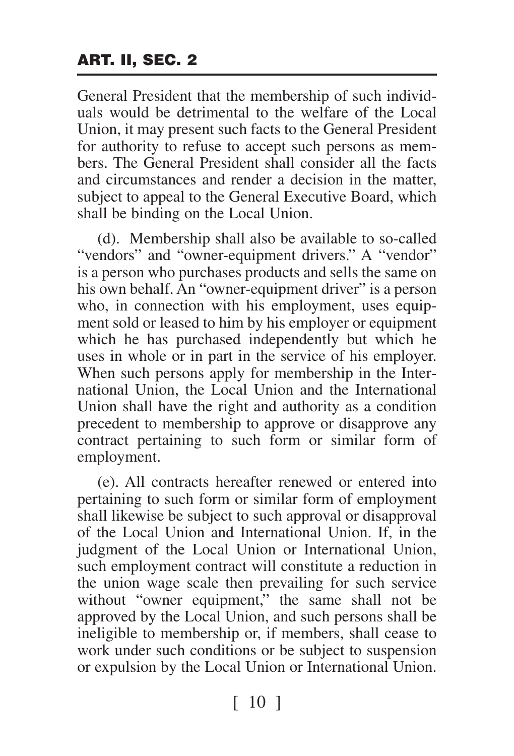General President that the membership of such individuals would be detrimental to the welfare of the Local Union, it may present such facts to the General President for authority to refuse to accept such persons as members. The General President shall consider all the facts and circumstances and render a decision in the matter, subject to appeal to the General Executive Board, which shall be binding on the Local Union.

(d). Membership shall also be available to so-called "vendors" and "owner-equipment drivers." A "vendor" is a person who purchases products and sells the same on his own behalf. An "owner-equipment driver" is a person who, in connection with his employment, uses equipment sold or leased to him by his employer or equipment which he has purchased independently but which he uses in whole or in part in the service of his employer. When such persons apply for membership in the International Union, the Local Union and the International Union shall have the right and authority as a condition precedent to membership to approve or disapprove any contract pertaining to such form or similar form of employment.

(e). All contracts hereafter renewed or entered into pertaining to such form or similar form of employment shall likewise be subject to such approval or disapproval of the Local Union and International Union. If, in the judgment of the Local Union or International Union, such employment contract will constitute a reduction in the union wage scale then prevailing for such service without "owner equipment," the same shall not be approved by the Local Union, and such persons shall be ineligible to membership or, if members, shall cease to work under such conditions or be subject to suspension or expulsion by the Local Union or International Union.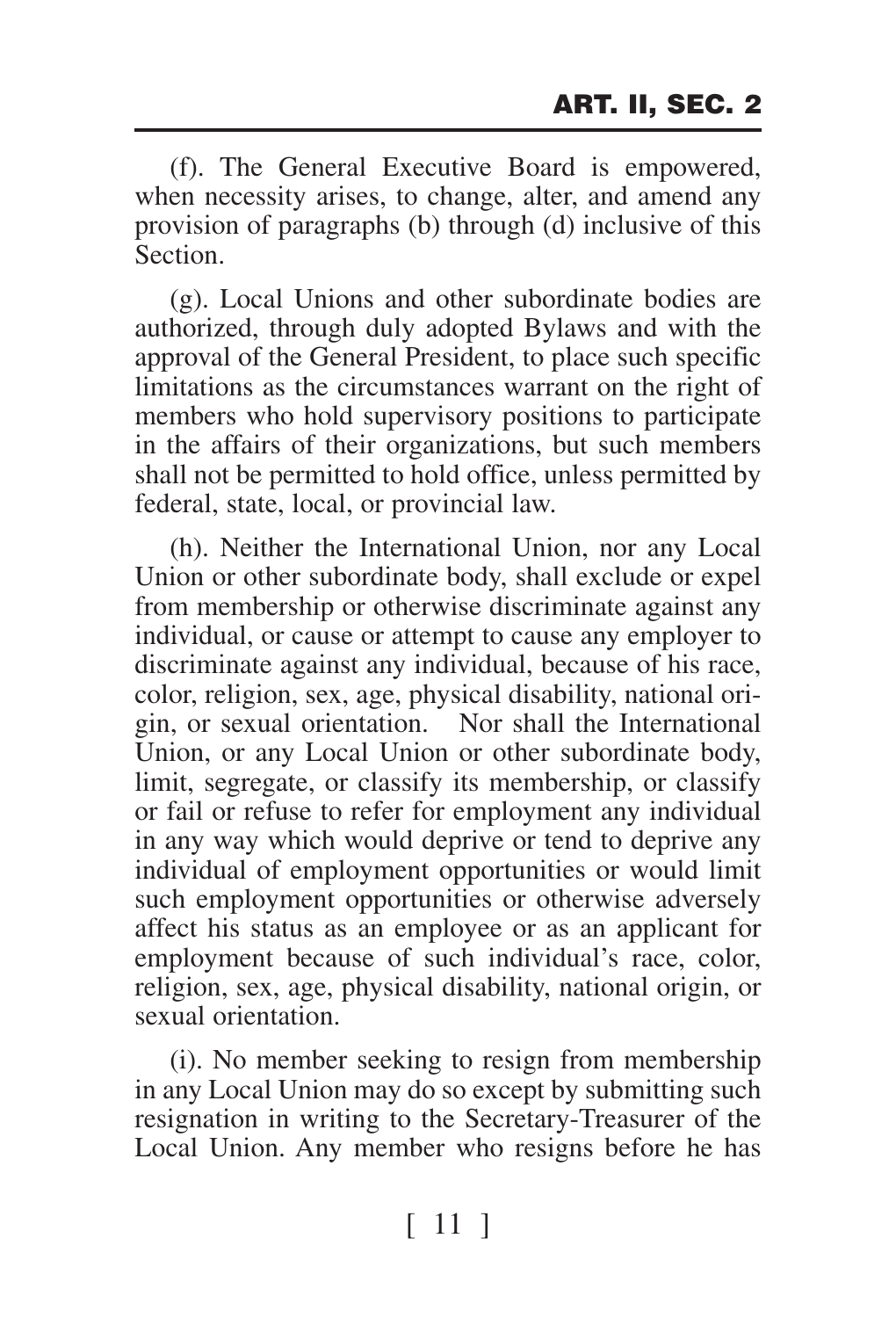(f). The General Executive Board is empowered, when necessity arises, to change, alter, and amend any provision of paragraphs (b) through (d) inclusive of this Section.

(g). Local Unions and other subordinate bodies are authorized, through duly adopted Bylaws and with the approval of the General President, to place such specific limitations as the circumstances warrant on the right of members who hold supervisory positions to participate in the affairs of their organizations, but such members shall not be permitted to hold office, unless permitted by federal, state, local, or provincial law.

(h). Neither the International Union, nor any Local Union or other subordinate body, shall exclude or expel from membership or otherwise discriminate against any individual, or cause or attempt to cause any employer to discriminate against any individual, because of his race, color, religion, sex, age, physical disability, national origin, or sexual orientation. Nor shall the International Union, or any Local Union or other subordinate body, limit, segregate, or classify its membership, or classify or fail or refuse to refer for employment any individual in any way which would deprive or tend to deprive any individual of employment opportunities or would limit such employment opportunities or otherwise adversely affect his status as an employee or as an applicant for employment because of such individual's race, color, religion, sex, age, physical disability, national origin, or sexual orientation.

(i). No member seeking to resign from membership in any Local Union may do so except by submitting such resignation in writing to the Secretary-Treasurer of the Local Union. Any member who resigns before he has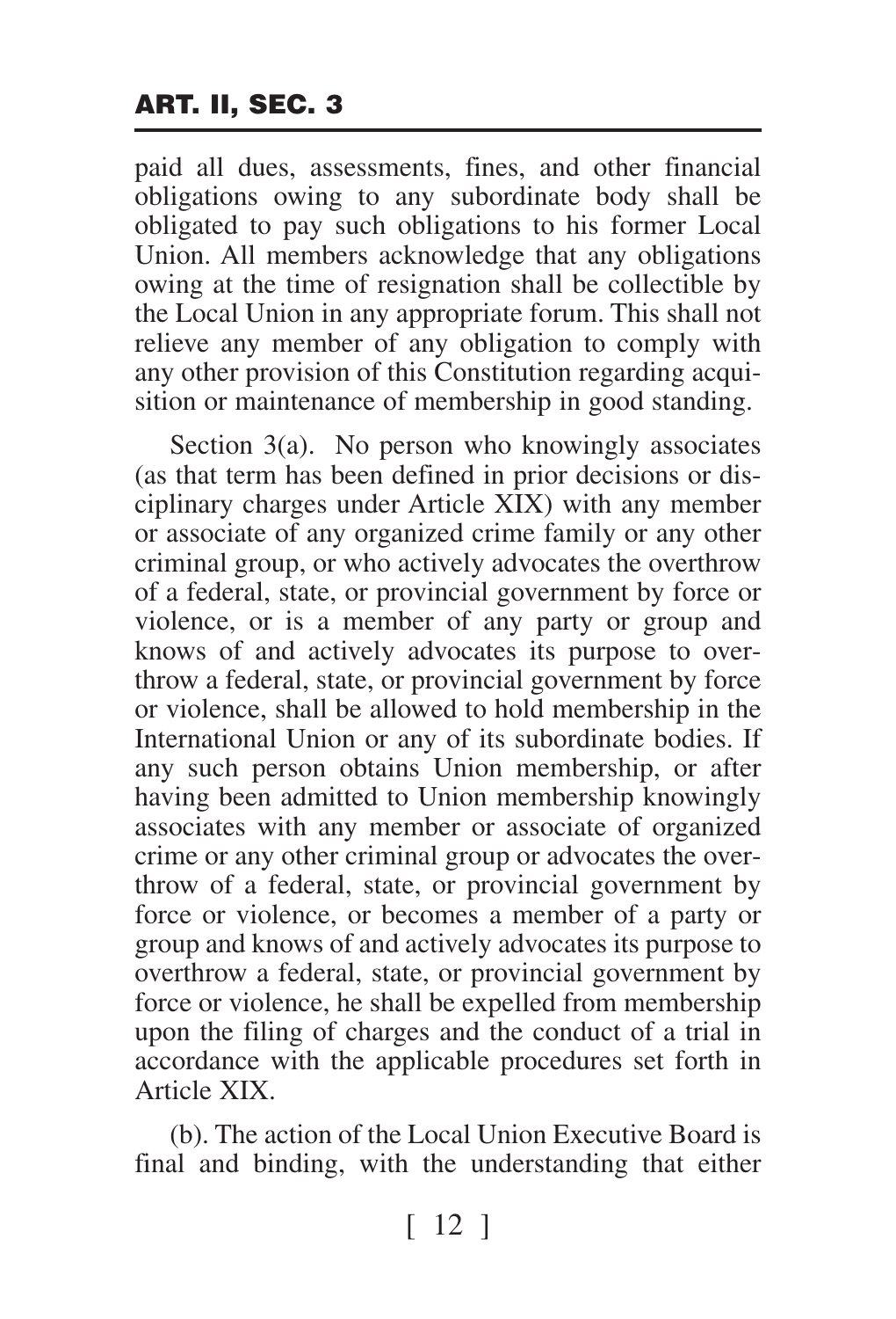paid all dues, assessments, fines, and other financial obligations owing to any subordinate body shall be obligated to pay such obligations to his former Local Union. All members acknowledge that any obligations owing at the time of resignation shall be collectible by the Local Union in any appropriate forum. This shall not relieve any member of any obligation to comply with any other provision of this Constitution regarding acquisition or maintenance of membership in good standing.

Section 3(a). No person who knowingly associates (as that term has been defined in prior decisions or disciplinary charges under Article XIX) with any member or associate of any organized crime family or any other criminal group, or who actively advocates the overthrow of a federal, state, or provincial government by force or violence, or is a member of any party or group and knows of and actively advocates its purpose to overthrow a federal, state, or provincial government by force or violence, shall be allowed to hold membership in the International Union or any of its subordinate bodies. If any such person obtains Union membership, or after having been admitted to Union membership knowingly associates with any member or associate of organized crime or any other criminal group or advocates the overthrow of a federal, state, or provincial government by force or violence, or becomes a member of a party or group and knows of and actively advocates its purpose to overthrow a federal, state, or provincial government by force or violence, he shall be expelled from membership upon the filing of charges and the conduct of a trial in accordance with the applicable procedures set forth in Article XIX.

(b). The action of the Local Union Executive Board is final and binding, with the understanding that either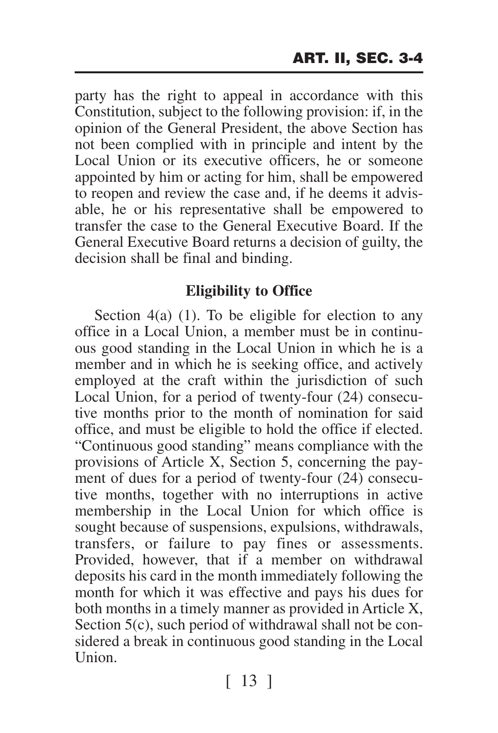party has the right to appeal in accordance with this Constitution, subject to the following provision: if, in the opinion of the General President, the above Section has not been complied with in principle and intent by the Local Union or its executive officers, he or someone appointed by him or acting for him, shall be empowered to reopen and review the case and, if he deems it advisable, he or his representative shall be empowered to transfer the case to the General Executive Board. If the General Executive Board returns a decision of guilty, the decision shall be final and binding.

**Eligibility to Office**

Section 4(a) (1). To be eligible for election to any office in a Local Union, a member must be in continuous good standing in the Local Union in which he is a member and in which he is seeking office, and actively employed at the craft within the jurisdiction of such Local Union, for a period of twenty-four (24) consecutive months prior to the month of nomination for said office, and must be eligible to hold the office if elected. "Continuous good standing" means compliance with the provisions of Article X, Section 5, concerning the payment of dues for a period of twenty-four (24) consecutive months, together with no interruptions in active membership in the Local Union for which office is sought because of suspensions, expulsions, withdrawals, transfers, or failure to pay fines or assessments. Provided, however, that if a member on withdrawal deposits his card in the month immediately following the month for which it was effective and pays his dues for both months in a timely manner as provided in Article X, Section 5(c), such period of withdrawal shall not be considered a break in continuous good standing in the Local Union.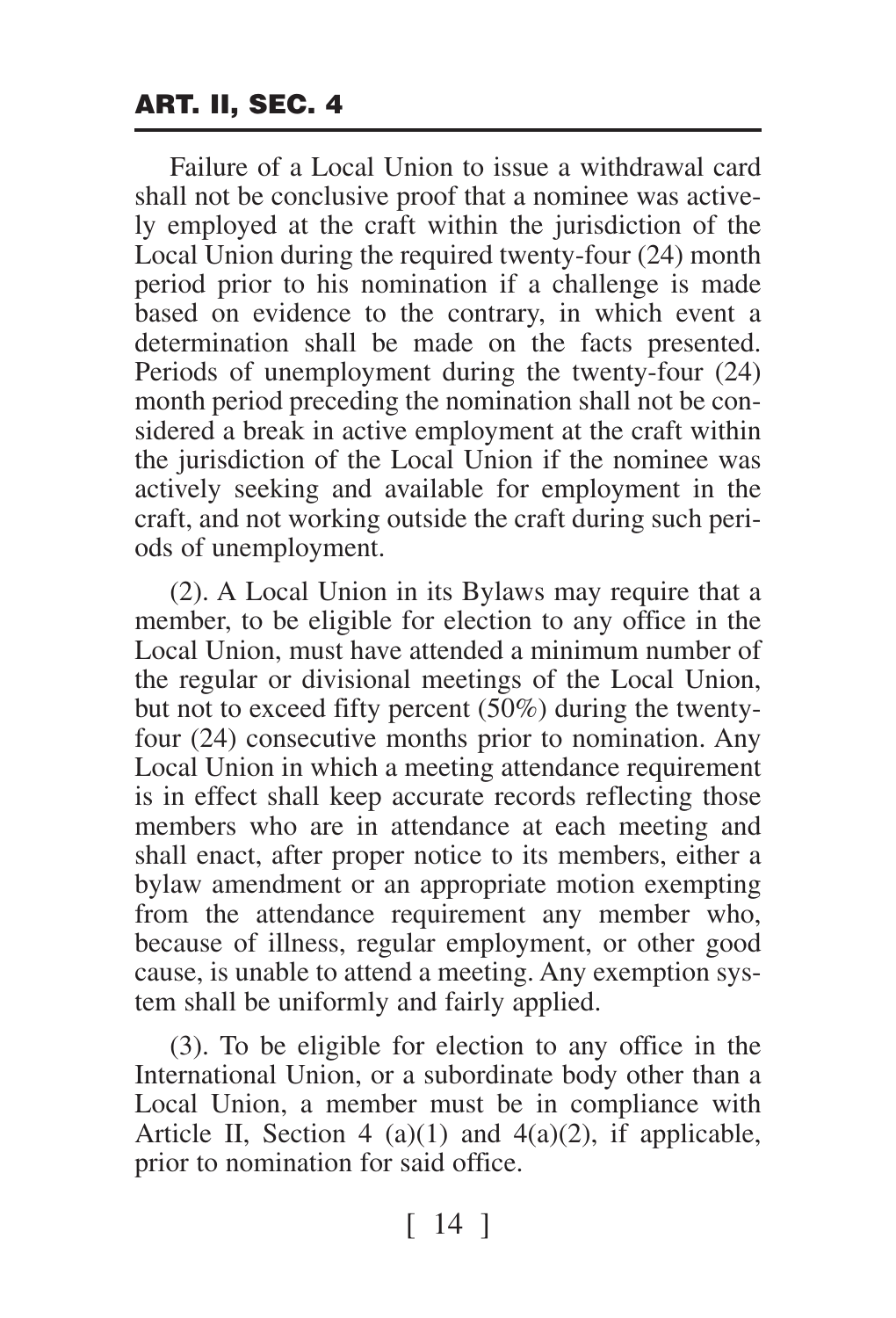Failure of a Local Union to issue a withdrawal card shall not be conclusive proof that a nominee was actively employed at the craft within the jurisdiction of the Local Union during the required twenty-four (24) month period prior to his nomination if a challenge is made based on evidence to the contrary, in which event a determination shall be made on the facts presented. Periods of unemployment during the twenty-four (24) month period preceding the nomination shall not be considered a break in active employment at the craft within the jurisdiction of the Local Union if the nominee was actively seeking and available for employment in the craft, and not working outside the craft during such periods of unemployment.

(2). A Local Union in its Bylaws may require that a member, to be eligible for election to any office in the Local Union, must have attended a minimum number of the regular or divisional meetings of the Local Union, but not to exceed fifty percent (50%) during the twenty-four (24) consecutive months prior to nomination. Any Local Union in which a meeting attendance requirement is in effect shall keep accurate records reflecting those members who are in attendance at each meeting and shall enact, after proper notice to its members, either a bylaw amendment or an appropriate motion exempting from the attendance requirement any member who, because of illness, regular employment, or other good cause, is unable to attend a meeting. Any exemption system shall be uniformly and fairly applied.

(3). To be eligible for election to any office in the International Union, or a subordinate body other than a Local Union, a member must be in compliance with Article II, Section 4 (a)(1) and 4(a)(2), if applicable, prior to nomination for said office.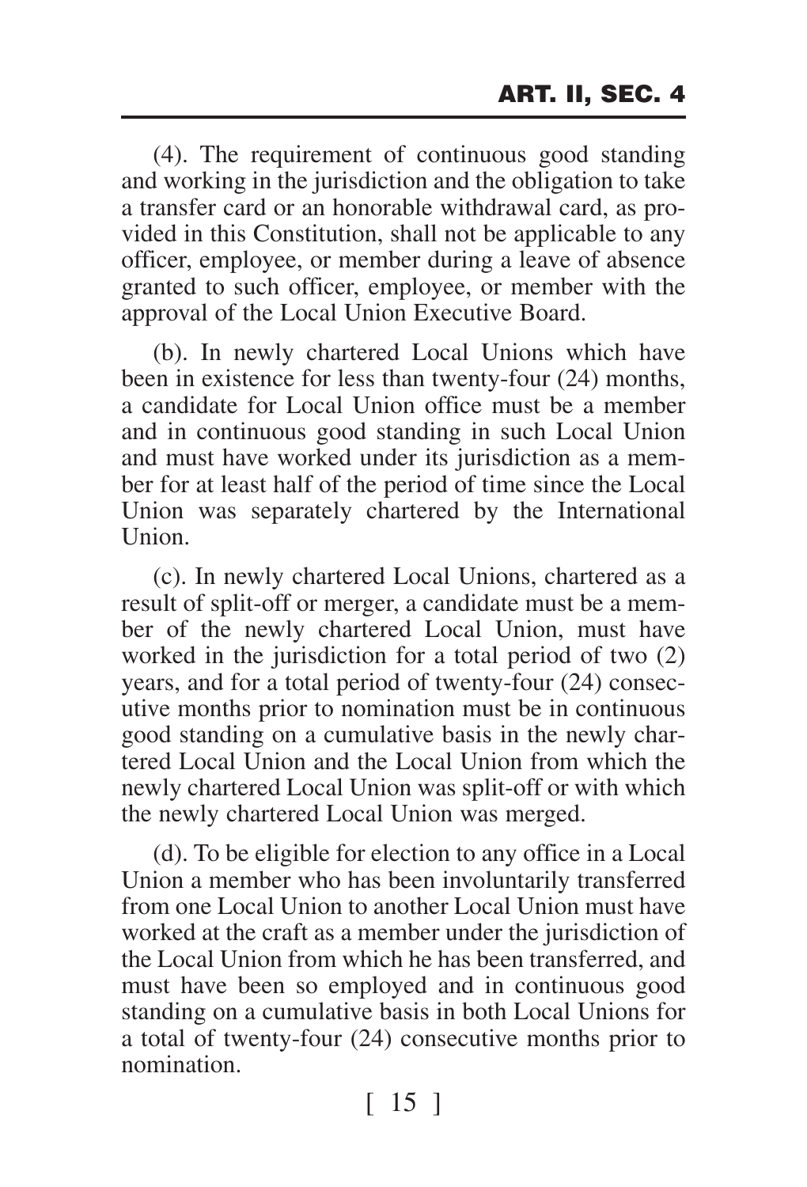(4). The requirement of continuous good standing and working in the jurisdiction and the obligation to take a transfer card or an honorable withdrawal card, as provided in this Constitution, shall not be applicable to any officer, employee, or member during a leave of absence granted to such officer, employee, or member with the approval of the Local Union Executive Board.

(b). In newly chartered Local Unions which have been in existence for less than twenty-four (24) months, a candidate for Local Union office must be a member and in continuous good standing in such Local Union and must have worked under its jurisdiction as a member for at least half of the period of time since the Local Union was separately chartered by the International Union.

(c). In newly chartered Local Unions, chartered as a result of split-off or merger, a candidate must be a member of the newly chartered Local Union, must have worked in the jurisdiction for a total period of two (2) years, and for a total period of twenty-four (24) consecutive months prior to nomination must be in continuous good standing on a cumulative basis in the newly chartered Local Union and the Local Union from which the newly chartered Local Union was split-off or with which the newly chartered Local Union was merged.

(d). To be eligible for election to any office in a Local Union a member who has been involuntarily transferred from one Local Union to another Local Union must have worked at the craft as a member under the jurisdiction of the Local Union from which he has been transferred, and must have been so employed and in continuous good standing on a cumulative basis in both Local Unions for a total of twenty-four (24) consecutive months prior to nomination.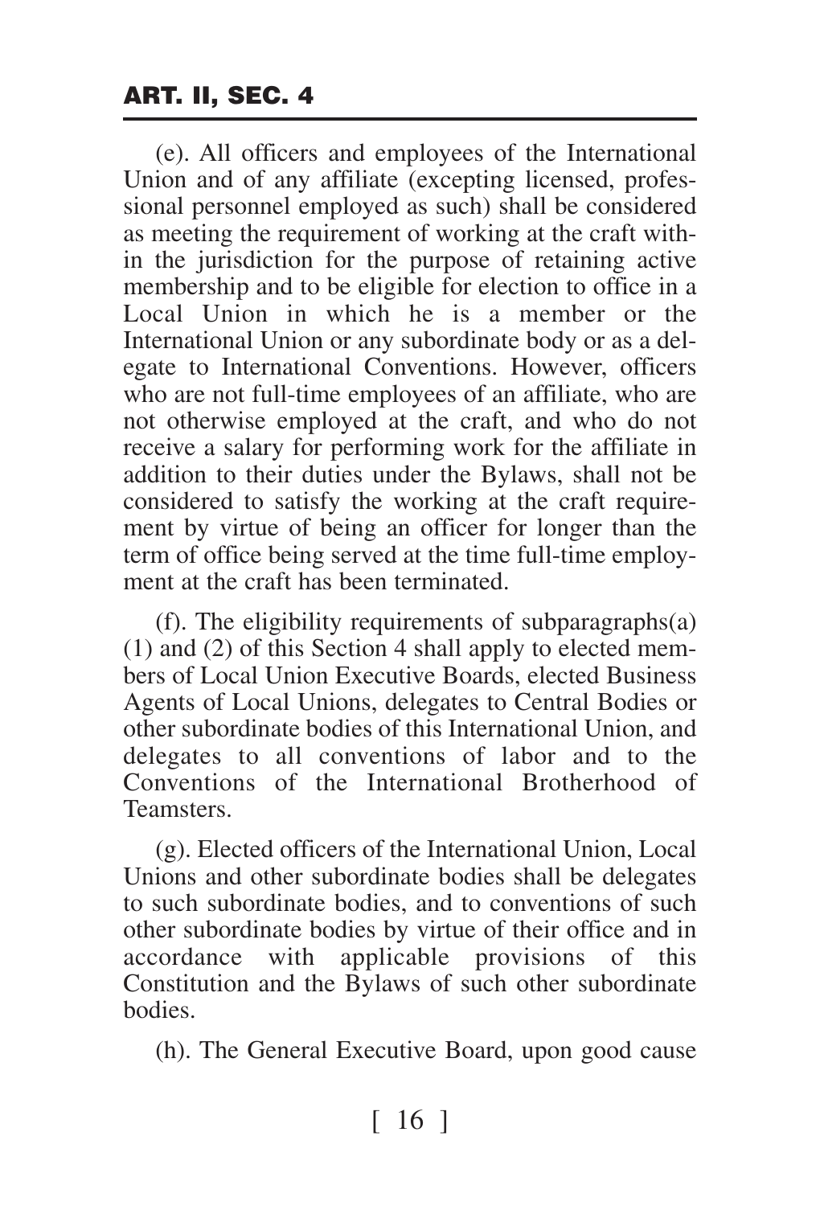(e). All officers and employees of the International Union and of any affiliate (excepting licensed, professional personnel employed as such) shall be considered as meeting the requirement of working at the craft within the jurisdiction for the purpose of retaining active membership and to be eligible for election to office in a Local Union in which he is a member or the International Union or any subordinate body or as a delegate to International Conventions. However, officers who are not full-time employees of an affiliate, who are not otherwise employed at the craft, and who do not receive a salary for performing work for the affiliate in addition to their duties under the Bylaws, shall not be considered to satisfy the working at the craft requirement by virtue of being an officer for longer than the term of office being served at the time full-time employment at the craft has been terminated.

(f). The eligibility requirements of subparagraphs(a)(1) and (2) of this Section 4 shall apply to elected members of Local Union Executive Boards, elected Business Agents of Local Unions, delegates to Central Bodies or other subordinate bodies of this International Union, and delegates to all conventions of labor and to the Conventions of the International Brotherhood of Teamsters.

(g). Elected officers of the International Union, Local Unions and other subordinate bodies shall be delegates to such subordinate bodies, and to conventions of such other subordinate bodies by virtue of their office and in accordance with applicable provisions of this Constitution and the Bylaws of such other subordinate bodies.

(h). The General Executive Board, upon good cause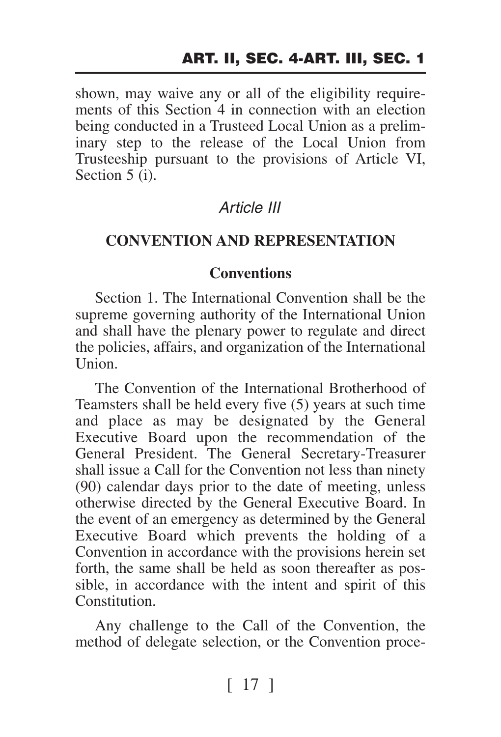shown, may waive any or all of the eligibility requirements of this Section 4 in connection with an election being conducted in a Trusteed Local Union as a preliminary step to the release of the Local Union from Trusteeship pursuant to the provisions of Article VI, Section 5 (i).

## *Article III*

## CONVENTION AND REPRESENTATION

### Conventions

Section 1. The International Convention shall be the supreme governing authority of the International Union and shall have the plenary power to regulate and direct the policies, affairs, and organization of the International Union.

The Convention of the International Brotherhood of Teamsters shall be held every five (5) years at such time and place as may be designated by the General Executive Board upon the recommendation of the General President. The General Secretary-Treasurer shall issue a Call for the Convention not less than ninety (90) calendar days prior to the date of meeting, unless otherwise directed by the General Executive Board. In the event of an emergency as determined by the General Executive Board which prevents the holding of a Convention in accordance with the provisions herein set forth, the same shall be held as soon thereafter as possible, in accordance with the intent and spirit of this Constitution.

Any challenge to the Call of the Convention, the method of delegate selection, or the Convention proce-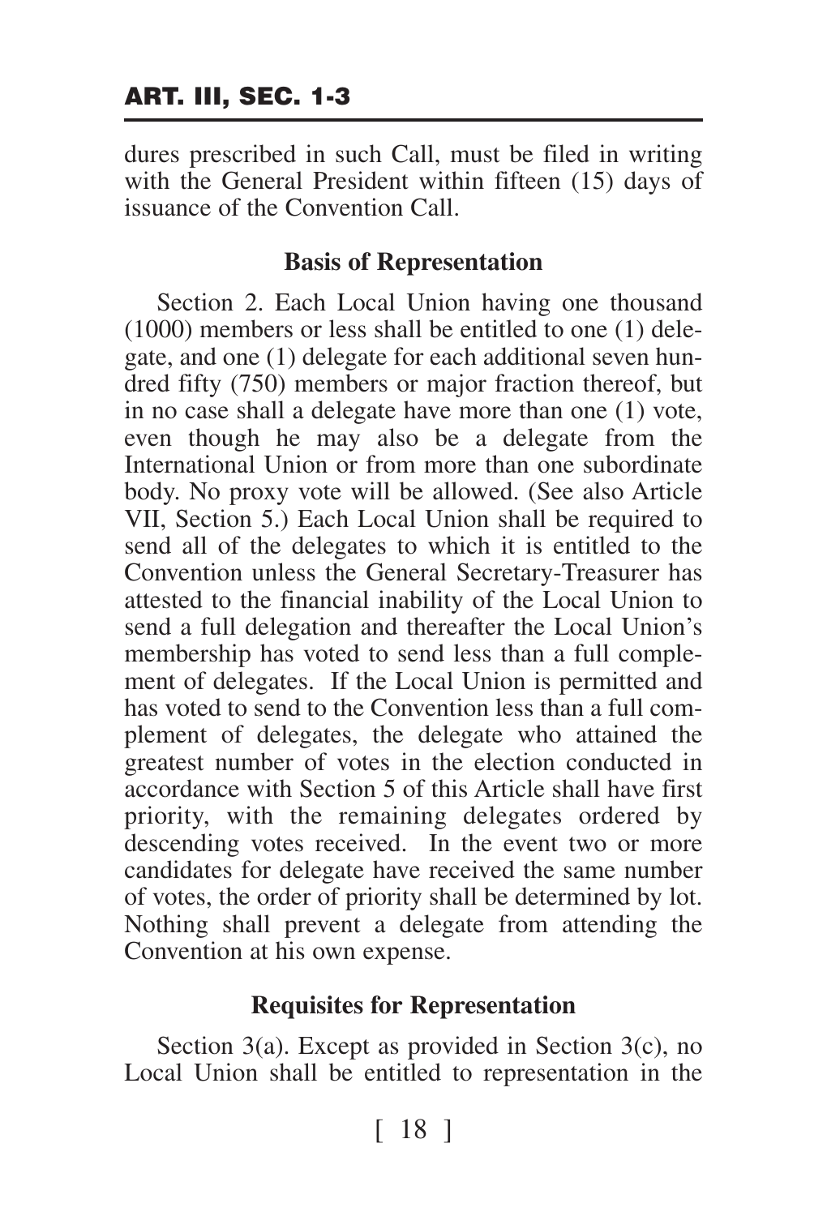dures prescribed in such Call, must be filed in writing with the General President within fifteen (15) days of issuance of the Convention Call.

### Basis of Representation

Section 2. Each Local Union having one thousand (1000) members or less shall be entitled to one (1) delegate, and one (1) delegate for each additional seven hundred fifty (750) members or major fraction thereof, but in no case shall a delegate have more than one (1) vote, even though he may also be a delegate from the International Union or from more than one subordinate body. No proxy vote will be allowed. (See also Article VII, Section 5.) Each Local Union shall be required to send all of the delegates to which it is entitled to the Convention unless the General Secretary-Treasurer has attested to the financial inability of the Local Union to send a full delegation and thereafter the Local Union's membership has voted to send less than a full complement of delegates. If the Local Union is permitted and has voted to send to the Convention less than a full complement of delegates, the delegate who attained the greatest number of votes in the election conducted in accordance with Section 5 of this Article shall have first priority, with the remaining delegates ordered by descending votes received. In the event two or more candidates for delegate have received the same number of votes, the order of priority shall be determined by lot. Nothing shall prevent a delegate from attending the Convention at his own expense.

### Requisites for Representation

Section 3(a). Except as provided in Section 3(c), no Local Union shall be entitled to representation in the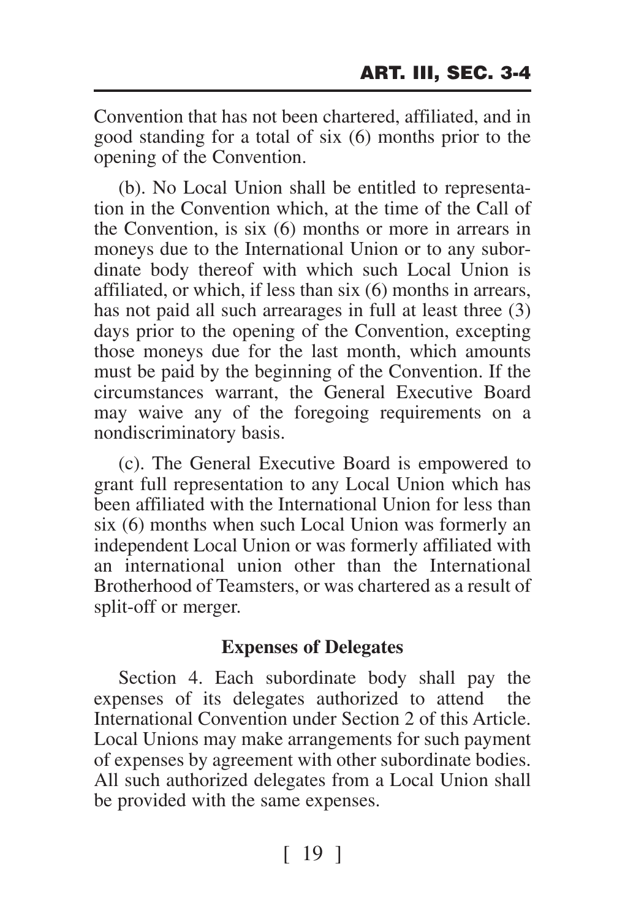Convention that has not been chartered, affiliated, and in good standing for a total of six (6) months prior to the opening of the Convention.

(b). No Local Union shall be entitled to representation in the Convention which, at the time of the Call of the Convention, is six (6) months or more in arrears in moneys due to the International Union or to any subordinate body thereof with which such Local Union is affiliated, or which, if less than six (6) months in arrears, has not paid all such arrearages in full at least three (3) days prior to the opening of the Convention, excepting those moneys due for the last month, which amounts must be paid by the beginning of the Convention. If the circumstances warrant, the General Executive Board may waive any of the foregoing requirements on a nondiscriminatory basis.

(c). The General Executive Board is empowered to grant full representation to any Local Union which has been affiliated with the International Union for less than six (6) months when such Local Union was formerly an independent Local Union or was formerly affiliated with an international union other than the International Brotherhood of Teamsters, or was chartered as a result of split-off or merger.

**Expenses of Delegates**

Section 4. Each subordinate body shall pay the expenses of its delegates authorized to attend the International Convention under Section 2 of this Article. Local Unions may make arrangements for such payment of expenses by agreement with other subordinate bodies. All such authorized delegates from a Local Union shall be provided with the same expenses.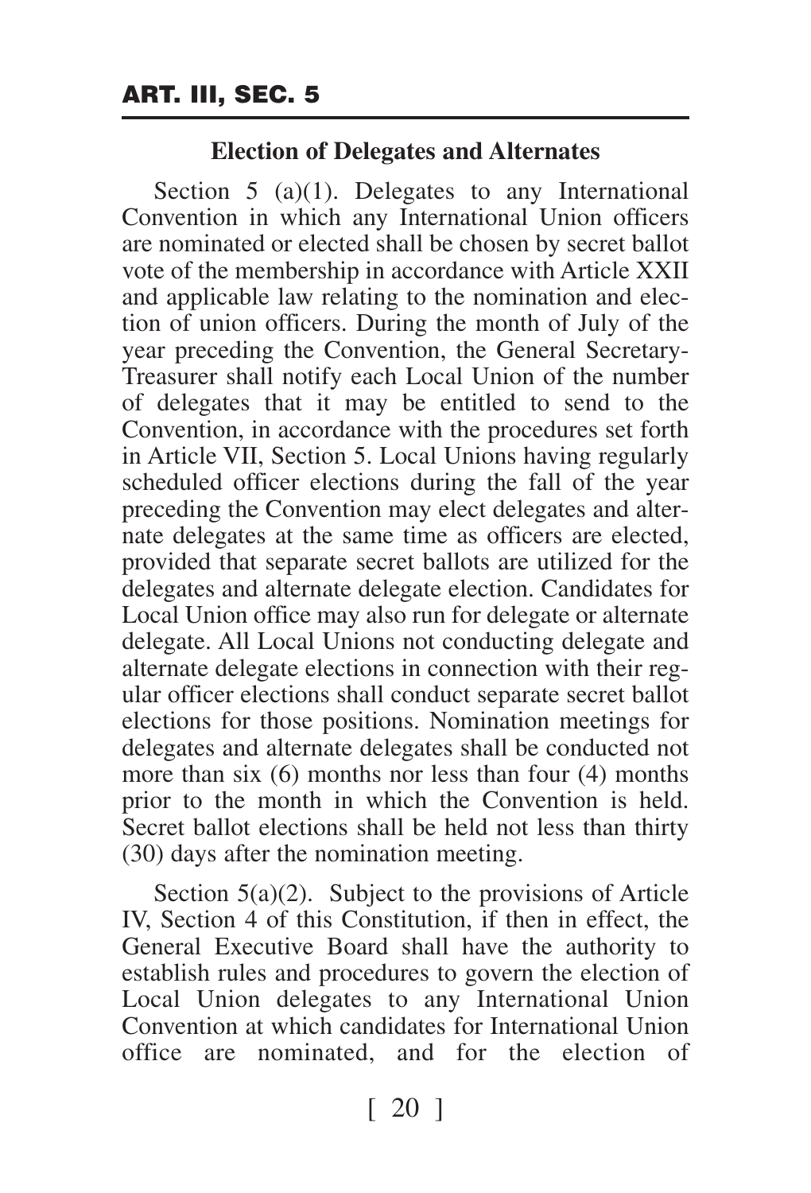## Election of Delegates and Alternates

Section 5 (a)(1). Delegates to any International Convention in which any International Union officers are nominated or elected shall be chosen by secret ballot vote of the membership in accordance with Article XXII and applicable law relating to the nomination and election of union officers. During the month of July of the year preceding the Convention, the General Secretary-Treasurer shall notify each Local Union of the number of delegates that it may be entitled to send to the Convention, in accordance with the procedures set forth in Article VII, Section 5. Local Unions having regularly scheduled officer elections during the fall of the year preceding the Convention may elect delegates and alternate delegates at the same time as officers are elected, provided that separate secret ballots are utilized for the delegates and alternate delegate election. Candidates for Local Union office may also run for delegate or alternate delegate. All Local Unions not conducting delegate and alternate delegate elections in connection with their regular officer elections shall conduct separate secret ballot elections for those positions. Nomination meetings for delegates and alternate delegates shall be conducted not more than six (6) months nor less than four (4) months prior to the month in which the Convention is held. Secret ballot elections shall be held not less than thirty (30) days after the nomination meeting.

Section 5(a)(2). Subject to the provisions of Article IV, Section 4 of this Constitution, if then in effect, the General Executive Board shall have the authority to establish rules and procedures to govern the election of Local Union delegates to any International Union Convention at which candidates for International Union office are nominated, and for the election of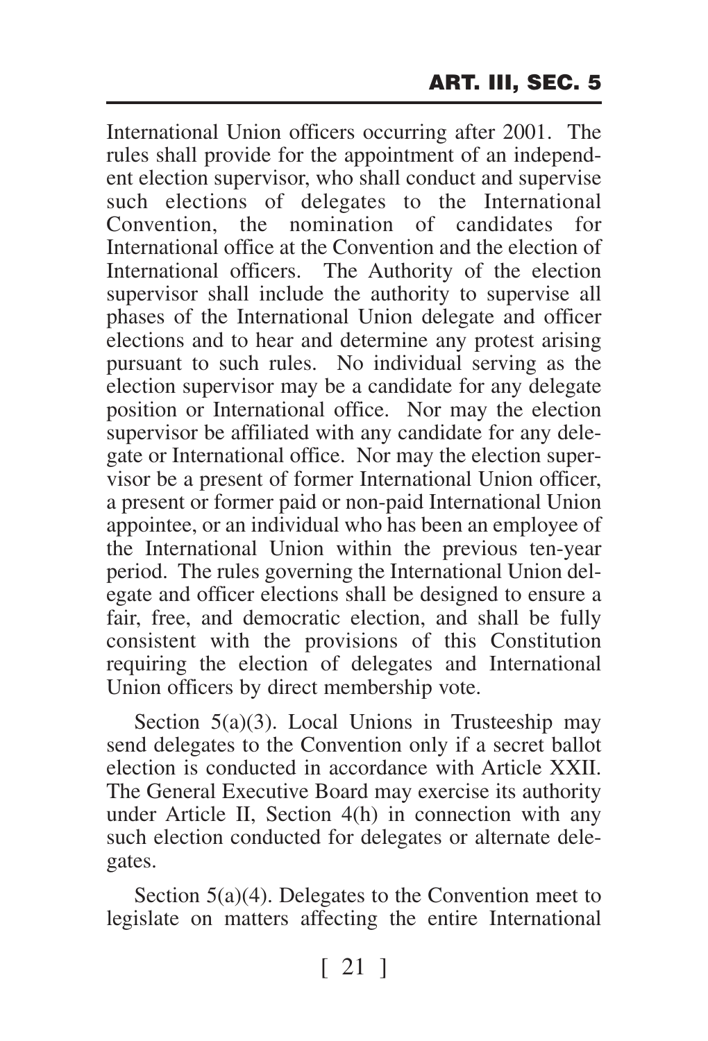International Union officers occurring after 2001. The rules shall provide for the appointment of an independent election supervisor, who shall conduct and supervise such elections of delegates to the International Convention, the nomination of candidates for International office at the Convention and the election of International officers. The Authority of the election supervisor shall include the authority to supervise all phases of the International Union delegate and officer elections and to hear and determine any protest arising pursuant to such rules. No individual serving as the election supervisor may be a candidate for any delegate position or International office. Nor may the election supervisor be affiliated with any candidate for any delegate or International office. Nor may the election supervisor be a present of former International Union officer, a present or former paid or non-paid International Union appointee, or an individual who has been an employee of the International Union within the previous ten-year period. The rules governing the International Union delegate and officer elections shall be designed to ensure a fair, free, and democratic election, and shall be fully consistent with the provisions of this Constitution requiring the election of delegates and International Union officers by direct membership vote.

Section 5(a)(3). Local Unions in Trusteeship may send delegates to the Convention only if a secret ballot election is conducted in accordance with Article XXII. The General Executive Board may exercise its authority under Article II, Section 4(h) in connection with any such election conducted for delegates or alternate delegates.

Section 5(a)(4). Delegates to the Convention meet to legislate on matters affecting the entire International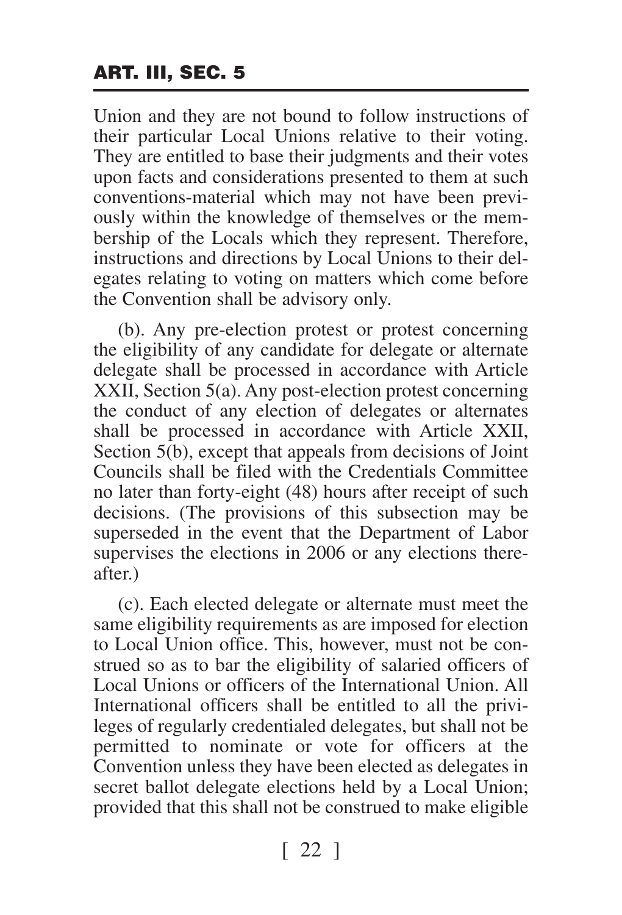Union and they are not bound to follow instructions of their particular Local Unions relative to their voting. They are entitled to base their judgments and their votes upon facts and considerations presented to them at such conventions-material which may not have been previously within the knowledge of themselves or the membership of the Locals which they represent. Therefore, instructions and directions by Local Unions to their delegates relating to voting on matters which come before the Convention shall be advisory only.

(b). Any pre-election protest or protest concerning the eligibility of any candidate for delegate or alternate delegate shall be processed in accordance with Article XXII, Section 5(a). Any post-election protest concerning the conduct of any election of delegates or alternates shall be processed in accordance with Article XXII, Section 5(b), except that appeals from decisions of Joint Councils shall be filed with the Credentials Committee no later than forty-eight (48) hours after receipt of such decisions. (The provisions of this subsection may be superseded in the event that the Department of Labor supervises the elections in 2006 or any elections thereafter.)

(c). Each elected delegate or alternate must meet the same eligibility requirements as are imposed for election to Local Union office. This, however, must not be construed so as to bar the eligibility of salaried officers of Local Unions or officers of the International Union. All International officers shall be entitled to all the privileges of regularly credentialed delegates, but shall not be permitted to nominate or vote for officers at the Convention unless they have been elected as delegates in secret ballot delegate elections held by a Local Union; provided that this shall not be construed to make eligible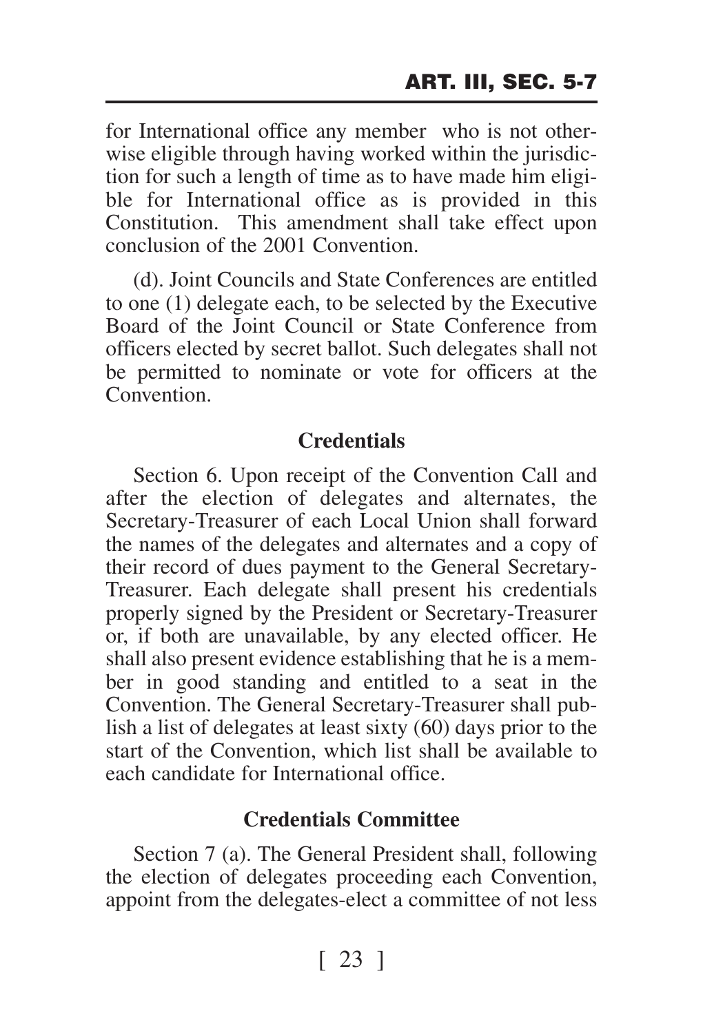for International office any member who is not otherwise eligible through having worked within the jurisdiction for such a length of time as to have made him eligible for International office as is provided in this Constitution. This amendment shall take effect upon conclusion of the 2001 Convention.

(d). Joint Councils and State Conferences are entitled to one (1) delegate each, to be selected by the Executive Board of the Joint Council or State Conference from officers elected by secret ballot. Such delegates shall not be permitted to nominate or vote for officers at the Convention.

### Credentials

Section 6. Upon receipt of the Convention Call and after the election of delegates and alternates, the Secretary-Treasurer of each Local Union shall forward the names of the delegates and alternates and a copy of their record of dues payment to the General Secretary-Treasurer. Each delegate shall present his credentials properly signed by the President or Secretary-Treasurer or, if both are unavailable, by any elected officer. He shall also present evidence establishing that he is a member in good standing and entitled to a seat in the Convention. The General Secretary-Treasurer shall publish a list of delegates at least sixty (60) days prior to the start of the Convention, which list shall be available to each candidate for International office.

### Credentials Committee

Section 7 (a). The General President shall, following the election of delegates proceeding each Convention, appoint from the delegates-elect a committee of not less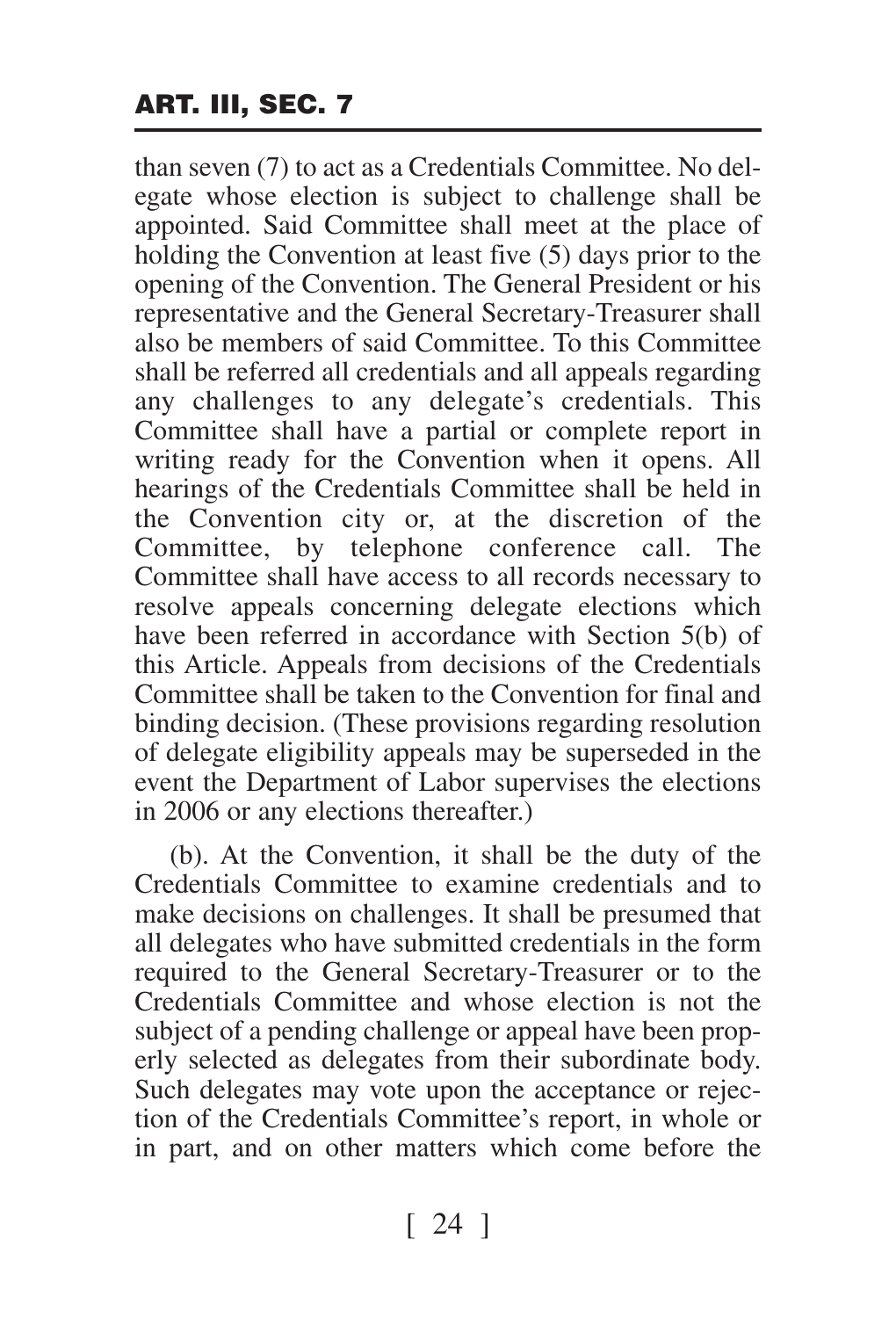than seven (7) to act as a Credentials Committee. No delegate whose election is subject to challenge shall be appointed. Said Committee shall meet at the place of holding the Convention at least five (5) days prior to the opening of the Convention. The General President or his representative and the General Secretary-Treasurer shall also be members of said Committee. To this Committee shall be referred all credentials and all appeals regarding any challenges to any delegate's credentials. This Committee shall have a partial or complete report in writing ready for the Convention when it opens. All hearings of the Credentials Committee shall be held in the Convention city or, at the discretion of the Committee, by telephone conference call. The Committee shall have access to all records necessary to resolve appeals concerning delegate elections which have been referred in accordance with Section 5(b) of this Article. Appeals from decisions of the Credentials Committee shall be taken to the Convention for final and binding decision. (These provisions regarding resolution of delegate eligibility appeals may be superseded in the event the Department of Labor supervises the elections in 2006 or any elections thereafter.)

(b). At the Convention, it shall be the duty of the Credentials Committee to examine credentials and to make decisions on challenges. It shall be presumed that all delegates who have submitted credentials in the form required to the General Secretary-Treasurer or to the Credentials Committee and whose election is not the subject of a pending challenge or appeal have been properly selected as delegates from their subordinate body. Such delegates may vote upon the acceptance or rejection of the Credentials Committee's report, in whole or in part, and on other matters which come before the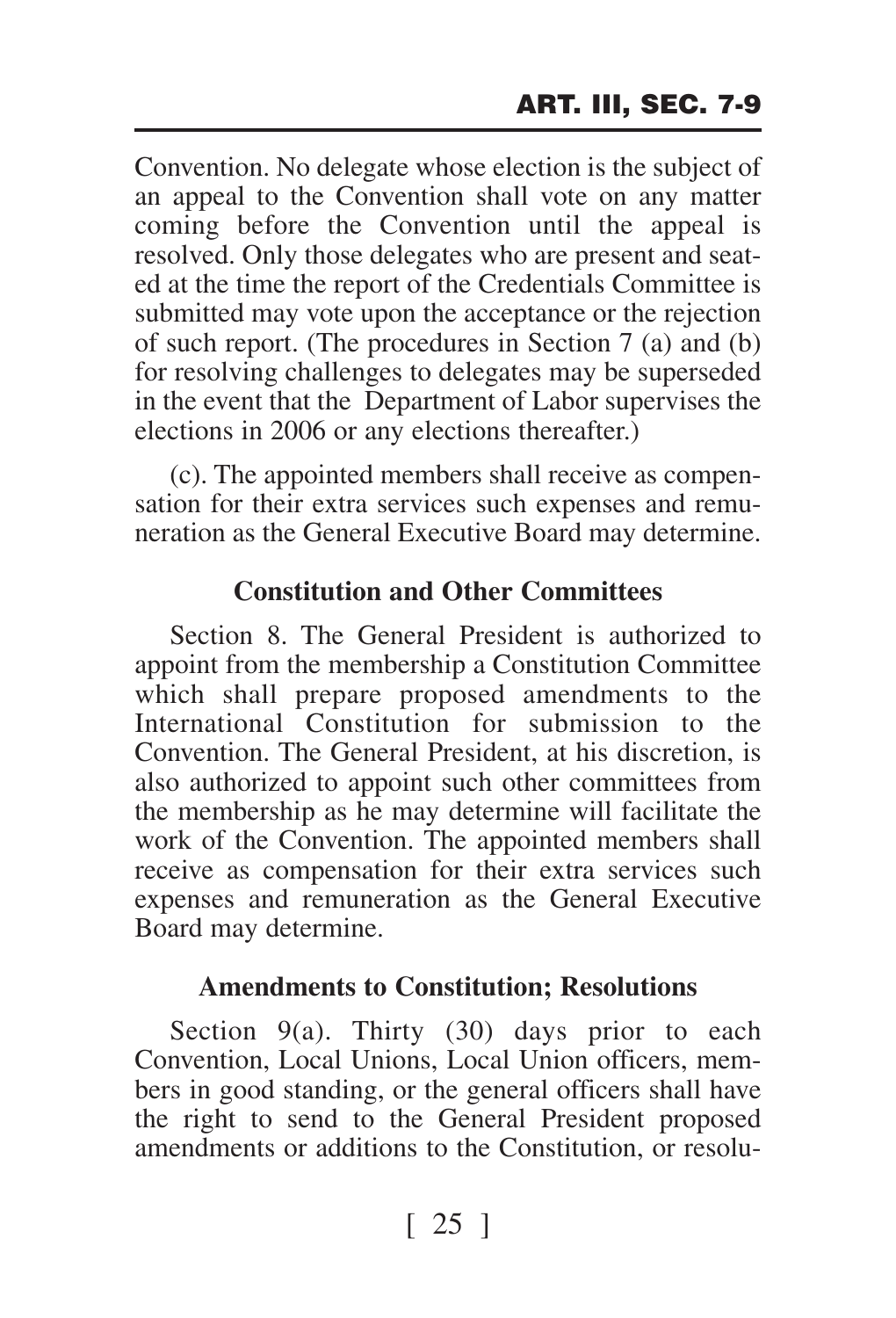Convention. No delegate whose election is the subject of an appeal to the Convention shall vote on any matter coming before the Convention until the appeal is resolved. Only those delegates who are present and seated at the time the report of the Credentials Committee is submitted may vote upon the acceptance or the rejection of such report. (The procedures in Section 7 (a) and (b) for resolving challenges to delegates may be superseded in the event that the Department of Labor supervises the elections in 2006 or any elections thereafter.)

(c). The appointed members shall receive as compensation for their extra services such expenses and remuneration as the General Executive Board may determine.

### Constitution and Other Committees

Section 8. The General President is authorized to appoint from the membership a Constitution Committee which shall prepare proposed amendments to the International Constitution for submission to the Convention. The General President, at his discretion, is also authorized to appoint such other committees from the membership as he may determine will facilitate the work of the Convention. The appointed members shall receive as compensation for their extra services such expenses and remuneration as the General Executive Board may determine.

### Amendments to Constitution; Resolutions

Section 9(a). Thirty (30) days prior to each Convention, Local Unions, Local Union officers, members in good standing, or the general officers shall have the right to send to the General President proposed amendments or additions to the Constitution, or resolu-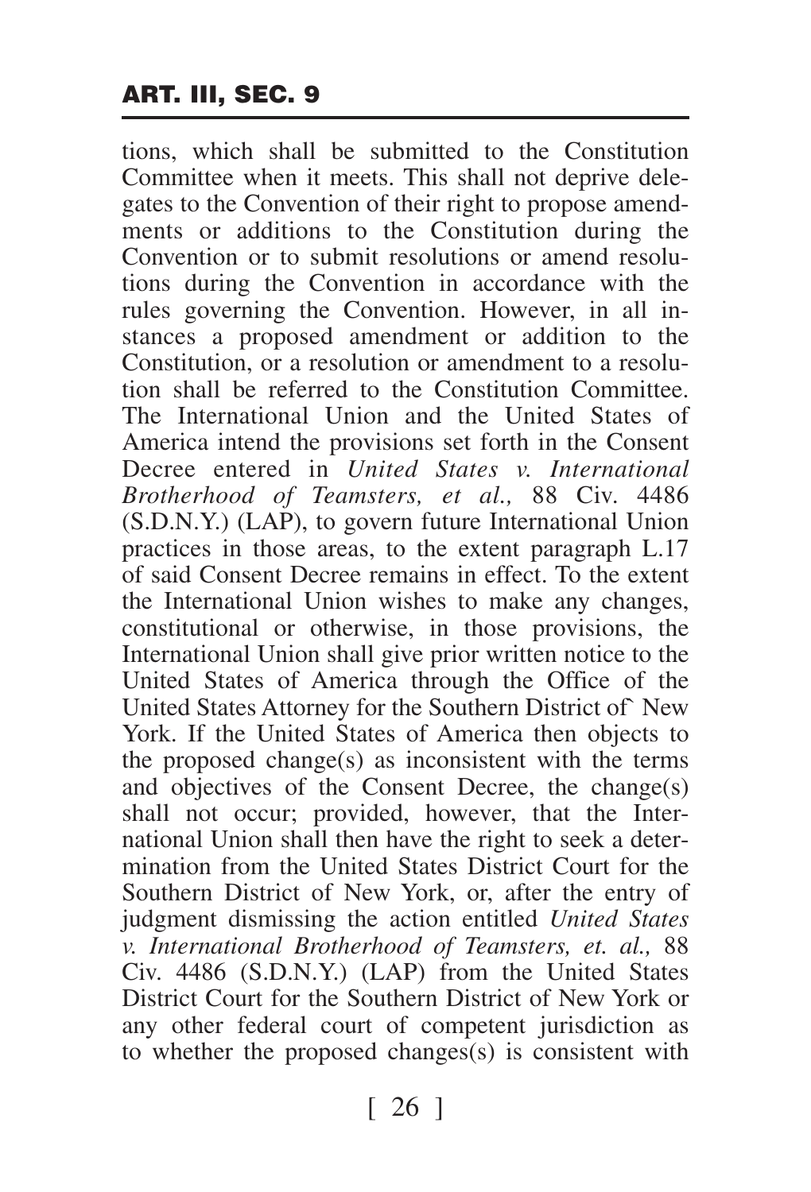tions, which shall be submitted to the Constitution Committee when it meets. This shall not deprive delegates to the Convention of their right to propose amendments or additions to the Constitution during the Convention or to submit resolutions or amend resolutions during the Convention in accordance with the rules governing the Convention. However, in all instances a proposed amendment or addition to the Constitution, or a resolution or amendment to a resolution shall be referred to the Constitution Committee. The International Union and the United States of America intend the provisions set forth in the Consent Decree entered in *United States v. International Brotherhood of Teamsters, et al.,* 88 Civ. 4486 (S.D.N.Y.) (LAP), to govern future International Union practices in those areas, to the extent paragraph L.17 of said Consent Decree remains in effect. To the extent the International Union wishes to make any changes, constitutional or otherwise, in those provisions, the International Union shall give prior written notice to the United States of America through the Office of the United States Attorney for the Southern District of` New York. If the United States of America then objects to the proposed change(s) as inconsistent with the terms and objectives of the Consent Decree, the change(s) shall not occur; provided, however, that the International Union shall then have the right to seek a determination from the United States District Court for the Southern District of New York, or, after the entry of judgment dismissing the action entitled *United States v. International Brotherhood of Teamsters, et. al.,* 88 Civ. 4486 (S.D.N.Y.) (LAP) from the United States District Court for the Southern District of New York or any other federal court of competent jurisdiction as to whether the proposed changes(s) is consistent with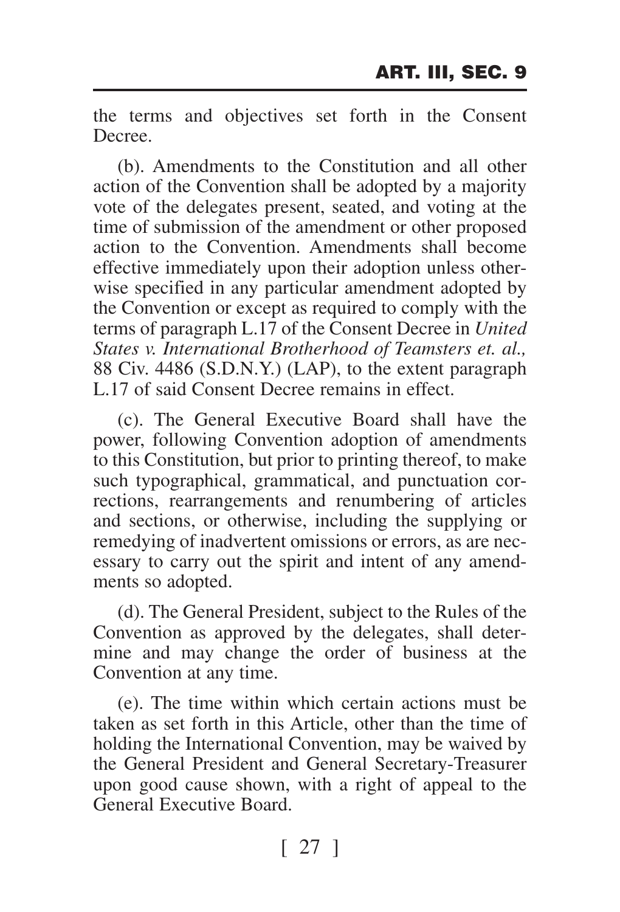the terms and objectives set forth in the Consent Decree.

(b). Amendments to the Constitution and all other action of the Convention shall be adopted by a majority vote of the delegates present, seated, and voting at the time of submission of the amendment or other proposed action to the Convention. Amendments shall become effective immediately upon their adoption unless otherwise specified in any particular amendment adopted by the Convention or except as required to comply with the terms of paragraph L.17 of the Consent Decree in *United States v. International Brotherhood of Teamsters et. al.,* 88 Civ. 4486 (S.D.N.Y.) (LAP), to the extent paragraph L.17 of said Consent Decree remains in effect.

(c). The General Executive Board shall have the power, following Convention adoption of amendments to this Constitution, but prior to printing thereof, to make such typographical, grammatical, and punctuation corrections, rearrangements and renumbering of articles and sections, or otherwise, including the supplying or remedying of inadvertent omissions or errors, as are necessary to carry out the spirit and intent of any amendments so adopted.

(d). The General President, subject to the Rules of the Convention as approved by the delegates, shall determine and may change the order of business at the Convention at any time.

(e). The time within which certain actions must be taken as set forth in this Article, other than the time of holding the International Convention, may be waived by the General President and General Secretary-Treasurer upon good cause shown, with a right of appeal to the General Executive Board.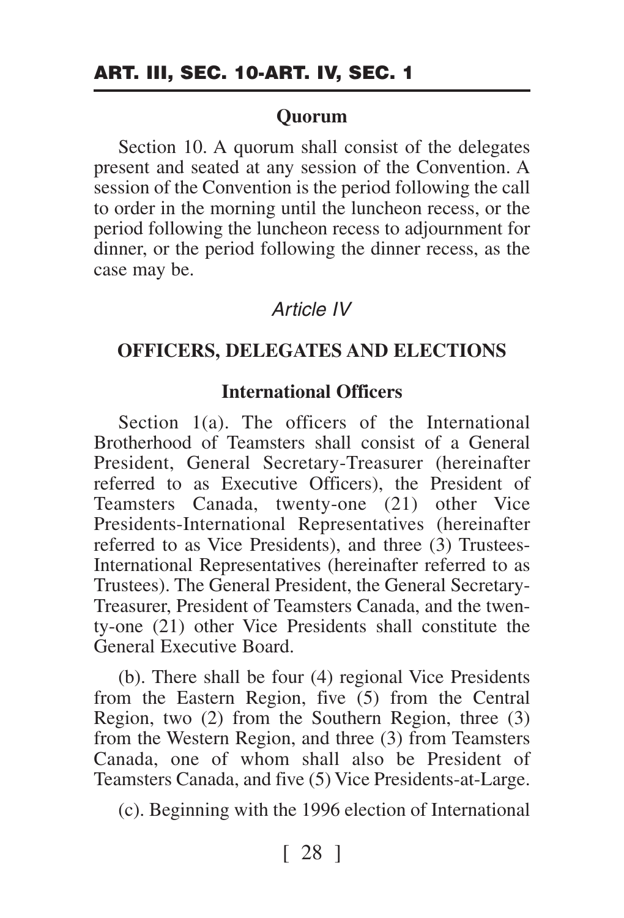**Quorum**

Section 10. A quorum shall consist of the delegates present and seated at any session of the Convention. A session of the Convention is the period following the call to order in the morning until the luncheon recess, or the period following the luncheon recess to adjournment for dinner, or the period following the dinner recess, as the case may be.

## *Article IV*

## OFFICERS, DELEGATES AND ELECTIONS

### International Officers

Section 1(a). The officers of the International Brotherhood of Teamsters shall consist of a General President, General Secretary-Treasurer (hereinafter referred to as Executive Officers), the President of Teamsters Canada, twenty-one (21) other Vice Presidents-International Representatives (hereinafter referred to as Vice Presidents), and three (3) Trustees-International Representatives (hereinafter referred to as Trustees). The General President, the General Secretary-Treasurer, President of Teamsters Canada, and the twenty-one (21) other Vice Presidents shall constitute the General Executive Board.

(b). There shall be four (4) regional Vice Presidents from the Eastern Region, five (5) from the Central Region, two (2) from the Southern Region, three (3) from the Western Region, and three (3) from Teamsters Canada, one of whom shall also be President of Teamsters Canada, and five (5) Vice Presidents-at-Large.

(c). Beginning with the 1996 election of International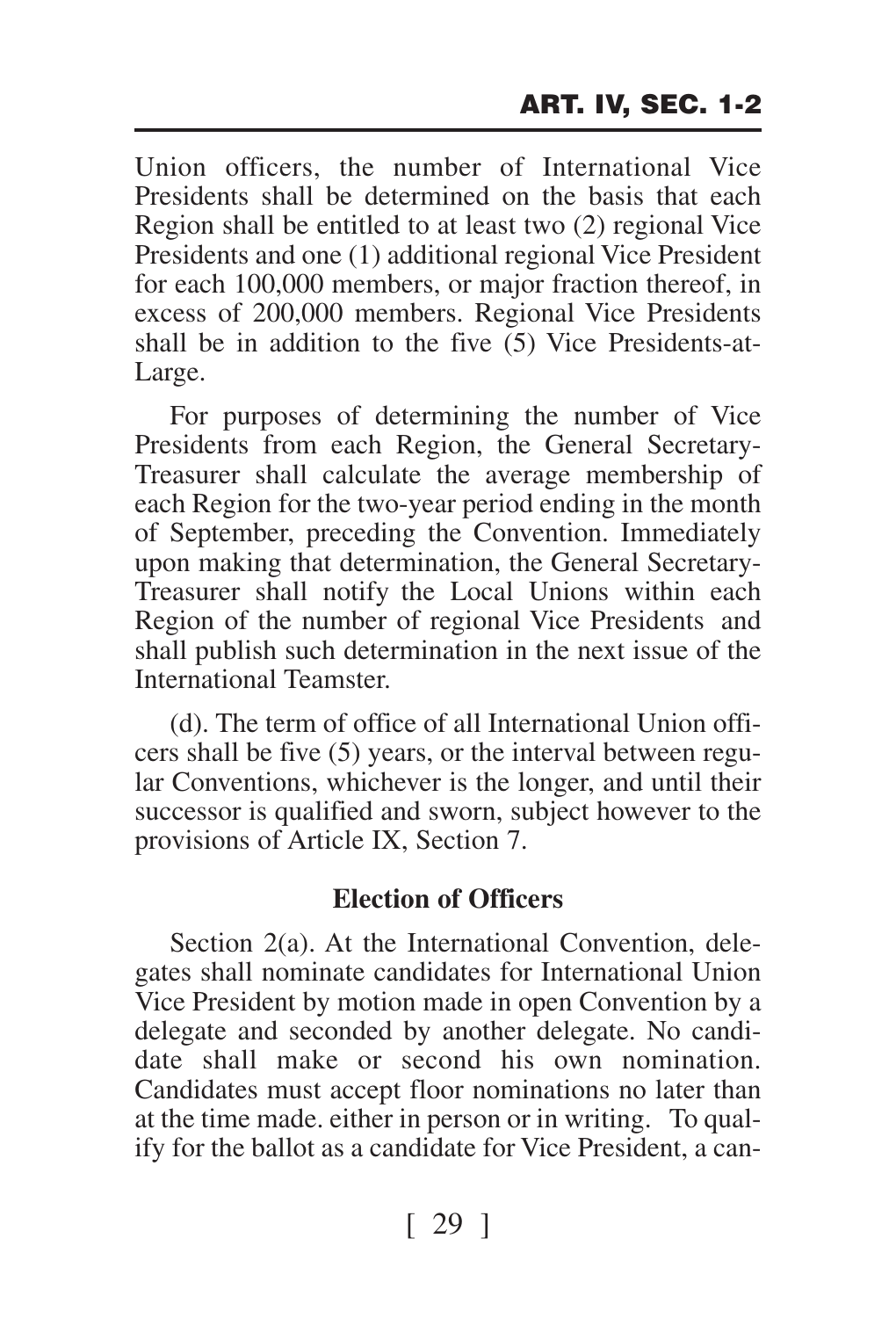Union officers, the number of International Vice Presidents shall be determined on the basis that each Region shall be entitled to at least two (2) regional Vice Presidents and one (1) additional regional Vice President for each 100,000 members, or major fraction thereof, in excess of 200,000 members. Regional Vice Presidents shall be in addition to the five (5) Vice Presidents-at-Large.

For purposes of determining the number of Vice Presidents from each Region, the General Secretary-Treasurer shall calculate the average membership of each Region for the two-year period ending in the month of September, preceding the Convention. Immediately upon making that determination, the General Secretary-Treasurer shall notify the Local Unions within each Region of the number of regional Vice Presidents and shall publish such determination in the next issue of the International Teamster.

(d). The term of office of all International Union officers shall be five (5) years, or the interval between regular Conventions, whichever is the longer, and until their successor is qualified and sworn, subject however to the provisions of Article IX, Section 7.

### Election of Officers

Section 2(a). At the International Convention, delegates shall nominate candidates for International Union Vice President by motion made in open Convention by a delegate and seconded by another delegate. No candidate shall make or second his own nomination. Candidates must accept floor nominations no later than at the time made. either in person or in writing. To qualify for the ballot as a candidate for Vice President, a can-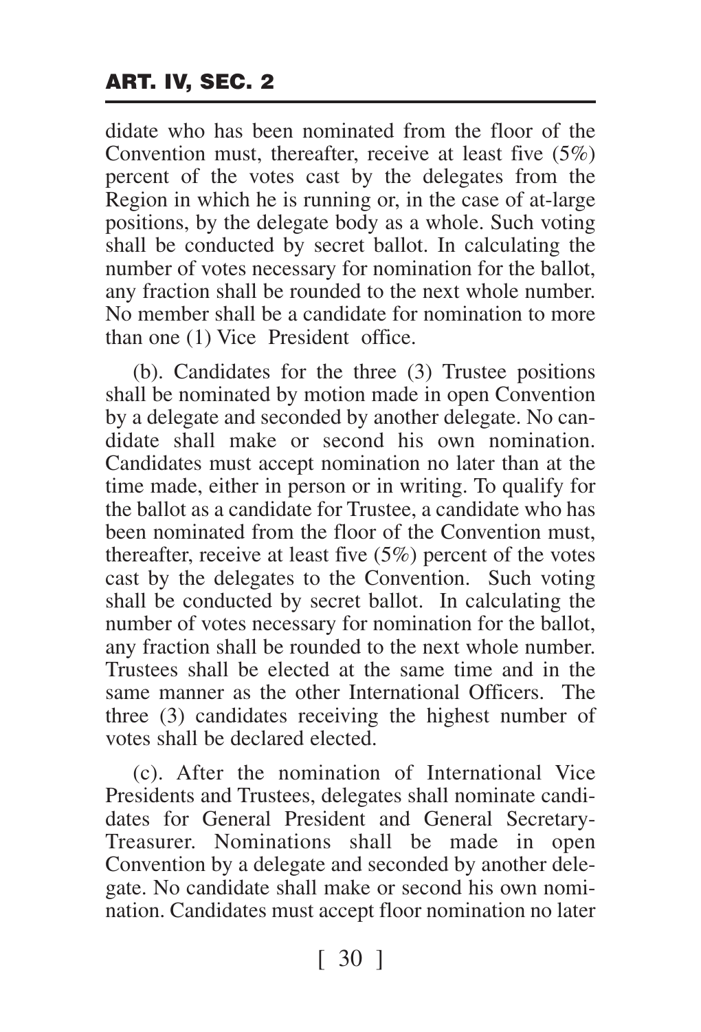didate who has been nominated from the floor of the Convention must, thereafter, receive at least five (5%) percent of the votes cast by the delegates from the Region in which he is running or, in the case of at-large positions, by the delegate body as a whole. Such voting shall be conducted by secret ballot. In calculating the number of votes necessary for nomination for the ballot, any fraction shall be rounded to the next whole number. No member shall be a candidate for nomination to more than one (1) Vice President office.

(b). Candidates for the three (3) Trustee positions shall be nominated by motion made in open Convention by a delegate and seconded by another delegate. No candidate shall make or second his own nomination. Candidates must accept nomination no later than at the time made, either in person or in writing. To qualify for the ballot as a candidate for Trustee, a candidate who has been nominated from the floor of the Convention must, thereafter, receive at least five (5%) percent of the votes cast by the delegates to the Convention. Such voting shall be conducted by secret ballot. In calculating the number of votes necessary for nomination for the ballot, any fraction shall be rounded to the next whole number. Trustees shall be elected at the same time and in the same manner as the other International Officers. The three (3) candidates receiving the highest number of votes shall be declared elected.

(c). After the nomination of International Vice Presidents and Trustees, delegates shall nominate candidates for General President and General Secretary-Treasurer. Nominations shall be made in open Convention by a delegate and seconded by another delegate. No candidate shall make or second his own nomination. Candidates must accept floor nomination no later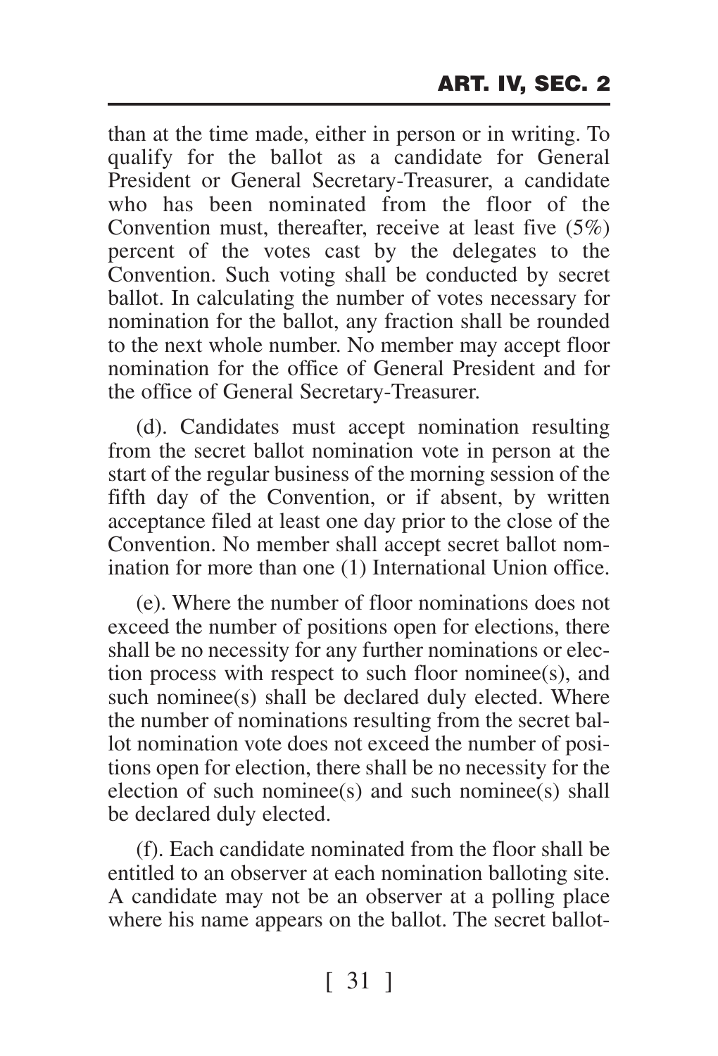than at the time made, either in person or in writing. To qualify for the ballot as a candidate for General President or General Secretary-Treasurer, a candidate who has been nominated from the floor of the Convention must, thereafter, receive at least five (5%) percent of the votes cast by the delegates to the Convention. Such voting shall be conducted by secret ballot. In calculating the number of votes necessary for nomination for the ballot, any fraction shall be rounded to the next whole number. No member may accept floor nomination for the office of General President and for the office of General Secretary-Treasurer.

(d). Candidates must accept nomination resulting from the secret ballot nomination vote in person at the start of the regular business of the morning session of the fifth day of the Convention, or if absent, by written acceptance filed at least one day prior to the close of the Convention. No member shall accept secret ballot nomination for more than one (1) International Union office.

(e). Where the number of floor nominations does not exceed the number of positions open for elections, there shall be no necessity for any further nominations or election process with respect to such floor nominee(s), and such nominee(s) shall be declared duly elected. Where the number of nominations resulting from the secret ballot nomination vote does not exceed the number of positions open for election, there shall be no necessity for the election of such nominee(s) and such nominee(s) shall be declared duly elected.

(f). Each candidate nominated from the floor shall be entitled to an observer at each nomination balloting site. A candidate may not be an observer at a polling place where his name appears on the ballot. The secret ballot-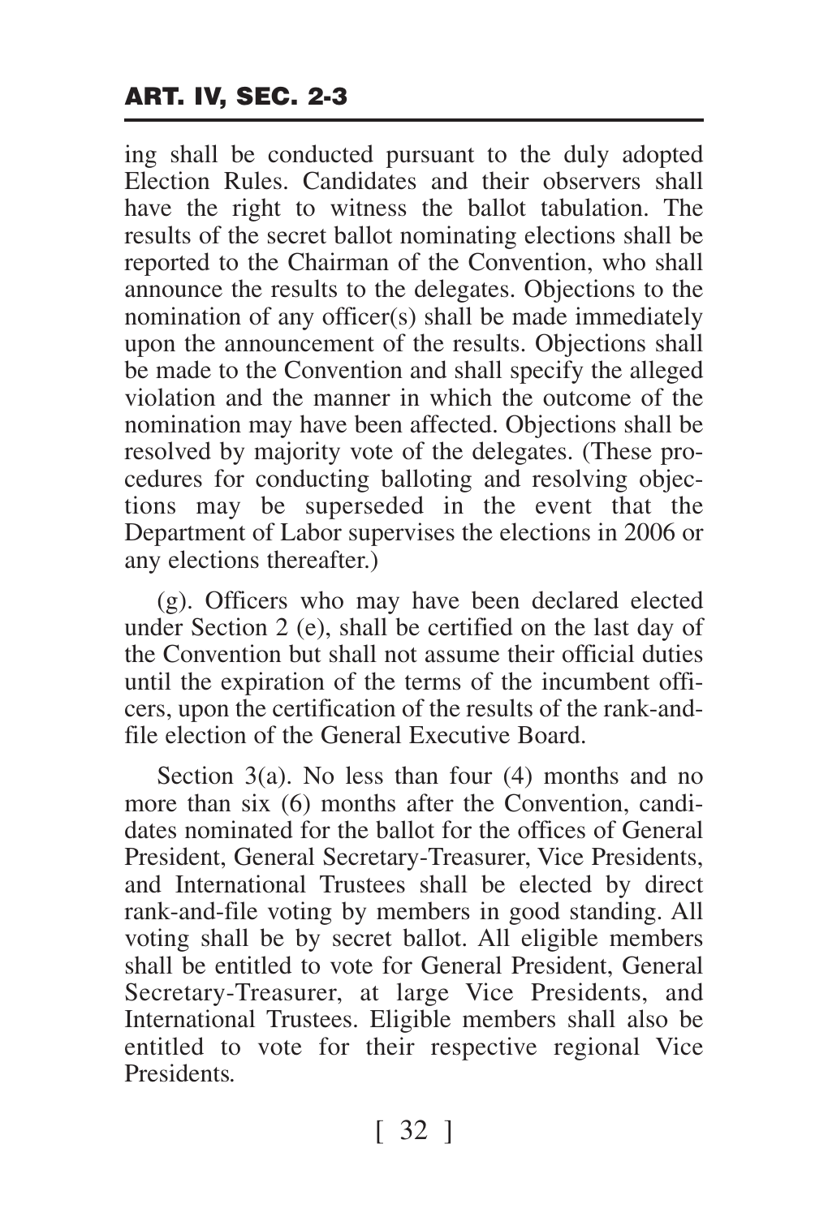ing shall be conducted pursuant to the duly adopted Election Rules. Candidates and their observers shall have the right to witness the ballot tabulation. The results of the secret ballot nominating elections shall be reported to the Chairman of the Convention, who shall announce the results to the delegates. Objections to the nomination of any officer(s) shall be made immediately upon the announcement of the results. Objections shall be made to the Convention and shall specify the alleged violation and the manner in which the outcome of the nomination may have been affected. Objections shall be resolved by majority vote of the delegates. (These procedures for conducting balloting and resolving objections may be superseded in the event that the Department of Labor supervises the elections in 2006 or any elections thereafter.)

(g). Officers who may have been declared elected under Section 2 (e), shall be certified on the last day of the Convention but shall not assume their official duties until the expiration of the terms of the incumbent officers, upon the certification of the results of the rank-and-file election of the General Executive Board.

Section 3(a). No less than four (4) months and no more than six (6) months after the Convention, candidates nominated for the ballot for the offices of General President, General Secretary-Treasurer, Vice Presidents, and International Trustees shall be elected by direct rank-and-file voting by members in good standing. All voting shall be by secret ballot. All eligible members shall be entitled to vote for General President, General Secretary-Treasurer, at large Vice Presidents, and International Trustees. Eligible members shall also be entitled to vote for their respective regional Vice Presidents.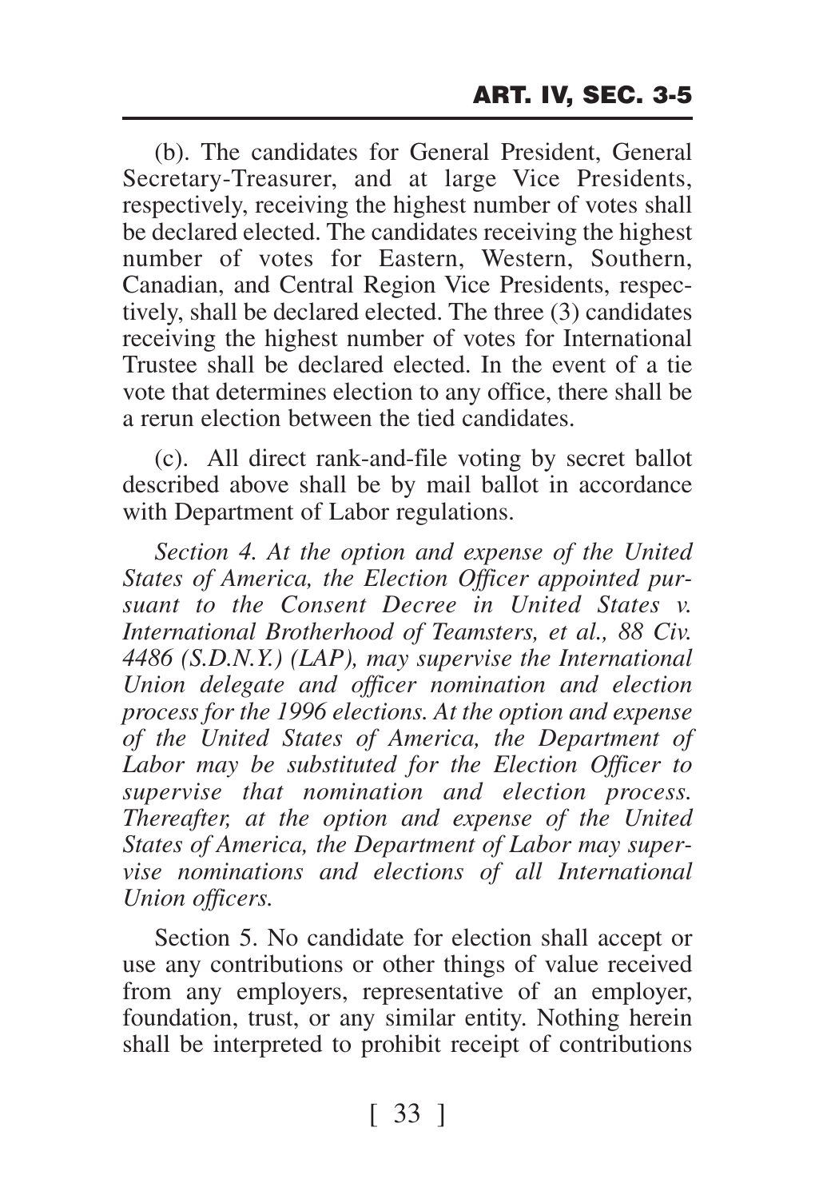(b). The candidates for General President, General Secretary-Treasurer, and at large Vice Presidents, respectively, receiving the highest number of votes shall be declared elected. The candidates receiving the highest number of votes for Eastern, Western, Southern, Canadian, and Central Region Vice Presidents, respectively, shall be declared elected. The three (3) candidates receiving the highest number of votes for International Trustee shall be declared elected. In the event of a tie vote that determines election to any office, there shall be a rerun election between the tied candidates.

(c). All direct rank-and-file voting by secret ballot described above shall be by mail ballot in accordance with Department of Labor regulations.

*Section 4. At the option and expense of the United States of America, the Election Officer appointed pursuant to the Consent Decree in United States v. International Brotherhood of Teamsters, et al., 88 Civ. 4486 (S.D.N.Y.) (LAP), may supervise the International Union delegate and officer nomination and election process for the 1996 elections. At the option and expense of the United States of America, the Department of Labor may be substituted for the Election Officer to supervise that nomination and election process. Thereafter, at the option and expense of the United States of America, the Department of Labor may supervise nominations and elections of all International Union officers.*

Section 5. No candidate for election shall accept or use any contributions or other things of value received from any employers, representative of an employer, foundation, trust, or any similar entity. Nothing herein shall be interpreted to prohibit receipt of contributions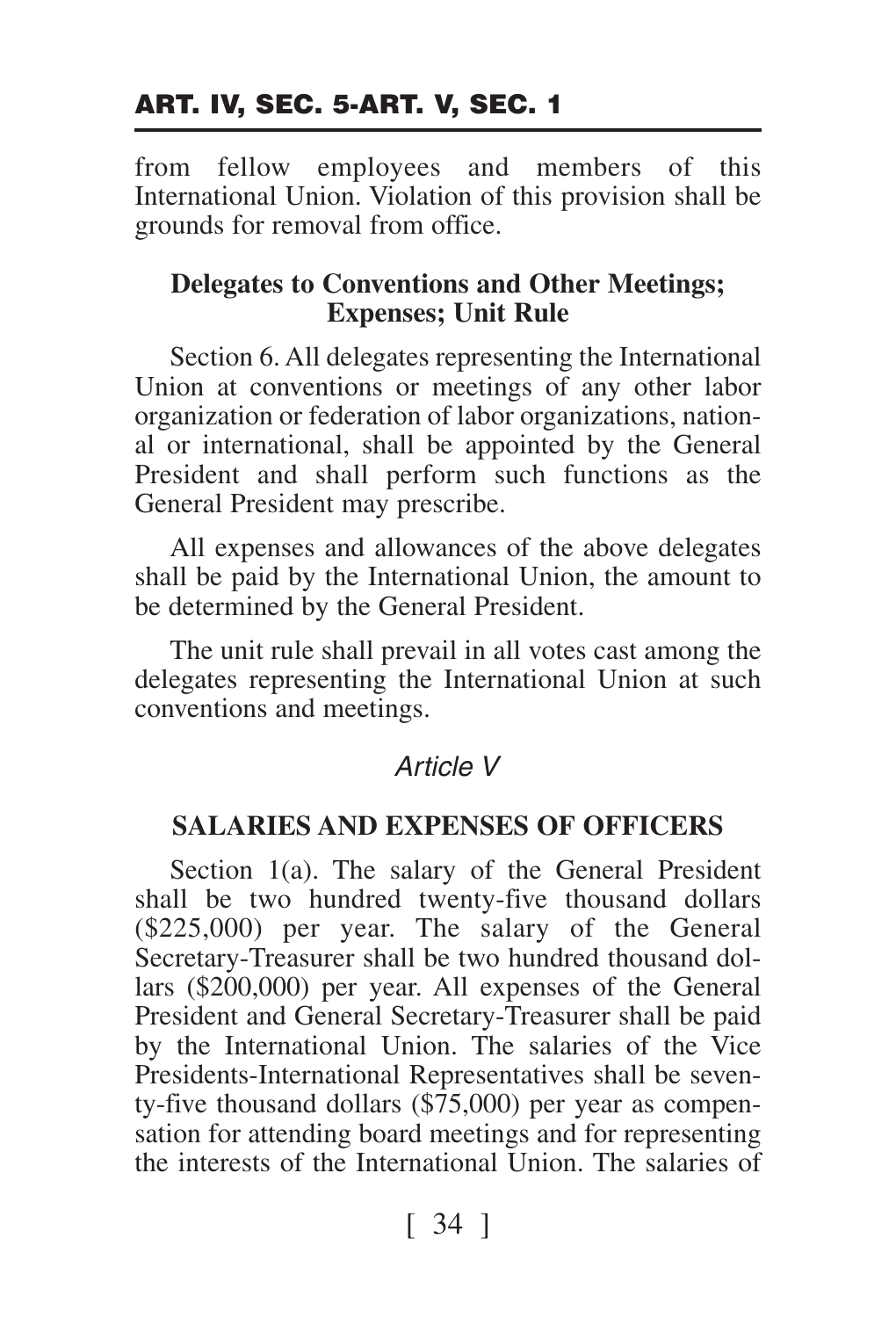from fellow employees and members of this International Union. Violation of this provision shall be grounds for removal from office.

**Delegates to Conventions and Other Meetings; Expenses; Unit Rule**

Section 6. All delegates representing the International Union at conventions or meetings of any other labor organization or federation of labor organizations, national or international, shall be appointed by the General President and shall perform such functions as the General President may prescribe.

All expenses and allowances of the above delegates shall be paid by the International Union, the amount to be determined by the General President.

The unit rule shall prevail in all votes cast among the delegates representing the International Union at such conventions and meetings.

## *Article V*

### SALARIES AND EXPENSES OF OFFICERS

Section 1(a). The salary of the General President shall be two hundred twenty-five thousand dollars ($225,000) per year. The salary of the General Secretary-Treasurer shall be two hundred thousand dollars ($200,000) per year. All expenses of the General President and General Secretary-Treasurer shall be paid by the International Union. The salaries of the Vice Presidents-International Representatives shall be seventy-five thousand dollars ($75,000) per year as compensation for attending board meetings and for representing the interests of the International Union. The salaries of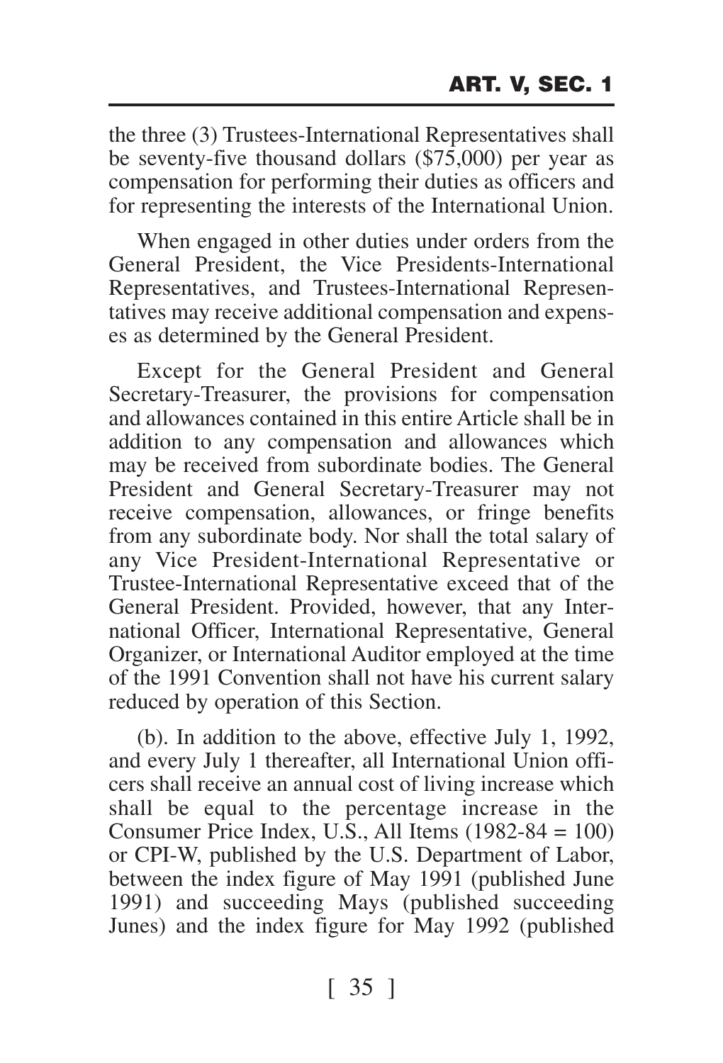the three (3) Trustees-International Representatives shall be seventy-five thousand dollars ($75,000) per year as compensation for performing their duties as officers and for representing the interests of the International Union.

When engaged in other duties under orders from the General President, the Vice Presidents-International Representatives, and Trustees-International Representatives may receive additional compensation and expenses as determined by the General President.

Except for the General President and General Secretary-Treasurer, the provisions for compensation and allowances contained in this entire Article shall be in addition to any compensation and allowances which may be received from subordinate bodies. The General President and General Secretary-Treasurer may not receive compensation, allowances, or fringe benefits from any subordinate body. Nor shall the total salary of any Vice President-International Representative or Trustee-International Representative exceed that of the General President. Provided, however, that any International Officer, International Representative, General Organizer, or International Auditor employed at the time of the 1991 Convention shall not have his current salary reduced by operation of this Section.

(b). In addition to the above, effective July 1, 1992, and every July 1 thereafter, all International Union officers shall receive an annual cost of living increase which shall be equal to the percentage increase in the Consumer Price Index, U.S., All Items (1982-84 = 100) or CPI-W, published by the U.S. Department of Labor, between the index figure of May 1991 (published June 1991) and succeeding Mays (published succeeding Junes) and the index figure for May 1992 (published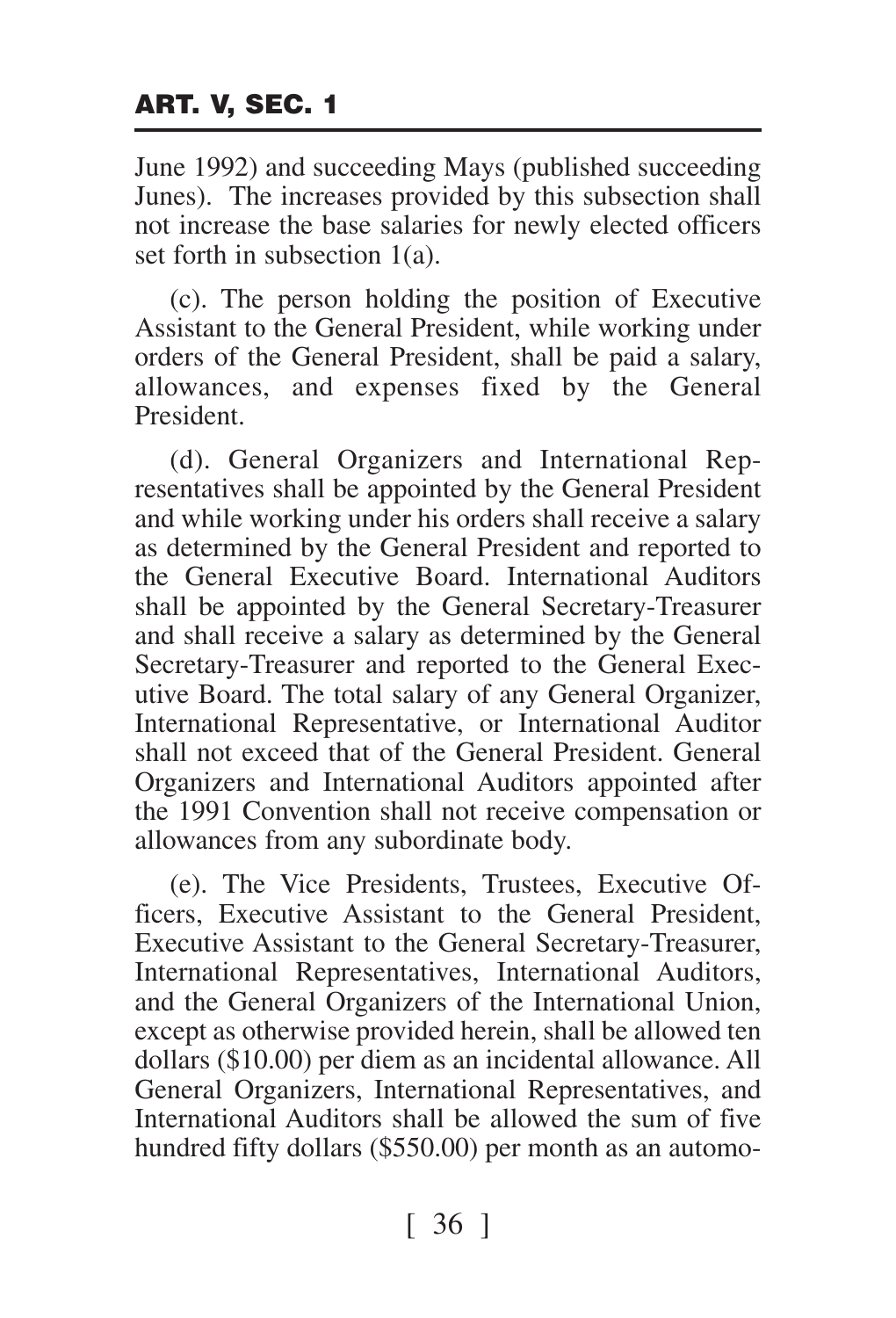June 1992) and succeeding Mays (published succeeding Junes). The increases provided by this subsection shall not increase the base salaries for newly elected officers set forth in subsection 1(a).

(c). The person holding the position of Executive Assistant to the General President, while working under orders of the General President, shall be paid a salary, allowances, and expenses fixed by the General President.

(d). General Organizers and International Representatives shall be appointed by the General President and while working under his orders shall receive a salary as determined by the General President and reported to the General Executive Board. International Auditors shall be appointed by the General Secretary-Treasurer and shall receive a salary as determined by the General Secretary-Treasurer and reported to the General Executive Board. The total salary of any General Organizer, International Representative, or International Auditor shall not exceed that of the General President. General Organizers and International Auditors appointed after the 1991 Convention shall not receive compensation or allowances from any subordinate body.

(e). The Vice Presidents, Trustees, Executive Officers, Executive Assistant to the General President, Executive Assistant to the General Secretary-Treasurer, International Representatives, International Auditors, and the General Organizers of the International Union, except as otherwise provided herein, shall be allowed ten dollars ($10.00) per diem as an incidental allowance. All General Organizers, International Representatives, and International Auditors shall be allowed the sum of five hundred fifty dollars ($550.00) per month as an automo-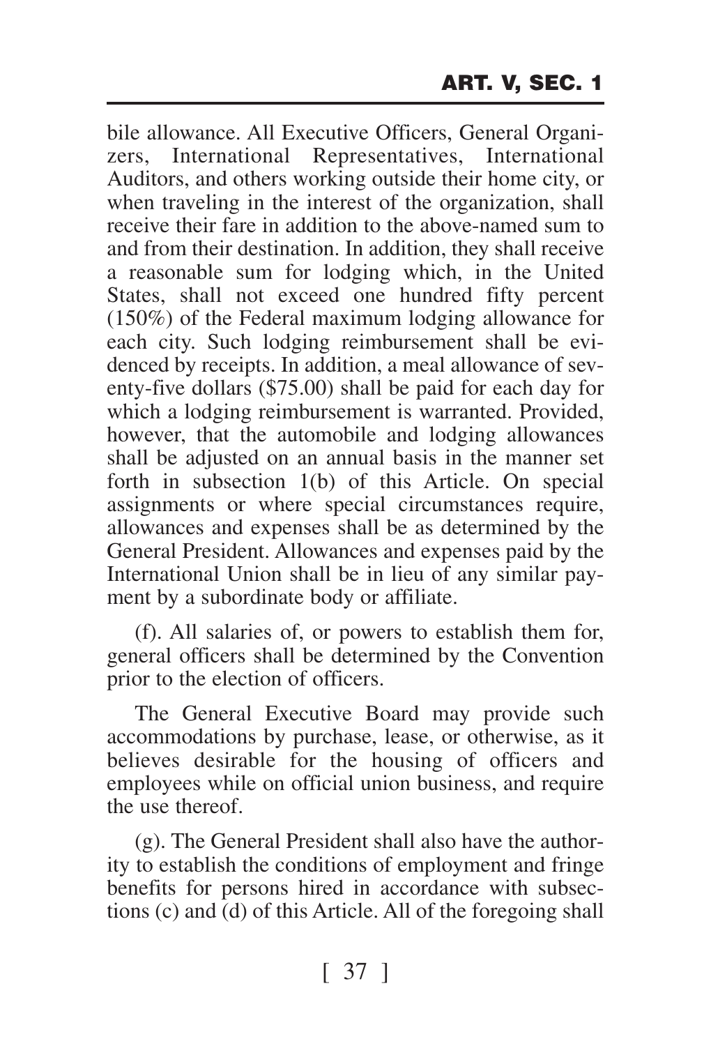bile allowance. All Executive Officers, General Organizers, International Representatives, International Auditors, and others working outside their home city, or when traveling in the interest of the organization, shall receive their fare in addition to the above-named sum to and from their destination. In addition, they shall receive a reasonable sum for lodging which, in the United States, shall not exceed one hundred fifty percent (150%) of the Federal maximum lodging allowance for each city. Such lodging reimbursement shall be evidenced by receipts. In addition, a meal allowance of seventy-five dollars ($75.00) shall be paid for each day for which a lodging reimbursement is warranted. Provided, however, that the automobile and lodging allowances shall be adjusted on an annual basis in the manner set forth in subsection 1(b) of this Article. On special assignments or where special circumstances require, allowances and expenses shall be as determined by the General President. Allowances and expenses paid by the International Union shall be in lieu of any similar payment by a subordinate body or affiliate.

(f). All salaries of, or powers to establish them for, general officers shall be determined by the Convention prior to the election of officers.

The General Executive Board may provide such accommodations by purchase, lease, or otherwise, as it believes desirable for the housing of officers and employees while on official union business, and require the use thereof.

(g). The General President shall also have the authority to establish the conditions of employment and fringe benefits for persons hired in accordance with subsections (c) and (d) of this Article. All of the foregoing shall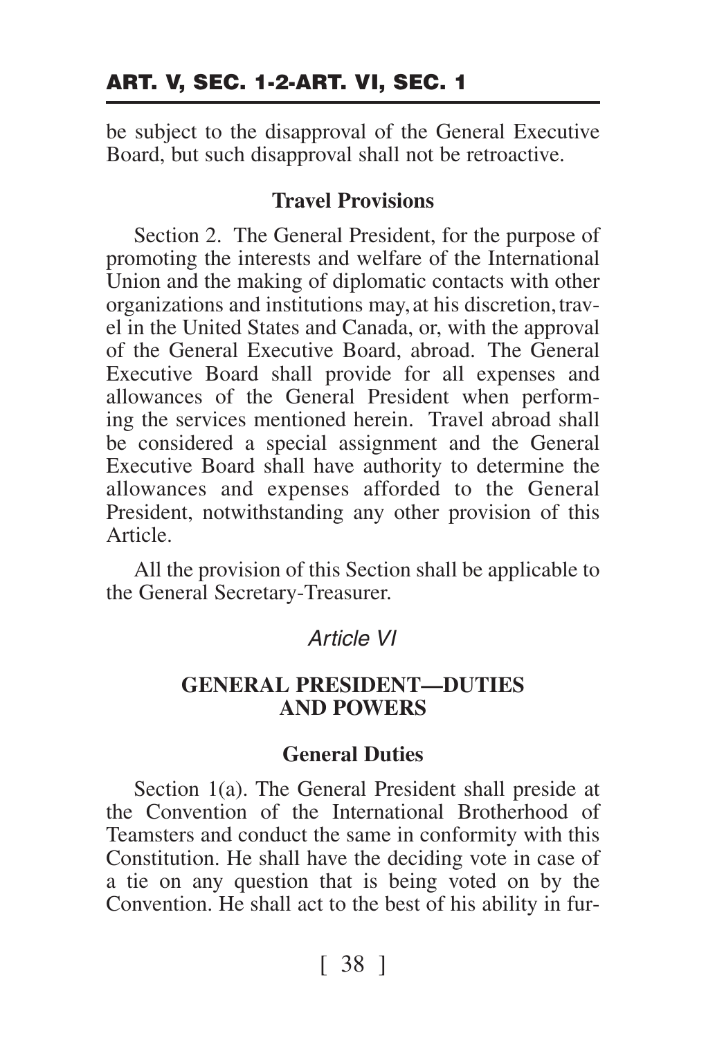be subject to the disapproval of the General Executive Board, but such disapproval shall not be retroactive.

### Travel Provisions

Section 2. The General President, for the purpose of promoting the interests and welfare of the International Union and the making of diplomatic contacts with other organizations and institutions may, at his discretion, travel in the United States and Canada, or, with the approval of the General Executive Board, abroad. The General Executive Board shall provide for all expenses and allowances of the General President when performing the services mentioned herein. Travel abroad shall be considered a special assignment and the General Executive Board shall have authority to determine the allowances and expenses afforded to the General President, notwithstanding any other provision of this Article.

All the provision of this Section shall be applicable to the General Secretary-Treasurer.

## *Article VI*

## GENERAL PRESIDENT—DUTIES AND POWERS

### General Duties

Section 1(a). The General President shall preside at the Convention of the International Brotherhood of Teamsters and conduct the same in conformity with this Constitution. He shall have the deciding vote in case of a tie on any question that is being voted on by the Convention. He shall act to the best of his ability in fur-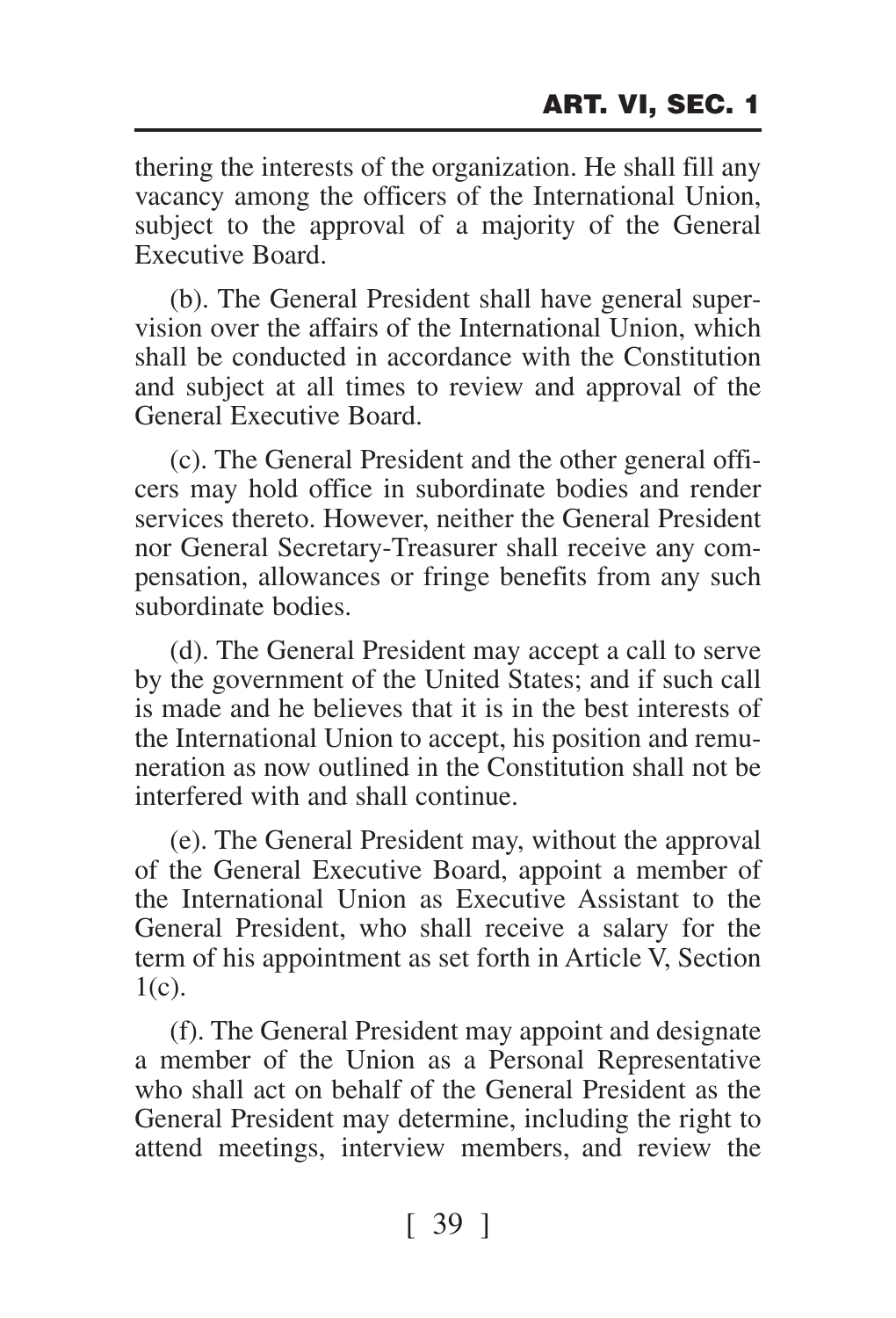thering the interests of the organization. He shall fill any vacancy among the officers of the International Union, subject to the approval of a majority of the General Executive Board.

(b). The General President shall have general supervision over the affairs of the International Union, which shall be conducted in accordance with the Constitution and subject at all times to review and approval of the General Executive Board.

(c). The General President and the other general officers may hold office in subordinate bodies and render services thereto. However, neither the General President nor General Secretary-Treasurer shall receive any compensation, allowances or fringe benefits from any such subordinate bodies.

(d). The General President may accept a call to serve by the government of the United States; and if such call is made and he believes that it is in the best interests of the International Union to accept, his position and remuneration as now outlined in the Constitution shall not be interfered with and shall continue.

(e). The General President may, without the approval of the General Executive Board, appoint a member of the International Union as Executive Assistant to the General President, who shall receive a salary for the term of his appointment as set forth in Article V, Section 1(c).

(f). The General President may appoint and designate a member of the Union as a Personal Representative who shall act on behalf of the General President as the General President may determine, including the right to attend meetings, interview members, and review the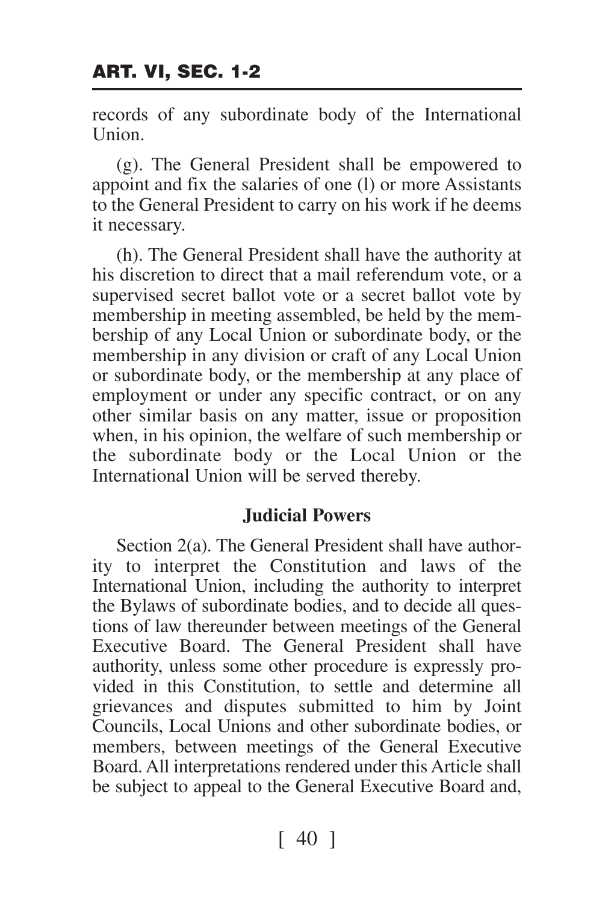records of any subordinate body of the International Union.

(g). The General President shall be empowered to appoint and fix the salaries of one (l) or more Assistants to the General President to carry on his work if he deems it necessary.

(h). The General President shall have the authority at his discretion to direct that a mail referendum vote, or a supervised secret ballot vote or a secret ballot vote by membership in meeting assembled, be held by the membership of any Local Union or subordinate body, or the membership in any division or craft of any Local Union or subordinate body, or the membership at any place of employment or under any specific contract, or on any other similar basis on any matter, issue or proposition when, in his opinion, the welfare of such membership or the subordinate body or the Local Union or the International Union will be served thereby.

**Judicial Powers**

Section 2(a). The General President shall have authority to interpret the Constitution and laws of the International Union, including the authority to interpret the Bylaws of subordinate bodies, and to decide all questions of law thereunder between meetings of the General Executive Board. The General President shall have authority, unless some other procedure is expressly provided in this Constitution, to settle and determine all grievances and disputes submitted to him by Joint Councils, Local Unions and other subordinate bodies, or members, between meetings of the General Executive Board. All interpretations rendered under this Article shall be subject to appeal to the General Executive Board and,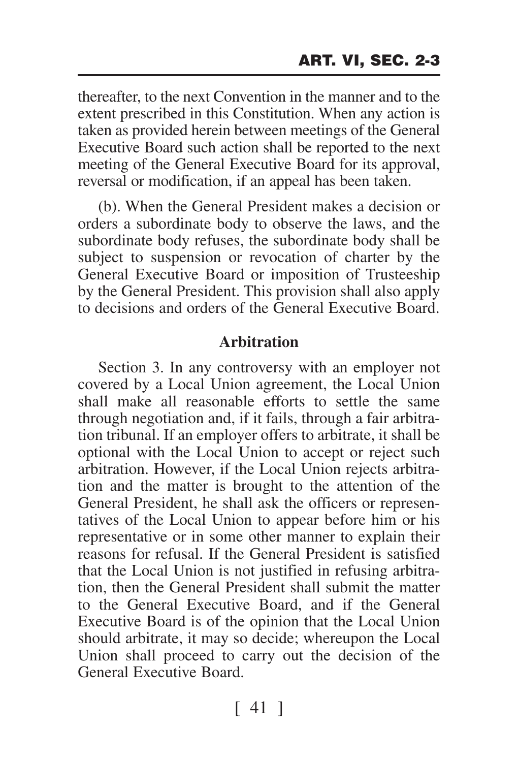thereafter, to the next Convention in the manner and to the extent prescribed in this Constitution. When any action is taken as provided herein between meetings of the General Executive Board such action shall be reported to the next meeting of the General Executive Board for its approval, reversal or modification, if an appeal has been taken.

(b). When the General President makes a decision or orders a subordinate body to observe the laws, and the subordinate body refuses, the subordinate body shall be subject to suspension or revocation of charter by the General Executive Board or imposition of Trusteeship by the General President. This provision shall also apply to decisions and orders of the General Executive Board.

### Arbitration

Section 3. In any controversy with an employer not covered by a Local Union agreement, the Local Union shall make all reasonable efforts to settle the same through negotiation and, if it fails, through a fair arbitration tribunal. If an employer offers to arbitrate, it shall be optional with the Local Union to accept or reject such arbitration. However, if the Local Union rejects arbitration and the matter is brought to the attention of the General President, he shall ask the officers or representatives of the Local Union to appear before him or his representative or in some other manner to explain their reasons for refusal. If the General President is satisfied that the Local Union is not justified in refusing arbitration, then the General President shall submit the matter to the General Executive Board, and if the General Executive Board is of the opinion that the Local Union should arbitrate, it may so decide; whereupon the Local Union shall proceed to carry out the decision of the General Executive Board.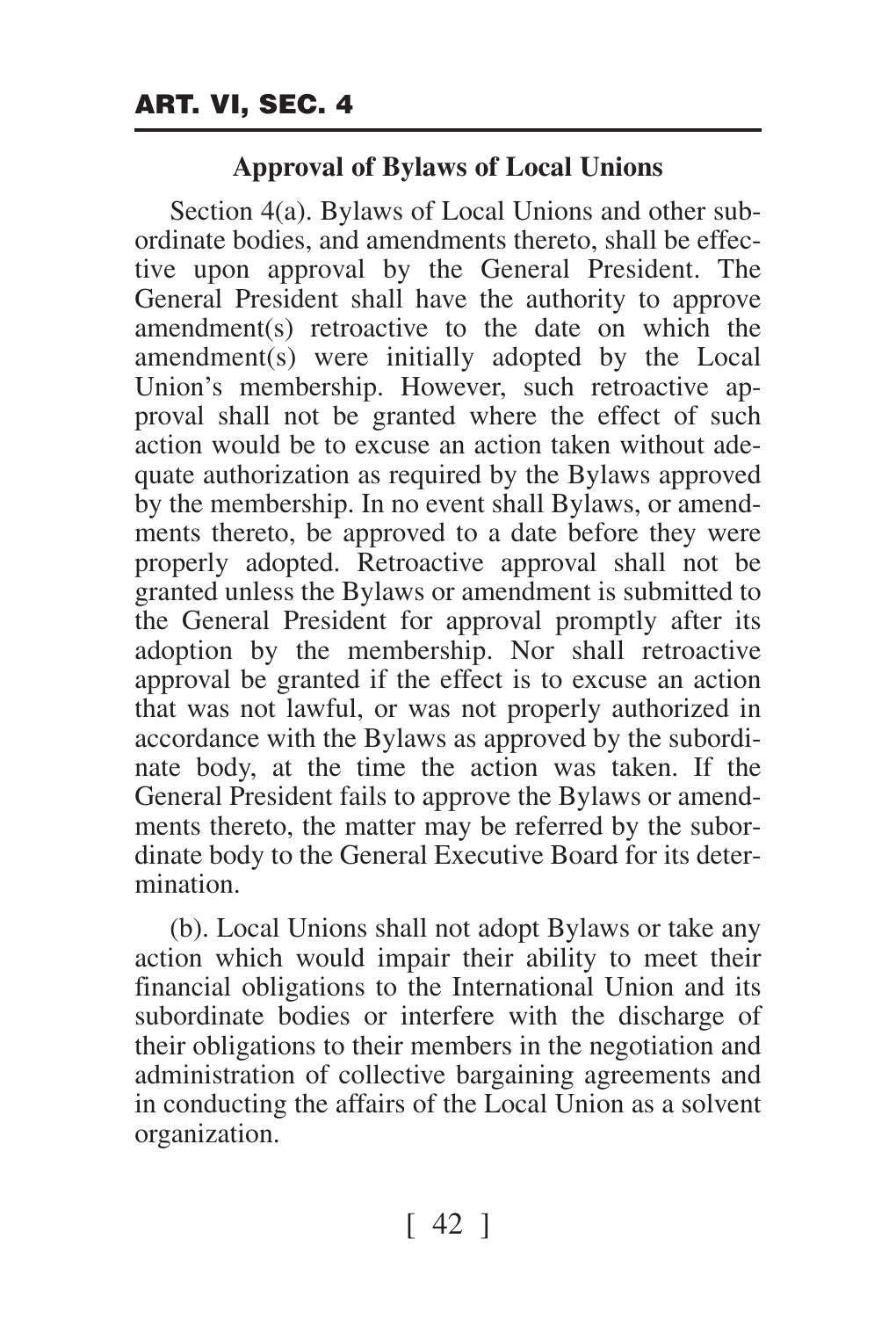## Approval of Bylaws of Local Unions

Section 4(a). Bylaws of Local Unions and other subordinate bodies, and amendments thereto, shall be effective upon approval by the General President. The General President shall have the authority to approve amendment(s) retroactive to the date on which the amendment(s) were initially adopted by the Local Union's membership. However, such retroactive approval shall not be granted where the effect of such action would be to excuse an action taken without adequate authorization as required by the Bylaws approved by the membership. In no event shall Bylaws, or amendments thereto, be approved to a date before they were properly adopted. Retroactive approval shall not be granted unless the Bylaws or amendment is submitted to the General President for approval promptly after its adoption by the membership. Nor shall retroactive approval be granted if the effect is to excuse an action that was not lawful, or was not properly authorized in accordance with the Bylaws as approved by the subordinate body, at the time the action was taken. If the General President fails to approve the Bylaws or amendments thereto, the matter may be referred by the subordinate body to the General Executive Board for its determination.

(b). Local Unions shall not adopt Bylaws or take any action which would impair their ability to meet their financial obligations to the International Union and its subordinate bodies or interfere with the discharge of their obligations to their members in the negotiation and administration of collective bargaining agreements and in conducting the affairs of the Local Union as a solvent organization.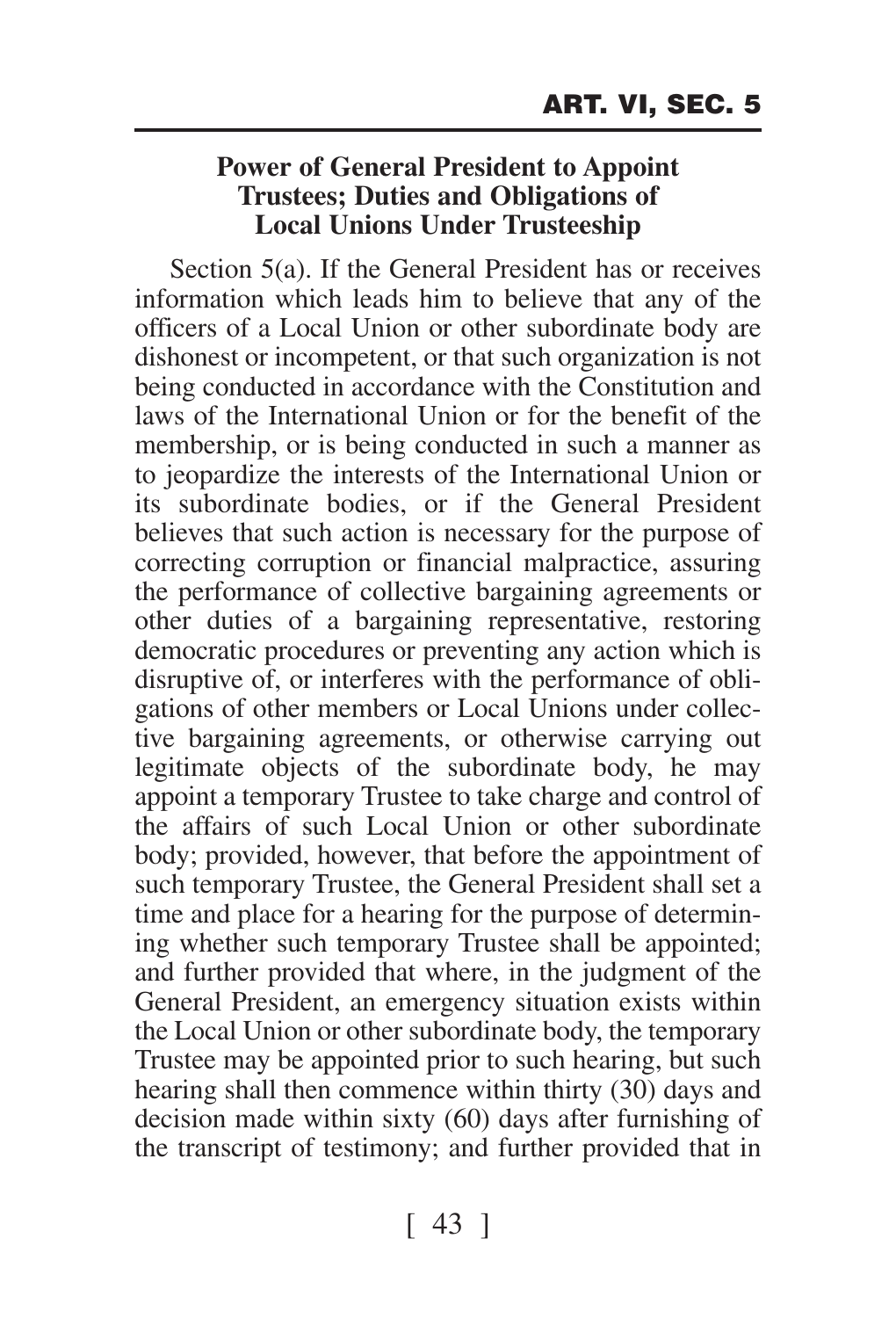### Power of General President to Appoint Trustees; Duties and Obligations of Local Unions Under Trusteeship

Section 5(a). If the General President has or receives information which leads him to believe that any of the officers of a Local Union or other subordinate body are dishonest or incompetent, or that such organization is not being conducted in accordance with the Constitution and laws of the International Union or for the benefit of the membership, or is being conducted in such a manner as to jeopardize the interests of the International Union or its subordinate bodies, or if the General President believes that such action is necessary for the purpose of correcting corruption or financial malpractice, assuring the performance of collective bargaining agreements or other duties of a bargaining representative, restoring democratic procedures or preventing any action which is disruptive of, or interferes with the performance of obligations of other members or Local Unions under collective bargaining agreements, or otherwise carrying out legitimate objects of the subordinate body, he may appoint a temporary Trustee to take charge and control of the affairs of such Local Union or other subordinate body; provided, however, that before the appointment of such temporary Trustee, the General President shall set a time and place for a hearing for the purpose of determining whether such temporary Trustee shall be appointed; and further provided that where, in the judgment of the General President, an emergency situation exists within the Local Union or other subordinate body, the temporary Trustee may be appointed prior to such hearing, but such hearing shall then commence within thirty (30) days and decision made within sixty (60) days after furnishing of the transcript of testimony; and further provided that in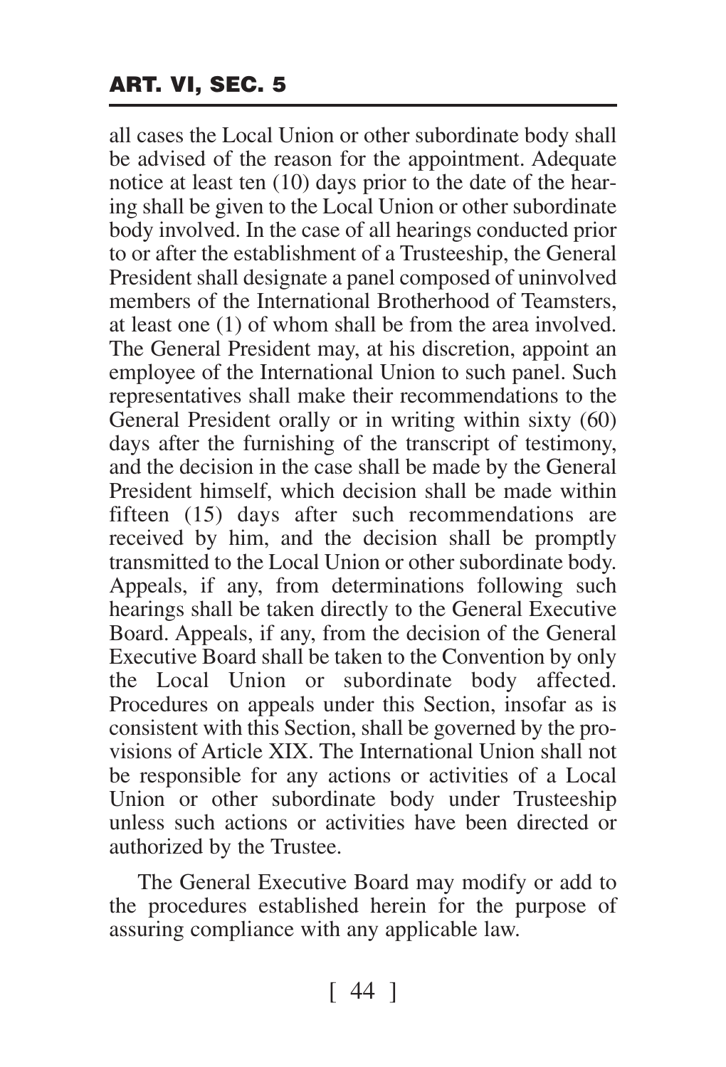all cases the Local Union or other subordinate body shall be advised of the reason for the appointment. Adequate notice at least ten (10) days prior to the date of the hearing shall be given to the Local Union or other subordinate body involved. In the case of all hearings conducted prior to or after the establishment of a Trusteeship, the General President shall designate a panel composed of uninvolved members of the International Brotherhood of Teamsters, at least one (1) of whom shall be from the area involved. The General President may, at his discretion, appoint an employee of the International Union to such panel. Such representatives shall make their recommendations to the General President orally or in writing within sixty (60) days after the furnishing of the transcript of testimony, and the decision in the case shall be made by the General President himself, which decision shall be made within fifteen (15) days after such recommendations are received by him, and the decision shall be promptly transmitted to the Local Union or other subordinate body. Appeals, if any, from determinations following such hearings shall be taken directly to the General Executive Board. Appeals, if any, from the decision of the General Executive Board shall be taken to the Convention by only the Local Union or subordinate body affected. Procedures on appeals under this Section, insofar as is consistent with this Section, shall be governed by the provisions of Article XIX. The International Union shall not be responsible for any actions or activities of a Local Union or other subordinate body under Trusteeship unless such actions or activities have been directed or authorized by the Trustee.

The General Executive Board may modify or add to the procedures established herein for the purpose of assuring compliance with any applicable law.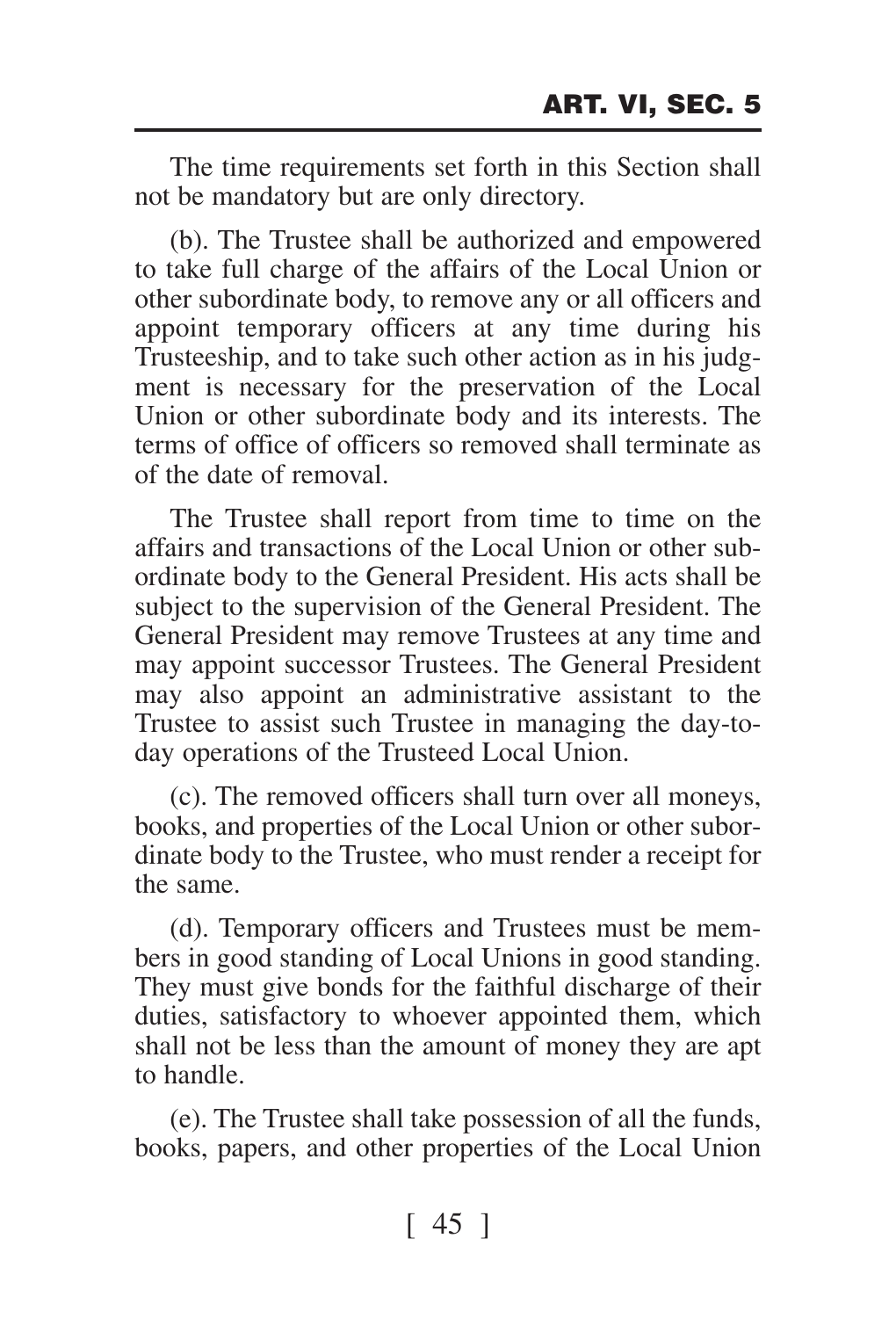The time requirements set forth in this Section shall not be mandatory but are only directory.

(b). The Trustee shall be authorized and empowered to take full charge of the affairs of the Local Union or other subordinate body, to remove any or all officers and appoint temporary officers at any time during his Trusteeship, and to take such other action as in his judgment is necessary for the preservation of the Local Union or other subordinate body and its interests. The terms of office of officers so removed shall terminate as of the date of removal.

The Trustee shall report from time to time on the affairs and transactions of the Local Union or other subordinate body to the General President. His acts shall be subject to the supervision of the General President. The General President may remove Trustees at any time and may appoint successor Trustees. The General President may also appoint an administrative assistant to the Trustee to assist such Trustee in managing the day-to-day operations of the Trusteed Local Union.

(c). The removed officers shall turn over all moneys, books, and properties of the Local Union or other subordinate body to the Trustee, who must render a receipt for the same.

(d). Temporary officers and Trustees must be members in good standing of Local Unions in good standing. They must give bonds for the faithful discharge of their duties, satisfactory to whoever appointed them, which shall not be less than the amount of money they are apt to handle.

(e). The Trustee shall take possession of all the funds, books, papers, and other properties of the Local Union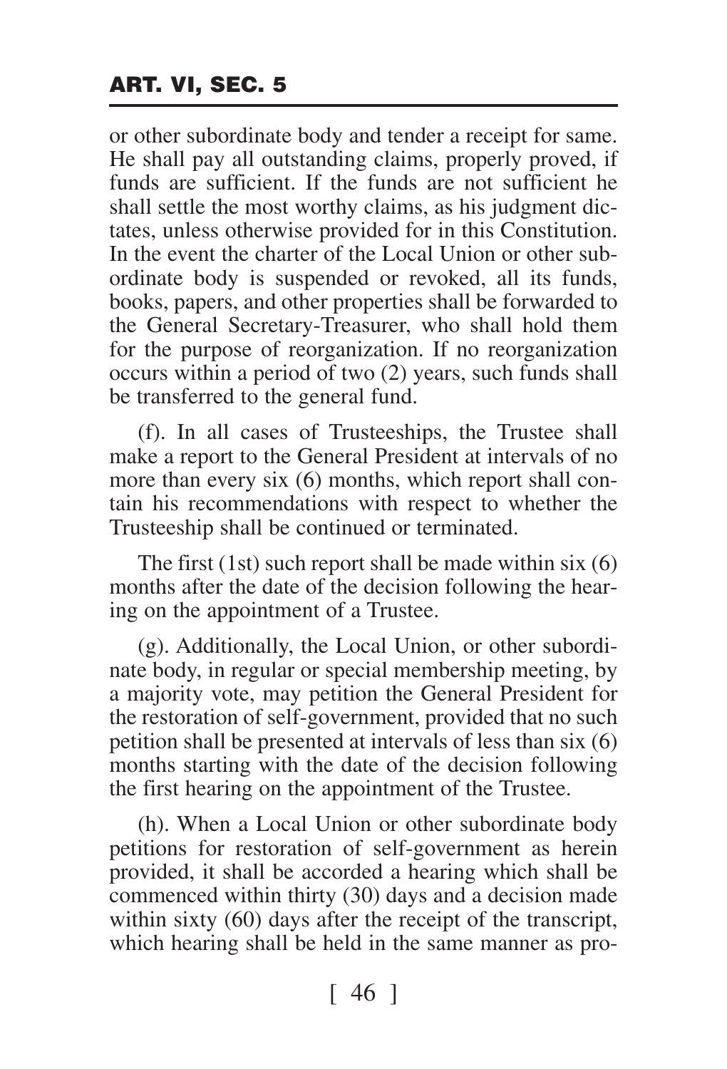or other subordinate body and tender a receipt for same. He shall pay all outstanding claims, properly proved, if funds are sufficient. If the funds are not sufficient he shall settle the most worthy claims, as his judgment dictates, unless otherwise provided for in this Constitution. In the event the charter of the Local Union or other subordinate body is suspended or revoked, all its funds, books, papers, and other properties shall be forwarded to the General Secretary-Treasurer, who shall hold them for the purpose of reorganization. If no reorganization occurs within a period of two (2) years, such funds shall be transferred to the general fund.

(f). In all cases of Trusteeships, the Trustee shall make a report to the General President at intervals of no more than every six (6) months, which report shall contain his recommendations with respect to whether the Trusteeship shall be continued or terminated.

The first (1st) such report shall be made within six (6) months after the date of the decision following the hearing on the appointment of a Trustee.

(g). Additionally, the Local Union, or other subordinate body, in regular or special membership meeting, by a majority vote, may petition the General President for the restoration of self-government, provided that no such petition shall be presented at intervals of less than six (6) months starting with the date of the decision following the first hearing on the appointment of the Trustee.

(h). When a Local Union or other subordinate body petitions for restoration of self-government as herein provided, it shall be accorded a hearing which shall be commenced within thirty (30) days and a decision made within sixty (60) days after the receipt of the transcript, which hearing shall be held in the same manner as pro-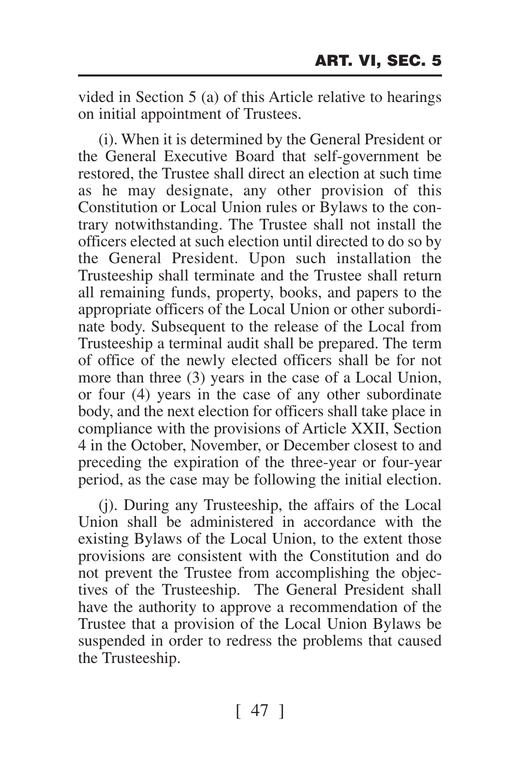vided in Section 5 (a) of this Article relative to hearings on initial appointment of Trustees.

(i). When it is determined by the General President or the General Executive Board that self-government be restored, the Trustee shall direct an election at such time as he may designate, any other provision of this Constitution or Local Union rules or Bylaws to the contrary notwithstanding. The Trustee shall not install the officers elected at such election until directed to do so by the General President. Upon such installation the Trusteeship shall terminate and the Trustee shall return all remaining funds, property, books, and papers to the appropriate officers of the Local Union or other subordinate body. Subsequent to the release of the Local from Trusteeship a terminal audit shall be prepared. The term of office of the newly elected officers shall be for not more than three (3) years in the case of a Local Union, or four (4) years in the case of any other subordinate body, and the next election for officers shall take place in compliance with the provisions of Article XXII, Section 4 in the October, November, or December closest to and preceding the expiration of the three-year or four-year period, as the case may be following the initial election.

(j). During any Trusteeship, the affairs of the Local Union shall be administered in accordance with the existing Bylaws of the Local Union, to the extent those provisions are consistent with the Constitution and do not prevent the Trustee from accomplishing the objectives of the Trusteeship. The General President shall have the authority to approve a recommendation of the Trustee that a provision of the Local Union Bylaws be suspended in order to redress the problems that caused the Trusteeship.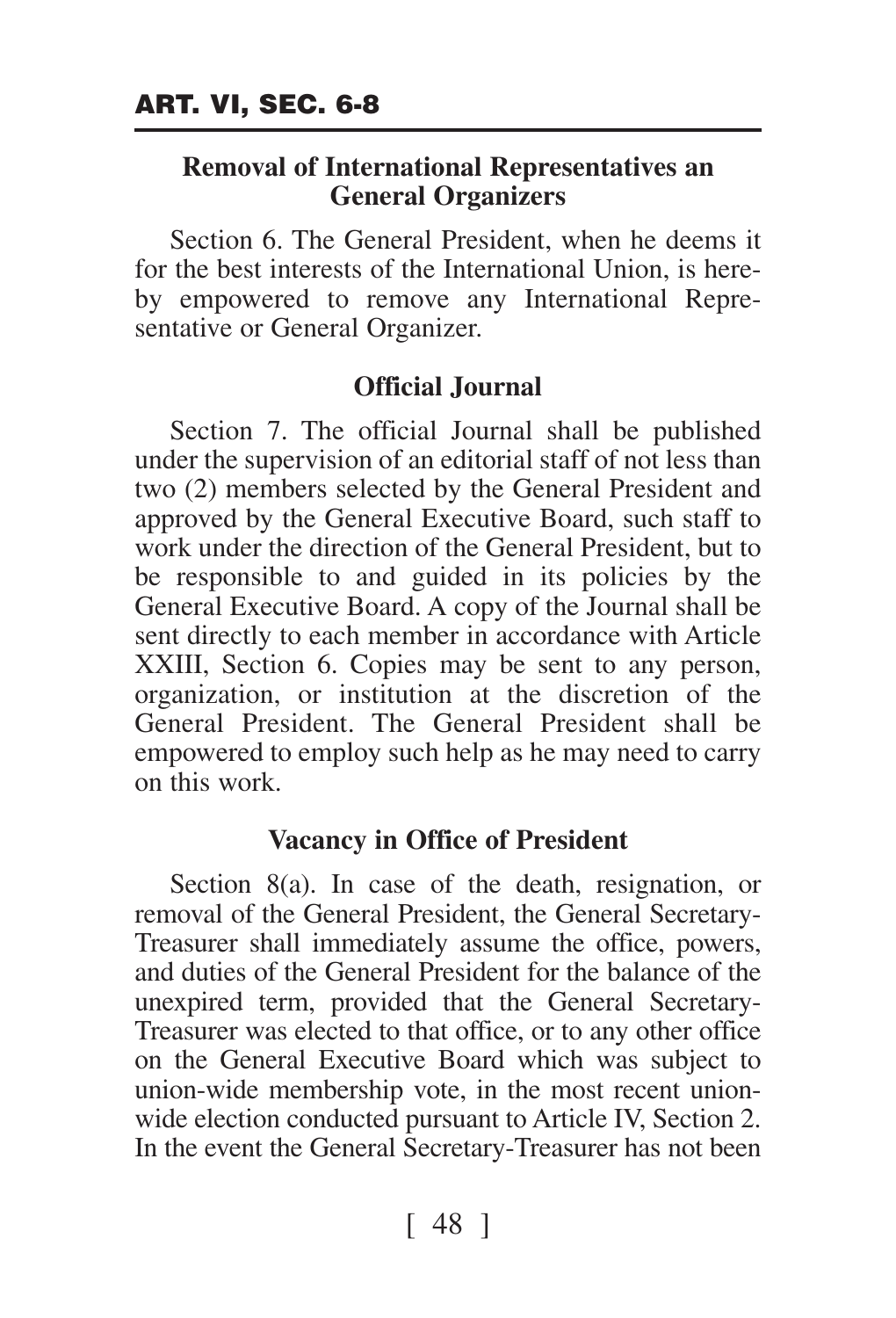### Removal of International Representatives an General Organizers

Section 6. The General President, when he deems it for the best interests of the International Union, is hereby empowered to remove any International Representative or General Organizer.

### Official Journal

Section 7. The official Journal shall be published under the supervision of an editorial staff of not less than two (2) members selected by the General President and approved by the General Executive Board, such staff to work under the direction of the General President, but to be responsible to and guided in its policies by the General Executive Board. A copy of the Journal shall be sent directly to each member in accordance with Article XXIII, Section 6. Copies may be sent to any person, organization, or institution at the discretion of the General President. The General President shall be empowered to employ such help as he may need to carry on this work.

### Vacancy in Office of President

Section 8(a). In case of the death, resignation, or removal of the General President, the General Secretary-Treasurer shall immediately assume the office, powers, and duties of the General President for the balance of the unexpired term, provided that the General Secretary-Treasurer was elected to that office, or to any other office on the General Executive Board which was subject to union-wide membership vote, in the most recent union-wide election conducted pursuant to Article IV, Section 2. In the event the General Secretary-Treasurer has not been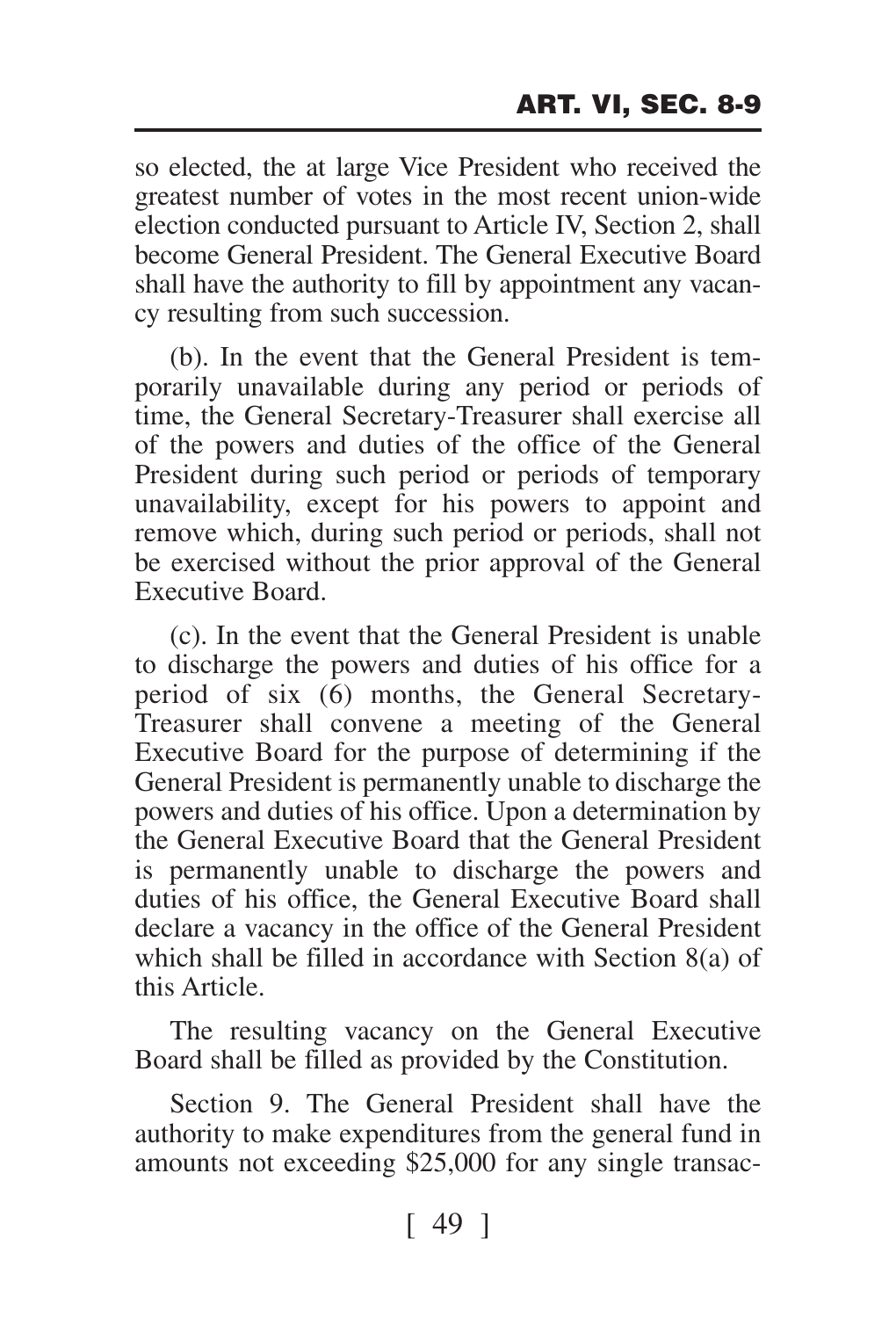so elected, the at large Vice President who received the greatest number of votes in the most recent union-wide election conducted pursuant to Article IV, Section 2, shall become General President. The General Executive Board shall have the authority to fill by appointment any vacancy resulting from such succession.

(b). In the event that the General President is temporarily unavailable during any period or periods of time, the General Secretary-Treasurer shall exercise all of the powers and duties of the office of the General President during such period or periods of temporary unavailability, except for his powers to appoint and remove which, during such period or periods, shall not be exercised without the prior approval of the General Executive Board.

(c). In the event that the General President is unable to discharge the powers and duties of his office for a period of six (6) months, the General Secretary-Treasurer shall convene a meeting of the General Executive Board for the purpose of determining if the General President is permanently unable to discharge the powers and duties of his office. Upon a determination by the General Executive Board that the General President is permanently unable to discharge the powers and duties of his office, the General Executive Board shall declare a vacancy in the office of the General President which shall be filled in accordance with Section 8(a) of this Article.

The resulting vacancy on the General Executive Board shall be filled as provided by the Constitution.

Section 9. The General President shall have the authority to make expenditures from the general fund in amounts not exceeding $25,000 for any single transac-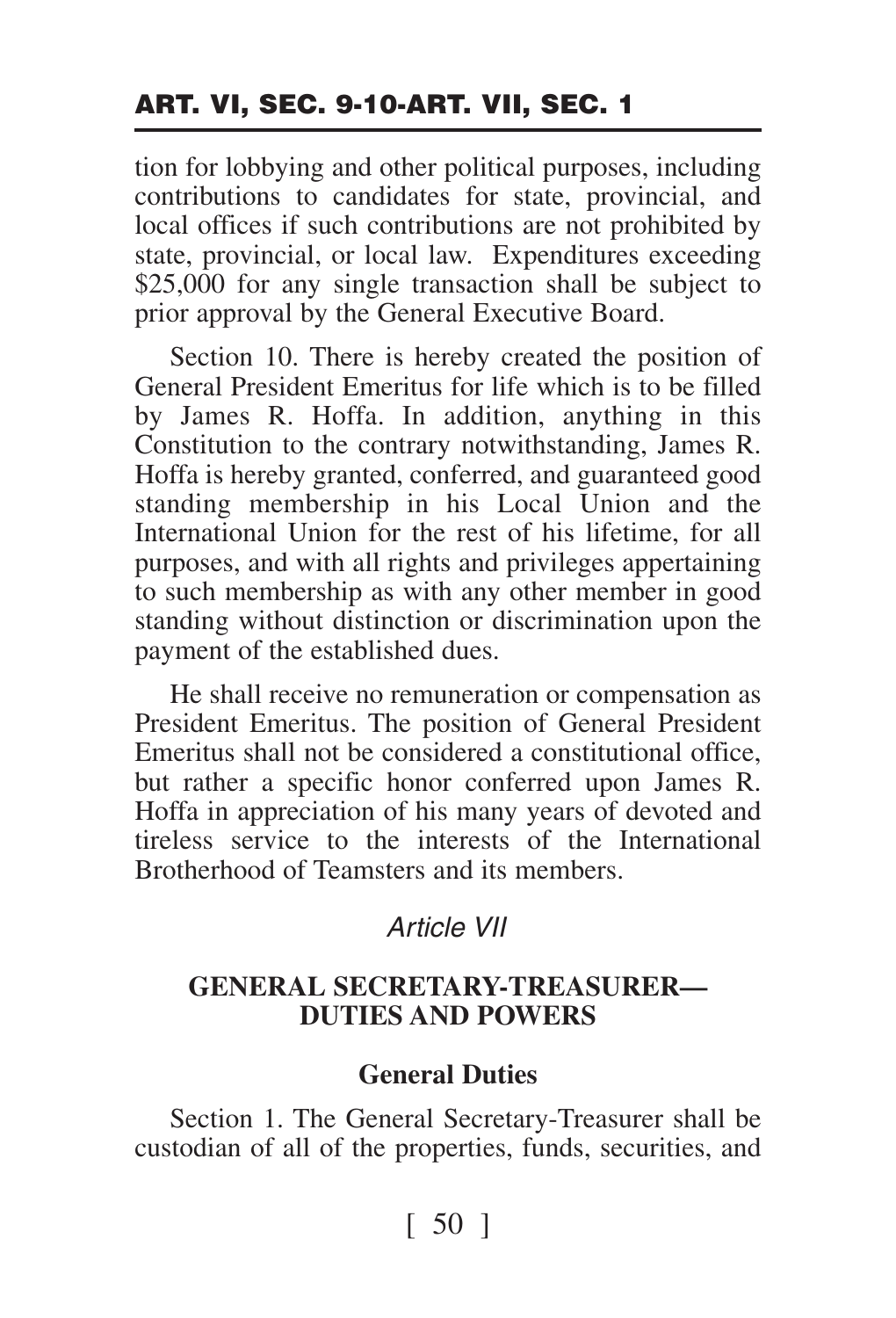tion for lobbying and other political purposes, including contributions to candidates for state, provincial, and local offices if such contributions are not prohibited by state, provincial, or local law. Expenditures exceeding $25,000 for any single transaction shall be subject to prior approval by the General Executive Board.

Section 10. There is hereby created the position of General President Emeritus for life which is to be filled by James R. Hoffa. In addition, anything in this Constitution to the contrary notwithstanding, James R. Hoffa is hereby granted, conferred, and guaranteed good standing membership in his Local Union and the International Union for the rest of his lifetime, for all purposes, and with all rights and privileges appertaining to such membership as with any other member in good standing without distinction or discrimination upon the payment of the established dues.

He shall receive no remuneration or compensation as President Emeritus. The position of General President Emeritus shall not be considered a constitutional office, but rather a specific honor conferred upon James R. Hoffa in appreciation of his many years of devoted and tireless service to the interests of the International Brotherhood of Teamsters and its members.

## *Article VII*

## GENERAL SECRETARY-TREASURER— DUTIES AND POWERS

### General Duties

Section 1. The General Secretary-Treasurer shall be custodian of all of the properties, funds, securities, and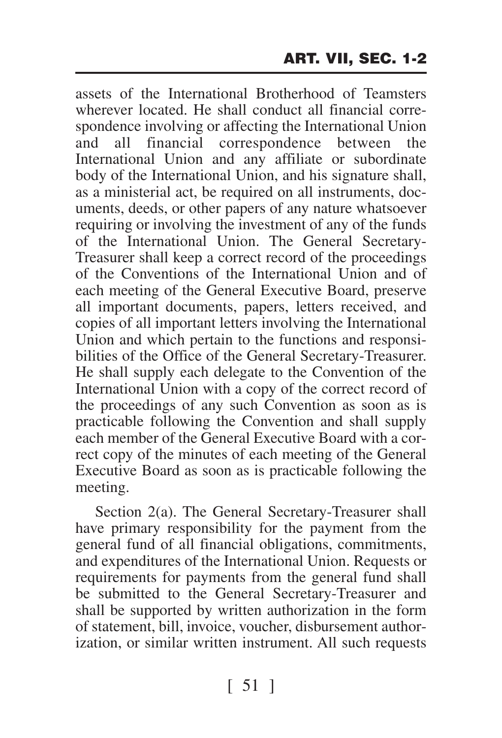assets of the International Brotherhood of Teamsters wherever located. He shall conduct all financial correspondence involving or affecting the International Union and all financial correspondence between the International Union and any affiliate or subordinate body of the International Union, and his signature shall, as a ministerial act, be required on all instruments, documents, deeds, or other papers of any nature whatsoever requiring or involving the investment of any of the funds of the International Union. The General Secretary-Treasurer shall keep a correct record of the proceedings of the Conventions of the International Union and of each meeting of the General Executive Board, preserve all important documents, papers, letters received, and copies of all important letters involving the International Union and which pertain to the functions and responsibilities of the Office of the General Secretary-Treasurer. He shall supply each delegate to the Convention of the International Union with a copy of the correct record of the proceedings of any such Convention as soon as is practicable following the Convention and shall supply each member of the General Executive Board with a correct copy of the minutes of each meeting of the General Executive Board as soon as is practicable following the meeting.

Section 2(a). The General Secretary-Treasurer shall have primary responsibility for the payment from the general fund of all financial obligations, commitments, and expenditures of the International Union. Requests or requirements for payments from the general fund shall be submitted to the General Secretary-Treasurer and shall be supported by written authorization in the form of statement, bill, invoice, voucher, disbursement authorization, or similar written instrument. All such requests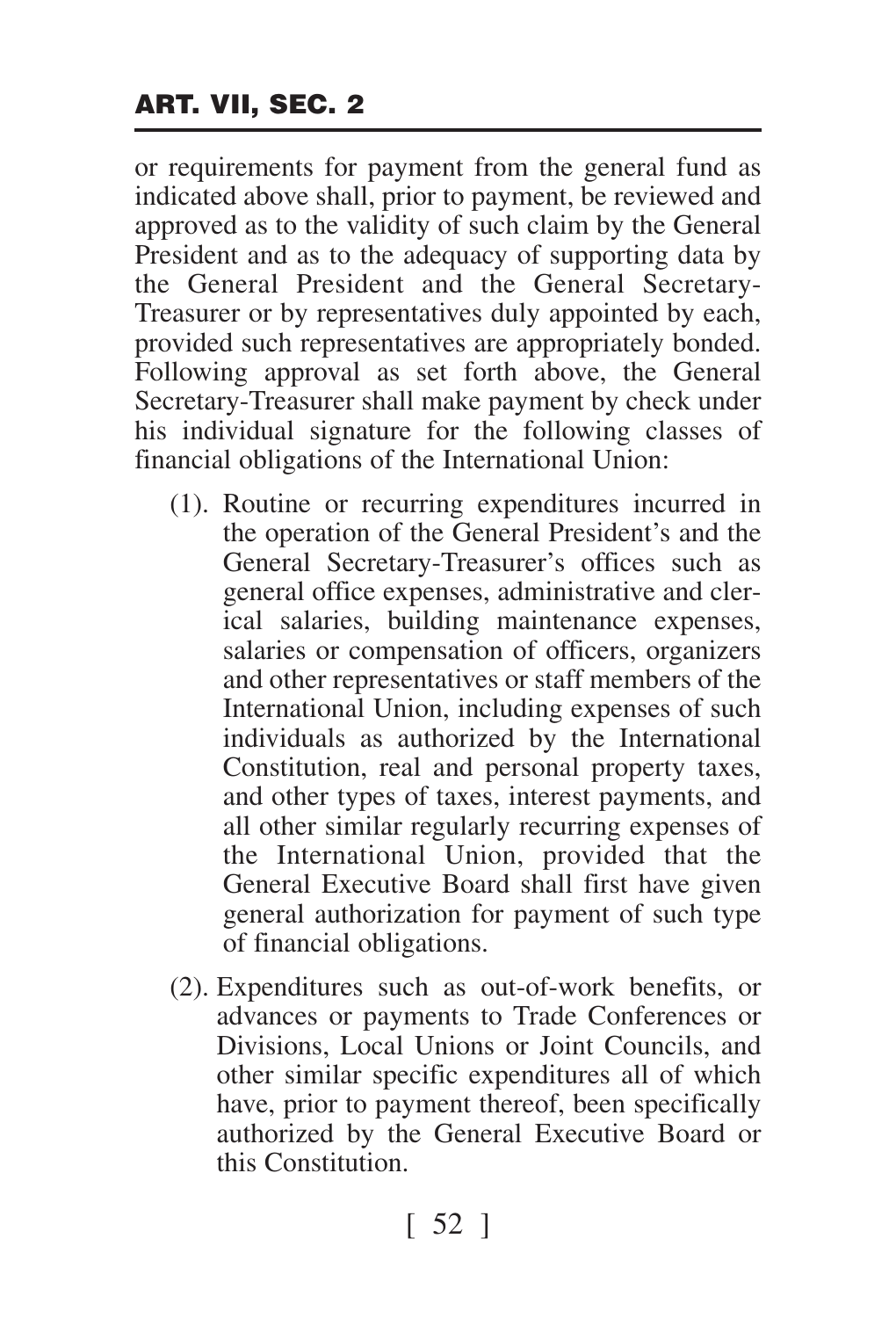or requirements for payment from the general fund as indicated above shall, prior to payment, be reviewed and approved as to the validity of such claim by the General President and as to the adequacy of supporting data by the General President and the General Secretary-Treasurer or by representatives duly appointed by each, provided such representatives are appropriately bonded. Following approval as set forth above, the General Secretary-Treasurer shall make payment by check under his individual signature for the following classes of financial obligations of the International Union:

(1). Routine or recurring expenditures incurred in the operation of the General President's and the General Secretary-Treasurer's offices such as general office expenses, administrative and clerical salaries, building maintenance expenses, salaries or compensation of officers, organizers and other representatives or staff members of the International Union, including expenses of such individuals as authorized by the International Constitution, real and personal property taxes, and other types of taxes, interest payments, and all other similar regularly recurring expenses of the International Union, provided that the General Executive Board shall first have given general authorization for payment of such type of financial obligations.

(2). Expenditures such as out-of-work benefits, or advances or payments to Trade Conferences or Divisions, Local Unions or Joint Councils, and other similar specific expenditures all of which have, prior to payment thereof, been specifically authorized by the General Executive Board or this Constitution.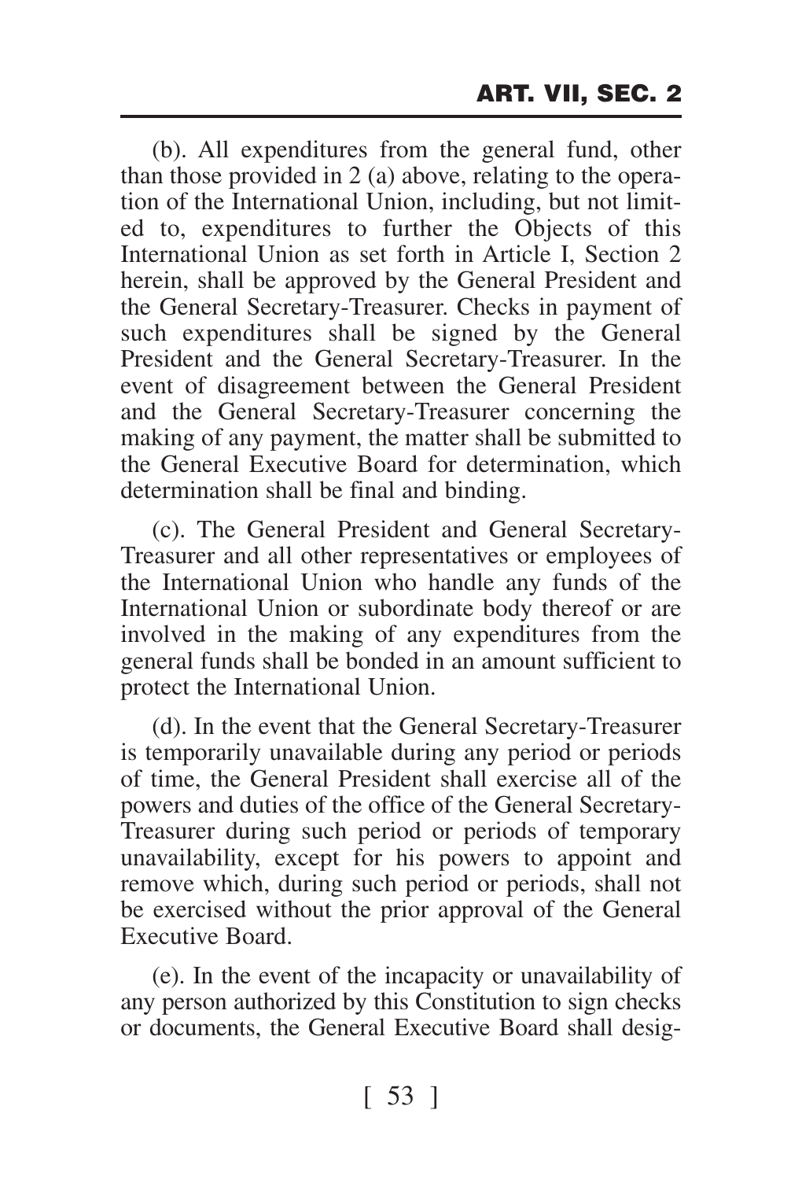(b). All expenditures from the general fund, other than those provided in 2 (a) above, relating to the operation of the International Union, including, but not limited to, expenditures to further the Objects of this International Union as set forth in Article I, Section 2 herein, shall be approved by the General President and the General Secretary-Treasurer. Checks in payment of such expenditures shall be signed by the General President and the General Secretary-Treasurer. In the event of disagreement between the General President and the General Secretary-Treasurer concerning the making of any payment, the matter shall be submitted to the General Executive Board for determination, which determination shall be final and binding.

(c). The General President and General Secretary-Treasurer and all other representatives or employees of the International Union who handle any funds of the International Union or subordinate body thereof or are involved in the making of any expenditures from the general funds shall be bonded in an amount sufficient to protect the International Union.

(d). In the event that the General Secretary-Treasurer is temporarily unavailable during any period or periods of time, the General President shall exercise all of the powers and duties of the office of the General Secretary-Treasurer during such period or periods of temporary unavailability, except for his powers to appoint and remove which, during such period or periods, shall not be exercised without the prior approval of the General Executive Board.

(e). In the event of the incapacity or unavailability of any person authorized by this Constitution to sign checks or documents, the General Executive Board shall desig-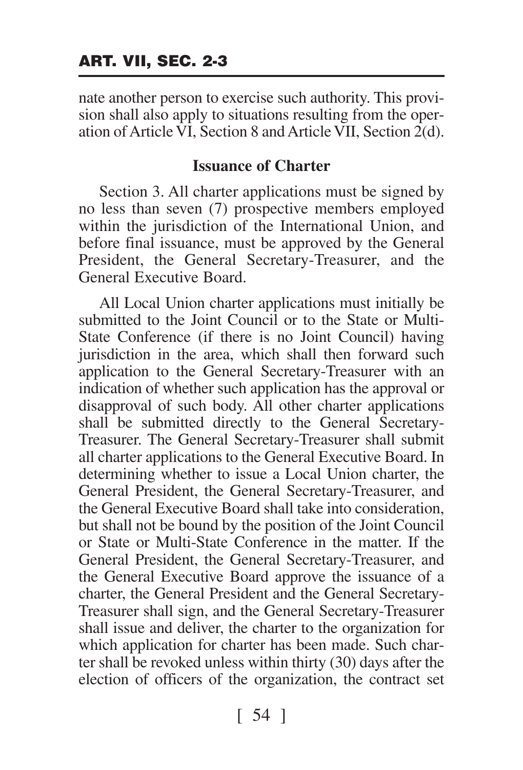nate another person to exercise such authority. This provision shall also apply to situations resulting from the operation of Article VI, Section 8 and Article VII, Section 2(d).

### Issuance of Charter

Section 3. All charter applications must be signed by no less than seven (7) prospective members employed within the jurisdiction of the International Union, and before final issuance, must be approved by the General President, the General Secretary-Treasurer, and the General Executive Board.

All Local Union charter applications must initially be submitted to the Joint Council or to the State or Multi-State Conference (if there is no Joint Council) having jurisdiction in the area, which shall then forward such application to the General Secretary-Treasurer with an indication of whether such application has the approval or disapproval of such body. All other charter applications shall be submitted directly to the General Secretary-Treasurer. The General Secretary-Treasurer shall submit all charter applications to the General Executive Board. In determining whether to issue a Local Union charter, the General President, the General Secretary-Treasurer, and the General Executive Board shall take into consideration, but shall not be bound by the position of the Joint Council or State or Multi-State Conference in the matter. If the General President, the General Secretary-Treasurer, and the General Executive Board approve the issuance of a charter, the General President and the General Secretary-Treasurer shall sign, and the General Secretary-Treasurer shall issue and deliver, the charter to the organization for which application for charter has been made. Such charter shall be revoked unless within thirty (30) days after the election of officers of the organization, the contract set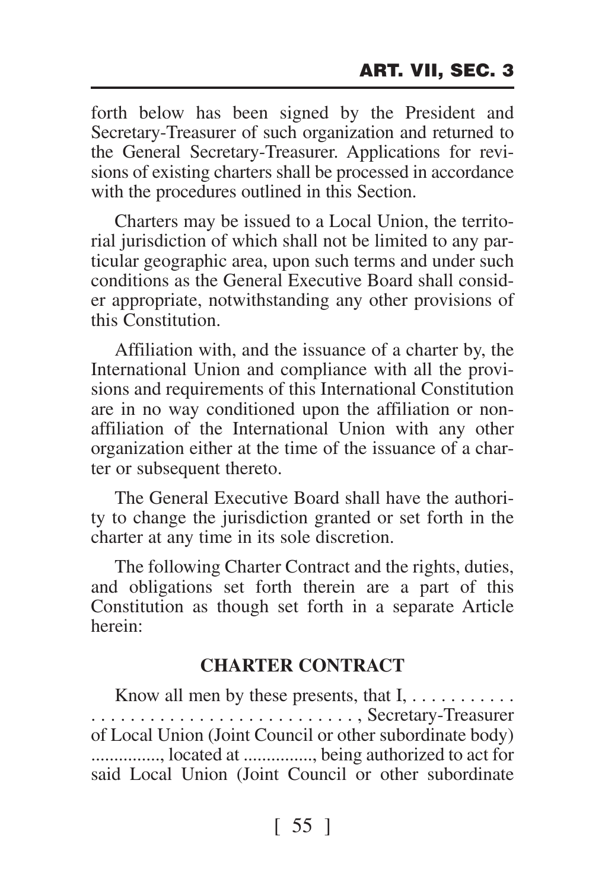forth below has been signed by the President and Secretary-Treasurer of such organization and returned to the General Secretary-Treasurer. Applications for revisions of existing charters shall be processed in accordance with the procedures outlined in this Section.

Charters may be issued to a Local Union, the territorial jurisdiction of which shall not be limited to any particular geographic area, upon such terms and under such conditions as the General Executive Board shall consider appropriate, notwithstanding any other provisions of this Constitution.

Affiliation with, and the issuance of a charter by, the International Union and compliance with all the provisions and requirements of this International Constitution are in no way conditioned upon the affiliation or non-affiliation of the International Union with any other organization either at the time of the issuance of a charter or subsequent thereto.

The General Executive Board shall have the authority to change the jurisdiction granted or set forth in the charter at any time in its sole discretion.

The following Charter Contract and the rights, duties, and obligations set forth therein are a part of this Constitution as though set forth in a separate Article herein:

## CHARTER CONTRACT

Know all men by these presents, that I, . . . . . . . . . . . . . . . . . . . . . . . . . . . . . . . . . . . . . . . . , Secretary-Treasurer of Local Union (Joint Council or other subordinate body) .............., located at .............., being authorized to act for said Local Union (Joint Council or other subordinate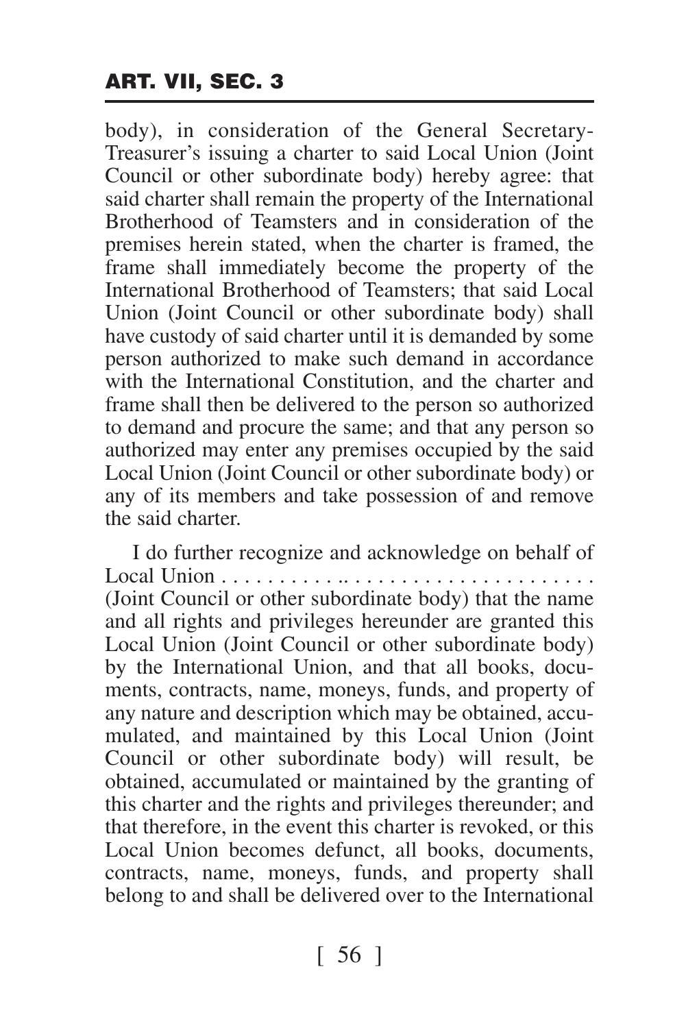body), in consideration of the General Secretary-Treasurer's issuing a charter to said Local Union (Joint Council or other subordinate body) hereby agree: that said charter shall remain the property of the International Brotherhood of Teamsters and in consideration of the premises herein stated, when the charter is framed, the frame shall immediately become the property of the International Brotherhood of Teamsters; that said Local Union (Joint Council or other subordinate body) shall have custody of said charter until it is demanded by some person authorized to make such demand in accordance with the International Constitution, and the charter and frame shall then be delivered to the person so authorized to demand and procure the same; and that any person so authorized may enter any premises occupied by the said Local Union (Joint Council or other subordinate body) or any of its members and take possession of and remove the said charter.

I do further recognize and acknowledge on behalf of Local Union . . . . . . . . . . .. . . . . . . . . . . . . . . . . . . . . . (Joint Council or other subordinate body) that the name and all rights and privileges hereunder are granted this Local Union (Joint Council or other subordinate body) by the International Union, and that all books, documents, contracts, name, moneys, funds, and property of any nature and description which may be obtained, accumulated, and maintained by this Local Union (Joint Council or other subordinate body) will result, be obtained, accumulated or maintained by the granting of this charter and the rights and privileges thereunder; and that therefore, in the event this charter is revoked, or this Local Union becomes defunct, all books, documents, contracts, name, moneys, funds, and property shall belong to and shall be delivered over to the International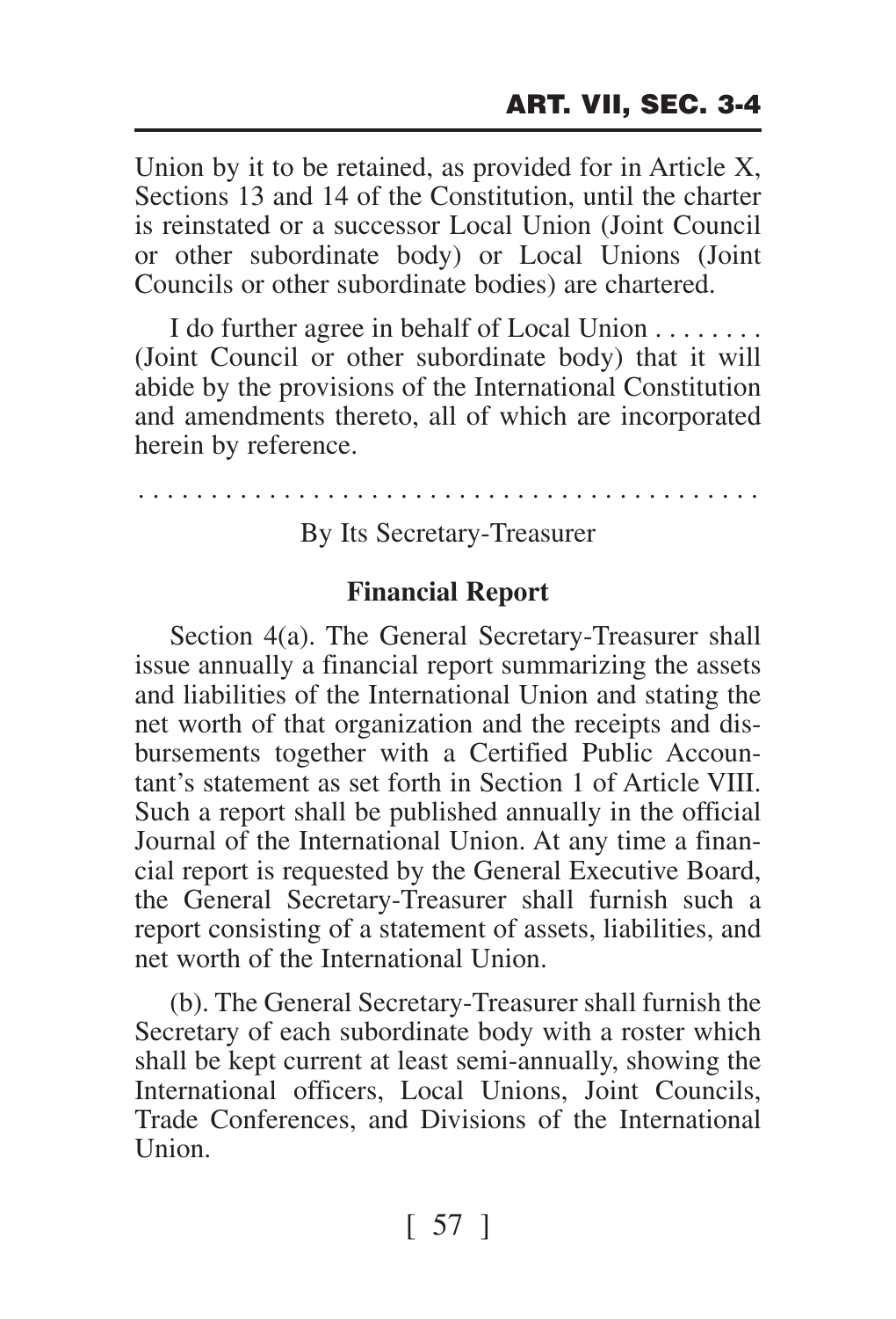Union by it to be retained, as provided for in Article X, Sections 13 and 14 of the Constitution, until the charter is reinstated or a successor Local Union (Joint Council or other subordinate body) or Local Unions (Joint Councils or other subordinate bodies) are chartered.

I do further agree in behalf of Local Union . . . . . . . . (Joint Council or other subordinate body) that it will abide by the provisions of the International Constitution and amendments thereto, all of which are incorporated herein by reference.

. . . . . . . . . . . . . . . . . . . . . . . . . . . . . . . . . . . . . . . . . .

By Its Secretary-Treasurer

**Financial Report**

Section 4(a). The General Secretary-Treasurer shall issue annually a financial report summarizing the assets and liabilities of the International Union and stating the net worth of that organization and the receipts and disbursements together with a Certified Public Accountant's statement as set forth in Section 1 of Article VIII. Such a report shall be published annually in the official Journal of the International Union. At any time a financial report is requested by the General Executive Board, the General Secretary-Treasurer shall furnish such a report consisting of a statement of assets, liabilities, and net worth of the International Union.

(b). The General Secretary-Treasurer shall furnish the Secretary of each subordinate body with a roster which shall be kept current at least semi-annually, showing the International officers, Local Unions, Joint Councils, Trade Conferences, and Divisions of the International Union.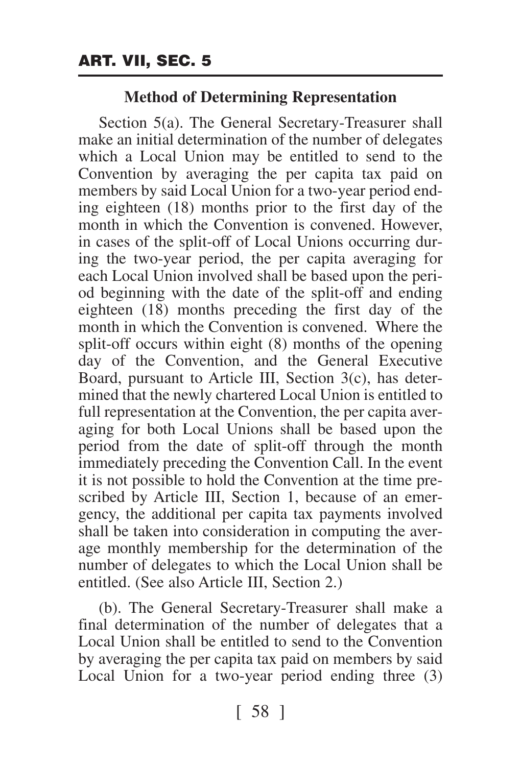### Method of Determining Representation

Section 5(a). The General Secretary-Treasurer shall make an initial determination of the number of delegates which a Local Union may be entitled to send to the Convention by averaging the per capita tax paid on members by said Local Union for a two-year period ending eighteen (18) months prior to the first day of the month in which the Convention is convened. However, in cases of the split-off of Local Unions occurring during the two-year period, the per capita averaging for each Local Union involved shall be based upon the period beginning with the date of the split-off and ending eighteen (18) months preceding the first day of the month in which the Convention is convened. Where the split-off occurs within eight (8) months of the opening day of the Convention, and the General Executive Board, pursuant to Article III, Section 3(c), has determined that the newly chartered Local Union is entitled to full representation at the Convention, the per capita averaging for both Local Unions shall be based upon the period from the date of split-off through the month immediately preceding the Convention Call. In the event it is not possible to hold the Convention at the time prescribed by Article III, Section 1, because of an emergency, the additional per capita tax payments involved shall be taken into consideration in computing the average monthly membership for the determination of the number of delegates to which the Local Union shall be entitled. (See also Article III, Section 2.)

(b). The General Secretary-Treasurer shall make a final determination of the number of delegates that a Local Union shall be entitled to send to the Convention by averaging the per capita tax paid on members by said Local Union for a two-year period ending three (3)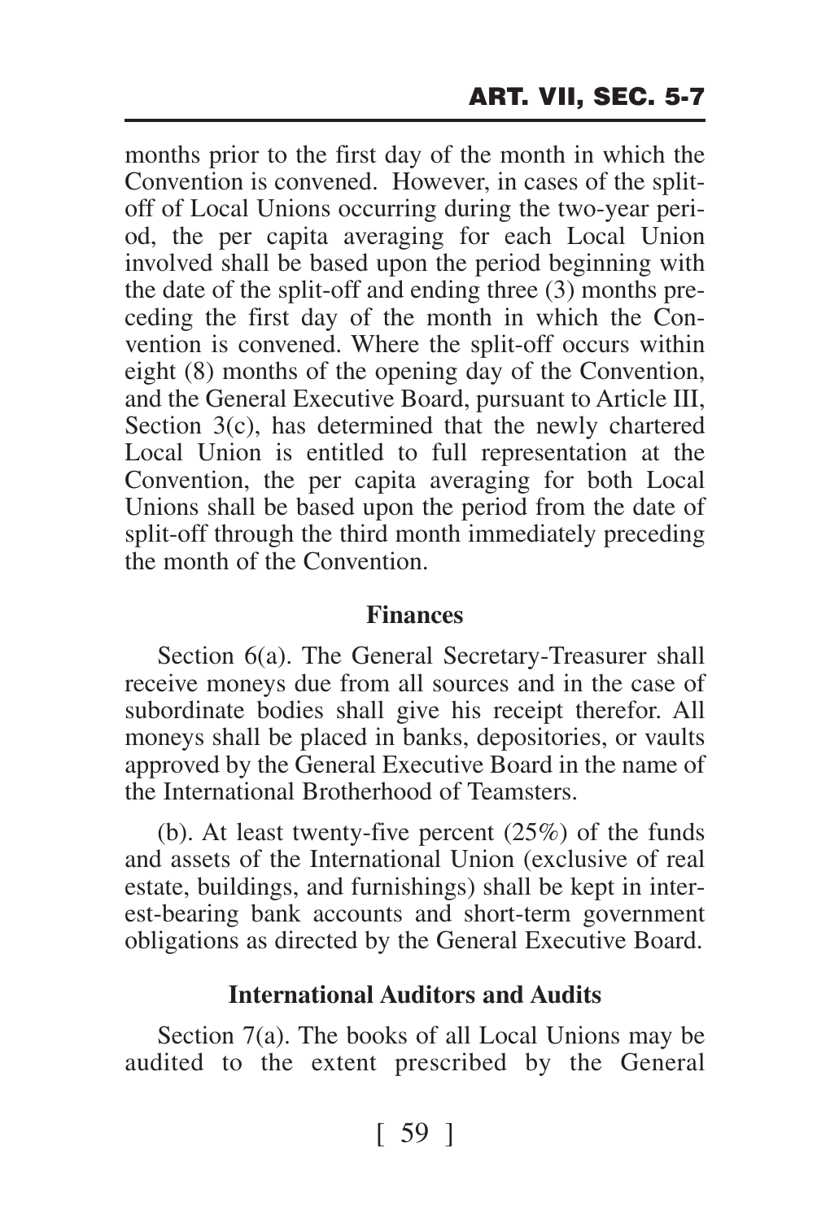months prior to the first day of the month in which the Convention is convened. However, in cases of the split-off of Local Unions occurring during the two-year period, the per capita averaging for each Local Union involved shall be based upon the period beginning with the date of the split-off and ending three (3) months preceding the first day of the month in which the Convention is convened. Where the split-off occurs within eight (8) months of the opening day of the Convention, and the General Executive Board, pursuant to Article III, Section 3(c), has determined that the newly chartered Local Union is entitled to full representation at the Convention, the per capita averaging for both Local Unions shall be based upon the period from the date of split-off through the third month immediately preceding the month of the Convention.

### Finances

Section 6(a). The General Secretary-Treasurer shall receive moneys due from all sources and in the case of subordinate bodies shall give his receipt therefor. All moneys shall be placed in banks, depositories, or vaults approved by the General Executive Board in the name of the International Brotherhood of Teamsters.

(b). At least twenty-five percent (25%) of the funds and assets of the International Union (exclusive of real estate, buildings, and furnishings) shall be kept in interest-bearing bank accounts and short-term government obligations as directed by the General Executive Board.

### International Auditors and Audits

Section 7(a). The books of all Local Unions may be audited to the extent prescribed by the General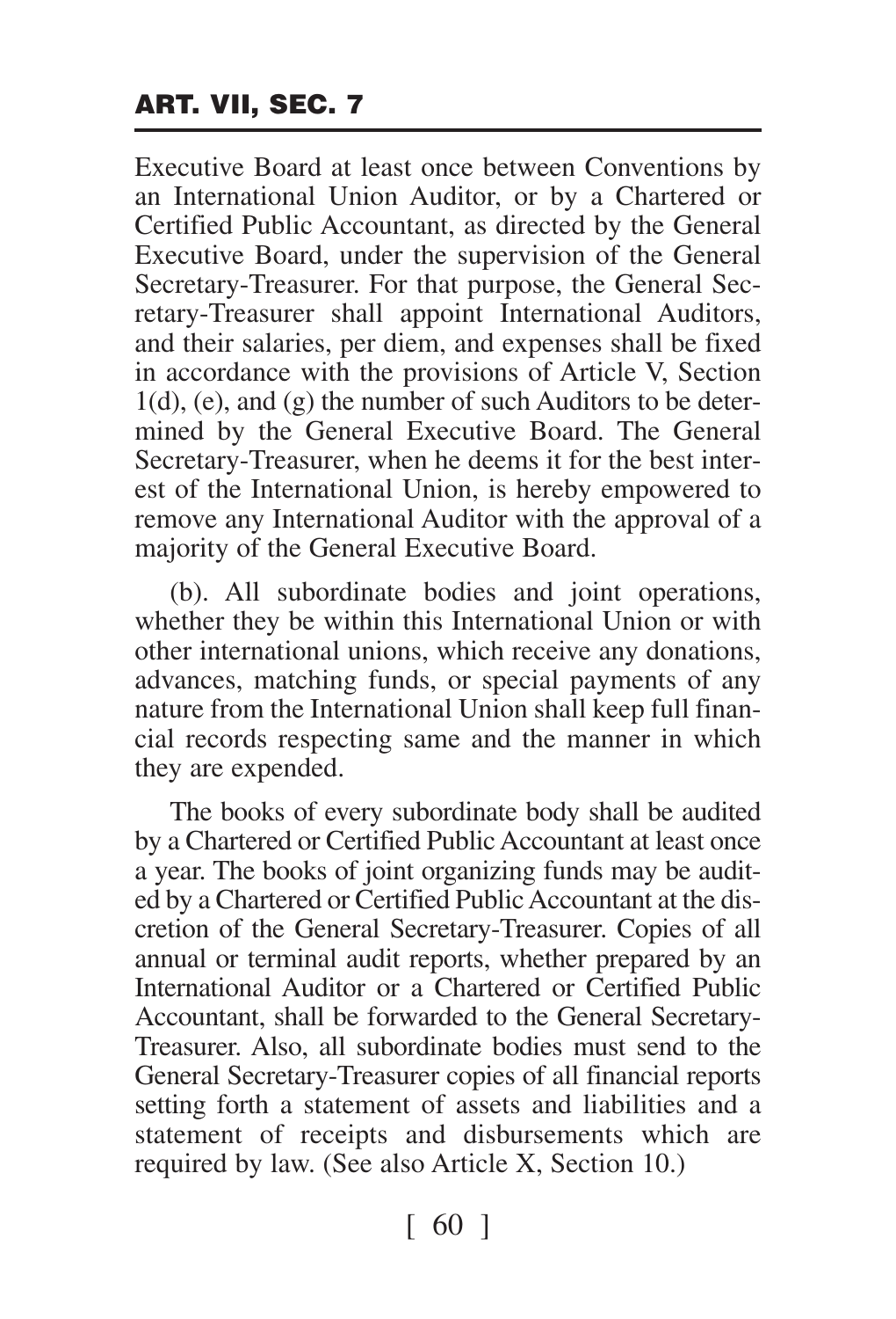Executive Board at least once between Conventions by an International Union Auditor, or by a Chartered or Certified Public Accountant, as directed by the General Executive Board, under the supervision of the General Secretary-Treasurer. For that purpose, the General Secretary-Treasurer shall appoint International Auditors, and their salaries, per diem, and expenses shall be fixed in accordance with the provisions of Article V, Section 1(d), (e), and (g) the number of such Auditors to be determined by the General Executive Board. The General Secretary-Treasurer, when he deems it for the best interest of the International Union, is hereby empowered to remove any International Auditor with the approval of a majority of the General Executive Board.

(b). All subordinate bodies and joint operations, whether they be within this International Union or with other international unions, which receive any donations, advances, matching funds, or special payments of any nature from the International Union shall keep full financial records respecting same and the manner in which they are expended.

The books of every subordinate body shall be audited by a Chartered or Certified Public Accountant at least once a year. The books of joint organizing funds may be audited by a Chartered or Certified Public Accountant at the discretion of the General Secretary-Treasurer. Copies of all annual or terminal audit reports, whether prepared by an International Auditor or a Chartered or Certified Public Accountant, shall be forwarded to the General Secretary-Treasurer. Also, all subordinate bodies must send to the General Secretary-Treasurer copies of all financial reports setting forth a statement of assets and liabilities and a statement of receipts and disbursements which are required by law. (See also Article X, Section 10.)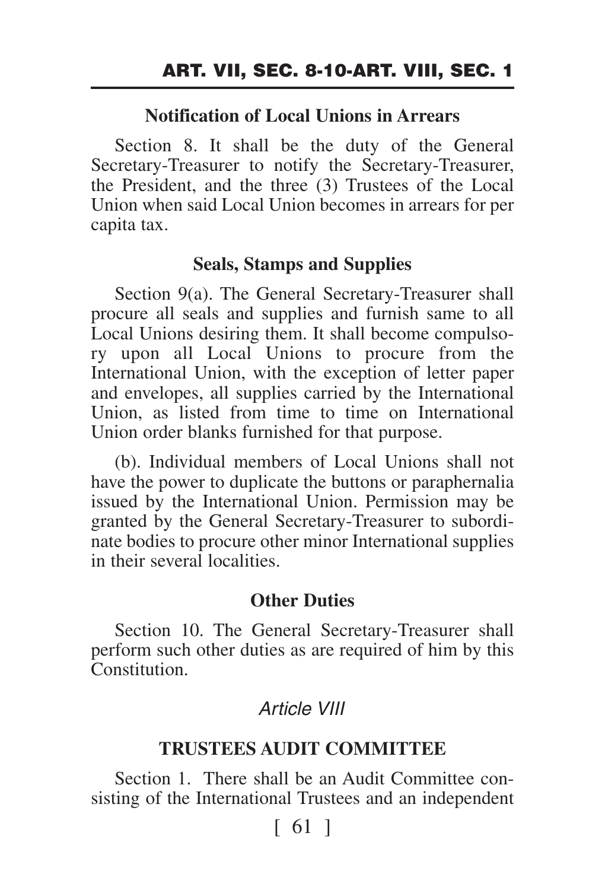### Notification of Local Unions in Arrears

Section 8. It shall be the duty of the General Secretary-Treasurer to notify the Secretary-Treasurer, the President, and the three (3) Trustees of the Local Union when said Local Union becomes in arrears for per capita tax.

### Seals, Stamps and Supplies

Section 9(a). The General Secretary-Treasurer shall procure all seals and supplies and furnish same to all Local Unions desiring them. It shall become compulsory upon all Local Unions to procure from the International Union, with the exception of letter paper and envelopes, all supplies carried by the International Union, as listed from time to time on International Union order blanks furnished for that purpose.

(b). Individual members of Local Unions shall not have the power to duplicate the buttons or paraphernalia issued by the International Union. Permission may be granted by the General Secretary-Treasurer to subordinate bodies to procure other minor International supplies in their several localities.

### Other Duties

Section 10. The General Secretary-Treasurer shall perform such other duties as are required of him by this Constitution.

## *Article VIII*

## TRUSTEES AUDIT COMMITTEE

Section 1. There shall be an Audit Committee consisting of the International Trustees and an independent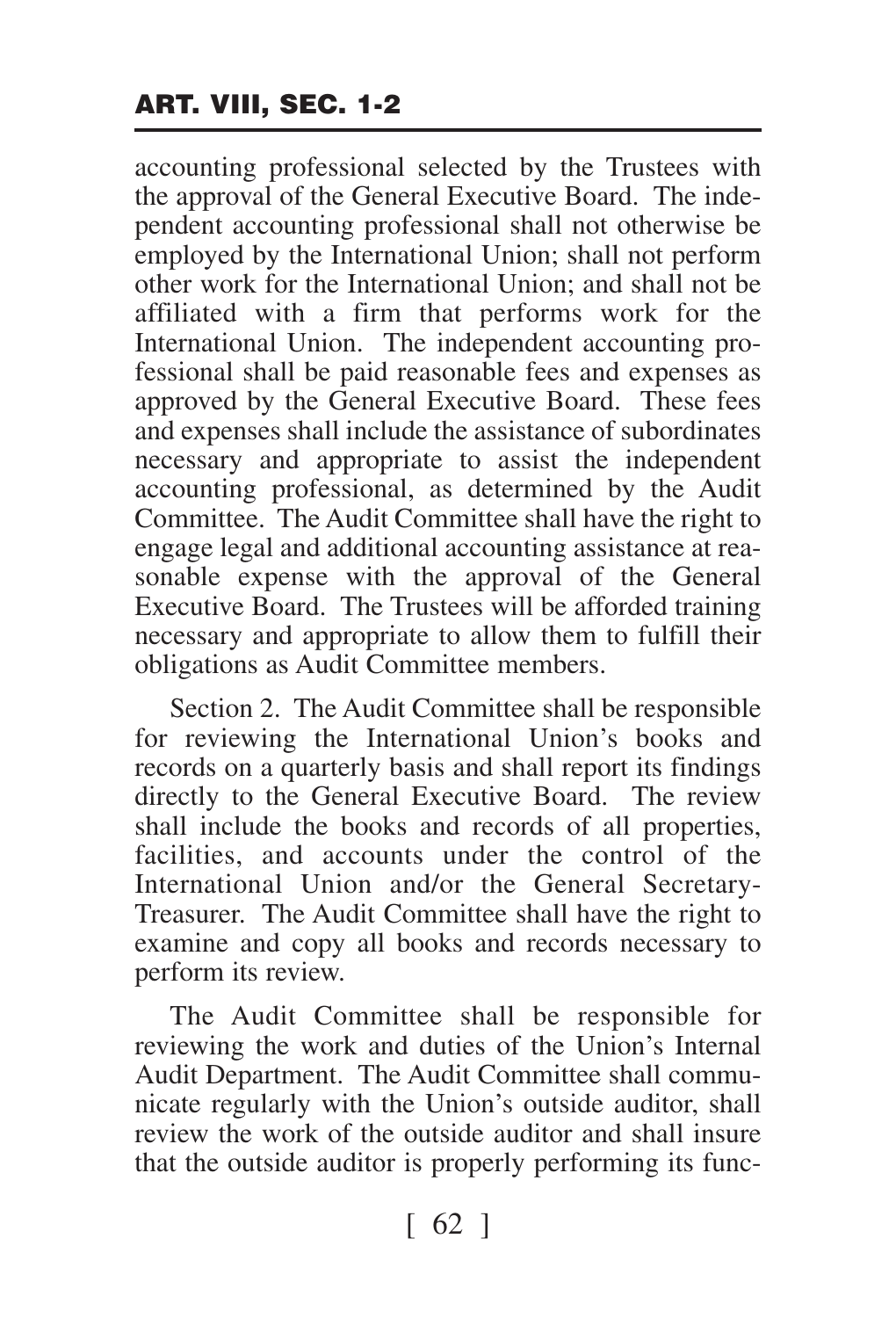accounting professional selected by the Trustees with the approval of the General Executive Board. The independent accounting professional shall not otherwise be employed by the International Union; shall not perform other work for the International Union; and shall not be affiliated with a firm that performs work for the International Union. The independent accounting professional shall be paid reasonable fees and expenses as approved by the General Executive Board. These fees and expenses shall include the assistance of subordinates necessary and appropriate to assist the independent accounting professional, as determined by the Audit Committee. The Audit Committee shall have the right to engage legal and additional accounting assistance at reasonable expense with the approval of the General Executive Board. The Trustees will be afforded training necessary and appropriate to allow them to fulfill their obligations as Audit Committee members.

Section 2. The Audit Committee shall be responsible for reviewing the International Union's books and records on a quarterly basis and shall report its findings directly to the General Executive Board. The review shall include the books and records of all properties, facilities, and accounts under the control of the International Union and/or the General Secretary-Treasurer. The Audit Committee shall have the right to examine and copy all books and records necessary to perform its review.

The Audit Committee shall be responsible for reviewing the work and duties of the Union's Internal Audit Department. The Audit Committee shall communicate regularly with the Union's outside auditor, shall review the work of the outside auditor and shall insure that the outside auditor is properly performing its func-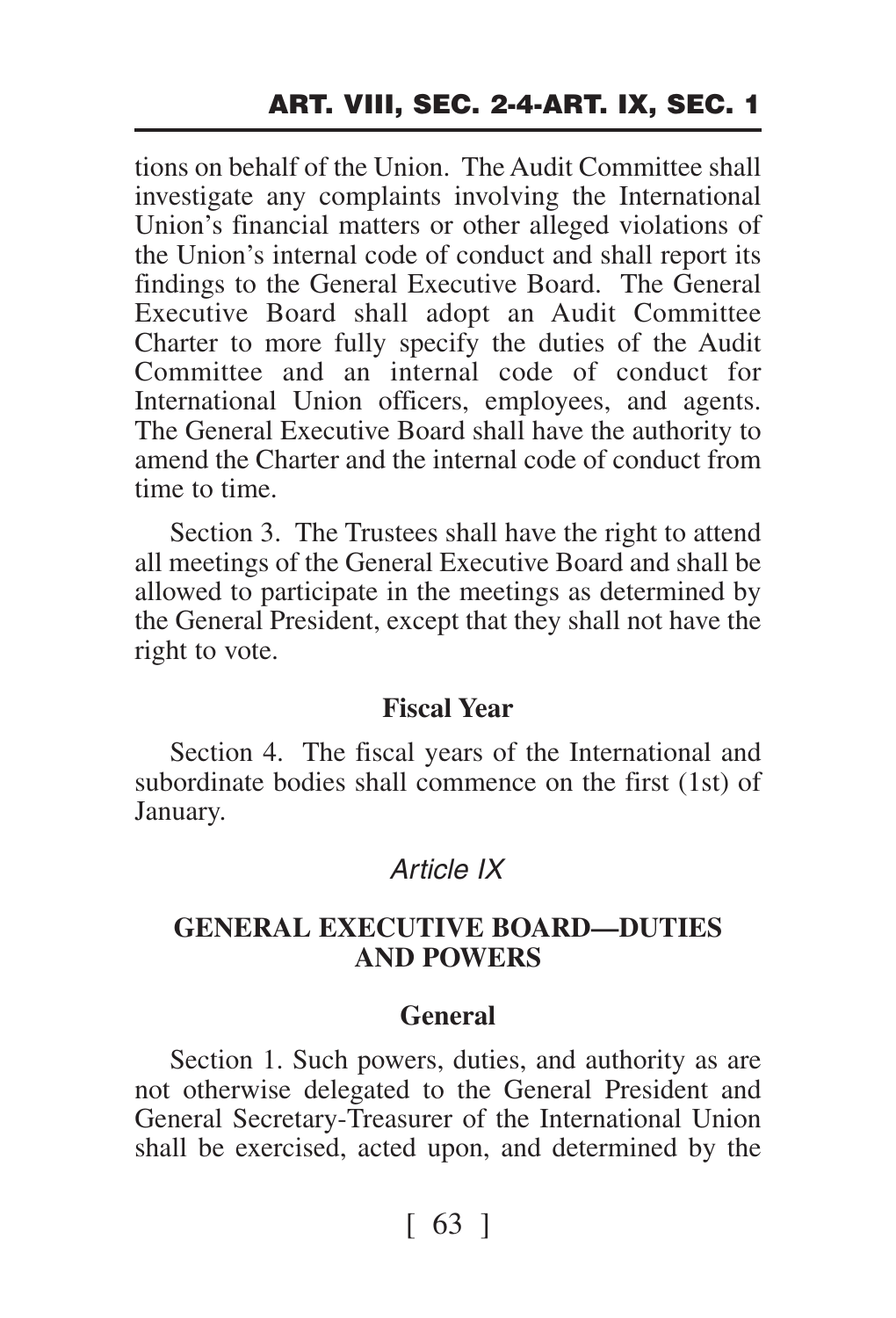tions on behalf of the Union. The Audit Committee shall investigate any complaints involving the International Union's financial matters or other alleged violations of the Union's internal code of conduct and shall report its findings to the General Executive Board. The General Executive Board shall adopt an Audit Committee Charter to more fully specify the duties of the Audit Committee and an internal code of conduct for International Union officers, employees, and agents. The General Executive Board shall have the authority to amend the Charter and the internal code of conduct from time to time.

Section 3. The Trustees shall have the right to attend all meetings of the General Executive Board and shall be allowed to participate in the meetings as determined by the General President, except that they shall not have the right to vote.

### Fiscal Year

Section 4. The fiscal years of the International and subordinate bodies shall commence on the first (1st) of January.

## *Article IX*

## GENERAL EXECUTIVE BOARD—DUTIES AND POWERS

### General

Section 1. Such powers, duties, and authority as are not otherwise delegated to the General President and General Secretary-Treasurer of the International Union shall be exercised, acted upon, and determined by the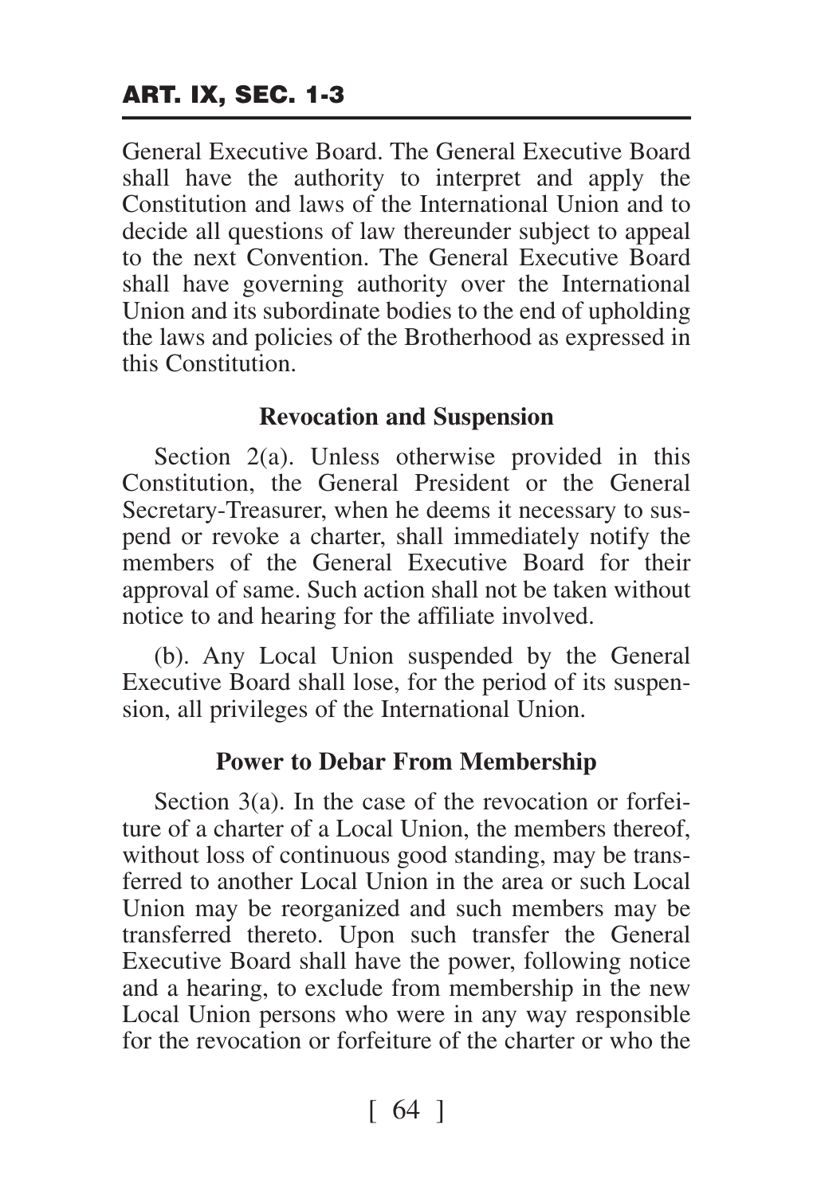General Executive Board. The General Executive Board shall have the authority to interpret and apply the Constitution and laws of the International Union and to decide all questions of law thereunder subject to appeal to the next Convention. The General Executive Board shall have governing authority over the International Union and its subordinate bodies to the end of upholding the laws and policies of the Brotherhood as expressed in this Constitution.

### Revocation and Suspension

Section 2(a). Unless otherwise provided in this Constitution, the General President or the General Secretary-Treasurer, when he deems it necessary to suspend or revoke a charter, shall immediately notify the members of the General Executive Board for their approval of same. Such action shall not be taken without notice to and hearing for the affiliate involved.

(b). Any Local Union suspended by the General Executive Board shall lose, for the period of its suspension, all privileges of the International Union.

### Power to Debar From Membership

Section 3(a). In the case of the revocation or forfeiture of a charter of a Local Union, the members thereof, without loss of continuous good standing, may be transferred to another Local Union in the area or such Local Union may be reorganized and such members may be transferred thereto. Upon such transfer the General Executive Board shall have the power, following notice and a hearing, to exclude from membership in the new Local Union persons who were in any way responsible for the revocation or forfeiture of the charter or who the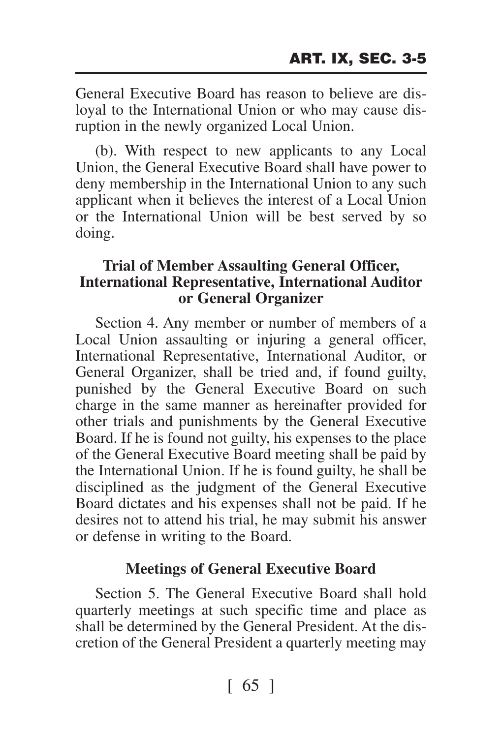General Executive Board has reason to believe are disloyal to the International Union or who may cause disruption in the newly organized Local Union.

(b). With respect to new applicants to any Local Union, the General Executive Board shall have power to deny membership in the International Union to any such applicant when it believes the interest of a Local Union or the International Union will be best served by so doing.

**Trial of Member Assaulting General Officer, International Representative, International Auditor or General Organizer**

Section 4. Any member or number of members of a Local Union assaulting or injuring a general officer, International Representative, International Auditor, or General Organizer, shall be tried and, if found guilty, punished by the General Executive Board on such charge in the same manner as hereinafter provided for other trials and punishments by the General Executive Board. If he is found not guilty, his expenses to the place of the General Executive Board meeting shall be paid by the International Union. If he is found guilty, he shall be disciplined as the judgment of the General Executive Board dictates and his expenses shall not be paid. If he desires not to attend his trial, he may submit his answer or defense in writing to the Board.

**Meetings of General Executive Board**

Section 5. The General Executive Board shall hold quarterly meetings at such specific time and place as shall be determined by the General President. At the discretion of the General President a quarterly meeting may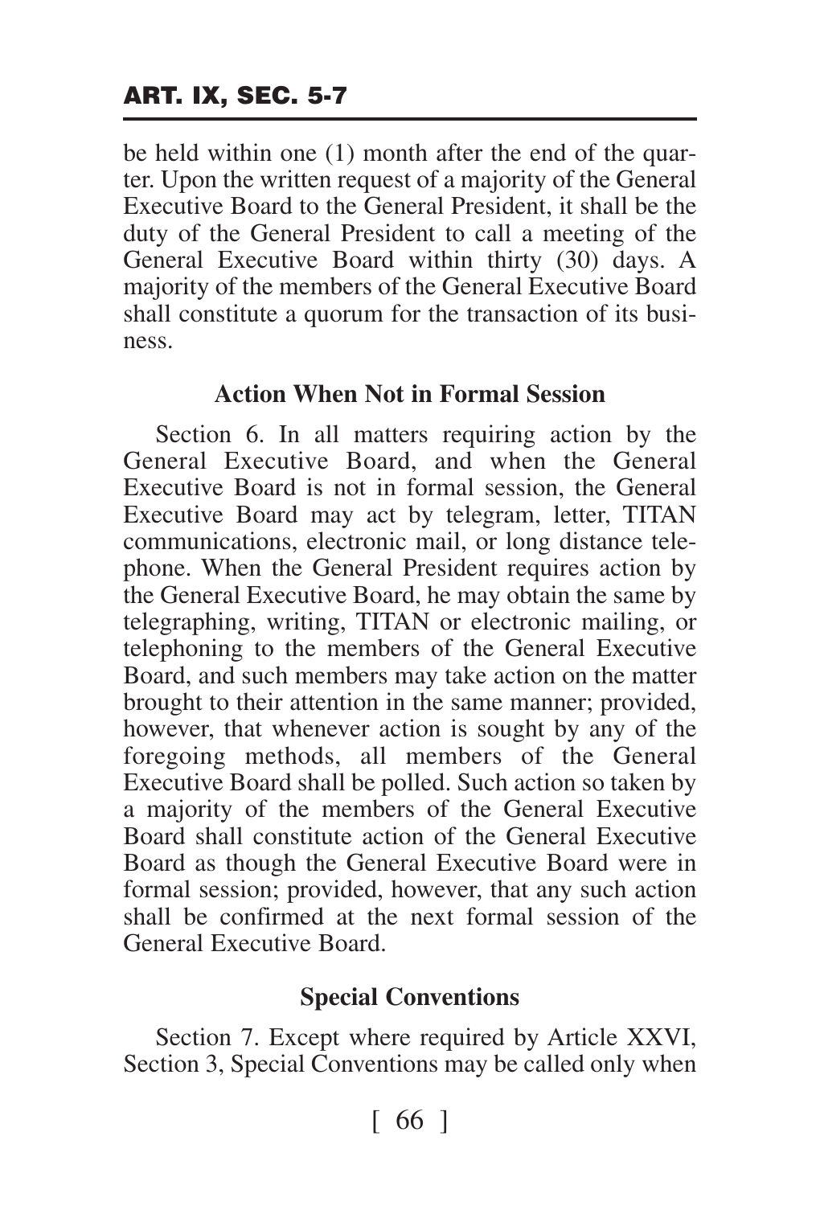be held within one (1) month after the end of the quarter. Upon the written request of a majority of the General Executive Board to the General President, it shall be the duty of the General President to call a meeting of the General Executive Board within thirty (30) days. A majority of the members of the General Executive Board shall constitute a quorum for the transaction of its business.

### Action When Not in Formal Session

Section 6. In all matters requiring action by the General Executive Board, and when the General Executive Board is not in formal session, the General Executive Board may act by telegram, letter, TITAN communications, electronic mail, or long distance telephone. When the General President requires action by the General Executive Board, he may obtain the same by telegraphing, writing, TITAN or electronic mailing, or telephoning to the members of the General Executive Board, and such members may take action on the matter brought to their attention in the same manner; provided, however, that whenever action is sought by any of the foregoing methods, all members of the General Executive Board shall be polled. Such action so taken by a majority of the members of the General Executive Board shall constitute action of the General Executive Board as though the General Executive Board were in formal session; provided, however, that any such action shall be confirmed at the next formal session of the General Executive Board.

### Special Conventions

Section 7. Except where required by Article XXVI, Section 3, Special Conventions may be called only when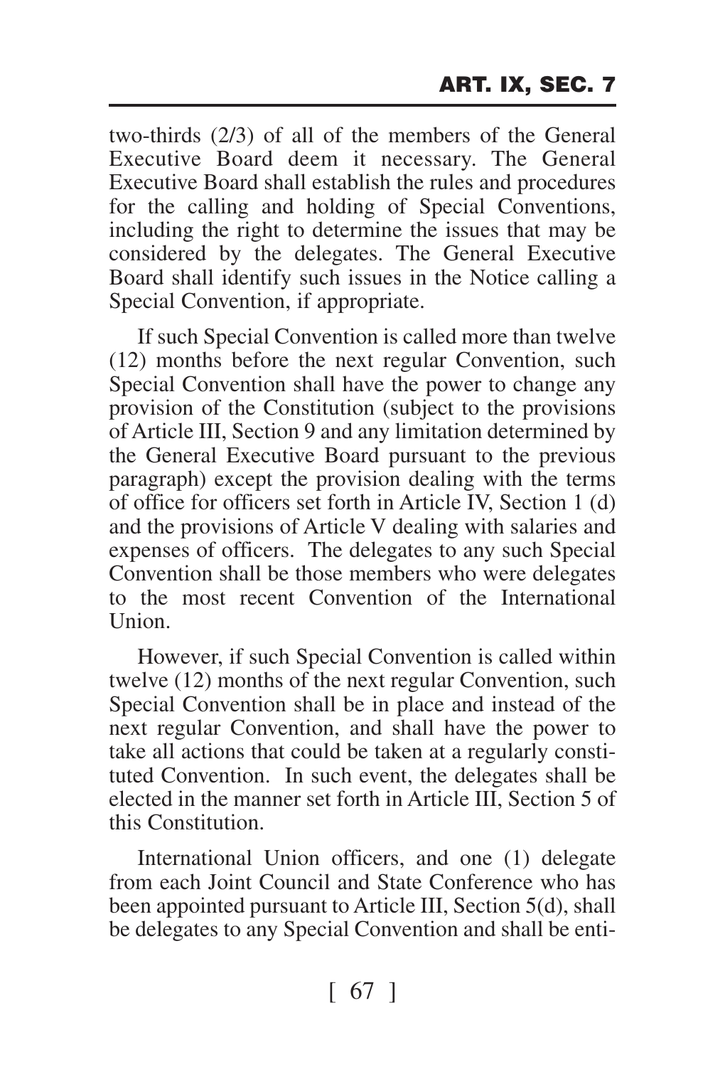two-thirds (2/3) of all of the members of the General Executive Board deem it necessary. The General Executive Board shall establish the rules and procedures for the calling and holding of Special Conventions, including the right to determine the issues that may be considered by the delegates. The General Executive Board shall identify such issues in the Notice calling a Special Convention, if appropriate.

If such Special Convention is called more than twelve (12) months before the next regular Convention, such Special Convention shall have the power to change any provision of the Constitution (subject to the provisions of Article III, Section 9 and any limitation determined by the General Executive Board pursuant to the previous paragraph) except the provision dealing with the terms of office for officers set forth in Article IV, Section 1 (d) and the provisions of Article V dealing with salaries and expenses of officers. The delegates to any such Special Convention shall be those members who were delegates to the most recent Convention of the International Union.

However, if such Special Convention is called within twelve (12) months of the next regular Convention, such Special Convention shall be in place and instead of the next regular Convention, and shall have the power to take all actions that could be taken at a regularly constituted Convention. In such event, the delegates shall be elected in the manner set forth in Article III, Section 5 of this Constitution.

International Union officers, and one (1) delegate from each Joint Council and State Conference who has been appointed pursuant to Article III, Section 5(d), shall be delegates to any Special Convention and shall be enti-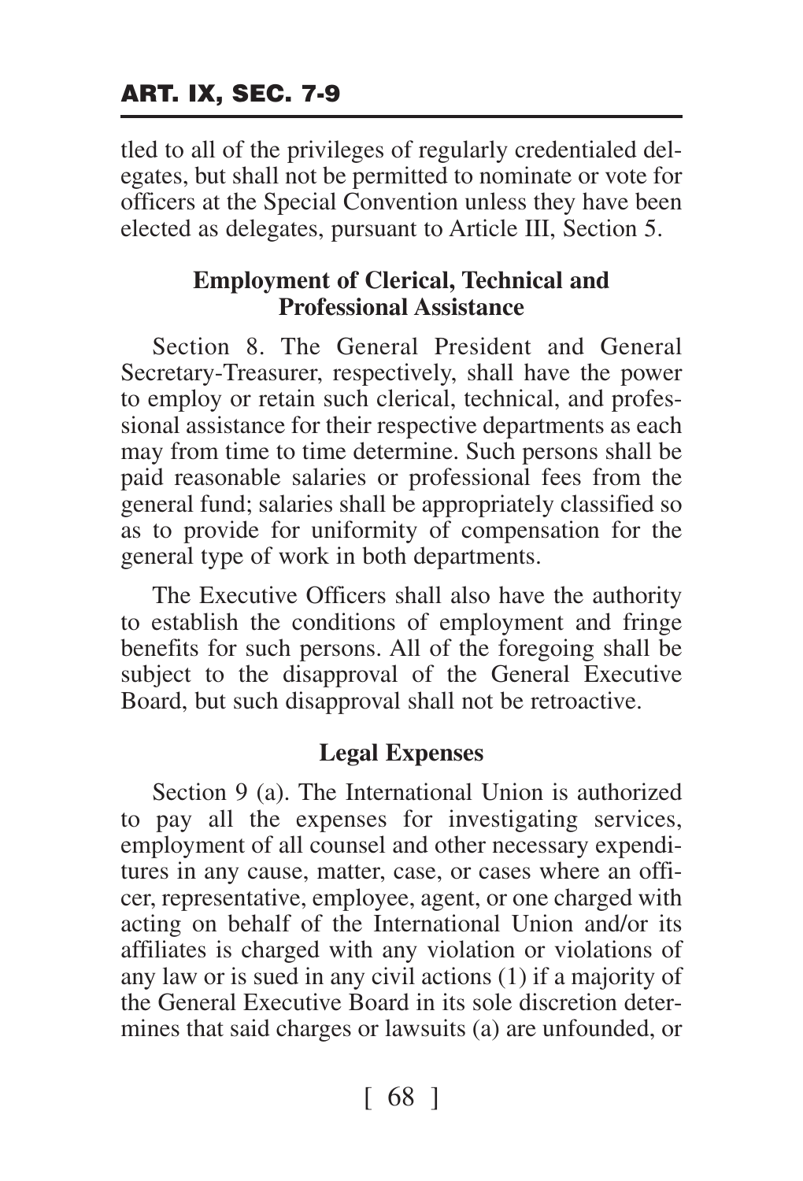tled to all of the privileges of regularly credentialed delegates, but shall not be permitted to nominate or vote for officers at the Special Convention unless they have been elected as delegates, pursuant to Article III, Section 5.

### Employment of Clerical, Technical and Professional Assistance

Section 8. The General President and General Secretary-Treasurer, respectively, shall have the power to employ or retain such clerical, technical, and professional assistance for their respective departments as each may from time to time determine. Such persons shall be paid reasonable salaries or professional fees from the general fund; salaries shall be appropriately classified so as to provide for uniformity of compensation for the general type of work in both departments.

The Executive Officers shall also have the authority to establish the conditions of employment and fringe benefits for such persons. All of the foregoing shall be subject to the disapproval of the General Executive Board, but such disapproval shall not be retroactive.

### Legal Expenses

Section 9 (a). The International Union is authorized to pay all the expenses for investigating services, employment of all counsel and other necessary expenditures in any cause, matter, case, or cases where an officer, representative, employee, agent, or one charged with acting on behalf of the International Union and/or its affiliates is charged with any violation or violations of any law or is sued in any civil actions (1) if a majority of the General Executive Board in its sole discretion determines that said charges or lawsuits (a) are unfounded, or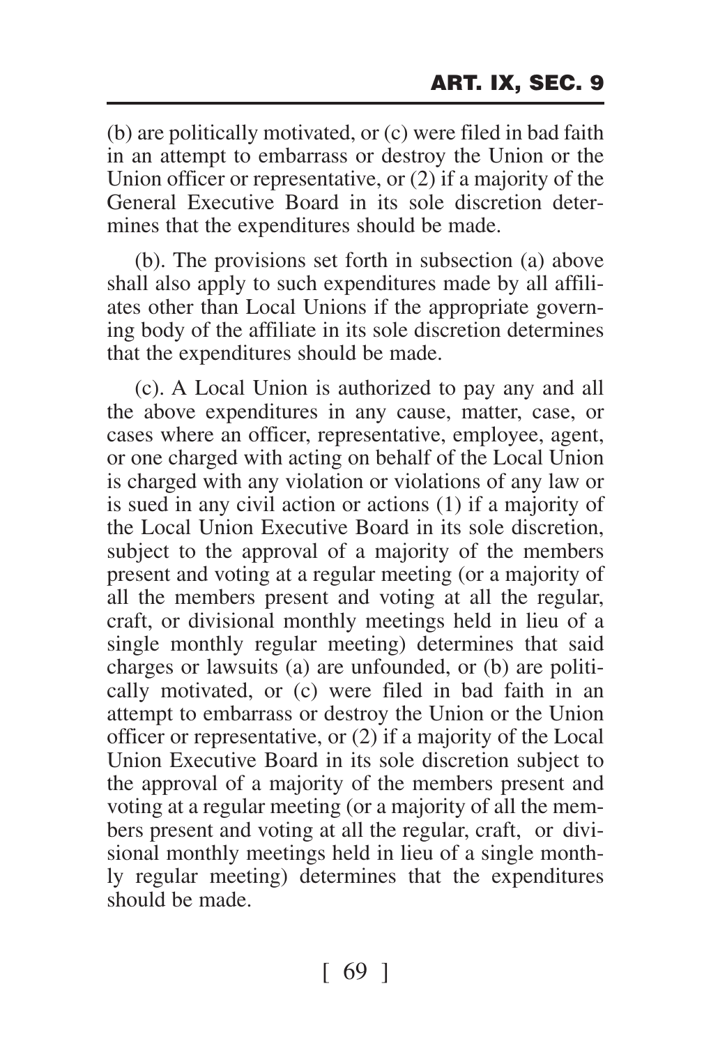(b) are politically motivated, or (c) were filed in bad faith in an attempt to embarrass or destroy the Union or the Union officer or representative, or (2) if a majority of the General Executive Board in its sole discretion determines that the expenditures should be made.

(b). The provisions set forth in subsection (a) above shall also apply to such expenditures made by all affiliates other than Local Unions if the appropriate governing body of the affiliate in its sole discretion determines that the expenditures should be made.

(c). A Local Union is authorized to pay any and all the above expenditures in any cause, matter, case, or cases where an officer, representative, employee, agent, or one charged with acting on behalf of the Local Union is charged with any violation or violations of any law or is sued in any civil action or actions (1) if a majority of the Local Union Executive Board in its sole discretion, subject to the approval of a majority of the members present and voting at a regular meeting (or a majority of all the members present and voting at all the regular, craft, or divisional monthly meetings held in lieu of a single monthly regular meeting) determines that said charges or lawsuits (a) are unfounded, or (b) are politically motivated, or (c) were filed in bad faith in an attempt to embarrass or destroy the Union or the Union officer or representative, or (2) if a majority of the Local Union Executive Board in its sole discretion subject to the approval of a majority of the members present and voting at a regular meeting (or a majority of all the members present and voting at all the regular, craft, or divisional monthly meetings held in lieu of a single monthly regular meeting) determines that the expenditures should be made.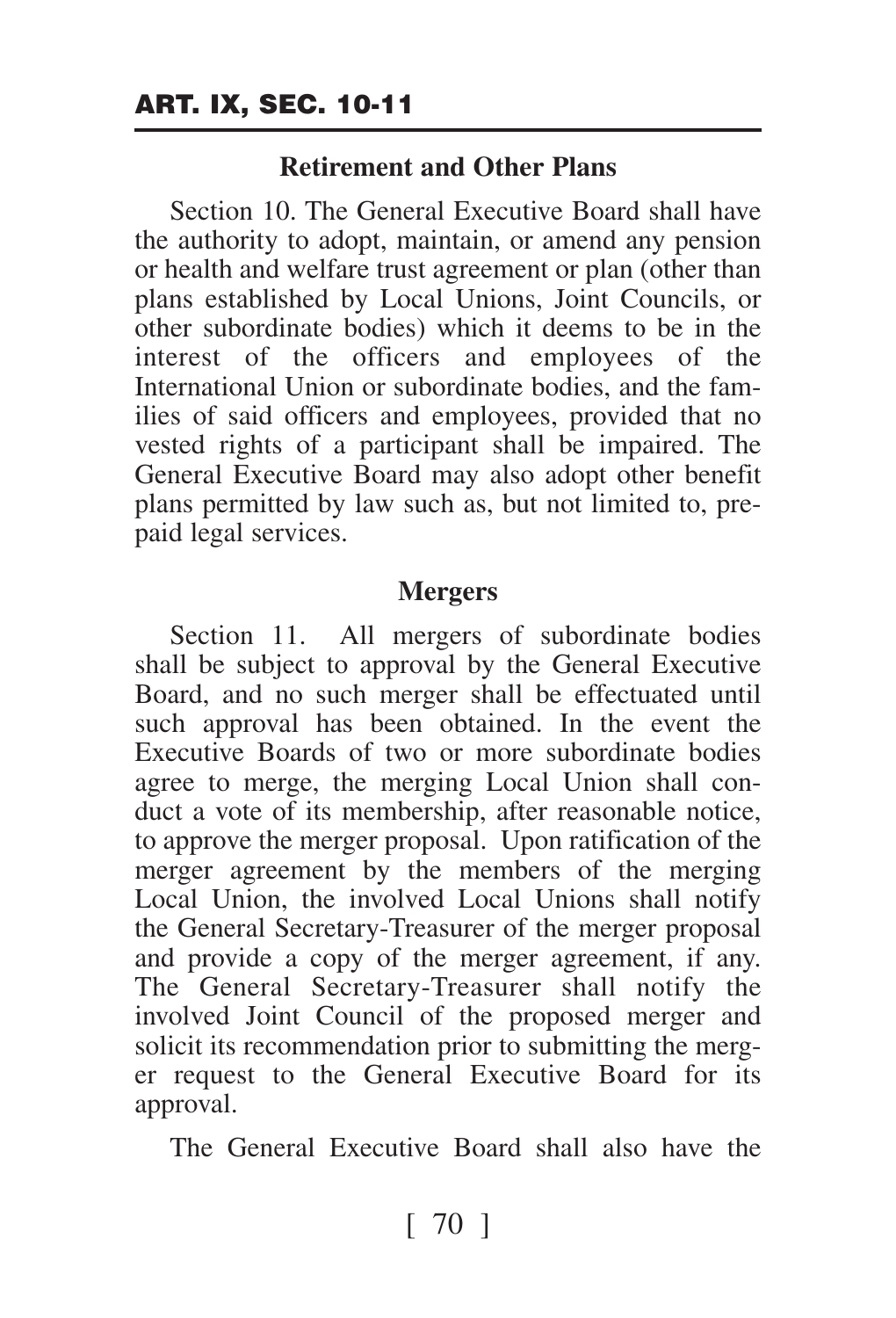### Retirement and Other Plans

Section 10. The General Executive Board shall have the authority to adopt, maintain, or amend any pension or health and welfare trust agreement or plan (other than plans established by Local Unions, Joint Councils, or other subordinate bodies) which it deems to be in the interest of the officers and employees of the International Union or subordinate bodies, and the families of said officers and employees, provided that no vested rights of a participant shall be impaired. The General Executive Board may also adopt other benefit plans permitted by law such as, but not limited to, prepaid legal services.

### Mergers

Section 11. All mergers of subordinate bodies shall be subject to approval by the General Executive Board, and no such merger shall be effectuated until such approval has been obtained. In the event the Executive Boards of two or more subordinate bodies agree to merge, the merging Local Union shall conduct a vote of its membership, after reasonable notice, to approve the merger proposal. Upon ratification of the merger agreement by the members of the merging Local Union, the involved Local Unions shall notify the General Secretary-Treasurer of the merger proposal and provide a copy of the merger agreement, if any. The General Secretary-Treasurer shall notify the involved Joint Council of the proposed merger and solicit its recommendation prior to submitting the merger request to the General Executive Board for its approval.

The General Executive Board shall also have the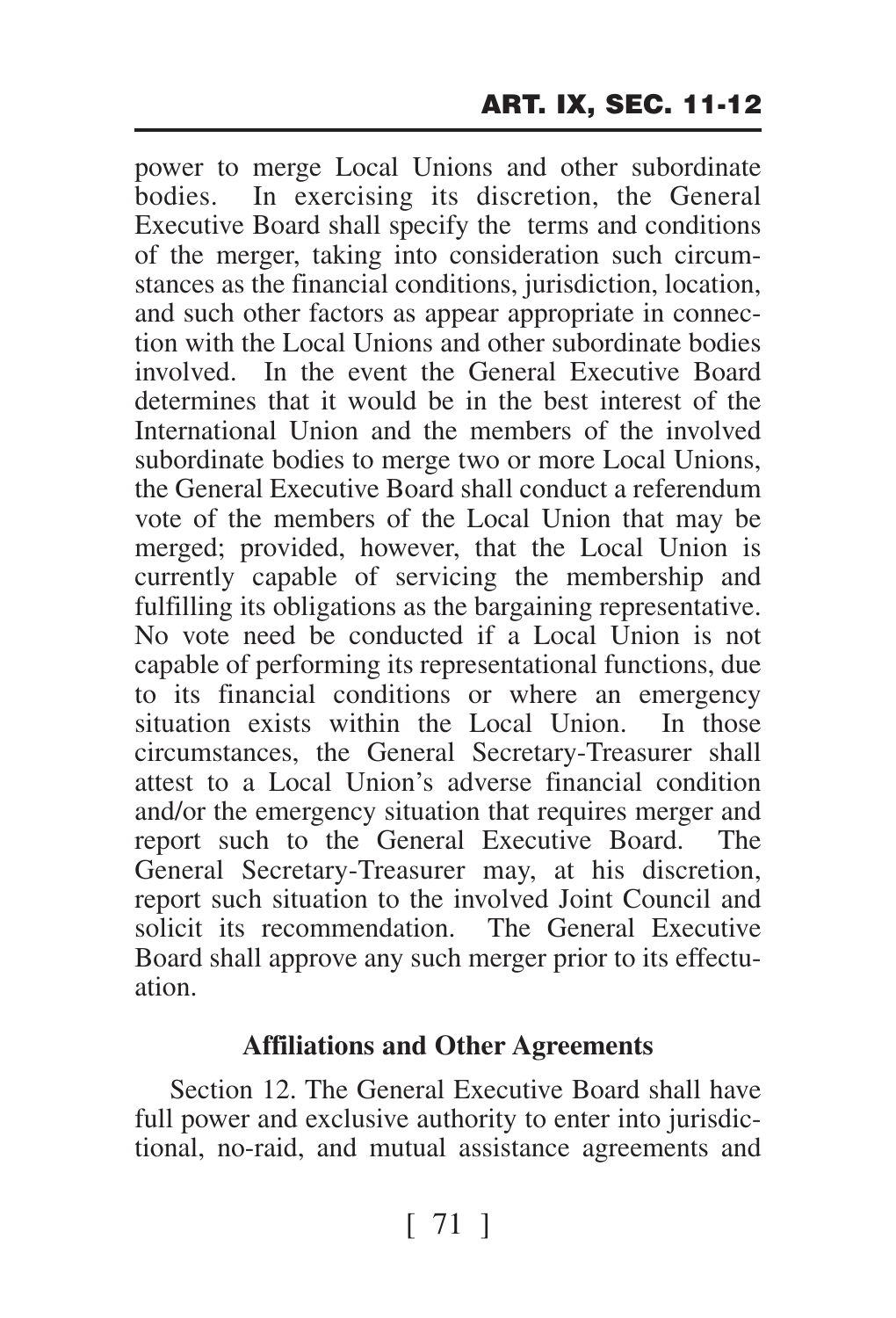power to merge Local Unions and other subordinate bodies. In exercising its discretion, the General Executive Board shall specify the terms and conditions of the merger, taking into consideration such circumstances as the financial conditions, jurisdiction, location, and such other factors as appear appropriate in connection with the Local Unions and other subordinate bodies involved. In the event the General Executive Board determines that it would be in the best interest of the International Union and the members of the involved subordinate bodies to merge two or more Local Unions, the General Executive Board shall conduct a referendum vote of the members of the Local Union that may be merged; provided, however, that the Local Union is currently capable of servicing the membership and fulfilling its obligations as the bargaining representative. No vote need be conducted if a Local Union is not capable of performing its representational functions, due to its financial conditions or where an emergency situation exists within the Local Union. In those circumstances, the General Secretary-Treasurer shall attest to a Local Union's adverse financial condition and/or the emergency situation that requires merger and report such to the General Executive Board. The General Secretary-Treasurer may, at his discretion, report such situation to the involved Joint Council and solicit its recommendation. The General Executive Board shall approve any such merger prior to its effectuation.

### Affiliations and Other Agreements

Section 12. The General Executive Board shall have full power and exclusive authority to enter into jurisdictional, no-raid, and mutual assistance agreements and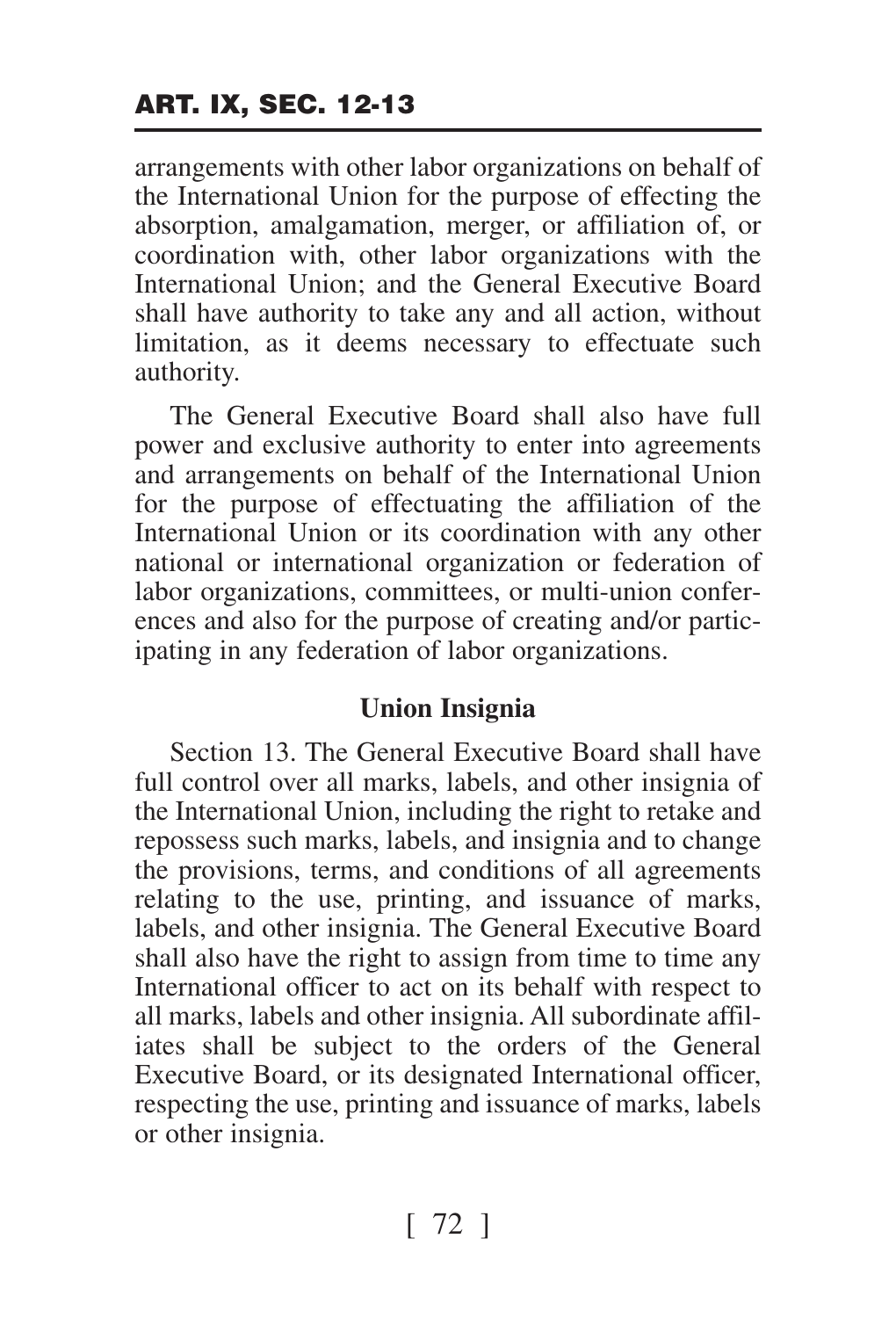arrangements with other labor organizations on behalf of the International Union for the purpose of effecting the absorption, amalgamation, merger, or affiliation of, or coordination with, other labor organizations with the International Union; and the General Executive Board shall have authority to take any and all action, without limitation, as it deems necessary to effectuate such authority.

The General Executive Board shall also have full power and exclusive authority to enter into agreements and arrangements on behalf of the International Union for the purpose of effectuating the affiliation of the International Union or its coordination with any other national or international organization or federation of labor organizations, committees, or multi-union conferences and also for the purpose of creating and/or participating in any federation of labor organizations.

### Union Insignia

Section 13. The General Executive Board shall have full control over all marks, labels, and other insignia of the International Union, including the right to retake and repossess such marks, labels, and insignia and to change the provisions, terms, and conditions of all agreements relating to the use, printing, and issuance of marks, labels, and other insignia. The General Executive Board shall also have the right to assign from time to time any International officer to act on its behalf with respect to all marks, labels and other insignia. All subordinate affiliates shall be subject to the orders of the General Executive Board, or its designated International officer, respecting the use, printing and issuance of marks, labels or other insignia.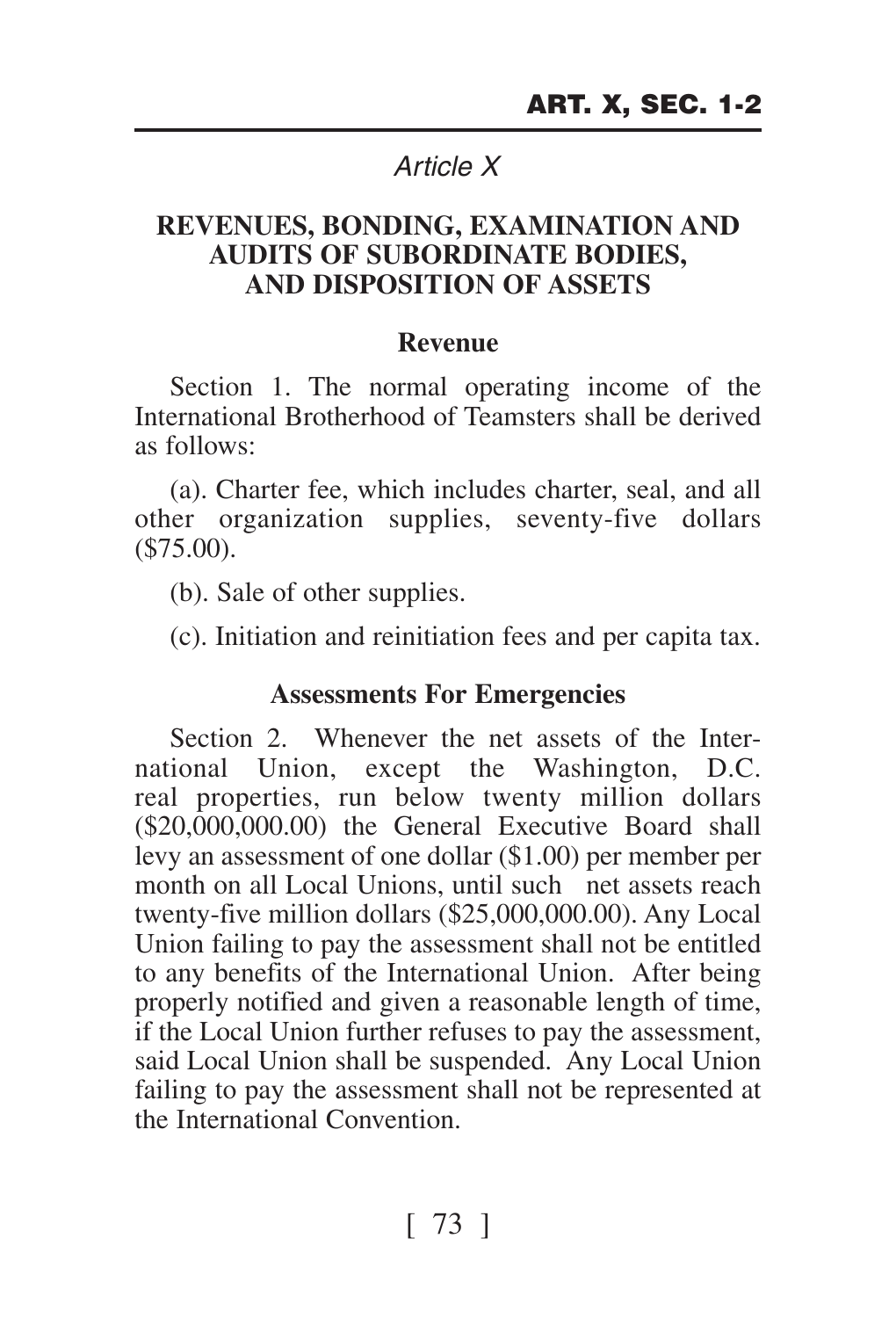## *Article X*

## REVENUES, BONDING, EXAMINATION AND AUDITS OF SUBORDINATE BODIES, AND DISPOSITION OF ASSETS

### Revenue

Section 1. The normal operating income of the International Brotherhood of Teamsters shall be derived as follows:

(a). Charter fee, which includes charter, seal, and all other organization supplies, seventy-five dollars ($75.00).

(b). Sale of other supplies.

(c). Initiation and reinitiation fees and per capita tax.

### Assessments For Emergencies

Section 2. Whenever the net assets of the International Union, except the Washington, D.C. real properties, run below twenty million dollars ($20,000,000.00) the General Executive Board shall levy an assessment of one dollar ($1.00) per member per month on all Local Unions, until such net assets reach twenty-five million dollars ($25,000,000.00). Any Local Union failing to pay the assessment shall not be entitled to any benefits of the International Union. After being properly notified and given a reasonable length of time, if the Local Union further refuses to pay the assessment, said Local Union shall be suspended. Any Local Union failing to pay the assessment shall not be represented at the International Convention.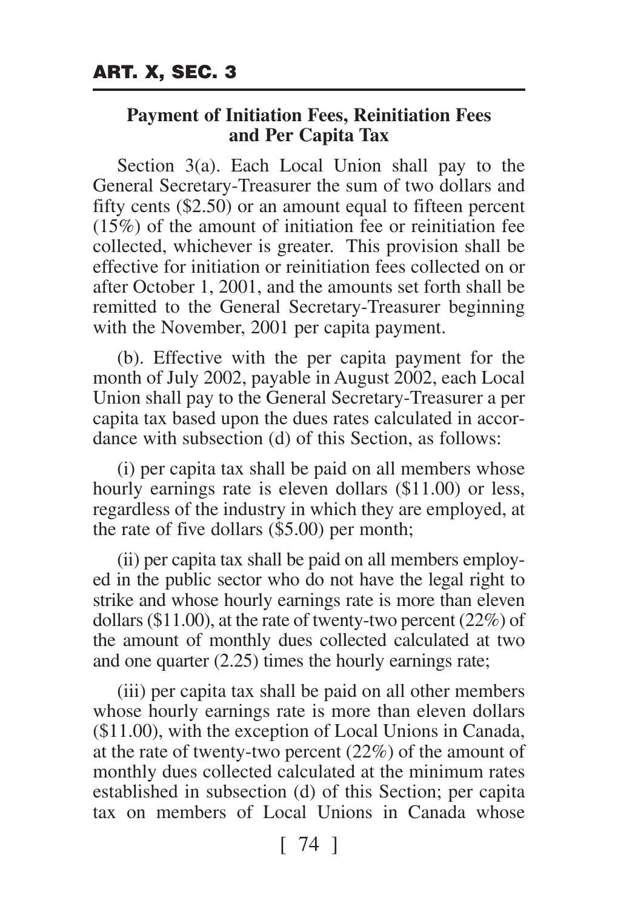### Payment of Initiation Fees, Reinitiation Fees and Per Capita Tax

Section 3(a). Each Local Union shall pay to the General Secretary-Treasurer the sum of two dollars and fifty cents ($2.50) or an amount equal to fifteen percent (15%) of the amount of initiation fee or reinitiation fee collected, whichever is greater. This provision shall be effective for initiation or reinitiation fees collected on or after October 1, 2001, and the amounts set forth shall be remitted to the General Secretary-Treasurer beginning with the November, 2001 per capita payment.

(b). Effective with the per capita payment for the month of July 2002, payable in August 2002, each Local Union shall pay to the General Secretary-Treasurer a per capita tax based upon the dues rates calculated in accordance with subsection (d) of this Section, as follows:

(i) per capita tax shall be paid on all members whose hourly earnings rate is eleven dollars ($11.00) or less, regardless of the industry in which they are employed, at the rate of five dollars ($5.00) per month;

(ii) per capita tax shall be paid on all members employed in the public sector who do not have the legal right to strike and whose hourly earnings rate is more than eleven dollars ($11.00), at the rate of twenty-two percent (22%) of the amount of monthly dues collected calculated at two and one quarter (2.25) times the hourly earnings rate;

(iii) per capita tax shall be paid on all other members whose hourly earnings rate is more than eleven dollars ($11.00), with the exception of Local Unions in Canada, at the rate of twenty-two percent (22%) of the amount of monthly dues collected calculated at the minimum rates established in subsection (d) of this Section; per capita tax on members of Local Unions in Canada whose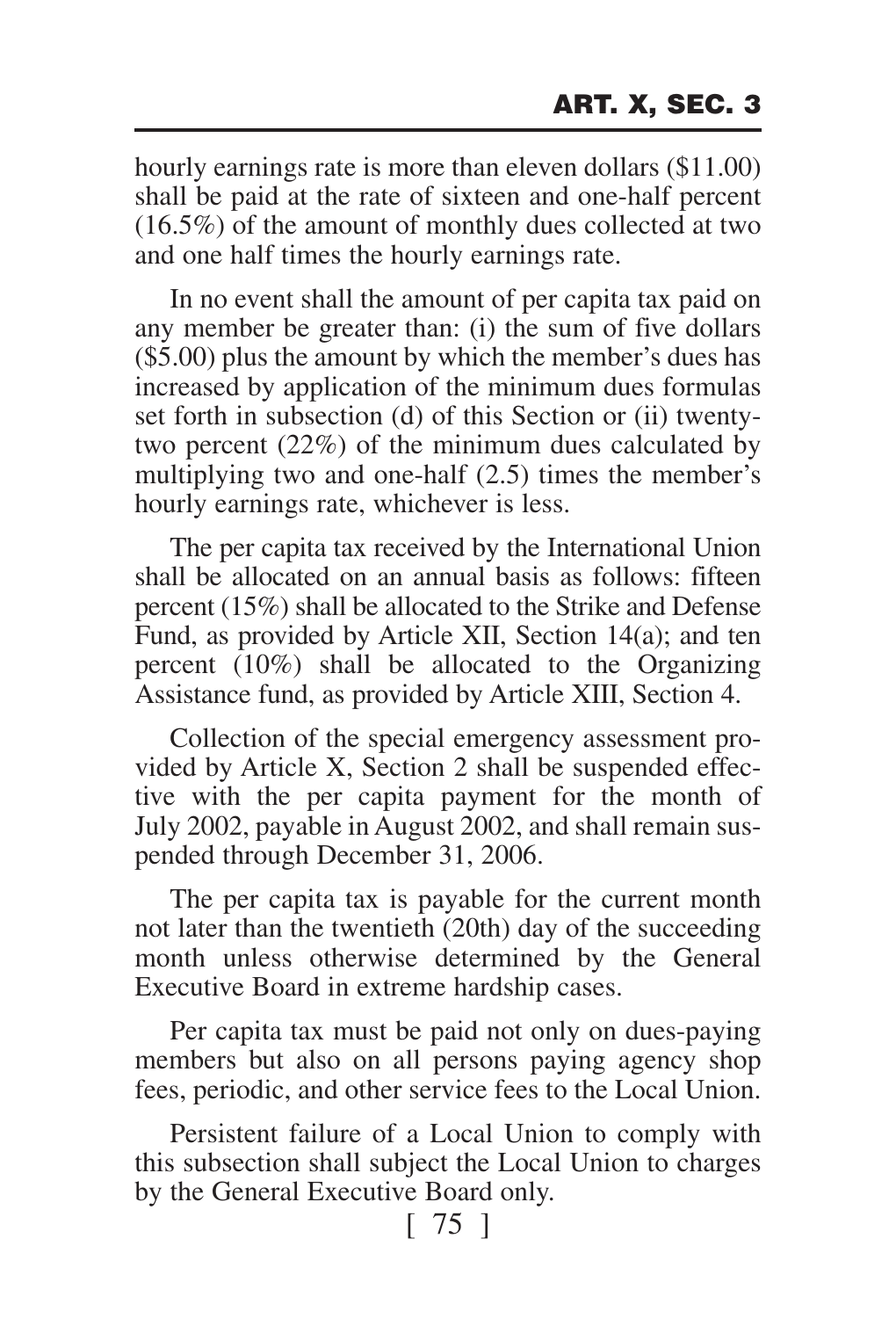hourly earnings rate is more than eleven dollars ($11.00) shall be paid at the rate of sixteen and one-half percent (16.5%) of the amount of monthly dues collected at two and one half times the hourly earnings rate.

In no event shall the amount of per capita tax paid on any member be greater than: (i) the sum of five dollars ($5.00) plus the amount by which the member's dues has increased by application of the minimum dues formulas set forth in subsection (d) of this Section or (ii) twenty-two percent (22%) of the minimum dues calculated by multiplying two and one-half (2.5) times the member's hourly earnings rate, whichever is less.

The per capita tax received by the International Union shall be allocated on an annual basis as follows: fifteen percent (15%) shall be allocated to the Strike and Defense Fund, as provided by Article XII, Section 14(a); and ten percent (10%) shall be allocated to the Organizing Assistance fund, as provided by Article XIII, Section 4.

Collection of the special emergency assessment provided by Article X, Section 2 shall be suspended effective with the per capita payment for the month of July 2002, payable in August 2002, and shall remain suspended through December 31, 2006.

The per capita tax is payable for the current month not later than the twentieth (20th) day of the succeeding month unless otherwise determined by the General Executive Board in extreme hardship cases.

Per capita tax must be paid not only on dues-paying members but also on all persons paying agency shop fees, periodic, and other service fees to the Local Union.

Persistent failure of a Local Union to comply with this subsection shall subject the Local Union to charges by the General Executive Board only.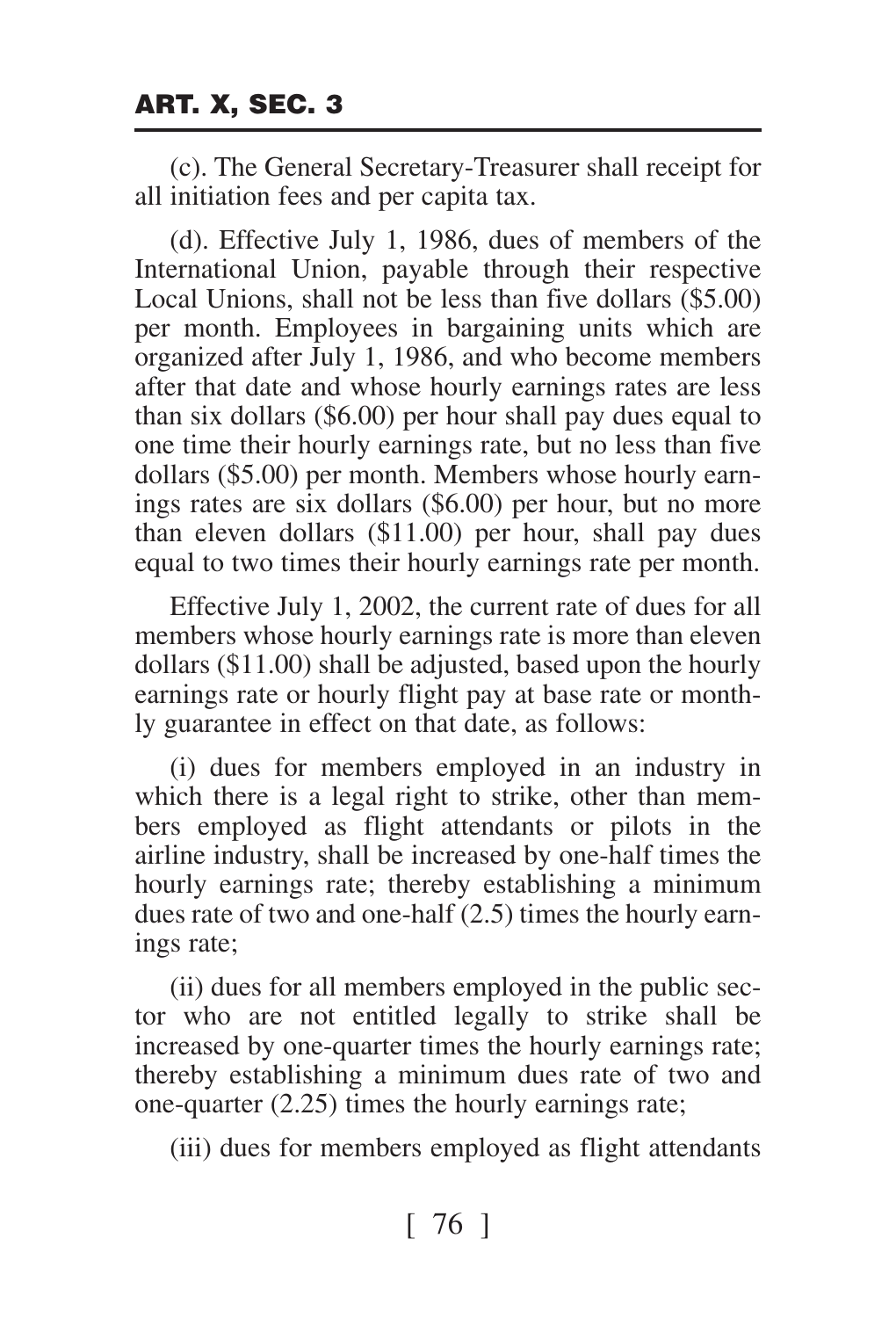(c). The General Secretary-Treasurer shall receipt for all initiation fees and per capita tax.

(d). Effective July 1, 1986, dues of members of the International Union, payable through their respective Local Unions, shall not be less than five dollars ($5.00) per month. Employees in bargaining units which are organized after July 1, 1986, and who become members after that date and whose hourly earnings rates are less than six dollars ($6.00) per hour shall pay dues equal to one time their hourly earnings rate, but no less than five dollars ($5.00) per month. Members whose hourly earnings rates are six dollars ($6.00) per hour, but no more than eleven dollars ($11.00) per hour, shall pay dues equal to two times their hourly earnings rate per month.

Effective July 1, 2002, the current rate of dues for all members whose hourly earnings rate is more than eleven dollars ($11.00) shall be adjusted, based upon the hourly earnings rate or hourly flight pay at base rate or monthly guarantee in effect on that date, as follows:

(i) dues for members employed in an industry in which there is a legal right to strike, other than members employed as flight attendants or pilots in the airline industry, shall be increased by one-half times the hourly earnings rate; thereby establishing a minimum dues rate of two and one-half (2.5) times the hourly earnings rate;

(ii) dues for all members employed in the public sector who are not entitled legally to strike shall be increased by one-quarter times the hourly earnings rate; thereby establishing a minimum dues rate of two and one-quarter (2.25) times the hourly earnings rate;

(iii) dues for members employed as flight attendants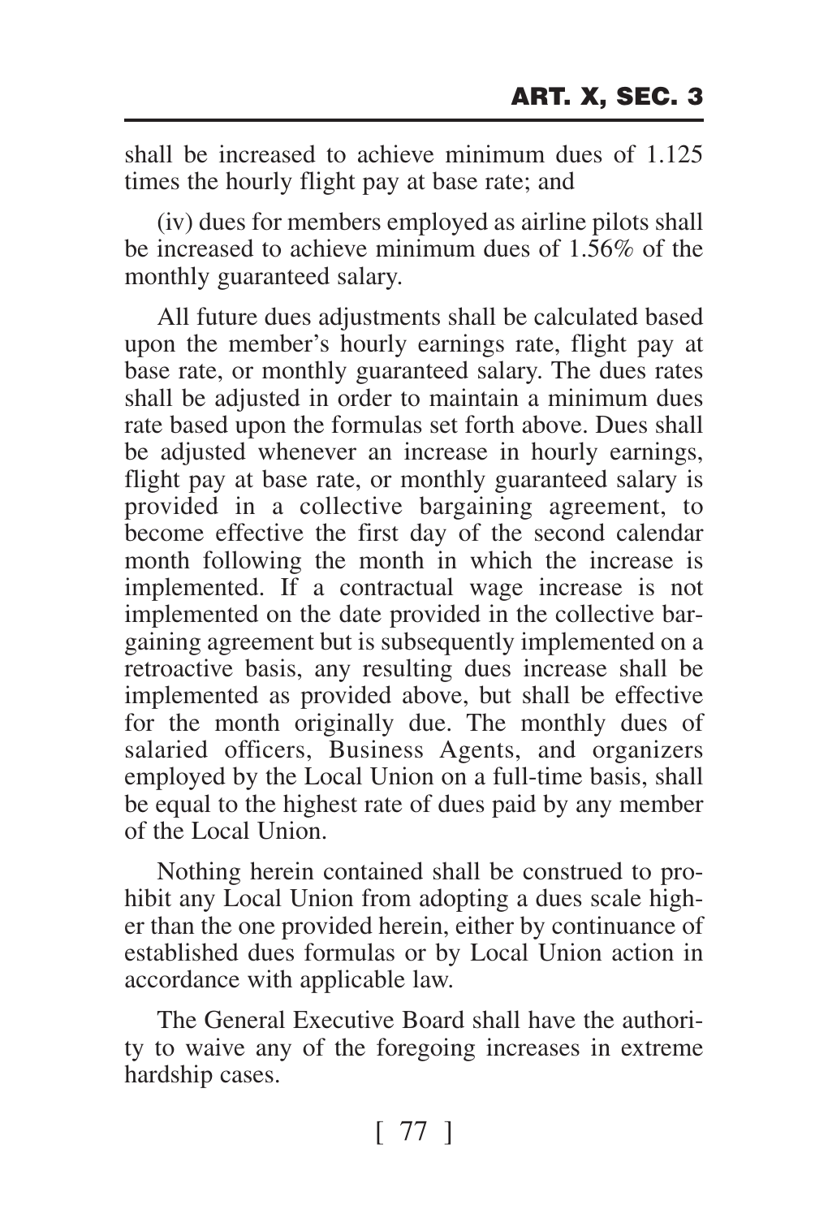shall be increased to achieve minimum dues of 1.125 times the hourly flight pay at base rate; and

(iv) dues for members employed as airline pilots shall be increased to achieve minimum dues of 1.56% of the monthly guaranteed salary.

All future dues adjustments shall be calculated based upon the member's hourly earnings rate, flight pay at base rate, or monthly guaranteed salary. The dues rates shall be adjusted in order to maintain a minimum dues rate based upon the formulas set forth above. Dues shall be adjusted whenever an increase in hourly earnings, flight pay at base rate, or monthly guaranteed salary is provided in a collective bargaining agreement, to become effective the first day of the second calendar month following the month in which the increase is implemented. If a contractual wage increase is not implemented on the date provided in the collective bargaining agreement but is subsequently implemented on a retroactive basis, any resulting dues increase shall be implemented as provided above, but shall be effective for the month originally due. The monthly dues of salaried officers, Business Agents, and organizers employed by the Local Union on a full-time basis, shall be equal to the highest rate of dues paid by any member of the Local Union.

Nothing herein contained shall be construed to prohibit any Local Union from adopting a dues scale higher than the one provided herein, either by continuance of established dues formulas or by Local Union action in accordance with applicable law.

The General Executive Board shall have the authority to waive any of the foregoing increases in extreme hardship cases.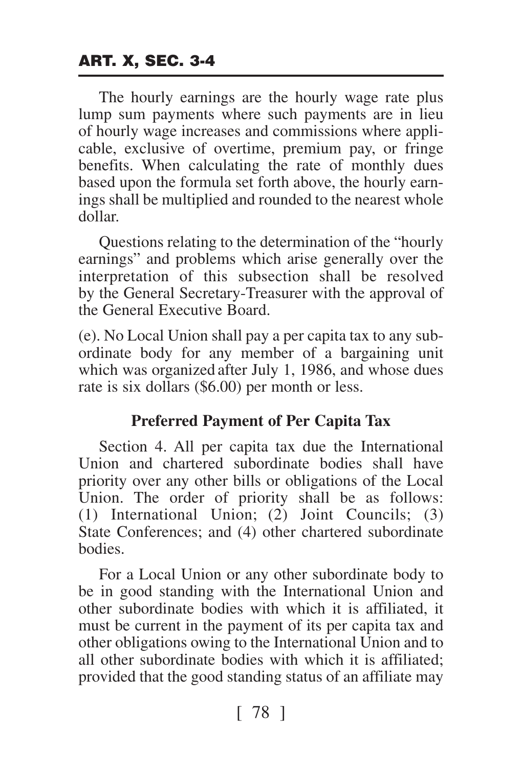The hourly earnings are the hourly wage rate plus lump sum payments where such payments are in lieu of hourly wage increases and commissions where applicable, exclusive of overtime, premium pay, or fringe benefits. When calculating the rate of monthly dues based upon the formula set forth above, the hourly earnings shall be multiplied and rounded to the nearest whole dollar.

Questions relating to the determination of the "hourly earnings" and problems which arise generally over the interpretation of this subsection shall be resolved by the General Secretary-Treasurer with the approval of the General Executive Board.

(e). No Local Union shall pay a per capita tax to any subordinate body for any member of a bargaining unit which was organized after July 1, 1986, and whose dues rate is six dollars ($6.00) per month or less.

### Preferred Payment of Per Capita Tax

Section 4. All per capita tax due the International Union and chartered subordinate bodies shall have priority over any other bills or obligations of the Local Union. The order of priority shall be as follows: (1) International Union; (2) Joint Councils; (3) State Conferences; and (4) other chartered subordinate bodies.

For a Local Union or any other subordinate body to be in good standing with the International Union and other subordinate bodies with which it is affiliated, it must be current in the payment of its per capita tax and other obligations owing to the International Union and to all other subordinate bodies with which it is affiliated; provided that the good standing status of an affiliate may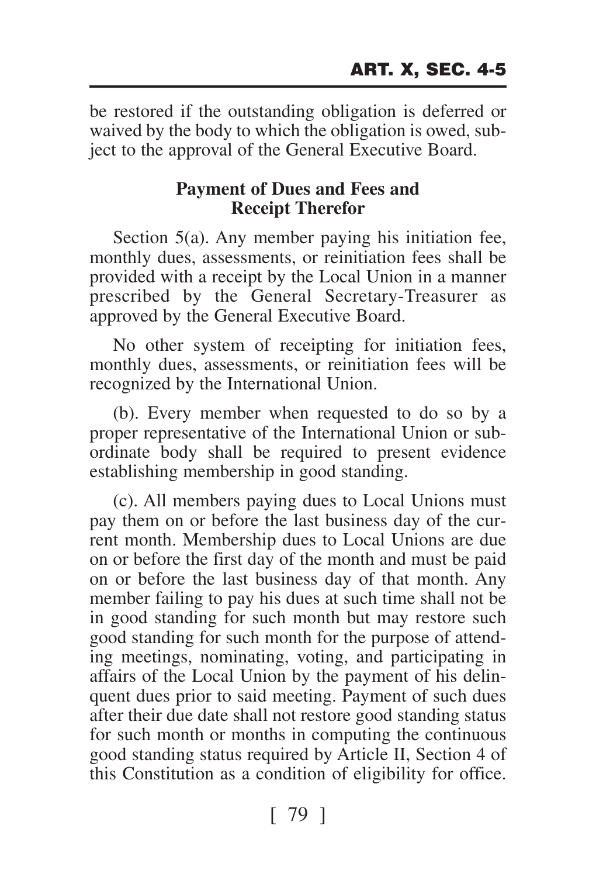be restored if the outstanding obligation is deferred or waived by the body to which the obligation is owed, subject to the approval of the General Executive Board.

### Payment of Dues and Fees and Receipt Therefor

Section 5(a). Any member paying his initiation fee, monthly dues, assessments, or reinitiation fees shall be provided with a receipt by the Local Union in a manner prescribed by the General Secretary-Treasurer as approved by the General Executive Board.

No other system of receipting for initiation fees, monthly dues, assessments, or reinitiation fees will be recognized by the International Union.

(b). Every member when requested to do so by a proper representative of the International Union or subordinate body shall be required to present evidence establishing membership in good standing.

(c). All members paying dues to Local Unions must pay them on or before the last business day of the current month. Membership dues to Local Unions are due on or before the first day of the month and must be paid on or before the last business day of that month. Any member failing to pay his dues at such time shall not be in good standing for such month but may restore such good standing for such month for the purpose of attending meetings, nominating, voting, and participating in affairs of the Local Union by the payment of his delinquent dues prior to said meeting. Payment of such dues after their due date shall not restore good standing status for such month or months in computing the continuous good standing status required by Article II, Section 4 of this Constitution as a condition of eligibility for office.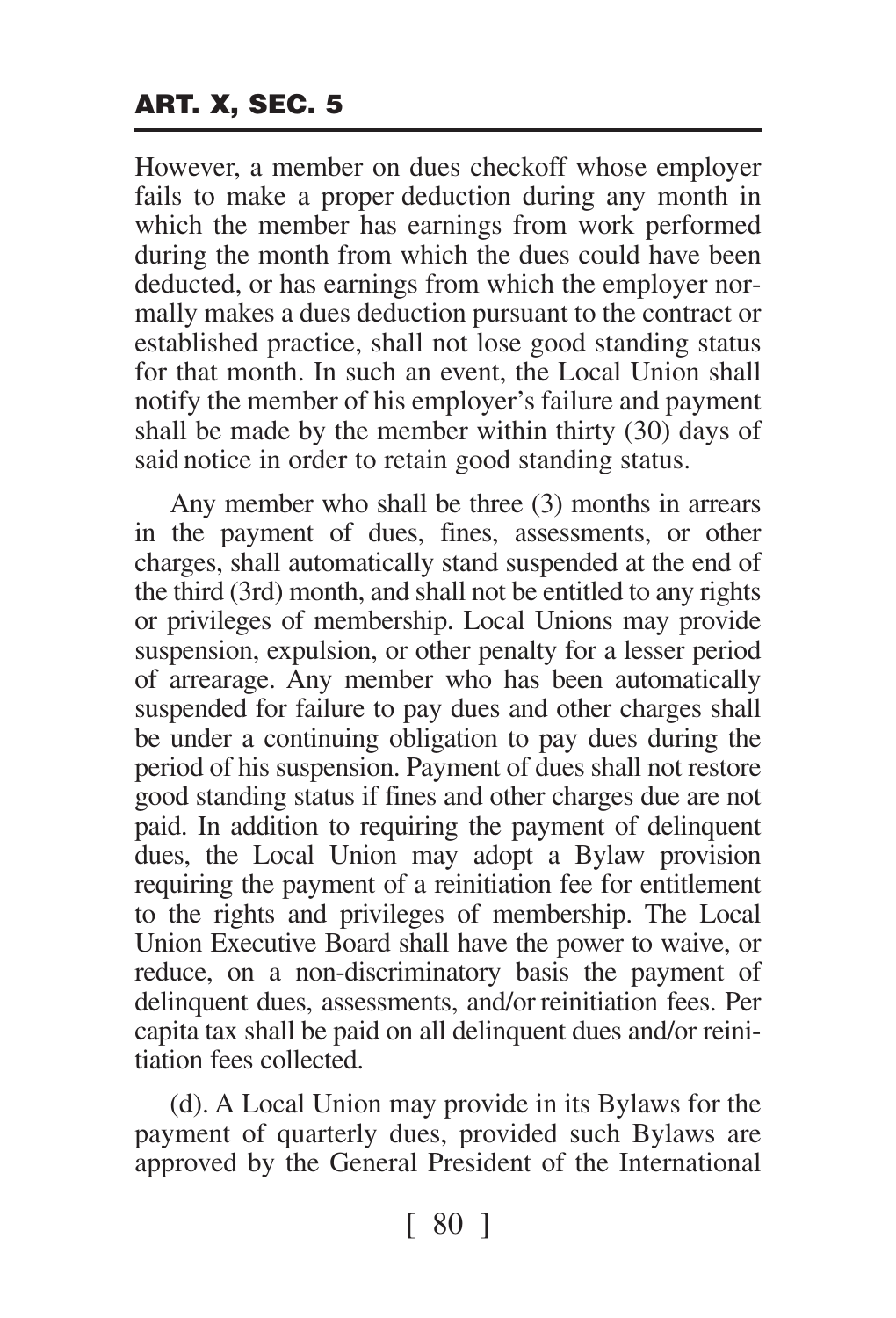However, a member on dues checkoff whose employer fails to make a proper deduction during any month in which the member has earnings from work performed during the month from which the dues could have been deducted, or has earnings from which the employer normally makes a dues deduction pursuant to the contract or established practice, shall not lose good standing status for that month. In such an event, the Local Union shall notify the member of his employer's failure and payment shall be made by the member within thirty (30) days of said notice in order to retain good standing status.

Any member who shall be three (3) months in arrears in the payment of dues, fines, assessments, or other charges, shall automatically stand suspended at the end of the third (3rd) month, and shall not be entitled to any rights or privileges of membership. Local Unions may provide suspension, expulsion, or other penalty for a lesser period of arrearage. Any member who has been automatically suspended for failure to pay dues and other charges shall be under a continuing obligation to pay dues during the period of his suspension. Payment of dues shall not restore good standing status if fines and other charges due are not paid. In addition to requiring the payment of delinquent dues, the Local Union may adopt a Bylaw provision requiring the payment of a reinitiation fee for entitlement to the rights and privileges of membership. The Local Union Executive Board shall have the power to waive, or reduce, on a non-discriminatory basis the payment of delinquent dues, assessments, and/or reinitiation fees. Per capita tax shall be paid on all delinquent dues and/or reinitiation fees collected.

(d). A Local Union may provide in its Bylaws for the payment of quarterly dues, provided such Bylaws are approved by the General President of the International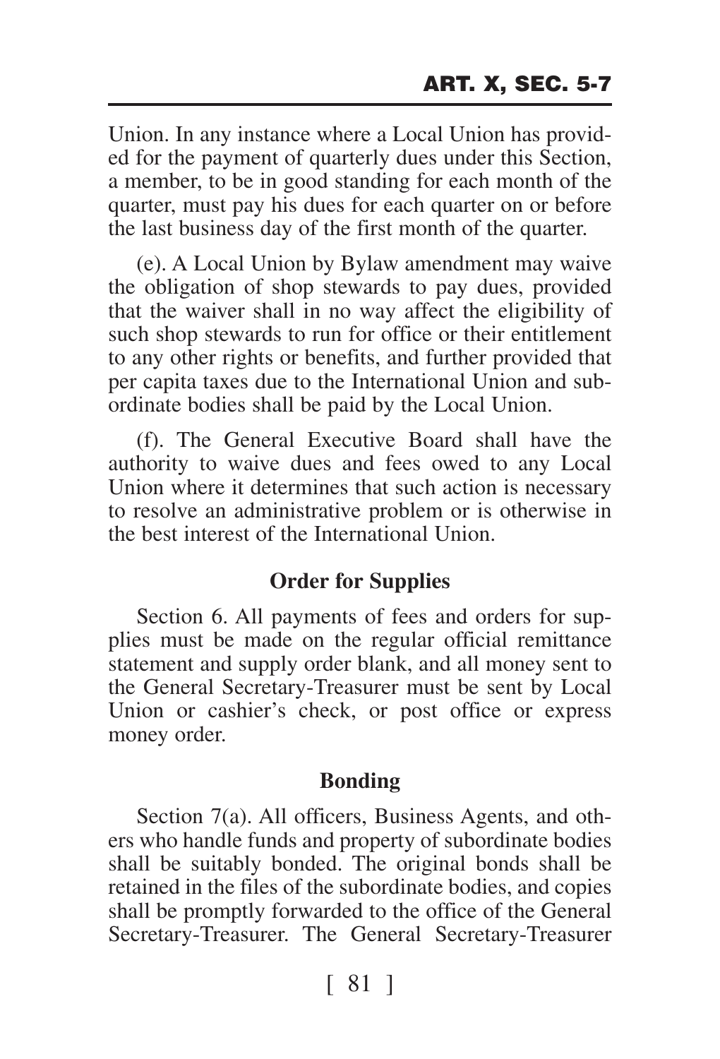Union. In any instance where a Local Union has provided for the payment of quarterly dues under this Section, a member, to be in good standing for each month of the quarter, must pay his dues for each quarter on or before the last business day of the first month of the quarter.

(e). A Local Union by Bylaw amendment may waive the obligation of shop stewards to pay dues, provided that the waiver shall in no way affect the eligibility of such shop stewards to run for office or their entitlement to any other rights or benefits, and further provided that per capita taxes due to the International Union and subordinate bodies shall be paid by the Local Union.

(f). The General Executive Board shall have the authority to waive dues and fees owed to any Local Union where it determines that such action is necessary to resolve an administrative problem or is otherwise in the best interest of the International Union.

### Order for Supplies

Section 6. All payments of fees and orders for supplies must be made on the regular official remittance statement and supply order blank, and all money sent to the General Secretary-Treasurer must be sent by Local Union or cashier's check, or post office or express money order.

### Bonding

Section 7(a). All officers, Business Agents, and others who handle funds and property of subordinate bodies shall be suitably bonded. The original bonds shall be retained in the files of the subordinate bodies, and copies shall be promptly forwarded to the office of the General Secretary-Treasurer. The General Secretary-Treasurer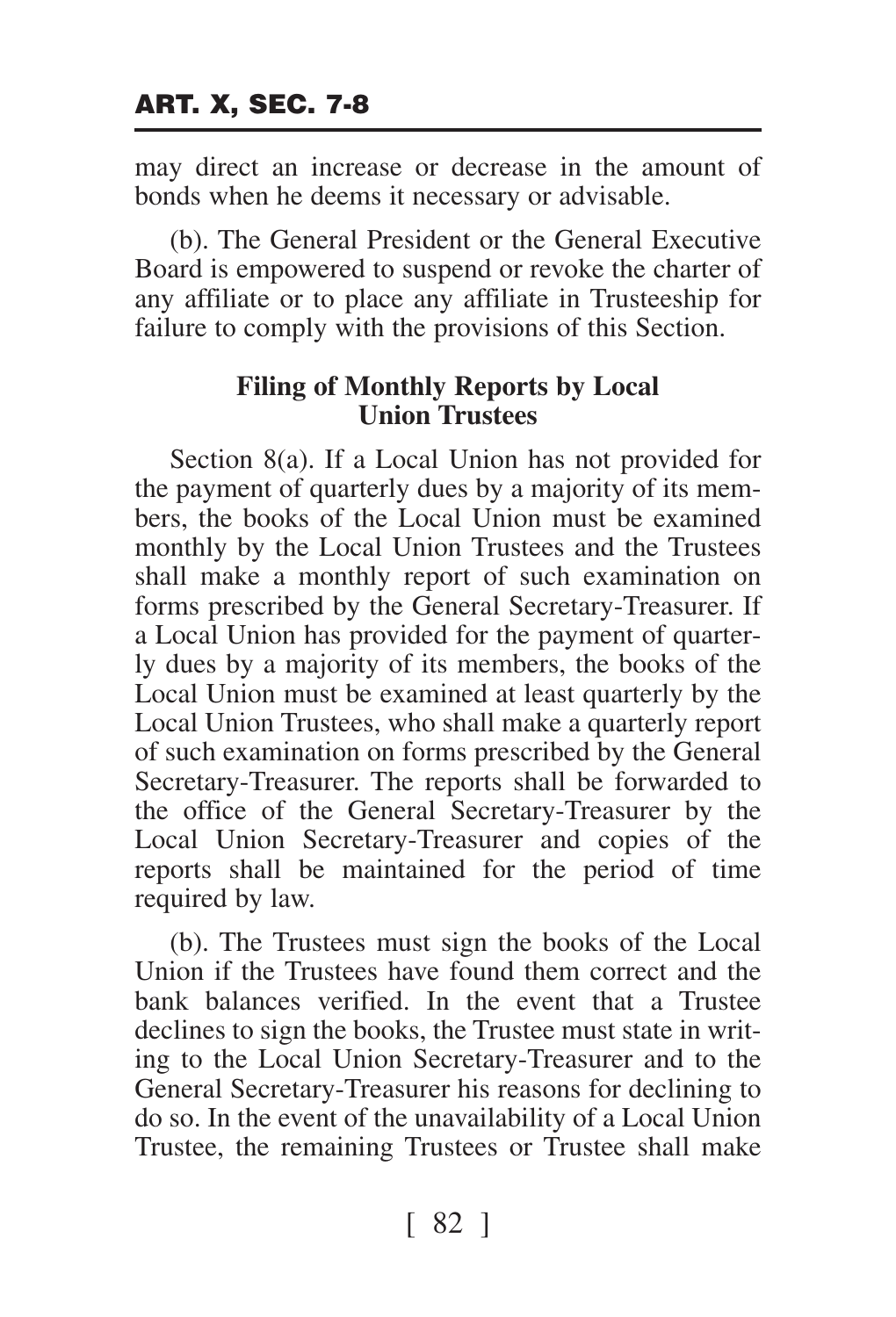may direct an increase or decrease in the amount of bonds when he deems it necessary or advisable.

(b). The General President or the General Executive Board is empowered to suspend or revoke the charter of any affiliate or to place any affiliate in Trusteeship for failure to comply with the provisions of this Section.

### Filing of Monthly Reports by Local Union Trustees

Section 8(a). If a Local Union has not provided for the payment of quarterly dues by a majority of its members, the books of the Local Union must be examined monthly by the Local Union Trustees and the Trustees shall make a monthly report of such examination on forms prescribed by the General Secretary-Treasurer. If a Local Union has provided for the payment of quarterly dues by a majority of its members, the books of the Local Union must be examined at least quarterly by the Local Union Trustees, who shall make a quarterly report of such examination on forms prescribed by the General Secretary-Treasurer. The reports shall be forwarded to the office of the General Secretary-Treasurer by the Local Union Secretary-Treasurer and copies of the reports shall be maintained for the period of time required by law.

(b). The Trustees must sign the books of the Local Union if the Trustees have found them correct and the bank balances verified. In the event that a Trustee declines to sign the books, the Trustee must state in writing to the Local Union Secretary-Treasurer and to the General Secretary-Treasurer his reasons for declining to do so. In the event of the unavailability of a Local Union Trustee, the remaining Trustees or Trustee shall make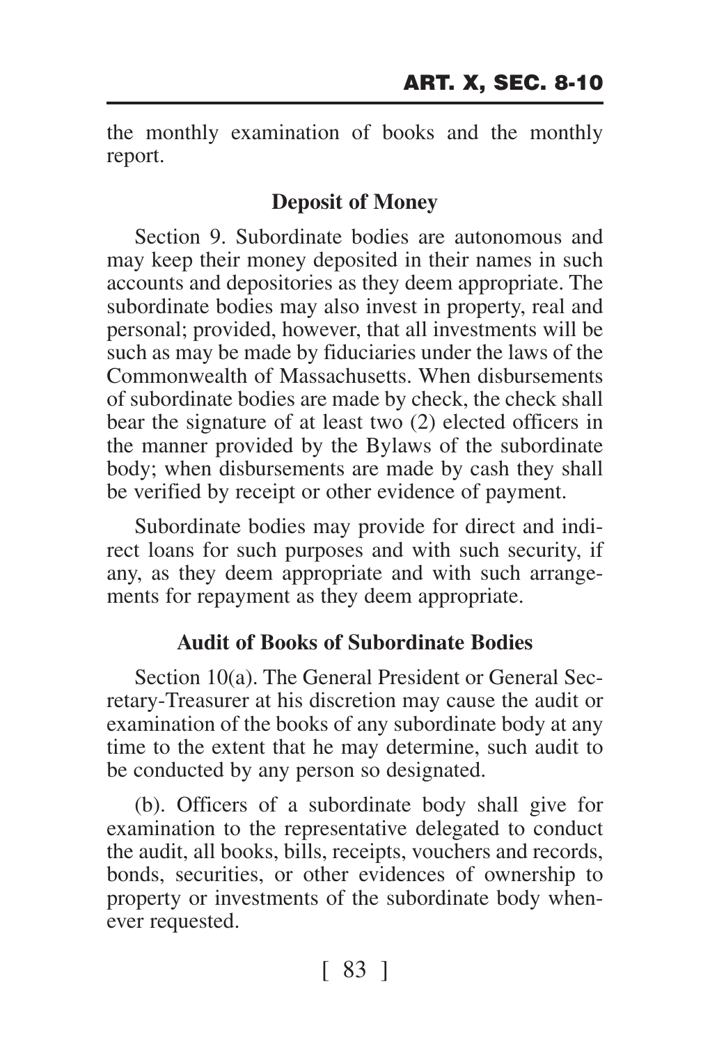the monthly examination of books and the monthly report.

### Deposit of Money

Section 9. Subordinate bodies are autonomous and may keep their money deposited in their names in such accounts and depositories as they deem appropriate. The subordinate bodies may also invest in property, real and personal; provided, however, that all investments will be such as may be made by fiduciaries under the laws of the Commonwealth of Massachusetts. When disbursements of subordinate bodies are made by check, the check shall bear the signature of at least two (2) elected officers in the manner provided by the Bylaws of the subordinate body; when disbursements are made by cash they shall be verified by receipt or other evidence of payment.

Subordinate bodies may provide for direct and indirect loans for such purposes and with such security, if any, as they deem appropriate and with such arrangements for repayment as they deem appropriate.

### Audit of Books of Subordinate Bodies

Section 10(a). The General President or General Secretary-Treasurer at his discretion may cause the audit or examination of the books of any subordinate body at any time to the extent that he may determine, such audit to be conducted by any person so designated.

(b). Officers of a subordinate body shall give for examination to the representative delegated to conduct the audit, all books, bills, receipts, vouchers and records, bonds, securities, or other evidences of ownership to property or investments of the subordinate body whenever requested.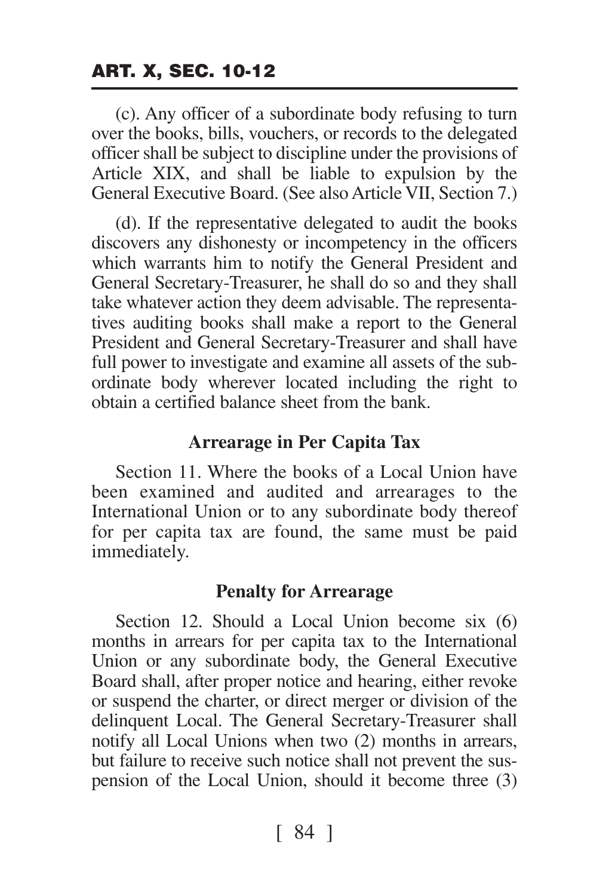(c). Any officer of a subordinate body refusing to turn over the books, bills, vouchers, or records to the delegated officer shall be subject to discipline under the provisions of Article XIX, and shall be liable to expulsion by the General Executive Board. (See also Article VII, Section 7.)

(d). If the representative delegated to audit the books discovers any dishonesty or incompetency in the officers which warrants him to notify the General President and General Secretary-Treasurer, he shall do so and they shall take whatever action they deem advisable. The representatives auditing books shall make a report to the General President and General Secretary-Treasurer and shall have full power to investigate and examine all assets of the subordinate body wherever located including the right to obtain a certified balance sheet from the bank.

### Arrearage in Per Capita Tax

Section 11. Where the books of a Local Union have been examined and audited and arrearages to the International Union or to any subordinate body thereof for per capita tax are found, the same must be paid immediately.

### Penalty for Arrearage

Section 12. Should a Local Union become six (6) months in arrears for per capita tax to the International Union or any subordinate body, the General Executive Board shall, after proper notice and hearing, either revoke or suspend the charter, or direct merger or division of the delinquent Local. The General Secretary-Treasurer shall notify all Local Unions when two (2) months in arrears, but failure to receive such notice shall not prevent the suspension of the Local Union, should it become three (3)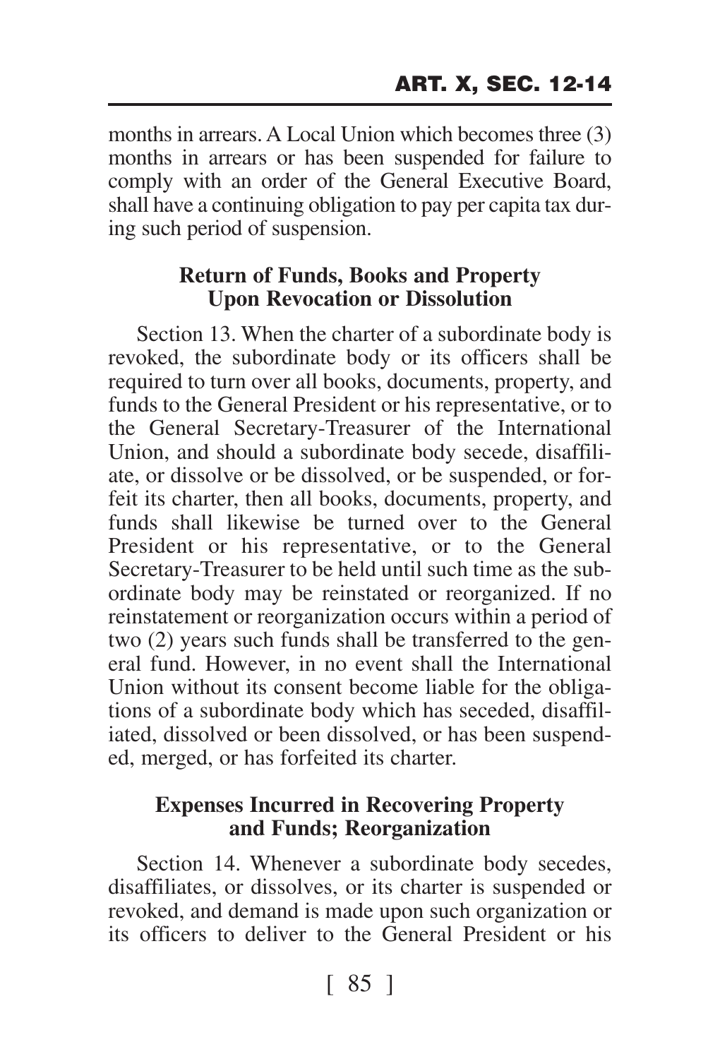months in arrears. A Local Union which becomes three (3) months in arrears or has been suspended for failure to comply with an order of the General Executive Board, shall have a continuing obligation to pay per capita tax during such period of suspension.

### Return of Funds, Books and Property Upon Revocation or Dissolution

Section 13. When the charter of a subordinate body is revoked, the subordinate body or its officers shall be required to turn over all books, documents, property, and funds to the General President or his representative, or to the General Secretary-Treasurer of the International Union, and should a subordinate body secede, disaffiliate, or dissolve or be dissolved, or be suspended, or forfeit its charter, then all books, documents, property, and funds shall likewise be turned over to the General President or his representative, or to the General Secretary-Treasurer to be held until such time as the subordinate body may be reinstated or reorganized. If no reinstatement or reorganization occurs within a period of two (2) years such funds shall be transferred to the general fund. However, in no event shall the International Union without its consent become liable for the obligations of a subordinate body which has seceded, disaffiliated, dissolved or been dissolved, or has been suspended, merged, or has forfeited its charter.

### Expenses Incurred in Recovering Property and Funds; Reorganization

Section 14. Whenever a subordinate body secedes, disaffiliates, or dissolves, or its charter is suspended or revoked, and demand is made upon such organization or its officers to deliver to the General President or his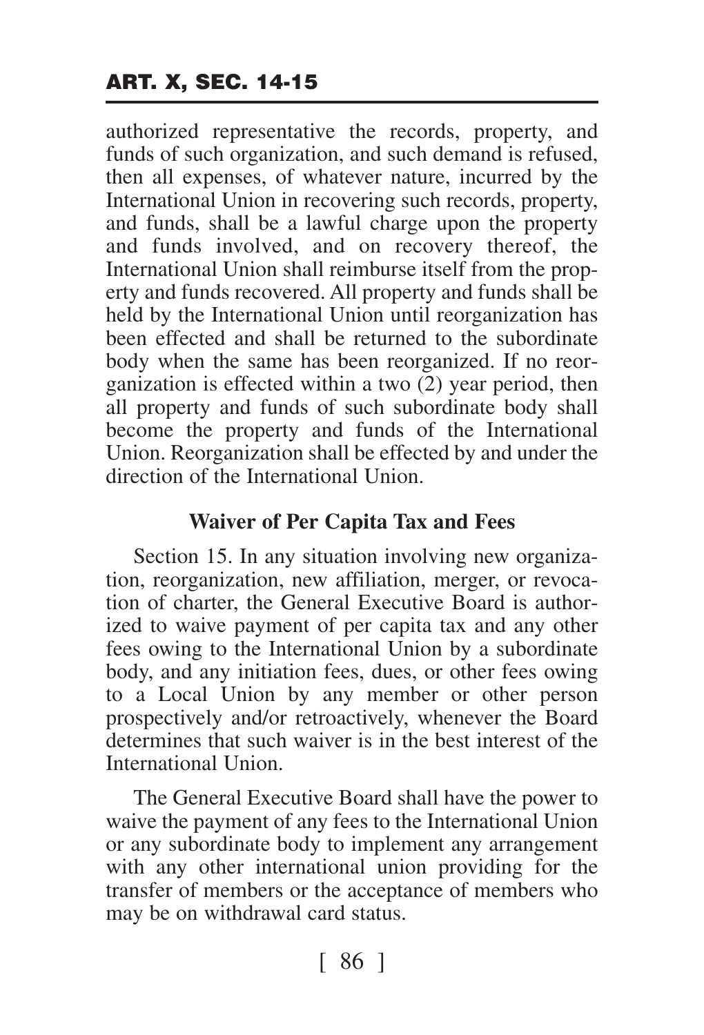authorized representative the records, property, and funds of such organization, and such demand is refused, then all expenses, of whatever nature, incurred by the International Union in recovering such records, property, and funds, shall be a lawful charge upon the property and funds involved, and on recovery thereof, the International Union shall reimburse itself from the property and funds recovered. All property and funds shall be held by the International Union until reorganization has been effected and shall be returned to the subordinate body when the same has been reorganized. If no reorganization is effected within a two (2) year period, then all property and funds of such subordinate body shall become the property and funds of the International Union. Reorganization shall be effected by and under the direction of the International Union.

### Waiver of Per Capita Tax and Fees

Section 15. In any situation involving new organization, reorganization, new affiliation, merger, or revocation of charter, the General Executive Board is authorized to waive payment of per capita tax and any other fees owing to the International Union by a subordinate body, and any initiation fees, dues, or other fees owing to a Local Union by any member or other person prospectively and/or retroactively, whenever the Board determines that such waiver is in the best interest of the International Union.

The General Executive Board shall have the power to waive the payment of any fees to the International Union or any subordinate body to implement any arrangement with any other international union providing for the transfer of members or the acceptance of members who may be on withdrawal card status.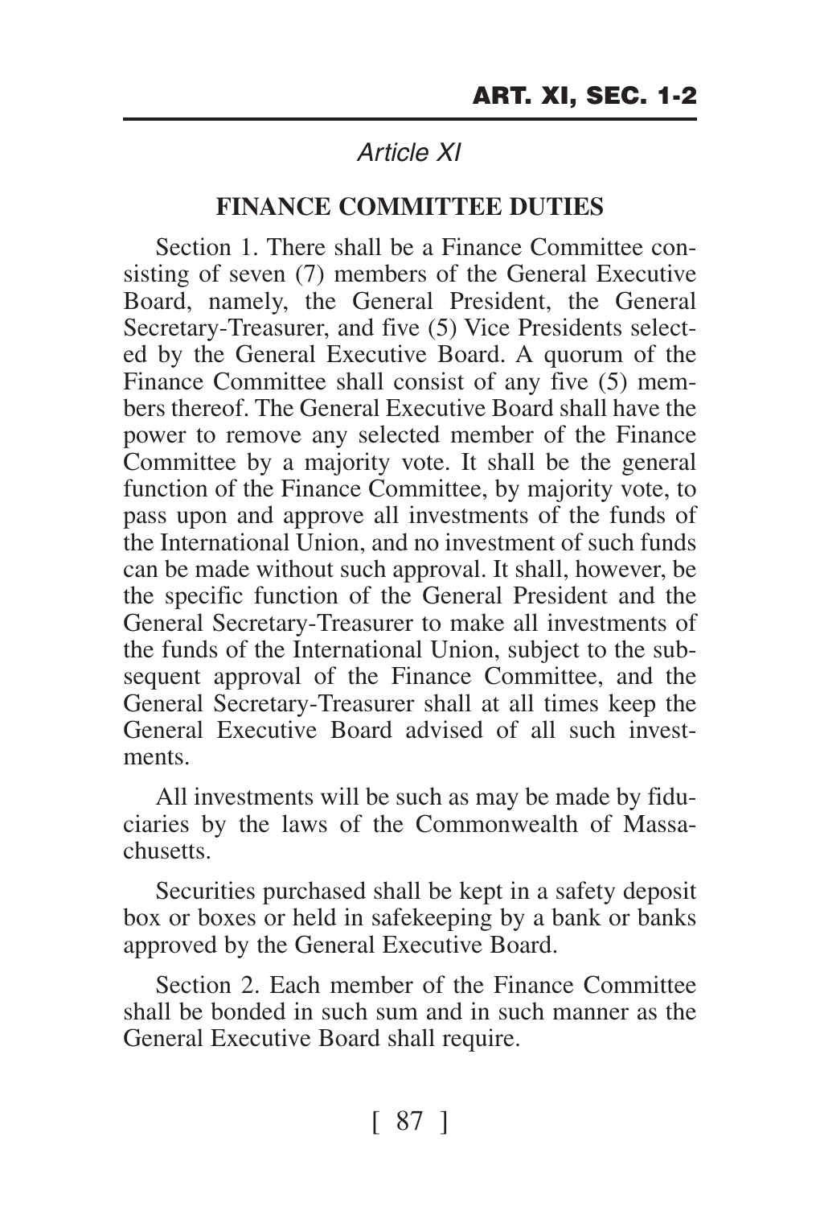## *Article XI*

### FINANCE COMMITTEE DUTIES

Section 1. There shall be a Finance Committee consisting of seven (7) members of the General Executive Board, namely, the General President, the General Secretary-Treasurer, and five (5) Vice Presidents selected by the General Executive Board. A quorum of the Finance Committee shall consist of any five (5) members thereof. The General Executive Board shall have the power to remove any selected member of the Finance Committee by a majority vote. It shall be the general function of the Finance Committee, by majority vote, to pass upon and approve all investments of the funds of the International Union, and no investment of such funds can be made without such approval. It shall, however, be the specific function of the General President and the General Secretary-Treasurer to make all investments of the funds of the International Union, subject to the subsequent approval of the Finance Committee, and the General Secretary-Treasurer shall at all times keep the General Executive Board advised of all such investments.

All investments will be such as may be made by fiduciaries by the laws of the Commonwealth of Massachusetts.

Securities purchased shall be kept in a safety deposit box or boxes or held in safekeeping by a bank or banks approved by the General Executive Board.

Section 2. Each member of the Finance Committee shall be bonded in such sum and in such manner as the General Executive Board shall require.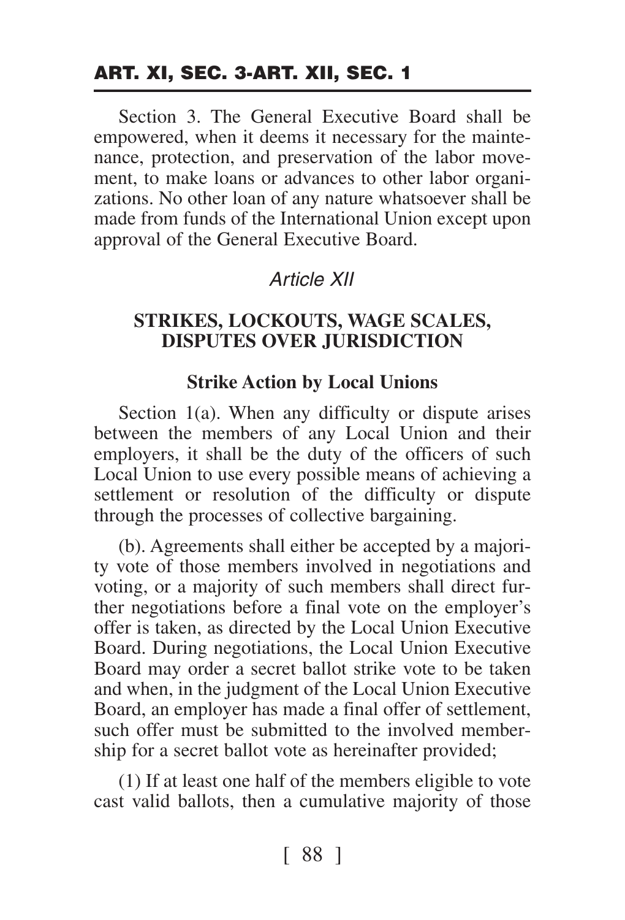Section 3. The General Executive Board shall be empowered, when it deems it necessary for the maintenance, protection, and preservation of the labor movement, to make loans or advances to other labor organizations. No other loan of any nature whatsoever shall be made from funds of the International Union except upon approval of the General Executive Board.

## *Article XII*

## STRIKES, LOCKOUTS, WAGE SCALES, DISPUTES OVER JURISDICTION

### Strike Action by Local Unions

Section 1(a). When any difficulty or dispute arises between the members of any Local Union and their employers, it shall be the duty of the officers of such Local Union to use every possible means of achieving a settlement or resolution of the difficulty or dispute through the processes of collective bargaining.

(b). Agreements shall either be accepted by a majority vote of those members involved in negotiations and voting, or a majority of such members shall direct further negotiations before a final vote on the employer's offer is taken, as directed by the Local Union Executive Board. During negotiations, the Local Union Executive Board may order a secret ballot strike vote to be taken and when, in the judgment of the Local Union Executive Board, an employer has made a final offer of settlement, such offer must be submitted to the involved membership for a secret ballot vote as hereinafter provided;

(1) If at least one half of the members eligible to vote cast valid ballots, then a cumulative majority of those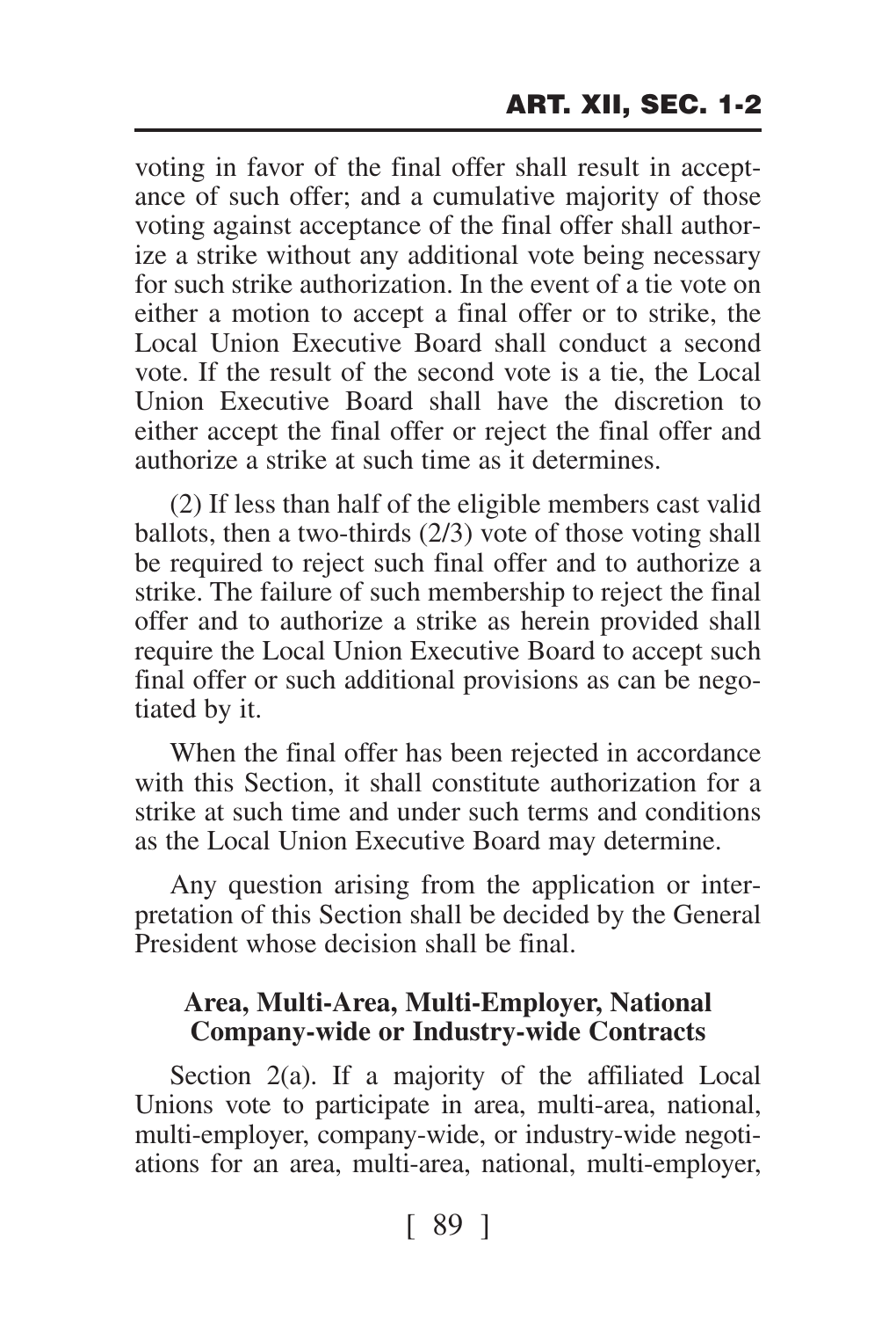voting in favor of the final offer shall result in acceptance of such offer; and a cumulative majority of those voting against acceptance of the final offer shall authorize a strike without any additional vote being necessary for such strike authorization. In the event of a tie vote on either a motion to accept a final offer or to strike, the Local Union Executive Board shall conduct a second vote. If the result of the second vote is a tie, the Local Union Executive Board shall have the discretion to either accept the final offer or reject the final offer and authorize a strike at such time as it determines.

(2) If less than half of the eligible members cast valid ballots, then a two-thirds (2/3) vote of those voting shall be required to reject such final offer and to authorize a strike. The failure of such membership to reject the final offer and to authorize a strike as herein provided shall require the Local Union Executive Board to accept such final offer or such additional provisions as can be negotiated by it.

When the final offer has been rejected in accordance with this Section, it shall constitute authorization for a strike at such time and under such terms and conditions as the Local Union Executive Board may determine.

Any question arising from the application or interpretation of this Section shall be decided by the General President whose decision shall be final.

### Area, Multi-Area, Multi-Employer, National Company-wide or Industry-wide Contracts

Section 2(a). If a majority of the affiliated Local Unions vote to participate in area, multi-area, national, multi-employer, company-wide, or industry-wide negotiations for an area, multi-area, national, multi-employer,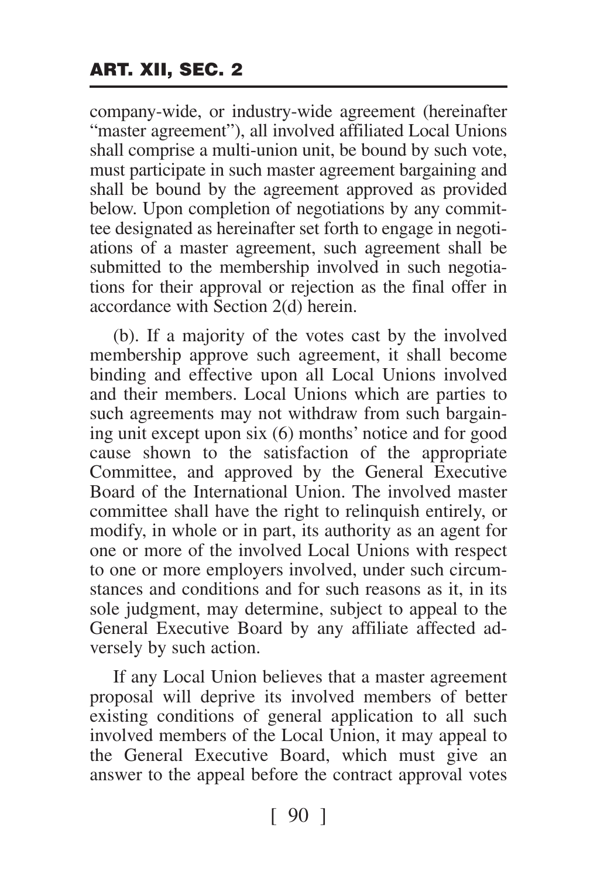company-wide, or industry-wide agreement (hereinafter "master agreement"), all involved affiliated Local Unions shall comprise a multi-union unit, be bound by such vote, must participate in such master agreement bargaining and shall be bound by the agreement approved as provided below. Upon completion of negotiations by any committee designated as hereinafter set forth to engage in negotiations of a master agreement, such agreement shall be submitted to the membership involved in such negotiations for their approval or rejection as the final offer in accordance with Section 2(d) herein.

(b). If a majority of the votes cast by the involved membership approve such agreement, it shall become binding and effective upon all Local Unions involved and their members. Local Unions which are parties to such agreements may not withdraw from such bargaining unit except upon six (6) months' notice and for good cause shown to the satisfaction of the appropriate Committee, and approved by the General Executive Board of the International Union. The involved master committee shall have the right to relinquish entirely, or modify, in whole or in part, its authority as an agent for one or more of the involved Local Unions with respect to one or more employers involved, under such circumstances and conditions and for such reasons as it, in its sole judgment, may determine, subject to appeal to the General Executive Board by any affiliate affected adversely by such action.

If any Local Union believes that a master agreement proposal will deprive its involved members of better existing conditions of general application to all such involved members of the Local Union, it may appeal to the General Executive Board, which must give an answer to the appeal before the contract approval votes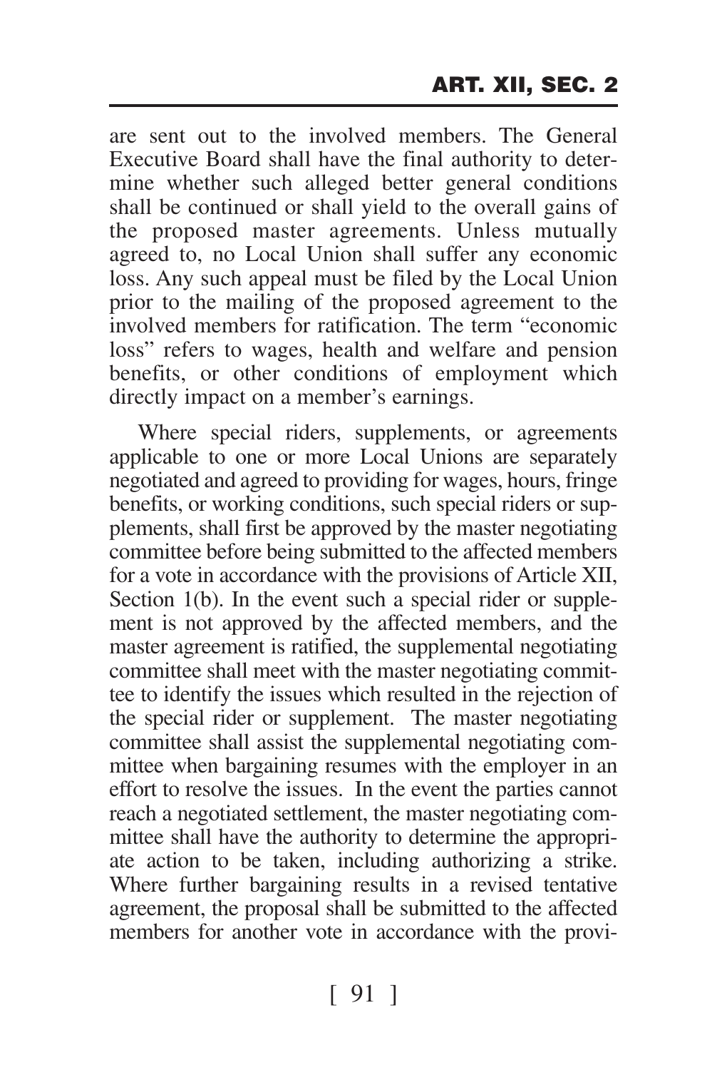are sent out to the involved members. The General Executive Board shall have the final authority to determine whether such alleged better general conditions shall be continued or shall yield to the overall gains of the proposed master agreements. Unless mutually agreed to, no Local Union shall suffer any economic loss. Any such appeal must be filed by the Local Union prior to the mailing of the proposed agreement to the involved members for ratification. The term "economic loss" refers to wages, health and welfare and pension benefits, or other conditions of employment which directly impact on a member's earnings.

Where special riders, supplements, or agreements applicable to one or more Local Unions are separately negotiated and agreed to providing for wages, hours, fringe benefits, or working conditions, such special riders or supplements, shall first be approved by the master negotiating committee before being submitted to the affected members for a vote in accordance with the provisions of Article XII, Section 1(b). In the event such a special rider or supplement is not approved by the affected members, and the master agreement is ratified, the supplemental negotiating committee shall meet with the master negotiating committee to identify the issues which resulted in the rejection of the special rider or supplement. The master negotiating committee shall assist the supplemental negotiating committee when bargaining resumes with the employer in an effort to resolve the issues. In the event the parties cannot reach a negotiated settlement, the master negotiating committee shall have the authority to determine the appropriate action to be taken, including authorizing a strike. Where further bargaining results in a revised tentative agreement, the proposal shall be submitted to the affected members for another vote in accordance with the provi-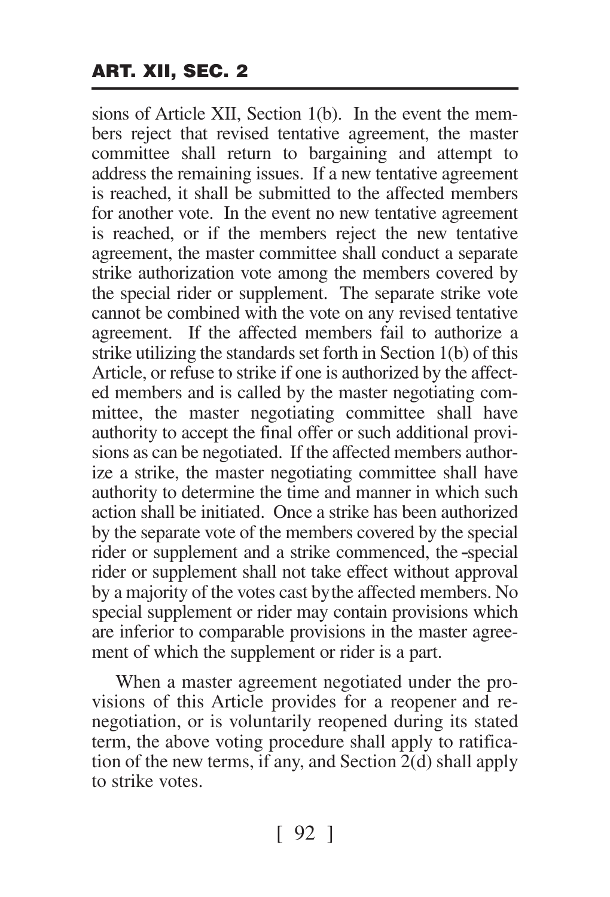sions of Article XII, Section 1(b). In the event the members reject that revised tentative agreement, the master committee shall return to bargaining and attempt to address the remaining issues. If a new tentative agreement is reached, it shall be submitted to the affected members for another vote. In the event no new tentative agreement is reached, or if the members reject the new tentative agreement, the master committee shall conduct a separate strike authorization vote among the members covered by the special rider or supplement. The separate strike vote cannot be combined with the vote on any revised tentative agreement. If the affected members fail to authorize a strike utilizing the standards set forth in Section 1(b) of this Article, or refuse to strike if one is authorized by the affected members and is called by the master negotiating committee, the master negotiating committee shall have authority to accept the final offer or such additional provisions as can be negotiated. If the affected members authorize a strike, the master negotiating committee shall have authority to determine the time and manner in which such action shall be initiated. Once a strike has been authorized by the separate vote of the members covered by the special rider or supplement and a strike commenced, the special rider or supplement shall not take effect without approval by a majority of the votes cast by the affected members. No special supplement or rider may contain provisions which are inferior to comparable provisions in the master agreement of which the supplement or rider is a part.

When a master agreement negotiated under the provisions of this Article provides for a reopener and renegotiation, or is voluntarily reopened during its stated term, the above voting procedure shall apply to ratification of the new terms, if any, and Section 2(d) shall apply to strike votes.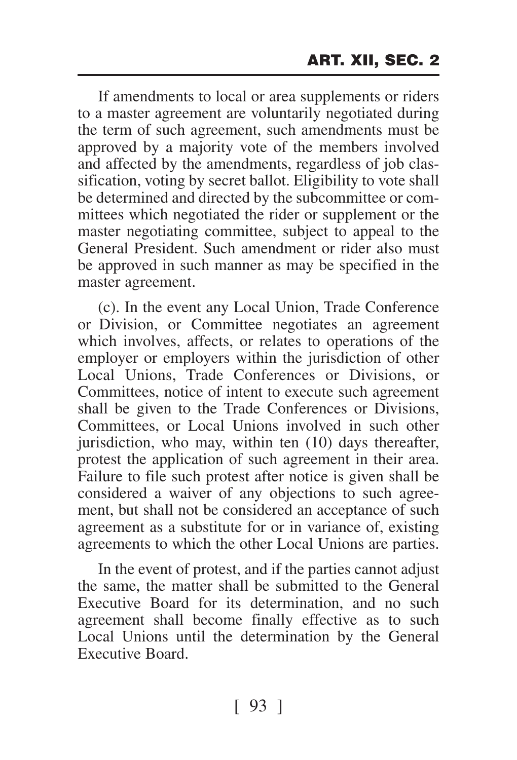If amendments to local or area supplements or riders to a master agreement are voluntarily negotiated during the term of such agreement, such amendments must be approved by a majority vote of the members involved and affected by the amendments, regardless of job classification, voting by secret ballot. Eligibility to vote shall be determined and directed by the subcommittee or committees which negotiated the rider or supplement or the master negotiating committee, subject to appeal to the General President. Such amendment or rider also must be approved in such manner as may be specified in the master agreement.

(c). In the event any Local Union, Trade Conference or Division, or Committee negotiates an agreement which involves, affects, or relates to operations of the employer or employers within the jurisdiction of other Local Unions, Trade Conferences or Divisions, or Committees, notice of intent to execute such agreement shall be given to the Trade Conferences or Divisions, Committees, or Local Unions involved in such other jurisdiction, who may, within ten (10) days thereafter, protest the application of such agreement in their area. Failure to file such protest after notice is given shall be considered a waiver of any objections to such agreement, but shall not be considered an acceptance of such agreement as a substitute for or in variance of, existing agreements to which the other Local Unions are parties.

In the event of protest, and if the parties cannot adjust the same, the matter shall be submitted to the General Executive Board for its determination, and no such agreement shall become finally effective as to such Local Unions until the determination by the General Executive Board.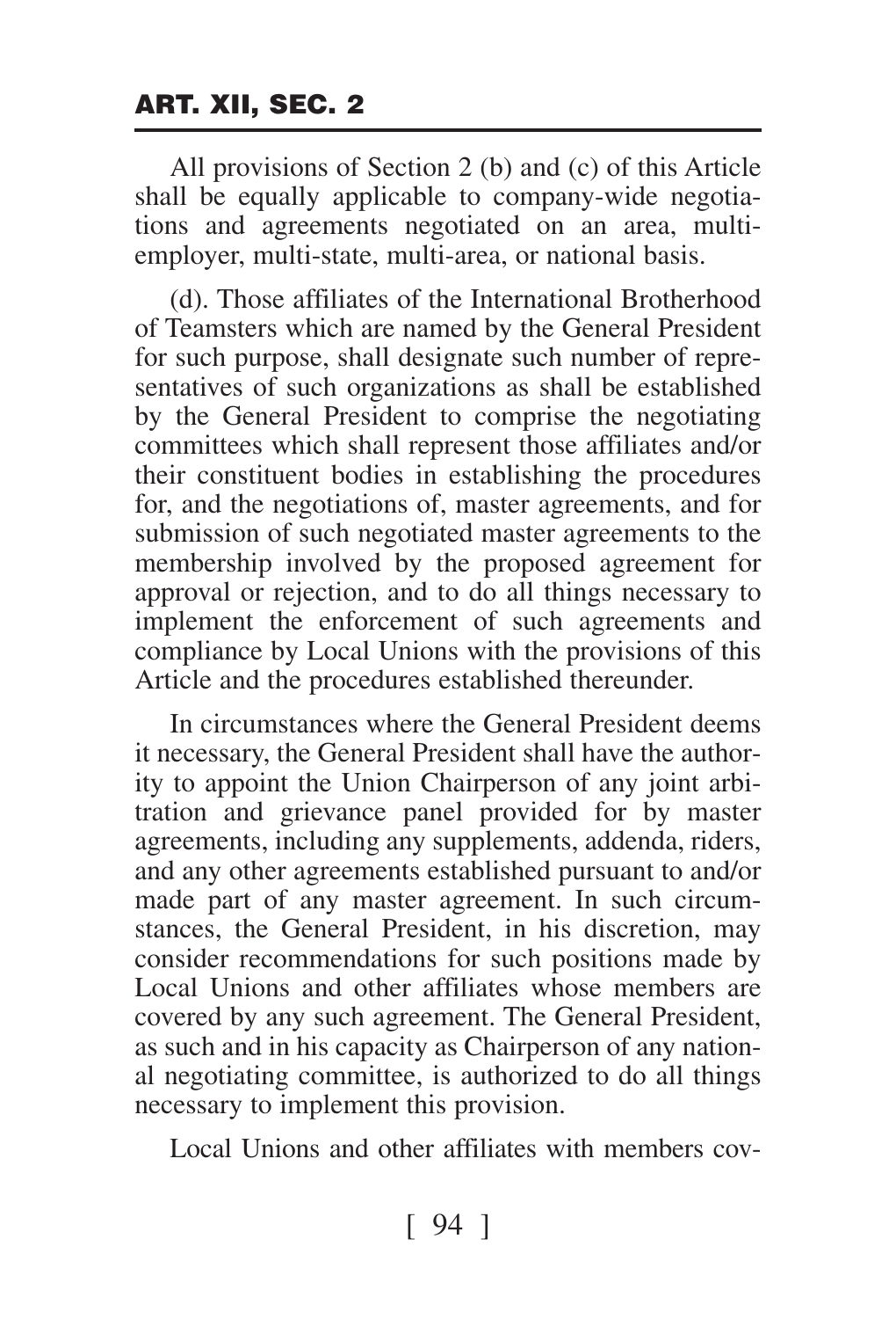All provisions of Section 2 (b) and (c) of this Article shall be equally applicable to company-wide negotiations and agreements negotiated on an area, multi-employer, multi-state, multi-area, or national basis.

(d). Those affiliates of the International Brotherhood of Teamsters which are named by the General President for such purpose, shall designate such number of representatives of such organizations as shall be established by the General President to comprise the negotiating committees which shall represent those affiliates and/or their constituent bodies in establishing the procedures for, and the negotiations of, master agreements, and for submission of such negotiated master agreements to the membership involved by the proposed agreement for approval or rejection, and to do all things necessary to implement the enforcement of such agreements and compliance by Local Unions with the provisions of this Article and the procedures established thereunder.

In circumstances where the General President deems it necessary, the General President shall have the authority to appoint the Union Chairperson of any joint arbitration and grievance panel provided for by master agreements, including any supplements, addenda, riders, and any other agreements established pursuant to and/or made part of any master agreement. In such circumstances, the General President, in his discretion, may consider recommendations for such positions made by Local Unions and other affiliates whose members are covered by any such agreement. The General President, as such and in his capacity as Chairperson of any national negotiating committee, is authorized to do all things necessary to implement this provision.

Local Unions and other affiliates with members cov-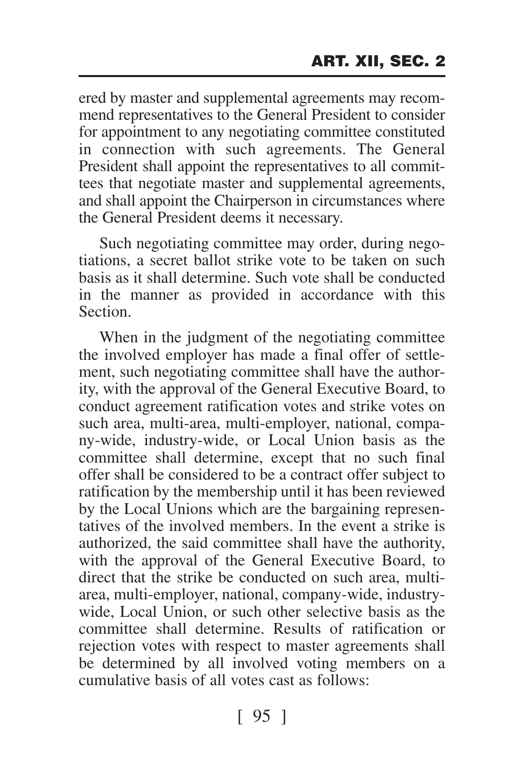ered by master and supplemental agreements may recommend representatives to the General President to consider for appointment to any negotiating committee constituted in connection with such agreements. The General President shall appoint the representatives to all committees that negotiate master and supplemental agreements, and shall appoint the Chairperson in circumstances where the General President deems it necessary.

Such negotiating committee may order, during negotiations, a secret ballot strike vote to be taken on such basis as it shall determine. Such vote shall be conducted in the manner as provided in accordance with this Section.

When in the judgment of the negotiating committee the involved employer has made a final offer of settlement, such negotiating committee shall have the authority, with the approval of the General Executive Board, to conduct agreement ratification votes and strike votes on such area, multi-area, multi-employer, national, company-wide, industry-wide, or Local Union basis as the committee shall determine, except that no such final offer shall be considered to be a contract offer subject to ratification by the membership until it has been reviewed by the Local Unions which are the bargaining representatives of the involved members. In the event a strike is authorized, the said committee shall have the authority, with the approval of the General Executive Board, to direct that the strike be conducted on such area, multi-area, multi-employer, national, company-wide, industry-wide, Local Union, or such other selective basis as the committee shall determine. Results of ratification or rejection votes with respect to master agreements shall be determined by all involved voting members on a cumulative basis of all votes cast as follows: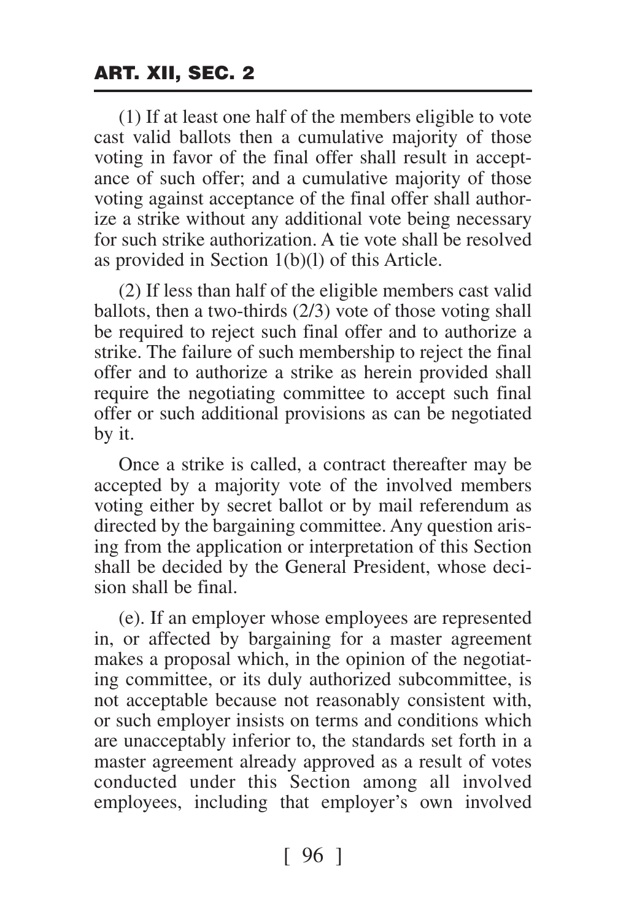(1) If at least one half of the members eligible to vote cast valid ballots then a cumulative majority of those voting in favor of the final offer shall result in acceptance of such offer; and a cumulative majority of those voting against acceptance of the final offer shall authorize a strike without any additional vote being necessary for such strike authorization. A tie vote shall be resolved as provided in Section 1(b)(l) of this Article.

(2) If less than half of the eligible members cast valid ballots, then a two-thirds (2/3) vote of those voting shall be required to reject such final offer and to authorize a strike. The failure of such membership to reject the final offer and to authorize a strike as herein provided shall require the negotiating committee to accept such final offer or such additional provisions as can be negotiated by it.

Once a strike is called, a contract thereafter may be accepted by a majority vote of the involved members voting either by secret ballot or by mail referendum as directed by the bargaining committee. Any question arising from the application or interpretation of this Section shall be decided by the General President, whose decision shall be final.

(e). If an employer whose employees are represented in, or affected by bargaining for a master agreement makes a proposal which, in the opinion of the negotiating committee, or its duly authorized subcommittee, is not acceptable because not reasonably consistent with, or such employer insists on terms and conditions which are unacceptably inferior to, the standards set forth in a master agreement already approved as a result of votes conducted under this Section among all involved employees, including that employer's own involved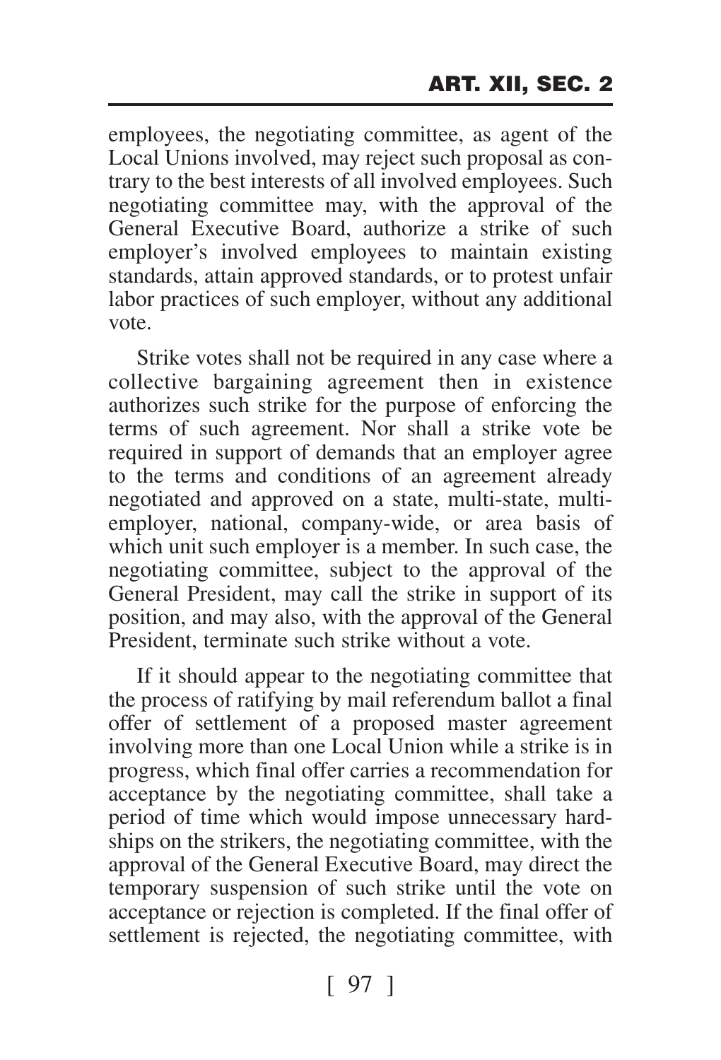employees, the negotiating committee, as agent of the Local Unions involved, may reject such proposal as contrary to the best interests of all involved employees. Such negotiating committee may, with the approval of the General Executive Board, authorize a strike of such employer's involved employees to maintain existing standards, attain approved standards, or to protest unfair labor practices of such employer, without any additional vote.

Strike votes shall not be required in any case where a collective bargaining agreement then in existence authorizes such strike for the purpose of enforcing the terms of such agreement. Nor shall a strike vote be required in support of demands that an employer agree to the terms and conditions of an agreement already negotiated and approved on a state, multi-state, multi-employer, national, company-wide, or area basis of which unit such employer is a member. In such case, the negotiating committee, subject to the approval of the General President, may call the strike in support of its position, and may also, with the approval of the General President, terminate such strike without a vote.

If it should appear to the negotiating committee that the process of ratifying by mail referendum ballot a final offer of settlement of a proposed master agreement involving more than one Local Union while a strike is in progress, which final offer carries a recommendation for acceptance by the negotiating committee, shall take a period of time which would impose unnecessary hardships on the strikers, the negotiating committee, with the approval of the General Executive Board, may direct the temporary suspension of such strike until the vote on acceptance or rejection is completed. If the final offer of settlement is rejected, the negotiating committee, with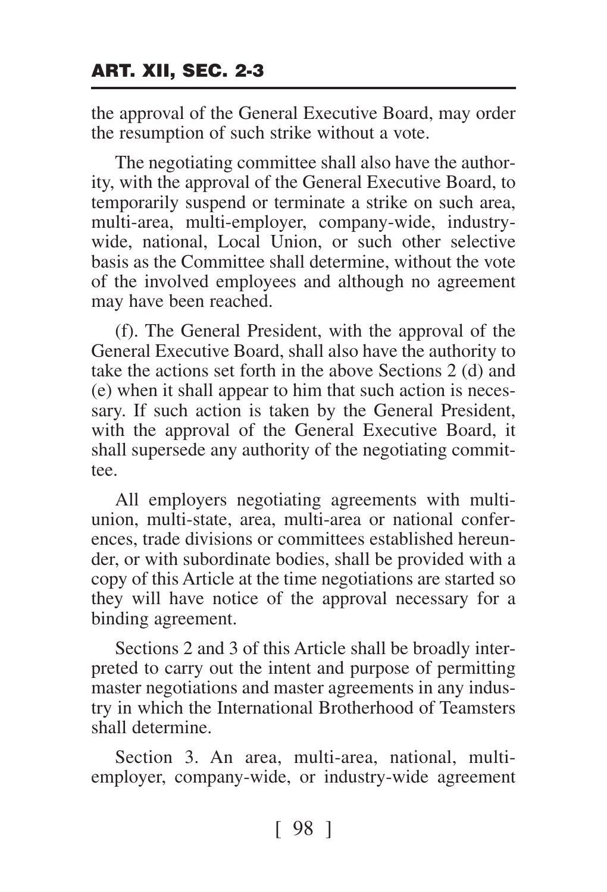the approval of the General Executive Board, may order the resumption of such strike without a vote.

The negotiating committee shall also have the authority, with the approval of the General Executive Board, to temporarily suspend or terminate a strike on such area, multi-area, multi-employer, company-wide, industry-wide, national, Local Union, or such other selective basis as the Committee shall determine, without the vote of the involved employees and although no agreement may have been reached.

(f). The General President, with the approval of the General Executive Board, shall also have the authority to take the actions set forth in the above Sections 2 (d) and (e) when it shall appear to him that such action is necessary. If such action is taken by the General President, with the approval of the General Executive Board, it shall supersede any authority of the negotiating committee.

All employers negotiating agreements with multi-union, multi-state, area, multi-area or national conferences, trade divisions or committees established hereunder, or with subordinate bodies, shall be provided with a copy of this Article at the time negotiations are started so they will have notice of the approval necessary for a binding agreement.

Sections 2 and 3 of this Article shall be broadly interpreted to carry out the intent and purpose of permitting master negotiations and master agreements in any industry in which the International Brotherhood of Teamsters shall determine.

Section 3. An area, multi-area, national, multi-employer, company-wide, or industry-wide agreement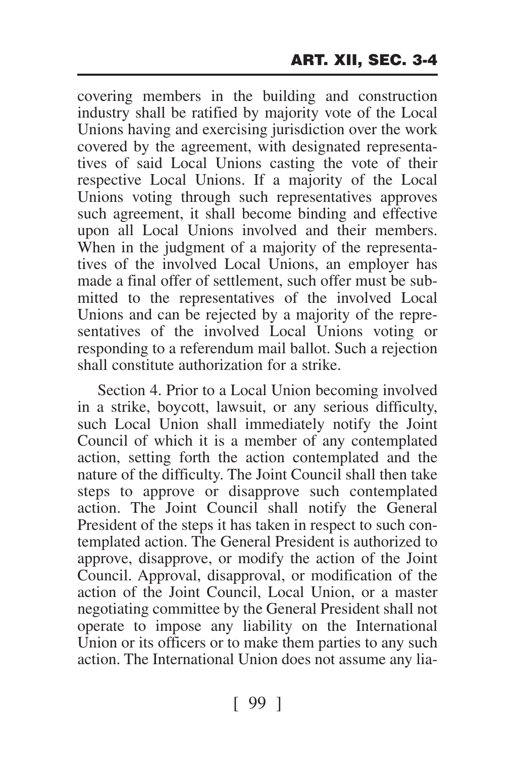covering members in the building and construction industry shall be ratified by majority vote of the Local Unions having and exercising jurisdiction over the work covered by the agreement, with designated representatives of said Local Unions casting the vote of their respective Local Unions. If a majority of the Local Unions voting through such representatives approves such agreement, it shall become binding and effective upon all Local Unions involved and their members. When in the judgment of a majority of the representatives of the involved Local Unions, an employer has made a final offer of settlement, such offer must be submitted to the representatives of the involved Local Unions and can be rejected by a majority of the representatives of the involved Local Unions voting or responding to a referendum mail ballot. Such a rejection shall constitute authorization for a strike.

Section 4. Prior to a Local Union becoming involved in a strike, boycott, lawsuit, or any serious difficulty, such Local Union shall immediately notify the Joint Council of which it is a member of any contemplated action, setting forth the action contemplated and the nature of the difficulty. The Joint Council shall then take steps to approve or disapprove such contemplated action. The Joint Council shall notify the General President of the steps it has taken in respect to such contemplated action. The General President is authorized to approve, disapprove, or modify the action of the Joint Council. Approval, disapproval, or modification of the action of the Joint Council, Local Union, or a master negotiating committee by the General President shall not operate to impose any liability on the International Union or its officers or to make them parties to any such action. The International Union does not assume any lia-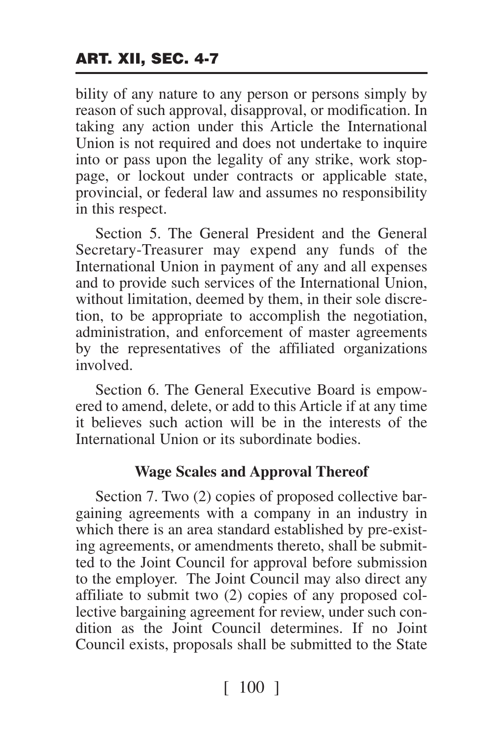bility of any nature to any person or persons simply by reason of such approval, disapproval, or modification. In taking any action under this Article the International Union is not required and does not undertake to inquire into or pass upon the legality of any strike, work stoppage, or lockout under contracts or applicable state, provincial, or federal law and assumes no responsibility in this respect.

Section 5. The General President and the General Secretary-Treasurer may expend any funds of the International Union in payment of any and all expenses and to provide such services of the International Union, without limitation, deemed by them, in their sole discretion, to be appropriate to accomplish the negotiation, administration, and enforcement of master agreements by the representatives of the affiliated organizations involved.

Section 6. The General Executive Board is empowered to amend, delete, or add to this Article if at any time it believes such action will be in the interests of the International Union or its subordinate bodies.

### Wage Scales and Approval Thereof

Section 7. Two (2) copies of proposed collective bargaining agreements with a company in an industry in which there is an area standard established by pre-existing agreements, or amendments thereto, shall be submitted to the Joint Council for approval before submission to the employer. The Joint Council may also direct any affiliate to submit two (2) copies of any proposed collective bargaining agreement for review, under such condition as the Joint Council determines. If no Joint Council exists, proposals shall be submitted to the State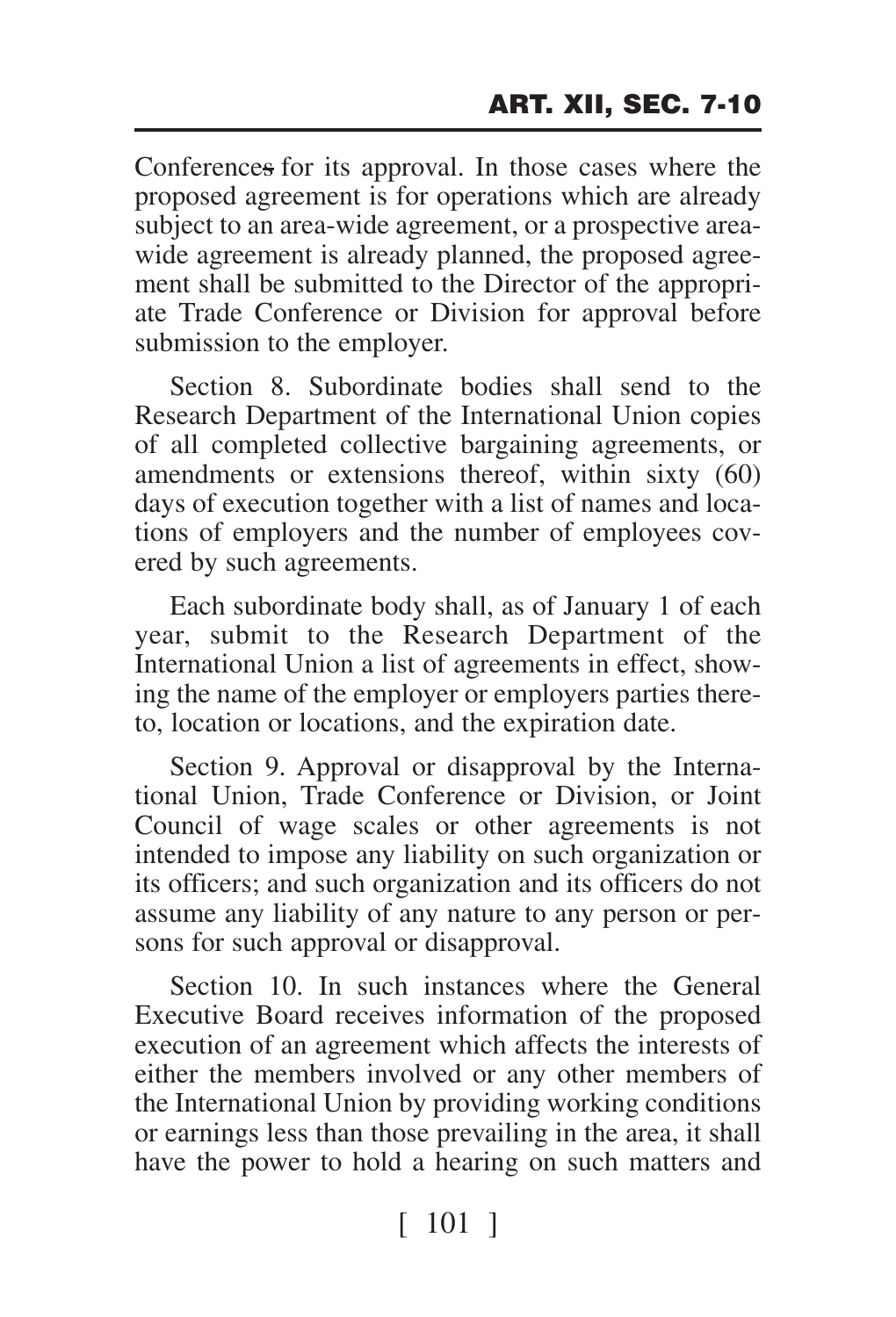Conferences for its approval. In those cases where the proposed agreement is for operations which are already subject to an area-wide agreement, or a prospective area-wide agreement is already planned, the proposed agreement shall be submitted to the Director of the appropriate Trade Conference or Division for approval before submission to the employer.

Section 8. Subordinate bodies shall send to the Research Department of the International Union copies of all completed collective bargaining agreements, or amendments or extensions thereof, within sixty (60) days of execution together with a list of names and locations of employers and the number of employees covered by such agreements.

Each subordinate body shall, as of January 1 of each year, submit to the Research Department of the International Union a list of agreements in effect, showing the name of the employer or employers parties thereto, location or locations, and the expiration date.

Section 9. Approval or disapproval by the International Union, Trade Conference or Division, or Joint Council of wage scales or other agreements is not intended to impose any liability on such organization or its officers; and such organization and its officers do not assume any liability of any nature to any person or persons for such approval or disapproval.

Section 10. In such instances where the General Executive Board receives information of the proposed execution of an agreement which affects the interests of either the members involved or any other members of the International Union by providing working conditions or earnings less than those prevailing in the area, it shall have the power to hold a hearing on such matters and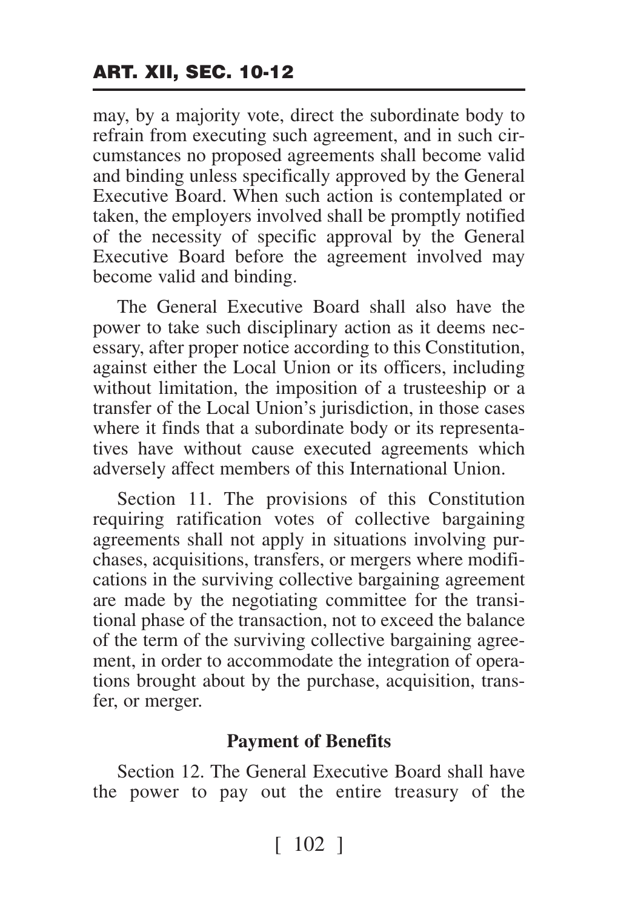may, by a majority vote, direct the subordinate body to refrain from executing such agreement, and in such circumstances no proposed agreements shall become valid and binding unless specifically approved by the General Executive Board. When such action is contemplated or taken, the employers involved shall be promptly notified of the necessity of specific approval by the General Executive Board before the agreement involved may become valid and binding.

The General Executive Board shall also have the power to take such disciplinary action as it deems necessary, after proper notice according to this Constitution, against either the Local Union or its officers, including without limitation, the imposition of a trusteeship or a transfer of the Local Union's jurisdiction, in those cases where it finds that a subordinate body or its representatives have without cause executed agreements which adversely affect members of this International Union.

Section 11. The provisions of this Constitution requiring ratification votes of collective bargaining agreements shall not apply in situations involving purchases, acquisitions, transfers, or mergers where modifications in the surviving collective bargaining agreement are made by the negotiating committee for the transitional phase of the transaction, not to exceed the balance of the term of the surviving collective bargaining agreement, in order to accommodate the integration of operations brought about by the purchase, acquisition, transfer, or merger.

**Payment of Benefits**

Section 12. The General Executive Board shall have the power to pay out the entire treasury of the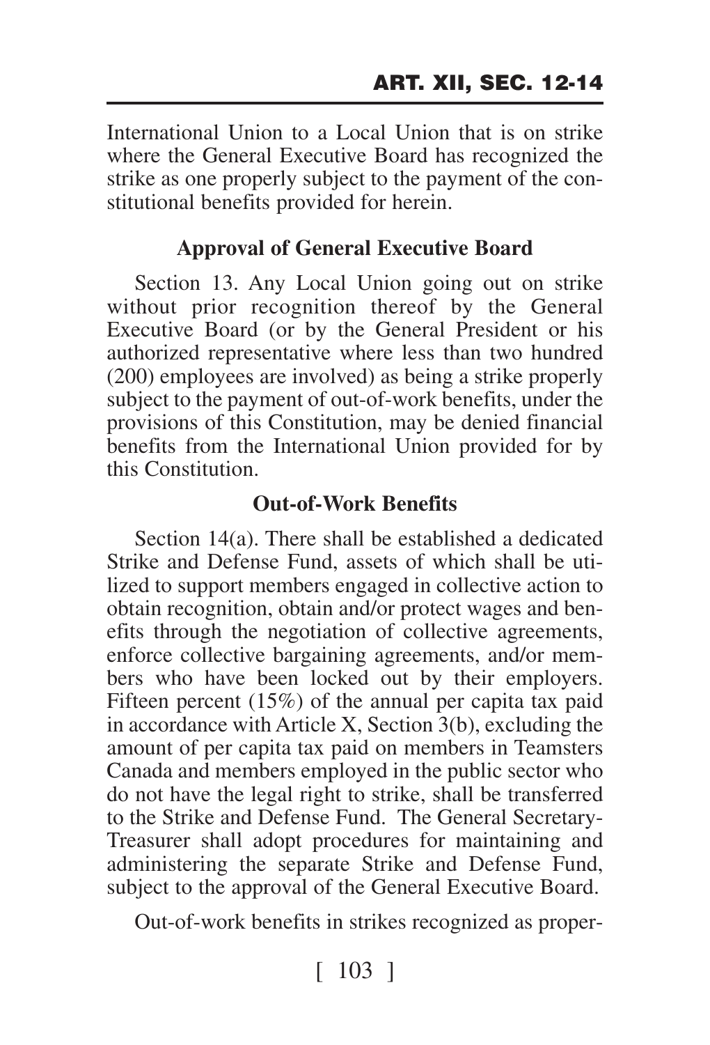International Union to a Local Union that is on strike where the General Executive Board has recognized the strike as one properly subject to the payment of the constitutional benefits provided for herein.

### Approval of General Executive Board

Section 13. Any Local Union going out on strike without prior recognition thereof by the General Executive Board (or by the General President or his authorized representative where less than two hundred (200) employees are involved) as being a strike properly subject to the payment of out-of-work benefits, under the provisions of this Constitution, may be denied financial benefits from the International Union provided for by this Constitution.

### Out-of-Work Benefits

Section 14(a). There shall be established a dedicated Strike and Defense Fund, assets of which shall be utilized to support members engaged in collective action to obtain recognition, obtain and/or protect wages and benefits through the negotiation of collective agreements, enforce collective bargaining agreements, and/or members who have been locked out by their employers. Fifteen percent (15%) of the annual per capita tax paid in accordance with Article X, Section 3(b), excluding the amount of per capita tax paid on members in Teamsters Canada and members employed in the public sector who do not have the legal right to strike, shall be transferred to the Strike and Defense Fund. The General Secretary-Treasurer shall adopt procedures for maintaining and administering the separate Strike and Defense Fund, subject to the approval of the General Executive Board.

Out-of-work benefits in strikes recognized as proper-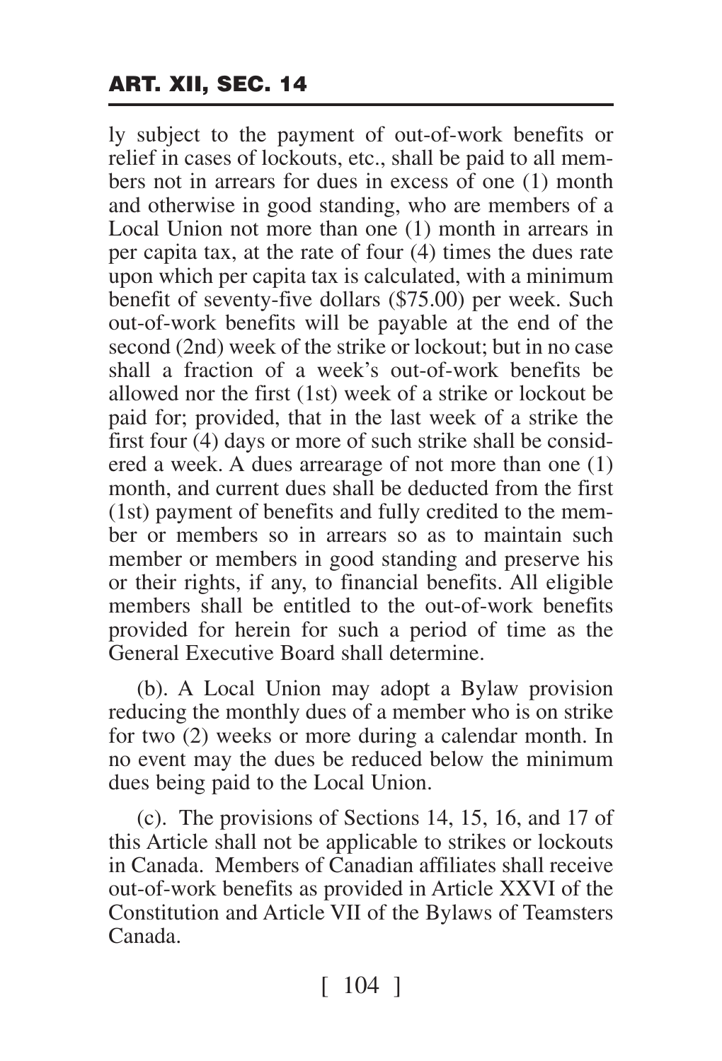ly subject to the payment of out-of-work benefits or relief in cases of lockouts, etc., shall be paid to all members not in arrears for dues in excess of one (1) month and otherwise in good standing, who are members of a Local Union not more than one (1) month in arrears in per capita tax, at the rate of four (4) times the dues rate upon which per capita tax is calculated, with a minimum benefit of seventy-five dollars ($75.00) per week. Such out-of-work benefits will be payable at the end of the second (2nd) week of the strike or lockout; but in no case shall a fraction of a week's out-of-work benefits be allowed nor the first (1st) week of a strike or lockout be paid for; provided, that in the last week of a strike the first four (4) days or more of such strike shall be considered a week. A dues arrearage of not more than one (1) month, and current dues shall be deducted from the first (1st) payment of benefits and fully credited to the member or members so in arrears so as to maintain such member or members in good standing and preserve his or their rights, if any, to financial benefits. All eligible members shall be entitled to the out-of-work benefits provided for herein for such a period of time as the General Executive Board shall determine.

(b). A Local Union may adopt a Bylaw provision reducing the monthly dues of a member who is on strike for two (2) weeks or more during a calendar month. In no event may the dues be reduced below the minimum dues being paid to the Local Union.

(c). The provisions of Sections 14, 15, 16, and 17 of this Article shall not be applicable to strikes or lockouts in Canada. Members of Canadian affiliates shall receive out-of-work benefits as provided in Article XXVI of the Constitution and Article VII of the Bylaws of Teamsters Canada.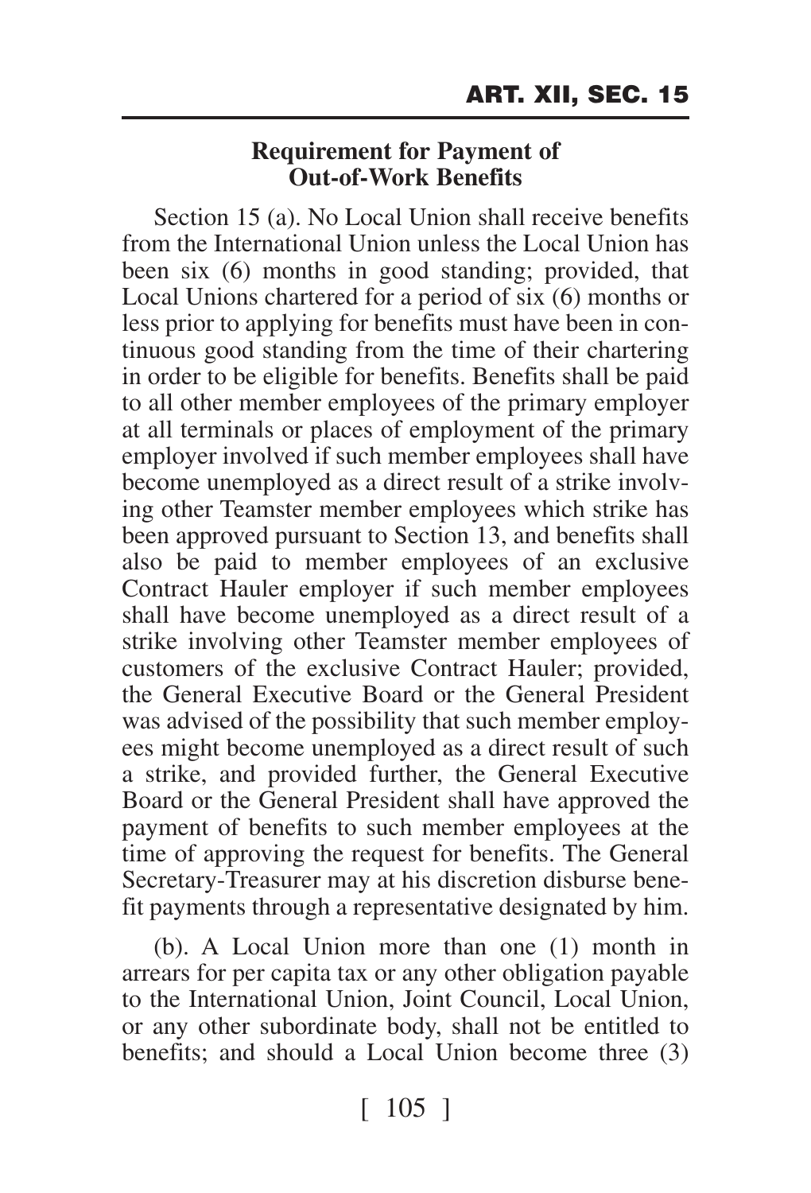**Requirement for Payment of Out-of-Work Benefits**

Section 15 (a). No Local Union shall receive benefits from the International Union unless the Local Union has been six (6) months in good standing; provided, that Local Unions chartered for a period of six (6) months or less prior to applying for benefits must have been in continuous good standing from the time of their chartering in order to be eligible for benefits. Benefits shall be paid to all other member employees of the primary employer at all terminals or places of employment of the primary employer involved if such member employees shall have become unemployed as a direct result of a strike involving other Teamster member employees which strike has been approved pursuant to Section 13, and benefits shall also be paid to member employees of an exclusive Contract Hauler employer if such member employees shall have become unemployed as a direct result of a strike involving other Teamster member employees of customers of the exclusive Contract Hauler; provided, the General Executive Board or the General President was advised of the possibility that such member employees might become unemployed as a direct result of such a strike, and provided further, the General Executive Board or the General President shall have approved the payment of benefits to such member employees at the time of approving the request for benefits. The General Secretary-Treasurer may at his discretion disburse benefit payments through a representative designated by him.

(b). A Local Union more than one (1) month in arrears for per capita tax or any other obligation payable to the International Union, Joint Council, Local Union, or any other subordinate body, shall not be entitled to benefits; and should a Local Union become three (3)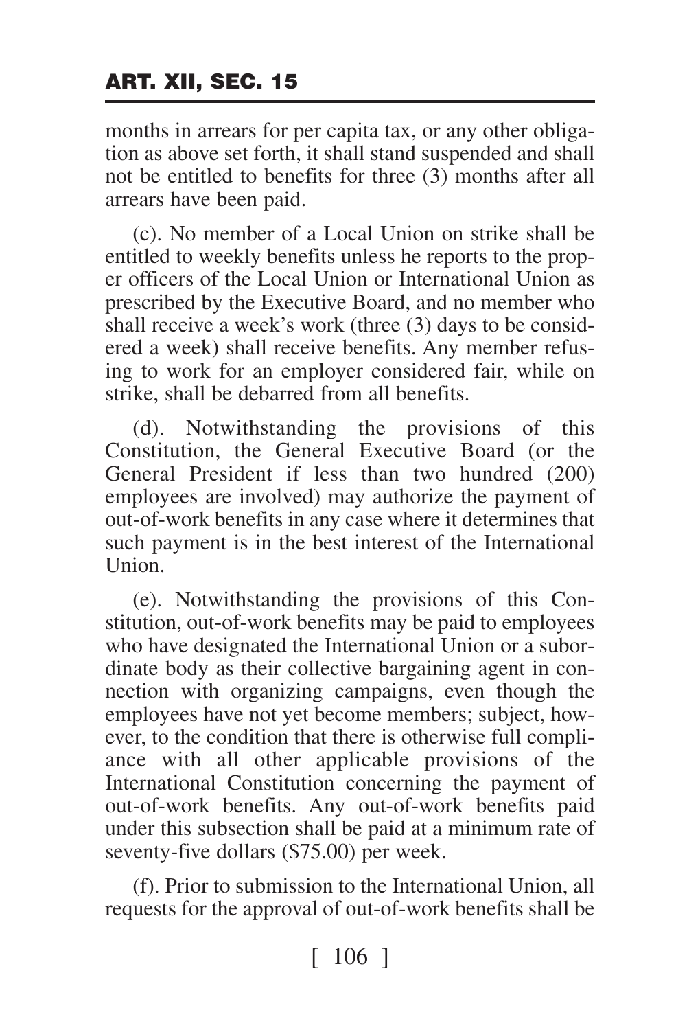months in arrears for per capita tax, or any other obligation as above set forth, it shall stand suspended and shall not be entitled to benefits for three (3) months after all arrears have been paid.

(c). No member of a Local Union on strike shall be entitled to weekly benefits unless he reports to the proper officers of the Local Union or International Union as prescribed by the Executive Board, and no member who shall receive a week's work (three (3) days to be considered a week) shall receive benefits. Any member refusing to work for an employer considered fair, while on strike, shall be debarred from all benefits.

(d). Notwithstanding the provisions of this Constitution, the General Executive Board (or the General President if less than two hundred (200) employees are involved) may authorize the payment of out-of-work benefits in any case where it determines that such payment is in the best interest of the International Union.

(e). Notwithstanding the provisions of this Constitution, out-of-work benefits may be paid to employees who have designated the International Union or a subordinate body as their collective bargaining agent in connection with organizing campaigns, even though the employees have not yet become members; subject, however, to the condition that there is otherwise full compliance with all other applicable provisions of the International Constitution concerning the payment of out-of-work benefits. Any out-of-work benefits paid under this subsection shall be paid at a minimum rate of seventy-five dollars ($75.00) per week.

(f). Prior to submission to the International Union, all requests for the approval of out-of-work benefits shall be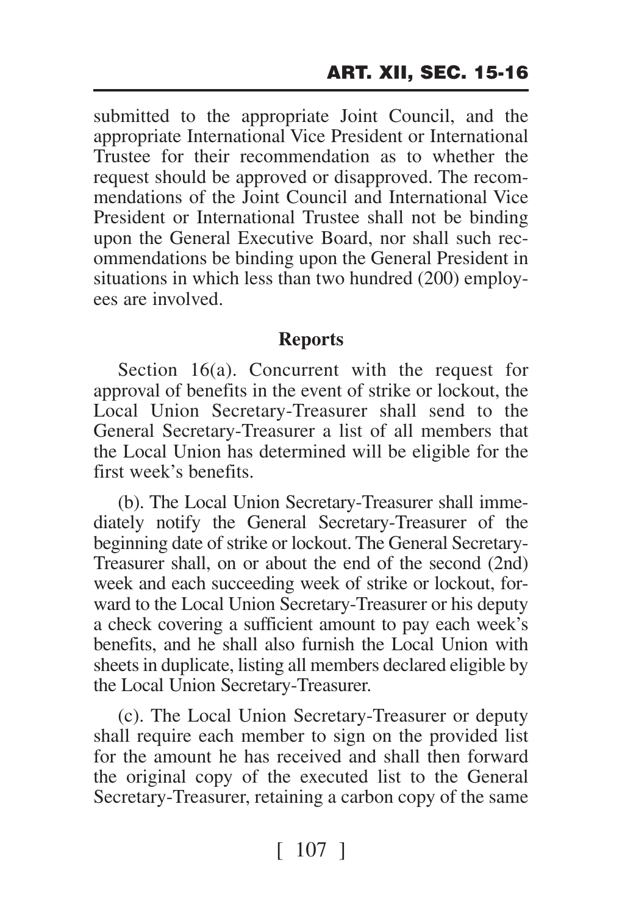submitted to the appropriate Joint Council, and the appropriate International Vice President or International Trustee for their recommendation as to whether the request should be approved or disapproved. The recommendations of the Joint Council and International Vice President or International Trustee shall not be binding upon the General Executive Board, nor shall such recommendations be binding upon the General President in situations in which less than two hundred (200) employees are involved.

### Reports

Section 16(a). Concurrent with the request for approval of benefits in the event of strike or lockout, the Local Union Secretary-Treasurer shall send to the General Secretary-Treasurer a list of all members that the Local Union has determined will be eligible for the first week's benefits.

(b). The Local Union Secretary-Treasurer shall immediately notify the General Secretary-Treasurer of the beginning date of strike or lockout. The General Secretary-Treasurer shall, on or about the end of the second (2nd) week and each succeeding week of strike or lockout, forward to the Local Union Secretary-Treasurer or his deputy a check covering a sufficient amount to pay each week's benefits, and he shall also furnish the Local Union with sheets in duplicate, listing all members declared eligible by the Local Union Secretary-Treasurer.

(c). The Local Union Secretary-Treasurer or deputy shall require each member to sign on the provided list for the amount he has received and shall then forward the original copy of the executed list to the General Secretary-Treasurer, retaining a carbon copy of the same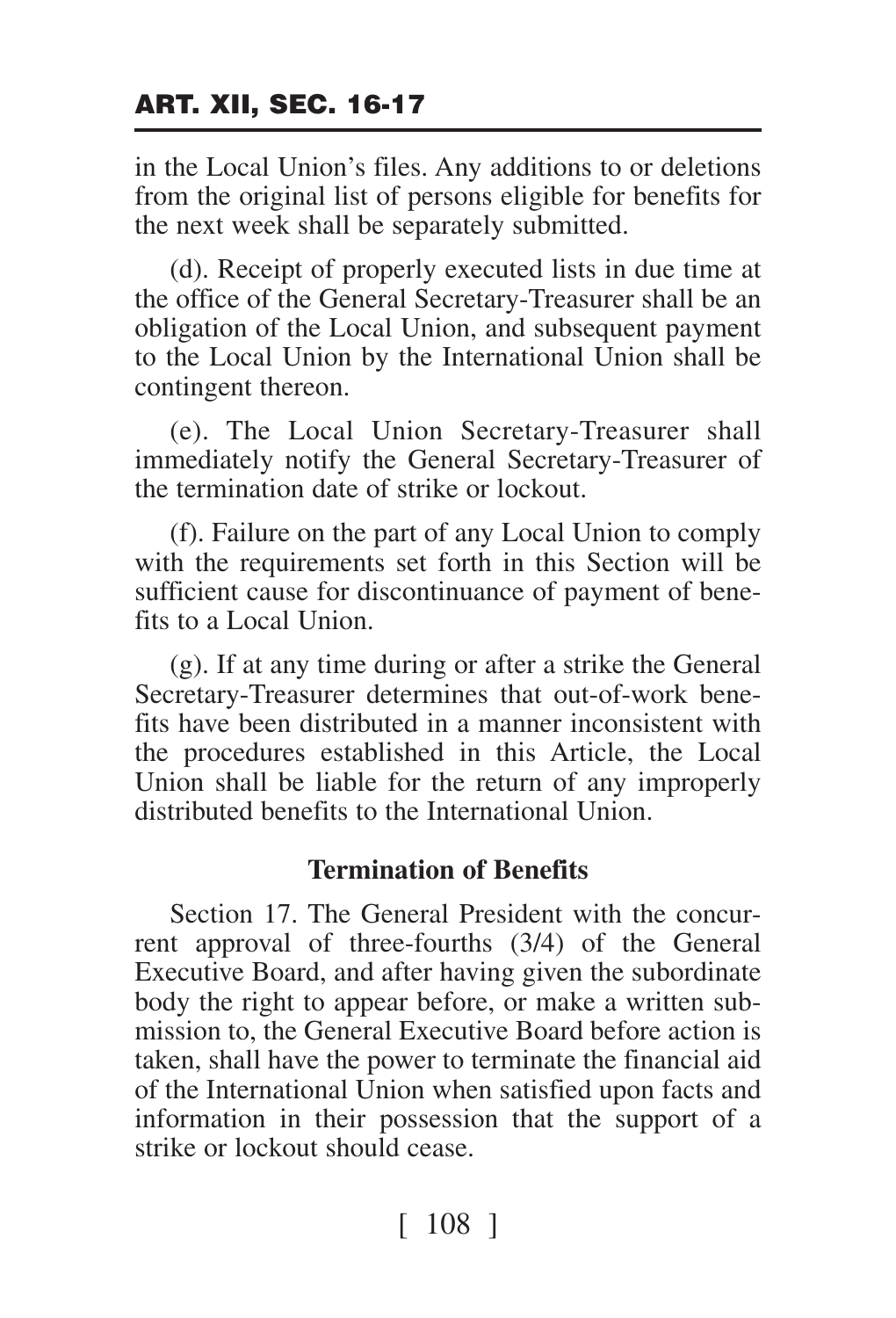in the Local Union's files. Any additions to or deletions from the original list of persons eligible for benefits for the next week shall be separately submitted.

(d). Receipt of properly executed lists in due time at the office of the General Secretary-Treasurer shall be an obligation of the Local Union, and subsequent payment to the Local Union by the International Union shall be contingent thereon.

(e). The Local Union Secretary-Treasurer shall immediately notify the General Secretary-Treasurer of the termination date of strike or lockout.

(f). Failure on the part of any Local Union to comply with the requirements set forth in this Section will be sufficient cause for discontinuance of payment of benefits to a Local Union.

(g). If at any time during or after a strike the General Secretary-Treasurer determines that out-of-work benefits have been distributed in a manner inconsistent with the procedures established in this Article, the Local Union shall be liable for the return of any improperly distributed benefits to the International Union.

### Termination of Benefits

Section 17. The General President with the concurrent approval of three-fourths (3/4) of the General Executive Board, and after having given the subordinate body the right to appear before, or make a written submission to, the General Executive Board before action is taken, shall have the power to terminate the financial aid of the International Union when satisfied upon facts and information in their possession that the support of a strike or lockout should cease.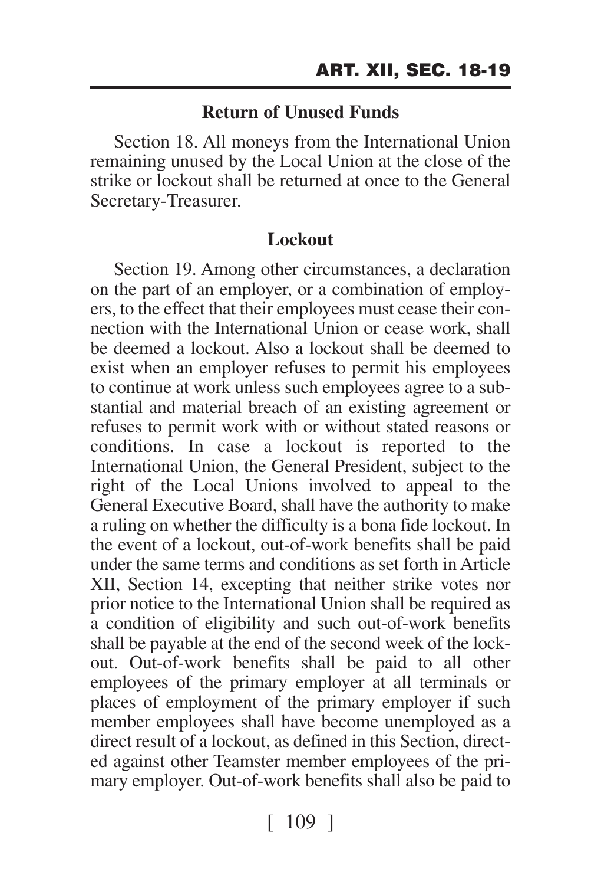### Return of Unused Funds

Section 18. All moneys from the International Union remaining unused by the Local Union at the close of the strike or lockout shall be returned at once to the General Secretary-Treasurer.

### Lockout

Section 19. Among other circumstances, a declaration on the part of an employer, or a combination of employers, to the effect that their employees must cease their connection with the International Union or cease work, shall be deemed a lockout. Also a lockout shall be deemed to exist when an employer refuses to permit his employees to continue at work unless such employees agree to a substantial and material breach of an existing agreement or refuses to permit work with or without stated reasons or conditions. In case a lockout is reported to the International Union, the General President, subject to the right of the Local Unions involved to appeal to the General Executive Board, shall have the authority to make a ruling on whether the difficulty is a bona fide lockout. In the event of a lockout, out-of-work benefits shall be paid under the same terms and conditions as set forth in Article XII, Section 14, excepting that neither strike votes nor prior notice to the International Union shall be required as a condition of eligibility and such out-of-work benefits shall be payable at the end of the second week of the lockout. Out-of-work benefits shall be paid to all other employees of the primary employer at all terminals or places of employment of the primary employer if such member employees shall have become unemployed as a direct result of a lockout, as defined in this Section, directed against other Teamster member employees of the primary employer. Out-of-work benefits shall also be paid to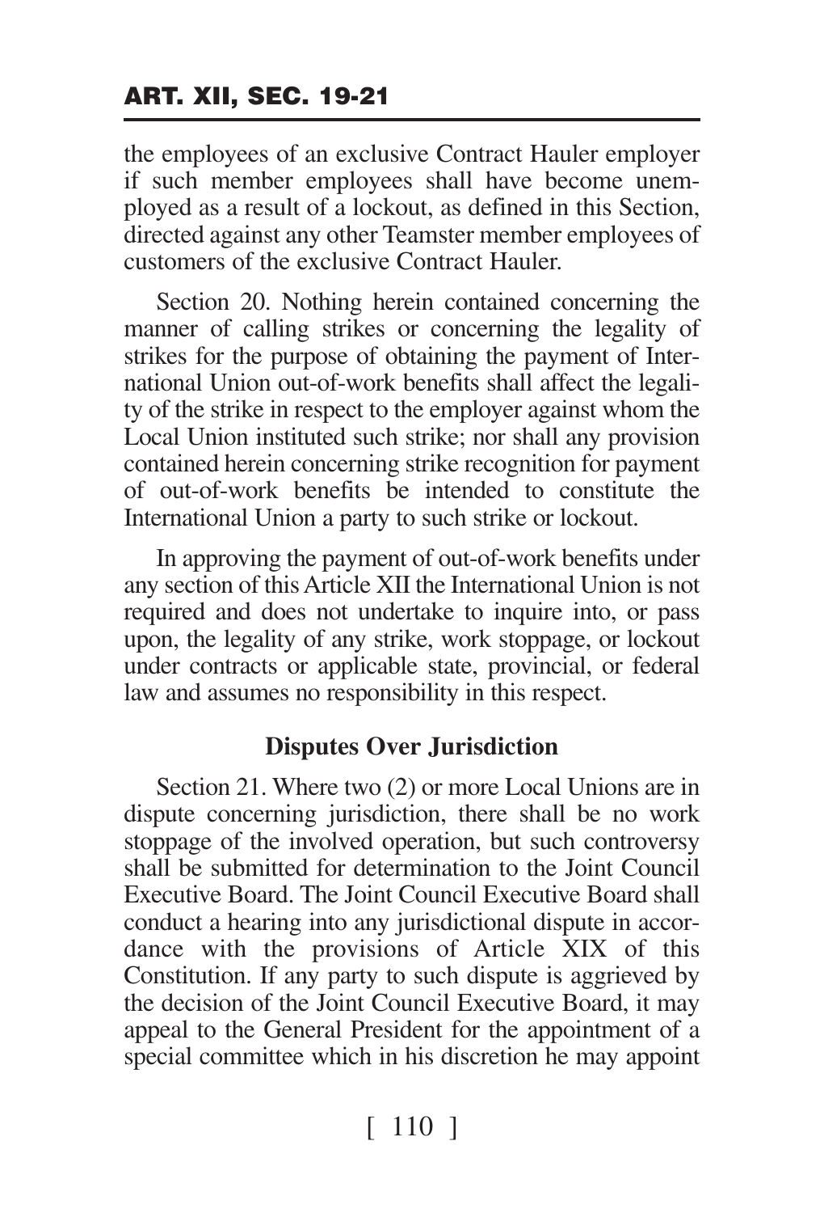the employees of an exclusive Contract Hauler employer if such member employees shall have become unemployed as a result of a lockout, as defined in this Section, directed against any other Teamster member employees of customers of the exclusive Contract Hauler.

Section 20. Nothing herein contained concerning the manner of calling strikes or concerning the legality of strikes for the purpose of obtaining the payment of International Union out-of-work benefits shall affect the legality of the strike in respect to the employer against whom the Local Union instituted such strike; nor shall any provision contained herein concerning strike recognition for payment of out-of-work benefits be intended to constitute the International Union a party to such strike or lockout.

In approving the payment of out-of-work benefits under any section of this Article XII the International Union is not required and does not undertake to inquire into, or pass upon, the legality of any strike, work stoppage, or lockout under contracts or applicable state, provincial, or federal law and assumes no responsibility in this respect.

**Disputes Over Jurisdiction**

Section 21. Where two (2) or more Local Unions are in dispute concerning jurisdiction, there shall be no work stoppage of the involved operation, but such controversy shall be submitted for determination to the Joint Council Executive Board. The Joint Council Executive Board shall conduct a hearing into any jurisdictional dispute in accordance with the provisions of Article XIX of this Constitution. If any party to such dispute is aggrieved by the decision of the Joint Council Executive Board, it may appeal to the General President for the appointment of a special committee which in his discretion he may appoint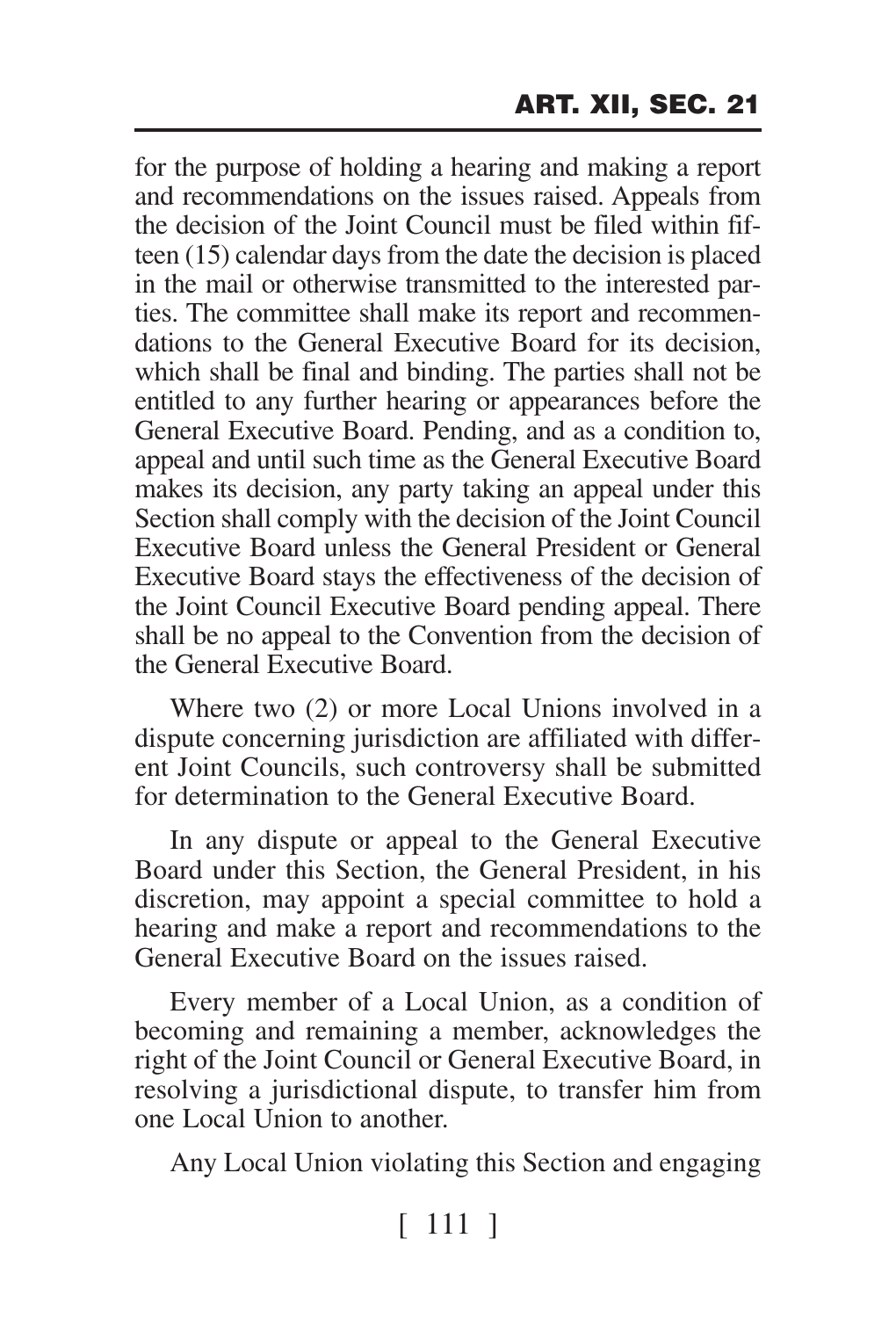for the purpose of holding a hearing and making a report and recommendations on the issues raised. Appeals from the decision of the Joint Council must be filed within fifteen (15) calendar days from the date the decision is placed in the mail or otherwise transmitted to the interested parties. The committee shall make its report and recommendations to the General Executive Board for its decision, which shall be final and binding. The parties shall not be entitled to any further hearing or appearances before the General Executive Board. Pending, and as a condition to, appeal and until such time as the General Executive Board makes its decision, any party taking an appeal under this Section shall comply with the decision of the Joint Council Executive Board unless the General President or General Executive Board stays the effectiveness of the decision of the Joint Council Executive Board pending appeal. There shall be no appeal to the Convention from the decision of the General Executive Board.

Where two (2) or more Local Unions involved in a dispute concerning jurisdiction are affiliated with different Joint Councils, such controversy shall be submitted for determination to the General Executive Board.

In any dispute or appeal to the General Executive Board under this Section, the General President, in his discretion, may appoint a special committee to hold a hearing and make a report and recommendations to the General Executive Board on the issues raised.

Every member of a Local Union, as a condition of becoming and remaining a member, acknowledges the right of the Joint Council or General Executive Board, in resolving a jurisdictional dispute, to transfer him from one Local Union to another.

Any Local Union violating this Section and engaging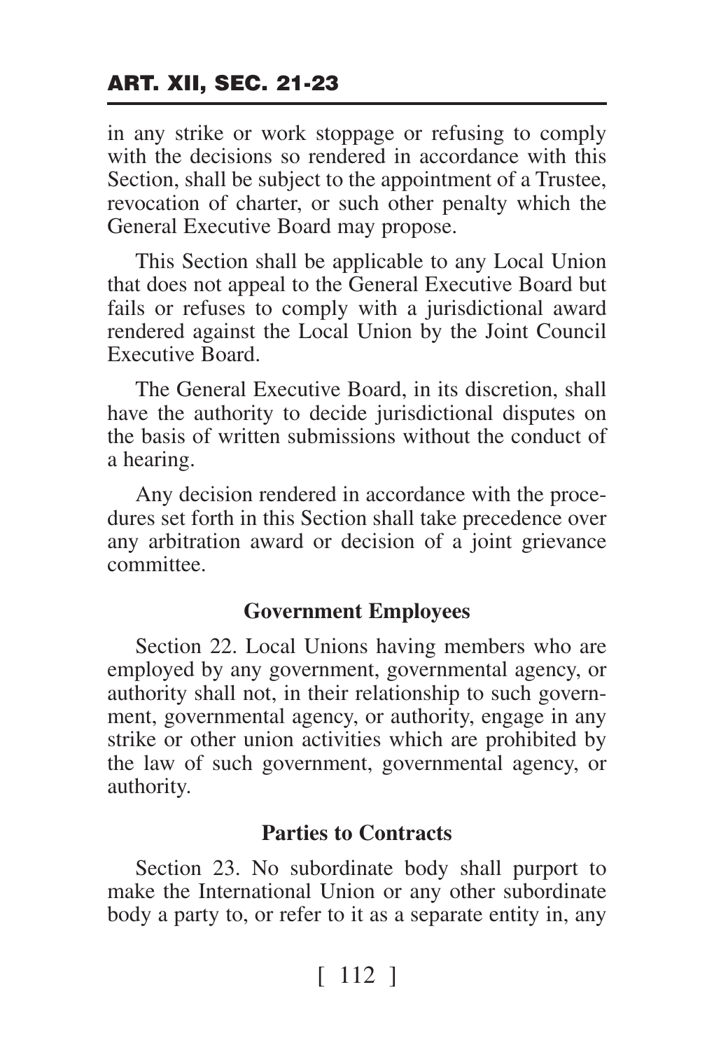in any strike or work stoppage or refusing to comply with the decisions so rendered in accordance with this Section, shall be subject to the appointment of a Trustee, revocation of charter, or such other penalty which the General Executive Board may propose.

This Section shall be applicable to any Local Union that does not appeal to the General Executive Board but fails or refuses to comply with a jurisdictional award rendered against the Local Union by the Joint Council Executive Board.

The General Executive Board, in its discretion, shall have the authority to decide jurisdictional disputes on the basis of written submissions without the conduct of a hearing.

Any decision rendered in accordance with the procedures set forth in this Section shall take precedence over any arbitration award or decision of a joint grievance committee.

### Government Employees

Section 22. Local Unions having members who are employed by any government, governmental agency, or authority shall not, in their relationship to such government, governmental agency, or authority, engage in any strike or other union activities which are prohibited by the law of such government, governmental agency, or authority.

### Parties to Contracts

Section 23. No subordinate body shall purport to make the International Union or any other subordinate body a party to, or refer to it as a separate entity in, any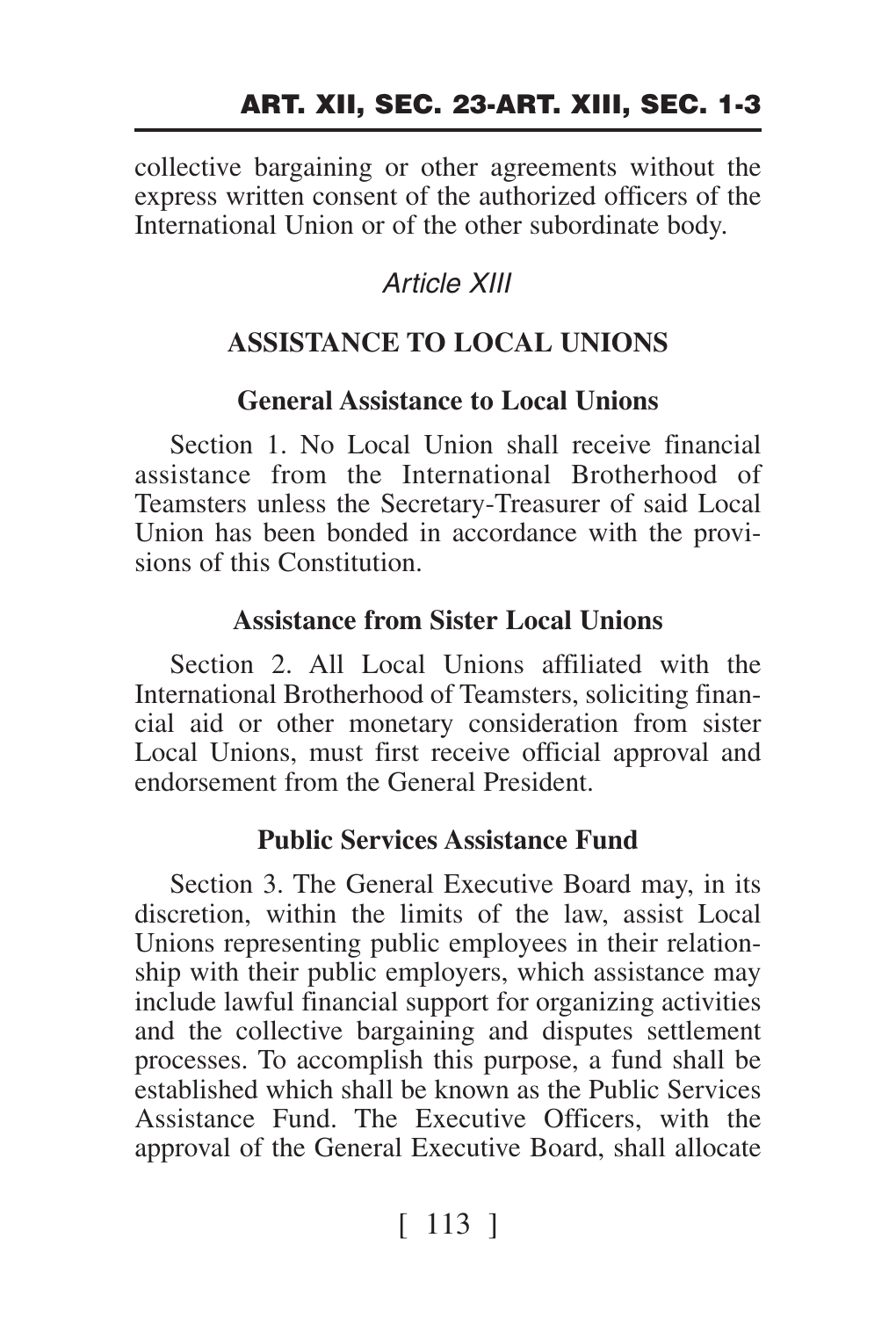collective bargaining or other agreements without the express written consent of the authorized officers of the International Union or of the other subordinate body.

## *Article XIII*

## ASSISTANCE TO LOCAL UNIONS

### General Assistance to Local Unions

Section 1. No Local Union shall receive financial assistance from the International Brotherhood of Teamsters unless the Secretary-Treasurer of said Local Union has been bonded in accordance with the provisions of this Constitution.

### Assistance from Sister Local Unions

Section 2. All Local Unions affiliated with the International Brotherhood of Teamsters, soliciting financial aid or other monetary consideration from sister Local Unions, must first receive official approval and endorsement from the General President.

### Public Services Assistance Fund

Section 3. The General Executive Board may, in its discretion, within the limits of the law, assist Local Unions representing public employees in their relationship with their public employers, which assistance may include lawful financial support for organizing activities and the collective bargaining and disputes settlement processes. To accomplish this purpose, a fund shall be established which shall be known as the Public Services Assistance Fund. The Executive Officers, with the approval of the General Executive Board, shall allocate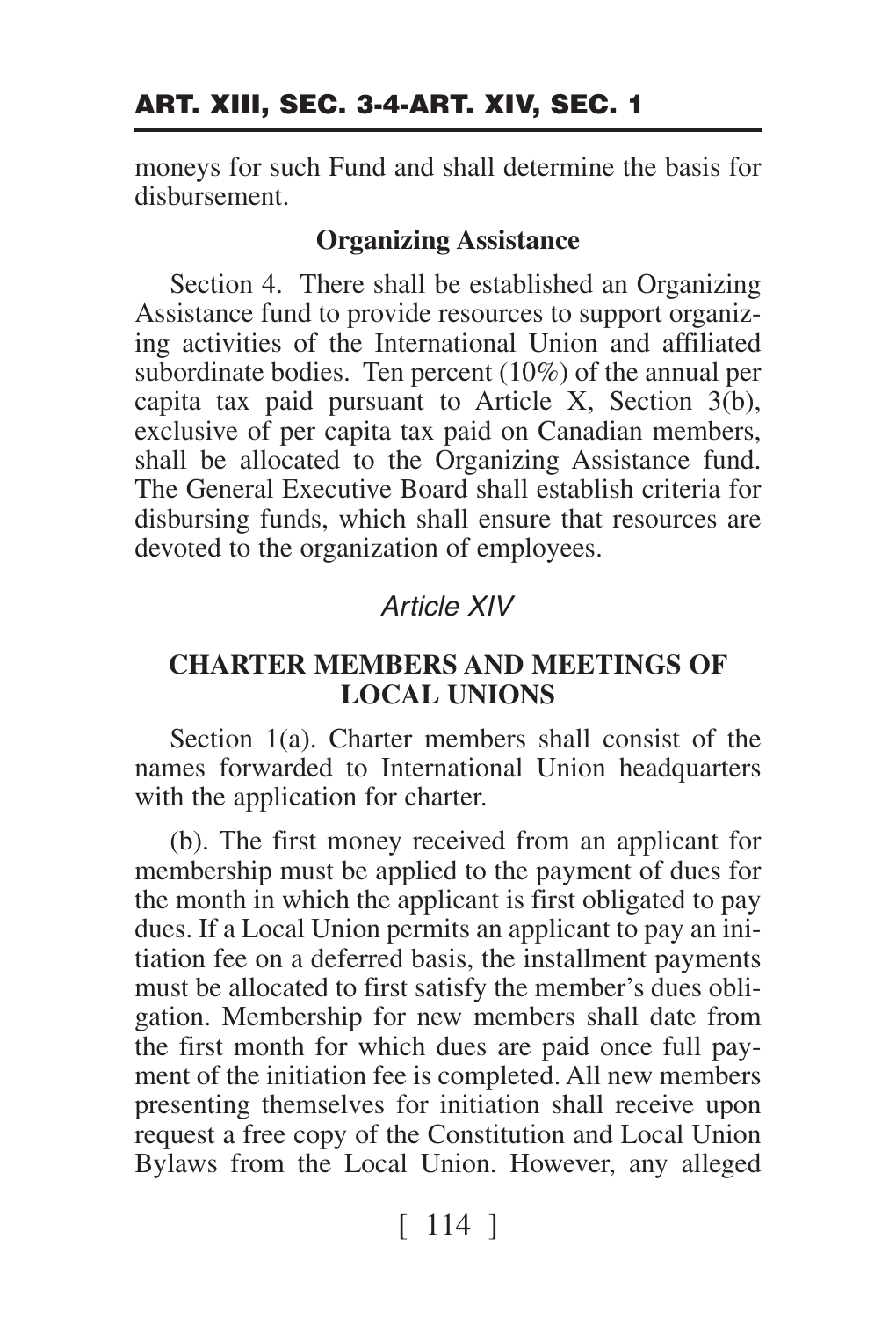moneys for such Fund and shall determine the basis for disbursement.

**Organizing Assistance**

Section 4. There shall be established an Organizing Assistance fund to provide resources to support organizing activities of the International Union and affiliated subordinate bodies. Ten percent (10%) of the annual per capita tax paid pursuant to Article X, Section 3(b), exclusive of per capita tax paid on Canadian members, shall be allocated to the Organizing Assistance fund. The General Executive Board shall establish criteria for disbursing funds, which shall ensure that resources are devoted to the organization of employees.

## *Article XIV*

### CHARTER MEMBERS AND MEETINGS OF LOCAL UNIONS

Section 1(a). Charter members shall consist of the names forwarded to International Union headquarters with the application for charter.

(b). The first money received from an applicant for membership must be applied to the payment of dues for the month in which the applicant is first obligated to pay dues. If a Local Union permits an applicant to pay an initiation fee on a deferred basis, the installment payments must be allocated to first satisfy the member's dues obligation. Membership for new members shall date from the first month for which dues are paid once full payment of the initiation fee is completed. All new members presenting themselves for initiation shall receive upon request a free copy of the Constitution and Local Union Bylaws from the Local Union. However, any alleged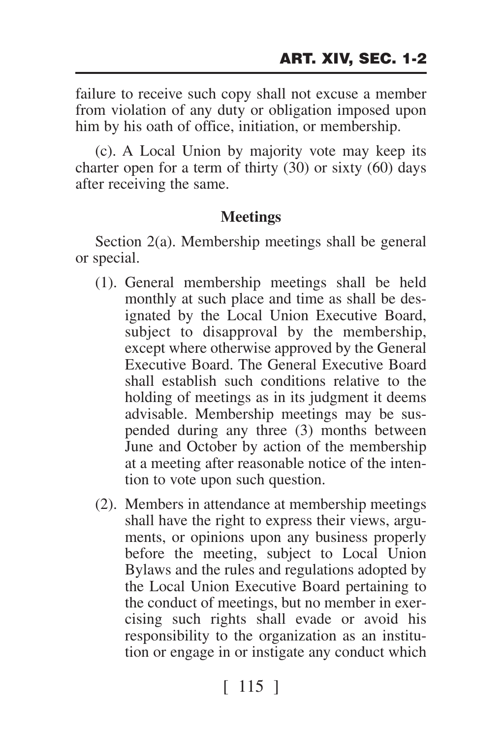failure to receive such copy shall not excuse a member from violation of any duty or obligation imposed upon him by his oath of office, initiation, or membership.

(c). A Local Union by majority vote may keep its charter open for a term of thirty (30) or sixty (60) days after receiving the same.

### Meetings

Section 2(a). Membership meetings shall be general or special.

- (1). General membership meetings shall be held monthly at such place and time as shall be designated by the Local Union Executive Board, subject to disapproval by the membership, except where otherwise approved by the General Executive Board. The General Executive Board shall establish such conditions relative to the holding of meetings as in its judgment it deems advisable. Membership meetings may be suspended during any three (3) months between June and October by action of the membership at a meeting after reasonable notice of the intention to vote upon such question.
- (2). Members in attendance at membership meetings shall have the right to express their views, arguments, or opinions upon any business properly before the meeting, subject to Local Union Bylaws and the rules and regulations adopted by the Local Union Executive Board pertaining to the conduct of meetings, but no member in exercising such rights shall evade or avoid his responsibility to the organization as an institution or engage in or instigate any conduct which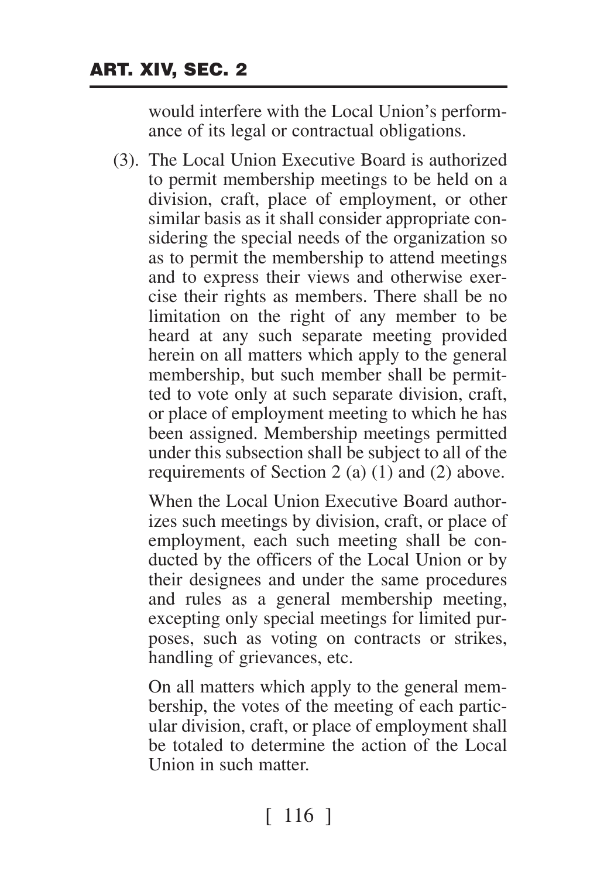would interfere with the Local Union's performance of its legal or contractual obligations.

(3). The Local Union Executive Board is authorized to permit membership meetings to be held on a division, craft, place of employment, or other similar basis as it shall consider appropriate considering the special needs of the organization so as to permit the membership to attend meetings and to express their views and otherwise exercise their rights as members. There shall be no limitation on the right of any member to be heard at any such separate meeting provided herein on all matters which apply to the general membership, but such member shall be permitted to vote only at such separate division, craft, or place of employment meeting to which he has been assigned. Membership meetings permitted under this subsection shall be subject to all of the requirements of Section 2 (a) (1) and (2) above.

When the Local Union Executive Board authorizes such meetings by division, craft, or place of employment, each such meeting shall be conducted by the officers of the Local Union or by their designees and under the same procedures and rules as a general membership meeting, excepting only special meetings for limited purposes, such as voting on contracts or strikes, handling of grievances, etc.

On all matters which apply to the general membership, the votes of the meeting of each particular division, craft, or place of employment shall be totaled to determine the action of the Local Union in such matter.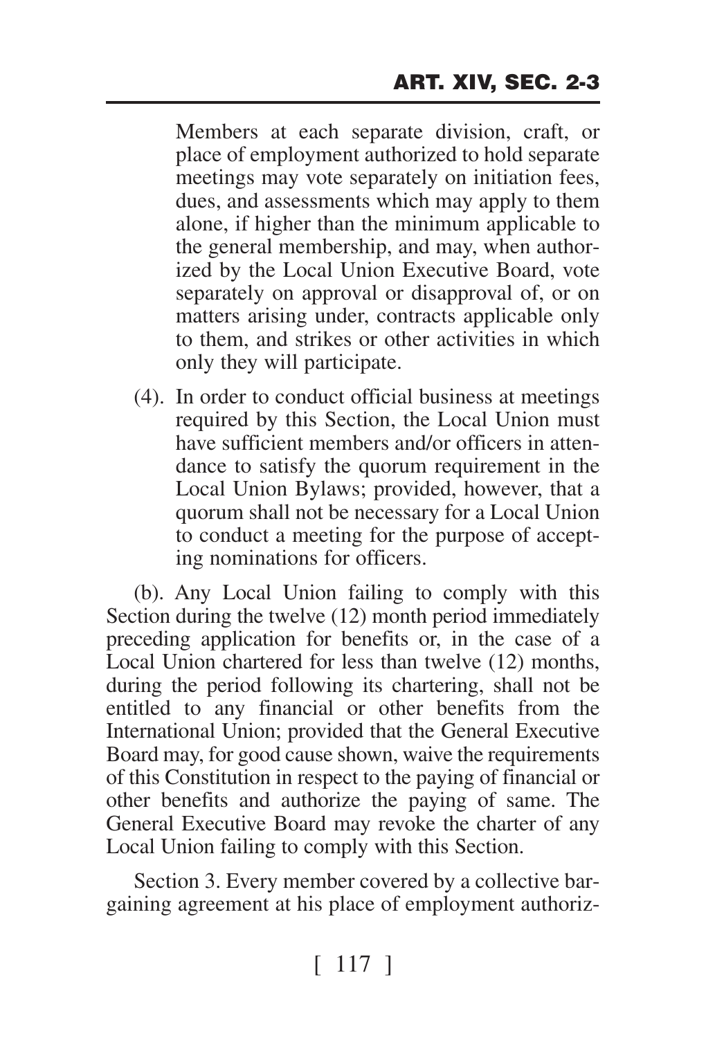Members at each separate division, craft, or place of employment authorized to hold separate meetings may vote separately on initiation fees, dues, and assessments which may apply to them alone, if higher than the minimum applicable to the general membership, and may, when authorized by the Local Union Executive Board, vote separately on approval or disapproval of, or on matters arising under, contracts applicable only to them, and strikes or other activities in which only they will participate.

(4). In order to conduct official business at meetings required by this Section, the Local Union must have sufficient members and/or officers in attendance to satisfy the quorum requirement in the Local Union Bylaws; provided, however, that a quorum shall not be necessary for a Local Union to conduct a meeting for the purpose of accepting nominations for officers.

(b). Any Local Union failing to comply with this Section during the twelve (12) month period immediately preceding application for benefits or, in the case of a Local Union chartered for less than twelve (12) months, during the period following its chartering, shall not be entitled to any financial or other benefits from the International Union; provided that the General Executive Board may, for good cause shown, waive the requirements of this Constitution in respect to the paying of financial or other benefits and authorize the paying of same. The General Executive Board may revoke the charter of any Local Union failing to comply with this Section.

Section 3. Every member covered by a collective bargaining agreement at his place of employment authoriz-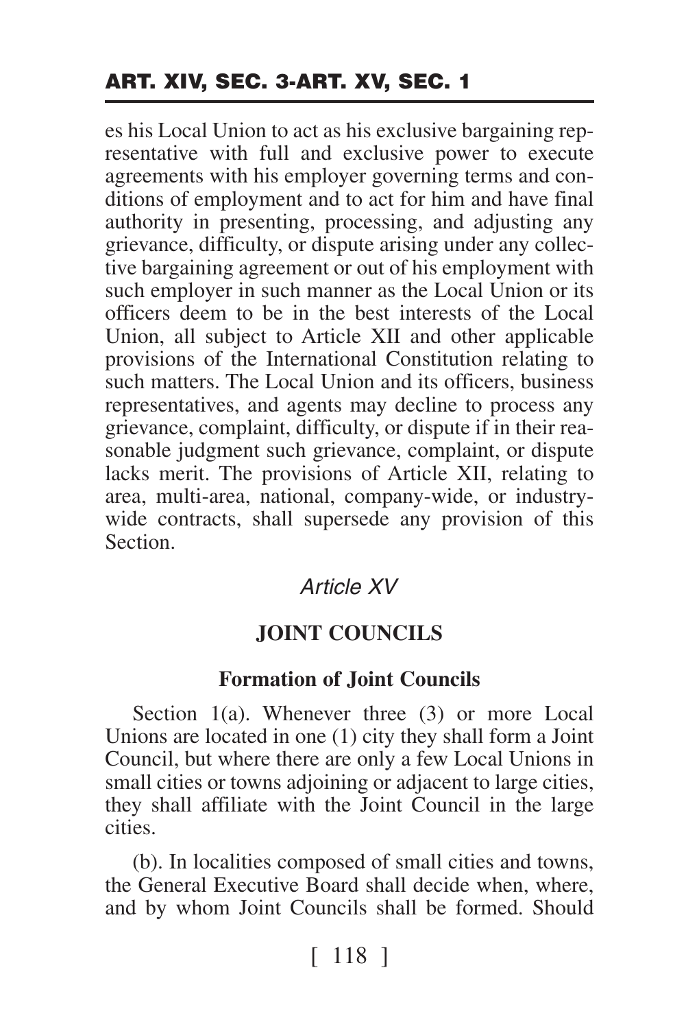es his Local Union to act as his exclusive bargaining representative with full and exclusive power to execute agreements with his employer governing terms and conditions of employment and to act for him and have final authority in presenting, processing, and adjusting any grievance, difficulty, or dispute arising under any collective bargaining agreement or out of his employment with such employer in such manner as the Local Union or its officers deem to be in the best interests of the Local Union, all subject to Article XII and other applicable provisions of the International Constitution relating to such matters. The Local Union and its officers, business representatives, and agents may decline to process any grievance, complaint, difficulty, or dispute if in their reasonable judgment such grievance, complaint, or dispute lacks merit. The provisions of Article XII, relating to area, multi-area, national, company-wide, or industry-wide contracts, shall supersede any provision of this Section.

## *Article XV*

## JOINT COUNCILS

### Formation of Joint Councils

Section 1(a). Whenever three (3) or more Local Unions are located in one (1) city they shall form a Joint Council, but where there are only a few Local Unions in small cities or towns adjoining or adjacent to large cities, they shall affiliate with the Joint Council in the large cities.

(b). In localities composed of small cities and towns, the General Executive Board shall decide when, where, and by whom Joint Councils shall be formed. Should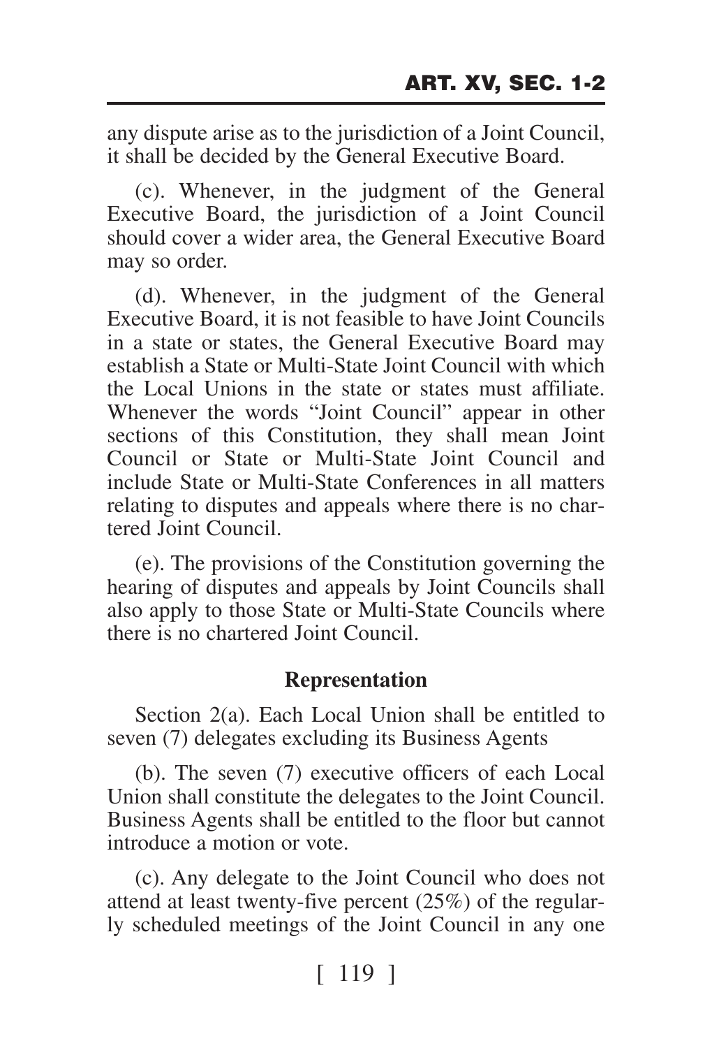any dispute arise as to the jurisdiction of a Joint Council, it shall be decided by the General Executive Board.

(c). Whenever, in the judgment of the General Executive Board, the jurisdiction of a Joint Council should cover a wider area, the General Executive Board may so order.

(d). Whenever, in the judgment of the General Executive Board, it is not feasible to have Joint Councils in a state or states, the General Executive Board may establish a State or Multi-State Joint Council with which the Local Unions in the state or states must affiliate. Whenever the words "Joint Council" appear in other sections of this Constitution, they shall mean Joint Council or State or Multi-State Joint Council and include State or Multi-State Conferences in all matters relating to disputes and appeals where there is no chartered Joint Council.

(e). The provisions of the Constitution governing the hearing of disputes and appeals by Joint Councils shall also apply to those State or Multi-State Councils where there is no chartered Joint Council.

**Representation**

Section 2(a). Each Local Union shall be entitled to seven (7) delegates excluding its Business Agents

(b). The seven (7) executive officers of each Local Union shall constitute the delegates to the Joint Council. Business Agents shall be entitled to the floor but cannot introduce a motion or vote.

(c). Any delegate to the Joint Council who does not attend at least twenty-five percent (25%) of the regularly scheduled meetings of the Joint Council in any one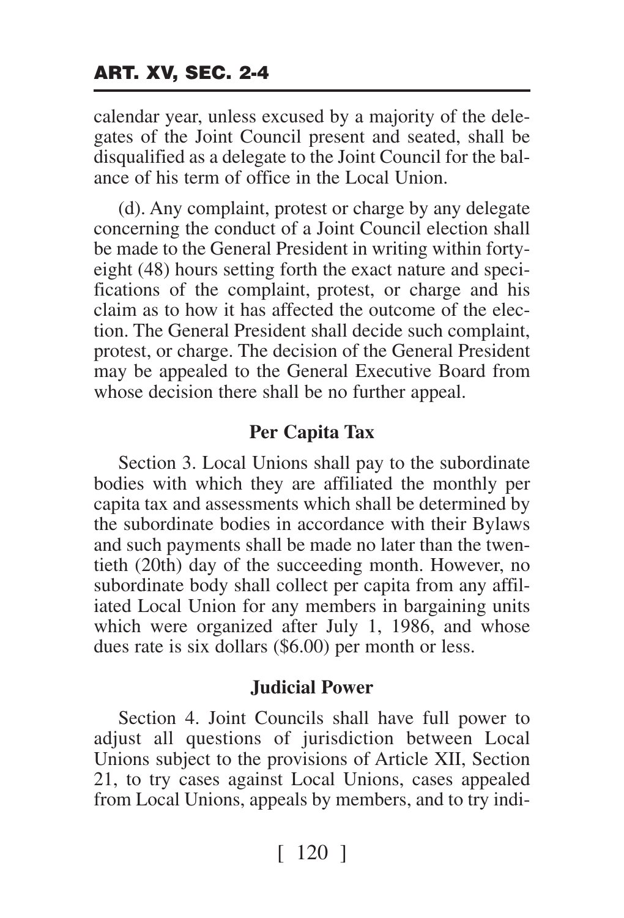calendar year, unless excused by a majority of the delegates of the Joint Council present and seated, shall be disqualified as a delegate to the Joint Council for the balance of his term of office in the Local Union.

(d). Any complaint, protest or charge by any delegate concerning the conduct of a Joint Council election shall be made to the General President in writing within forty-eight (48) hours setting forth the exact nature and specifications of the complaint, protest, or charge and his claim as to how it has affected the outcome of the election. The General President shall decide such complaint, protest, or charge. The decision of the General President may be appealed to the General Executive Board from whose decision there shall be no further appeal.

### Per Capita Tax

Section 3. Local Unions shall pay to the subordinate bodies with which they are affiliated the monthly per capita tax and assessments which shall be determined by the subordinate bodies in accordance with their Bylaws and such payments shall be made no later than the twentieth (20th) day of the succeeding month. However, no subordinate body shall collect per capita from any affiliated Local Union for any members in bargaining units which were organized after July 1, 1986, and whose dues rate is six dollars ($6.00) per month or less.

### Judicial Power

Section 4. Joint Councils shall have full power to adjust all questions of jurisdiction between Local Unions subject to the provisions of Article XII, Section 21, to try cases against Local Unions, cases appealed from Local Unions, appeals by members, and to try indi-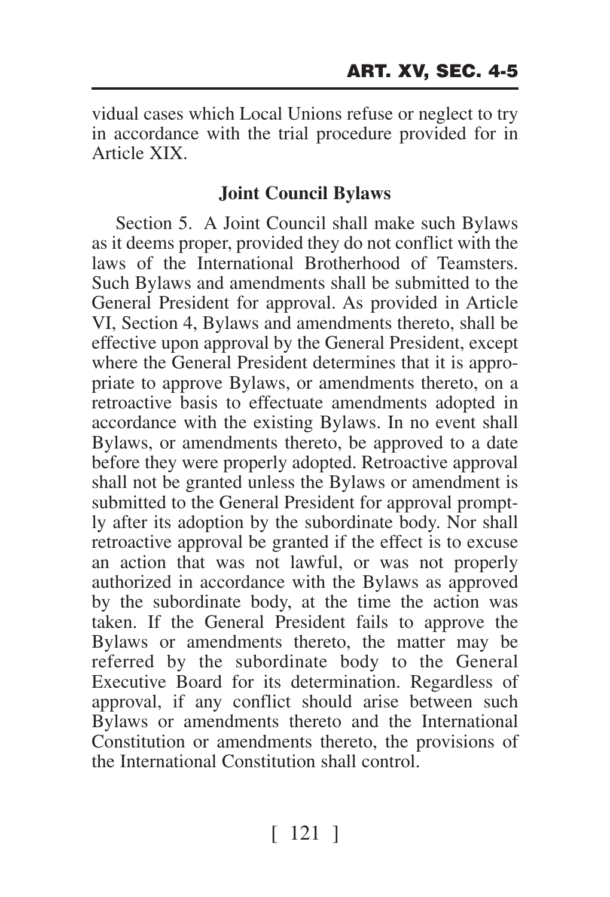vidual cases which Local Unions refuse or neglect to try in accordance with the trial procedure provided for in Article XIX.

### Joint Council Bylaws

Section 5. A Joint Council shall make such Bylaws as it deems proper, provided they do not conflict with the laws of the International Brotherhood of Teamsters. Such Bylaws and amendments shall be submitted to the General President for approval. As provided in Article VI, Section 4, Bylaws and amendments thereto, shall be effective upon approval by the General President, except where the General President determines that it is appropriate to approve Bylaws, or amendments thereto, on a retroactive basis to effectuate amendments adopted in accordance with the existing Bylaws. In no event shall Bylaws, or amendments thereto, be approved to a date before they were properly adopted. Retroactive approval shall not be granted unless the Bylaws or amendment is submitted to the General President for approval promptly after its adoption by the subordinate body. Nor shall retroactive approval be granted if the effect is to excuse an action that was not lawful, or was not properly authorized in accordance with the Bylaws as approved by the subordinate body, at the time the action was taken. If the General President fails to approve the Bylaws or amendments thereto, the matter may be referred by the subordinate body to the General Executive Board for its determination. Regardless of approval, if any conflict should arise between such Bylaws or amendments thereto and the International Constitution or amendments thereto, the provisions of the International Constitution shall control.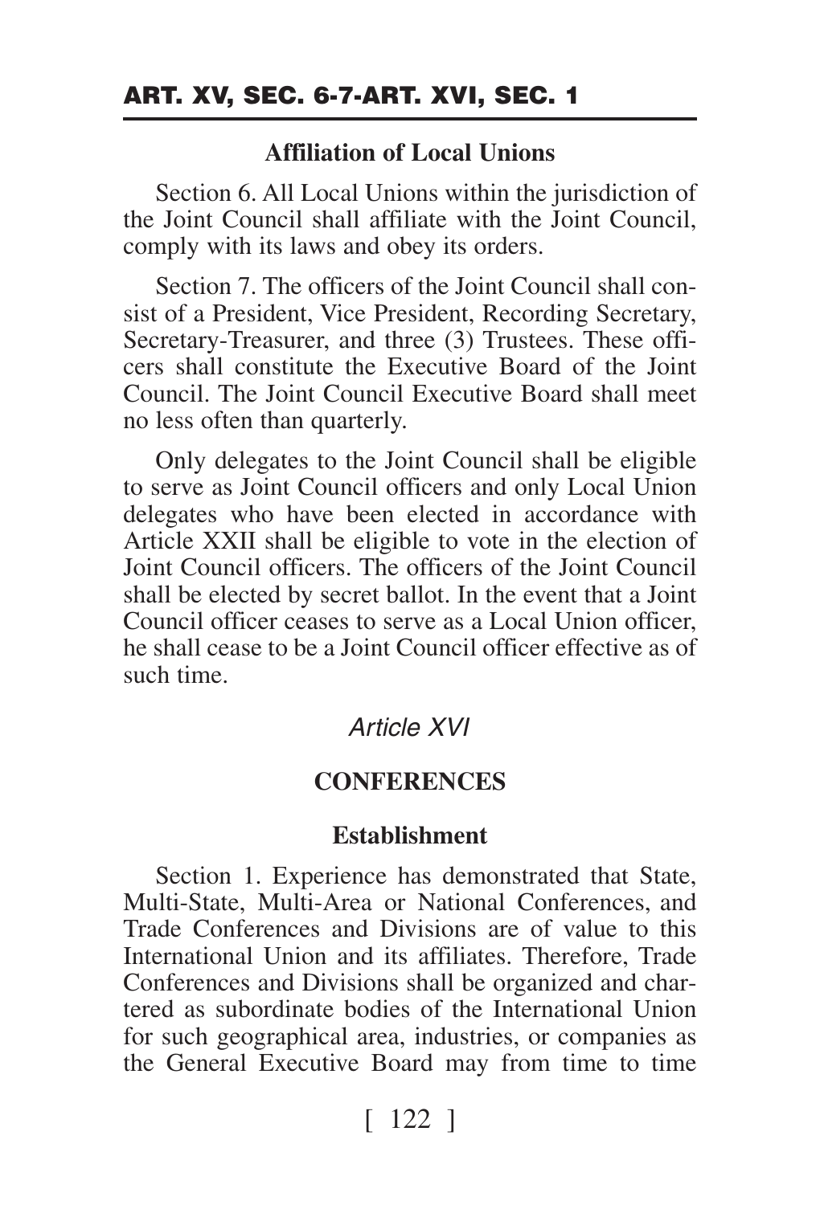### Affiliation of Local Unions

Section 6. All Local Unions within the jurisdiction of the Joint Council shall affiliate with the Joint Council, comply with its laws and obey its orders.

Section 7. The officers of the Joint Council shall consist of a President, Vice President, Recording Secretary, Secretary-Treasurer, and three (3) Trustees. These officers shall constitute the Executive Board of the Joint Council. The Joint Council Executive Board shall meet no less often than quarterly.

Only delegates to the Joint Council shall be eligible to serve as Joint Council officers and only Local Union delegates who have been elected in accordance with Article XXII shall be eligible to vote in the election of Joint Council officers. The officers of the Joint Council shall be elected by secret ballot. In the event that a Joint Council officer ceases to serve as a Local Union officer, he shall cease to be a Joint Council officer effective as of such time.

## *Article XVI*

## CONFERENCES

### Establishment

Section 1. Experience has demonstrated that State, Multi-State, Multi-Area or National Conferences, and Trade Conferences and Divisions are of value to this International Union and its affiliates. Therefore, Trade Conferences and Divisions shall be organized and chartered as subordinate bodies of the International Union for such geographical area, industries, or companies as the General Executive Board may from time to time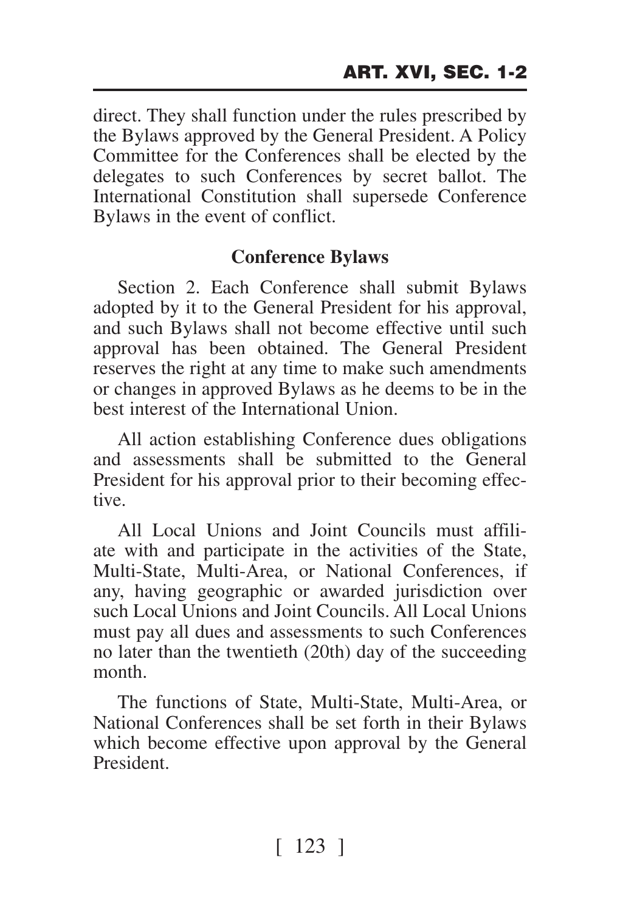direct. They shall function under the rules prescribed by the Bylaws approved by the General President. A Policy Committee for the Conferences shall be elected by the delegates to such Conferences by secret ballot. The International Constitution shall supersede Conference Bylaws in the event of conflict.

**Conference Bylaws**

Section 2. Each Conference shall submit Bylaws adopted by it to the General President for his approval, and such Bylaws shall not become effective until such approval has been obtained. The General President reserves the right at any time to make such amendments or changes in approved Bylaws as he deems to be in the best interest of the International Union.

All action establishing Conference dues obligations and assessments shall be submitted to the General President for his approval prior to their becoming effective.

All Local Unions and Joint Councils must affiliate with and participate in the activities of the State, Multi-State, Multi-Area, or National Conferences, if any, having geographic or awarded jurisdiction over such Local Unions and Joint Councils. All Local Unions must pay all dues and assessments to such Conferences no later than the twentieth (20th) day of the succeeding month.

The functions of State, Multi-State, Multi-Area, or National Conferences shall be set forth in their Bylaws which become effective upon approval by the General President.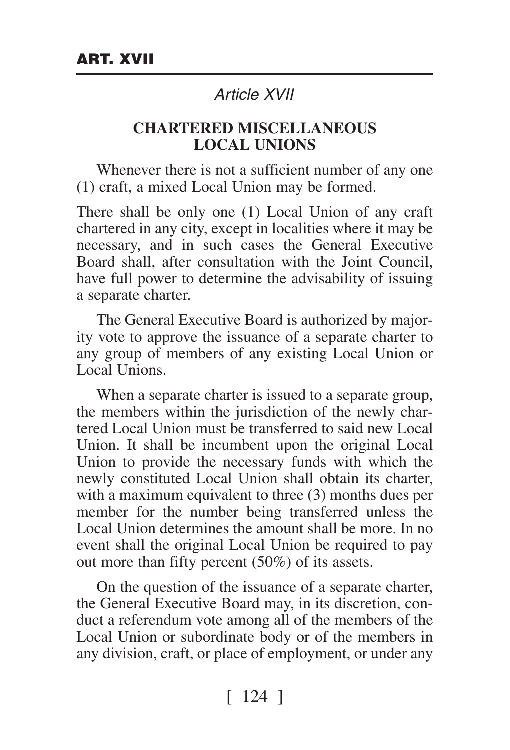## *Article XVII*

### CHARTERED MISCELLANEOUS LOCAL UNIONS

Whenever there is not a sufficient number of any one (1) craft, a mixed Local Union may be formed.

There shall be only one (1) Local Union of any craft chartered in any city, except in localities where it may be necessary, and in such cases the General Executive Board shall, after consultation with the Joint Council, have full power to determine the advisability of issuing a separate charter.

The General Executive Board is authorized by majority vote to approve the issuance of a separate charter to any group of members of any existing Local Union or Local Unions.

When a separate charter is issued to a separate group, the members within the jurisdiction of the newly chartered Local Union must be transferred to said new Local Union. It shall be incumbent upon the original Local Union to provide the necessary funds with which the newly constituted Local Union shall obtain its charter, with a maximum equivalent to three (3) months dues per member for the number being transferred unless the Local Union determines the amount shall be more. In no event shall the original Local Union be required to pay out more than fifty percent (50%) of its assets.

On the question of the issuance of a separate charter, the General Executive Board may, in its discretion, conduct a referendum vote among all of the members of the Local Union or subordinate body or of the members in any division, craft, or place of employment, or under any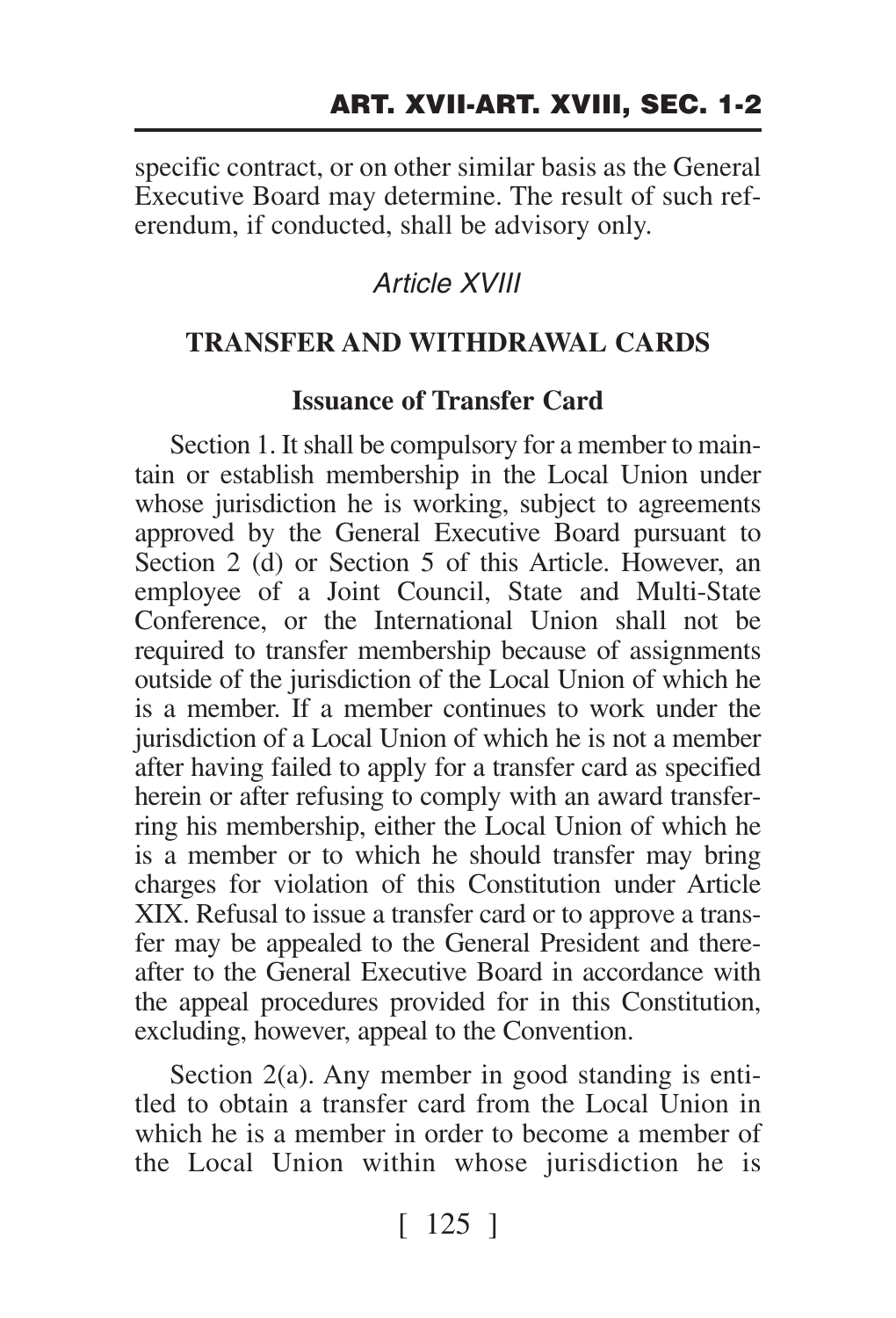specific contract, or on other similar basis as the General Executive Board may determine. The result of such referendum, if conducted, shall be advisory only.

## *Article XVIII*

## TRANSFER AND WITHDRAWAL CARDS

### Issuance of Transfer Card

Section 1. It shall be compulsory for a member to maintain or establish membership in the Local Union under whose jurisdiction he is working, subject to agreements approved by the General Executive Board pursuant to Section 2 (d) or Section 5 of this Article. However, an employee of a Joint Council, State and Multi-State Conference, or the International Union shall not be required to transfer membership because of assignments outside of the jurisdiction of the Local Union of which he is a member. If a member continues to work under the jurisdiction of a Local Union of which he is not a member after having failed to apply for a transfer card as specified herein or after refusing to comply with an award transferring his membership, either the Local Union of which he is a member or to which he should transfer may bring charges for violation of this Constitution under Article XIX. Refusal to issue a transfer card or to approve a transfer may be appealed to the General President and thereafter to the General Executive Board in accordance with the appeal procedures provided for in this Constitution, excluding, however, appeal to the Convention.

Section 2(a). Any member in good standing is entitled to obtain a transfer card from the Local Union in which he is a member in order to become a member of the Local Union within whose jurisdiction he is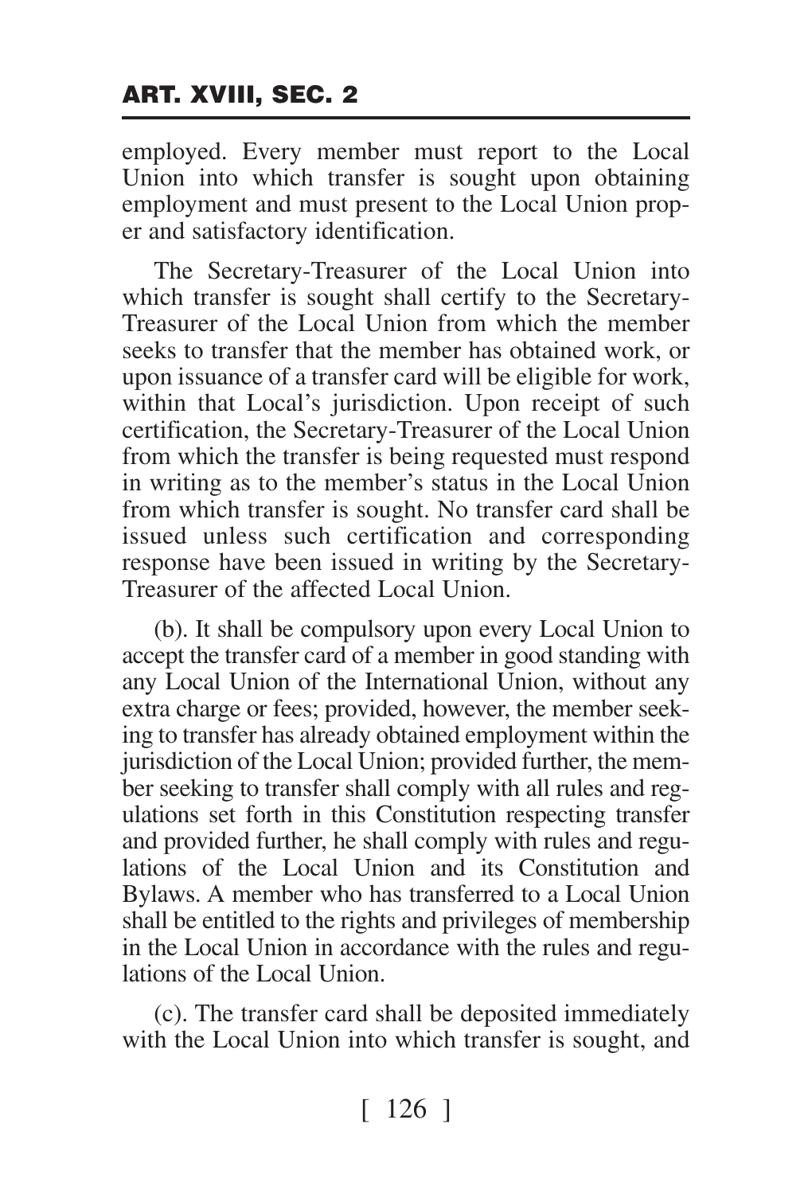employed. Every member must report to the Local Union into which transfer is sought upon obtaining employment and must present to the Local Union proper and satisfactory identification.

The Secretary-Treasurer of the Local Union into which transfer is sought shall certify to the Secretary-Treasurer of the Local Union from which the member seeks to transfer that the member has obtained work, or upon issuance of a transfer card will be eligible for work, within that Local's jurisdiction. Upon receipt of such certification, the Secretary-Treasurer of the Local Union from which the transfer is being requested must respond in writing as to the member's status in the Local Union from which transfer is sought. No transfer card shall be issued unless such certification and corresponding response have been issued in writing by the Secretary-Treasurer of the affected Local Union.

(b). It shall be compulsory upon every Local Union to accept the transfer card of a member in good standing with any Local Union of the International Union, without any extra charge or fees; provided, however, the member seeking to transfer has already obtained employment within the jurisdiction of the Local Union; provided further, the member seeking to transfer shall comply with all rules and regulations set forth in this Constitution respecting transfer and provided further, he shall comply with rules and regulations of the Local Union and its Constitution and Bylaws. A member who has transferred to a Local Union shall be entitled to the rights and privileges of membership in the Local Union in accordance with the rules and regulations of the Local Union.

(c). The transfer card shall be deposited immediately with the Local Union into which transfer is sought, and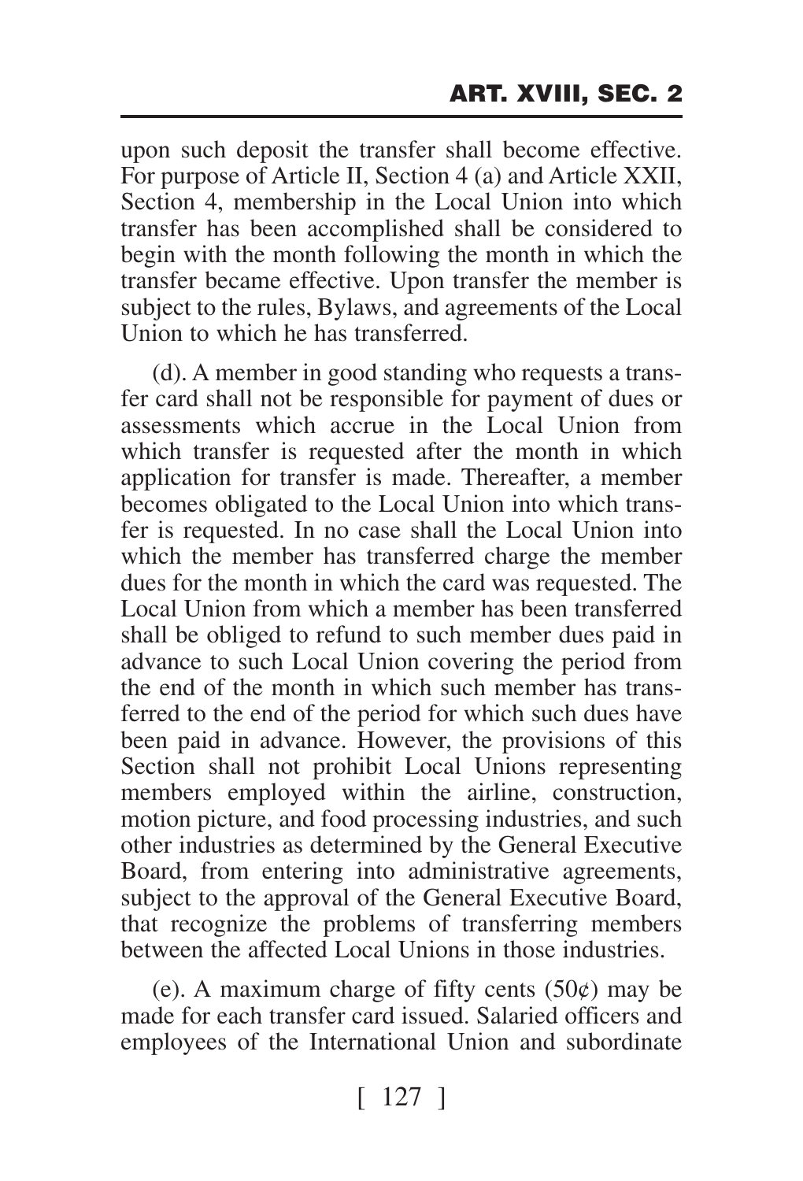upon such deposit the transfer shall become effective. For purpose of Article II, Section 4 (a) and Article XXII, Section 4, membership in the Local Union into which transfer has been accomplished shall be considered to begin with the month following the month in which the transfer became effective. Upon transfer the member is subject to the rules, Bylaws, and agreements of the Local Union to which he has transferred.

(d). A member in good standing who requests a transfer card shall not be responsible for payment of dues or assessments which accrue in the Local Union from which transfer is requested after the month in which application for transfer is made. Thereafter, a member becomes obligated to the Local Union into which transfer is requested. In no case shall the Local Union into which the member has transferred charge the member dues for the month in which the card was requested. The Local Union from which a member has been transferred shall be obliged to refund to such member dues paid in advance to such Local Union covering the period from the end of the month in which such member has transferred to the end of the period for which such dues have been paid in advance. However, the provisions of this Section shall not prohibit Local Unions representing members employed within the airline, construction, motion picture, and food processing industries, and such other industries as determined by the General Executive Board, from entering into administrative agreements, subject to the approval of the General Executive Board, that recognize the problems of transferring members between the affected Local Unions in those industries.

(e). A maximum charge of fifty cents (50¢) may be made for each transfer card issued. Salaried officers and employees of the International Union and subordinate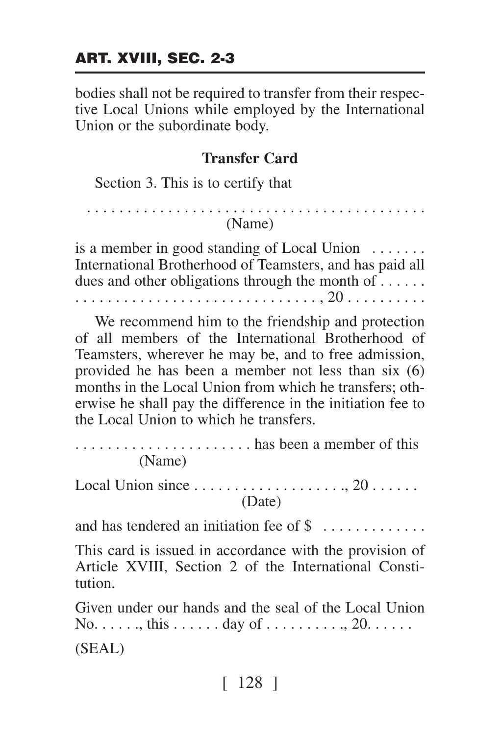bodies shall not be required to transfer from their respective Local Unions while employed by the International Union or the subordinate body.

### Transfer Card

Section 3. This is to certify that

. . . . . . . . . . . . . . . . . . . . . . . . . . . . . . . . . . . . . . . . .
(Name)

is a member in good standing of Local Union . . . . . . . International Brotherhood of Teamsters, and has paid all dues and other obligations through the month of . . . . . . . . . . . . . . . . . . . . . . . . . . . . . . . . . . . . . , 20 . . . . . . . . . .

We recommend him to the friendship and protection of all members of the International Brotherhood of Teamsters, wherever he may be, and to free admission, provided he has been a member not less than six (6) months in the Local Union from which he transfers; otherwise he shall pay the difference in the initiation fee to the Local Union to which he transfers.

. . . . . . . . . . . . . . . . . . . . . has been a member of this
(Name)

Local Union since . . . . . . . . . . . . . . . . . . ., 20 . . . . . .
(Date)

and has tendered an initiation fee of $ . . . . . . . . . . . . .

This card is issued in accordance with the provision of Article XVIII, Section 2 of the International Constitution.

Given under our hands and the seal of the Local Union No. . . . . ., this . . . . . . day of . . . . . . . . . ., 20. . . . . .

(SEAL)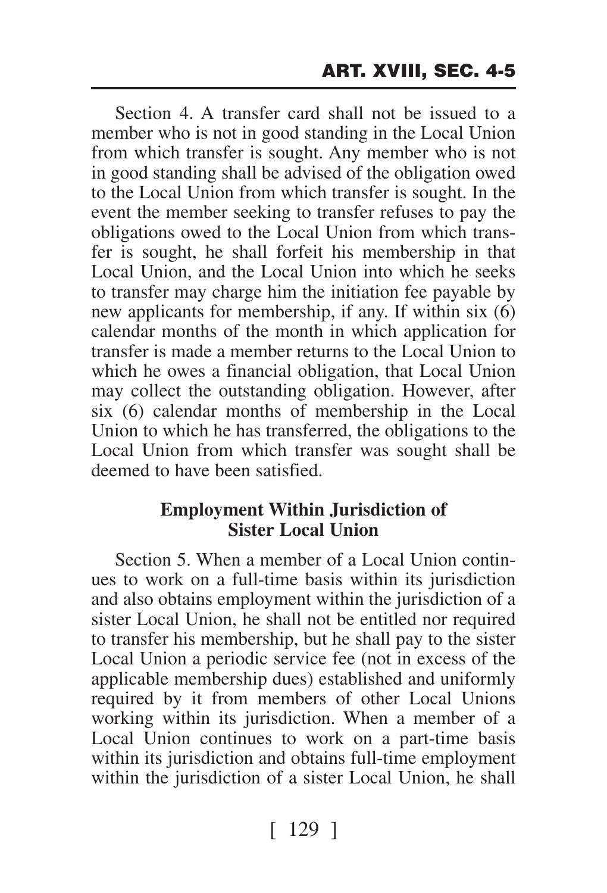Section 4. A transfer card shall not be issued to a member who is not in good standing in the Local Union from which transfer is sought. Any member who is not in good standing shall be advised of the obligation owed to the Local Union from which transfer is sought. In the event the member seeking to transfer refuses to pay the obligations owed to the Local Union from which transfer is sought, he shall forfeit his membership in that Local Union, and the Local Union into which he seeks to transfer may charge him the initiation fee payable by new applicants for membership, if any. If within six (6) calendar months of the month in which application for transfer is made a member returns to the Local Union to which he owes a financial obligation, that Local Union may collect the outstanding obligation. However, after six (6) calendar months of membership in the Local Union to which he has transferred, the obligations to the Local Union from which transfer was sought shall be deemed to have been satisfied.

**Employment Within Jurisdiction of Sister Local Union**

Section 5. When a member of a Local Union continues to work on a full-time basis within its jurisdiction and also obtains employment within the jurisdiction of a sister Local Union, he shall not be entitled nor required to transfer his membership, but he shall pay to the sister Local Union a periodic service fee (not in excess of the applicable membership dues) established and uniformly required by it from members of other Local Unions working within its jurisdiction. When a member of a Local Union continues to work on a part-time basis within its jurisdiction and obtains full-time employment within the jurisdiction of a sister Local Union, he shall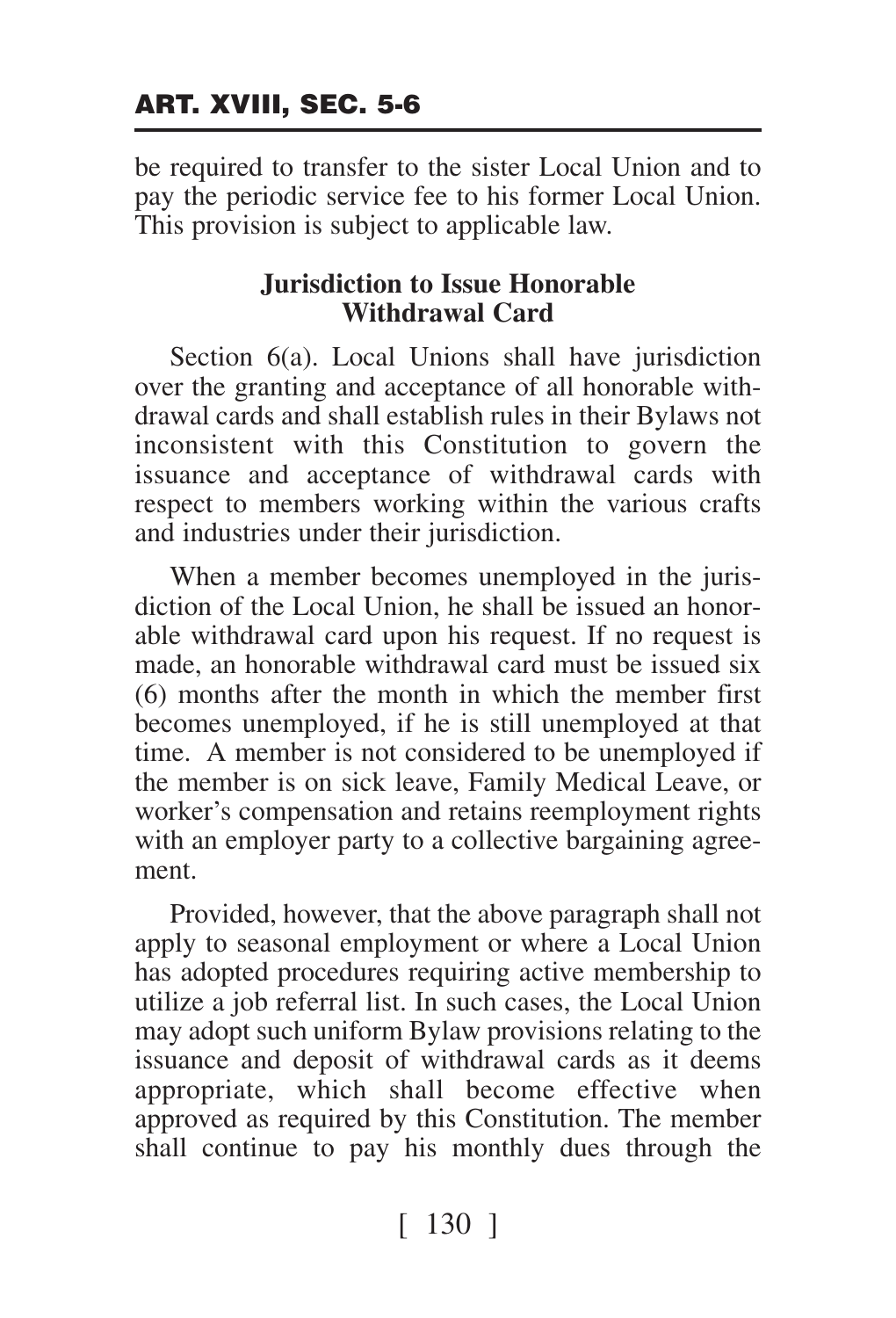be required to transfer to the sister Local Union and to pay the periodic service fee to his former Local Union. This provision is subject to applicable law.

### Jurisdiction to Issue Honorable Withdrawal Card

Section 6(a). Local Unions shall have jurisdiction over the granting and acceptance of all honorable withdrawal cards and shall establish rules in their Bylaws not inconsistent with this Constitution to govern the issuance and acceptance of withdrawal cards with respect to members working within the various crafts and industries under their jurisdiction.

When a member becomes unemployed in the jurisdiction of the Local Union, he shall be issued an honorable withdrawal card upon his request. If no request is made, an honorable withdrawal card must be issued six (6) months after the month in which the member first becomes unemployed, if he is still unemployed at that time. A member is not considered to be unemployed if the member is on sick leave, Family Medical Leave, or worker's compensation and retains reemployment rights with an employer party to a collective bargaining agreement.

Provided, however, that the above paragraph shall not apply to seasonal employment or where a Local Union has adopted procedures requiring active membership to utilize a job referral list. In such cases, the Local Union may adopt such uniform Bylaw provisions relating to the issuance and deposit of withdrawal cards as it deems appropriate, which shall become effective when approved as required by this Constitution. The member shall continue to pay his monthly dues through the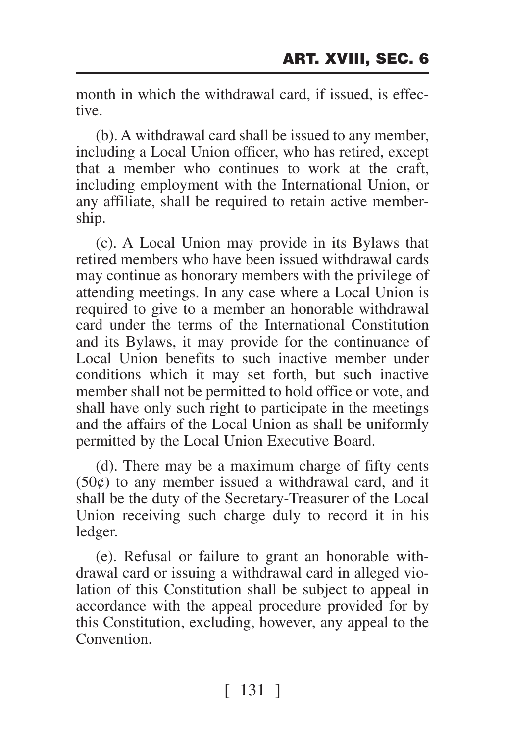month in which the withdrawal card, if issued, is effective.

(b). A withdrawal card shall be issued to any member, including a Local Union officer, who has retired, except that a member who continues to work at the craft, including employment with the International Union, or any affiliate, shall be required to retain active membership.

(c). A Local Union may provide in its Bylaws that retired members who have been issued withdrawal cards may continue as honorary members with the privilege of attending meetings. In any case where a Local Union is required to give to a member an honorable withdrawal card under the terms of the International Constitution and its Bylaws, it may provide for the continuance of Local Union benefits to such inactive member under conditions which it may set forth, but such inactive member shall not be permitted to hold office or vote, and shall have only such right to participate in the meetings and the affairs of the Local Union as shall be uniformly permitted by the Local Union Executive Board.

(d). There may be a maximum charge of fifty cents (50¢) to any member issued a withdrawal card, and it shall be the duty of the Secretary-Treasurer of the Local Union receiving such charge duly to record it in his ledger.

(e). Refusal or failure to grant an honorable withdrawal card or issuing a withdrawal card in alleged violation of this Constitution shall be subject to appeal in accordance with the appeal procedure provided for by this Constitution, excluding, however, any appeal to the Convention.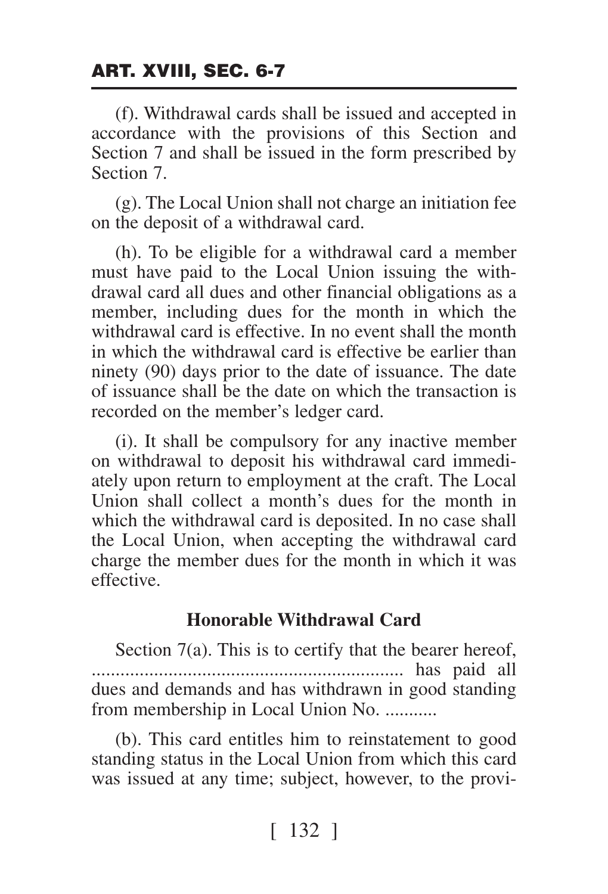(f). Withdrawal cards shall be issued and accepted in accordance with the provisions of this Section and Section 7 and shall be issued in the form prescribed by Section 7.

(g). The Local Union shall not charge an initiation fee on the deposit of a withdrawal card.

(h). To be eligible for a withdrawal card a member must have paid to the Local Union issuing the withdrawal card all dues and other financial obligations as a member, including dues for the month in which the withdrawal card is effective. In no event shall the month in which the withdrawal card is effective be earlier than ninety (90) days prior to the date of issuance. The date of issuance shall be the date on which the transaction is recorded on the member's ledger card.

(i). It shall be compulsory for any inactive member on withdrawal to deposit his withdrawal card immediately upon return to employment at the craft. The Local Union shall collect a month's dues for the month in which the withdrawal card is deposited. In no case shall the Local Union, when accepting the withdrawal card charge the member dues for the month in which it was effective.

### Honorable Withdrawal Card

Section 7(a). This is to certify that the bearer hereof, ................................................................. has paid all dues and demands and has withdrawn in good standing from membership in Local Union No. ...........

(b). This card entitles him to reinstatement to good standing status in the Local Union from which this card was issued at any time; subject, however, to the provi-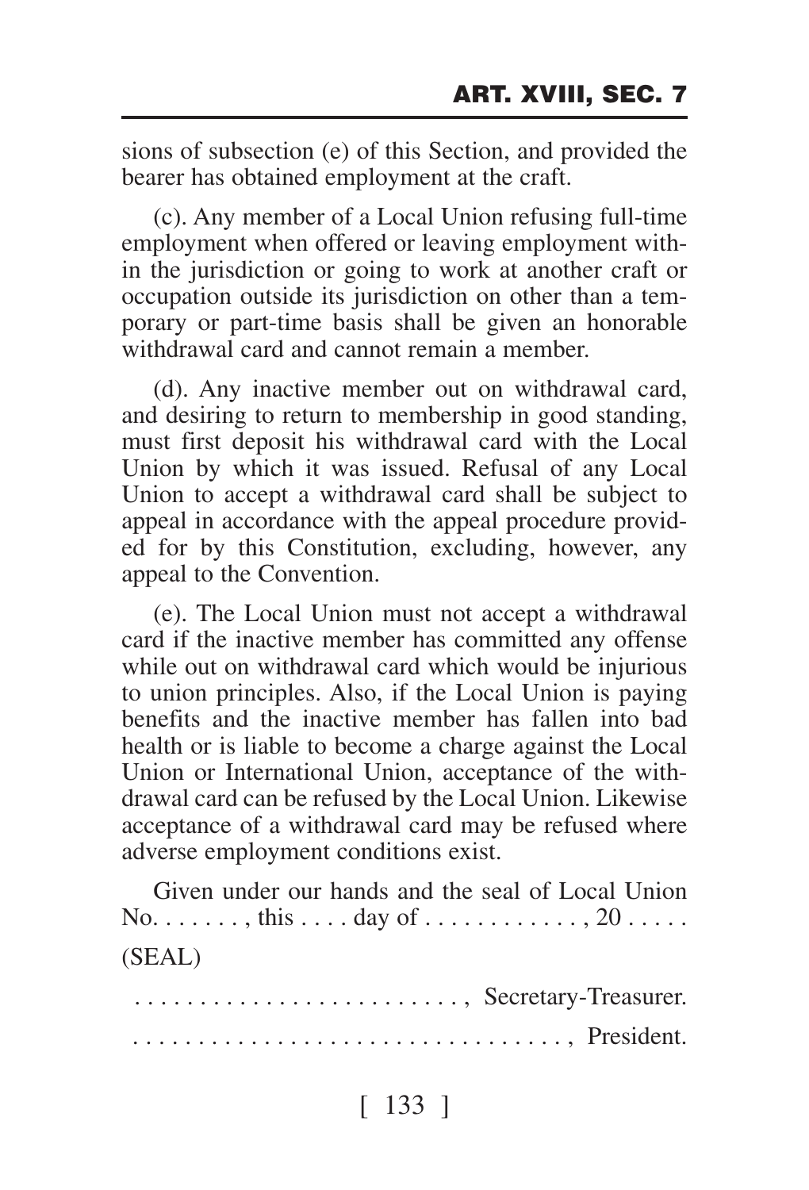sions of subsection (e) of this Section, and provided the bearer has obtained employment at the craft.

(c). Any member of a Local Union refusing full-time employment when offered or leaving employment within the jurisdiction or going to work at another craft or occupation outside its jurisdiction on other than a temporary or part-time basis shall be given an honorable withdrawal card and cannot remain a member.

(d). Any inactive member out on withdrawal card, and desiring to return to membership in good standing, must first deposit his withdrawal card with the Local Union by which it was issued. Refusal of any Local Union to accept a withdrawal card shall be subject to appeal in accordance with the appeal procedure provided for by this Constitution, excluding, however, any appeal to the Convention.

(e). The Local Union must not accept a withdrawal card if the inactive member has committed any offense while out on withdrawal card which would be injurious to union principles. Also, if the Local Union is paying benefits and the inactive member has fallen into bad health or is liable to become a charge against the Local Union or International Union, acceptance of the withdrawal card can be refused by the Local Union. Likewise acceptance of a withdrawal card may be refused where adverse employment conditions exist.

Given under our hands and the seal of Local Union No. . . . . . . , this . . . . day of . . . . . . . . . . . . , 20 . . . . .

(SEAL)

. . . . . . . . . . . . . . . . . . . . . . . . , Secretary-Treasurer.

. . . . . . . . . . . . . . . . . . . . . . . . . . . . . . . . . , President.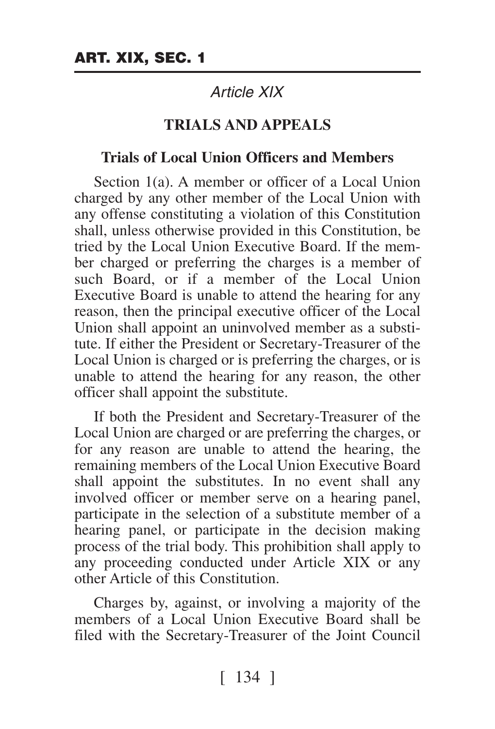## *Article XIX*

## TRIALS AND APPEALS

### Trials of Local Union Officers and Members

Section 1(a). A member or officer of a Local Union charged by any other member of the Local Union with any offense constituting a violation of this Constitution shall, unless otherwise provided in this Constitution, be tried by the Local Union Executive Board. If the member charged or preferring the charges is a member of such Board, or if a member of the Local Union Executive Board is unable to attend the hearing for any reason, then the principal executive officer of the Local Union shall appoint an uninvolved member as a substitute. If either the President or Secretary-Treasurer of the Local Union is charged or is preferring the charges, or is unable to attend the hearing for any reason, the other officer shall appoint the substitute.

If both the President and Secretary-Treasurer of the Local Union are charged or are preferring the charges, or for any reason are unable to attend the hearing, the remaining members of the Local Union Executive Board shall appoint the substitutes. In no event shall any involved officer or member serve on a hearing panel, participate in the selection of a substitute member of a hearing panel, or participate in the decision making process of the trial body. This prohibition shall apply to any proceeding conducted under Article XIX or any other Article of this Constitution.

Charges by, against, or involving a majority of the members of a Local Union Executive Board shall be filed with the Secretary-Treasurer of the Joint Council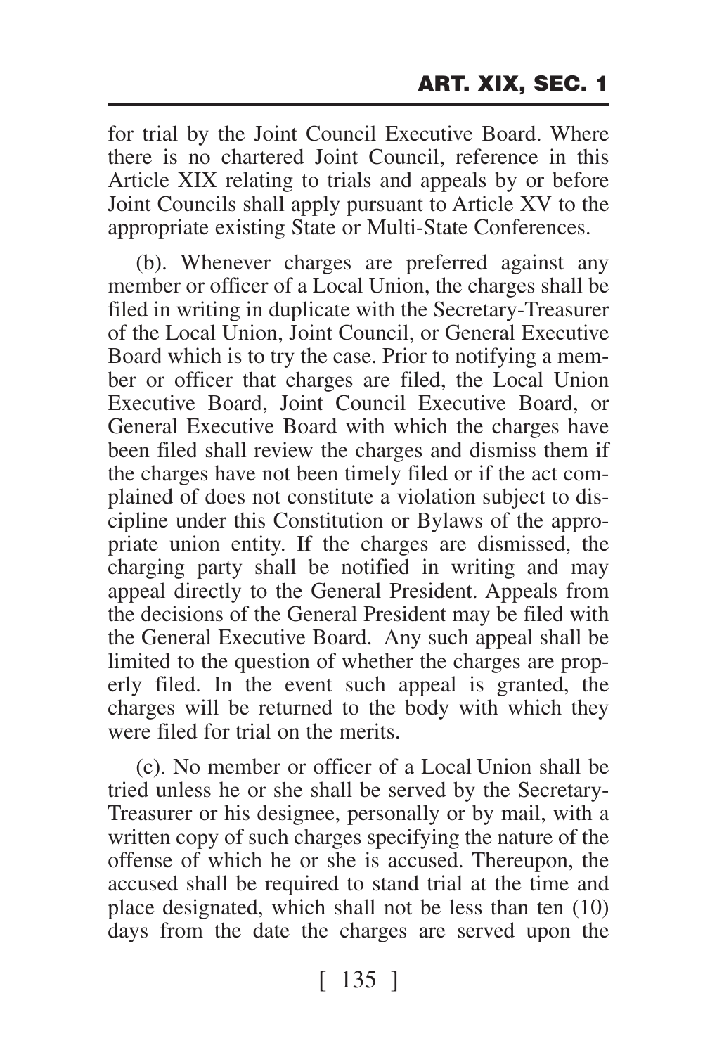for trial by the Joint Council Executive Board. Where there is no chartered Joint Council, reference in this Article XIX relating to trials and appeals by or before Joint Councils shall apply pursuant to Article XV to the appropriate existing State or Multi-State Conferences.

(b). Whenever charges are preferred against any member or officer of a Local Union, the charges shall be filed in writing in duplicate with the Secretary-Treasurer of the Local Union, Joint Council, or General Executive Board which is to try the case. Prior to notifying a member or officer that charges are filed, the Local Union Executive Board, Joint Council Executive Board, or General Executive Board with which the charges have been filed shall review the charges and dismiss them if the charges have not been timely filed or if the act complained of does not constitute a violation subject to discipline under this Constitution or Bylaws of the appropriate union entity. If the charges are dismissed, the charging party shall be notified in writing and may appeal directly to the General President. Appeals from the decisions of the General President may be filed with the General Executive Board. Any such appeal shall be limited to the question of whether the charges are properly filed. In the event such appeal is granted, the charges will be returned to the body with which they were filed for trial on the merits.

(c). No member or officer of a Local Union shall be tried unless he or she shall be served by the Secretary-Treasurer or his designee, personally or by mail, with a written copy of such charges specifying the nature of the offense of which he or she is accused. Thereupon, the accused shall be required to stand trial at the time and place designated, which shall not be less than ten (10) days from the date the charges are served upon the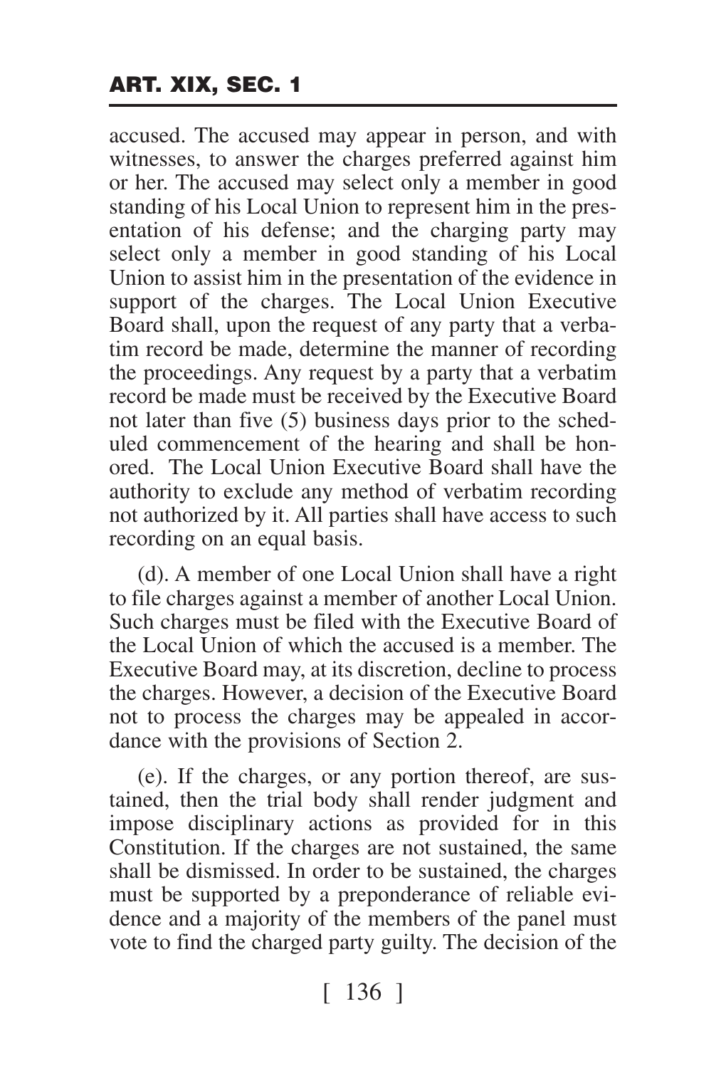accused. The accused may appear in person, and with witnesses, to answer the charges preferred against him or her. The accused may select only a member in good standing of his Local Union to represent him in the presentation of his defense; and the charging party may select only a member in good standing of his Local Union to assist him in the presentation of the evidence in support of the charges. The Local Union Executive Board shall, upon the request of any party that a verbatim record be made, determine the manner of recording the proceedings. Any request by a party that a verbatim record be made must be received by the Executive Board not later than five (5) business days prior to the scheduled commencement of the hearing and shall be honored. The Local Union Executive Board shall have the authority to exclude any method of verbatim recording not authorized by it. All parties shall have access to such recording on an equal basis.

(d). A member of one Local Union shall have a right to file charges against a member of another Local Union. Such charges must be filed with the Executive Board of the Local Union of which the accused is a member. The Executive Board may, at its discretion, decline to process the charges. However, a decision of the Executive Board not to process the charges may be appealed in accordance with the provisions of Section 2.

(e). If the charges, or any portion thereof, are sustained, then the trial body shall render judgment and impose disciplinary actions as provided for in this Constitution. If the charges are not sustained, the same shall be dismissed. In order to be sustained, the charges must be supported by a preponderance of reliable evidence and a majority of the members of the panel must vote to find the charged party guilty. The decision of the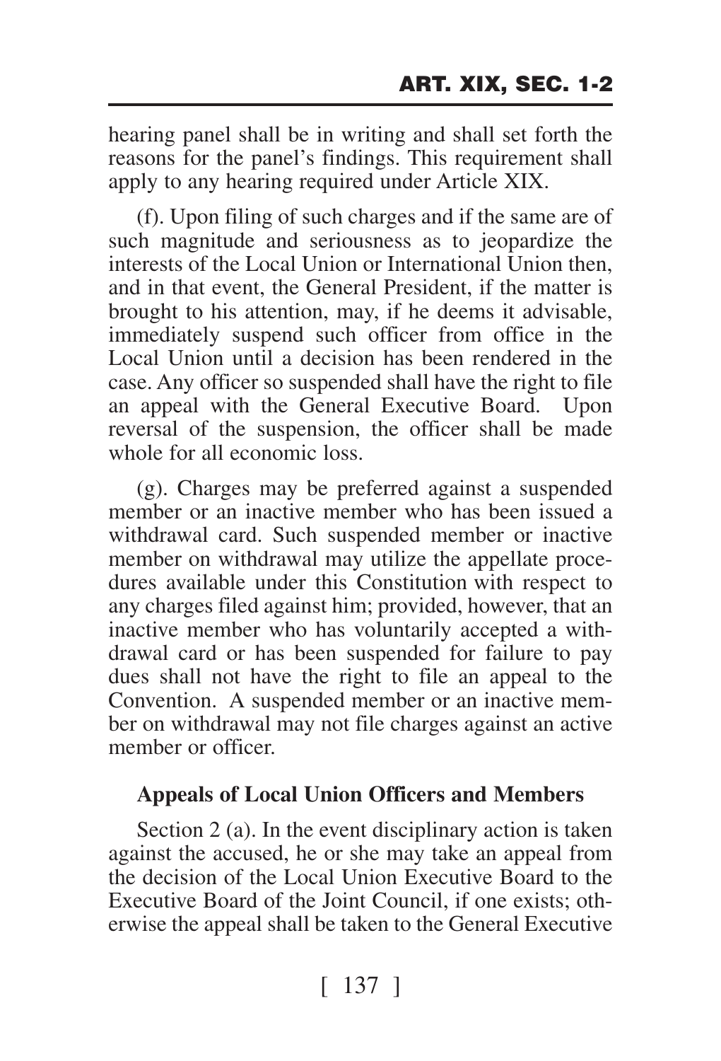hearing panel shall be in writing and shall set forth the reasons for the panel's findings. This requirement shall apply to any hearing required under Article XIX.

(f). Upon filing of such charges and if the same are of such magnitude and seriousness as to jeopardize the interests of the Local Union or International Union then, and in that event, the General President, if the matter is brought to his attention, may, if he deems it advisable, immediately suspend such officer from office in the Local Union until a decision has been rendered in the case. Any officer so suspended shall have the right to file an appeal with the General Executive Board. Upon reversal of the suspension, the officer shall be made whole for all economic loss.

(g). Charges may be preferred against a suspended member or an inactive member who has been issued a withdrawal card. Such suspended member or inactive member on withdrawal may utilize the appellate procedures available under this Constitution with respect to any charges filed against him; provided, however, that an inactive member who has voluntarily accepted a withdrawal card or has been suspended for failure to pay dues shall not have the right to file an appeal to the Convention. A suspended member or an inactive member on withdrawal may not file charges against an active member or officer.

### Appeals of Local Union Officers and Members

Section 2 (a). In the event disciplinary action is taken against the accused, he or she may take an appeal from the decision of the Local Union Executive Board to the Executive Board of the Joint Council, if one exists; otherwise the appeal shall be taken to the General Executive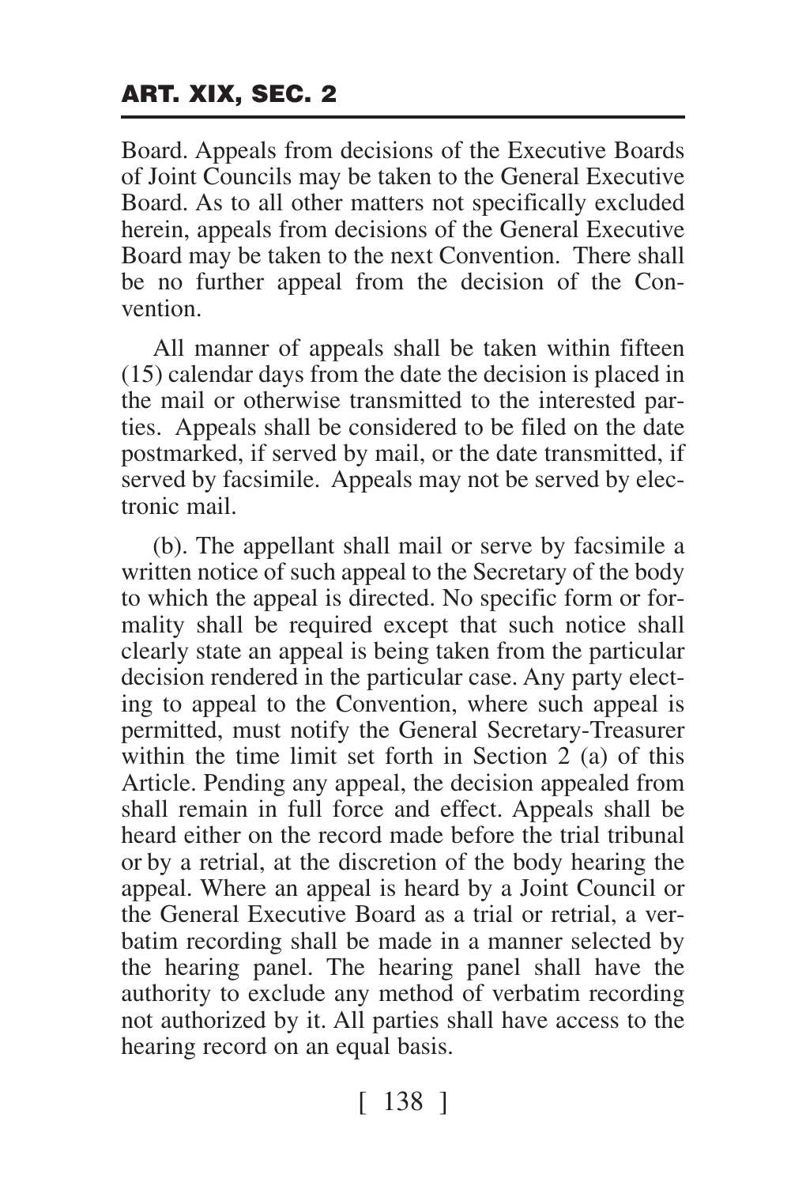Board. Appeals from decisions of the Executive Boards of Joint Councils may be taken to the General Executive Board. As to all other matters not specifically excluded herein, appeals from decisions of the General Executive Board may be taken to the next Convention. There shall be no further appeal from the decision of the Convention.

All manner of appeals shall be taken within fifteen (15) calendar days from the date the decision is placed in the mail or otherwise transmitted to the interested parties. Appeals shall be considered to be filed on the date postmarked, if served by mail, or the date transmitted, if served by facsimile. Appeals may not be served by electronic mail.

(b). The appellant shall mail or serve by facsimile a written notice of such appeal to the Secretary of the body to which the appeal is directed. No specific form or formality shall be required except that such notice shall clearly state an appeal is being taken from the particular decision rendered in the particular case. Any party electing to appeal to the Convention, where such appeal is permitted, must notify the General Secretary-Treasurer within the time limit set forth in Section 2 (a) of this Article. Pending any appeal, the decision appealed from shall remain in full force and effect. Appeals shall be heard either on the record made before the trial tribunal or by a retrial, at the discretion of the body hearing the appeal. Where an appeal is heard by a Joint Council or the General Executive Board as a trial or retrial, a verbatim recording shall be made in a manner selected by the hearing panel. The hearing panel shall have the authority to exclude any method of verbatim recording not authorized by it. All parties shall have access to the hearing record on an equal basis.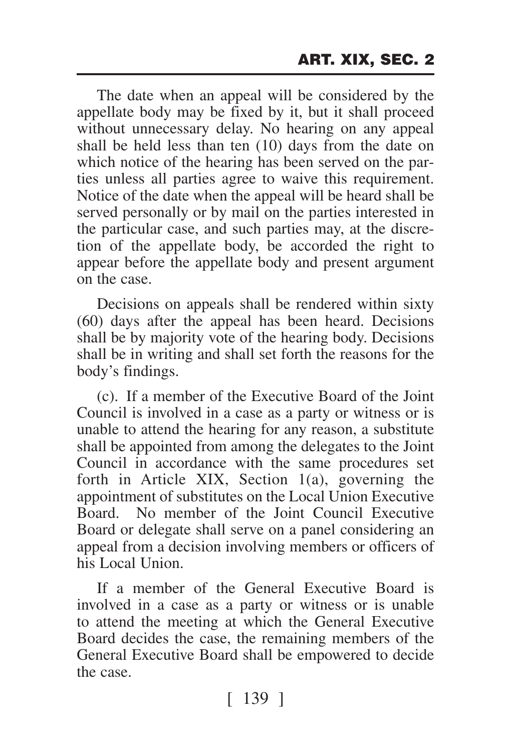The date when an appeal will be considered by the appellate body may be fixed by it, but it shall proceed without unnecessary delay. No hearing on any appeal shall be held less than ten (10) days from the date on which notice of the hearing has been served on the parties unless all parties agree to waive this requirement. Notice of the date when the appeal will be heard shall be served personally or by mail on the parties interested in the particular case, and such parties may, at the discretion of the appellate body, be accorded the right to appear before the appellate body and present argument on the case.

Decisions on appeals shall be rendered within sixty (60) days after the appeal has been heard. Decisions shall be by majority vote of the hearing body. Decisions shall be in writing and shall set forth the reasons for the body's findings.

(c). If a member of the Executive Board of the Joint Council is involved in a case as a party or witness or is unable to attend the hearing for any reason, a substitute shall be appointed from among the delegates to the Joint Council in accordance with the same procedures set forth in Article XIX, Section 1(a), governing the appointment of substitutes on the Local Union Executive Board. No member of the Joint Council Executive Board or delegate shall serve on a panel considering an appeal from a decision involving members or officers of his Local Union.

If a member of the General Executive Board is involved in a case as a party or witness or is unable to attend the meeting at which the General Executive Board decides the case, the remaining members of the General Executive Board shall be empowered to decide the case.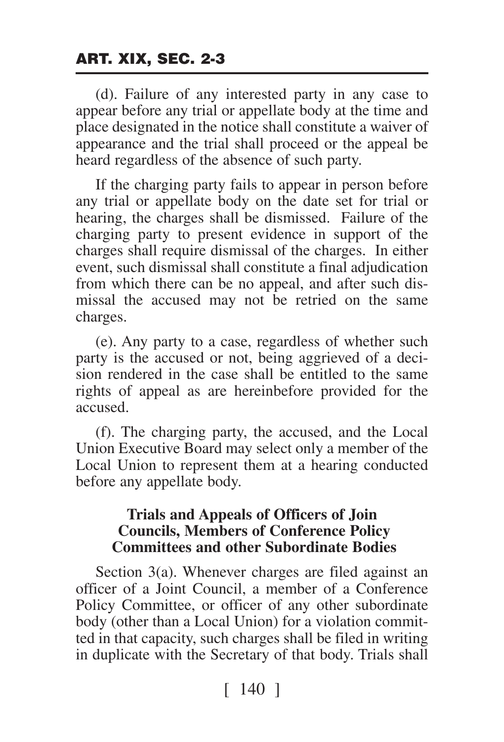(d). Failure of any interested party in any case to appear before any trial or appellate body at the time and place designated in the notice shall constitute a waiver of appearance and the trial shall proceed or the appeal be heard regardless of the absence of such party.

If the charging party fails to appear in person before any trial or appellate body on the date set for trial or hearing, the charges shall be dismissed. Failure of the charging party to present evidence in support of the charges shall require dismissal of the charges. In either event, such dismissal shall constitute a final adjudication from which there can be no appeal, and after such dismissal the accused may not be retried on the same charges.

(e). Any party to a case, regardless of whether such party is the accused or not, being aggrieved of a decision rendered in the case shall be entitled to the same rights of appeal as are hereinbefore provided for the accused.

(f). The charging party, the accused, and the Local Union Executive Board may select only a member of the Local Union to represent them at a hearing conducted before any appellate body.

### Trials and Appeals of Officers of Join Councils, Members of Conference Policy Committees and other Subordinate Bodies

Section 3(a). Whenever charges are filed against an officer of a Joint Council, a member of a Conference Policy Committee, or officer of any other subordinate body (other than a Local Union) for a violation committed in that capacity, such charges shall be filed in writing in duplicate with the Secretary of that body. Trials shall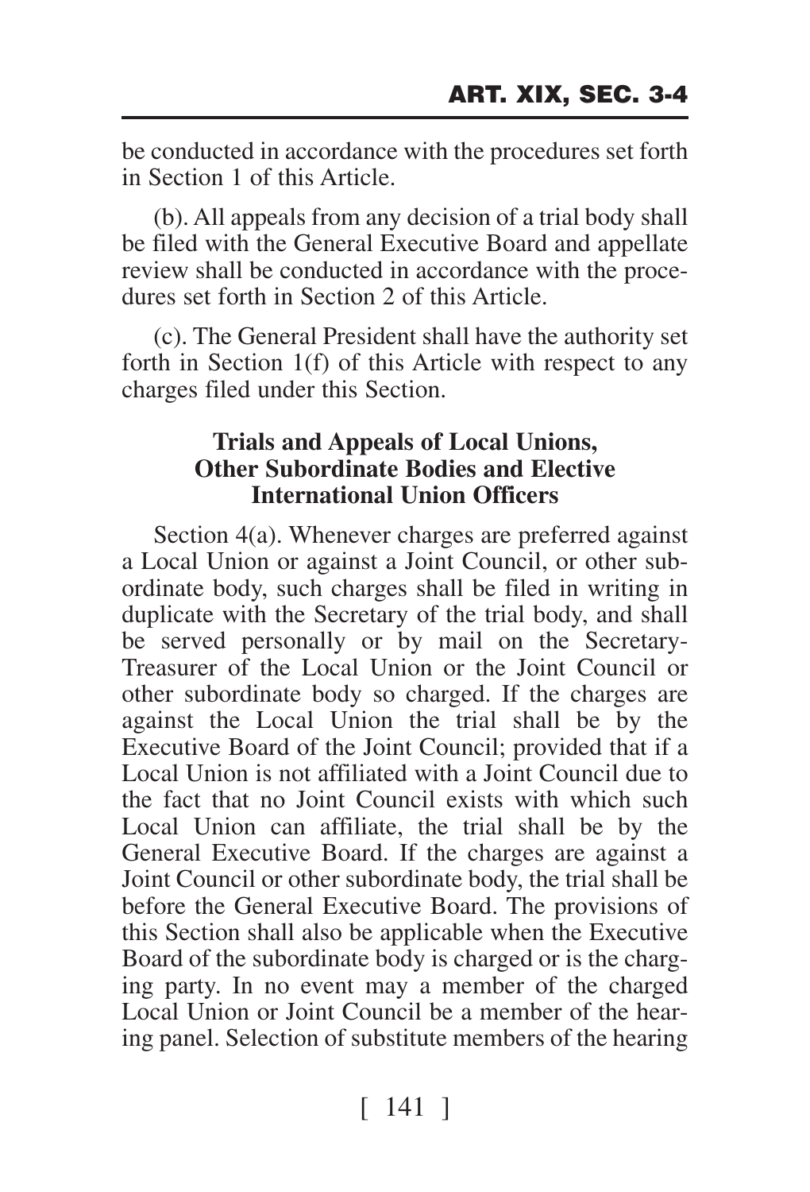be conducted in accordance with the procedures set forth in Section 1 of this Article.

(b). All appeals from any decision of a trial body shall be filed with the General Executive Board and appellate review shall be conducted in accordance with the procedures set forth in Section 2 of this Article.

(c). The General President shall have the authority set forth in Section 1(f) of this Article with respect to any charges filed under this Section.

### Trials and Appeals of Local Unions, Other Subordinate Bodies and Elective International Union Officers

Section 4(a). Whenever charges are preferred against a Local Union or against a Joint Council, or other subordinate body, such charges shall be filed in writing in duplicate with the Secretary of the trial body, and shall be served personally or by mail on the Secretary-Treasurer of the Local Union or the Joint Council or other subordinate body so charged. If the charges are against the Local Union the trial shall be by the Executive Board of the Joint Council; provided that if a Local Union is not affiliated with a Joint Council due to the fact that no Joint Council exists with which such Local Union can affiliate, the trial shall be by the General Executive Board. If the charges are against a Joint Council or other subordinate body, the trial shall be before the General Executive Board. The provisions of this Section shall also be applicable when the Executive Board of the subordinate body is charged or is the charging party. In no event may a member of the charged Local Union or Joint Council be a member of the hearing panel. Selection of substitute members of the hearing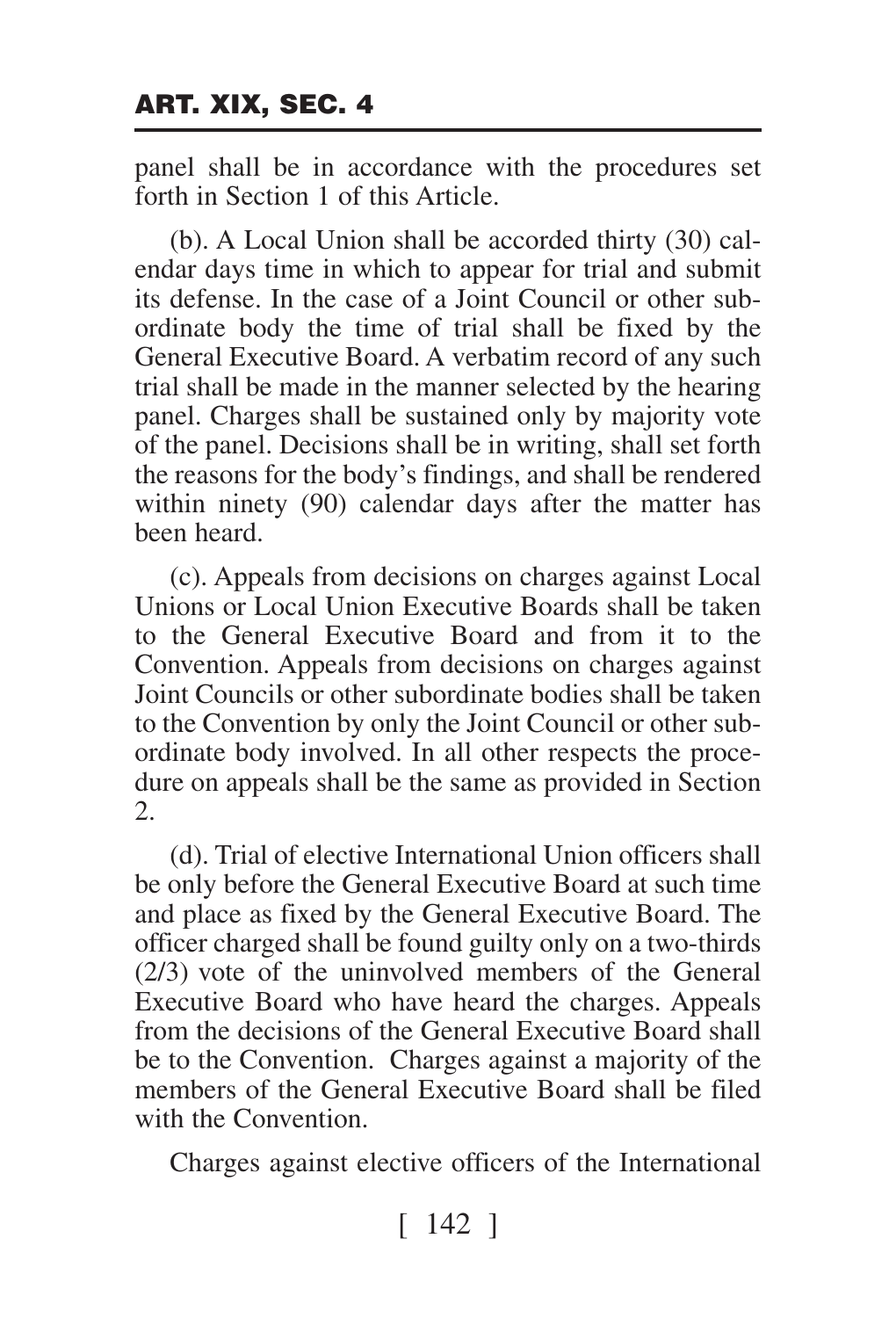panel shall be in accordance with the procedures set forth in Section 1 of this Article.

(b). A Local Union shall be accorded thirty (30) calendar days time in which to appear for trial and submit its defense. In the case of a Joint Council or other subordinate body the time of trial shall be fixed by the General Executive Board. A verbatim record of any such trial shall be made in the manner selected by the hearing panel. Charges shall be sustained only by majority vote of the panel. Decisions shall be in writing, shall set forth the reasons for the body's findings, and shall be rendered within ninety (90) calendar days after the matter has been heard.

(c). Appeals from decisions on charges against Local Unions or Local Union Executive Boards shall be taken to the General Executive Board and from it to the Convention. Appeals from decisions on charges against Joint Councils or other subordinate bodies shall be taken to the Convention by only the Joint Council or other subordinate body involved. In all other respects the procedure on appeals shall be the same as provided in Section 2.

(d). Trial of elective International Union officers shall be only before the General Executive Board at such time and place as fixed by the General Executive Board. The officer charged shall be found guilty only on a two-thirds (2/3) vote of the uninvolved members of the General Executive Board who have heard the charges. Appeals from the decisions of the General Executive Board shall be to the Convention. Charges against a majority of the members of the General Executive Board shall be filed with the Convention.

Charges against elective officers of the International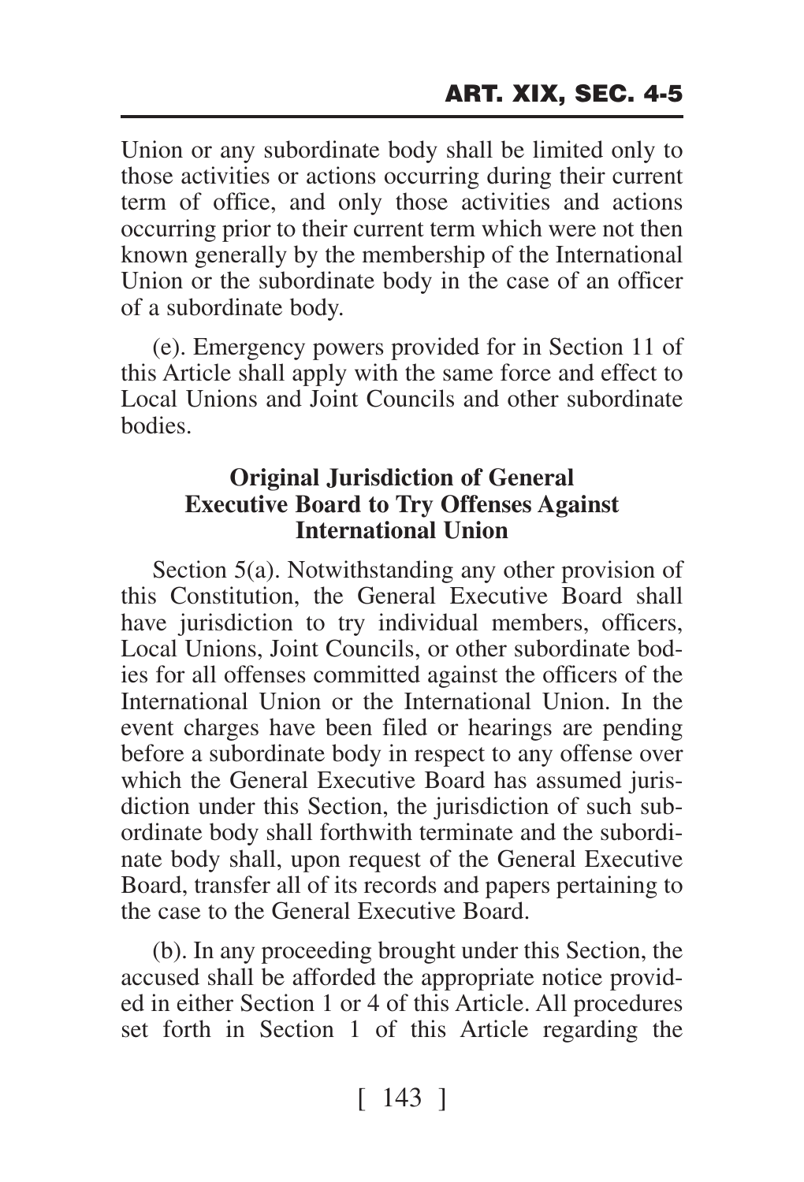Union or any subordinate body shall be limited only to those activities or actions occurring during their current term of office, and only those activities and actions occurring prior to their current term which were not then known generally by the membership of the International Union or the subordinate body in the case of an officer of a subordinate body.

(e). Emergency powers provided for in Section 11 of this Article shall apply with the same force and effect to Local Unions and Joint Councils and other subordinate bodies.

### Original Jurisdiction of General Executive Board to Try Offenses Against International Union

Section 5(a). Notwithstanding any other provision of this Constitution, the General Executive Board shall have jurisdiction to try individual members, officers, Local Unions, Joint Councils, or other subordinate bodies for all offenses committed against the officers of the International Union or the International Union. In the event charges have been filed or hearings are pending before a subordinate body in respect to any offense over which the General Executive Board has assumed jurisdiction under this Section, the jurisdiction of such subordinate body shall forthwith terminate and the subordinate body shall, upon request of the General Executive Board, transfer all of its records and papers pertaining to the case to the General Executive Board.

(b). In any proceeding brought under this Section, the accused shall be afforded the appropriate notice provided in either Section 1 or 4 of this Article. All procedures set forth in Section 1 of this Article regarding the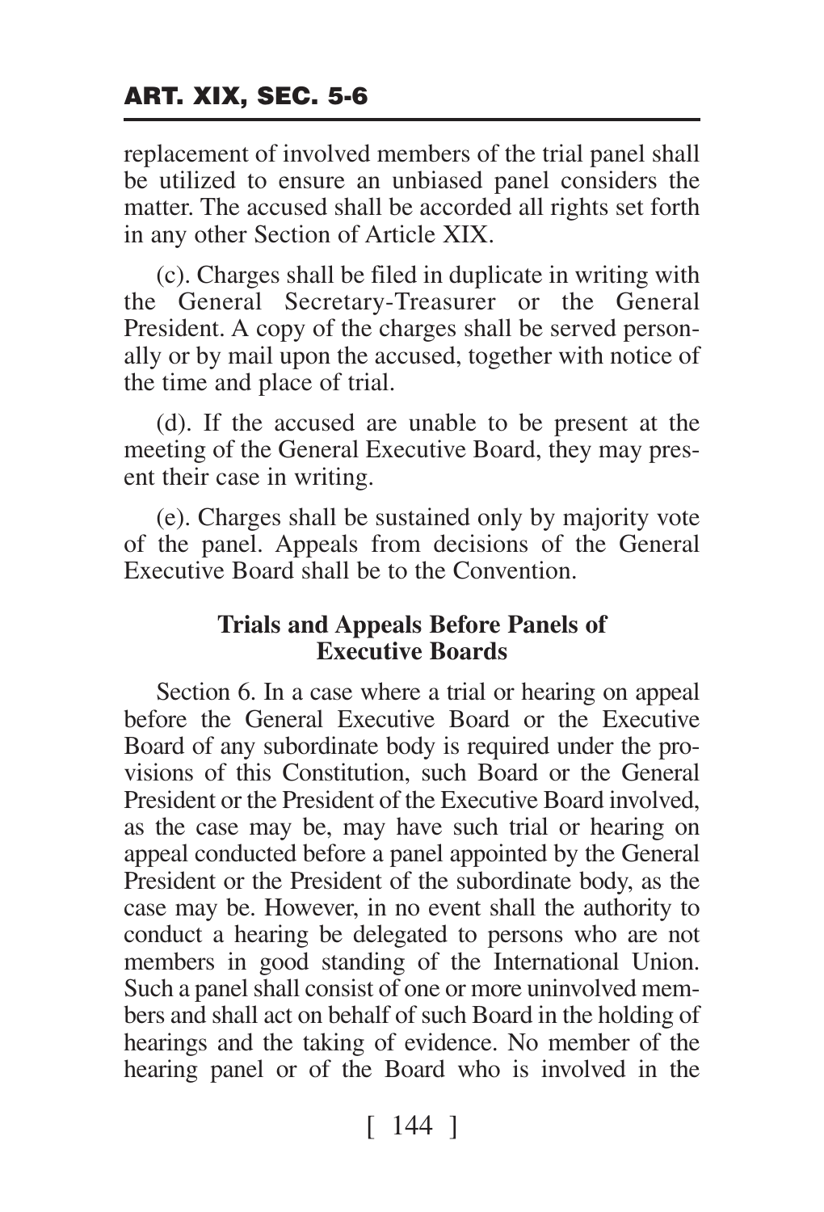replacement of involved members of the trial panel shall be utilized to ensure an unbiased panel considers the matter. The accused shall be accorded all rights set forth in any other Section of Article XIX.

(c). Charges shall be filed in duplicate in writing with the General Secretary-Treasurer or the General President. A copy of the charges shall be served personally or by mail upon the accused, together with notice of the time and place of trial.

(d). If the accused are unable to be present at the meeting of the General Executive Board, they may present their case in writing.

(e). Charges shall be sustained only by majority vote of the panel. Appeals from decisions of the General Executive Board shall be to the Convention.

**Trials and Appeals Before Panels of Executive Boards**

Section 6. In a case where a trial or hearing on appeal before the General Executive Board or the Executive Board of any subordinate body is required under the provisions of this Constitution, such Board or the General President or the President of the Executive Board involved, as the case may be, may have such trial or hearing on appeal conducted before a panel appointed by the General President or the President of the subordinate body, as the case may be. However, in no event shall the authority to conduct a hearing be delegated to persons who are not members in good standing of the International Union. Such a panel shall consist of one or more uninvolved members and shall act on behalf of such Board in the holding of hearings and the taking of evidence. No member of the hearing panel or of the Board who is involved in the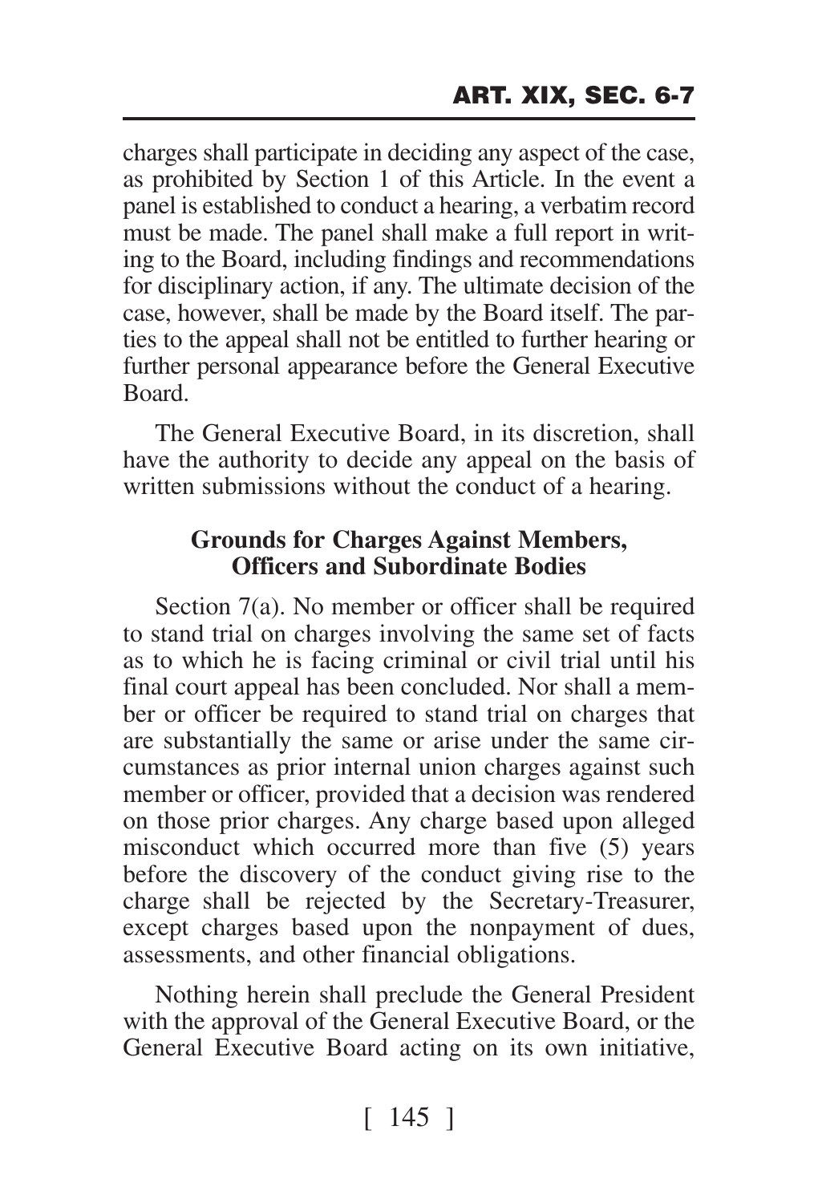charges shall participate in deciding any aspect of the case, as prohibited by Section 1 of this Article. In the event a panel is established to conduct a hearing, a verbatim record must be made. The panel shall make a full report in writing to the Board, including findings and recommendations for disciplinary action, if any. The ultimate decision of the case, however, shall be made by the Board itself. The parties to the appeal shall not be entitled to further hearing or further personal appearance before the General Executive Board.

The General Executive Board, in its discretion, shall have the authority to decide any appeal on the basis of written submissions without the conduct of a hearing.

### Grounds for Charges Against Members, Officers and Subordinate Bodies

Section 7(a). No member or officer shall be required to stand trial on charges involving the same set of facts as to which he is facing criminal or civil trial until his final court appeal has been concluded. Nor shall a member or officer be required to stand trial on charges that are substantially the same or arise under the same circumstances as prior internal union charges against such member or officer, provided that a decision was rendered on those prior charges. Any charge based upon alleged misconduct which occurred more than five (5) years before the discovery of the conduct giving rise to the charge shall be rejected by the Secretary-Treasurer, except charges based upon the nonpayment of dues, assessments, and other financial obligations.

Nothing herein shall preclude the General President with the approval of the General Executive Board, or the General Executive Board acting on its own initiative,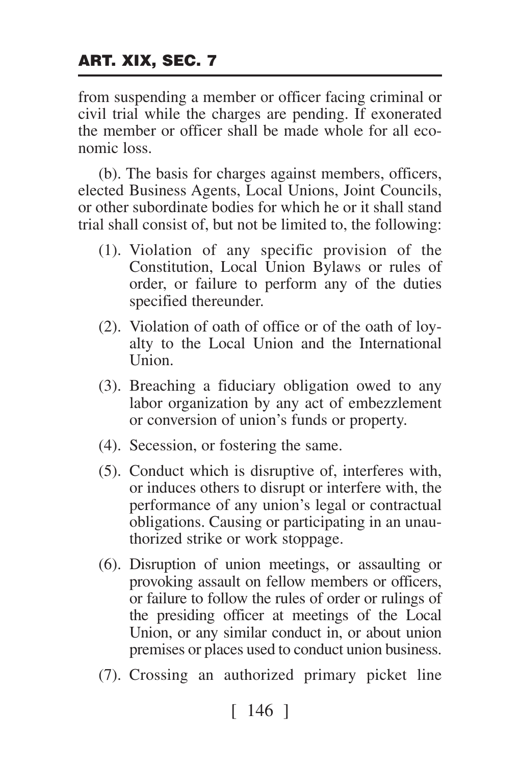from suspending a member or officer facing criminal or civil trial while the charges are pending. If exonerated the member or officer shall be made whole for all economic loss.

(b). The basis for charges against members, officers, elected Business Agents, Local Unions, Joint Councils, or other subordinate bodies for which he or it shall stand trial shall consist of, but not be limited to, the following:

(1). Violation of any specific provision of the Constitution, Local Union Bylaws or rules of order, or failure to perform any of the duties specified thereunder.

(2). Violation of oath of office or of the oath of loyalty to the Local Union and the International Union.

(3). Breaching a fiduciary obligation owed to any labor organization by any act of embezzlement or conversion of union's funds or property.

(4). Secession, or fostering the same.

(5). Conduct which is disruptive of, interferes with, or induces others to disrupt or interfere with, the performance of any union's legal or contractual obligations. Causing or participating in an unauthorized strike or work stoppage.

(6). Disruption of union meetings, or assaulting or provoking assault on fellow members or officers, or failure to follow the rules of order or rulings of the presiding officer at meetings of the Local Union, or any similar conduct in, or about union premises or places used to conduct union business.

(7). Crossing an authorized primary picket line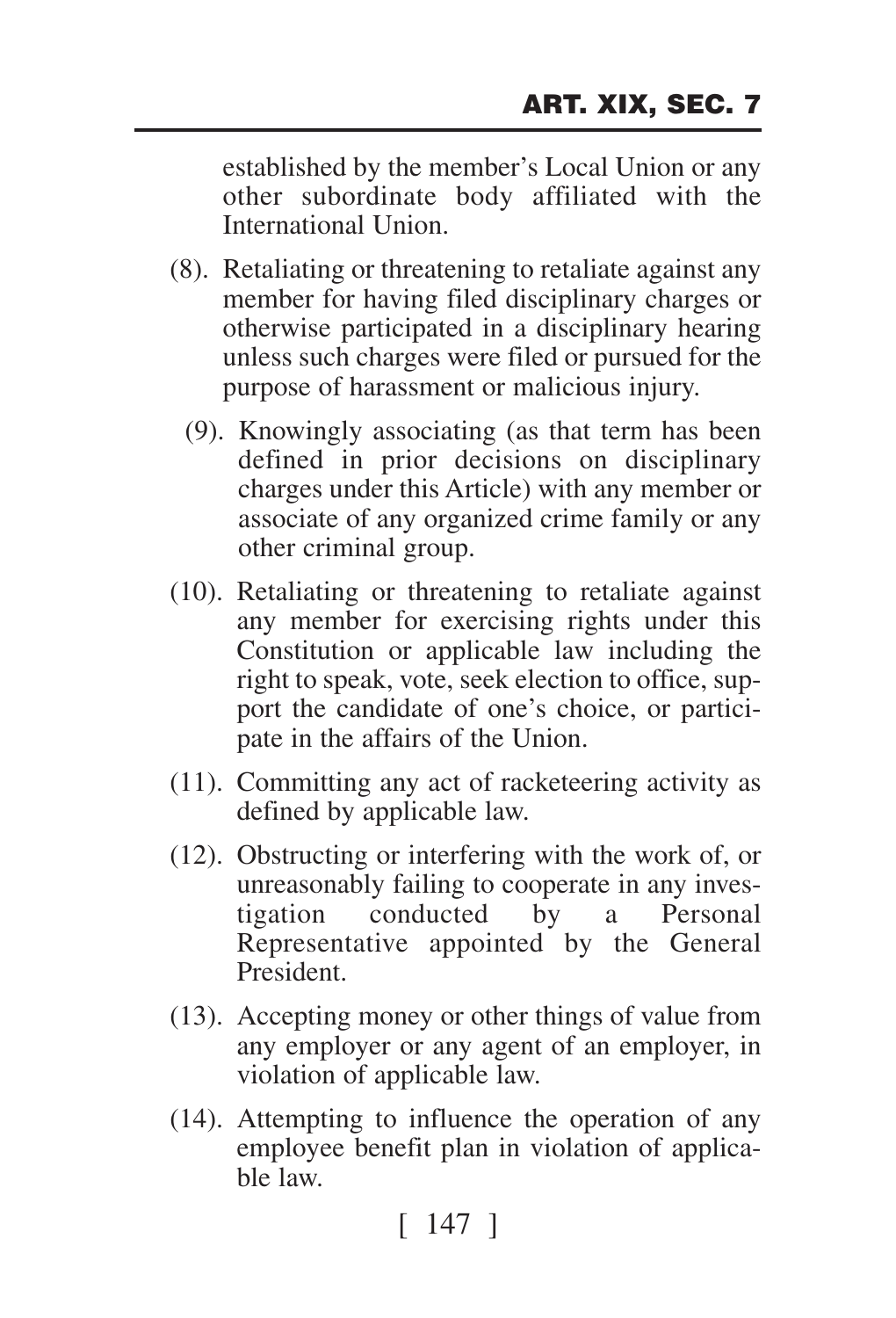established by the member's Local Union or any other subordinate body affiliated with the International Union.

(8). Retaliating or threatening to retaliate against any member for having filed disciplinary charges or otherwise participated in a disciplinary hearing unless such charges were filed or pursued for the purpose of harassment or malicious injury.

(9). Knowingly associating (as that term has been defined in prior decisions on disciplinary charges under this Article) with any member or associate of any organized crime family or any other criminal group.

(10). Retaliating or threatening to retaliate against any member for exercising rights under this Constitution or applicable law including the right to speak, vote, seek election to office, support the candidate of one's choice, or participate in the affairs of the Union.

(11). Committing any act of racketeering activity as defined by applicable law.

(12). Obstructing or interfering with the work of, or unreasonably failing to cooperate in any investigation conducted by a Personal Representative appointed by the General President.

(13). Accepting money or other things of value from any employer or any agent of an employer, in violation of applicable law.

(14). Attempting to influence the operation of any employee benefit plan in violation of applicable law.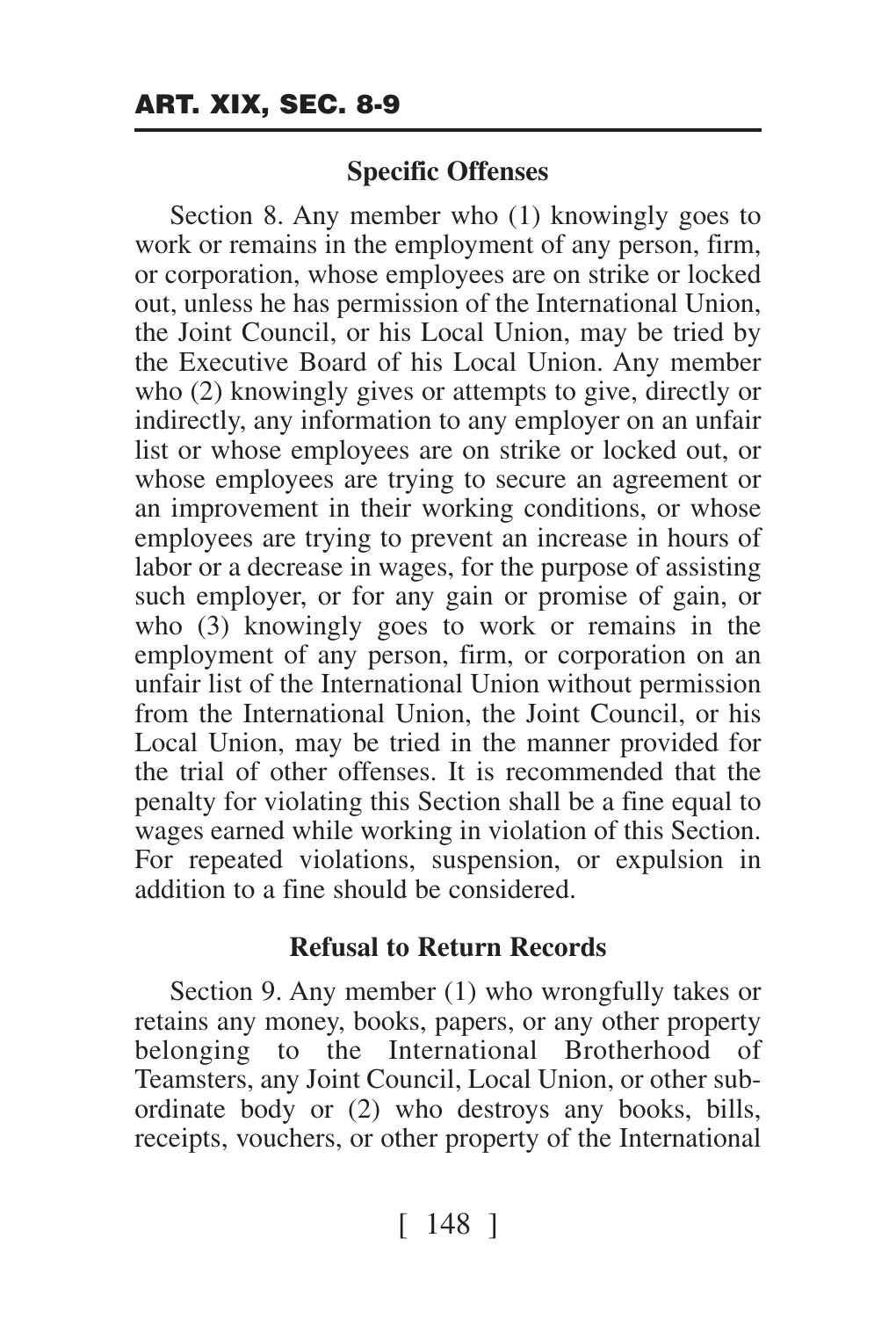### Specific Offenses

Section 8. Any member who (1) knowingly goes to work or remains in the employment of any person, firm, or corporation, whose employees are on strike or locked out, unless he has permission of the International Union, the Joint Council, or his Local Union, may be tried by the Executive Board of his Local Union. Any member who (2) knowingly gives or attempts to give, directly or indirectly, any information to any employer on an unfair list or whose employees are on strike or locked out, or whose employees are trying to secure an agreement or an improvement in their working conditions, or whose employees are trying to prevent an increase in hours of labor or a decrease in wages, for the purpose of assisting such employer, or for any gain or promise of gain, or who (3) knowingly goes to work or remains in the employment of any person, firm, or corporation on an unfair list of the International Union without permission from the International Union, the Joint Council, or his Local Union, may be tried in the manner provided for the trial of other offenses. It is recommended that the penalty for violating this Section shall be a fine equal to wages earned while working in violation of this Section. For repeated violations, suspension, or expulsion in addition to a fine should be considered.

### Refusal to Return Records

Section 9. Any member (1) who wrongfully takes or retains any money, books, papers, or any other property belonging to the International Brotherhood of Teamsters, any Joint Council, Local Union, or other subordinate body or (2) who destroys any books, bills, receipts, vouchers, or other property of the International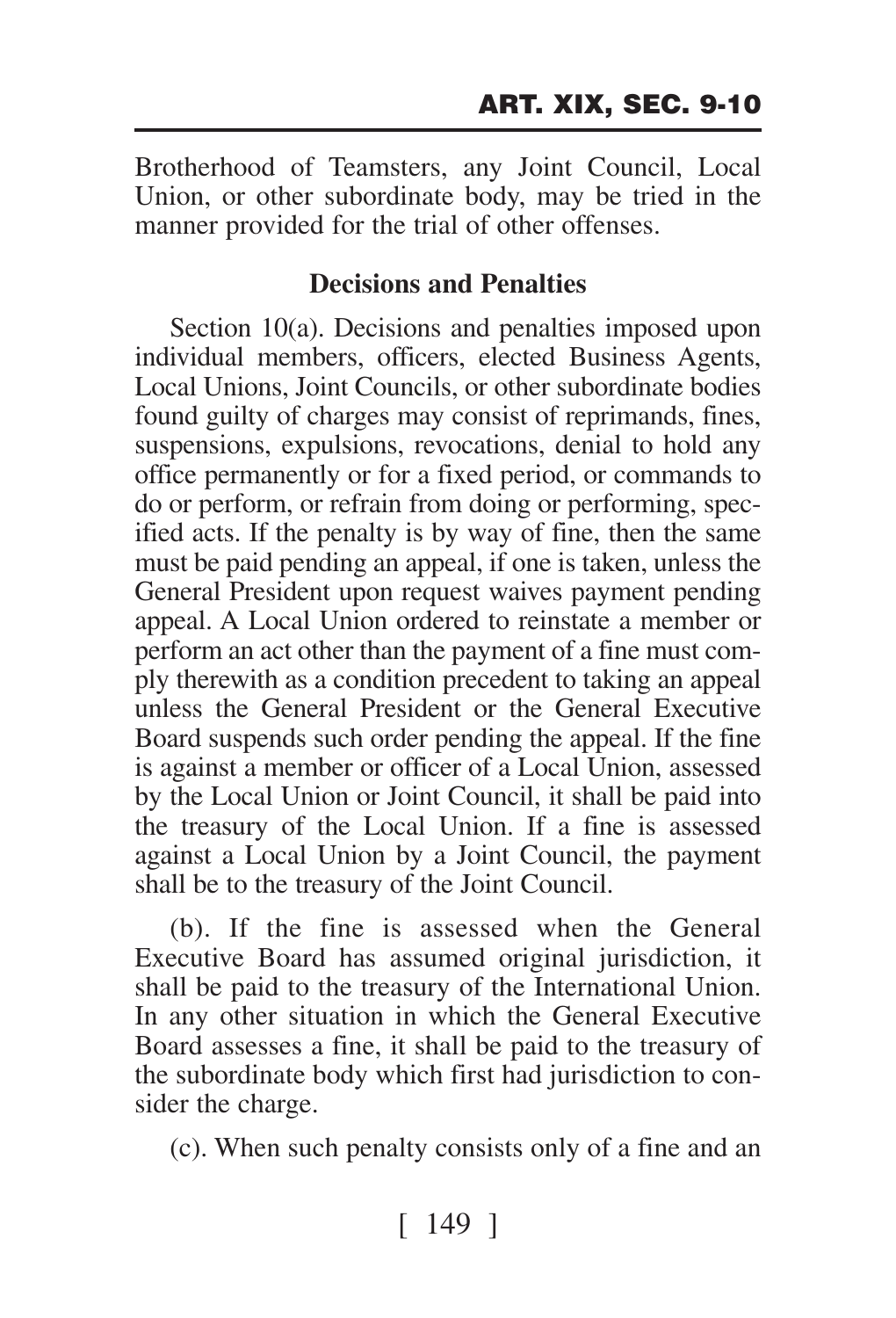Brotherhood of Teamsters, any Joint Council, Local Union, or other subordinate body, may be tried in the manner provided for the trial of other offenses.

### Decisions and Penalties

Section 10(a). Decisions and penalties imposed upon individual members, officers, elected Business Agents, Local Unions, Joint Councils, or other subordinate bodies found guilty of charges may consist of reprimands, fines, suspensions, expulsions, revocations, denial to hold any office permanently or for a fixed period, or commands to do or perform, or refrain from doing or performing, specified acts. If the penalty is by way of fine, then the same must be paid pending an appeal, if one is taken, unless the General President upon request waives payment pending appeal. A Local Union ordered to reinstate a member or perform an act other than the payment of a fine must comply therewith as a condition precedent to taking an appeal unless the General President or the General Executive Board suspends such order pending the appeal. If the fine is against a member or officer of a Local Union, assessed by the Local Union or Joint Council, it shall be paid into the treasury of the Local Union. If a fine is assessed against a Local Union by a Joint Council, the payment shall be to the treasury of the Joint Council.

(b). If the fine is assessed when the General Executive Board has assumed original jurisdiction, it shall be paid to the treasury of the International Union. In any other situation in which the General Executive Board assesses a fine, it shall be paid to the treasury of the subordinate body which first had jurisdiction to consider the charge.

(c). When such penalty consists only of a fine and an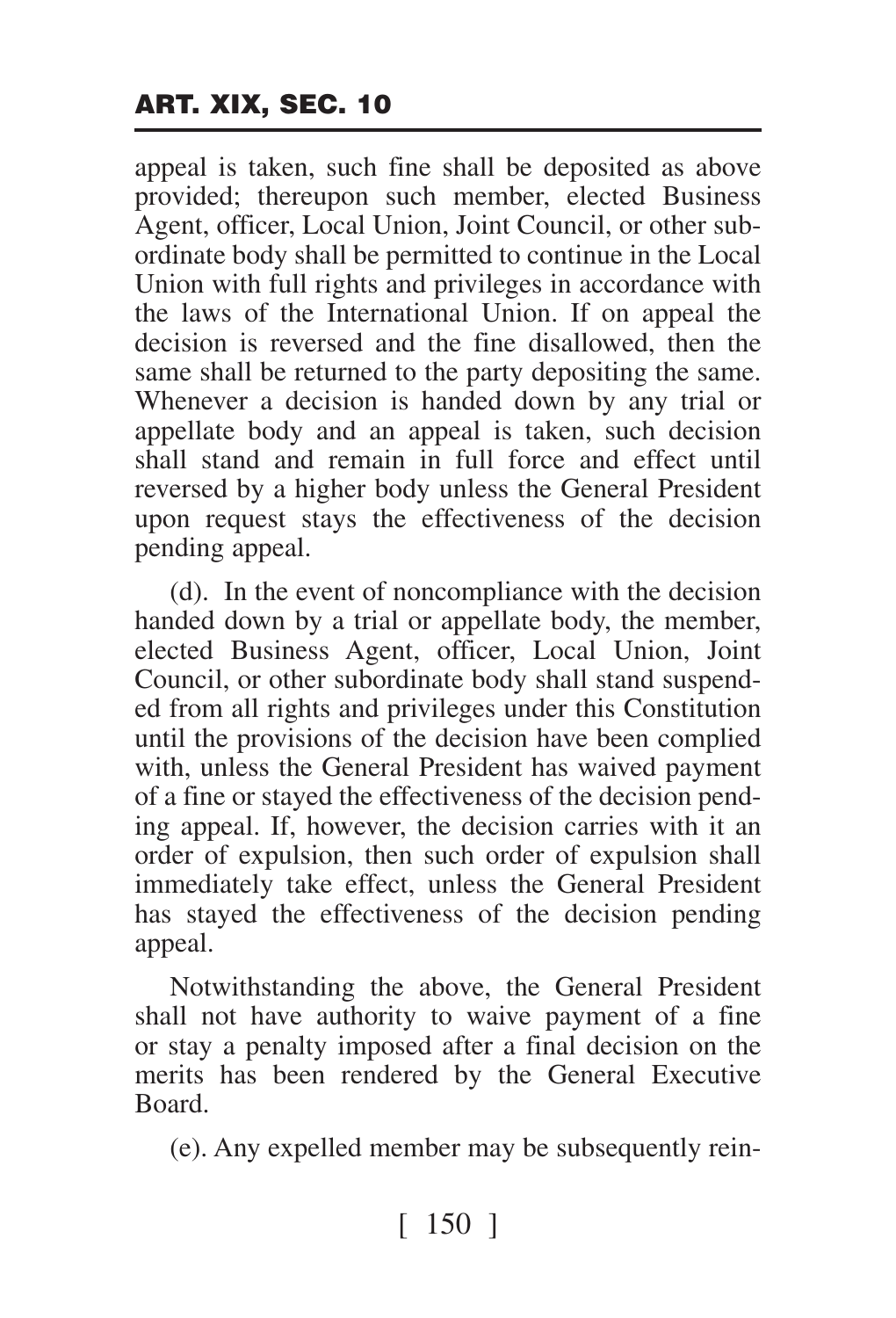appeal is taken, such fine shall be deposited as above provided; thereupon such member, elected Business Agent, officer, Local Union, Joint Council, or other subordinate body shall be permitted to continue in the Local Union with full rights and privileges in accordance with the laws of the International Union. If on appeal the decision is reversed and the fine disallowed, then the same shall be returned to the party depositing the same. Whenever a decision is handed down by any trial or appellate body and an appeal is taken, such decision shall stand and remain in full force and effect until reversed by a higher body unless the General President upon request stays the effectiveness of the decision pending appeal.

(d). In the event of noncompliance with the decision handed down by a trial or appellate body, the member, elected Business Agent, officer, Local Union, Joint Council, or other subordinate body shall stand suspended from all rights and privileges under this Constitution until the provisions of the decision have been complied with, unless the General President has waived payment of a fine or stayed the effectiveness of the decision pending appeal. If, however, the decision carries with it an order of expulsion, then such order of expulsion shall immediately take effect, unless the General President has stayed the effectiveness of the decision pending appeal.

Notwithstanding the above, the General President shall not have authority to waive payment of a fine or stay a penalty imposed after a final decision on the merits has been rendered by the General Executive Board.

(e). Any expelled member may be subsequently rein-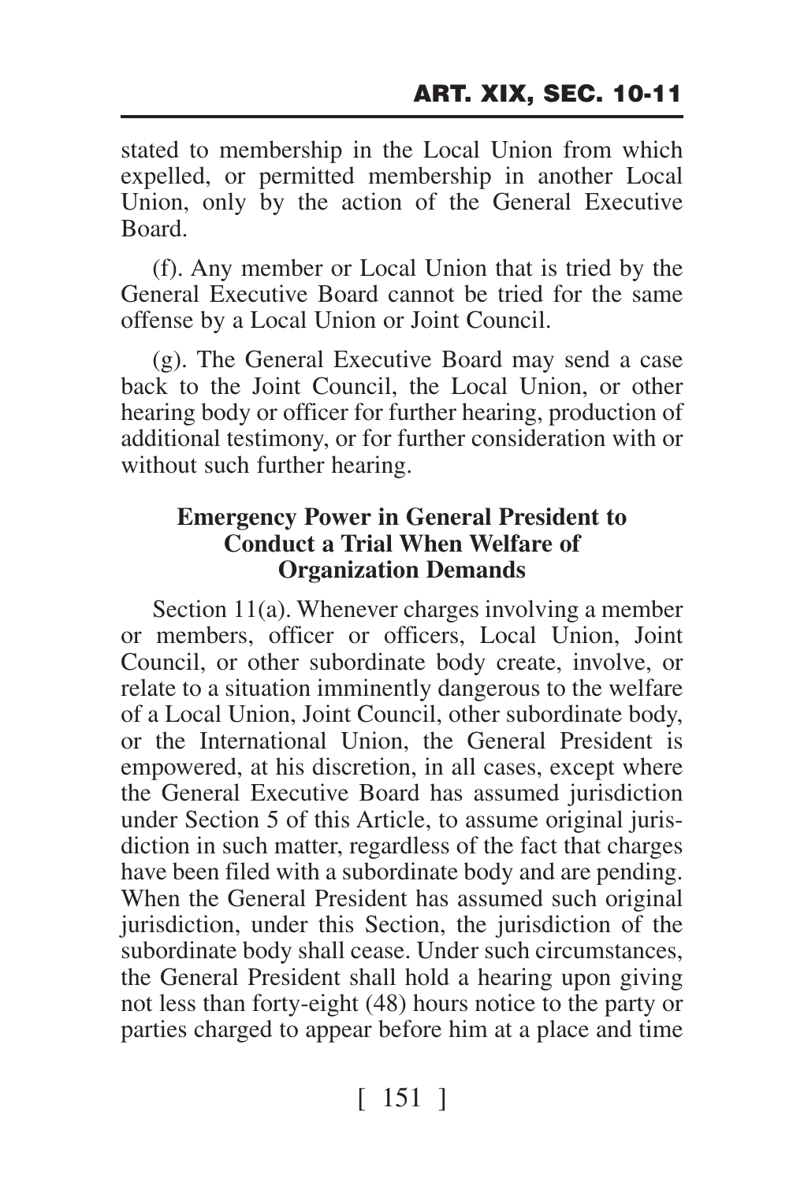stated to membership in the Local Union from which expelled, or permitted membership in another Local Union, only by the action of the General Executive Board.

(f). Any member or Local Union that is tried by the General Executive Board cannot be tried for the same offense by a Local Union or Joint Council.

(g). The General Executive Board may send a case back to the Joint Council, the Local Union, or other hearing body or officer for further hearing, production of additional testimony, or for further consideration with or without such further hearing.

### Emergency Power in General President to Conduct a Trial When Welfare of Organization Demands

Section 11(a). Whenever charges involving a member or members, officer or officers, Local Union, Joint Council, or other subordinate body create, involve, or relate to a situation imminently dangerous to the welfare of a Local Union, Joint Council, other subordinate body, or the International Union, the General President is empowered, at his discretion, in all cases, except where the General Executive Board has assumed jurisdiction under Section 5 of this Article, to assume original jurisdiction in such matter, regardless of the fact that charges have been filed with a subordinate body and are pending. When the General President has assumed such original jurisdiction, under this Section, the jurisdiction of the subordinate body shall cease. Under such circumstances, the General President shall hold a hearing upon giving not less than forty-eight (48) hours notice to the party or parties charged to appear before him at a place and time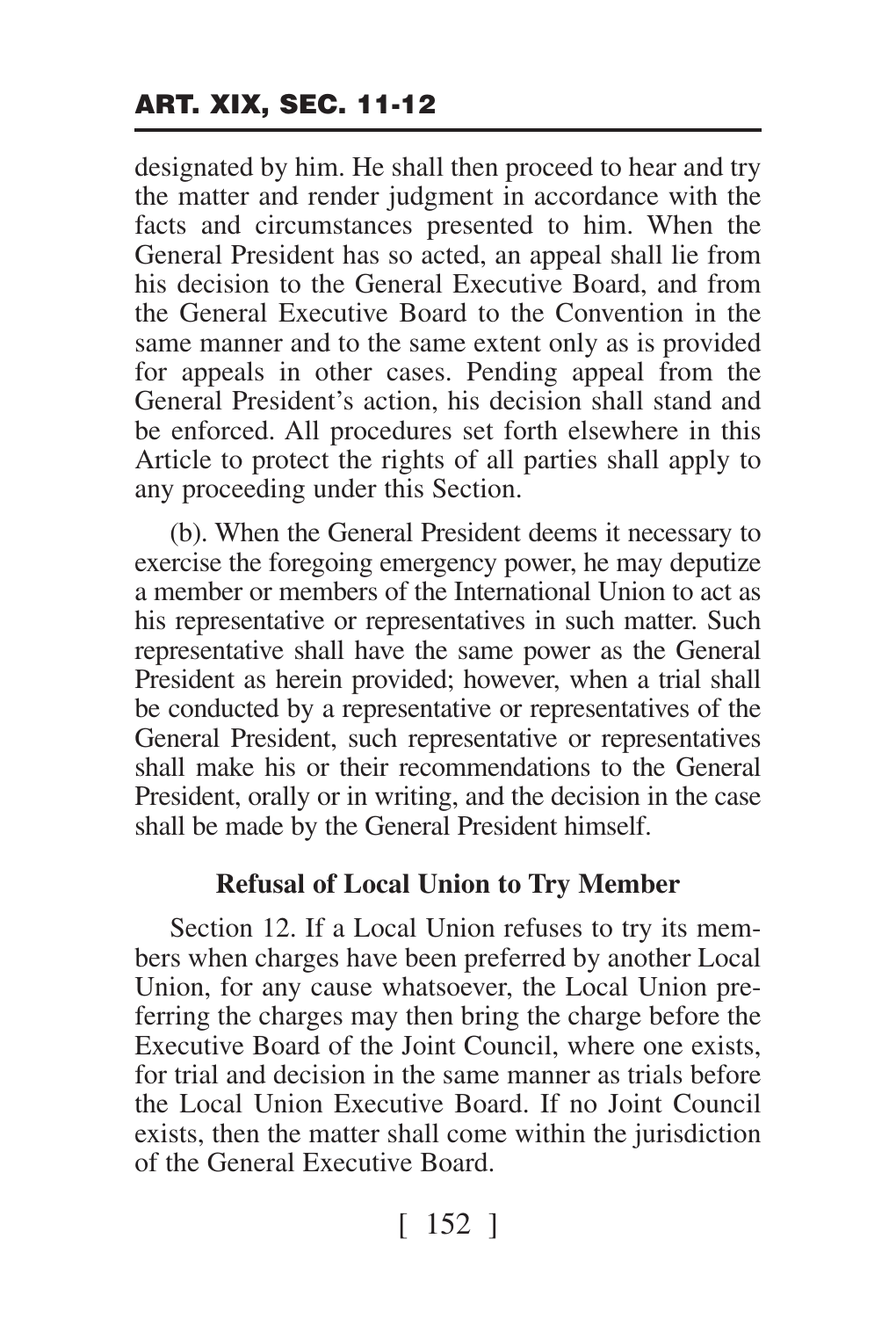designated by him. He shall then proceed to hear and try the matter and render judgment in accordance with the facts and circumstances presented to him. When the General President has so acted, an appeal shall lie from his decision to the General Executive Board, and from the General Executive Board to the Convention in the same manner and to the same extent only as is provided for appeals in other cases. Pending appeal from the General President's action, his decision shall stand and be enforced. All procedures set forth elsewhere in this Article to protect the rights of all parties shall apply to any proceeding under this Section.

(b). When the General President deems it necessary to exercise the foregoing emergency power, he may deputize a member or members of the International Union to act as his representative or representatives in such matter. Such representative shall have the same power as the General President as herein provided; however, when a trial shall be conducted by a representative or representatives of the General President, such representative or representatives shall make his or their recommendations to the General President, orally or in writing, and the decision in the case shall be made by the General President himself.

### Refusal of Local Union to Try Member

Section 12. If a Local Union refuses to try its members when charges have been preferred by another Local Union, for any cause whatsoever, the Local Union preferring the charges may then bring the charge before the Executive Board of the Joint Council, where one exists, for trial and decision in the same manner as trials before the Local Union Executive Board. If no Joint Council exists, then the matter shall come within the jurisdiction of the General Executive Board.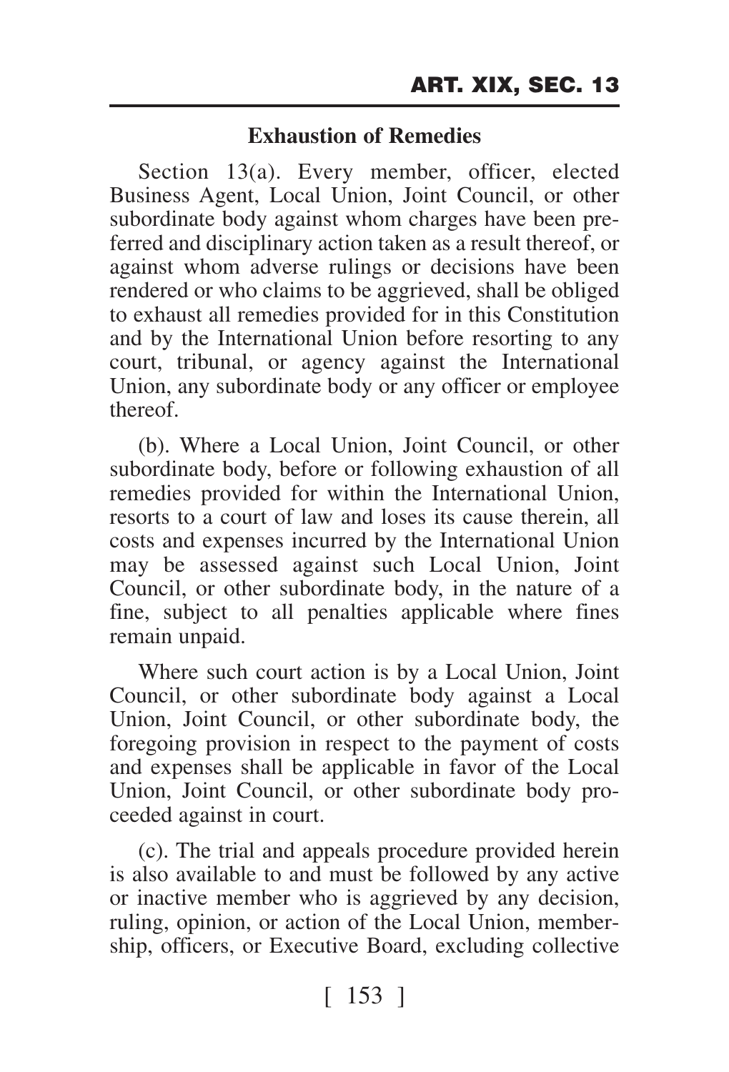### Exhaustion of Remedies

Section 13(a). Every member, officer, elected Business Agent, Local Union, Joint Council, or other subordinate body against whom charges have been preferred and disciplinary action taken as a result thereof, or against whom adverse rulings or decisions have been rendered or who claims to be aggrieved, shall be obliged to exhaust all remedies provided for in this Constitution and by the International Union before resorting to any court, tribunal, or agency against the International Union, any subordinate body or any officer or employee thereof.

(b). Where a Local Union, Joint Council, or other subordinate body, before or following exhaustion of all remedies provided for within the International Union, resorts to a court of law and loses its cause therein, all costs and expenses incurred by the International Union may be assessed against such Local Union, Joint Council, or other subordinate body, in the nature of a fine, subject to all penalties applicable where fines remain unpaid.

Where such court action is by a Local Union, Joint Council, or other subordinate body against a Local Union, Joint Council, or other subordinate body, the foregoing provision in respect to the payment of costs and expenses shall be applicable in favor of the Local Union, Joint Council, or other subordinate body proceeded against in court.

(c). The trial and appeals procedure provided herein is also available to and must be followed by any active or inactive member who is aggrieved by any decision, ruling, opinion, or action of the Local Union, membership, officers, or Executive Board, excluding collective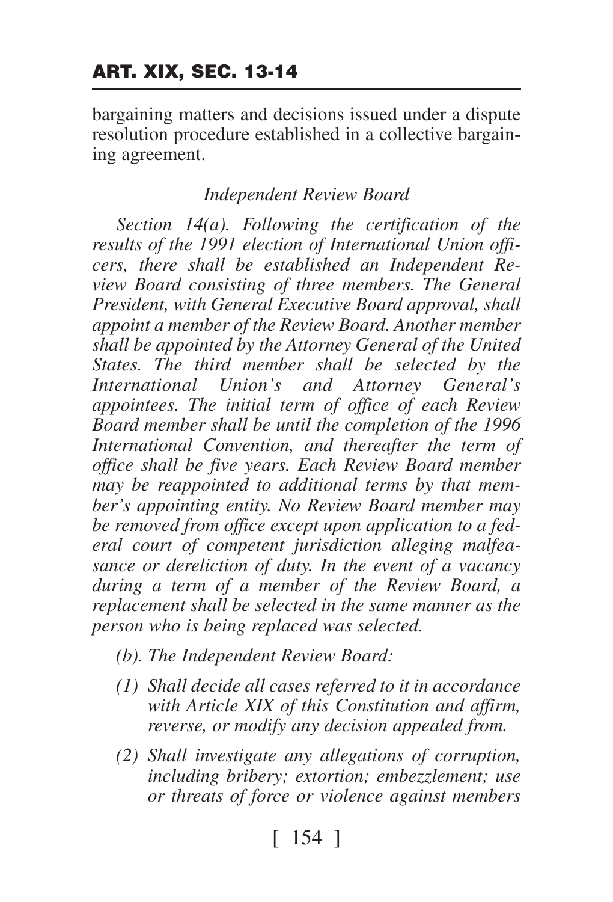bargaining matters and decisions issued under a dispute resolution procedure established in a collective bargaining agreement.

### *Independent Review Board*

*Section 14(a). Following the certification of the results of the 1991 election of International Union officers, there shall be established an Independent Review Board consisting of three members. The General President, with General Executive Board approval, shall appoint a member of the Review Board. Another member shall be appointed by the Attorney General of the United States. The third member shall be selected by the International Union's and Attorney General's appointees. The initial term of office of each Review Board member shall be until the completion of the 1996 International Convention, and thereafter the term of office shall be five years. Each Review Board member may be reappointed to additional terms by that member's appointing entity. No Review Board member may be removed from office except upon application to a federal court of competent jurisdiction alleging malfeasance or dereliction of duty. In the event of a vacancy during a term of a member of the Review Board, a replacement shall be selected in the same manner as the person who is being replaced was selected.*

*(b). The Independent Review Board:*

*(1) Shall decide all cases referred to it in accordance with Article XIX of this Constitution and affirm, reverse, or modify any decision appealed from.*

*(2) Shall investigate any allegations of corruption, including bribery; extortion; embezzlement; use or threats of force or violence against members*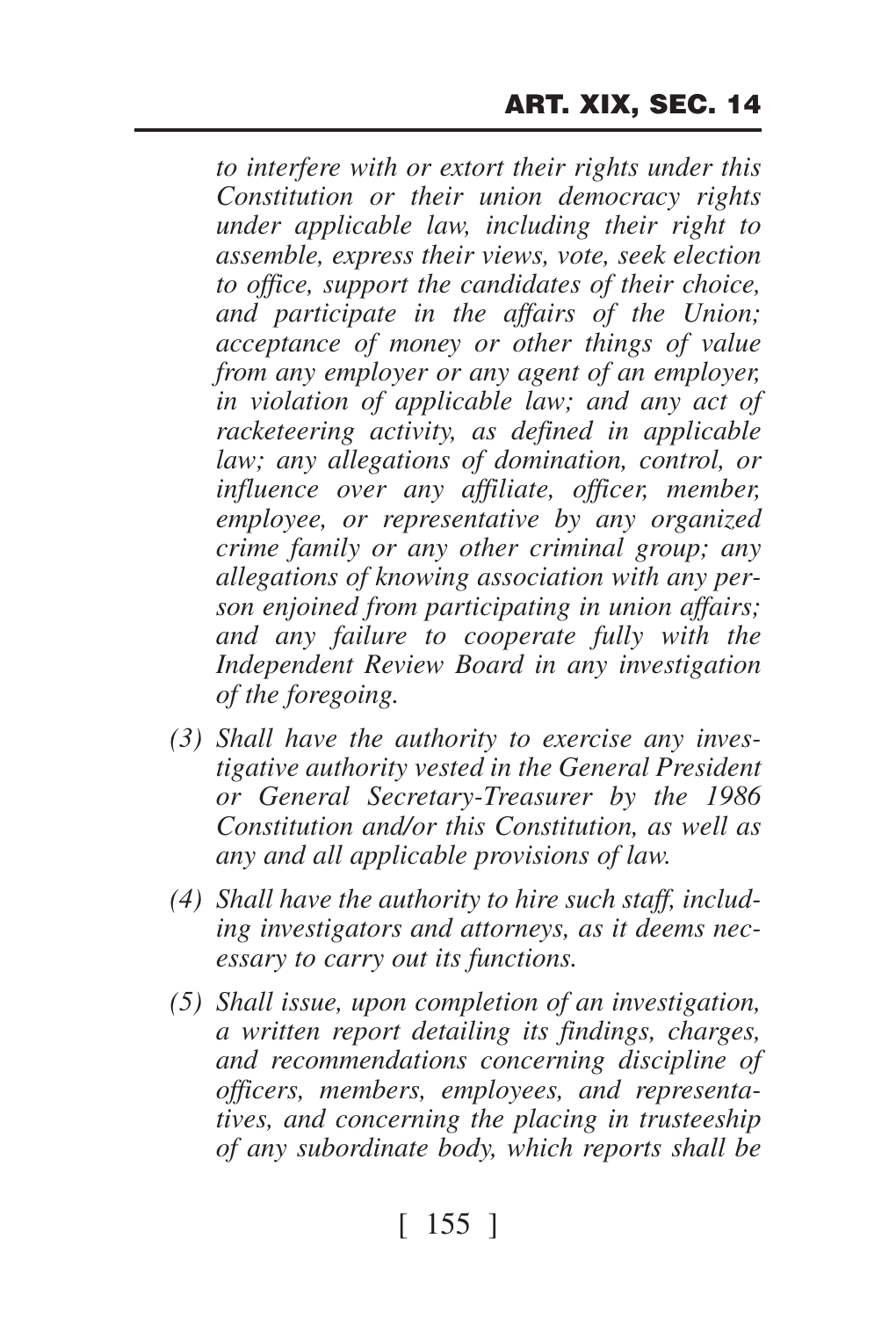*to interfere with or extort their rights under this Constitution or their union democracy rights under applicable law, including their right to assemble, express their views, vote, seek election to office, support the candidates of their choice, and participate in the affairs of the Union; acceptance of money or other things of value from any employer or any agent of an employer, in violation of applicable law; and any act of racketeering activity, as defined in applicable law; any allegations of domination, control, or influence over any affiliate, officer, member, employee, or representative by any organized crime family or any other criminal group; any allegations of knowing association with any person enjoined from participating in union affairs; and any failure to cooperate fully with the Independent Review Board in any investigation of the foregoing.*

*(3) Shall have the authority to exercise any investigative authority vested in the General President or General Secretary-Treasurer by the 1986 Constitution and/or this Constitution, as well as any and all applicable provisions of law.*

*(4) Shall have the authority to hire such staff, including investigators and attorneys, as it deems necessary to carry out its functions.*

*(5) Shall issue, upon completion of an investigation, a written report detailing its findings, charges, and recommendations concerning discipline of officers, members, employees, and representatives, and concerning the placing in trusteeship of any subordinate body, which reports shall be*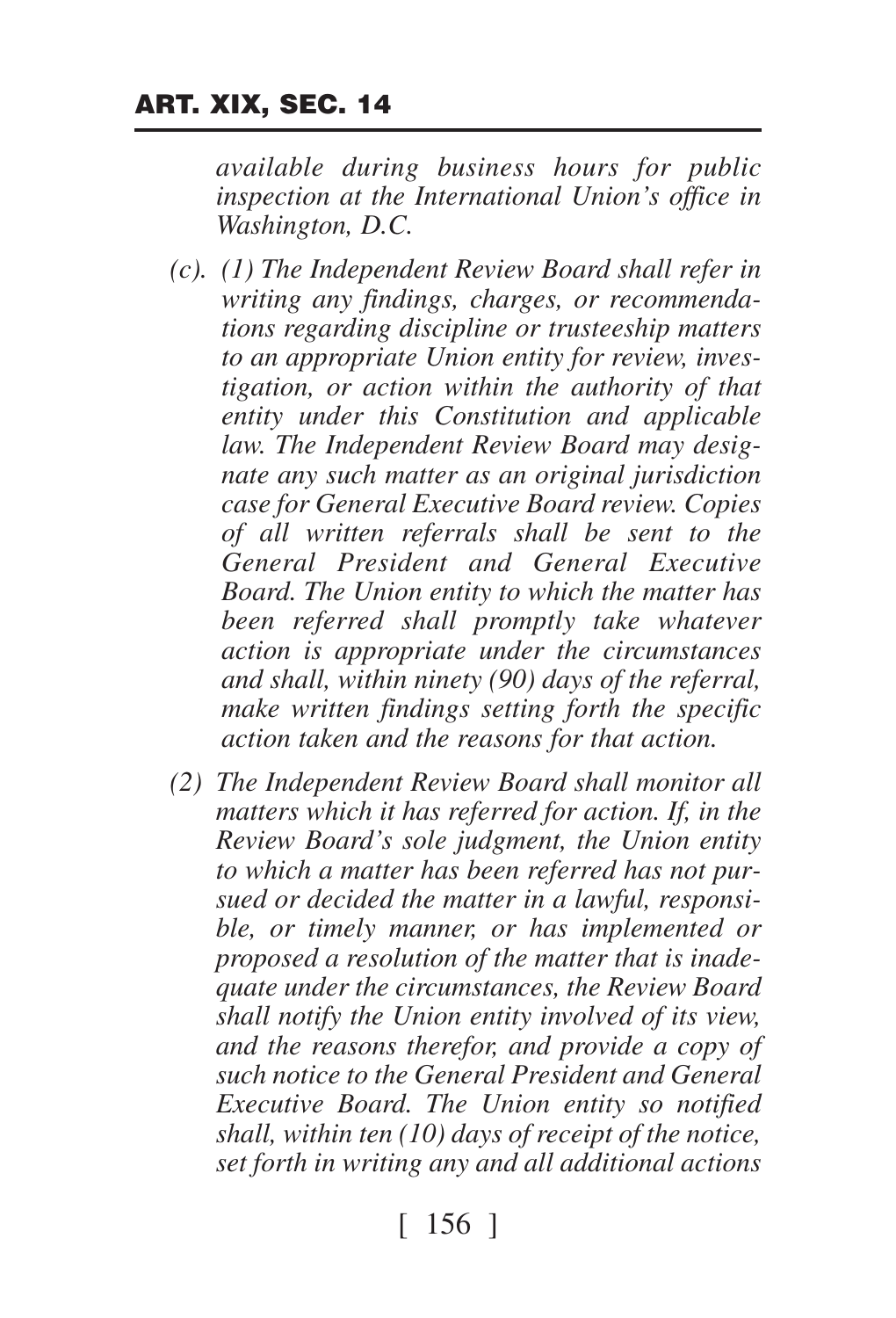*available during business hours for public inspection at the International Union's office in Washington, D.C.*

*(c). (1) The Independent Review Board shall refer in writing any findings, charges, or recommendations regarding discipline or trusteeship matters to an appropriate Union entity for review, investigation, or action within the authority of that entity under this Constitution and applicable law. The Independent Review Board may designate any such matter as an original jurisdiction case for General Executive Board review. Copies of all written referrals shall be sent to the General President and General Executive Board. The Union entity to which the matter has been referred shall promptly take whatever action is appropriate under the circumstances and shall, within ninety (90) days of the referral, make written findings setting forth the specific action taken and the reasons for that action.*

*(2) The Independent Review Board shall monitor all matters which it has referred for action. If, in the Review Board's sole judgment, the Union entity to which a matter has been referred has not pursued or decided the matter in a lawful, responsible, or timely manner, or has implemented or proposed a resolution of the matter that is inadequate under the circumstances, the Review Board shall notify the Union entity involved of its view, and the reasons therefor, and provide a copy of such notice to the General President and General Executive Board. The Union entity so notified shall, within ten (10) days of receipt of the notice, set forth in writing any and all additional actions*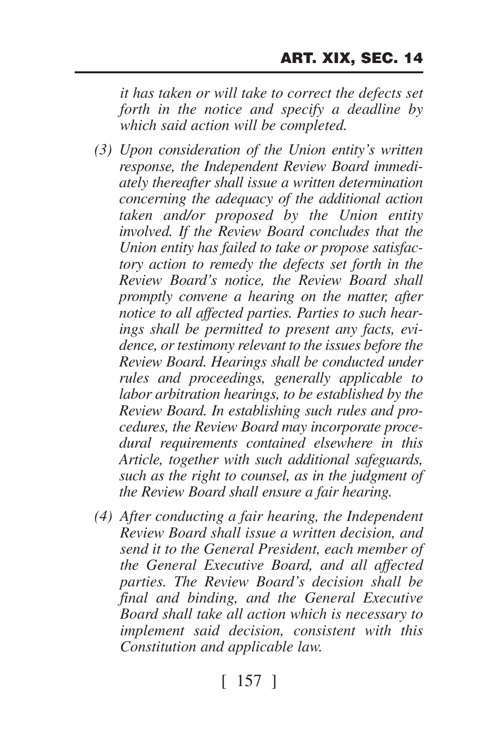*it has taken or will take to correct the defects set forth in the notice and specify a deadline by which said action will be completed.*

*(3) Upon consideration of the Union entity's written response, the Independent Review Board immediately thereafter shall issue a written determination concerning the adequacy of the additional action taken and/or proposed by the Union entity involved. If the Review Board concludes that the Union entity has failed to take or propose satisfactory action to remedy the defects set forth in the Review Board's notice, the Review Board shall promptly convene a hearing on the matter, after notice to all affected parties. Parties to such hearings shall be permitted to present any facts, evidence, or testimony relevant to the issues before the Review Board. Hearings shall be conducted under rules and proceedings, generally applicable to labor arbitration hearings, to be established by the Review Board. In establishing such rules and procedures, the Review Board may incorporate procedural requirements contained elsewhere in this Article, together with such additional safeguards, such as the right to counsel, as in the judgment of the Review Board shall ensure a fair hearing.*

*(4) After conducting a fair hearing, the Independent Review Board shall issue a written decision, and send it to the General President, each member of the General Executive Board, and all affected parties. The Review Board's decision shall be final and binding, and the General Executive Board shall take all action which is necessary to implement said decision, consistent with this Constitution and applicable law.*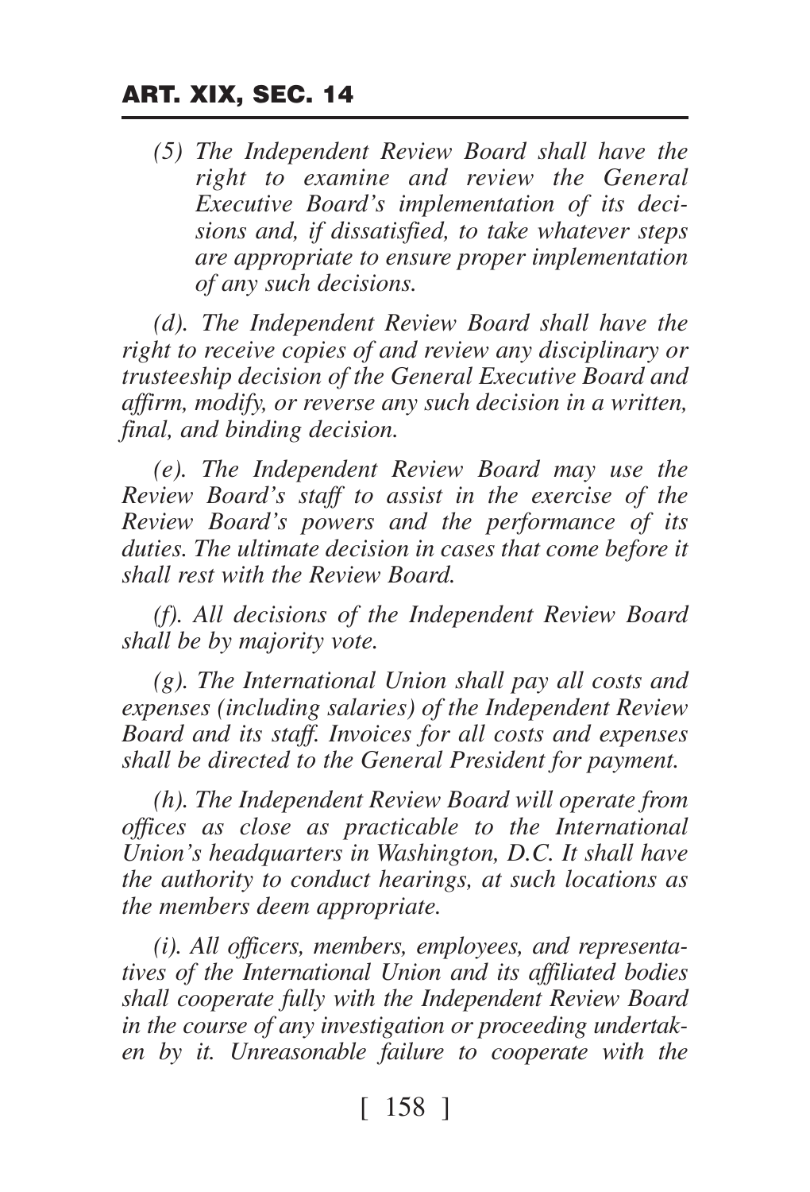*(5) The Independent Review Board shall have the right to examine and review the General Executive Board's implementation of its decisions and, if dissatisfied, to take whatever steps are appropriate to ensure proper implementation of any such decisions.*

*(d). The Independent Review Board shall have the right to receive copies of and review any disciplinary or trusteeship decision of the General Executive Board and affirm, modify, or reverse any such decision in a written, final, and binding decision.*

*(e). The Independent Review Board may use the Review Board's staff to assist in the exercise of the Review Board's powers and the performance of its duties. The ultimate decision in cases that come before it shall rest with the Review Board.*

*(f). All decisions of the Independent Review Board shall be by majority vote.*

*(g). The International Union shall pay all costs and expenses (including salaries) of the Independent Review Board and its staff. Invoices for all costs and expenses shall be directed to the General President for payment.*

*(h). The Independent Review Board will operate from offices as close as practicable to the International Union's headquarters in Washington, D.C. It shall have the authority to conduct hearings, at such locations as the members deem appropriate.*

*(i). All officers, members, employees, and representatives of the International Union and its affiliated bodies shall cooperate fully with the Independent Review Board in the course of any investigation or proceeding undertaken by it. Unreasonable failure to cooperate with the*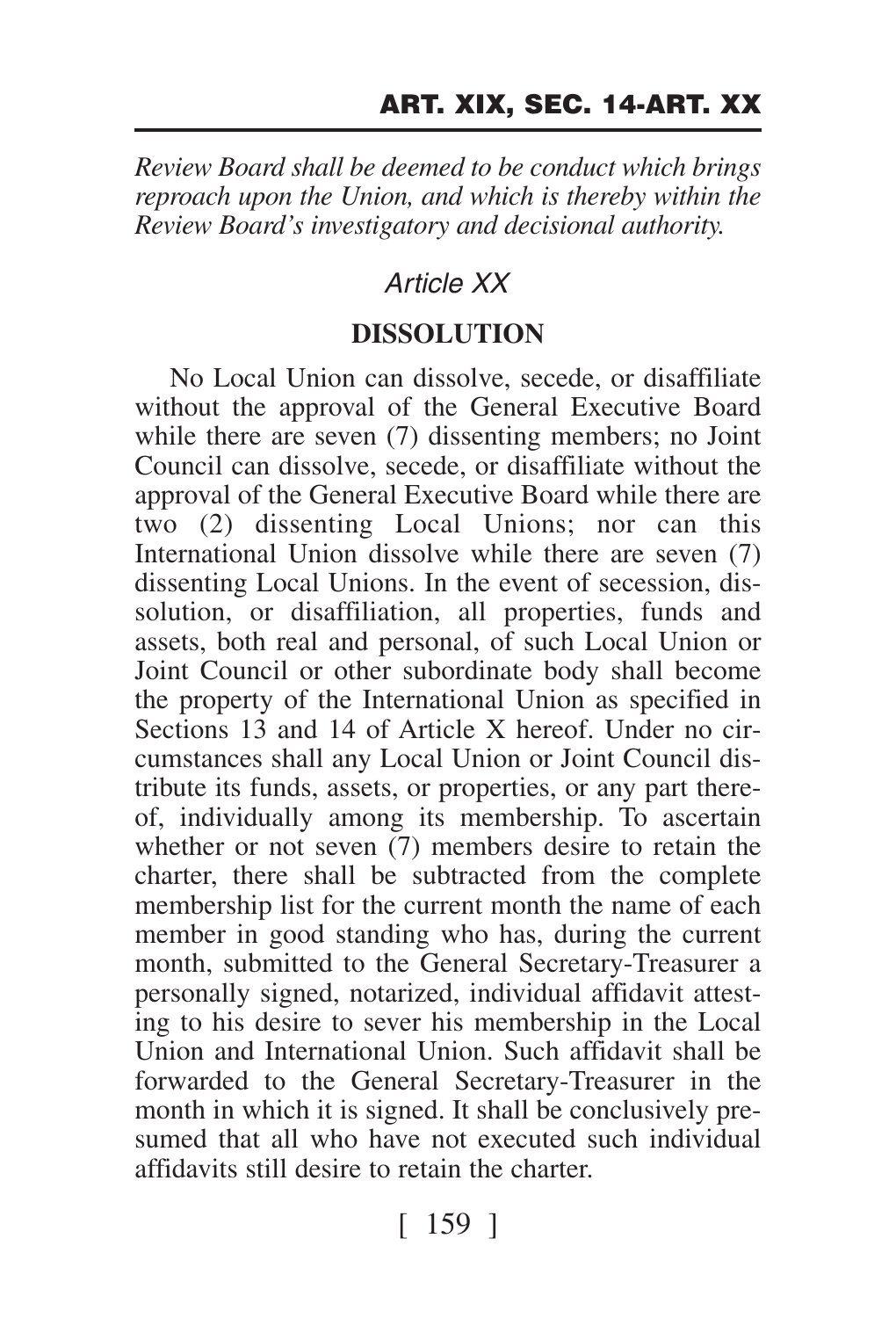*Review Board shall be deemed to be conduct which brings reproach upon the Union, and which is thereby within the Review Board's investigatory and decisional authority.*

## *Article XX*

### DISSOLUTION

No Local Union can dissolve, secede, or disaffiliate without the approval of the General Executive Board while there are seven (7) dissenting members; no Joint Council can dissolve, secede, or disaffiliate without the approval of the General Executive Board while there are two (2) dissenting Local Unions; nor can this International Union dissolve while there are seven (7) dissenting Local Unions. In the event of secession, dissolution, or disaffiliation, all properties, funds and assets, both real and personal, of such Local Union or Joint Council or other subordinate body shall become the property of the International Union as specified in Sections 13 and 14 of Article X hereof. Under no circumstances shall any Local Union or Joint Council distribute its funds, assets, or properties, or any part thereof, individually among its membership. To ascertain whether or not seven (7) members desire to retain the charter, there shall be subtracted from the complete membership list for the current month the name of each member in good standing who has, during the current month, submitted to the General Secretary-Treasurer a personally signed, notarized, individual affidavit attesting to his desire to sever his membership in the Local Union and International Union. Such affidavit shall be forwarded to the General Secretary-Treasurer in the month in which it is signed. It shall be conclusively presumed that all who have not executed such individual affidavits still desire to retain the charter.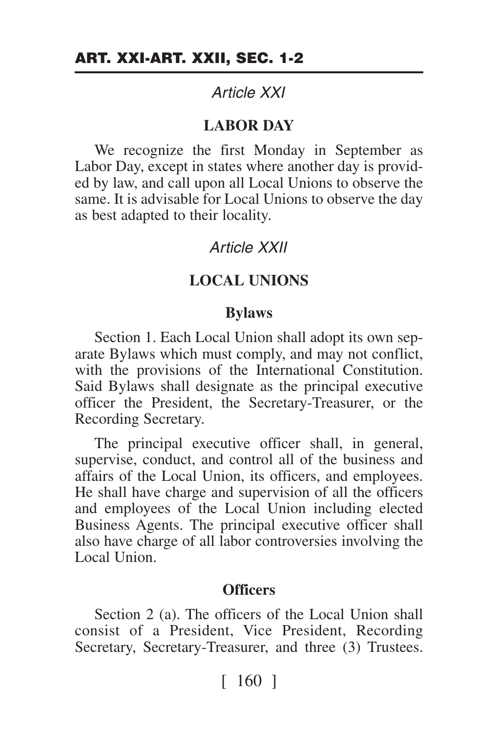## *Article XXI*

### LABOR DAY

We recognize the first Monday in September as Labor Day, except in states where another day is provided by law, and call upon all Local Unions to observe the same. It is advisable for Local Unions to observe the day as best adapted to their locality.

## *Article XXII*

### LOCAL UNIONS

#### Bylaws

Section 1. Each Local Union shall adopt its own separate Bylaws which must comply, and may not conflict, with the provisions of the International Constitution. Said Bylaws shall designate as the principal executive officer the President, the Secretary-Treasurer, or the Recording Secretary.

The principal executive officer shall, in general, supervise, conduct, and control all of the business and affairs of the Local Union, its officers, and employees. He shall have charge and supervision of all the officers and employees of the Local Union including elected Business Agents. The principal executive officer shall also have charge of all labor controversies involving the Local Union.

#### Officers

Section 2 (a). The officers of the Local Union shall consist of a President, Vice President, Recording Secretary, Secretary-Treasurer, and three (3) Trustees.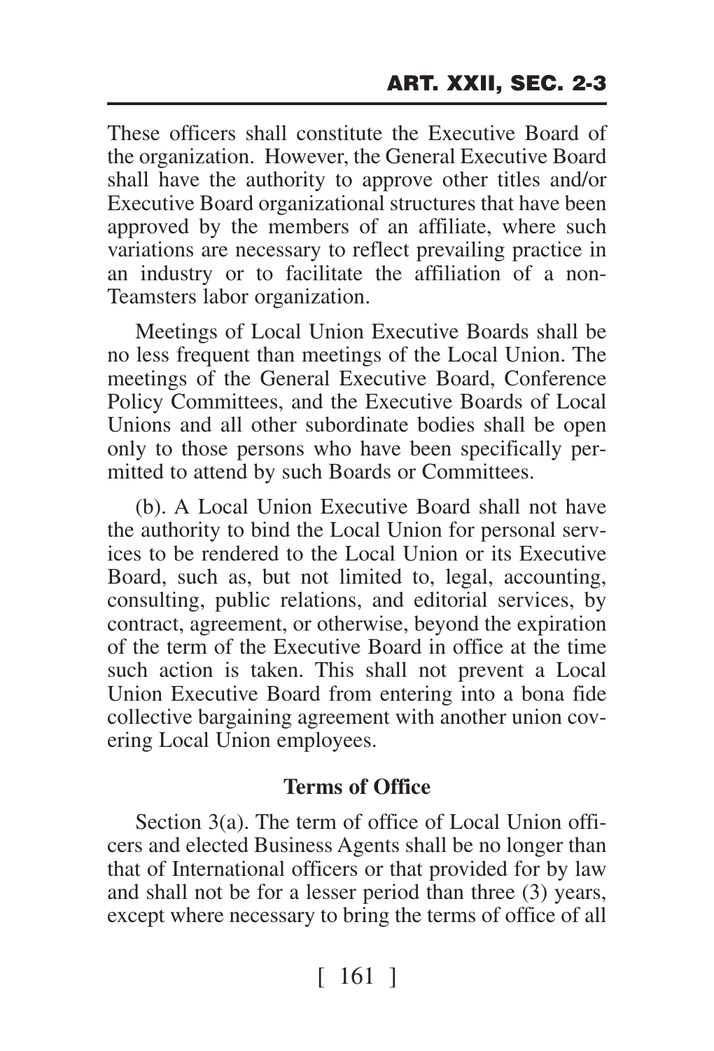These officers shall constitute the Executive Board of the organization. However, the General Executive Board shall have the authority to approve other titles and/or Executive Board organizational structures that have been approved by the members of an affiliate, where such variations are necessary to reflect prevailing practice in an industry or to facilitate the affiliation of a non-Teamsters labor organization.

Meetings of Local Union Executive Boards shall be no less frequent than meetings of the Local Union. The meetings of the General Executive Board, Conference Policy Committees, and the Executive Boards of Local Unions and all other subordinate bodies shall be open only to those persons who have been specifically permitted to attend by such Boards or Committees.

(b). A Local Union Executive Board shall not have the authority to bind the Local Union for personal services to be rendered to the Local Union or its Executive Board, such as, but not limited to, legal, accounting, consulting, public relations, and editorial services, by contract, agreement, or otherwise, beyond the expiration of the term of the Executive Board in office at the time such action is taken. This shall not prevent a Local Union Executive Board from entering into a bona fide collective bargaining agreement with another union covering Local Union employees.

### Terms of Office

Section 3(a). The term of office of Local Union officers and elected Business Agents shall be no longer than that of International officers or that provided for by law and shall not be for a lesser period than three (3) years, except where necessary to bring the terms of office of all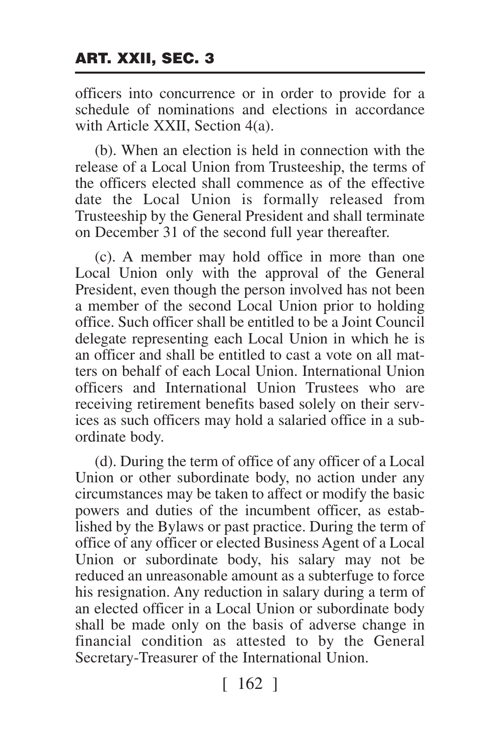officers into concurrence or in order to provide for a schedule of nominations and elections in accordance with Article XXII, Section 4(a).

(b). When an election is held in connection with the release of a Local Union from Trusteeship, the terms of the officers elected shall commence as of the effective date the Local Union is formally released from Trusteeship by the General President and shall terminate on December 31 of the second full year thereafter.

(c). A member may hold office in more than one Local Union only with the approval of the General President, even though the person involved has not been a member of the second Local Union prior to holding office. Such officer shall be entitled to be a Joint Council delegate representing each Local Union in which he is an officer and shall be entitled to cast a vote on all matters on behalf of each Local Union. International Union officers and International Union Trustees who are receiving retirement benefits based solely on their services as such officers may hold a salaried office in a subordinate body.

(d). During the term of office of any officer of a Local Union or other subordinate body, no action under any circumstances may be taken to affect or modify the basic powers and duties of the incumbent officer, as established by the Bylaws or past practice. During the term of office of any officer or elected Business Agent of a Local Union or subordinate body, his salary may not be reduced an unreasonable amount as a subterfuge to force his resignation. Any reduction in salary during a term of an elected officer in a Local Union or subordinate body shall be made only on the basis of adverse change in financial condition as attested to by the General Secretary-Treasurer of the International Union.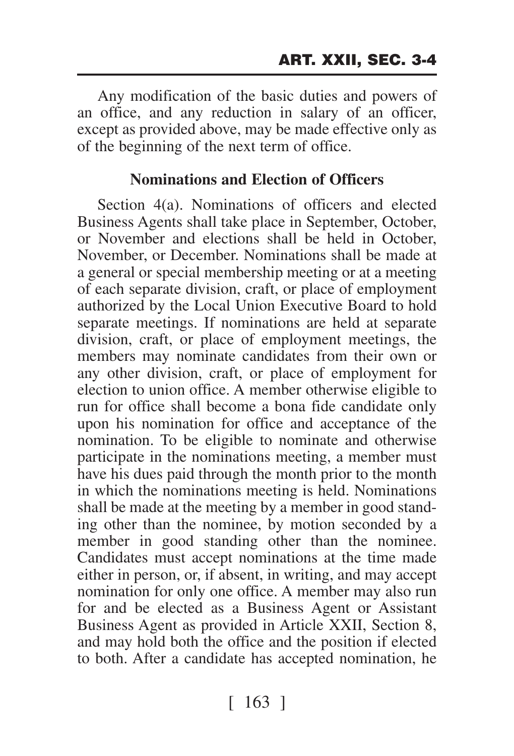Any modification of the basic duties and powers of an office, and any reduction in salary of an officer, except as provided above, may be made effective only as of the beginning of the next term of office.

### Nominations and Election of Officers

Section 4(a). Nominations of officers and elected Business Agents shall take place in September, October, or November and elections shall be held in October, November, or December. Nominations shall be made at a general or special membership meeting or at a meeting of each separate division, craft, or place of employment authorized by the Local Union Executive Board to hold separate meetings. If nominations are held at separate division, craft, or place of employment meetings, the members may nominate candidates from their own or any other division, craft, or place of employment for election to union office. A member otherwise eligible to run for office shall become a bona fide candidate only upon his nomination for office and acceptance of the nomination. To be eligible to nominate and otherwise participate in the nominations meeting, a member must have his dues paid through the month prior to the month in which the nominations meeting is held. Nominations shall be made at the meeting by a member in good standing other than the nominee, by motion seconded by a member in good standing other than the nominee. Candidates must accept nominations at the time made either in person, or, if absent, in writing, and may accept nomination for only one office. A member may also run for and be elected as a Business Agent or Assistant Business Agent as provided in Article XXII, Section 8, and may hold both the office and the position if elected to both. After a candidate has accepted nomination, he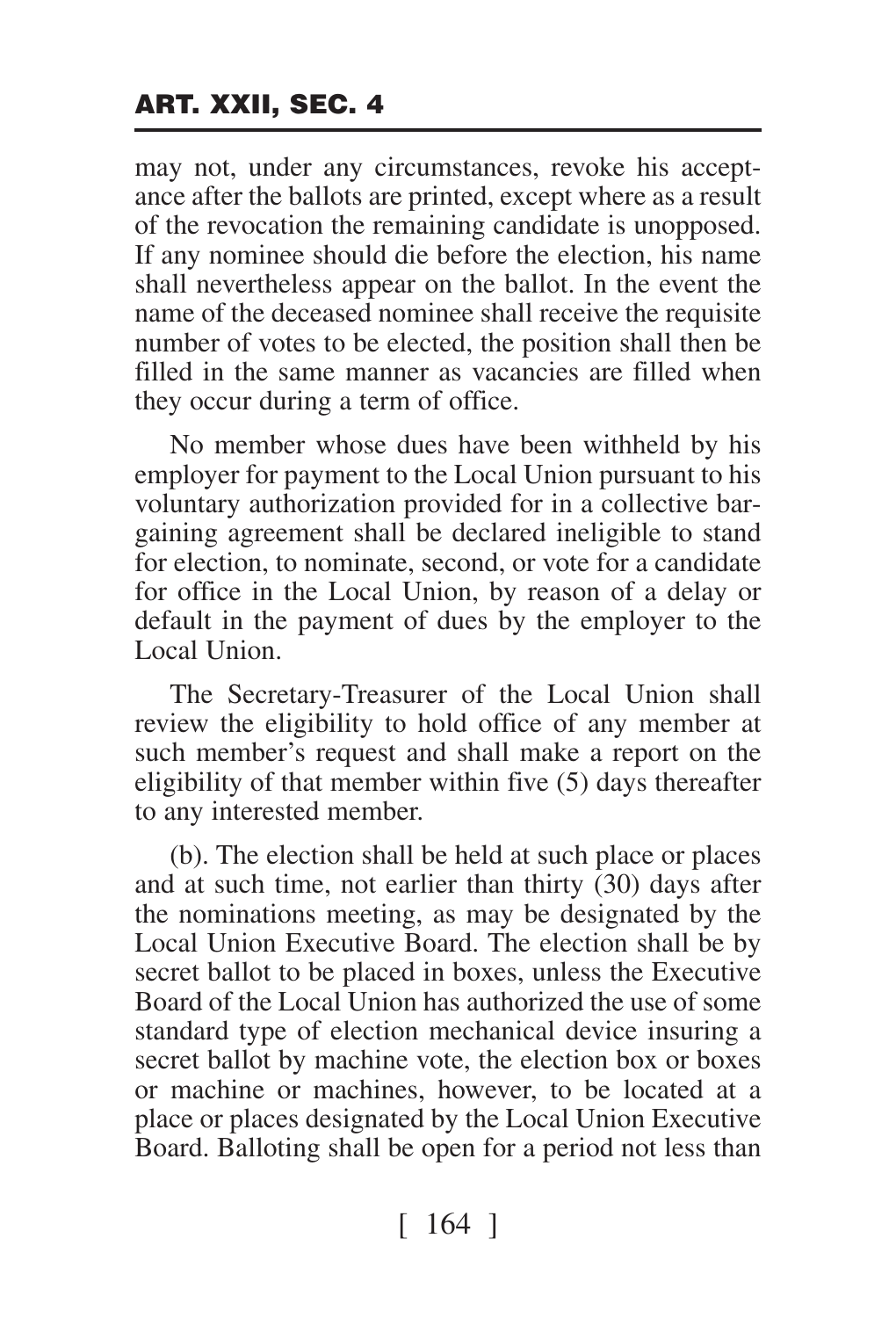may not, under any circumstances, revoke his acceptance after the ballots are printed, except where as a result of the revocation the remaining candidate is unopposed. If any nominee should die before the election, his name shall nevertheless appear on the ballot. In the event the name of the deceased nominee shall receive the requisite number of votes to be elected, the position shall then be filled in the same manner as vacancies are filled when they occur during a term of office.

No member whose dues have been withheld by his employer for payment to the Local Union pursuant to his voluntary authorization provided for in a collective bargaining agreement shall be declared ineligible to stand for election, to nominate, second, or vote for a candidate for office in the Local Union, by reason of a delay or default in the payment of dues by the employer to the Local Union.

The Secretary-Treasurer of the Local Union shall review the eligibility to hold office of any member at such member's request and shall make a report on the eligibility of that member within five (5) days thereafter to any interested member.

(b). The election shall be held at such place or places and at such time, not earlier than thirty (30) days after the nominations meeting, as may be designated by the Local Union Executive Board. The election shall be by secret ballot to be placed in boxes, unless the Executive Board of the Local Union has authorized the use of some standard type of election mechanical device insuring a secret ballot by machine vote, the election box or boxes or machine or machines, however, to be located at a place or places designated by the Local Union Executive Board. Balloting shall be open for a period not less than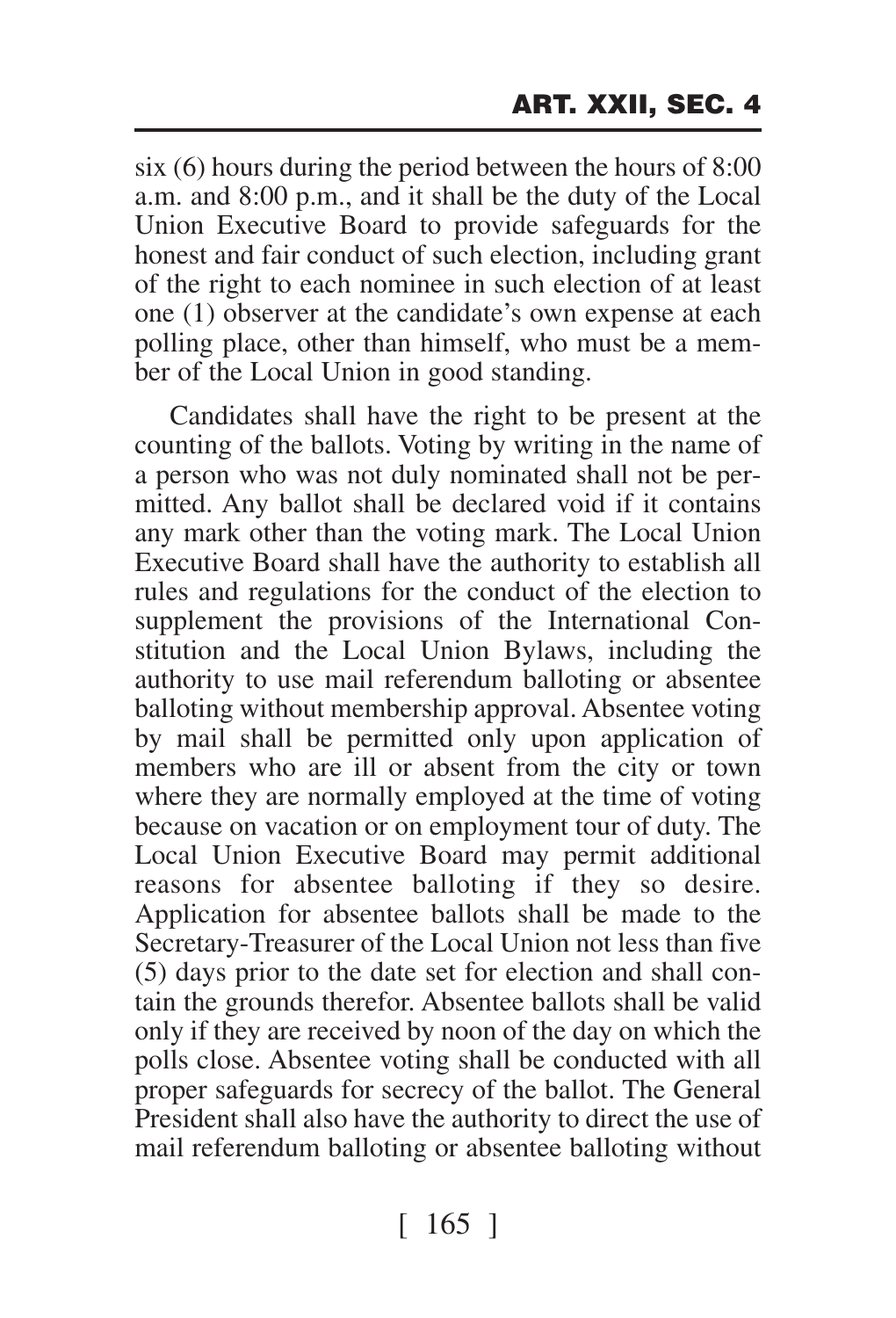six (6) hours during the period between the hours of 8:00 a.m. and 8:00 p.m., and it shall be the duty of the Local Union Executive Board to provide safeguards for the honest and fair conduct of such election, including grant of the right to each nominee in such election of at least one (1) observer at the candidate's own expense at each polling place, other than himself, who must be a member of the Local Union in good standing.

Candidates shall have the right to be present at the counting of the ballots. Voting by writing in the name of a person who was not duly nominated shall not be permitted. Any ballot shall be declared void if it contains any mark other than the voting mark. The Local Union Executive Board shall have the authority to establish all rules and regulations for the conduct of the election to supplement the provisions of the International Constitution and the Local Union Bylaws, including the authority to use mail referendum balloting or absentee balloting without membership approval. Absentee voting by mail shall be permitted only upon application of members who are ill or absent from the city or town where they are normally employed at the time of voting because on vacation or on employment tour of duty. The Local Union Executive Board may permit additional reasons for absentee balloting if they so desire. Application for absentee ballots shall be made to the Secretary-Treasurer of the Local Union not less than five (5) days prior to the date set for election and shall contain the grounds therefor. Absentee ballots shall be valid only if they are received by noon of the day on which the polls close. Absentee voting shall be conducted with all proper safeguards for secrecy of the ballot. The General President shall also have the authority to direct the use of mail referendum balloting or absentee balloting without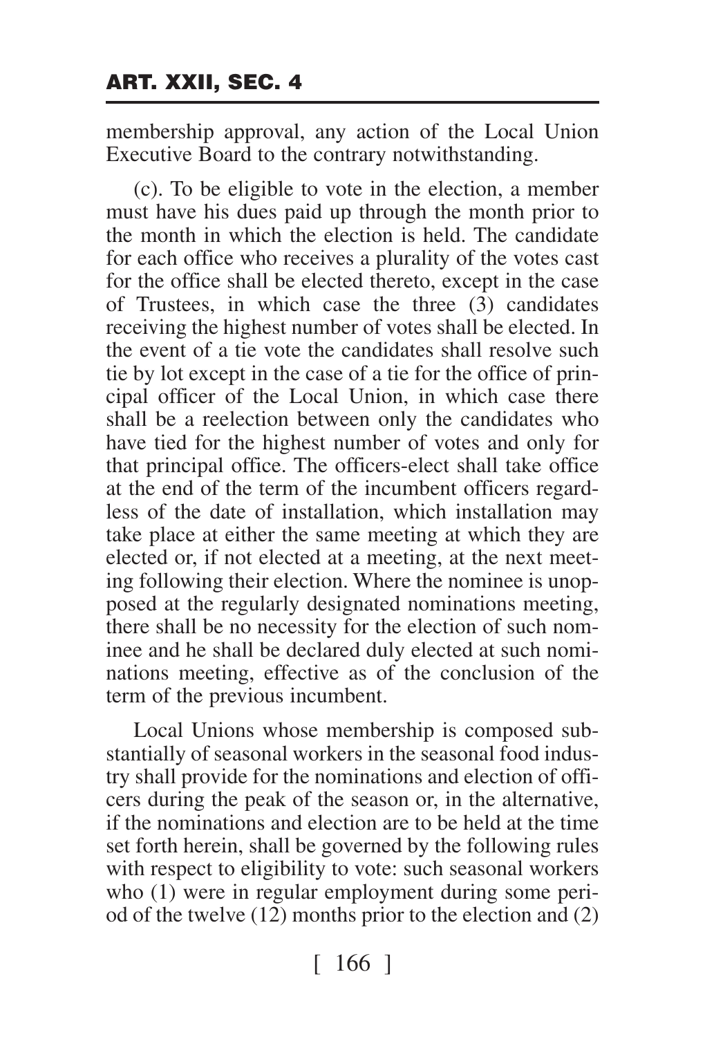membership approval, any action of the Local Union Executive Board to the contrary notwithstanding.

(c). To be eligible to vote in the election, a member must have his dues paid up through the month prior to the month in which the election is held. The candidate for each office who receives a plurality of the votes cast for the office shall be elected thereto, except in the case of Trustees, in which case the three (3) candidates receiving the highest number of votes shall be elected. In the event of a tie vote the candidates shall resolve such tie by lot except in the case of a tie for the office of principal officer of the Local Union, in which case there shall be a reelection between only the candidates who have tied for the highest number of votes and only for that principal office. The officers-elect shall take office at the end of the term of the incumbent officers regardless of the date of installation, which installation may take place at either the same meeting at which they are elected or, if not elected at a meeting, at the next meeting following their election. Where the nominee is unopposed at the regularly designated nominations meeting, there shall be no necessity for the election of such nominee and he shall be declared duly elected at such nominations meeting, effective as of the conclusion of the term of the previous incumbent.

Local Unions whose membership is composed substantially of seasonal workers in the seasonal food industry shall provide for the nominations and election of officers during the peak of the season or, in the alternative, if the nominations and election are to be held at the time set forth herein, shall be governed by the following rules with respect to eligibility to vote: such seasonal workers who (1) were in regular employment during some period of the twelve (12) months prior to the election and (2)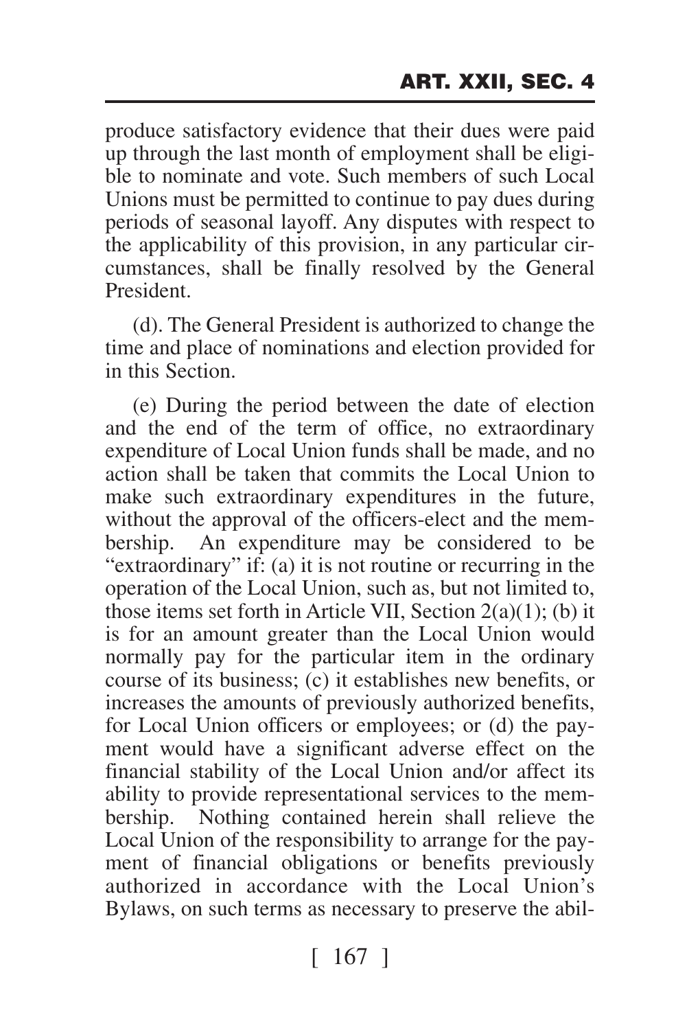produce satisfactory evidence that their dues were paid up through the last month of employment shall be eligible to nominate and vote. Such members of such Local Unions must be permitted to continue to pay dues during periods of seasonal layoff. Any disputes with respect to the applicability of this provision, in any particular circumstances, shall be finally resolved by the General President.

(d). The General President is authorized to change the time and place of nominations and election provided for in this Section.

(e) During the period between the date of election and the end of the term of office, no extraordinary expenditure of Local Union funds shall be made, and no action shall be taken that commits the Local Union to make such extraordinary expenditures in the future, without the approval of the officers-elect and the membership. An expenditure may be considered to be "extraordinary" if: (a) it is not routine or recurring in the operation of the Local Union, such as, but not limited to, those items set forth in Article VII, Section 2(a)(1); (b) it is for an amount greater than the Local Union would normally pay for the particular item in the ordinary course of its business; (c) it establishes new benefits, or increases the amounts of previously authorized benefits, for Local Union officers or employees; or (d) the payment would have a significant adverse effect on the financial stability of the Local Union and/or affect its ability to provide representational services to the membership. Nothing contained herein shall relieve the Local Union of the responsibility to arrange for the payment of financial obligations or benefits previously authorized in accordance with the Local Union's Bylaws, on such terms as necessary to preserve the abil-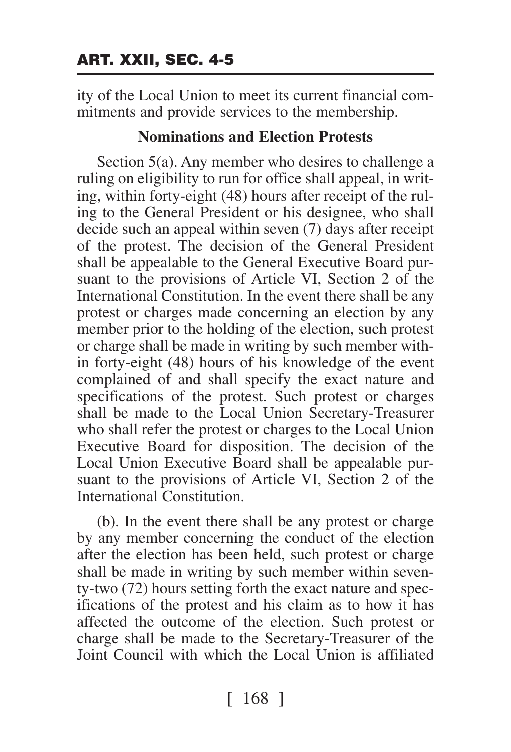ity of the Local Union to meet its current financial commitments and provide services to the membership.

**Nominations and Election Protests**

Section 5(a). Any member who desires to challenge a ruling on eligibility to run for office shall appeal, in writing, within forty-eight (48) hours after receipt of the ruling to the General President or his designee, who shall decide such an appeal within seven (7) days after receipt of the protest. The decision of the General President shall be appealable to the General Executive Board pursuant to the provisions of Article VI, Section 2 of the International Constitution. In the event there shall be any protest or charges made concerning an election by any member prior to the holding of the election, such protest or charge shall be made in writing by such member within forty-eight (48) hours of his knowledge of the event complained of and shall specify the exact nature and specifications of the protest. Such protest or charges shall be made to the Local Union Secretary-Treasurer who shall refer the protest or charges to the Local Union Executive Board for disposition. The decision of the Local Union Executive Board shall be appealable pursuant to the provisions of Article VI, Section 2 of the International Constitution.

(b). In the event there shall be any protest or charge by any member concerning the conduct of the election after the election has been held, such protest or charge shall be made in writing by such member within seventy-two (72) hours setting forth the exact nature and specifications of the protest and his claim as to how it has affected the outcome of the election. Such protest or charge shall be made to the Secretary-Treasurer of the Joint Council with which the Local Union is affiliated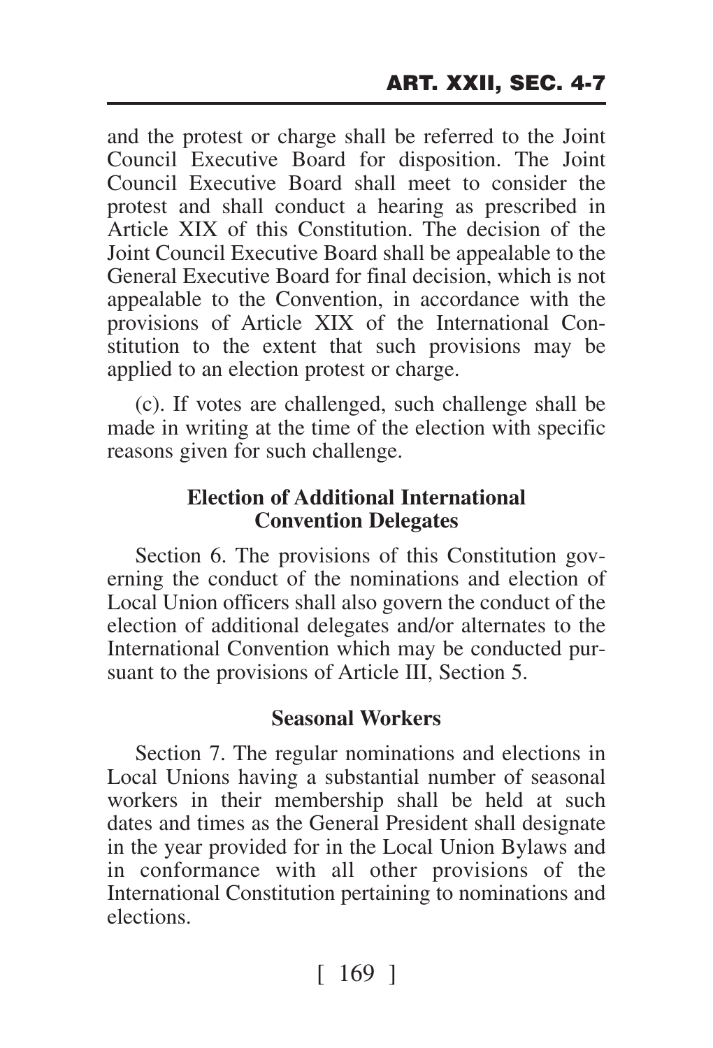and the protest or charge shall be referred to the Joint Council Executive Board for disposition. The Joint Council Executive Board shall meet to consider the protest and shall conduct a hearing as prescribed in Article XIX of this Constitution. The decision of the Joint Council Executive Board shall be appealable to the General Executive Board for final decision, which is not appealable to the Convention, in accordance with the provisions of Article XIX of the International Constitution to the extent that such provisions may be applied to an election protest or charge.

(c). If votes are challenged, such challenge shall be made in writing at the time of the election with specific reasons given for such challenge.

### Election of Additional International Convention Delegates

Section 6. The provisions of this Constitution governing the conduct of the nominations and election of Local Union officers shall also govern the conduct of the election of additional delegates and/or alternates to the International Convention which may be conducted pursuant to the provisions of Article III, Section 5.

### Seasonal Workers

Section 7. The regular nominations and elections in Local Unions having a substantial number of seasonal workers in their membership shall be held at such dates and times as the General President shall designate in the year provided for in the Local Union Bylaws and in conformance with all other provisions of the International Constitution pertaining to nominations and elections.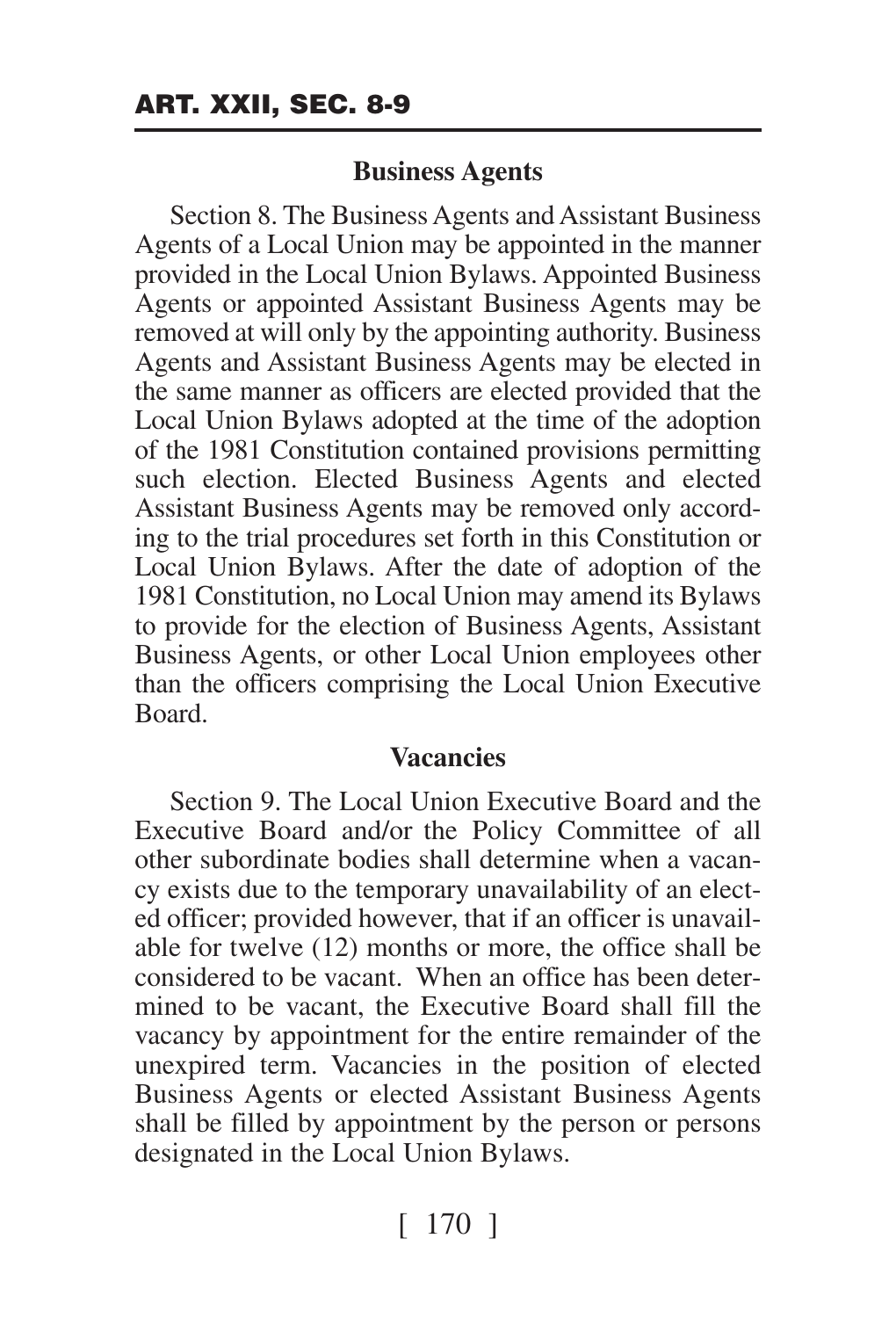### Business Agents

Section 8. The Business Agents and Assistant Business Agents of a Local Union may be appointed in the manner provided in the Local Union Bylaws. Appointed Business Agents or appointed Assistant Business Agents may be removed at will only by the appointing authority. Business Agents and Assistant Business Agents may be elected in the same manner as officers are elected provided that the Local Union Bylaws adopted at the time of the adoption of the 1981 Constitution contained provisions permitting such election. Elected Business Agents and elected Assistant Business Agents may be removed only according to the trial procedures set forth in this Constitution or Local Union Bylaws. After the date of adoption of the 1981 Constitution, no Local Union may amend its Bylaws to provide for the election of Business Agents, Assistant Business Agents, or other Local Union employees other than the officers comprising the Local Union Executive Board.

### Vacancies

Section 9. The Local Union Executive Board and the Executive Board and/or the Policy Committee of all other subordinate bodies shall determine when a vacancy exists due to the temporary unavailability of an elected officer; provided however, that if an officer is unavailable for twelve (12) months or more, the office shall be considered to be vacant. When an office has been determined to be vacant, the Executive Board shall fill the vacancy by appointment for the entire remainder of the unexpired term. Vacancies in the position of elected Business Agents or elected Assistant Business Agents shall be filled by appointment by the person or persons designated in the Local Union Bylaws.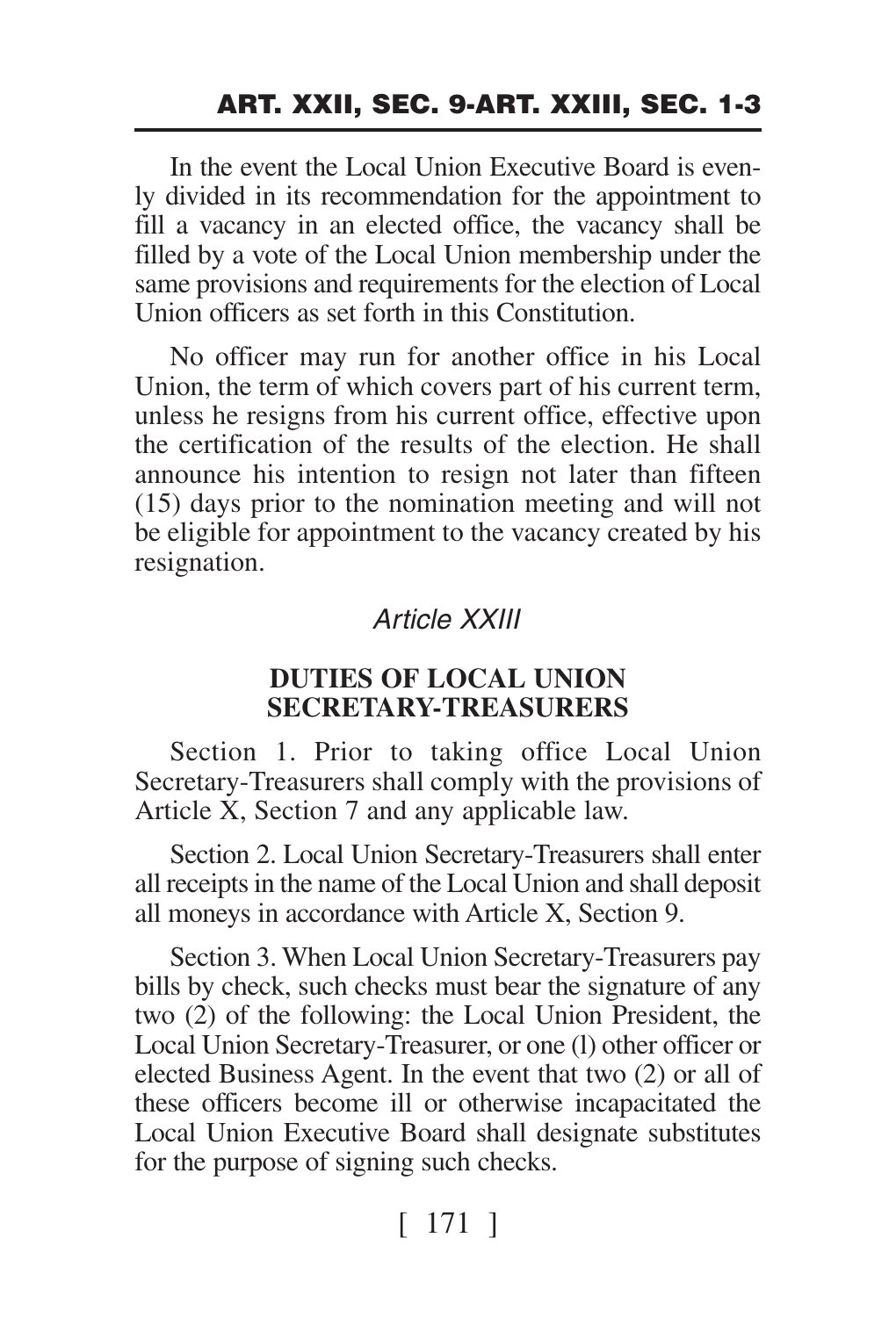In the event the Local Union Executive Board is evenly divided in its recommendation for the appointment to fill a vacancy in an elected office, the vacancy shall be filled by a vote of the Local Union membership under the same provisions and requirements for the election of Local Union officers as set forth in this Constitution.

No officer may run for another office in his Local Union, the term of which covers part of his current term, unless he resigns from his current office, effective upon the certification of the results of the election. He shall announce his intention to resign not later than fifteen (15) days prior to the nomination meeting and will not be eligible for appointment to the vacancy created by his resignation.

## *Article XXIII*

### DUTIES OF LOCAL UNION SECRETARY-TREASURERS

Section 1. Prior to taking office Local Union Secretary-Treasurers shall comply with the provisions of Article X, Section 7 and any applicable law.

Section 2. Local Union Secretary-Treasurers shall enter all receipts in the name of the Local Union and shall deposit all moneys in accordance with Article X, Section 9.

Section 3. When Local Union Secretary-Treasurers pay bills by check, such checks must bear the signature of any two (2) of the following: the Local Union President, the Local Union Secretary-Treasurer, or one (l) other officer or elected Business Agent. In the event that two (2) or all of these officers become ill or otherwise incapacitated the Local Union Executive Board shall designate substitutes for the purpose of signing such checks.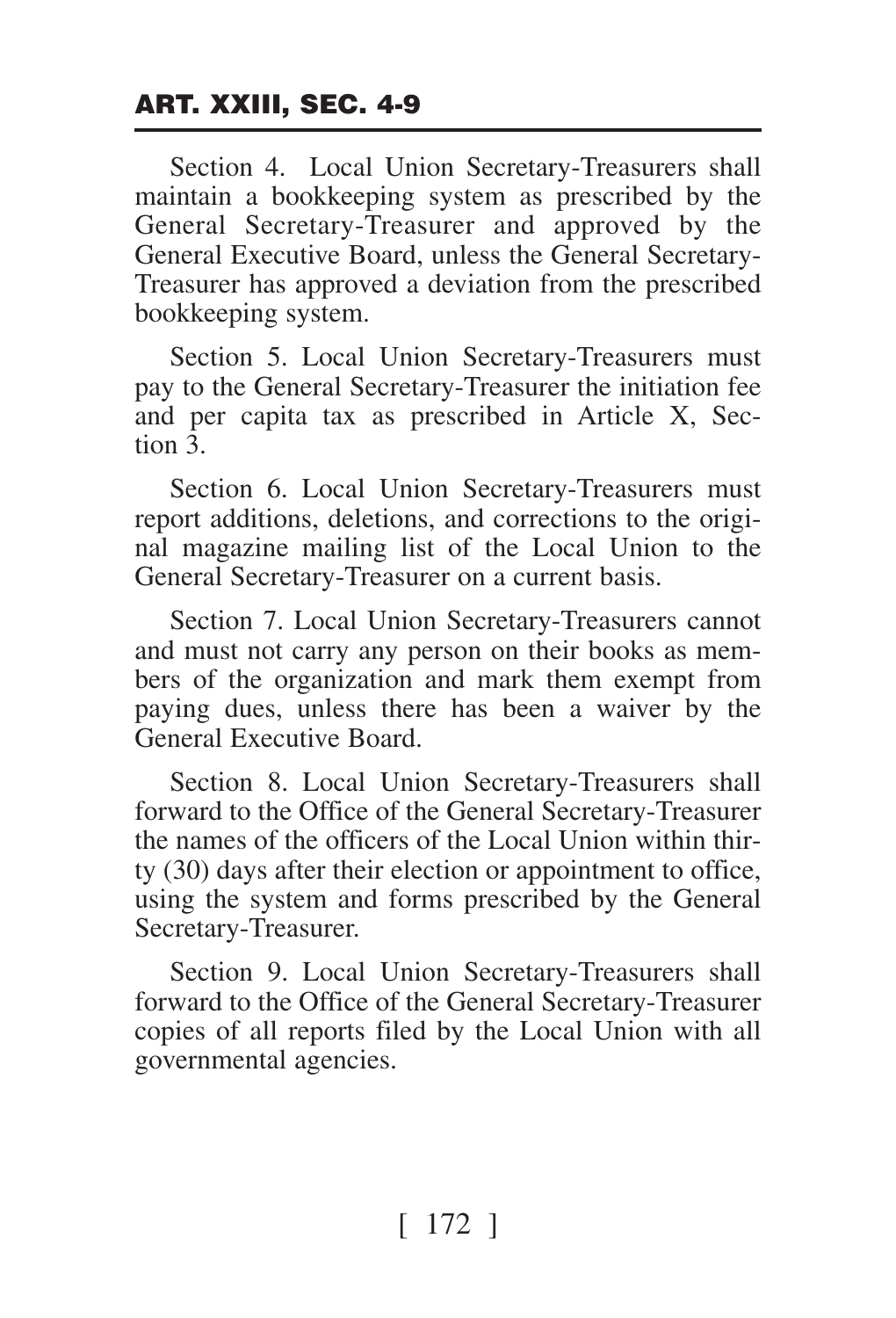Section 4. Local Union Secretary-Treasurers shall maintain a bookkeeping system as prescribed by the General Secretary-Treasurer and approved by the General Executive Board, unless the General Secretary-Treasurer has approved a deviation from the prescribed bookkeeping system.

Section 5. Local Union Secretary-Treasurers must pay to the General Secretary-Treasurer the initiation fee and per capita tax as prescribed in Article X, Section 3.

Section 6. Local Union Secretary-Treasurers must report additions, deletions, and corrections to the original magazine mailing list of the Local Union to the General Secretary-Treasurer on a current basis.

Section 7. Local Union Secretary-Treasurers cannot and must not carry any person on their books as members of the organization and mark them exempt from paying dues, unless there has been a waiver by the General Executive Board.

Section 8. Local Union Secretary-Treasurers shall forward to the Office of the General Secretary-Treasurer the names of the officers of the Local Union within thirty (30) days after their election or appointment to office, using the system and forms prescribed by the General Secretary-Treasurer.

Section 9. Local Union Secretary-Treasurers shall forward to the Office of the General Secretary-Treasurer copies of all reports filed by the Local Union with all governmental agencies.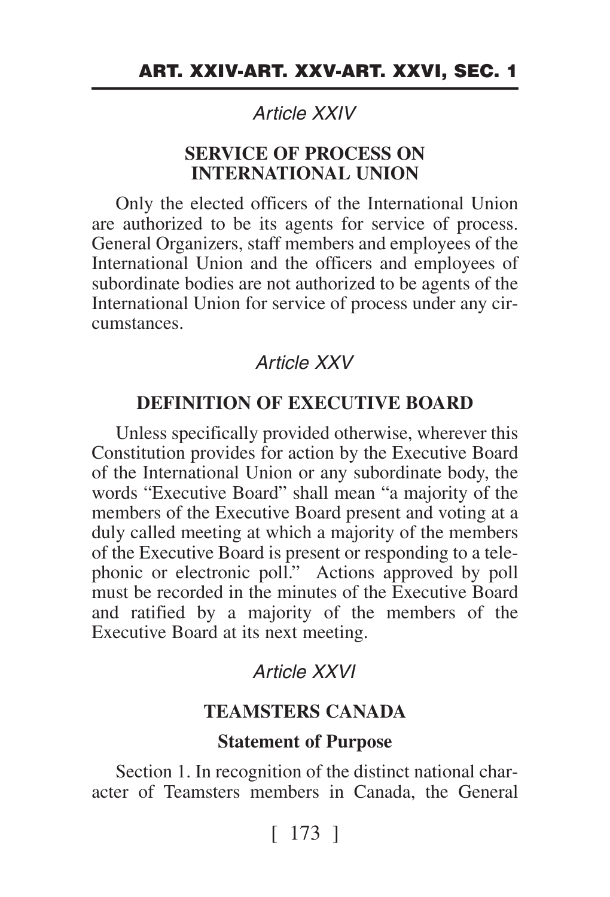*Article XXIV*

## SERVICE OF PROCESS ON INTERNATIONAL UNION

Only the elected officers of the International Union are authorized to be its agents for service of process. General Organizers, staff members and employees of the International Union and the officers and employees of subordinate bodies are not authorized to be agents of the International Union for service of process under any circumstances.

*Article XXV*

## DEFINITION OF EXECUTIVE BOARD

Unless specifically provided otherwise, wherever this Constitution provides for action by the Executive Board of the International Union or any subordinate body, the words "Executive Board" shall mean "a majority of the members of the Executive Board present and voting at a duly called meeting at which a majority of the members of the Executive Board is present or responding to a telephonic or electronic poll." Actions approved by poll must be recorded in the minutes of the Executive Board and ratified by a majority of the members of the Executive Board at its next meeting.

*Article XXVI*

## TEAMSTERS CANADA

### Statement of Purpose

Section 1. In recognition of the distinct national character of Teamsters members in Canada, the General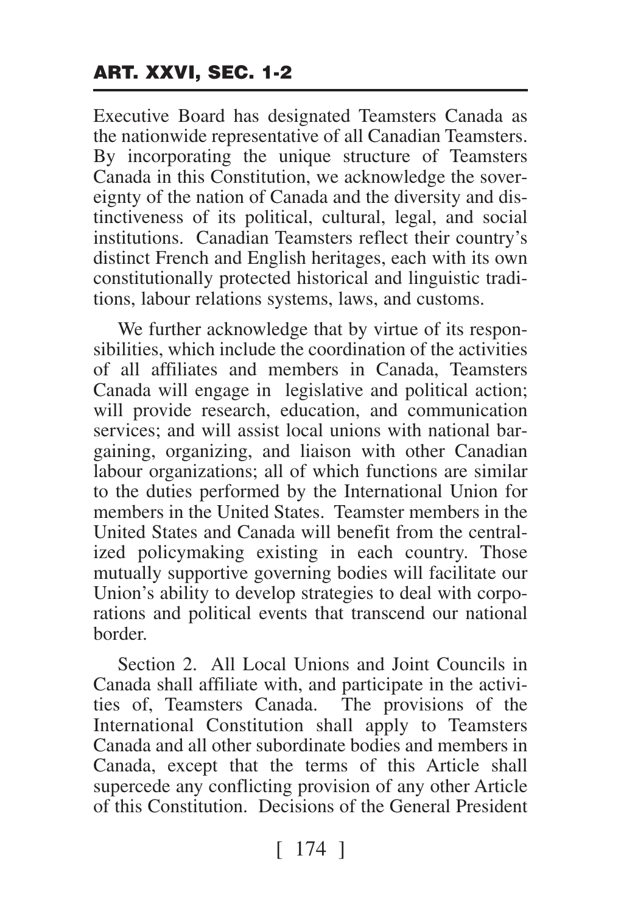Executive Board has designated Teamsters Canada as the nationwide representative of all Canadian Teamsters. By incorporating the unique structure of Teamsters Canada in this Constitution, we acknowledge the sovereignty of the nation of Canada and the diversity and distinctiveness of its political, cultural, legal, and social institutions. Canadian Teamsters reflect their country's distinct French and English heritages, each with its own constitutionally protected historical and linguistic traditions, labour relations systems, laws, and customs.

We further acknowledge that by virtue of its responsibilities, which include the coordination of the activities of all affiliates and members in Canada, Teamsters Canada will engage in legislative and political action; will provide research, education, and communication services; and will assist local unions with national bargaining, organizing, and liaison with other Canadian labour organizations; all of which functions are similar to the duties performed by the International Union for members in the United States. Teamster members in the United States and Canada will benefit from the centralized policymaking existing in each country. Those mutually supportive governing bodies will facilitate our Union's ability to develop strategies to deal with corporations and political events that transcend our national border.

Section 2. All Local Unions and Joint Councils in Canada shall affiliate with, and participate in the activities of, Teamsters Canada. The provisions of the International Constitution shall apply to Teamsters Canada and all other subordinate bodies and members in Canada, except that the terms of this Article shall supercede any conflicting provision of any other Article of this Constitution. Decisions of the General President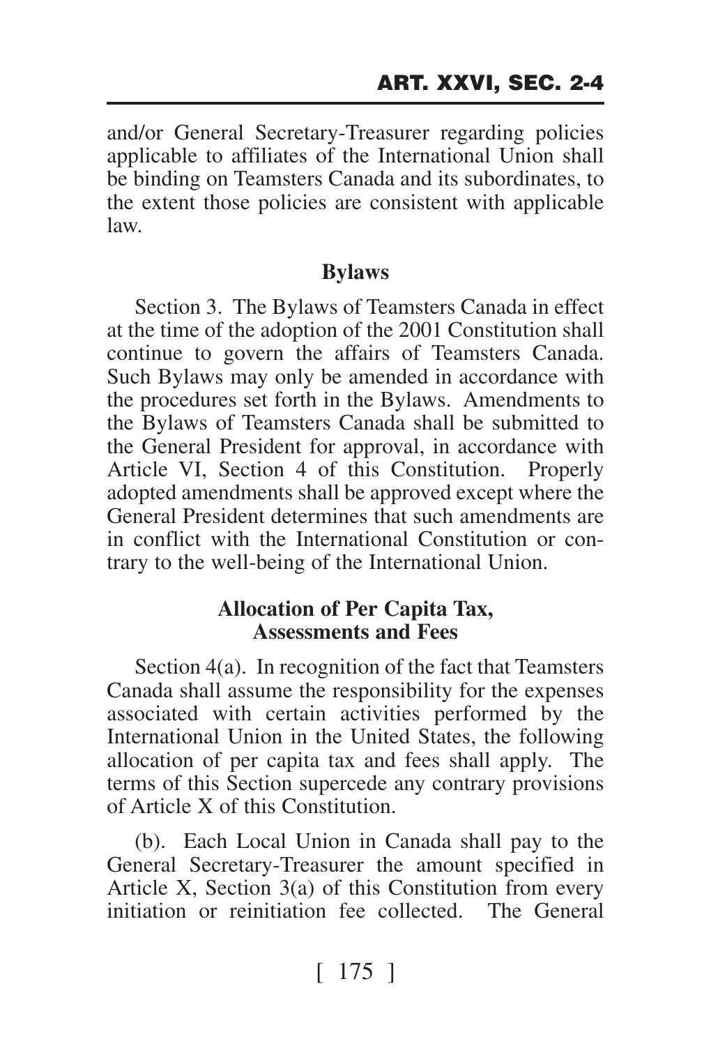and/or General Secretary-Treasurer regarding policies applicable to affiliates of the International Union shall be binding on Teamsters Canada and its subordinates, to the extent those policies are consistent with applicable law.

### Bylaws

Section 3. The Bylaws of Teamsters Canada in effect at the time of the adoption of the 2001 Constitution shall continue to govern the affairs of Teamsters Canada. Such Bylaws may only be amended in accordance with the procedures set forth in the Bylaws. Amendments to the Bylaws of Teamsters Canada shall be submitted to the General President for approval, in accordance with Article VI, Section 4 of this Constitution. Properly adopted amendments shall be approved except where the General President determines that such amendments are in conflict with the International Constitution or contrary to the well-being of the International Union.

### Allocation of Per Capita Tax, Assessments and Fees

Section 4(a). In recognition of the fact that Teamsters Canada shall assume the responsibility for the expenses associated with certain activities performed by the International Union in the United States, the following allocation of per capita tax and fees shall apply. The terms of this Section supercede any contrary provisions of Article X of this Constitution.

(b). Each Local Union in Canada shall pay to the General Secretary-Treasurer the amount specified in Article X, Section 3(a) of this Constitution from every initiation or reinitiation fee collected. The General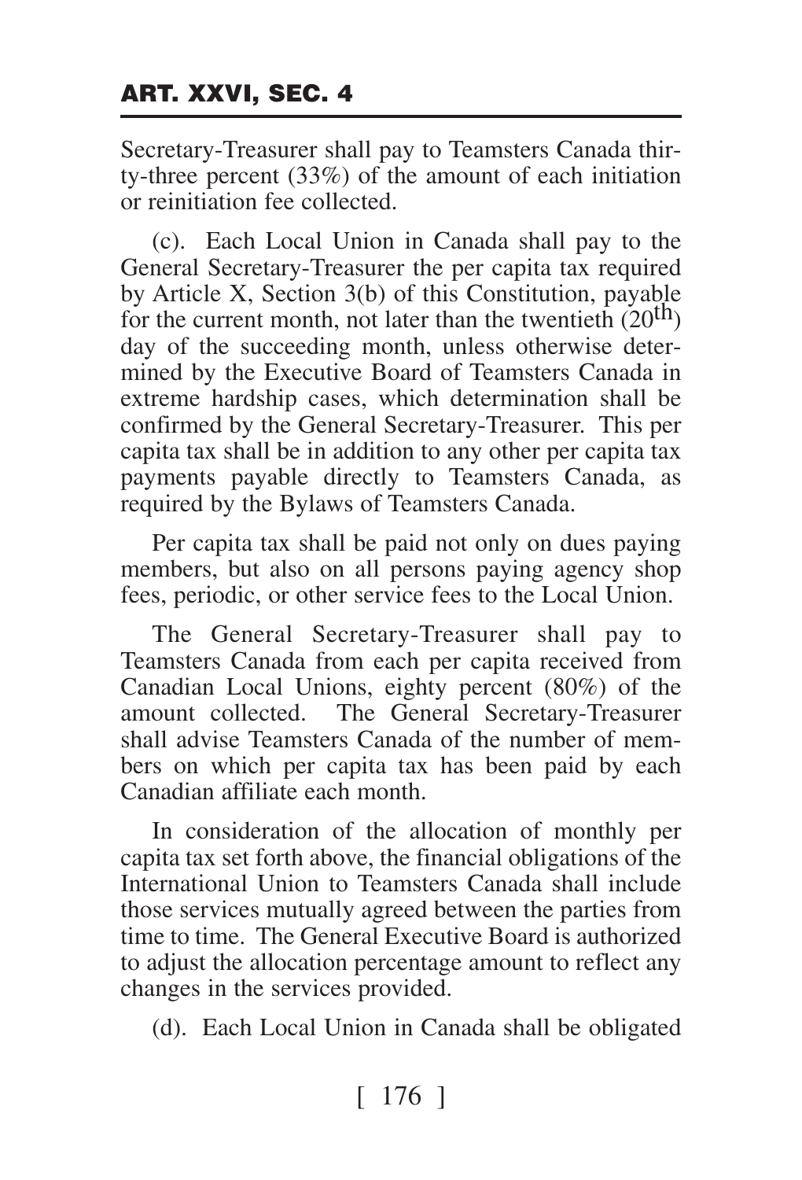Secretary-Treasurer shall pay to Teamsters Canada thirty-three percent (33%) of the amount of each initiation or reinitiation fee collected.

(c). Each Local Union in Canada shall pay to the General Secretary-Treasurer the per capita tax required by Article X, Section 3(b) of this Constitution, payable for the current month, not later than the twentieth (20th) day of the succeeding month, unless otherwise determined by the Executive Board of Teamsters Canada in extreme hardship cases, which determination shall be confirmed by the General Secretary-Treasurer. This per capita tax shall be in addition to any other per capita tax payments payable directly to Teamsters Canada, as required by the Bylaws of Teamsters Canada.

Per capita tax shall be paid not only on dues paying members, but also on all persons paying agency shop fees, periodic, or other service fees to the Local Union.

The General Secretary-Treasurer shall pay to Teamsters Canada from each per capita received from Canadian Local Unions, eighty percent (80%) of the amount collected. The General Secretary-Treasurer shall advise Teamsters Canada of the number of members on which per capita tax has been paid by each Canadian affiliate each month.

In consideration of the allocation of monthly per capita tax set forth above, the financial obligations of the International Union to Teamsters Canada shall include those services mutually agreed between the parties from time to time. The General Executive Board is authorized to adjust the allocation percentage amount to reflect any changes in the services provided.

(d). Each Local Union in Canada shall be obligated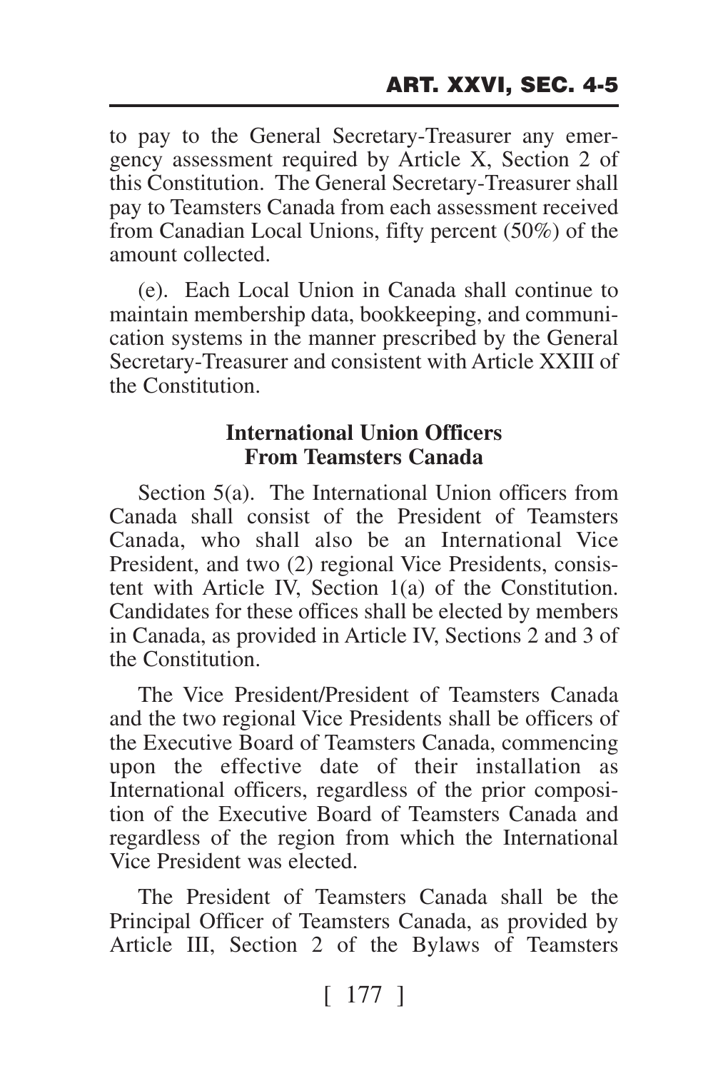to pay to the General Secretary-Treasurer any emergency assessment required by Article X, Section 2 of this Constitution. The General Secretary-Treasurer shall pay to Teamsters Canada from each assessment received from Canadian Local Unions, fifty percent (50%) of the amount collected.

(e). Each Local Union in Canada shall continue to maintain membership data, bookkeeping, and communication systems in the manner prescribed by the General Secretary-Treasurer and consistent with Article XXIII of the Constitution.

**International Union Officers From Teamsters Canada**

Section 5(a). The International Union officers from Canada shall consist of the President of Teamsters Canada, who shall also be an International Vice President, and two (2) regional Vice Presidents, consistent with Article IV, Section 1(a) of the Constitution. Candidates for these offices shall be elected by members in Canada, as provided in Article IV, Sections 2 and 3 of the Constitution.

The Vice President/President of Teamsters Canada and the two regional Vice Presidents shall be officers of the Executive Board of Teamsters Canada, commencing upon the effective date of their installation as International officers, regardless of the prior composition of the Executive Board of Teamsters Canada and regardless of the region from which the International Vice President was elected.

The President of Teamsters Canada shall be the Principal Officer of Teamsters Canada, as provided by Article III, Section 2 of the Bylaws of Teamsters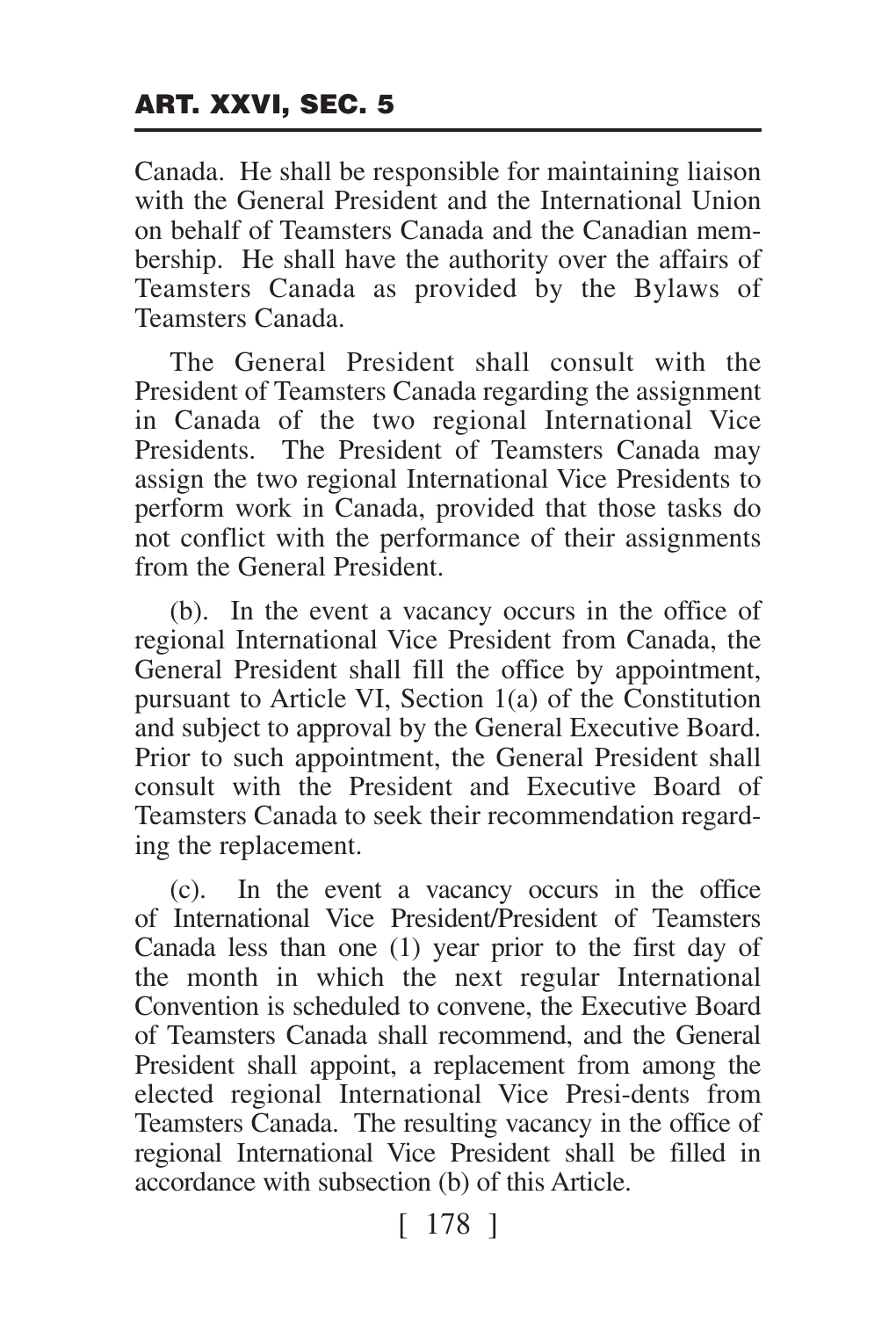Canada. He shall be responsible for maintaining liaison with the General President and the International Union on behalf of Teamsters Canada and the Canadian membership. He shall have the authority over the affairs of Teamsters Canada as provided by the Bylaws of Teamsters Canada.

The General President shall consult with the President of Teamsters Canada regarding the assignment in Canada of the two regional International Vice Presidents. The President of Teamsters Canada may assign the two regional International Vice Presidents to perform work in Canada, provided that those tasks do not conflict with the performance of their assignments from the General President.

(b). In the event a vacancy occurs in the office of regional International Vice President from Canada, the General President shall fill the office by appointment, pursuant to Article VI, Section 1(a) of the Constitution and subject to approval by the General Executive Board. Prior to such appointment, the General President shall consult with the President and Executive Board of Teamsters Canada to seek their recommendation regarding the replacement.

(c). In the event a vacancy occurs in the office of International Vice President/President of Teamsters Canada less than one (1) year prior to the first day of the month in which the next regular International Convention is scheduled to convene, the Executive Board of Teamsters Canada shall recommend, and the General President shall appoint, a replacement from among the elected regional International Vice Presidents from Teamsters Canada. The resulting vacancy in the office of regional International Vice President shall be filled in accordance with subsection (b) of this Article.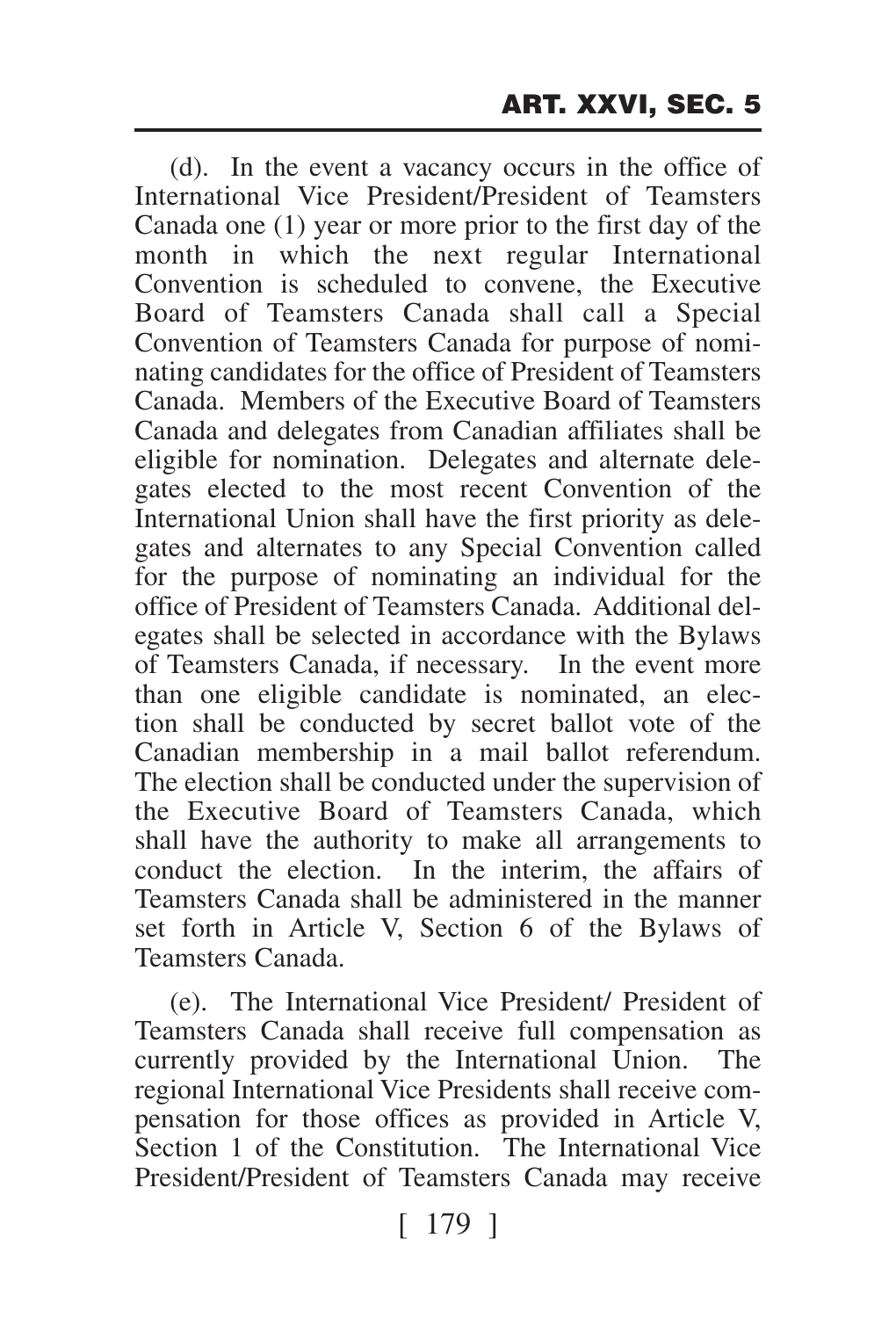(d). In the event a vacancy occurs in the office of International Vice President/President of Teamsters Canada one (1) year or more prior to the first day of the month in which the next regular International Convention is scheduled to convene, the Executive Board of Teamsters Canada shall call a Special Convention of Teamsters Canada for purpose of nominating candidates for the office of President of Teamsters Canada. Members of the Executive Board of Teamsters Canada and delegates from Canadian affiliates shall be eligible for nomination. Delegates and alternate delegates elected to the most recent Convention of the International Union shall have the first priority as delegates and alternates to any Special Convention called for the purpose of nominating an individual for the office of President of Teamsters Canada. Additional delegates shall be selected in accordance with the Bylaws of Teamsters Canada, if necessary. In the event more than one eligible candidate is nominated, an election shall be conducted by secret ballot vote of the Canadian membership in a mail ballot referendum. The election shall be conducted under the supervision of the Executive Board of Teamsters Canada, which shall have the authority to make all arrangements to conduct the election. In the interim, the affairs of Teamsters Canada shall be administered in the manner set forth in Article V, Section 6 of the Bylaws of Teamsters Canada.

(e). The International Vice President/ President of Teamsters Canada shall receive full compensation as currently provided by the International Union. The regional International Vice Presidents shall receive compensation for those offices as provided in Article V, Section 1 of the Constitution. The International Vice President/President of Teamsters Canada may receive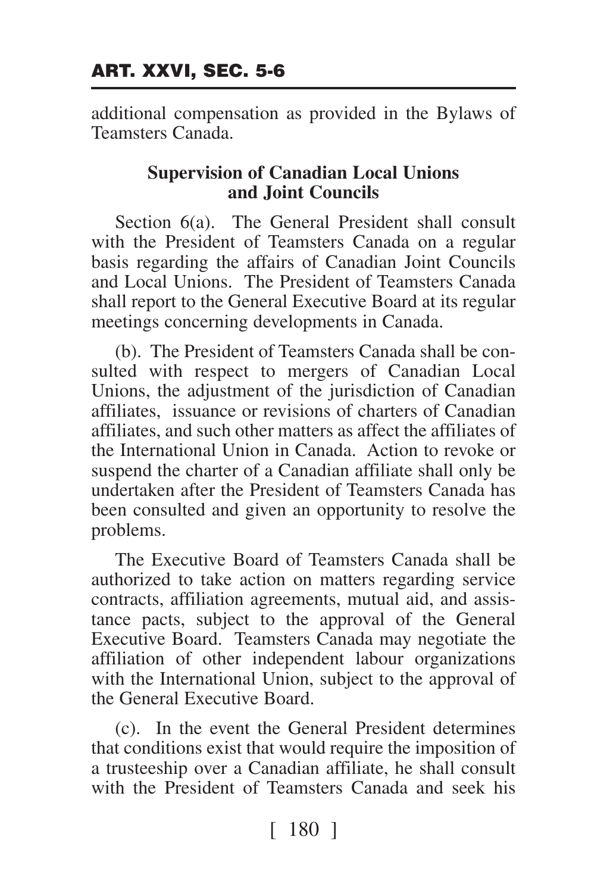additional compensation as provided in the Bylaws of Teamsters Canada.

### Supervision of Canadian Local Unions and Joint Councils

Section 6(a). The General President shall consult with the President of Teamsters Canada on a regular basis regarding the affairs of Canadian Joint Councils and Local Unions. The President of Teamsters Canada shall report to the General Executive Board at its regular meetings concerning developments in Canada.

(b). The President of Teamsters Canada shall be consulted with respect to mergers of Canadian Local Unions, the adjustment of the jurisdiction of Canadian affiliates, issuance or revisions of charters of Canadian affiliates, and such other matters as affect the affiliates of the International Union in Canada. Action to revoke or suspend the charter of a Canadian affiliate shall only be undertaken after the President of Teamsters Canada has been consulted and given an opportunity to resolve the problems.

The Executive Board of Teamsters Canada shall be authorized to take action on matters regarding service contracts, affiliation agreements, mutual aid, and assistance pacts, subject to the approval of the General Executive Board. Teamsters Canada may negotiate the affiliation of other independent labour organizations with the International Union, subject to the approval of the General Executive Board.

(c). In the event the General President determines that conditions exist that would require the imposition of a trusteeship over a Canadian affiliate, he shall consult with the President of Teamsters Canada and seek his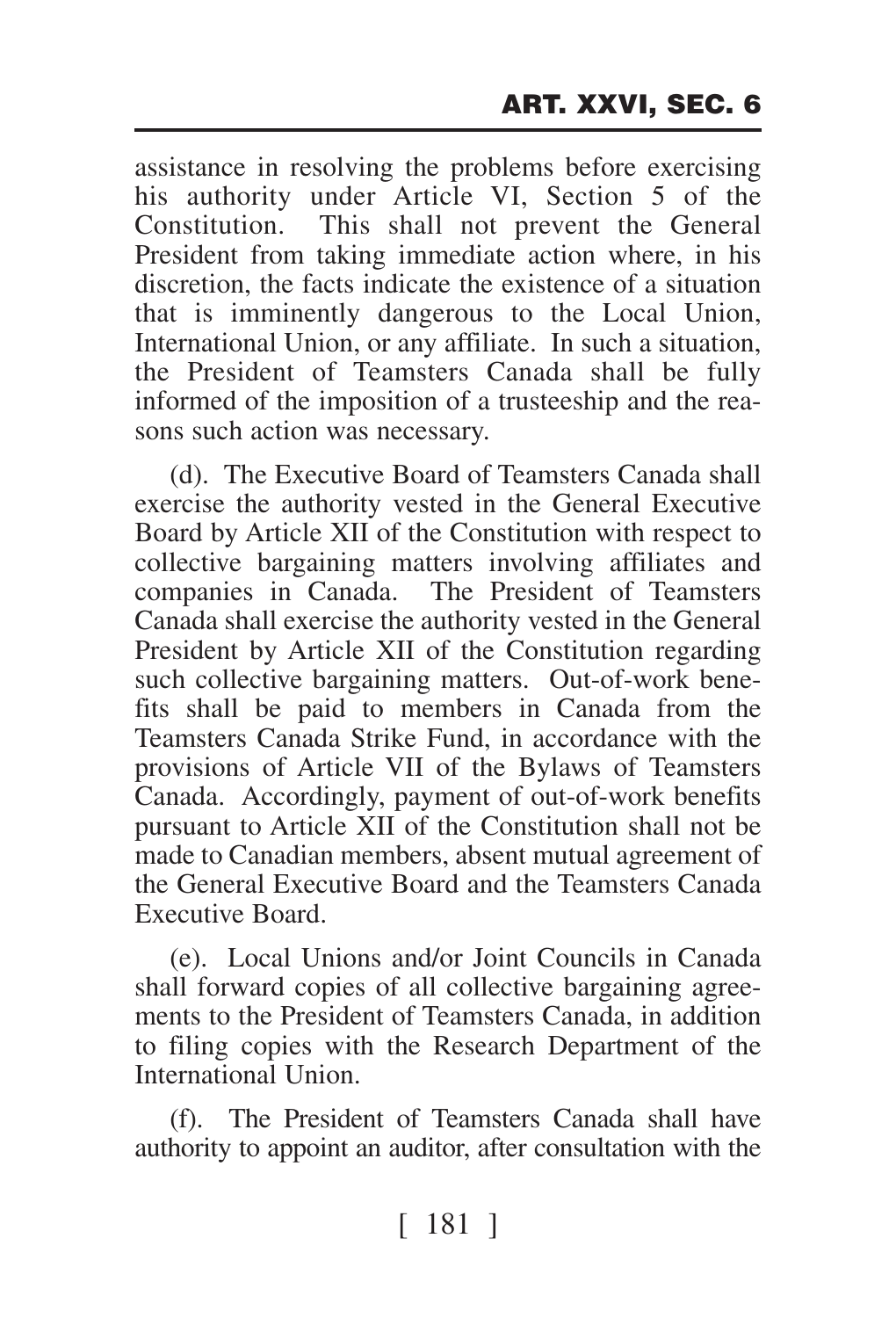assistance in resolving the problems before exercising his authority under Article VI, Section 5 of the Constitution. This shall not prevent the General President from taking immediate action where, in his discretion, the facts indicate the existence of a situation that is imminently dangerous to the Local Union, International Union, or any affiliate. In such a situation, the President of Teamsters Canada shall be fully informed of the imposition of a trusteeship and the reasons such action was necessary.

(d). The Executive Board of Teamsters Canada shall exercise the authority vested in the General Executive Board by Article XII of the Constitution with respect to collective bargaining matters involving affiliates and companies in Canada. The President of Teamsters Canada shall exercise the authority vested in the General President by Article XII of the Constitution regarding such collective bargaining matters. Out-of-work benefits shall be paid to members in Canada from the Teamsters Canada Strike Fund, in accordance with the provisions of Article VII of the Bylaws of Teamsters Canada. Accordingly, payment of out-of-work benefits pursuant to Article XII of the Constitution shall not be made to Canadian members, absent mutual agreement of the General Executive Board and the Teamsters Canada Executive Board.

(e). Local Unions and/or Joint Councils in Canada shall forward copies of all collective bargaining agreements to the President of Teamsters Canada, in addition to filing copies with the Research Department of the International Union.

(f). The President of Teamsters Canada shall have authority to appoint an auditor, after consultation with the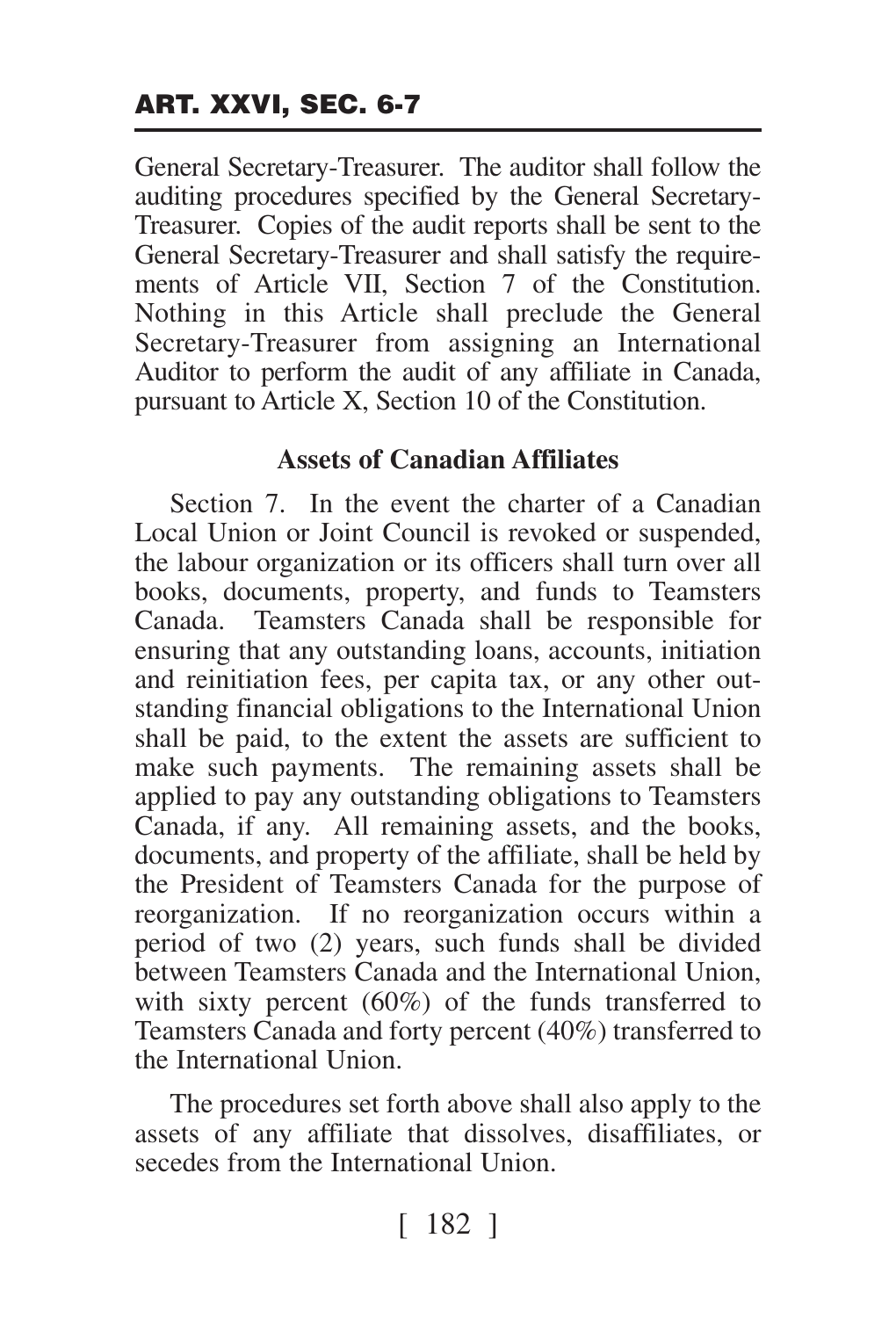General Secretary-Treasurer. The auditor shall follow the auditing procedures specified by the General Secretary-Treasurer. Copies of the audit reports shall be sent to the General Secretary-Treasurer and shall satisfy the requirements of Article VII, Section 7 of the Constitution. Nothing in this Article shall preclude the General Secretary-Treasurer from assigning an International Auditor to perform the audit of any affiliate in Canada, pursuant to Article X, Section 10 of the Constitution.

**Assets of Canadian Affiliates**

Section 7. In the event the charter of a Canadian Local Union or Joint Council is revoked or suspended, the labour organization or its officers shall turn over all books, documents, property, and funds to Teamsters Canada. Teamsters Canada shall be responsible for ensuring that any outstanding loans, accounts, initiation and reinitiation fees, per capita tax, or any other outstanding financial obligations to the International Union shall be paid, to the extent the assets are sufficient to make such payments. The remaining assets shall be applied to pay any outstanding obligations to Teamsters Canada, if any. All remaining assets, and the books, documents, and property of the affiliate, shall be held by the President of Teamsters Canada for the purpose of reorganization. If no reorganization occurs within a period of two (2) years, such funds shall be divided between Teamsters Canada and the International Union, with sixty percent (60%) of the funds transferred to Teamsters Canada and forty percent (40%) transferred to the International Union.

The procedures set forth above shall also apply to the assets of any affiliate that dissolves, disaffiliates, or secedes from the International Union.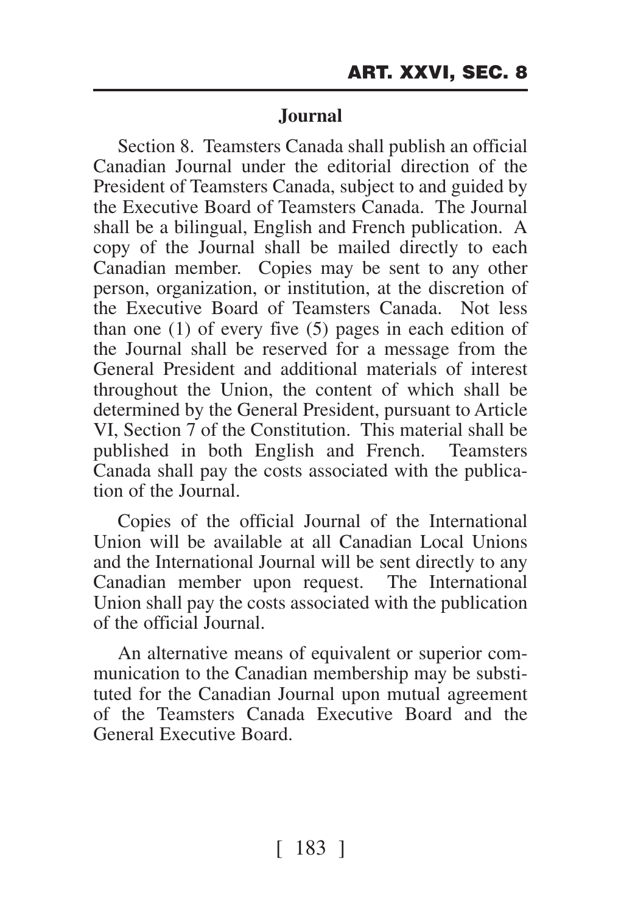### Journal

Section 8. Teamsters Canada shall publish an official Canadian Journal under the editorial direction of the President of Teamsters Canada, subject to and guided by the Executive Board of Teamsters Canada. The Journal shall be a bilingual, English and French publication. A copy of the Journal shall be mailed directly to each Canadian member. Copies may be sent to any other person, organization, or institution, at the discretion of the Executive Board of Teamsters Canada. Not less than one (1) of every five (5) pages in each edition of the Journal shall be reserved for a message from the General President and additional materials of interest throughout the Union, the content of which shall be determined by the General President, pursuant to Article VI, Section 7 of the Constitution. This material shall be published in both English and French. Teamsters Canada shall pay the costs associated with the publication of the Journal.

Copies of the official Journal of the International Union will be available at all Canadian Local Unions and the International Journal will be sent directly to any Canadian member upon request. The International Union shall pay the costs associated with the publication of the official Journal.

An alternative means of equivalent or superior communication to the Canadian membership may be substituted for the Canadian Journal upon mutual agreement of the Teamsters Canada Executive Board and the General Executive Board.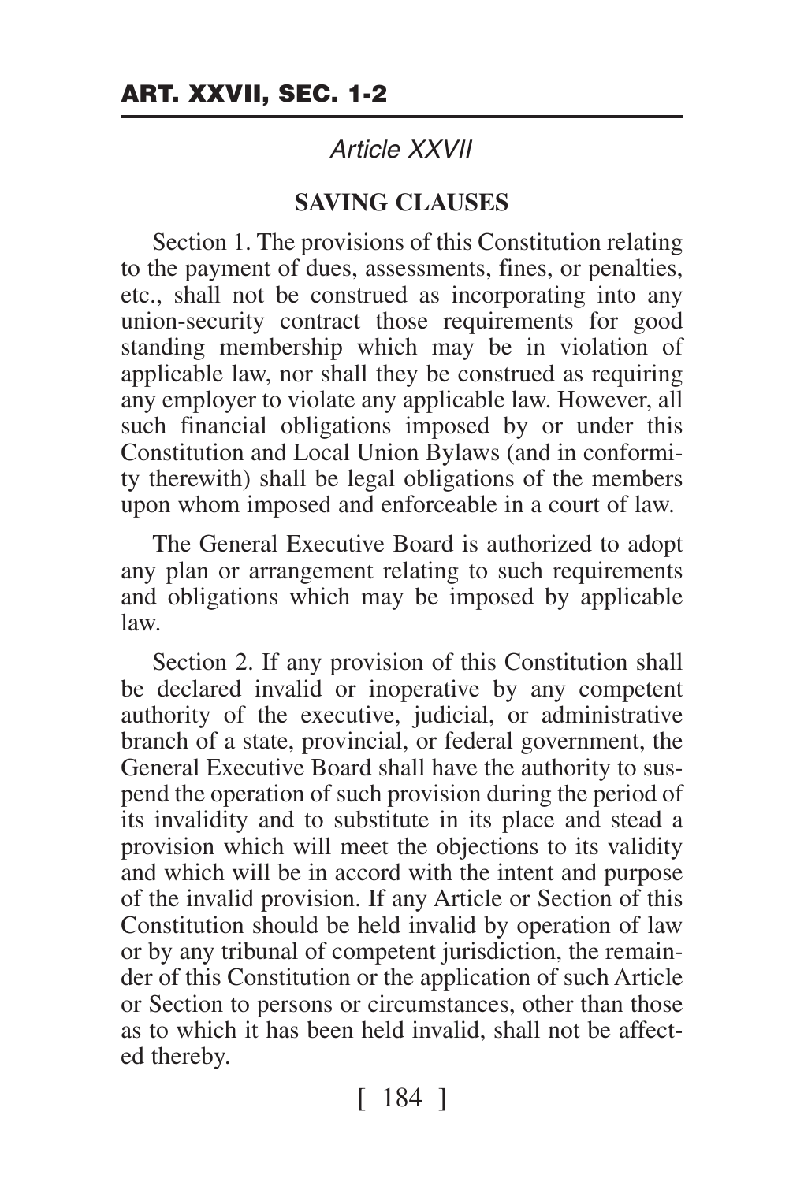## *Article XXVII*

### SAVING CLAUSES

Section 1. The provisions of this Constitution relating to the payment of dues, assessments, fines, or penalties, etc., shall not be construed as incorporating into any union-security contract those requirements for good standing membership which may be in violation of applicable law, nor shall they be construed as requiring any employer to violate any applicable law. However, all such financial obligations imposed by or under this Constitution and Local Union Bylaws (and in conformity therewith) shall be legal obligations of the members upon whom imposed and enforceable in a court of law.

The General Executive Board is authorized to adopt any plan or arrangement relating to such requirements and obligations which may be imposed by applicable law.

Section 2. If any provision of this Constitution shall be declared invalid or inoperative by any competent authority of the executive, judicial, or administrative branch of a state, provincial, or federal government, the General Executive Board shall have the authority to suspend the operation of such provision during the period of its invalidity and to substitute in its place and stead a provision which will meet the objections to its validity and which will be in accord with the intent and purpose of the invalid provision. If any Article or Section of this Constitution should be held invalid by operation of law or by any tribunal of competent jurisdiction, the remainder of this Constitution or the application of such Article or Section to persons or circumstances, other than those as to which it has been held invalid, shall not be affected thereby.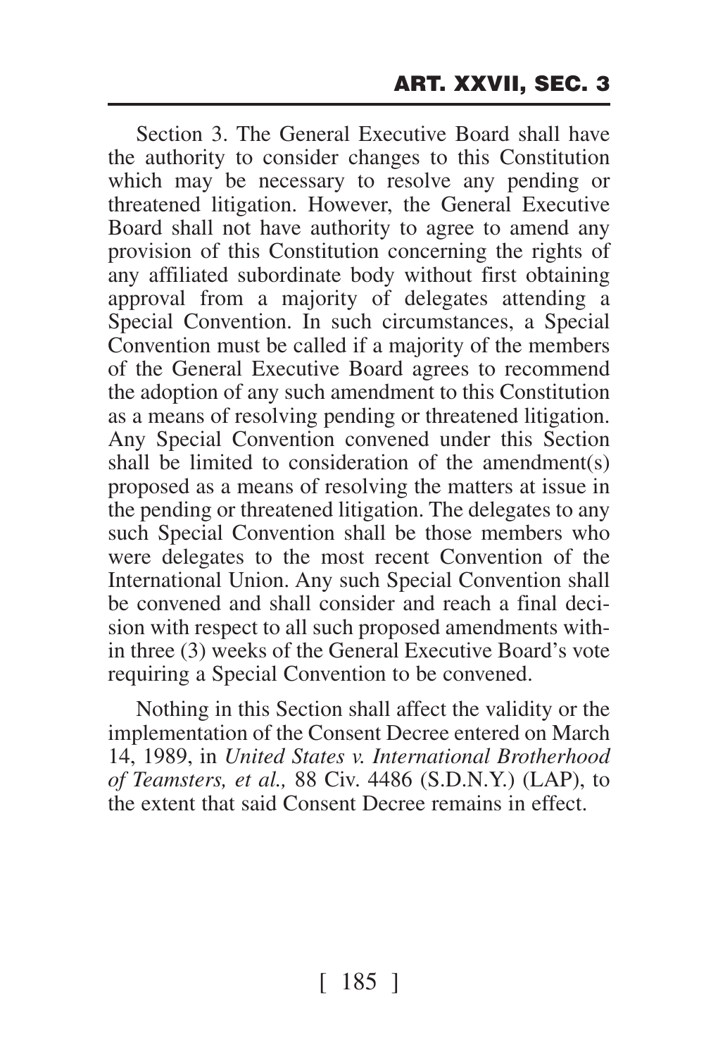Section 3. The General Executive Board shall have the authority to consider changes to this Constitution which may be necessary to resolve any pending or threatened litigation. However, the General Executive Board shall not have authority to agree to amend any provision of this Constitution concerning the rights of any affiliated subordinate body without first obtaining approval from a majority of delegates attending a Special Convention. In such circumstances, a Special Convention must be called if a majority of the members of the General Executive Board agrees to recommend the adoption of any such amendment to this Constitution as a means of resolving pending or threatened litigation. Any Special Convention convened under this Section shall be limited to consideration of the amendment(s) proposed as a means of resolving the matters at issue in the pending or threatened litigation. The delegates to any such Special Convention shall be those members who were delegates to the most recent Convention of the International Union. Any such Special Convention shall be convened and shall consider and reach a final decision with respect to all such proposed amendments within three (3) weeks of the General Executive Board's vote requiring a Special Convention to be convened.

Nothing in this Section shall affect the validity or the implementation of the Consent Decree entered on March 14, 1989, in *United States v. International Brotherhood of Teamsters, et al.,* 88 Civ. 4486 (S.D.N.Y.) (LAP), to the extent that said Consent Decree remains in effect.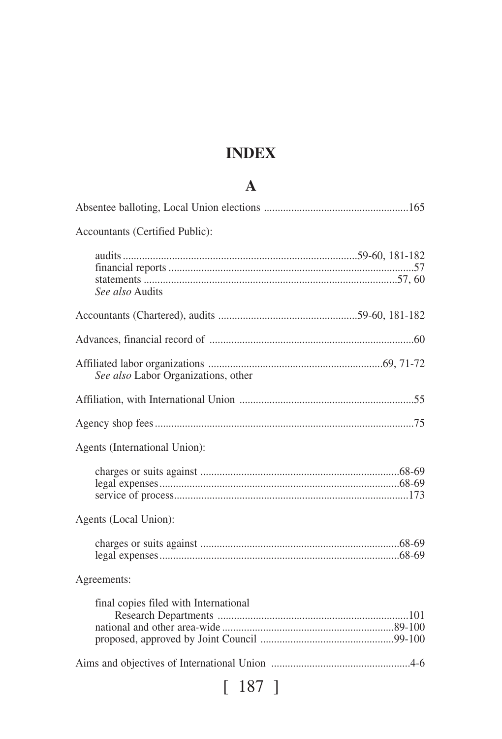# INDEX

## A

Absentee balloting, Local Union elections ....................................................165

Accountants (Certified Public):

- audits ....................................................................................59-60, 181-182
- financial reports .......................................................................................57
- statements ............................................................................................57, 60
- *See also* Audits

Accountants (Chartered), audits ..................................................59-60, 181-182

Advances, financial record of ..........................................................................60

Affiliated labor organizations ...............................................................69, 71-72
*See also* Labor Organizations, other

Affiliation, with International Union ...............................................................55

Agency shop fees.............................................................................................75

Agents (International Union):

- charges or suits against ........................................................................68-69
- legal expenses.......................................................................................68-69
- service of process....................................................................................173

Agents (Local Union):

- charges or suits against ........................................................................68-69
- legal expenses.......................................................................................68-69

Agreements:

- final copies filed with International Research Departments .....................................................................101
- national and other area-wide ..............................................................89-100
- proposed, approved by Joint Council ................................................99-100

Aims and objectives of International Union ..................................................4-6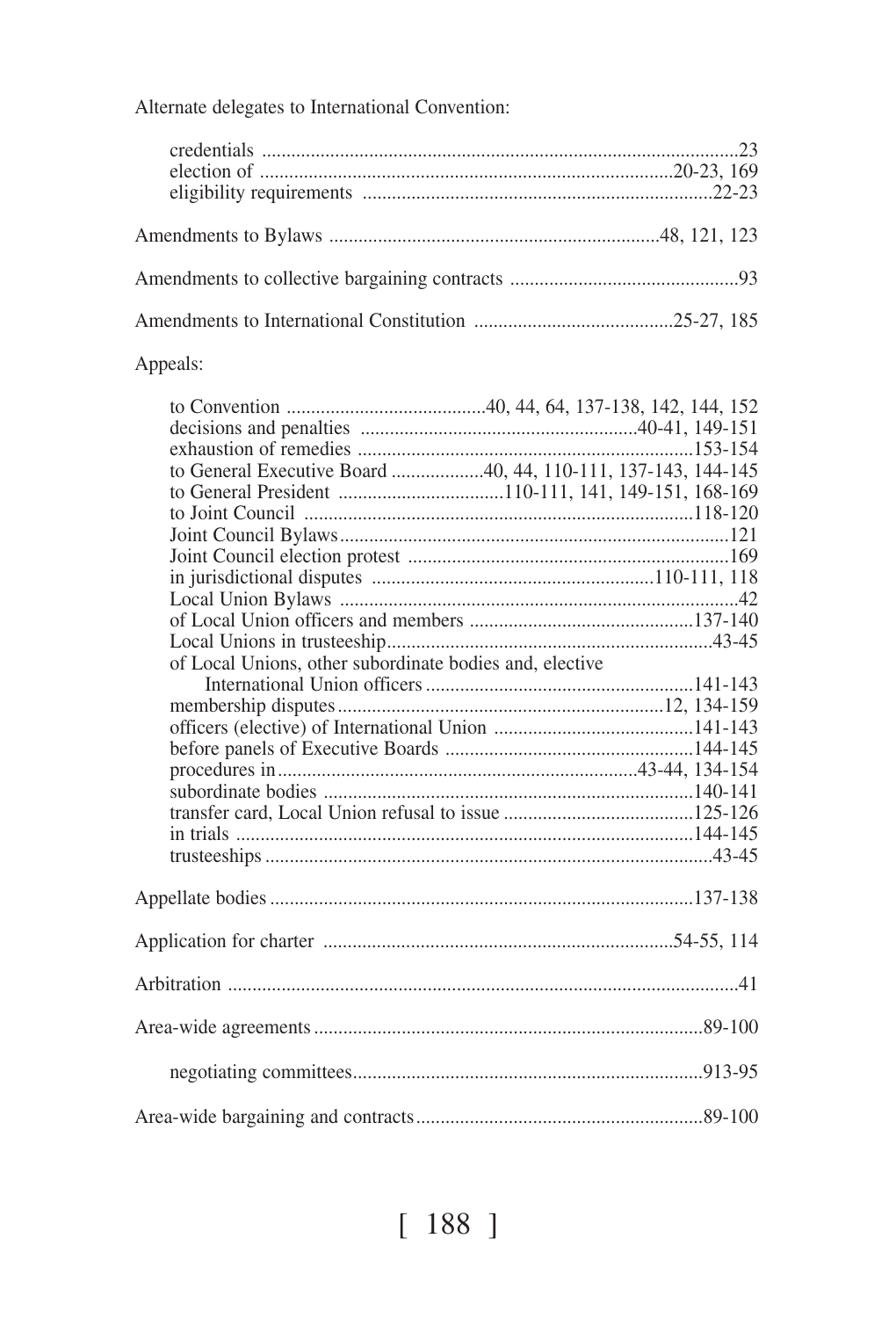Alternate delegates to International Convention:

- credentials ..................................................................................................23
- election of ....................................................................................20-23, 169
- eligibility requirements ........................................................................22-23

Amendments to Bylaws ....................................................................48, 121, 123

Amendments to collective bargaining contracts ...............................................93

Amendments to International Constitution .........................................25-27, 185

Appeals:

- to Convention .........................................40, 44, 64, 137-138, 142, 144, 152
- decisions and penalties .........................................................40-41, 149-151
- exhaustion of remedies .....................................................................153-154
- to General Executive Board ...................40, 44, 110-111, 137-143, 144-145
- to General President ..................................110-111, 141, 149-151, 168-169
- to Joint Council .................................................................................118-120
- Joint Council Bylaws................................................................................121
- Joint Council election protest ..................................................................169
- in jurisdictional disputes ..........................................................110-111, 118
- Local Union Bylaws ..................................................................................42
- of Local Union officers and members ..............................................137-140
- Local Unions in trusteeship..................................................................43-45
- of Local Unions, other subordinate bodies and, elective International Union officers.......................................................141-143
- membership disputes...................................................................12, 134-159
- officers (elective) of International Union .........................................141-143
- before panels of Executive Boards ...................................................144-145
- procedures in..........................................................................43-44, 134-154
- subordinate bodies ............................................................................140-141
- transfer card, Local Union refusal to issue .......................................125-126
- in trials ..............................................................................................144-145
- trusteeships ...........................................................................................43-45

Appellate bodies ......................................................................................137-138

Application for charter ........................................................................54-55, 114

Arbitration .........................................................................................................41

Area-wide agreements ................................................................................89-100

- negotiating committees........................................................................913-95

Area-wide bargaining and contracts...........................................................89-100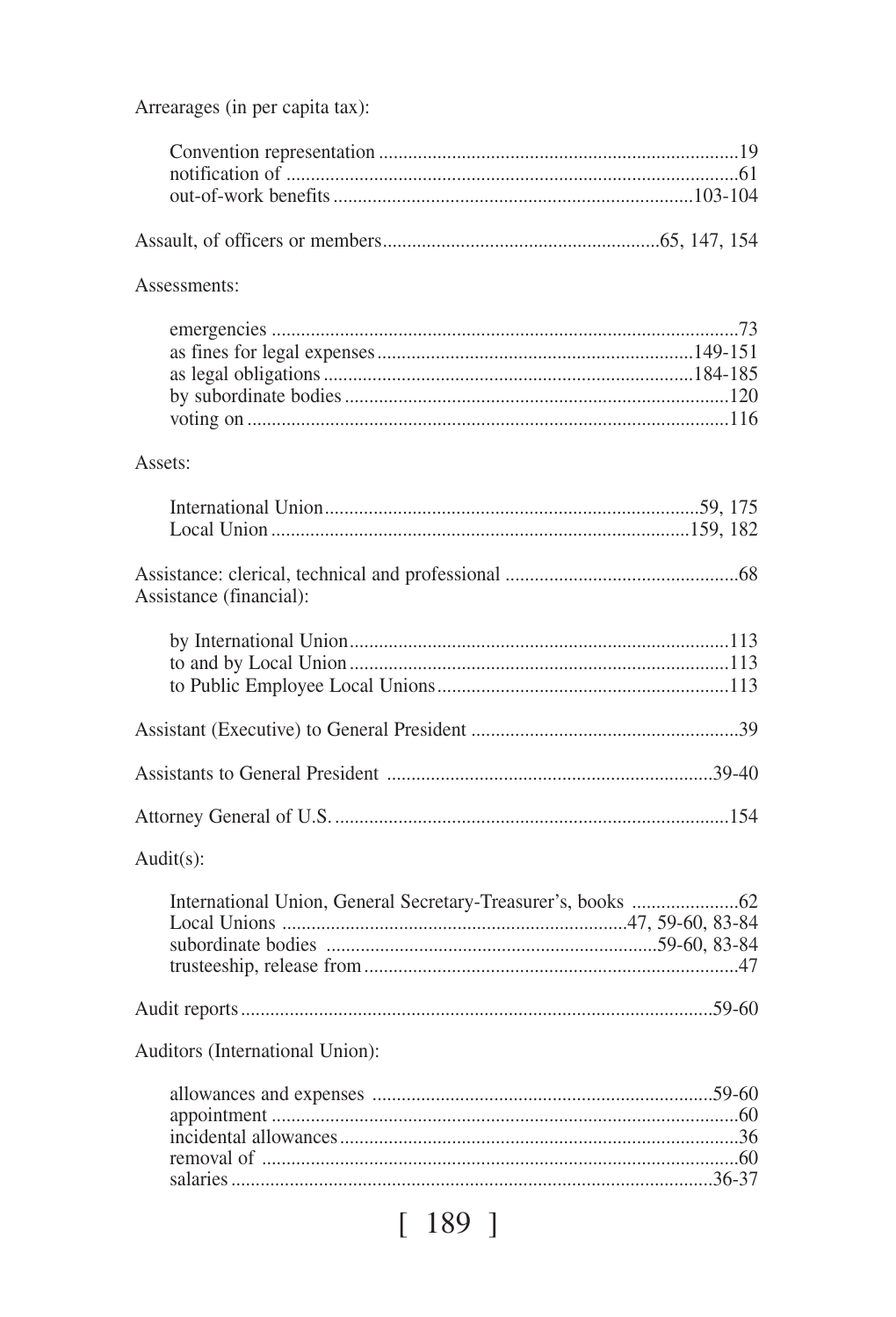Arrearages (in per capita tax):

- Convention representation ....19
- notification of ....61
- out-of-work benefits ....103-104

Assault, of officers or members....65, 147, 154

Assessments:

- emergencies ....73
- as fines for legal expenses....149-151
- as legal obligations....184-185
- by subordinate bodies....120
- voting on....116

Assets:

- International Union....59, 175
- Local Union....159, 182

Assistance: clerical, technical and professional ....68

Assistance (financial):

- by International Union....113
- to and by Local Union....113
- to Public Employee Local Unions....113

Assistant (Executive) to General President ....39

Assistants to General President ....39-40

Attorney General of U.S. ....154

Audit(s):

- International Union, General Secretary-Treasurer's, books ....62
- Local Unions ....47, 59-60, 83-84
- subordinate bodies ....59-60, 83-84
- trusteeship, release from....47

Audit reports....59-60

Auditors (International Union):

- allowances and expenses ....59-60
- appointment ....60
- incidental allowances....36
- removal of ....60
- salaries....36-37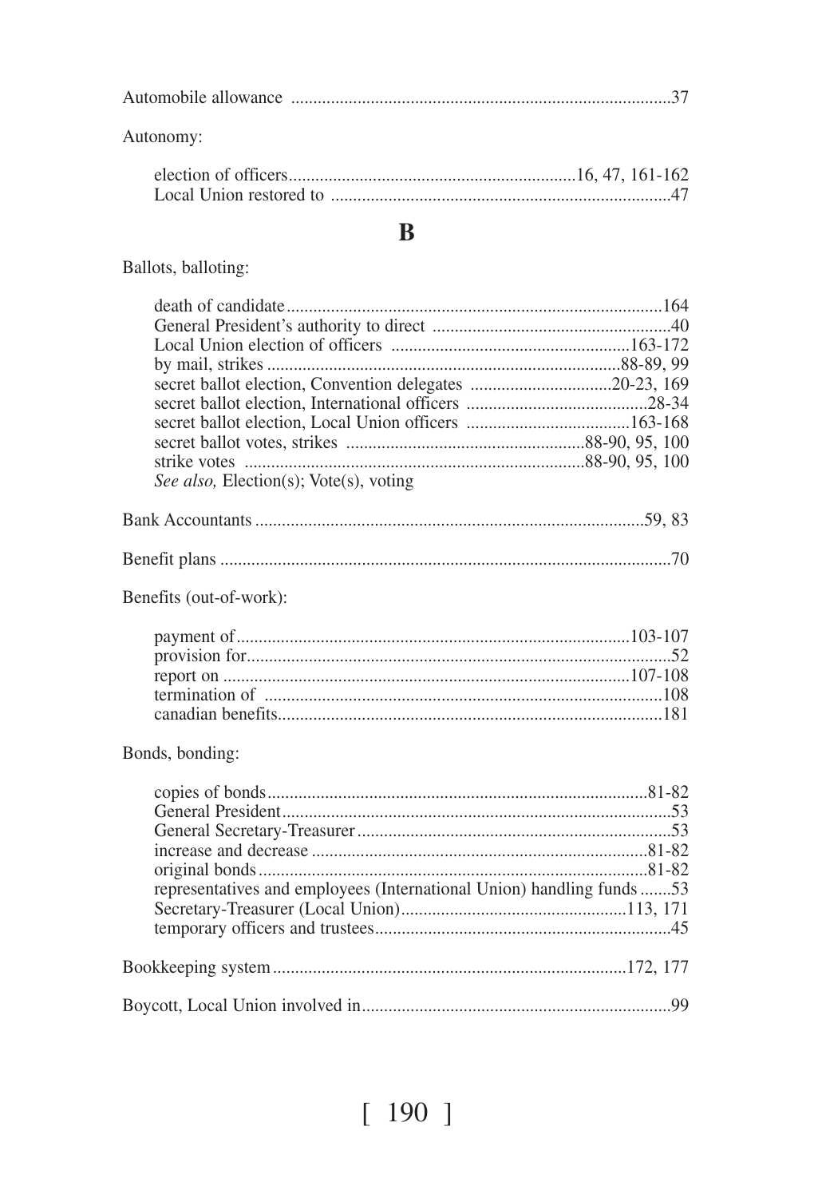Automobile allowance .....................................................................................37

Autonomy:

- election of officers.................................................................16, 47, 161-162
- Local Union restored to ............................................................................47

## B

Ballots, balloting:

- death of candidate....................................................................................164
- General President's authority to direct .....................................................40
- Local Union election of officers .....................................................163-172
- by mail, strikes ...............................................................................88-89, 99
- secret ballot election, Convention delegates ................................20-23, 169
- secret ballot election, International officers .........................................28-34
- secret ballot election, Local Union officers .....................................163-168
- secret ballot votes, strikes .....................................................88-90, 95, 100
- strike votes ............................................................................88-90, 95, 100
- *See also,* Election(s); Vote(s), voting

Bank Accountants .......................................................................................59, 83

Benefit plans .....................................................................................................70

Benefits (out-of-work):

- payment of.......................................................................................103-107
- provision for...............................................................................................52
- report on ..........................................................................................107-108
- termination of .........................................................................................108
- canadian benefits......................................................................................181

Bonds, bonding:

- copies of bonds......................................................................................81-82
- General President.......................................................................................53
- General Secretary-Treasurer......................................................................53
- increase and decrease ...........................................................................81-82
- original bonds.......................................................................................81-82
- representatives and employees (International Union) handling funds .......53
- Secretary-Treasurer (Local Union)..................................................113, 171
- temporary officers and trustees..................................................................45

Bookkeeping system...............................................................................172, 177

Boycott, Local Union involved in.....................................................................99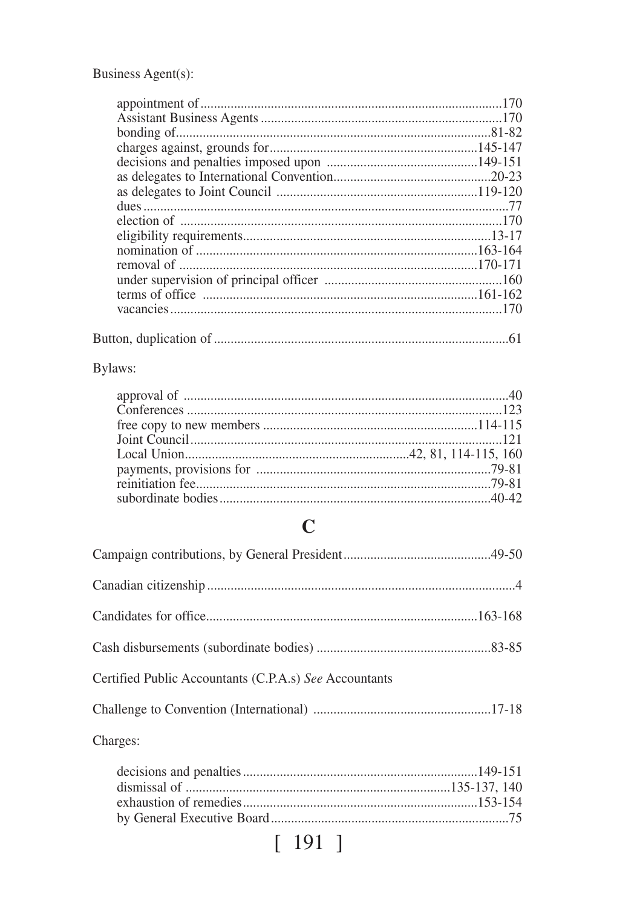Business Agent(s):

- appointment of .......... 170
- Assistant Business Agents .......... 170
- bonding of .......... 81-82
- charges against, grounds for .......... 145-147
- decisions and penalties imposed upon .......... 149-151
- as delegates to International Convention .......... 20-23
- as delegates to Joint Council .......... 119-120
- dues .......... 77
- election of .......... 170
- eligibility requirements .......... 13-17
- nomination of .......... 163-164
- removal of .......... 170-171
- under supervision of principal officer .......... 160
- terms of office .......... 161-162
- vacancies .......... 170

Button, duplication of .......... 61

Bylaws:

- approval of .......... 40
- Conferences .......... 123
- free copy to new members .......... 114-115
- Joint Council .......... 121
- Local Union .......... 42, 81, 114-115, 160
- payments, provisions for .......... 79-81
- reinitiation fee .......... 79-81
- subordinate bodies .......... 40-42

## C

Campaign contributions, by General President .......... 49-50

Canadian citizenship .......... 4

Candidates for office .......... 163-168

Cash disbursements (subordinate bodies) .......... 83-85

Certified Public Accountants (C.P.A.s) *See* Accountants

Challenge to Convention (International) .......... 17-18

Charges:

- decisions and penalties .......... 149-151
- dismissal of .......... 135-137, 140
- exhaustion of remedies .......... 153-154
- by General Executive Board .......... 75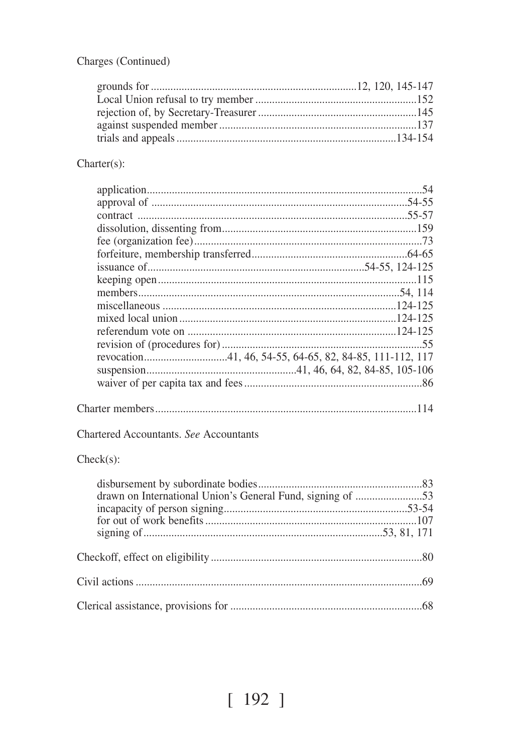Charges (Continued)

- grounds for ........................................................................12, 120, 145-147
- Local Union refusal to try member ..........................................................152
- rejection of, by Secretary-Treasurer ........................................................145
- against suspended member ......................................................................137
- trials and appeals ...............................................................................134-154

Charter(s):

- application...................................................................................................54
- approval of ...........................................................................................54-55
- contract ..................................................................................................55-57
- dissolution, dissenting from......................................................................159
- fee (organization fee).................................................................................73
- forfeiture, membership transferred........................................................64-65
- issuance of...............................................................................54-55, 124-125
- keeping open............................................................................................115
- members...............................................................................................54, 114
- miscellaneous ....................................................................................124-125
- mixed local union..............................................................................124-125
- referendum vote on ............................................................................124-125
- revision of (procedures for) .......................................................................55
- revocation.............................41, 46, 54-55, 64-65, 82, 84-85, 111-112, 117
- suspension.....................................................41, 46, 64, 82, 84-85, 105-106
- waiver of per capita tax and fees ................................................................86

Charter members..............................................................................................114

Chartered Accountants. *See* Accountants

Check(s):

- disbursement by subordinate bodies...........................................................83
- drawn on International Union's General Fund, signing of ........................53
- incapacity of person signing.................................................................53-54
- for out of work benefits ...........................................................................107
- signing of ....................................................................................53, 81, 171

Checkoff, effect on eligibility............................................................................80

Civil actions .......................................................................................................69

Clerical assistance, provisions for ....................................................................68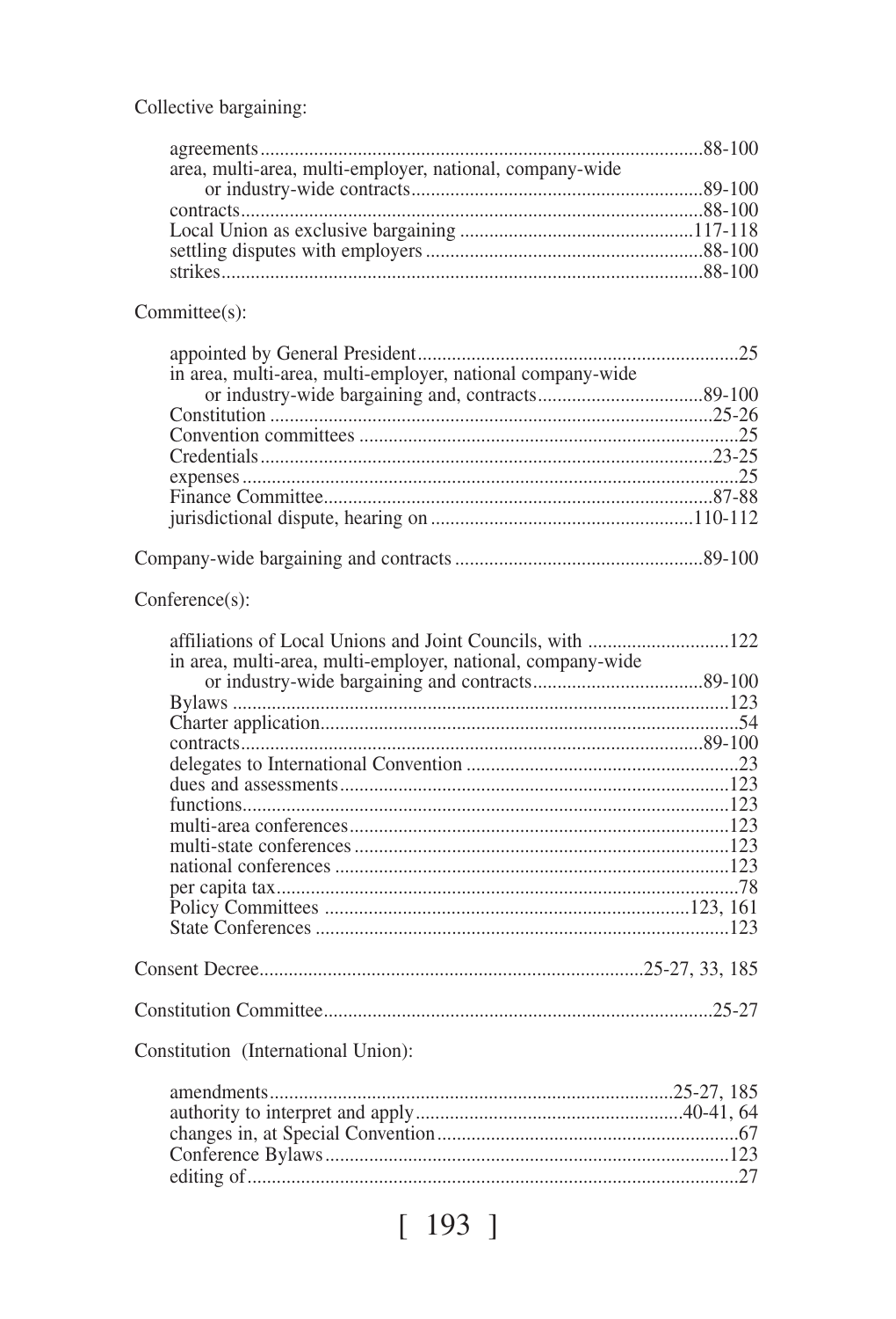Collective bargaining:

- agreements....................................................................................88-100
- area, multi-area, multi-employer, national, company-wide or industry-wide contracts...........................................................89-100
- contracts.......................................................................................88-100
- Local Union as exclusive bargaining ...............................................117-118
- settling disputes with employers .......................................................88-100
- strikes...........................................................................................88-100

Committee(s):

- appointed by General President.................................................................25
- in area, multi-area, multi-employer, national company-wide or industry-wide bargaining and, contracts.................................89-100
- Constitution ..........................................................................................25-26
- Convention committees ............................................................................25
- Credentials............................................................................................23-25
- expenses ..................................................................................................25
- Finance Committee................................................................................87-88
- jurisdictional dispute, hearing on .....................................................110-112

Company-wide bargaining and contracts ..................................................89-100

Conference(s):

- affiliations of Local Unions and Joint Councils, with .............................122
- in area, multi-area, multi-employer, national, company-wide or industry-wide bargaining and contracts..................................89-100
- Bylaws .....................................................................................................123
- Charter application....................................................................................54
- contracts...............................................................................................89-100
- delegates to International Convention .......................................................23
- dues and assessments...............................................................................123
- functions...................................................................................................123
- multi-area conferences.............................................................................123
- multi-state conferences ............................................................................123
- national conferences ................................................................................123
- per capita tax..............................................................................................78
- Policy Committees ..........................................................................123, 161
- State Conferences ....................................................................................123

Consent Decree.............................................................................25-27, 33, 185

Constitution Committee...............................................................................25-27

Constitution (International Union):

- amendments.................................................................................25-27, 185
- authority to interpret and apply......................................................40-41, 64
- changes in, at Special Convention.............................................................67
- Conference Bylaws..................................................................................123
- editing of...................................................................................................27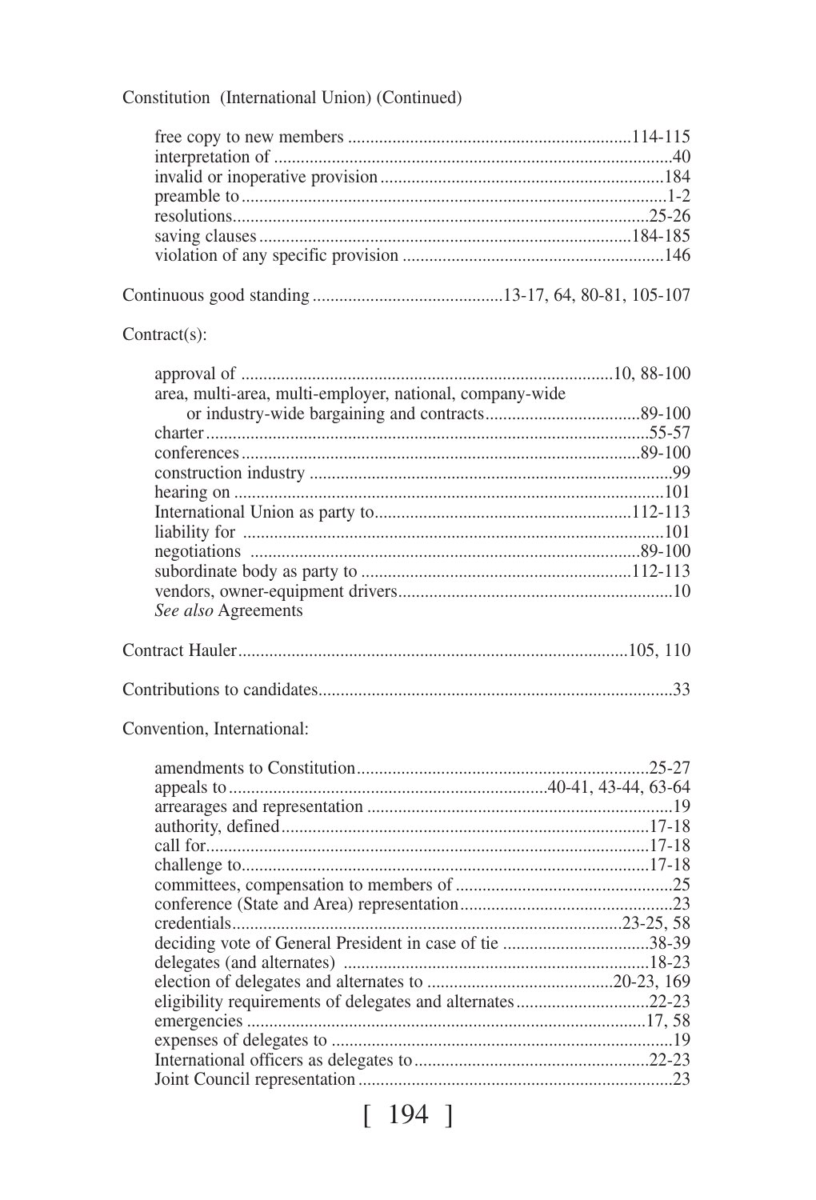Constitution (International Union) (Continued)

- free copy to new members ............ 114-115
- interpretation of ............ 40
- invalid or inoperative provision ............ 184
- preamble to ............ 1-2
- resolutions ............ 25-26
- saving clauses ............ 184-185
- violation of any specific provision ............ 146

Continuous good standing ............ 13-17, 64, 80-81, 105-107

Contract(s):

- approval of ............ 10, 88-100
- area, multi-area, multi-employer, national, company-wide or industry-wide bargaining and contracts ............ 89-100
- charter ............ 55-57
- conferences ............ 89-100
- construction industry ............ 99
- hearing on ............ 101
- International Union as party to ............ 112-113
- liability for ............ 101
- negotiations ............ 89-100
- subordinate body as party to ............ 112-113
- vendors, owner-equipment drivers ............ 10
- *See also* Agreements

Contract Hauler ............ 105, 110

Contributions to candidates ............ 33

Convention, International:

- amendments to Constitution ............ 25-27
- appeals to ............ 40-41, 43-44, 63-64
- arrearages and representation ............ 19
- authority, defined ............ 17-18
- call for ............ 17-18
- challenge to ............ 17-18
- committees, compensation to members of ............ 25
- conference (State and Area) representation ............ 23
- credentials ............ 23-25, 58
- deciding vote of General President in case of tie ............ 38-39
- delegates (and alternates) ............ 18-23
- election of delegates and alternates to ............ 20-23, 169
- eligibility requirements of delegates and alternates ............ 22-23
- emergencies ............ 17, 58
- expenses of delegates to ............ 19
- International officers as delegates to ............ 22-23
- Joint Council representation ............ 23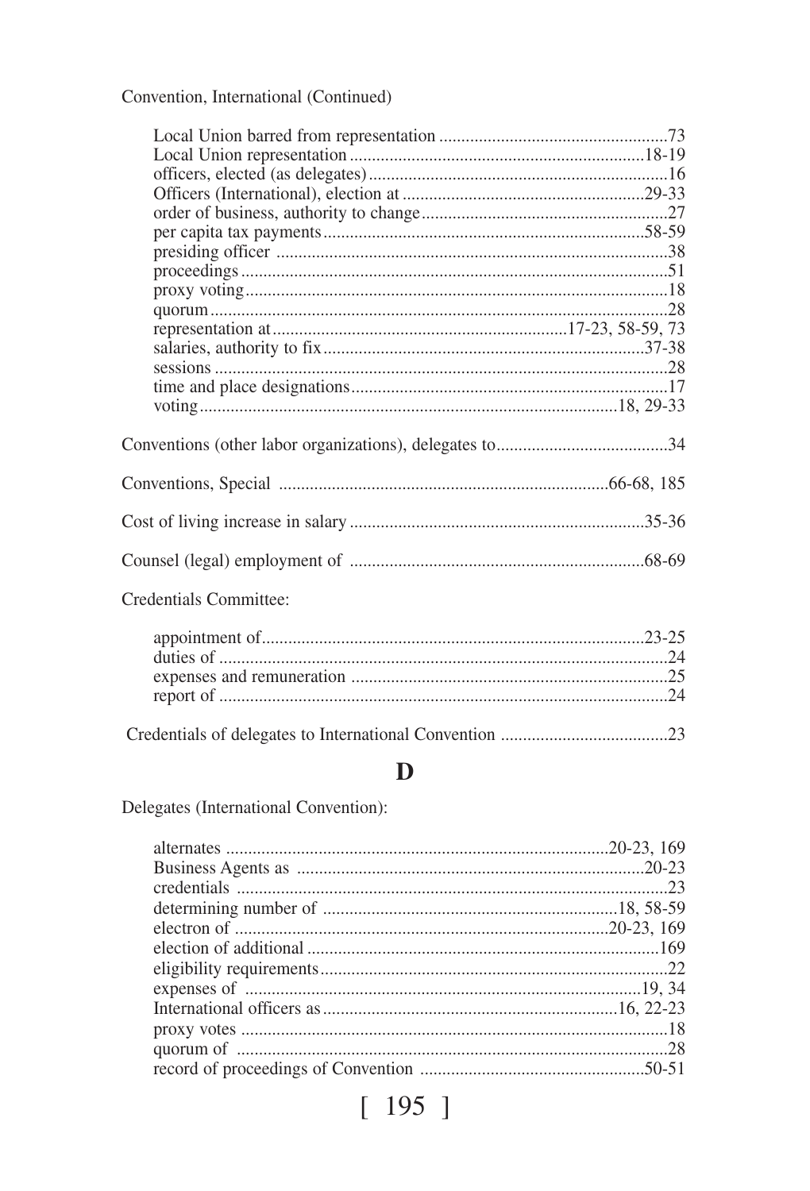Convention, International (Continued)

- Local Union barred from representation ....................................................73
- Local Union representation ....................................................................18-19
- officers, elected (as delegates) ....................................................................16
- Officers (International), election at .......................................................29-33
- order of business, authority to change.........................................................27
- per capita tax payments .........................................................................58-59
- presiding officer .........................................................................................38
- proceedings .................................................................................................51
- proxy voting .................................................................................................18
- quorum .........................................................................................................28
- representation at ...................................................................17-23, 58-59, 73
- salaries, authority to fix .........................................................................37-38
- sessions ........................................................................................................28
- time and place designations .........................................................................17
- voting ...............................................................................................18, 29-33

Conventions (other labor organizations), delegates to.......................................34

Conventions, Special ..........................................................................66-68, 185

Cost of living increase in salary ..................................................................35-36

Counsel (legal) employment of ..................................................................68-69

Credentials Committee:

- appointment of.........................................................................................23-25
- duties of .......................................................................................................24
- expenses and remuneration .........................................................................25
- report of .......................................................................................................24

Credentials of delegates to International Convention ......................................23

## D

Delegates (International Convention):

- alternates ...........................................................................................20-23, 169
- Business Agents as ....................................................................................20-23
- credentials .......................................................................................................23
- determining number of ..........................................................................18, 58-59
- electron of ........................................................................................20-23, 169
- election of additional .......................................................................................169
- eligibility requirements .....................................................................................22
- expenses of ..................................................................................................19, 34
- International officers as .............................................................................16, 22-23
- proxy votes .......................................................................................................18
- quorum of .........................................................................................................28
- record of proceedings of Convention ...............................................................50-51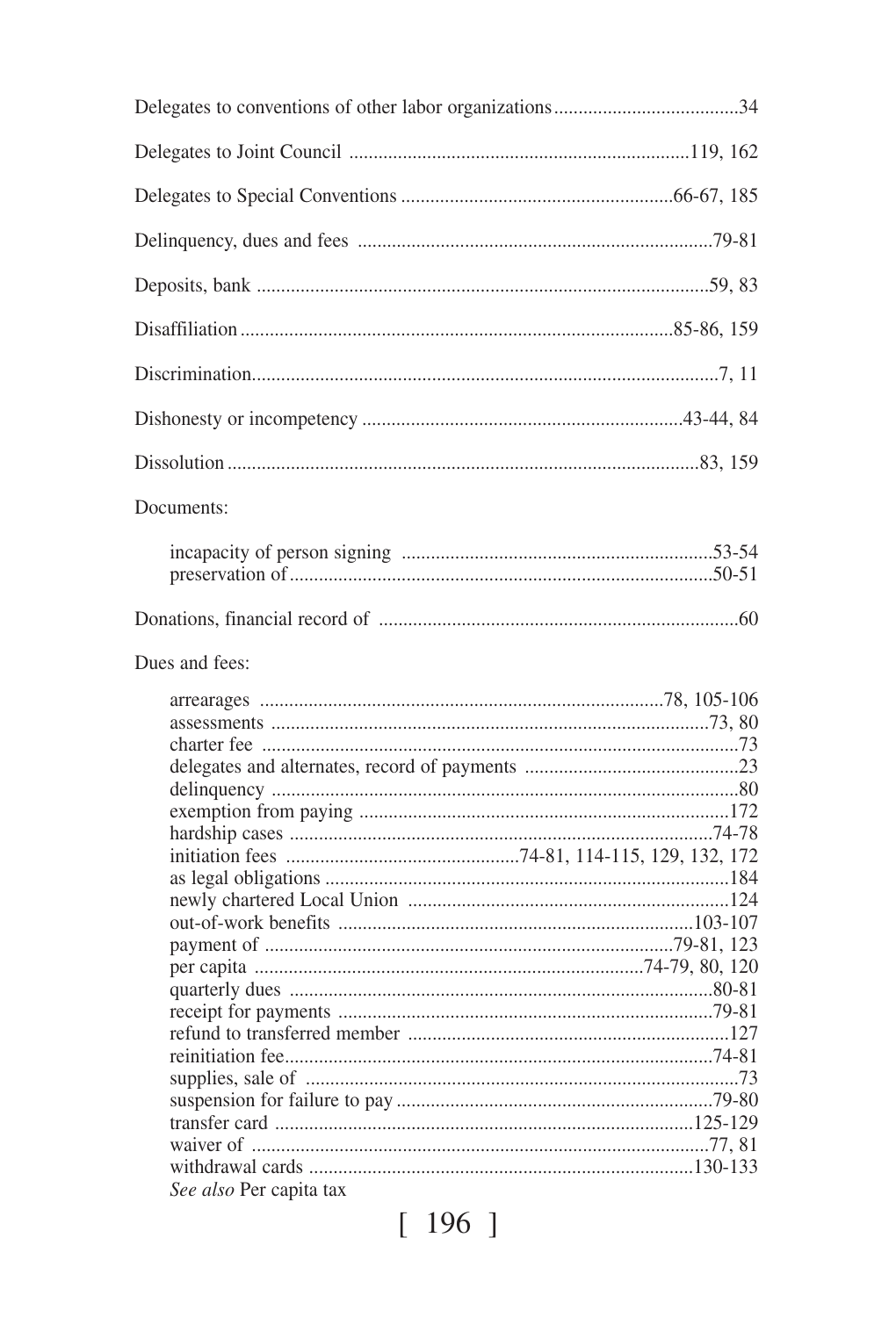Delegates to conventions of other labor organizations ..................................... 34

Delegates to Joint Council ..................................................................... 119, 162

Delegates to Special Conventions ...................................................... 66-67, 185

Delinquency, dues and fees ........................................................................ 79-81

Deposits, bank ........................................................................................... 59, 83

Disaffiliation ....................................................................................... 85-86, 159

Discrimination............................................................................................. 7, 11

Dishonesty or incompetency ................................................................. 43-44, 84

Dissolution ................................................................................................ 83, 159

Documents:

- incapacity of person signing ............................................................... 53-54
- preservation of ...................................................................................... 50-51

Donations, financial record of ......................................................................... 60

Dues and fees:

- arrearages ................................................................................. 78, 105-106
- assessments .......................................................................................... 73, 80
- charter fee ................................................................................................ 73
- delegates and alternates, record of payments ............................................ 23
- delinquency ............................................................................................... 80
- exemption from paying ........................................................................... 172
- hardship cases ...................................................................................... 74-78
- initiation fees ............................................... 74-81, 114-115, 129, 132, 172
- as legal obligations .................................................................................. 184
- newly chartered Local Union ................................................................. 124
- out-of-work benefits ........................................................................ 103-107
- payment of .................................................................................. 79-81, 123
- per capita ............................................................................... 74-79, 80, 120
- quarterly dues ....................................................................................... 80-81
- receipt for payments ............................................................................. 79-81
- refund to transferred member ................................................................. 127
- reinitiation fee ........................................................................................ 74-81
- supplies, sale of ......................................................................................... 73
- suspension for failure to pay ................................................................ 79-80
- transfer card ....................................................................................... 125-129
- waiver of ............................................................................................. 77, 81
- withdrawal cards ................................................................................ 130-133

*See also* Per capita tax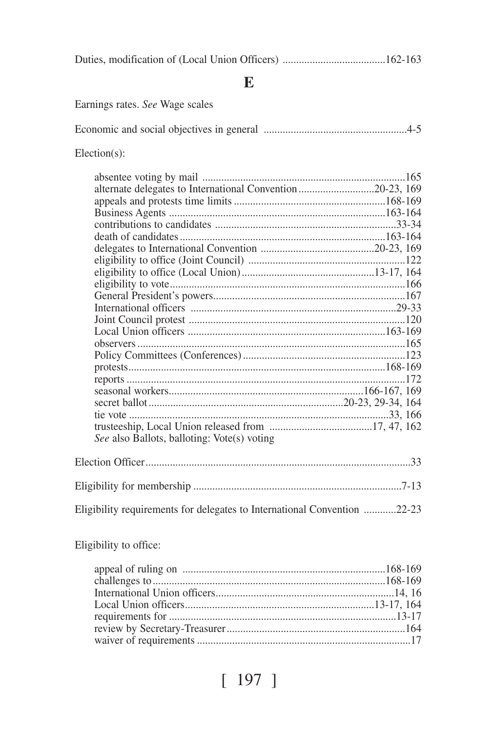Duties, modification of (Local Union Officers) ......................................162-163

## E

Earnings rates. *See* Wage scales

Economic and social objectives in general .....................................................4-5

Election(s):

- absentee voting by mail ...........................................................................165
- alternate delegates to International Convention............................20-23, 169
- appeals and protests time limits ........................................................168-169
- Business Agents ................................................................................163-164
- contributions to candidates ..................................................................33-34
- death of candidates............................................................................163-164
- delegates to International Convention ..........................................20-23, 169
- eligibility to office (Joint Council) ..........................................................122
- eligibility to office (Local Union).................................................13-17, 164
- eligibility to vote.......................................................................................166
- General President's powers.......................................................................167
- International officers ............................................................................29-33
- Joint Council protest ...............................................................................120
- Local Union officers .........................................................................163-169
- observers...................................................................................................165
- Policy Committees (Conferences)............................................................123
- protests..............................................................................................168-169
- reports .......................................................................................................172
- seasonal workers........................................................................166-167, 169
- secret ballot........................................................................20-23, 29-34, 164
- tie vote ...............................................................................................33, 166
- trusteeship, Local Union released from .......................................17, 47, 162
- *See* also Ballots, balloting: Vote(s) voting

Election Officer..................................................................................................33

Eligibility for membership ............................................................................7-13

Eligibility requirements for delegates to International Convention ............22-23

Eligibility to office:

- appeal of ruling on ...........................................................................168-169
- challenges to.....................................................................................168-169
- International Union officers..................................................................14, 16
- Local Union officers......................................................................13-17, 164
- requirements for ....................................................................................13-17
- review by Secretary-Treasurer.................................................................164
- waiver of requirements ...............................................................................17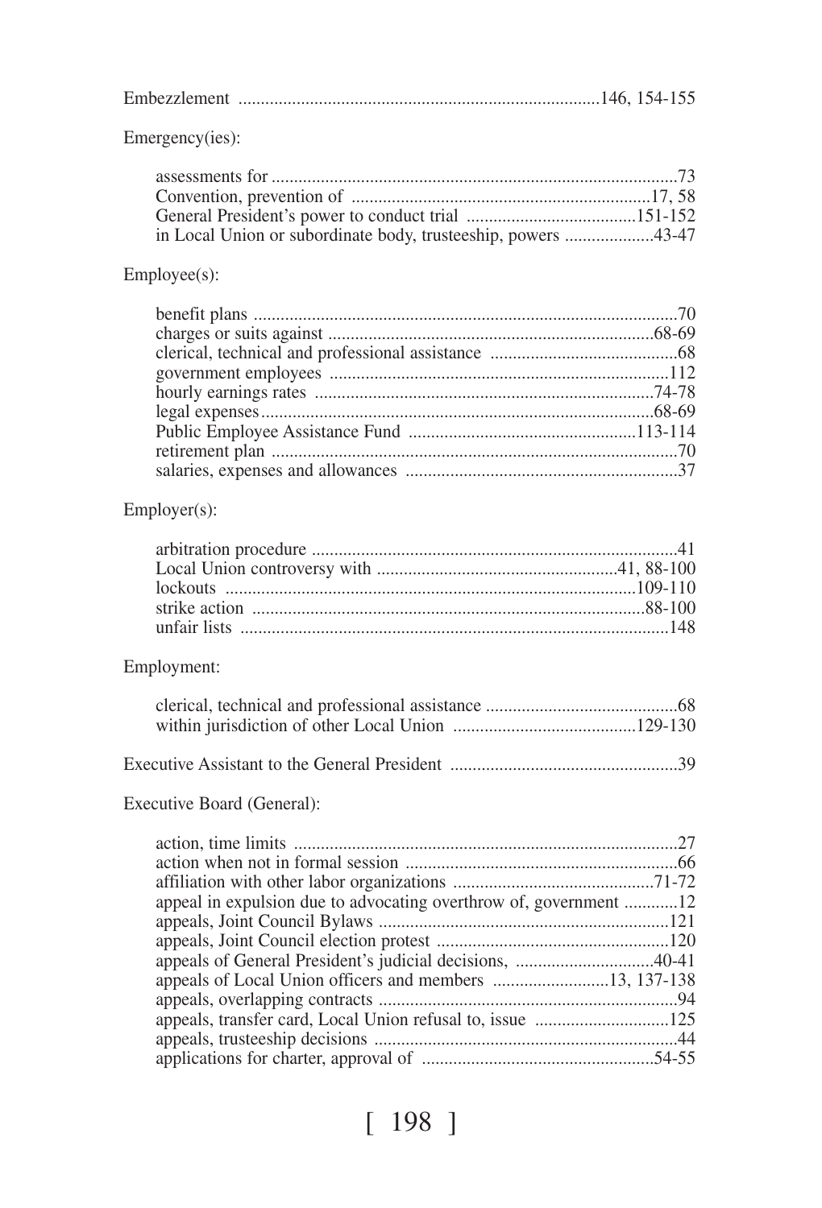Embezzlement ................................................................................146, 154-155

Emergency(ies):

- assessments for ..........................................................................................73
- Convention, prevention of ..................................................................17, 58
- General President's power to conduct trial ......................................151-152
- in Local Union or subordinate body, trusteeship, powers ....................43-47

Employee(s):

- benefit plans ..............................................................................................70
- charges or suits against .........................................................................68-69
- clerical, technical and professional assistance ..........................................68
- government employees ...........................................................................112
- hourly earnings rates ............................................................................74-78
- legal expenses........................................................................................68-69
- Public Employee Assistance Fund ...................................................113-114
- retirement plan ..........................................................................................70
- salaries, expenses and allowances .............................................................37

Employer(s):

- arbitration procedure ..................................................................................41
- Local Union controversy with .....................................................41, 88-100
- lockouts ...........................................................................................109-110
- strike action .......................................................................................88-100
- unfair lists ................................................................................................148

Employment:

- clerical, technical and professional assistance ...........................................68
- within jurisdiction of other Local Union .........................................129-130

Executive Assistant to the General President ...................................................39

Executive Board (General):

- action, time limits ......................................................................................27
- action when not in formal session .............................................................66
- affiliation with other labor organizations .............................................71-72
- appeal in expulsion due to advocating overthrow of, government ............12
- appeals, Joint Council Bylaws .................................................................121
- appeals, Joint Council election protest ....................................................120
- appeals of General President's judicial decisions, ...............................40-41
- appeals of Local Union officers and members ..........................13, 137-138
- appeals, overlapping contracts ...................................................................94
- appeals, transfer card, Local Union refusal to, issue ..............................125
- appeals, trusteeship decisions ....................................................................44
- applications for charter, approval of ....................................................54-55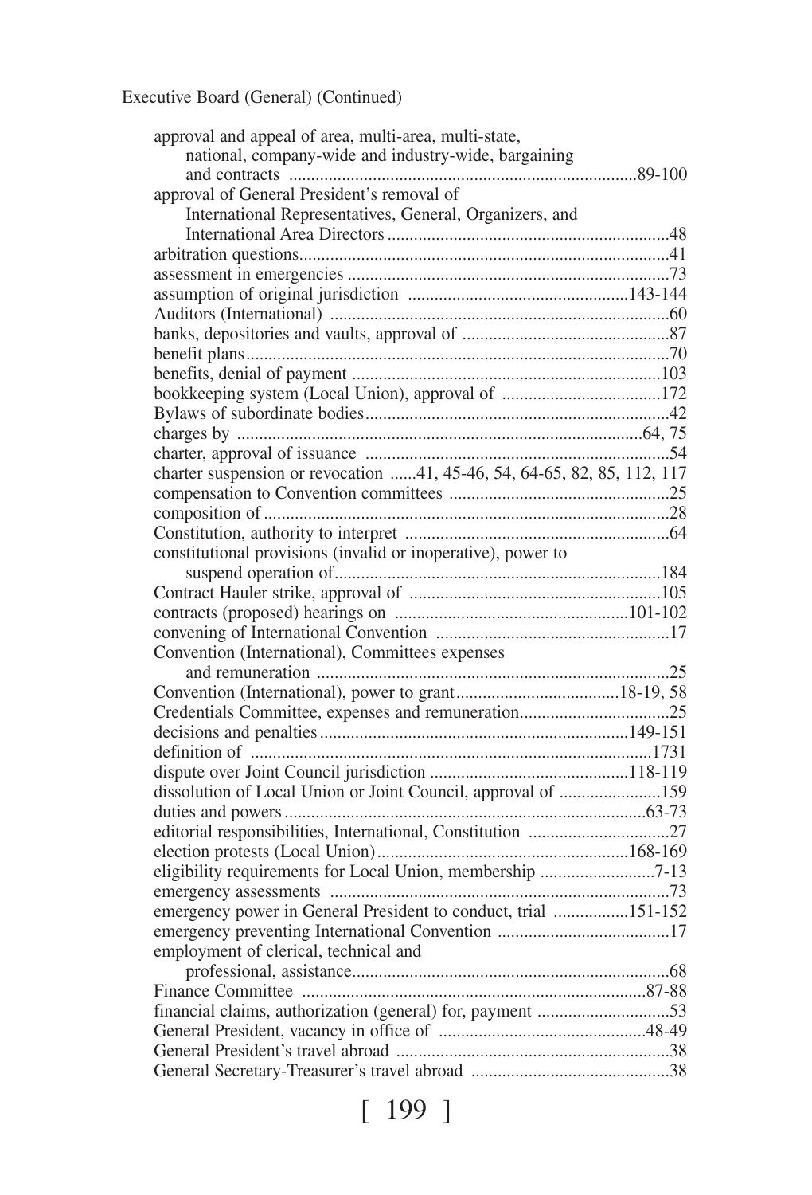Executive Board (General) (Continued)

- approval and appeal of area, multi-area, multi-state, national, company-wide and industry-wide, bargaining and contracts ....89-100
- approval of General President's removal of International Representatives, General, Organizers, and International Area Directors ....48
- arbitration questions....41
- assessment in emergencies ....73
- assumption of original jurisdiction ....143-144
- Auditors (International) ....60
- banks, depositories and vaults, approval of ....87
- benefit plans....70
- benefits, denial of payment ....103
- bookkeeping system (Local Union), approval of ....172
- Bylaws of subordinate bodies....42
- charges by ....64, 75
- charter, approval of issuance ....54
- charter suspension or revocation ....41, 45-46, 54, 64-65, 82, 85, 112, 117
- compensation to Convention committees ....25
- composition of....28
- Constitution, authority to interpret ....64
- constitutional provisions (invalid or inoperative), power to suspend operation of....184
- Contract Hauler strike, approval of ....105
- contracts (proposed) hearings on ....101-102
- convening of International Convention ....17
- Convention (International), Committees expenses and remuneration ....25
- Convention (International), power to grant....18-19, 58
- Credentials Committee, expenses and remuneration....25
- decisions and penalties....149-151
- definition of ....1731
- dispute over Joint Council jurisdiction ....118-119
- dissolution of Local Union or Joint Council, approval of ....159
- duties and powers....63-73
- editorial responsibilities, International, Constitution ....27
- election protests (Local Union)....168-169
- eligibility requirements for Local Union, membership ....7-13
- emergency assessments ....73
- emergency power in General President to conduct, trial ....151-152
- emergency preventing International Convention ....17
- employment of clerical, technical and professional, assistance....68
- Finance Committee ....87-88
- financial claims, authorization (general) for, payment ....53
- General President, vacancy in office of ....48-49
- General President's travel abroad ....38
- General Secretary-Treasurer's travel abroad ....38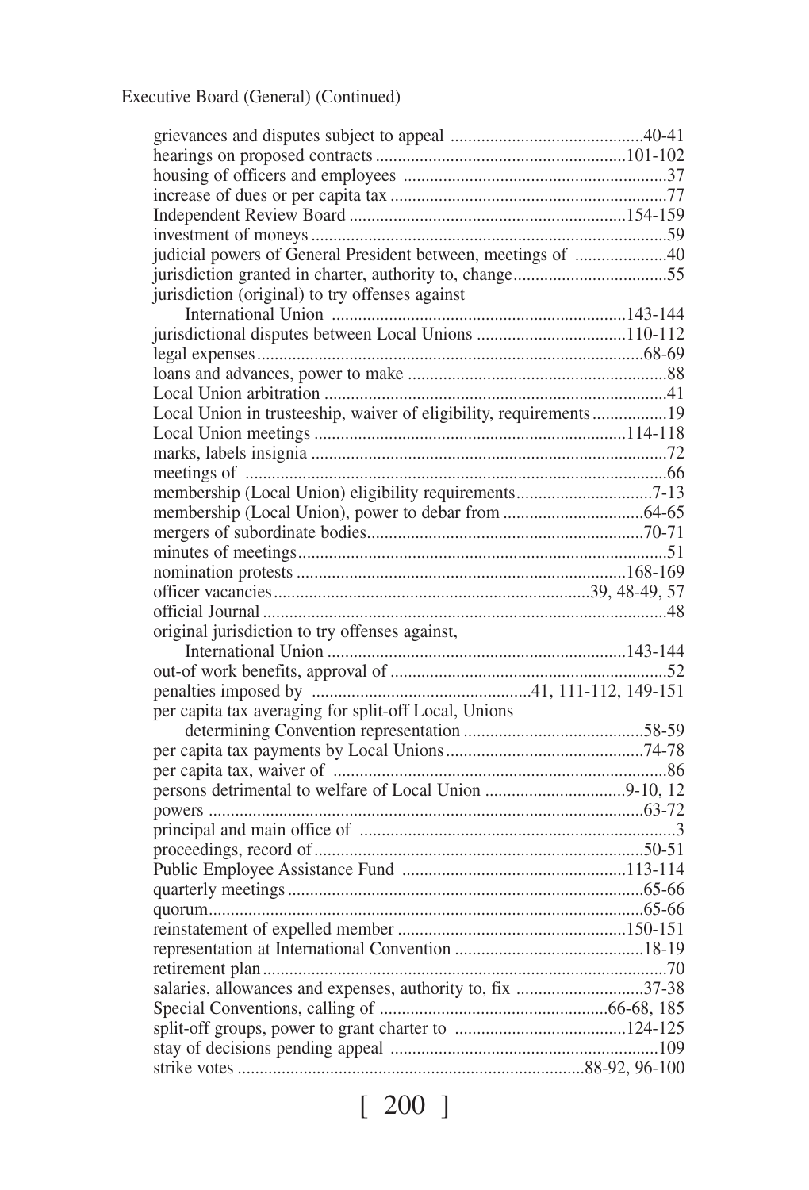Executive Board (General) (Continued)

- grievances and disputes subject to appeal ....40-41
- hearings on proposed contracts ....101-102
- housing of officers and employees ....37
- increase of dues or per capita tax ....77
- Independent Review Board ....154-159
- investment of moneys ....59
- judicial powers of General President between, meetings of ....40
- jurisdiction granted in charter, authority to, change....55
- jurisdiction (original) to try offenses against
  - International Union ....143-144
- jurisdictional disputes between Local Unions ....110-112
- legal expenses....68-69
- loans and advances, power to make ....88
- Local Union arbitration ....41
- Local Union in trusteeship, waiver of eligibility, requirements....19
- Local Union meetings ....114-118
- marks, labels insignia ....72
- meetings of ....66
- membership (Local Union) eligibility requirements....7-13
- membership (Local Union), power to debar from ....64-65
- mergers of subordinate bodies....70-71
- minutes of meetings....51
- nomination protests ....168-169
- officer vacancies....39, 48-49, 57
- official Journal ....48
- original jurisdiction to try offenses against,
  - International Union ....143-144
- out-of work benefits, approval of ....52
- penalties imposed by ....41, 111-112, 149-151
- per capita tax averaging for split-off Local, Unions
  - determining Convention representation ....58-59
- per capita tax payments by Local Unions....74-78
- per capita tax, waiver of ....86
- persons detrimental to welfare of Local Union ....9-10, 12
- powers ....63-72
- principal and main office of ....3
- proceedings, record of....50-51
- Public Employee Assistance Fund ....113-114
- quarterly meetings ....65-66
- quorum....65-66
- reinstatement of expelled member ....150-151
- representation at International Convention ....18-19
- retirement plan....70
- salaries, allowances and expenses, authority to, fix ....37-38
- Special Conventions, calling of ....66-68, 185
- split-off groups, power to grant charter to ....124-125
- stay of decisions pending appeal ....109
- strike votes ....88-92, 96-100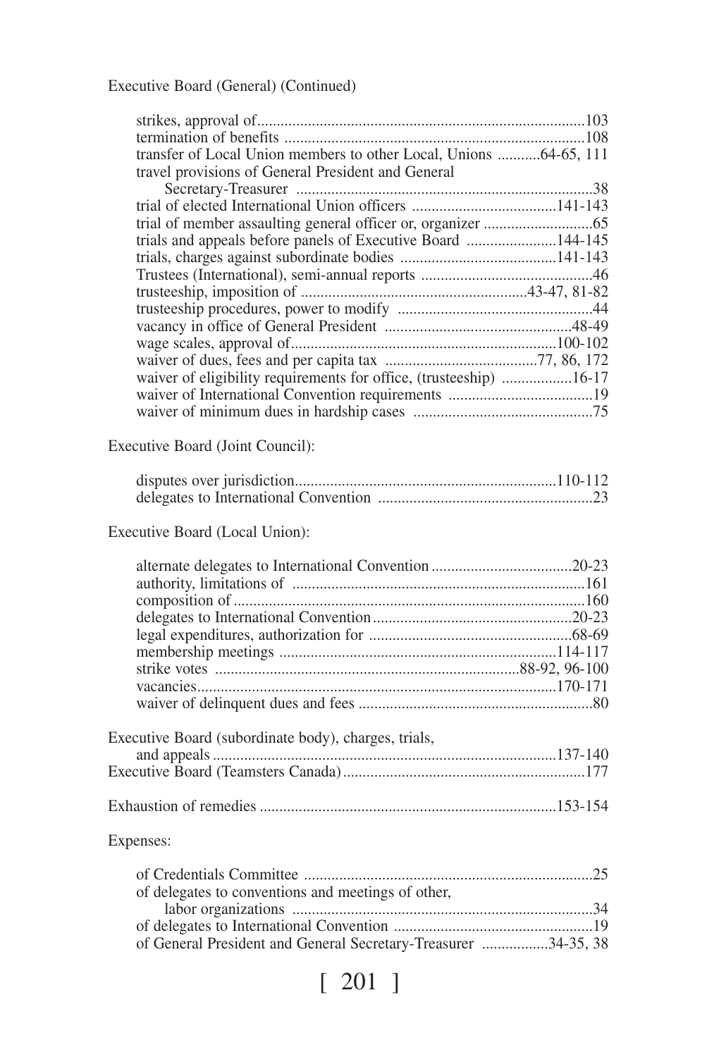Executive Board (General) (Continued)

- strikes, approval of ....................................................................................103
- termination of benefits ...............................................................................108
- transfer of Local Union members to other Local, Unions ...........64-65, 111
- travel provisions of General President and General Secretary-Treasurer ...........................................................................38
- trial of elected International Union officers ....................................141-143
- trial of member assaulting general officer or, organizer ............................65
- trials and appeals before panels of Executive Board .......................144-145
- trials, charges against subordinate bodies ........................................141-143
- Trustees (International), semi-annual reports ............................................46
- trusteeship, imposition of ..........................................................43-47, 81-82
- trusteeship procedures, power to modify ..................................................44
- vacancy in office of General President ................................................48-49
- wage scales, approval of ...................................................................100-102
- waiver of dues, fees and per capita tax .......................................77, 86, 172
- waiver of eligibility requirements for office, (trusteeship) ..................16-17
- waiver of International Convention requirements .....................................19
- waiver of minimum dues in hardship cases ..............................................75

Executive Board (Joint Council):

- disputes over jurisdiction ...................................................................110-112
- delegates to International Convention .......................................................23

Executive Board (Local Union):

- alternate delegates to International Convention ....................................20-23
- authority, limitations of ...........................................................................161
- composition of ..........................................................................................160
- delegates to International Convention ...................................................20-23
- legal expenditures, authorization for ....................................................68-69
- membership meetings .......................................................................114-117
- strike votes .............................................................................88-92, 96-100
- vacancies ...........................................................................................170-171
- waiver of delinquent dues and fees ............................................................80

Executive Board (subordinate body), charges, trials, and appeals ........................................................................................137-140

Executive Board (Teamsters Canada) ..............................................................177

Exhaustion of remedies ............................................................................153-154

Expenses:

- of Credentials Committee ...........................................................................25
- of delegates to conventions and meetings of other, labor organizations .............................................................................34
- of delegates to International Convention ...................................................19
- of General President and General Secretary-Treasurer .................34-35, 38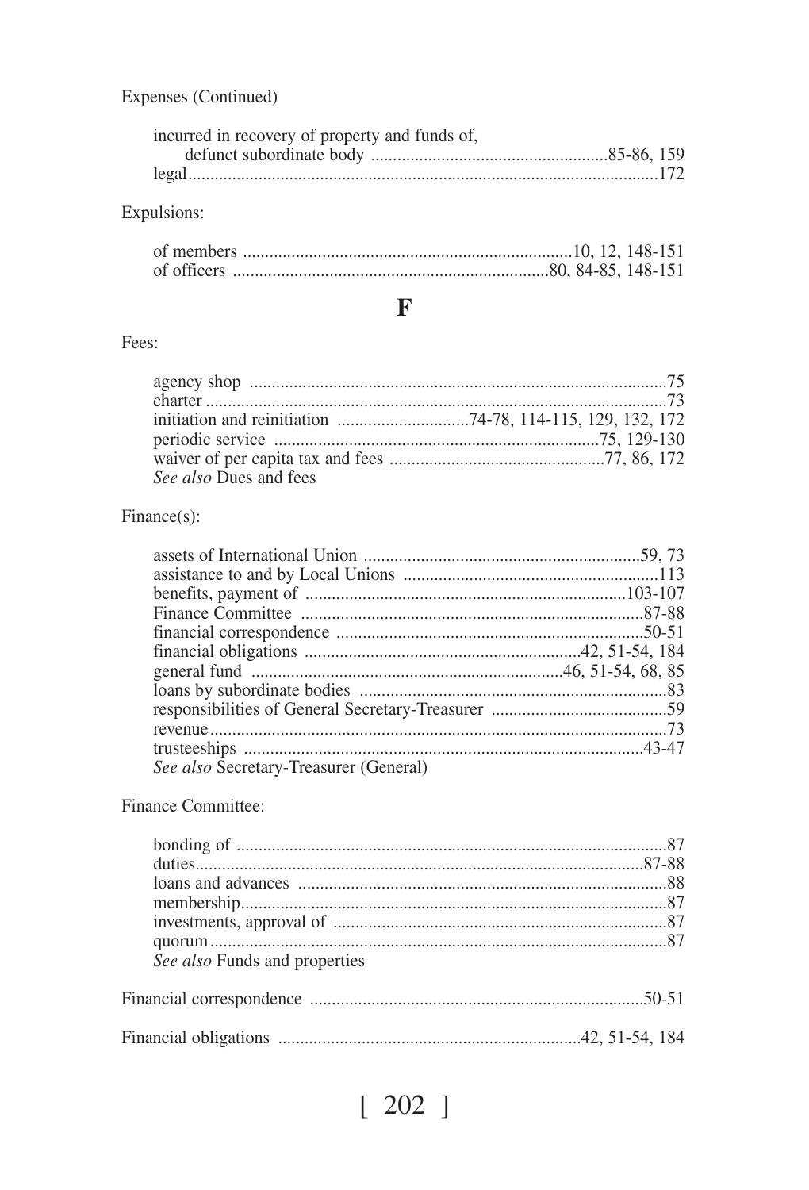Expenses (Continued)

- incurred in recovery of property and funds of, defunct subordinate body ..... 85-86, 159
- legal ..... 172

Expulsions:

- of members ..... 10, 12, 148-151
- of officers ..... 80, 84-85, 148-151

## F

Fees:

- agency shop ..... 75
- charter ..... 73
- initiation and reinitiation ..... 74-78, 114-115, 129, 132, 172
- periodic service ..... 75, 129-130
- waiver of per capita tax and fees ..... 77, 86, 172
- *See also* Dues and fees

Finance(s):

- assets of International Union ..... 59, 73
- assistance to and by Local Unions ..... 113
- benefits, payment of ..... 103-107
- Finance Committee ..... 87-88
- financial correspondence ..... 50-51
- financial obligations ..... 42, 51-54, 184
- general fund ..... 46, 51-54, 68, 85
- loans by subordinate bodies ..... 83
- responsibilities of General Secretary-Treasurer ..... 59
- revenue ..... 73
- trusteeships ..... 43-47
- *See also* Secretary-Treasurer (General)

Finance Committee:

- bonding of ..... 87
- duties ..... 87-88
- loans and advances ..... 88
- membership ..... 87
- investments, approval of ..... 87
- quorum ..... 87
- *See also* Funds and properties

Financial correspondence ..... 50-51

Financial obligations ..... 42, 51-54, 184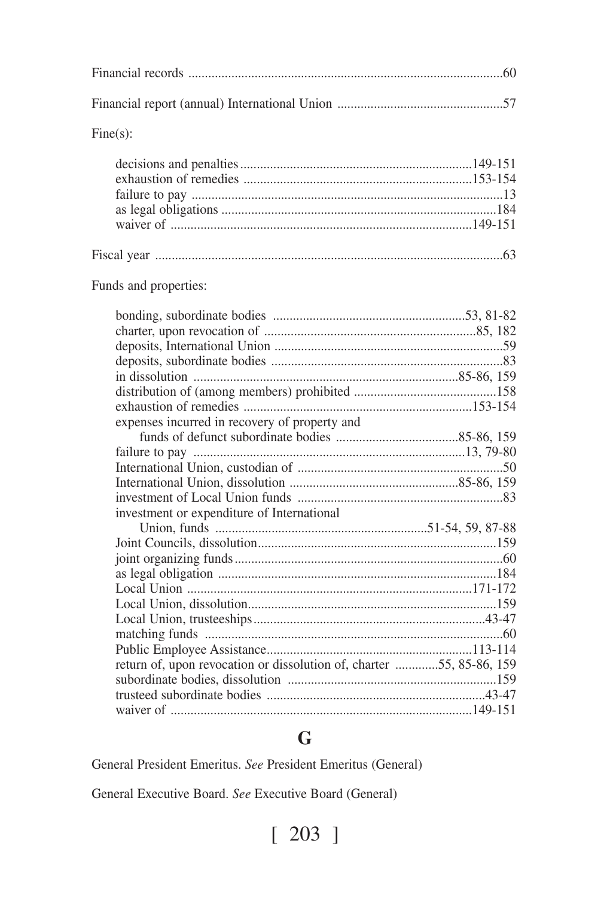Financial records ....................................................................................60

Financial report (annual) International Union ..................................................57

Fine(s):

- decisions and penalties......................................................................149-151
- exhaustion of remedies ....................................................................153-154
- failure to pay ..............................................................................................13
- as legal obligations ...................................................................................184
- waiver of ...........................................................................................149-151

Fiscal year ..........................................................................................................63

Funds and properties:

- bonding, subordinate bodies ..........................................................53, 81-82
- charter, upon revocation of ..............................................................85, 182
- deposits, International Union .....................................................................59
- deposits, subordinate bodies ......................................................................83
- in dissolution ...............................................................................85-86, 159
- distribution of (among members) prohibited ...........................................158
- exhaustion of remedies .....................................................................153-154
- expenses incurred in recovery of property and funds of defunct subordinate bodies .....................................85-86, 159
- failure to pay ..................................................................................13, 79-80
- International Union, custodian of ..............................................................50
- International Union, dissolution ..................................................85-86, 159
- investment of Local Union funds ..............................................................83
- investment or expenditure of International Union, funds ...............................................................51-54, 59, 87-88
- Joint Councils, dissolution.......................................................................159
- joint organizing funds................................................................................60
- as legal obligation ....................................................................................184
- Local Union .......................................................................................171-172
- Local Union, dissolution...........................................................................159
- Local Union, trusteeships......................................................................43-47
- matching funds ..........................................................................................60
- Public Employee Assistance.............................................................113-114
- return of, upon revocation or dissolution of, charter .............55, 85-86, 159
- subordinate bodies, dissolution ...............................................................159
- trusteed subordinate bodies .................................................................43-47
- waiver of ...........................................................................................149-151

## G

General President Emeritus. *See* President Emeritus (General)

General Executive Board. *See* Executive Board (General)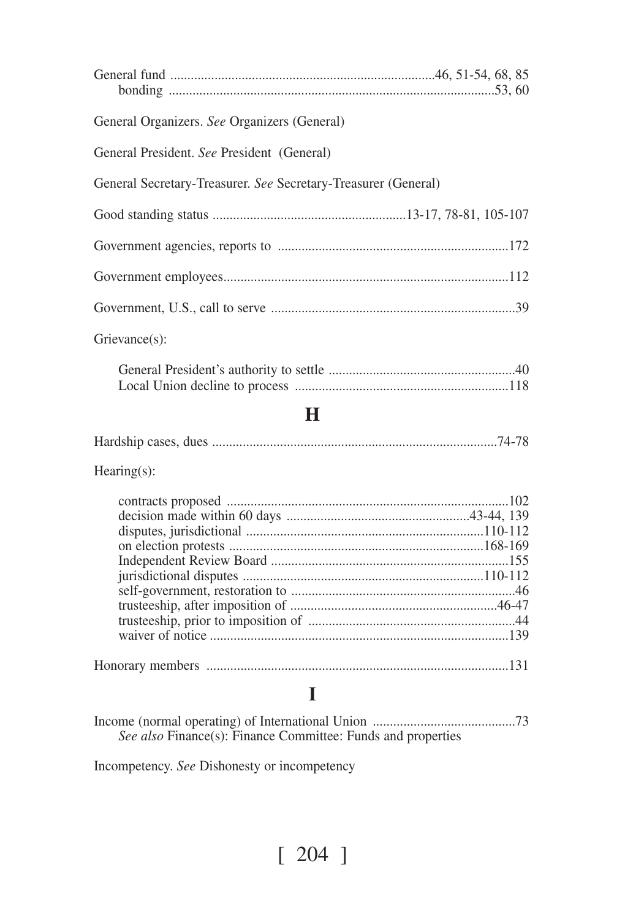General fund ........................................................................46, 51-54, 68, 85
  bonding ..........................................................................................53, 60

General Organizers. *See* Organizers (General)

General President. *See* President (General)

General Secretary-Treasurer. *See* Secretary-Treasurer (General)

Good standing status ........................................................13-17, 78-81, 105-107

Government agencies, reports to ...................................................................172

Government employees.....................................................................................112

Government, U.S., call to serve .......................................................................39

Grievance(s):

  General President's authority to settle ........................................................40
  Local Union decline to process ..................................................................118

## H

Hardship cases, dues ......................................................................................74-78

Hearing(s):

  contracts proposed ......................................................................................102
  decision made within 60 days ......................................................43-44, 139
  disputes, jurisdictional .........................................................................110-112
  on election protests ..............................................................................168-169
  Independent Review Board ..........................................................................155
  jurisdictional disputes ...........................................................................110-112
  self-government, restoration to .....................................................................46
  trusteeship, after imposition of ..............................................................46-47
  trusteeship, prior to imposition of ..................................................................44
  waiver of notice ............................................................................................139

Honorary members ...........................................................................................131

## I

Income (normal operating) of International Union ..........................................73
  *See also* Finance(s): Finance Committee: Funds and properties

Incompetency. *See* Dishonesty or incompetency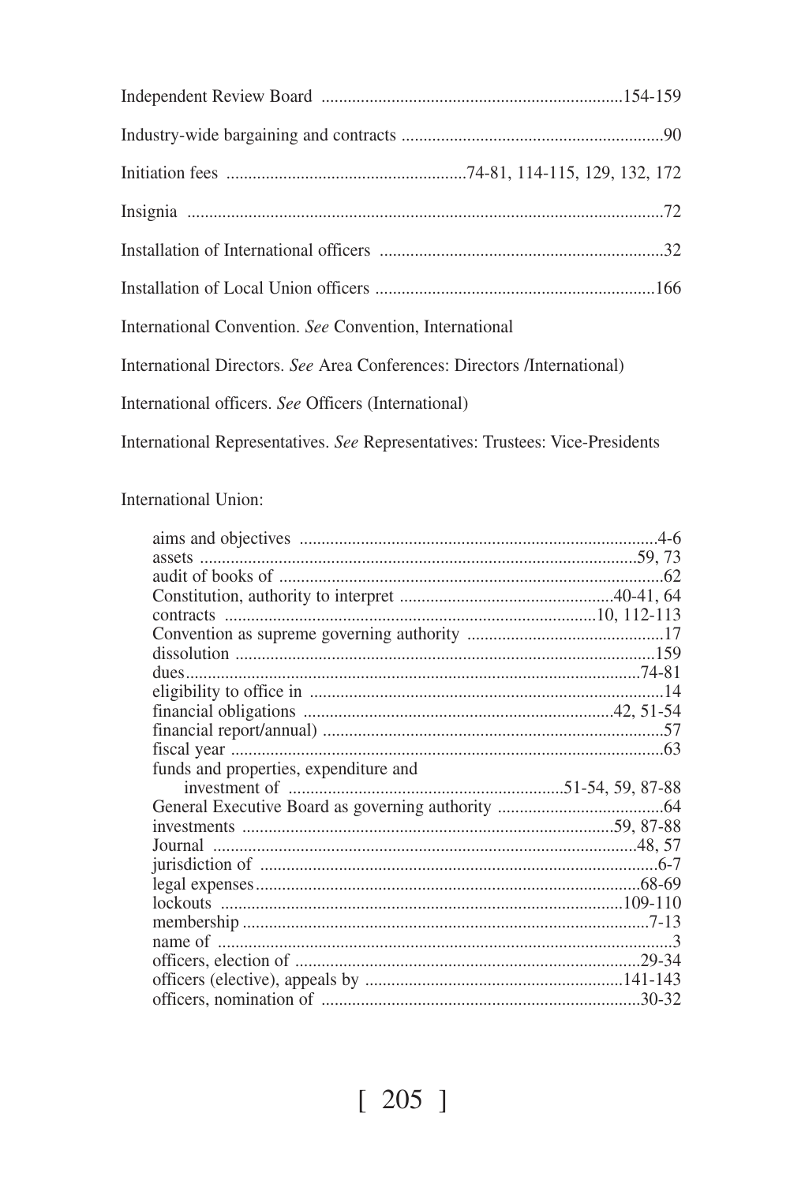Independent Review Board ....................................................................154-159

Industry-wide bargaining and contracts ............................................................90

Initiation fees ......................................................74-81, 114-115, 129, 132, 172

Insignia ............................................................................................................72

Installation of International officers .................................................................32

Installation of Local Union officers ................................................................166

International Convention. *See* Convention, International

International Directors. *See* Area Conferences: Directors /International)

International officers. *See* Officers (International)

International Representatives. *See* Representatives: Trustees: Vice-Presidents

International Union:

- aims and objectives .................................................................................4-6
- assets ....................................................................................................59, 73
- audit of books of .......................................................................................62
- Constitution, authority to interpret ................................................40-41, 64
- contracts ....................................................................................10, 112-113
- Convention as supreme governing authority .............................................17
- dissolution ...............................................................................................159
- dues.......................................................................................................74-81
- eligibility to office in .................................................................................14
- financial obligations ......................................................................42, 51-54
- financial report/annual) .............................................................................57
- fiscal year ...................................................................................................63
- funds and properties, expenditure and investment of ...............................................................51-54, 59, 87-88
- General Executive Board as governing authority ......................................64
- investments ....................................................................................59, 87-88
- Journal .................................................................................................48, 57
- jurisdiction of .........................................................................................6-7
- legal expenses.......................................................................................68-69
- lockouts ...............................................................................................109-110
- membership ............................................................................................7-13
- name of .......................................................................................................3
- officers, election of ..............................................................................29-34
- officers (elective), appeals by ...........................................................141-143
- officers, nomination of ........................................................................30-32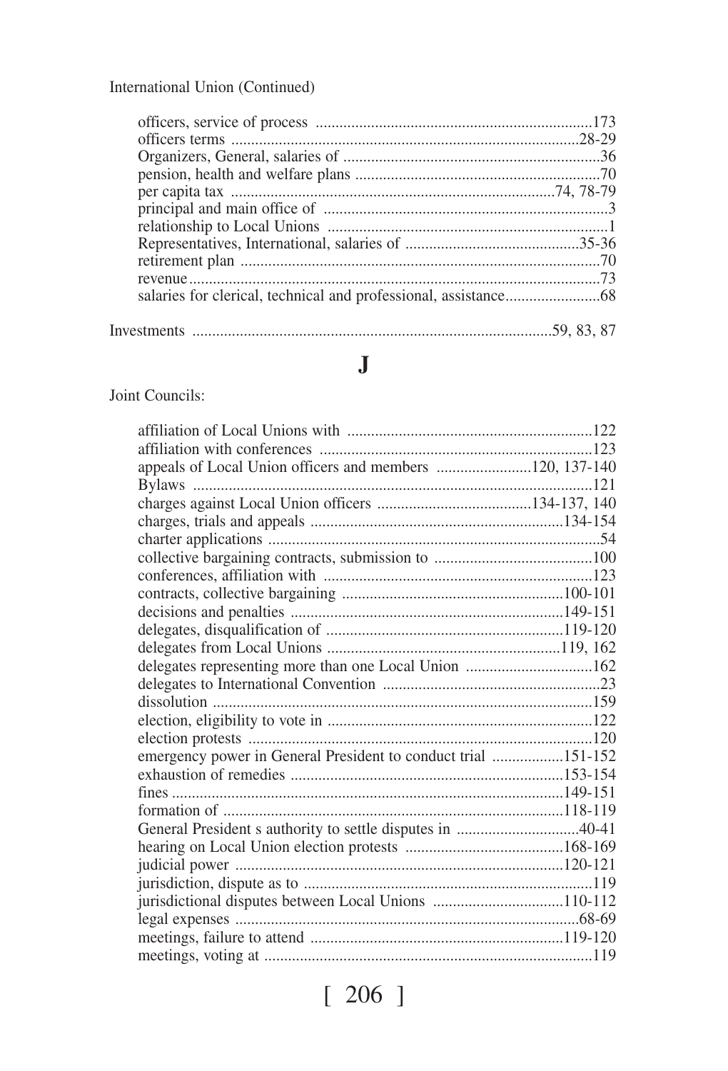International Union (Continued)

- officers, service of process ....................................................................173
- officers terms ......................................................................................28-29
- Organizers, General, salaries of ................................................................36
- pension, health and welfare plans .............................................................70
- per capita tax ...............................................................................74, 78-79
- principal and main office of .......................................................................3
- relationship to Local Unions .......................................................................1
- Representatives, International, salaries of ...........................................35-36
- retirement plan .........................................................................................70
- revenue......................................................................................................73
- salaries for clerical, technical and professional, assistance.......................68

Investments .........................................................................................59, 83, 87

## J

Joint Councils:

- affiliation of Local Unions with ..............................................................122
- affiliation with conferences ....................................................................123
- appeals of Local Union officers and members ........................120, 137-140
- Bylaws .....................................................................................................121
- charges against Local Union officers .......................................134-137, 140
- charges, trials and appeals ................................................................134-154
- charter applications ....................................................................................54
- collective bargaining contracts, submission to ........................................100
- conferences, affiliation with ....................................................................123
- contracts, collective bargaining ........................................................100-101
- decisions and penalties .....................................................................149-151
- delegates, disqualification of ............................................................119-120
- delegates from Local Unions ...........................................................119, 162
- delegates representing more than one Local Union ................................162
- delegates to International Convention .......................................................23
- dissolution ................................................................................................159
- election, eligibility to vote in ...................................................................122
- election protests .......................................................................................120
- emergency power in General President to conduct trial ..................151-152
- exhaustion of remedies .....................................................................153-154
- fines ...................................................................................................149-151
- formation of ......................................................................................118-119
- General President s authority to settle disputes in ...............................40-41
- hearing on Local Union election protests ........................................168-169
- judicial power ...................................................................................120-121
- jurisdiction, dispute as to .........................................................................119
- jurisdictional disputes between Local Unions .................................110-112
- legal expenses ......................................................................................68-69
- meetings, failure to attend ...............................................................119-120
- meetings, voting at ...................................................................................119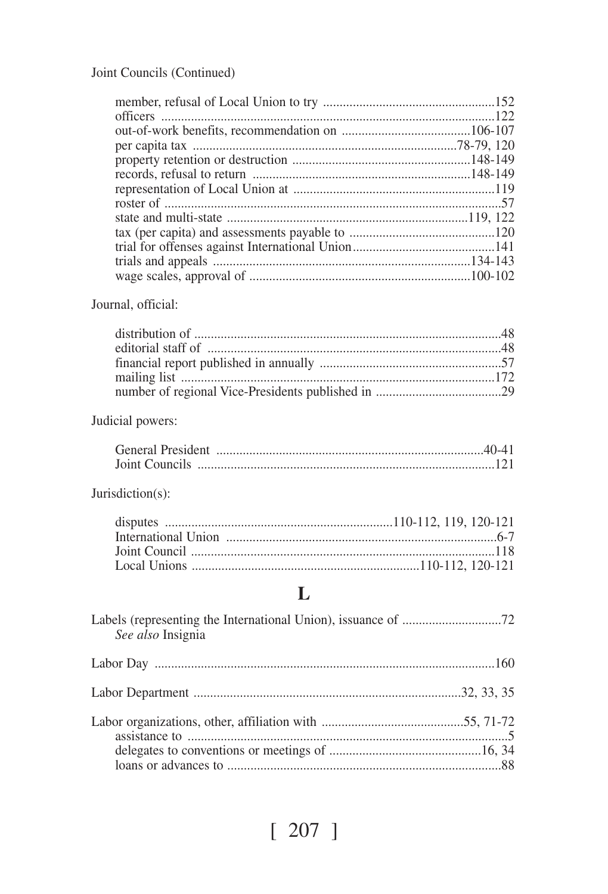Joint Councils (Continued)

- member, refusal of Local Union to try ....................................................152
- officers .....................................................................................................122
- out-of-work benefits, recommendation on .......................................106-107
- per capita tax ..............................................................................78-79, 120
- property retention or destruction ......................................................148-149
- records, refusal to return .................................................................148-149
- representation of Local Union at .............................................................119
- roster of .......................................................................................................57
- state and multi-state ........................................................................119, 122
- tax (per capita) and assessments payable to ............................................120
- trial for offenses against International Union...........................................141
- trials and appeals .............................................................................134-143
- wage scales, approval of ..................................................................100-102

Journal, official:

- distribution of ............................................................................................48
- editorial staff of .........................................................................................48
- financial report published in annually .......................................................57
- mailing list ...............................................................................................172
- number of regional Vice-Presidents published in ......................................29

Judicial powers:

- General President .................................................................................40-41
- Joint Councils ..........................................................................................121

Jurisdiction(s):

- disputes ....................................................................110-112, 119, 120-121
- International Union ..................................................................................6-7
- Joint Council ............................................................................................118
- Local Unions ....................................................................110-112, 120-121

## L

Labels (representing the International Union), issuance of ..............................72
*See also* Insignia

Labor Day .......................................................................................................160

Labor Department ................................................................................32, 33, 35

Labor organizations, other, affiliation with ..........................................55, 71-72
- assistance to .................................................................................................5
- delegates to conventions or meetings of ..............................................16, 34
- loans or advances to ...................................................................................88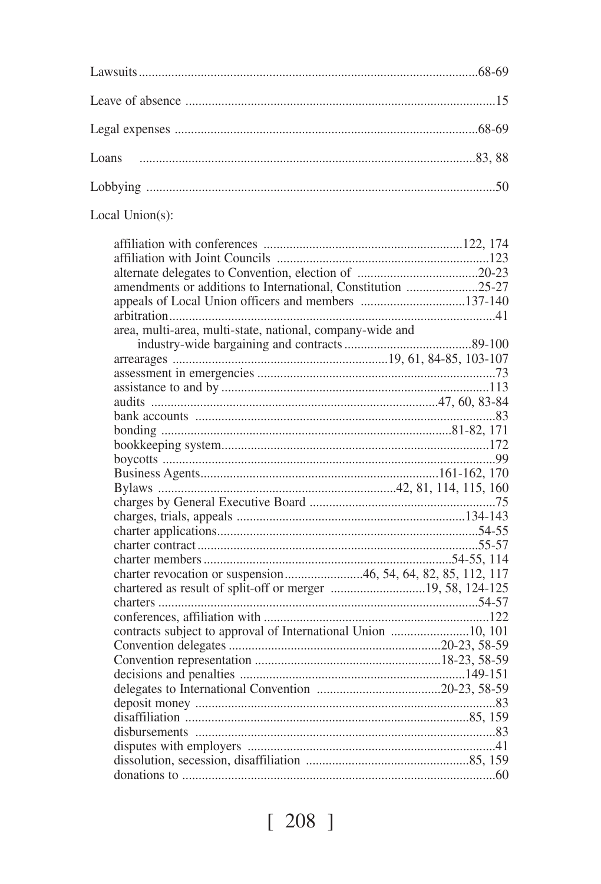Lawsuits.......................................................................................................68-69

Leave of absence .............................................................................................15

Legal expenses ............................................................................................68-69

Loans .......................................................................................................83, 88

Lobbying ..........................................................................................................50

Local Union(s):

- affiliation with conferences ............................................................122, 174
- affiliation with Joint Councils ................................................................123
- alternate delegates to Convention, election of .....................................20-23
- amendments or additions to International, Constitution ......................25-27
- appeals of Local Union officers and members ................................137-140
- arbitration..................................................................................................41
- area, multi-area, multi-state, national, company-wide and industry-wide bargaining and contracts......................................89-100
- arrearages .................................................................19, 61, 84-85, 103-107
- assessment in emergencies .......................................................................73
- assistance to and by ................................................................................113
- audits ......................................................................................47, 60, 83-84
- bank accounts ...........................................................................................83
- bonding ......................................................................................81-82, 171
- bookkeeping system.................................................................................172
- boycotts .....................................................................................................99
- Business Agents........................................................................161-162, 170
- Bylaws ......................................................................42, 81, 114, 115, 160
- charges by General Executive Board .........................................................75
- charges, trials, appeals .....................................................................134-143
- charter applications...............................................................................54-55
- charter contract.....................................................................................55-57
- charter members...........................................................................54-55, 114
- charter revocation or suspension.......................46, 54, 64, 82, 85, 112, 117
- chartered as result of split-off or merger ............................19, 58, 124-125
- charters .................................................................................................54-57
- conferences, affiliation with ....................................................................122
- contracts subject to approval of International Union .......................10, 101
- Convention delegates ................................................................20-23, 58-59
- Convention representation ........................................................18-23, 58-59
- decisions and penalties ....................................................................149-151
- delegates to International Convention .....................................20-23, 58-59
- deposit money ...........................................................................................83
- disaffiliation ......................................................................................85, 159
- disbursements ...........................................................................................83
- disputes with employers ...........................................................................41
- dissolution, secession, disaffiliation .................................................85, 159
- donations to ...............................................................................................60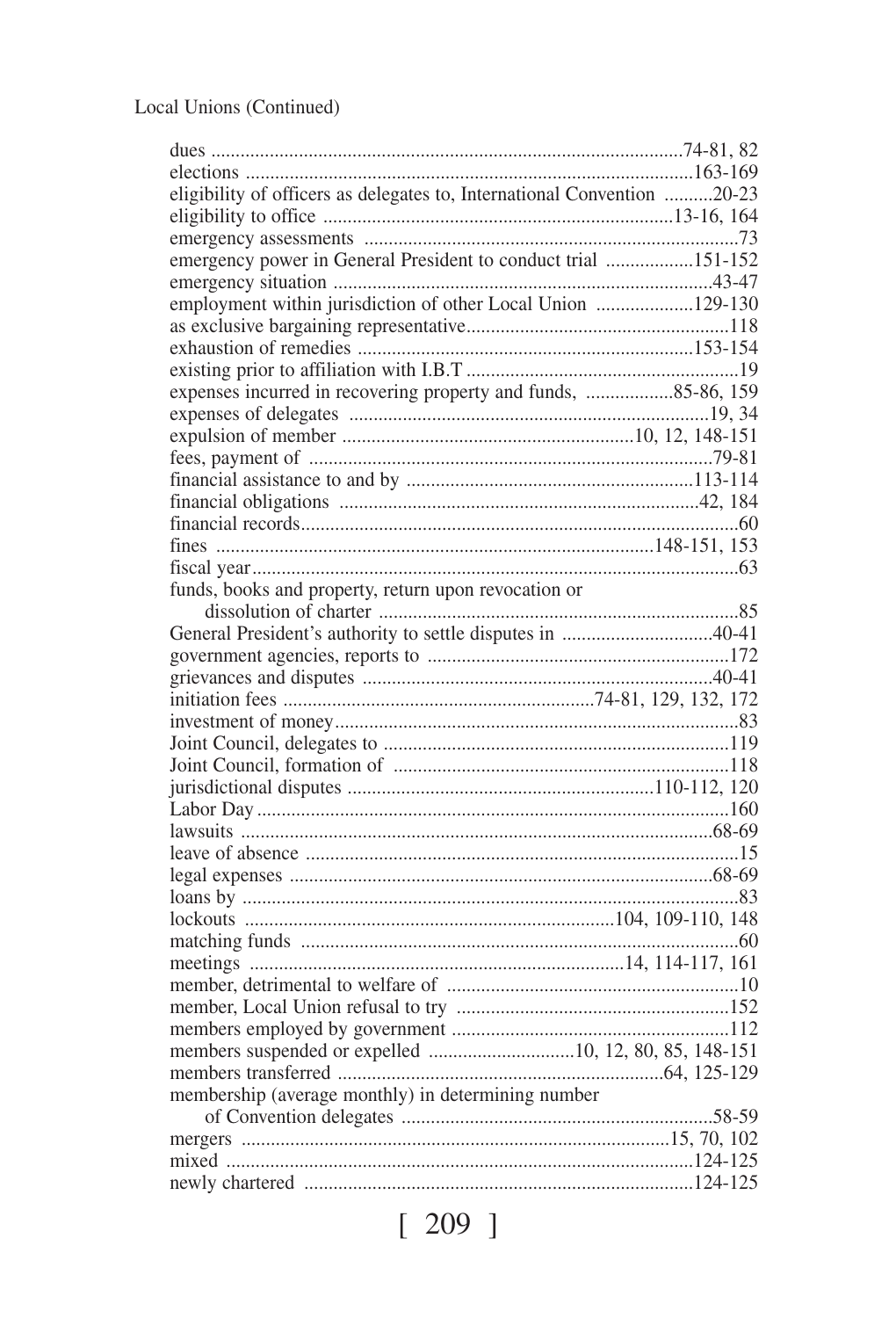Local Unions (Continued)

dues ....................................................................................................74-81, 82
elections ............................................................................................163-169
eligibility of officers as delegates to, International Convention ..........20-23
eligibility to office .......................................................................13-16, 164
emergency assessments ..............................................................................73
emergency power in General President to conduct trial ..................151-152
emergency situation ...............................................................................43-47
employment within jurisdiction of other Local Union ....................129-130
as exclusive bargaining representative......................................................118
exhaustion of remedies .......................................................................153-154
existing prior to affiliation with I.B.T ........................................................19
expenses incurred in recovering property and funds, ..................85-86, 159
expenses of delegates ...........................................................................19, 34
expulsion of member ..............................................................10, 12, 148-151
fees, payment of ......................................................................................79-81
financial assistance to and by ............................................................113-114
financial obligations ............................................................................42, 184
financial records...........................................................................................60
fines ..........................................................................................148-151, 153
fiscal year.....................................................................................................63
funds, books and property, return upon revocation or
    dissolution of charter ...........................................................................85
General President's authority to settle disputes in ...............................40-41
government agencies, reports to ..............................................................172
grievances and disputes ..........................................................................40-41
initiation fees ................................................................74-81, 129, 132, 172
investment of money....................................................................................83
Joint Council, delegates to ........................................................................119
Joint Council, formation of .......................................................................118
jurisdictional disputes ...................................................................110-112, 120
Labor Day..................................................................................................160
lawsuits ....................................................................................................68-69
leave of absence ..........................................................................................15
legal expenses ..........................................................................................68-69
loans by .......................................................................................................83
lockouts ..............................................................................104, 109-110, 148
matching funds ...........................................................................................60
meetings ..............................................................................14, 114-117, 161
member, detrimental to welfare of .............................................................10
member, Local Union refusal to try ..........................................................152
members employed by government ..........................................................112
members suspended or expelled ..............................10, 12, 80, 85, 148-151
members transferred ....................................................................64, 125-129
membership (average monthly) in determining number
    of Convention delegates ..................................................................58-59
mergers ..........................................................................................15, 70, 102
mixed .................................................................................................124-125
newly chartered .................................................................................124-125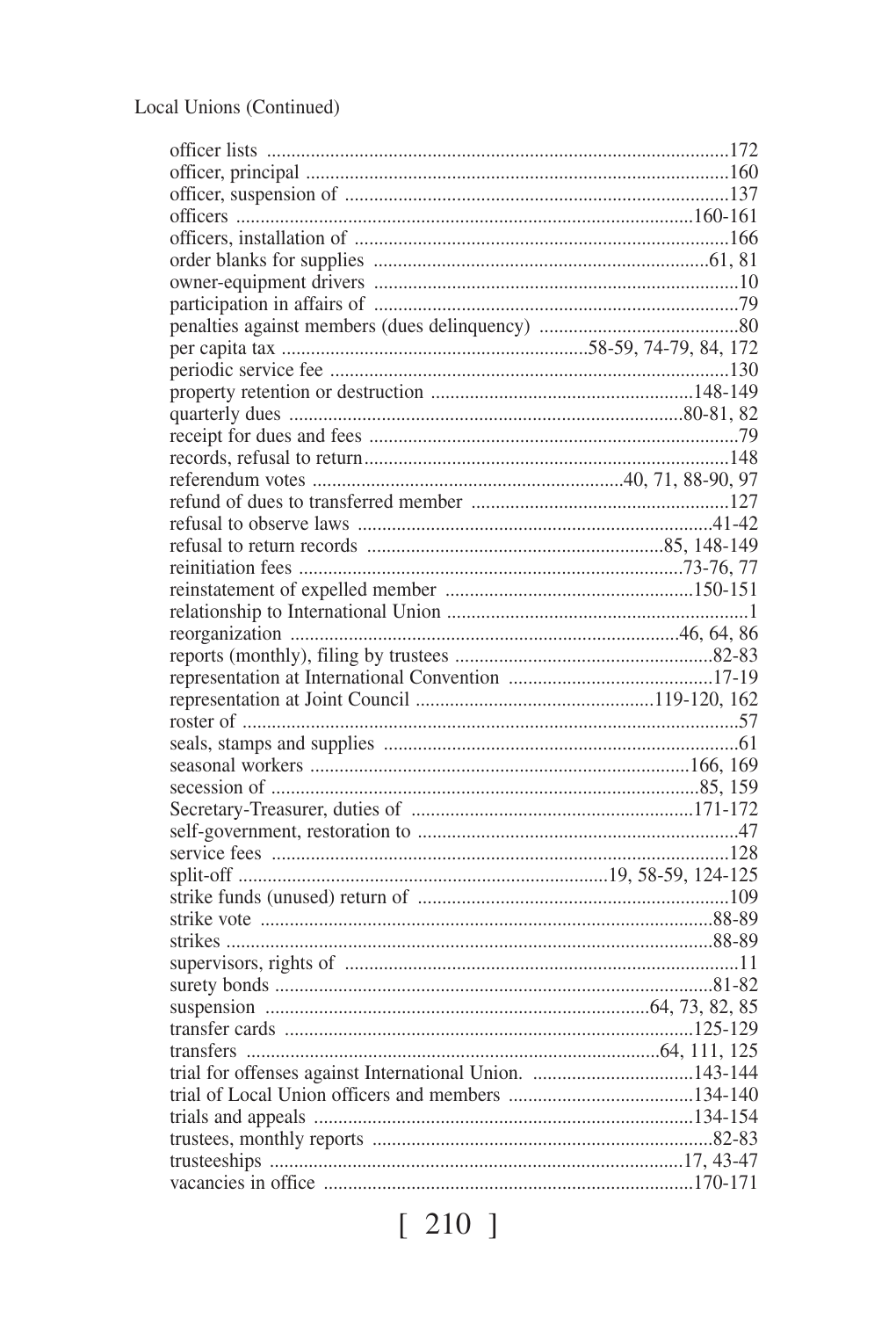Local Unions (Continued)

officer lists ..........172
officer, principal ..........160
officer, suspension of ..........137
officers ..........160-161
officers, installation of ..........166
order blanks for supplies ..........61, 81
owner-equipment drivers ..........10
participation in affairs of ..........79
penalties against members (dues delinquency) ..........80
per capita tax ..........58-59, 74-79, 84, 172
periodic service fee ..........130
property retention or destruction ..........148-149
quarterly dues ..........80-81, 82
receipt for dues and fees ..........79
records, refusal to return..........148
referendum votes ..........40, 71, 88-90, 97
refund of dues to transferred member ..........127
refusal to observe laws ..........41-42
refusal to return records ..........85, 148-149
reinitiation fees ..........73-76, 77
reinstatement of expelled member ..........150-151
relationship to International Union ..........1
reorganization ..........46, 64, 86
reports (monthly), filing by trustees ..........82-83
representation at International Convention ..........17-19
representation at Joint Council ..........119-120, 162
roster of ..........57
seals, stamps and supplies ..........61
seasonal workers ..........166, 169
secession of ..........85, 159
Secretary-Treasurer, duties of ..........171-172
self-government, restoration to ..........47
service fees ..........128
split-off ..........19, 58-59, 124-125
strike funds (unused) return of ..........109
strike vote ..........88-89
strikes ..........88-89
supervisors, rights of ..........11
surety bonds ..........81-82
suspension ..........64, 73, 82, 85
transfer cards ..........125-129
transfers ..........64, 111, 125
trial for offenses against International Union. ..........143-144
trial of Local Union officers and members ..........134-140
trials and appeals ..........134-154
trustees, monthly reports ..........82-83
trusteeships ..........17, 43-47
vacancies in office ..........170-171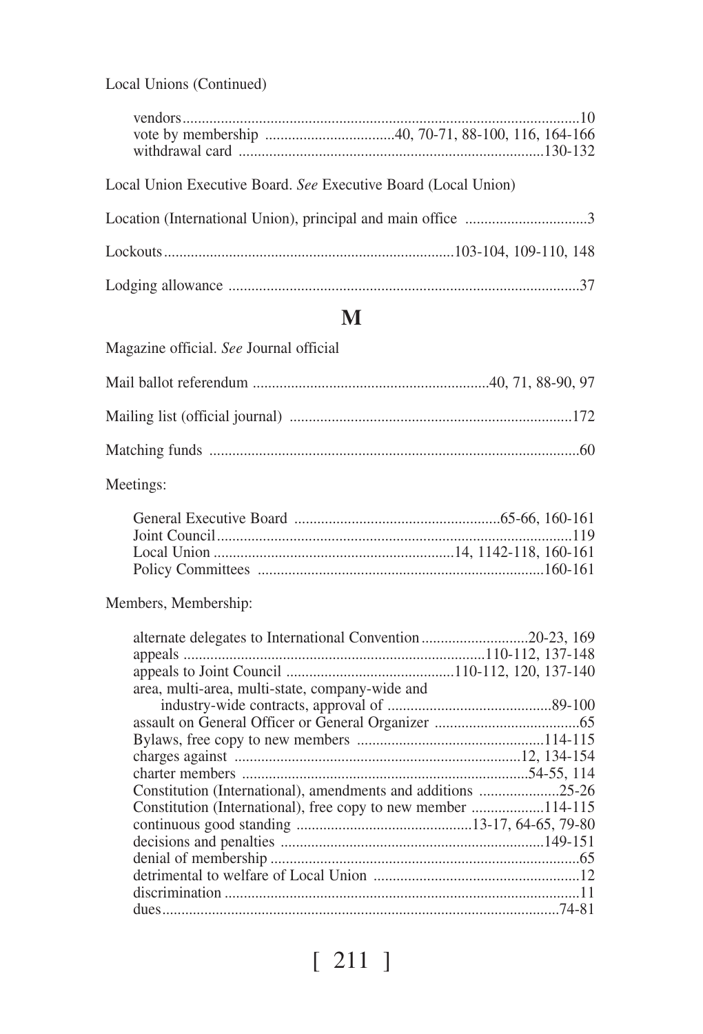Local Unions (Continued)

- vendors....................10
- vote by membership ....................40, 70-71, 88-100, 116, 164-166
- withdrawal card ....................130-132

Local Union Executive Board. *See* Executive Board (Local Union)

Location (International Union), principal and main office ....................3

Lockouts....................103-104, 109-110, 148

Lodging allowance ....................37

## M

Magazine official. *See* Journal official

Mail ballot referendum ....................40, 71, 88-90, 97

Mailing list (official journal) ....................172

Matching funds ....................60

Meetings:

- General Executive Board ....................65-66, 160-161
- Joint Council....................119
- Local Union ....................14, 1142-118, 160-161
- Policy Committees ....................160-161

Members, Membership:

- alternate delegates to International Convention....................20-23, 169
- appeals ....................110-112, 137-148
- appeals to Joint Council ....................110-112, 120, 137-140
- area, multi-area, multi-state, company-wide and industry-wide contracts, approval of ....................89-100
- assault on General Officer or General Organizer ....................65
- Bylaws, free copy to new members ....................114-115
- charges against ....................12, 134-154
- charter members ....................54-55, 114
- Constitution (International), amendments and additions ....................25-26
- Constitution (International), free copy to new member ....................114-115
- continuous good standing ....................13-17, 64-65, 79-80
- decisions and penalties ....................149-151
- denial of membership ....................65
- detrimental to welfare of Local Union ....................12
- discrimination ....................11
- dues....................74-81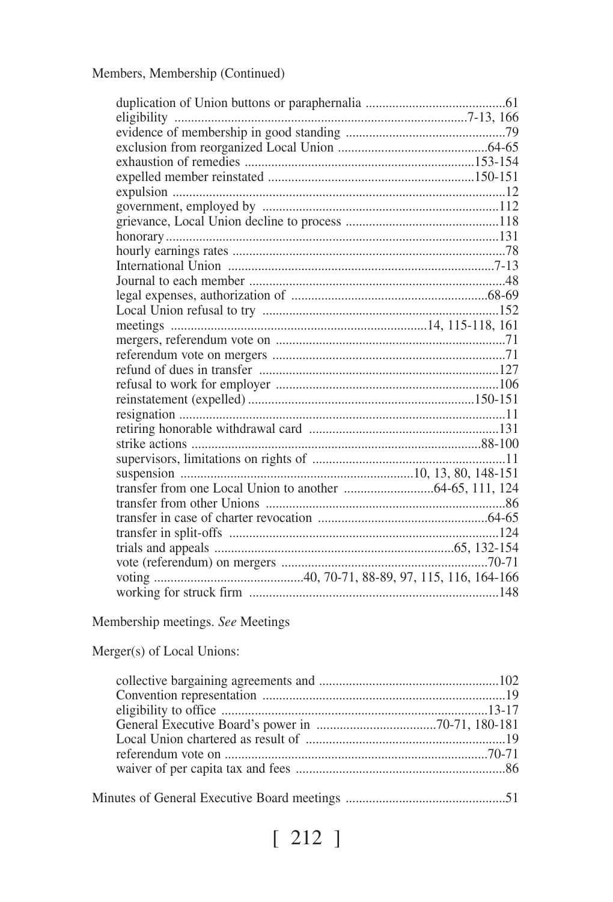Members, Membership (Continued)

- duplication of Union buttons or paraphernalia ..........................................61
- eligibility ......................................................................................7-13, 166
- evidence of membership in good standing ................................................79
- exclusion from reorganized Local Union ............................................64-65
- exhaustion of remedies ....................................................................153-154
- expelled member reinstated ............................................................150-151
- expulsion ..................................................................................................12
- government, employed by ......................................................................112
- grievance, Local Union decline to process .............................................118
- honorary...................................................................................................131
- hourly earnings rates .................................................................................78
- International Union ................................................................................7-13
- Journal to each member ............................................................................48
- legal expenses, authorization of ..........................................................68-69
- Local Union refusal to try ......................................................................152
- meetings ............................................................................14, 115-118, 161
- mergers, referendum vote on .....................................................................71
- referendum vote on mergers .....................................................................71
- refund of dues in transfer ........................................................................127
- refusal to work for employer ..................................................................106
- reinstatement (expelled) ...................................................................150-151
- resignation .................................................................................................11
- retiring honorable withdrawal card ........................................................131
- strike actions ......................................................................................88-100
- supervisors, limitations on rights of ..........................................................11
- suspension ....................................................................10, 13, 80, 148-151
- transfer from one Local Union to another ...........................64-65, 111, 124
- transfer from other Unions .......................................................................86
- transfer in case of charter revocation ...................................................64-65
- transfer in split-offs ................................................................................124
- trials and appeals .......................................................................65, 132-154
- vote (referendum) on mergers .............................................................70-71
- voting ............................................40, 70-71, 88-89, 97, 115, 116, 164-166
- working for struck firm ..........................................................................148

Membership meetings. *See* Meetings

Merger(s) of Local Unions:

- collective bargaining agreements and .....................................................102
- Convention representation ........................................................................19
- eligibility to office ................................................................................13-17
- General Executive Board's power in ...................................70-71, 180-181
- Local Union chartered as result of ............................................................19
- referendum vote on ..............................................................................70-71
- waiver of per capita tax and fees ..............................................................86

Minutes of General Executive Board meetings ................................................51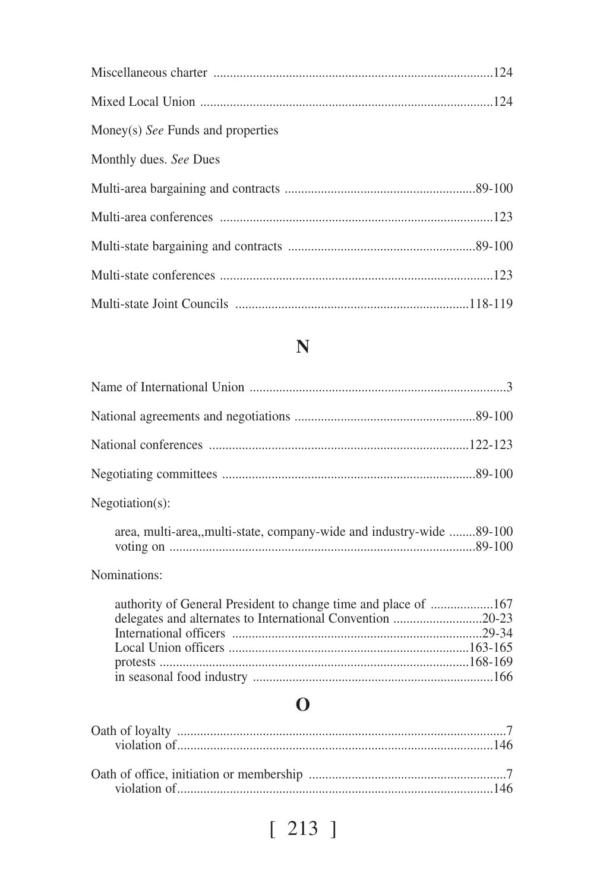Miscellaneous charter ....................................................................................124

Mixed Local Union ........................................................................................124

Money(s) *See* Funds and properties

Monthly dues. *See* Dues

Multi-area bargaining and contracts ..........................................................89-100

Multi-area conferences ..................................................................................123

Multi-state bargaining and contracts .........................................................89-100

Multi-state conferences ..................................................................................123

Multi-state Joint Councils ......................................................................118-119

## N

Name of International Union .............................................................................3

National agreements and negotiations ......................................................89-100

National conferences ..............................................................................122-123

Negotiating committees ............................................................................89-100

Negotiation(s):

- area, multi-area,,multi-state, company-wide and industry-wide ........89-100
- voting on ............................................................................................89-100

Nominations:

- authority of General President to change time and place of ...................167
- delegates and alternates to International Convention ...........................20-23
- International officers ............................................................................29-34
- Local Union officers ........................................................................163-165
- protests .............................................................................................168-169
- in seasonal food industry .........................................................................166

## O

Oath of loyalty ...................................................................................................7
- violation of...............................................................................................146

Oath of office, initiation or membership ...........................................................7
- violation of...............................................................................................146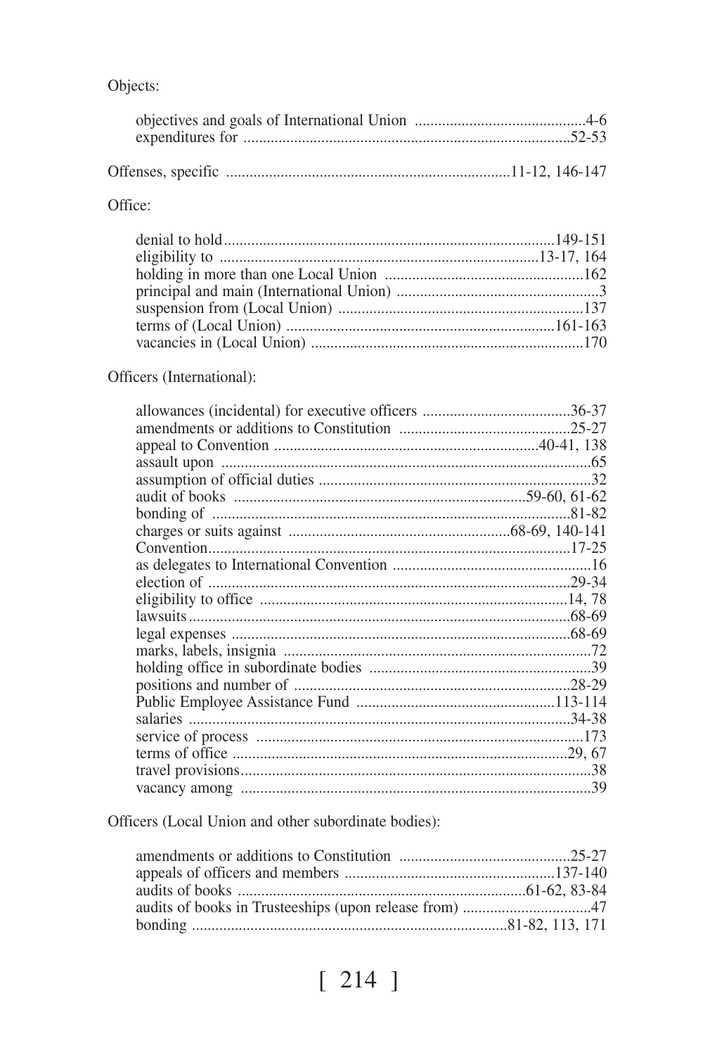Objects:

- objectives and goals of International Union ............................................4-6
- expenditures for ...................................................................................52-53

Offenses, specific .........................................................................11-12, 146-147

Office:

- denial to hold.....................................................................................149-151
- eligibility to .................................................................................13-17, 164
- holding in more than one Local Union ...................................................162
- principal and main (International Union) ....................................................3
- suspension from (Local Union) ...............................................................137
- terms of (Local Union) ....................................................................161-163
- vacancies in (Local Union) .....................................................................170

Officers (International):

- allowances (incidental) for executive officers ......................................36-37
- amendments or additions to Constitution ............................................25-27
- appeal to Convention ...................................................................40-41, 138
- assault upon ..............................................................................................65
- assumption of official duties ......................................................................32
- audit of books ..........................................................................59-60, 61-62
- bonding of ............................................................................................81-82
- charges or suits against .........................................................68-69, 140-141
- Convention.............................................................................................17-25
- as delegates to International Convention ...................................................16
- election of .............................................................................................29-34
- eligibility to office ...............................................................................14, 78
- lawsuits..................................................................................................68-69
- legal expenses .......................................................................................68-69
- marks, labels, insignia ..............................................................................72
- holding office in subordinate bodies .........................................................39
- positions and number of .......................................................................28-29
- Public Employee Assistance Fund ...................................................113-114
- salaries ..................................................................................................34-38
- service of process ...................................................................................173
- terms of office ...................................................................................29, 67
- travel provisions.........................................................................................38
- vacancy among .........................................................................................39

Officers (Local Union and other subordinate bodies):

- amendments or additions to Constitution ............................................25-27
- appeals of officers and members ......................................................137-140
- audits of books .........................................................................61-62, 83-84
- audits of books in Trusteeships (upon release from) .................................47
- bonding ................................................................................81-82, 113, 171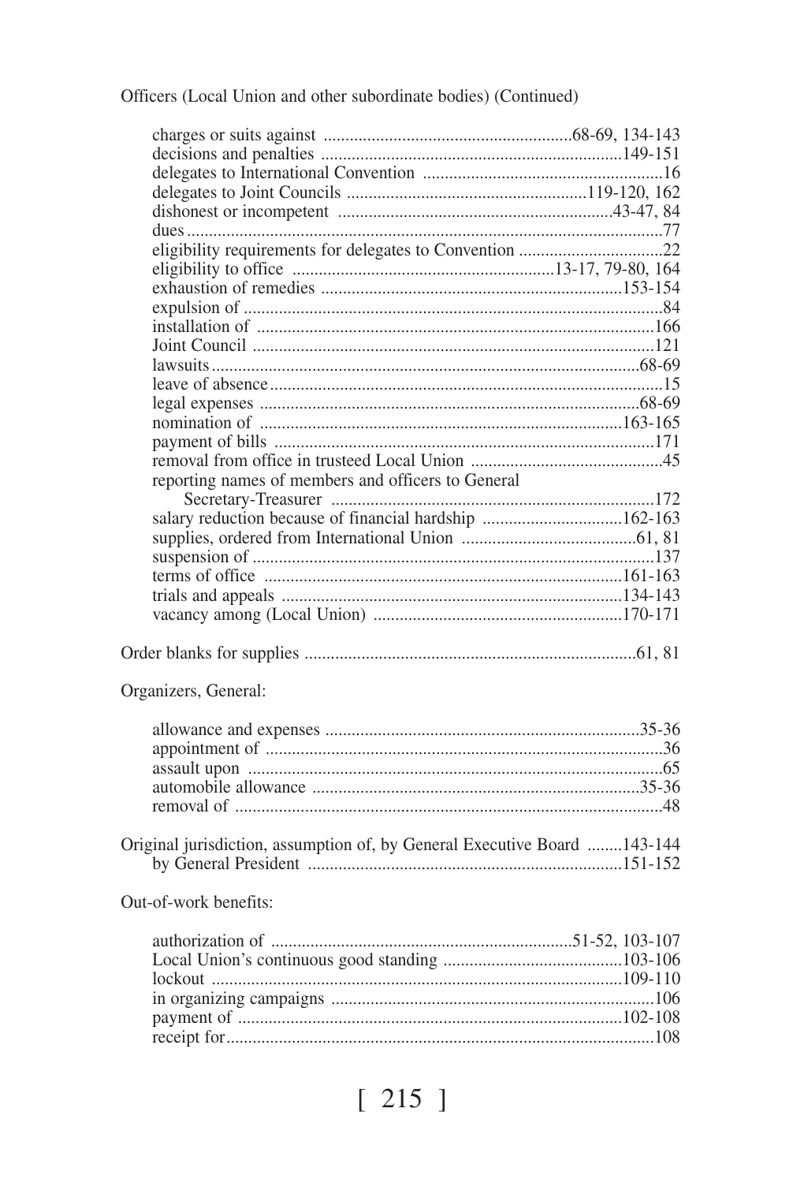Officers (Local Union and other subordinate bodies) (Continued)

- charges or suits against ........................................................68-69, 134-143
- decisions and penalties ....................................................................149-151
- delegates to International Convention .......................................................16
- delegates to Joint Councils .....................................................119-120, 162
- dishonest or incompetent ..............................................................43-47, 84
- dues...........................................................................................................77
- eligibility requirements for delegates to Convention .................................22
- eligibility to office ...........................................................13-17, 79-80, 164
- exhaustion of remedies ....................................................................153-154
- expulsion of ...............................................................................................84
- installation of ...........................................................................................166
- Joint Council ............................................................................................121
- lawsuits..................................................................................................68-69
- leave of absence........................................................................................15
- legal expenses .......................................................................................68-69
- nomination of ...................................................................................163-165
- payment of bills ......................................................................................171
- removal from office in trusteed Local Union ............................................45
- reporting names of members and officers to General Secretary-Treasurer ..........................................................................172
- salary reduction because of financial hardship ................................162-163
- supplies, ordered from International Union ........................................61, 81
- suspension of ...........................................................................................137
- terms of office ..................................................................................161-163
- trials and appeals .............................................................................134-143
- vacancy among (Local Union) .........................................................170-171

Order blanks for supplies ............................................................................61, 81

Organizers, General:

- allowance and expenses .......................................................................35-36
- appointment of ..........................................................................................36
- assault upon ..............................................................................................65
- automobile allowance ...........................................................................35-36
- removal of .................................................................................................48

Original jurisdiction, assumption of, by General Executive Board ........143-144
- by General President ........................................................................151-152

Out-of-work benefits:

- authorization of .....................................................................51-52, 103-107
- Local Union's continuous good standing .........................................103-106
- lockout .............................................................................................109-110
- in organizing campaigns .........................................................................106
- payment of .......................................................................................102-108
- receipt for................................................................................................108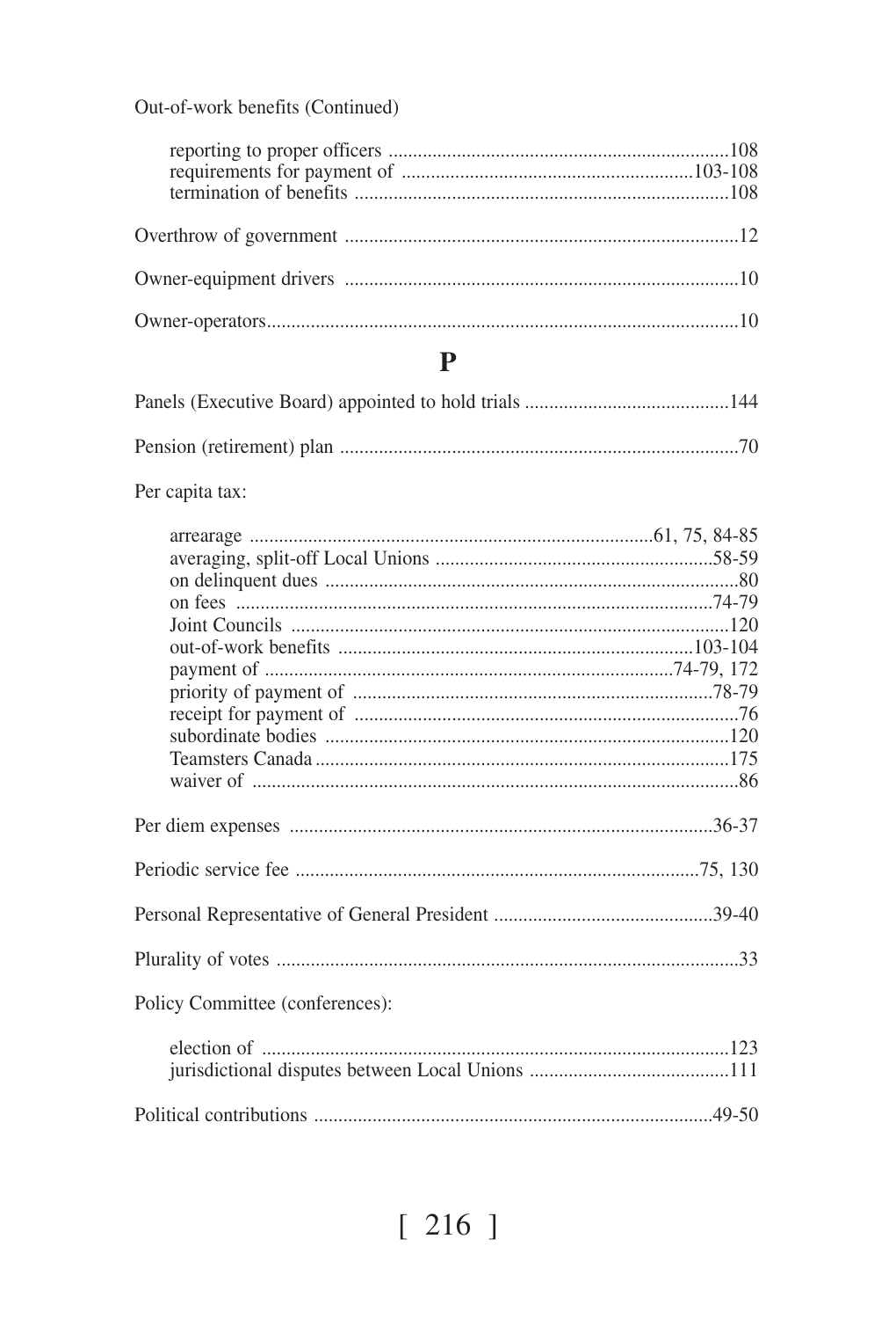Out-of-work benefits (Continued)

- reporting to proper officers ....................................................................108
- requirements for payment of ...........................................................103-108
- termination of benefits ............................................................................108

Overthrow of government ...............................................................................12

Owner-equipment drivers ...............................................................................10

Owner-operators...............................................................................................10

## P

Panels (Executive Board) appointed to hold trials ..........................................144

Pension (retirement) plan ................................................................................70

Per capita tax:

- arrearage .................................................................................61, 75, 84-85
- averaging, split-off Local Unions .........................................................58-59
- on delinquent dues ....................................................................................80
- on fees ...................................................................................................74-79
- Joint Councils .........................................................................................120
- out-of-work benefits ........................................................................103-104
- payment of ..................................................................................74-79, 172
- priority of payment of .........................................................................78-79
- receipt for payment of .............................................................................76
- subordinate bodies ..................................................................................120
- Teamsters Canada ....................................................................................175
- waiver of ...................................................................................................86

Per diem expenses .......................................................................................36-37

Periodic service fee ..................................................................................75, 130

Personal Representative of General President ............................................39-40

Plurality of votes .............................................................................................33

Policy Committee (conferences):

- election of ...............................................................................................123
- jurisdictional disputes between Local Unions .........................................111

Political contributions .................................................................................49-50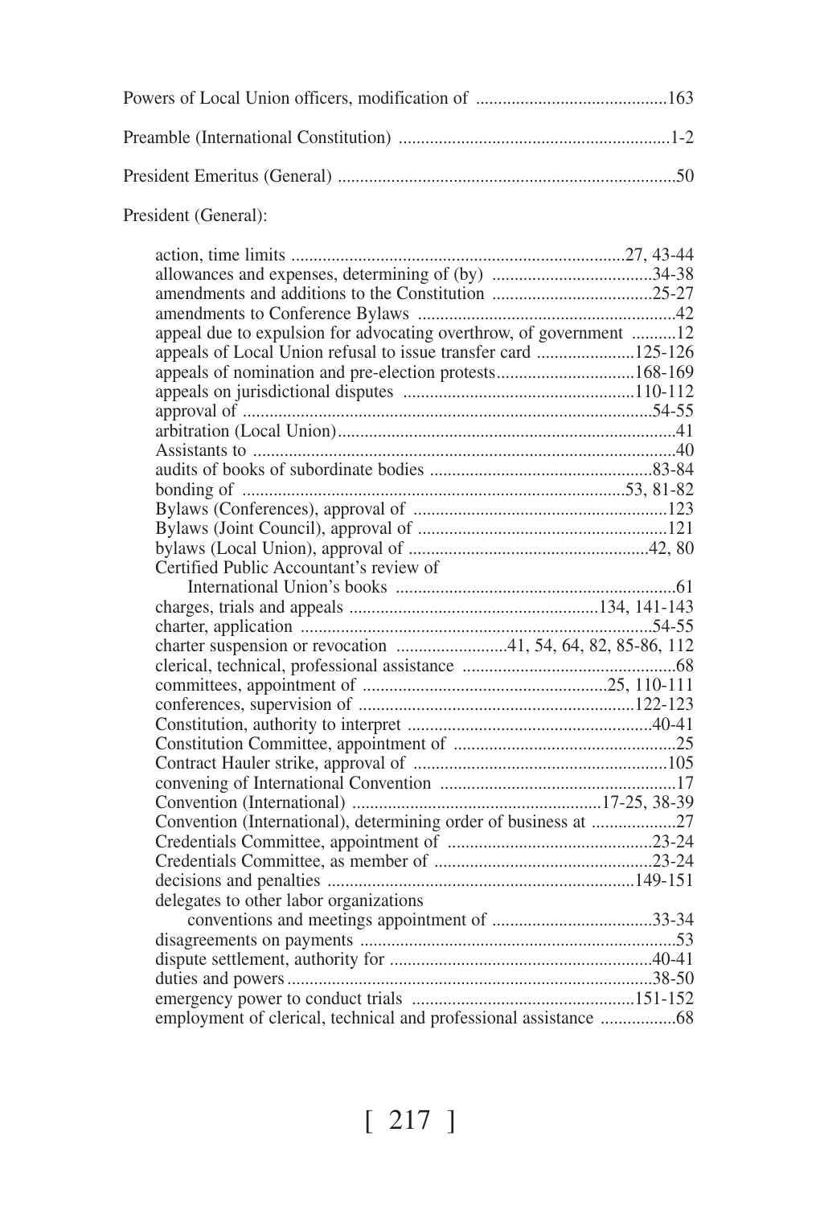Powers of Local Union officers, modification of ..........................................163

Preamble (International Constitution) ............................................................1-2

President Emeritus (General) ...........................................................................50

President (General):

- action, time limits ..........................................................................27, 43-44
- allowances and expenses, determining of (by) ...................................34-38
- amendments and additions to the Constitution ...................................25-27
- amendments to Conference Bylaws .........................................................42
- appeal due to expulsion for advocating overthrow, of government ..........12
- appeals of Local Union refusal to issue transfer card ......................125-126
- appeals of nomination and pre-election protests...............................168-169
- appeals on jurisdictional disputes ...................................................110-112
- approval of ..........................................................................................54-55
- arbitration (Local Union)..........................................................................41
- Assistants to .............................................................................................40
- audits of books of subordinate bodies .................................................83-84
- bonding of ....................................................................................53, 81-82
- Bylaws (Conferences), approval of .........................................................123
- Bylaws (Joint Council), approval of .......................................................121
- bylaws (Local Union), approval of .....................................................42, 80
- Certified Public Accountant's review of
  - International Union's books ...............................................................61
- charges, trials and appeals .......................................................134, 141-143
- charter, application ..............................................................................54-55
- charter suspension or revocation ........................41, 54, 64, 82, 85-86, 112
- clerical, technical, professional assistance ...............................................68
- committees, appointment of ......................................................25, 110-111
- conferences, supervision of .............................................................122-123
- Constitution, authority to interpret ......................................................40-41
- Constitution Committee, appointment of .................................................25
- Contract Hauler strike, approval of .........................................................105
- convening of International Convention ....................................................17
- Convention (International) .......................................................17-25, 38-39
- Convention (International), determining order of business at ...................27
- Credentials Committee, appointment of .............................................23-24
- Credentials Committee, as member of ................................................23-24
- decisions and penalties ....................................................................149-151
- delegates to other labor organizations
  - conventions and meetings appointment of ....................................33-34
- disagreements on payments ......................................................................53
- dispute settlement, authority for ..........................................................40-41
- duties and powers.................................................................................38-50
- emergency power to conduct trials .................................................151-152
- employment of clerical, technical and professional assistance ................68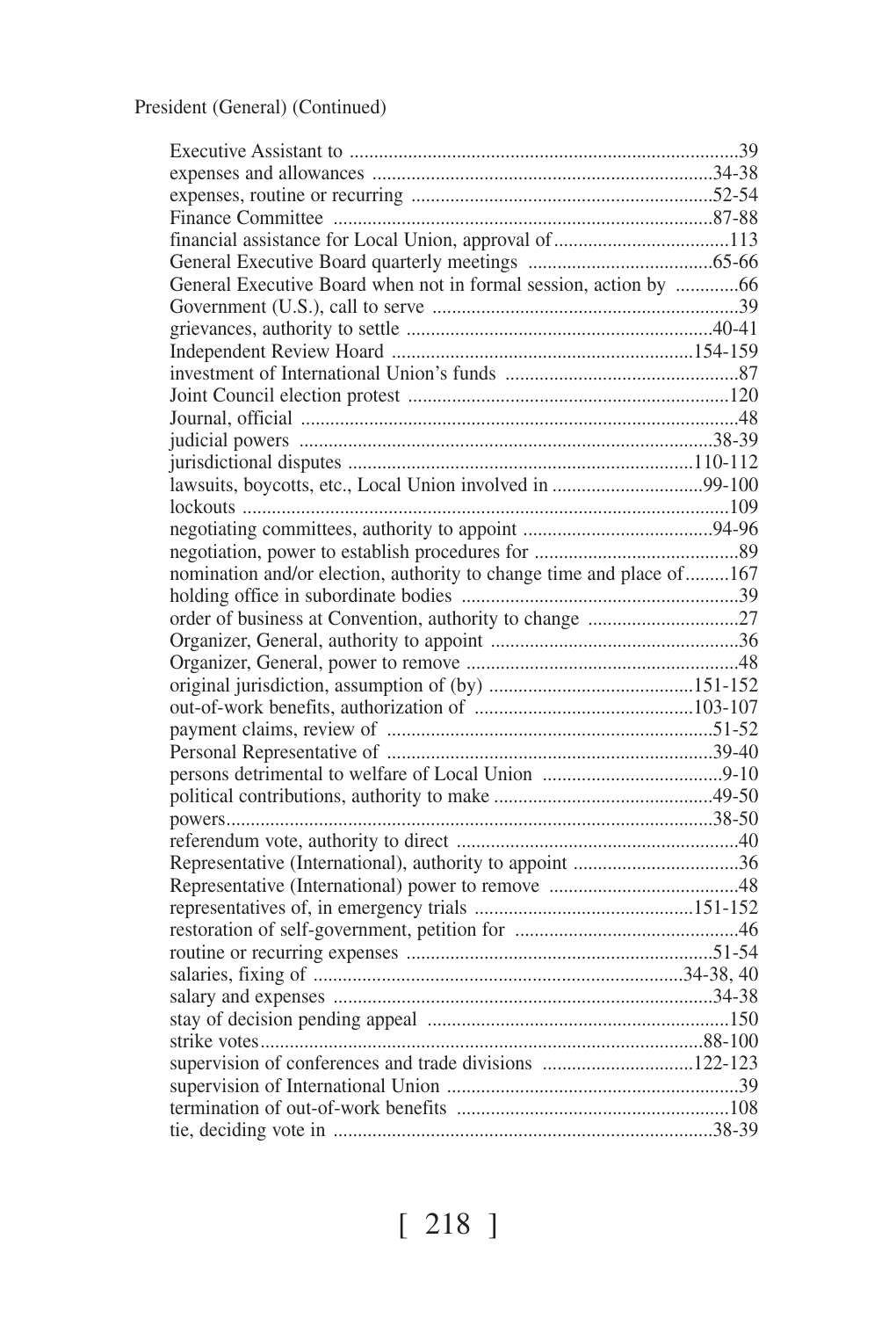President (General) (Continued)

Executive Assistant to ..............................................................................39
expenses and allowances ......................................................................34-38
expenses, routine or recurring ..............................................................52-54
Finance Committee ..............................................................................87-88
financial assistance for Local Union, approval of....................................113
General Executive Board quarterly meetings ......................................65-66
General Executive Board when not in formal session, action by .............66
Government (U.S.), call to serve ...............................................................39
grievances, authority to settle ...............................................................40-41
Independent Review Hoard ..............................................................154-159
investment of International Union's funds ................................................87
Joint Council election protest .................................................................120
Journal, official .........................................................................................48
judicial powers ......................................................................................38-39
jurisdictional disputes .......................................................................110-112
lawsuits, boycotts, etc., Local Union involved in ...............................99-100
lockouts ...................................................................................................109
negotiating committees, authority to appoint .......................................94-96
negotiation, power to establish procedures for ..........................................89
nomination and/or election, authority to change time and place of.........167
holding office in subordinate bodies .........................................................39
order of business at Convention, authority to change ...............................27
Organizer, General, authority to appoint ...................................................36
Organizer, General, power to remove ........................................................48
original jurisdiction, assumption of (by) ..........................................151-152
out-of-work benefits, authorization of .............................................103-107
payment claims, review of ...................................................................51-52
Personal Representative of ...................................................................39-40
persons detrimental to welfare of Local Union .....................................9-10
political contributions, authority to make .............................................49-50
powers...................................................................................................38-50
referendum vote, authority to direct ..........................................................40
Representative (International), authority to appoint ..................................36
Representative (International) power to remove .......................................48
representatives of, in emergency trials ............................................151-152
restoration of self-government, petition for ..............................................46
routine or recurring expenses ..............................................................51-54
salaries, fixing of ...........................................................................34-38, 40
salary and expenses .............................................................................34-38
stay of decision pending appeal .............................................................150
strike votes..........................................................................................88-100
supervision of conferences and trade divisions ...............................122-123
supervision of International Union ............................................................39
termination of out-of-work benefits ........................................................108
tie, deciding vote in .............................................................................38-39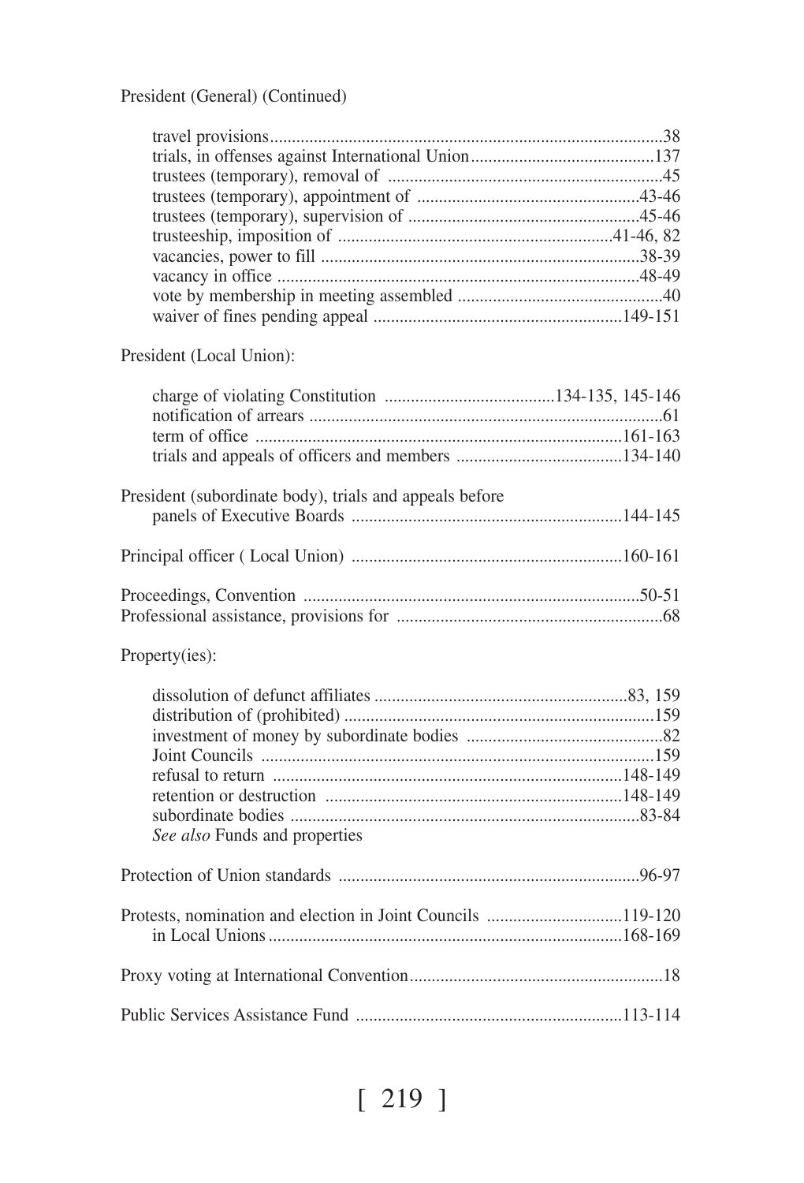President (General) (Continued)

- travel provisions ........................................................................................38
- trials, in offenses against International Union..........................................137
- trustees (temporary), removal of ..............................................................45
- trustees (temporary), appointment of ...................................................43-46
- trustees (temporary), supervision of ....................................................45-46
- trusteeship, imposition of ...............................................................41-46, 82
- vacancies, power to fill ........................................................................38-39
- vacancy in office ..................................................................................48-49
- vote by membership in meeting assembled ..............................................40
- waiver of fines pending appeal ........................................................149-151

President (Local Union):

- charge of violating Constitution .......................................134-135, 145-146
- notification of arrears ................................................................................61
- term of office ...................................................................................161-163
- trials and appeals of officers and members ......................................134-140

President (subordinate body), trials and appeals before
    panels of Executive Boards .............................................................144-145

Principal officer ( Local Union) .............................................................160-161

Proceedings, Convention ............................................................................50-51

Professional assistance, provisions for ............................................................68

Property(ies):

- dissolution of defunct affiliates ..........................................................83, 159
- distribution of (prohibited) ......................................................................159
- investment of money by subordinate bodies ............................................82
- Joint Councils .........................................................................................159
- refusal to return ...............................................................................148-149
- retention or destruction ....................................................................148-149
- subordinate bodies ..............................................................................83-84
- *See also* Funds and properties

Protection of Union standards ....................................................................96-97

Protests, nomination and election in Joint Councils ...............................119-120
    in Local Unions ................................................................................168-169

Proxy voting at International Convention.........................................................18

Public Services Assistance Fund ............................................................113-114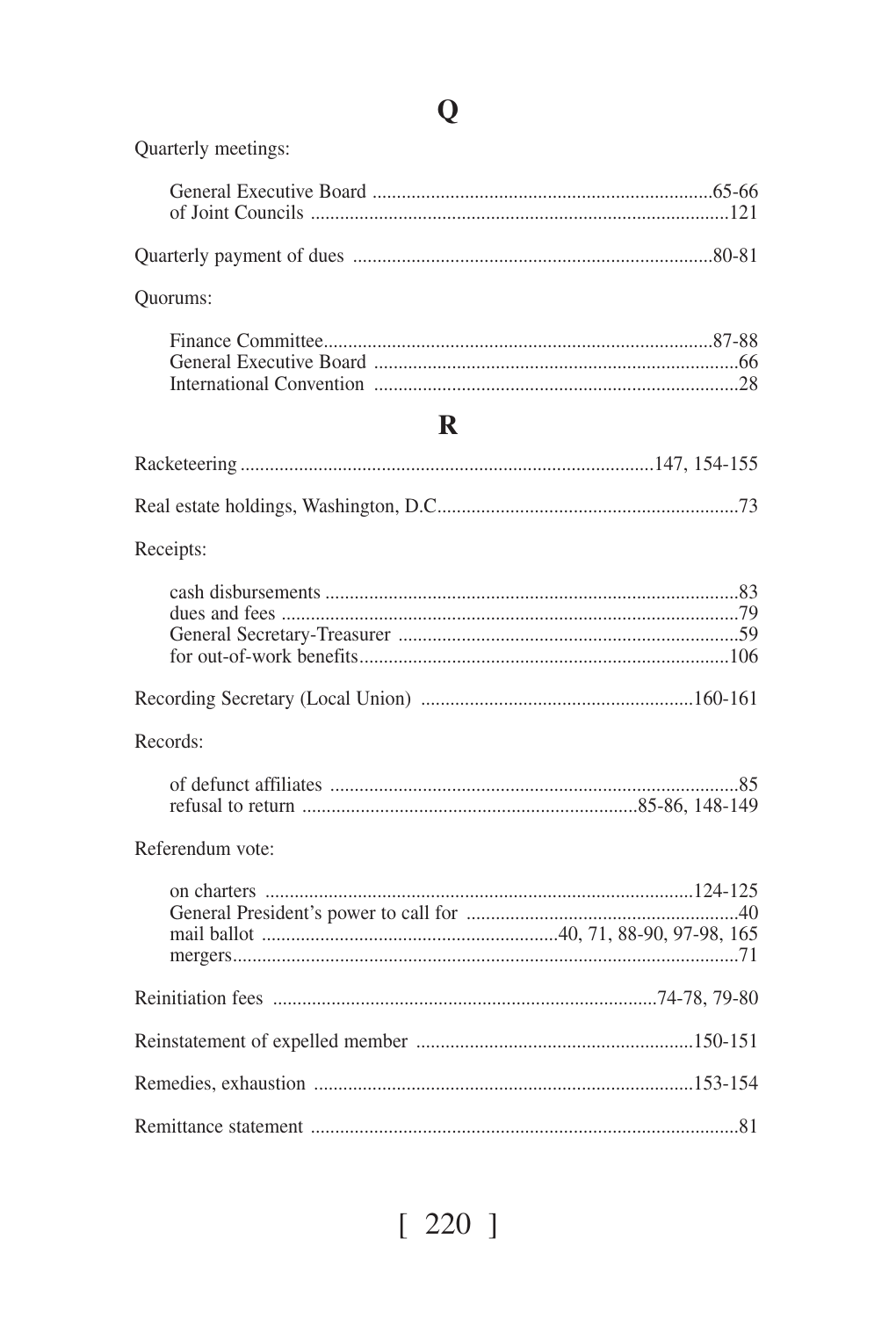## Q

Quarterly meetings:

- General Executive Board ......................................................................65-66
- of Joint Councils .....................................................................................121

Quarterly payment of dues .........................................................................80-81

Quorums:

- Finance Committee................................................................................87-88
- General Executive Board ..........................................................................66
- International Convention ..........................................................................28

## R

Racketeering ....................................................................................147, 154-155

Real estate holdings, Washington, D.C.............................................................73

Receipts:

- cash disbursements ....................................................................................83
- dues and fees .............................................................................................79
- General Secretary-Treasurer .....................................................................59
- for out-of-work benefits...........................................................................106

Recording Secretary (Local Union) .......................................................160-161

Records:

- of defunct affiliates ...................................................................................85
- refusal to return ....................................................................85-86, 148-149

Referendum vote:

- on charters .......................................................................................124-125
- General President's power to call for .......................................................40
- mail ballot ............................................................40, 71, 88-90, 97-98, 165
- mergers.......................................................................................................71

Reinitiation fees ..............................................................................74-78, 79-80

Reinstatement of expelled member .........................................................150-151

Remedies, exhaustion .............................................................................153-154

Remittance statement .......................................................................................81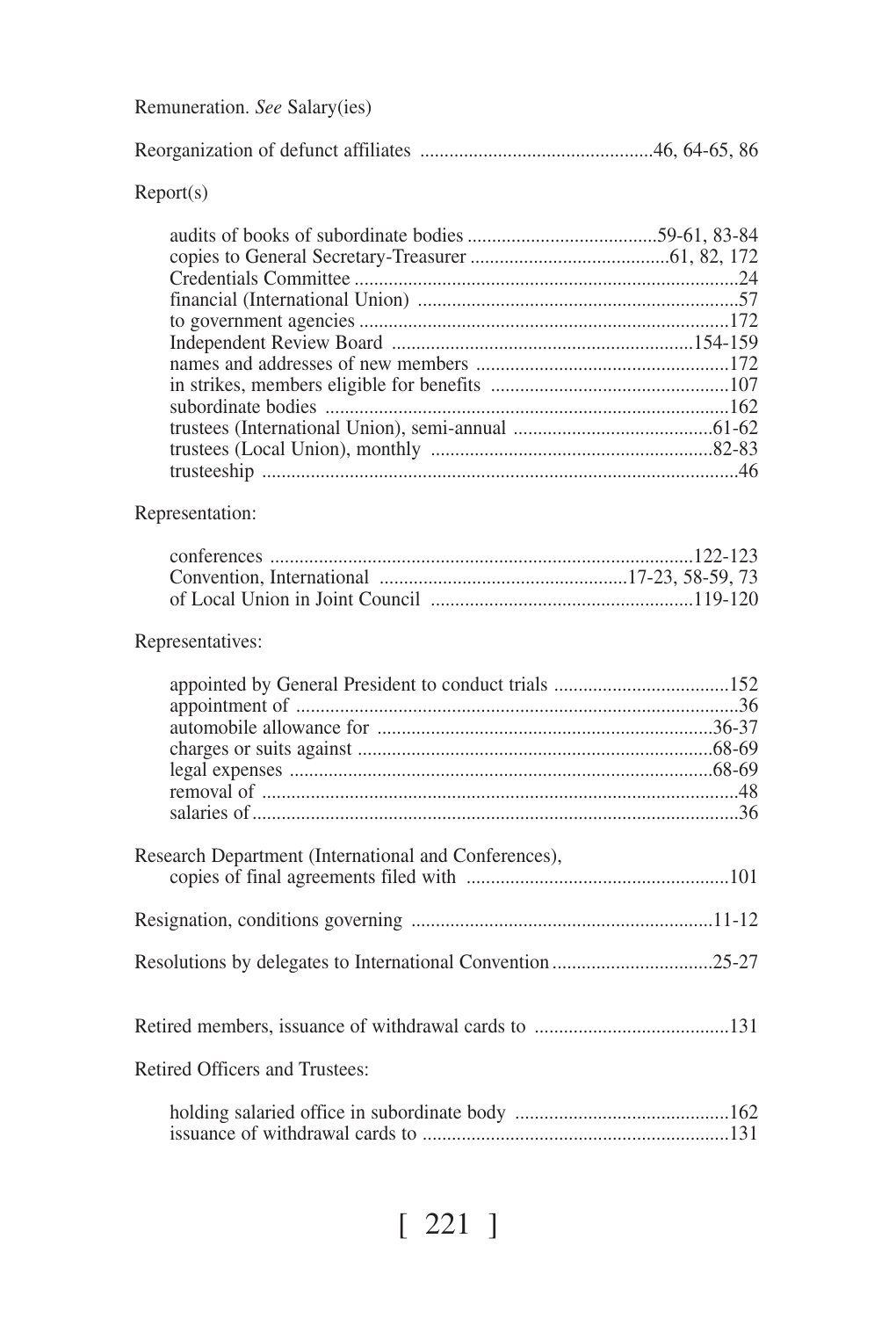Remuneration. *See* Salary(ies)

Reorganization of defunct affiliates ................................................46, 64-65, 86

Report(s)

- audits of books of subordinate bodies .......................................59-61, 83-84
- copies to General Secretary-Treasurer .........................................61, 82, 172
- Credentials Committee ..............................................................................24
- financial (International Union) .................................................................57
- to government agencies ...........................................................................172
- Independent Review Board .............................................................154-159
- names and addresses of new members ....................................................172
- in strikes, members eligible for benefits .................................................107
- subordinate bodies ..................................................................................162
- trustees (International Union), semi-annual .........................................61-62
- trustees (Local Union), monthly ..........................................................82-83
- trusteeship .................................................................................................46

Representation:

- conferences ......................................................................................122-123
- Convention, International ..................................................17-23, 58-59, 73
- of Local Union in Joint Council .....................................................119-120

Representatives:

- appointed by General President to conduct trials ....................................152
- appointment of ..........................................................................................36
- automobile allowance for ....................................................................36-37
- charges or suits against ........................................................................68-69
- legal expenses .......................................................................................68-69
- removal of .................................................................................................48
- salaries of...................................................................................................36

Research Department (International and Conferences),
copies of final agreements filed with ......................................................101

Resignation, conditions governing .............................................................11-12

Resolutions by delegates to International Convention ................................25-27

Retired members, issuance of withdrawal cards to .......................................131

Retired Officers and Trustees:

- holding salaried office in subordinate body ............................................162
- issuance of withdrawal cards to ..............................................................131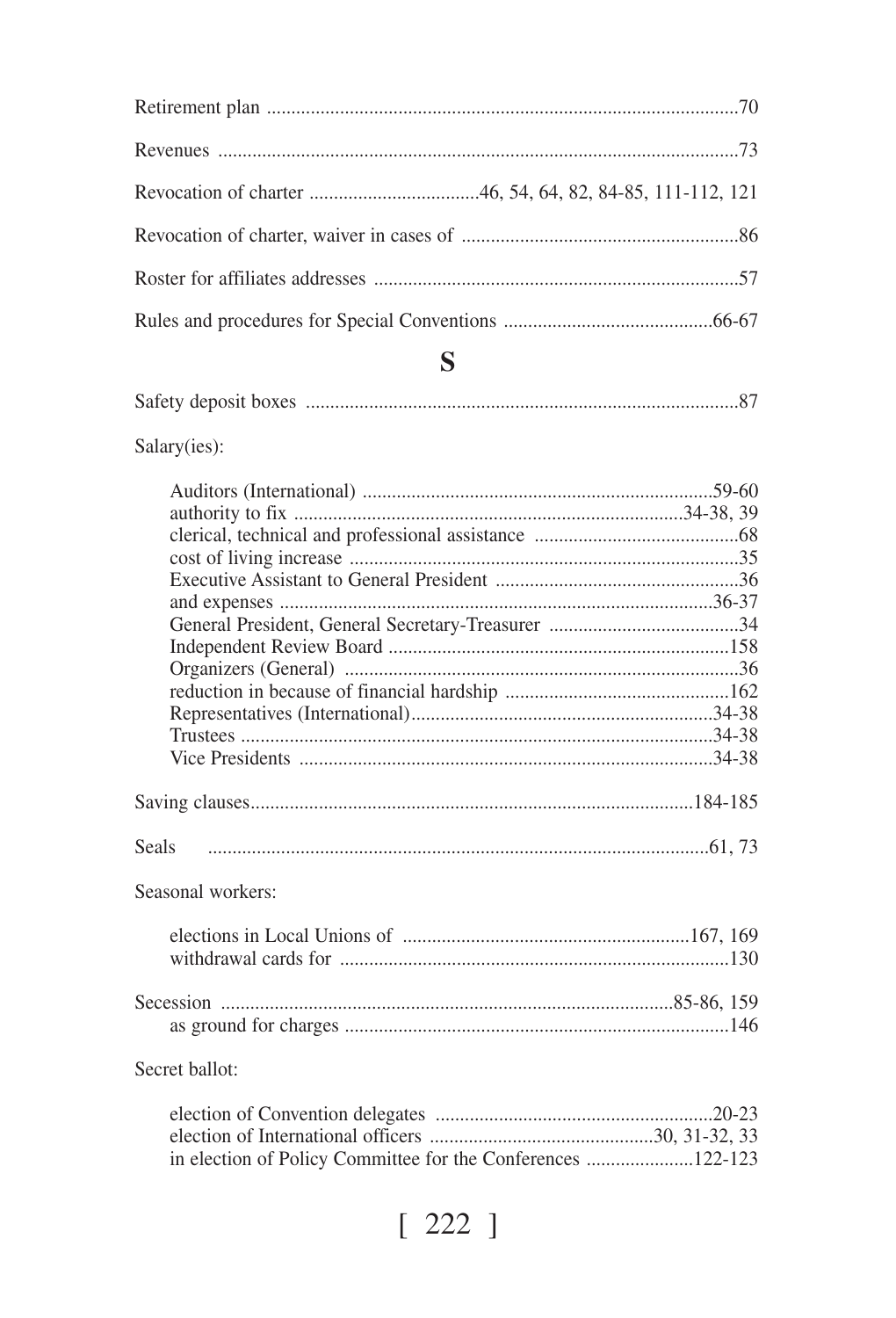Retirement plan ..................................................................................70

Revenues ..........................................................................................73

Revocation of charter ...................................46, 54, 64, 82, 84-85, 111-112, 121

Revocation of charter, waiver in cases of .........................................................86

Roster for affiliates addresses ..........................................................................57

Rules and procedures for Special Conventions ..........................................66-67

## S

Safety deposit boxes ........................................................................................87

Salary(ies):

- Auditors (International) ........................................................................59-60
- authority to fix ...............................................................................34-38, 39
- clerical, technical and professional assistance ..........................................68
- cost of living increase ...............................................................................35
- Executive Assistant to General President ..................................................36
- and expenses .........................................................................................36-37
- General President, General Secretary-Treasurer .......................................34
- Independent Review Board .....................................................................158
- Organizers (General) ................................................................................36
- reduction in because of financial hardship .............................................162
- Representatives (International)...............................................................34-38
- Trustees ................................................................................................34-38
- Vice Presidents ......................................................................................34-38

Saving clauses..........................................................................................184-185

Seals ......................................................................................................61, 73

Seasonal workers:

- elections in Local Unions of ...........................................................167, 169
- withdrawal cards for ...............................................................................130

Secession ............................................................................................85-86, 159
- as ground for charges ..............................................................................146

Secret ballot:

- election of Convention delegates .........................................................20-23
- election of International officers ..............................................30, 31-32, 33
- in election of Policy Committee for the Conferences ......................122-123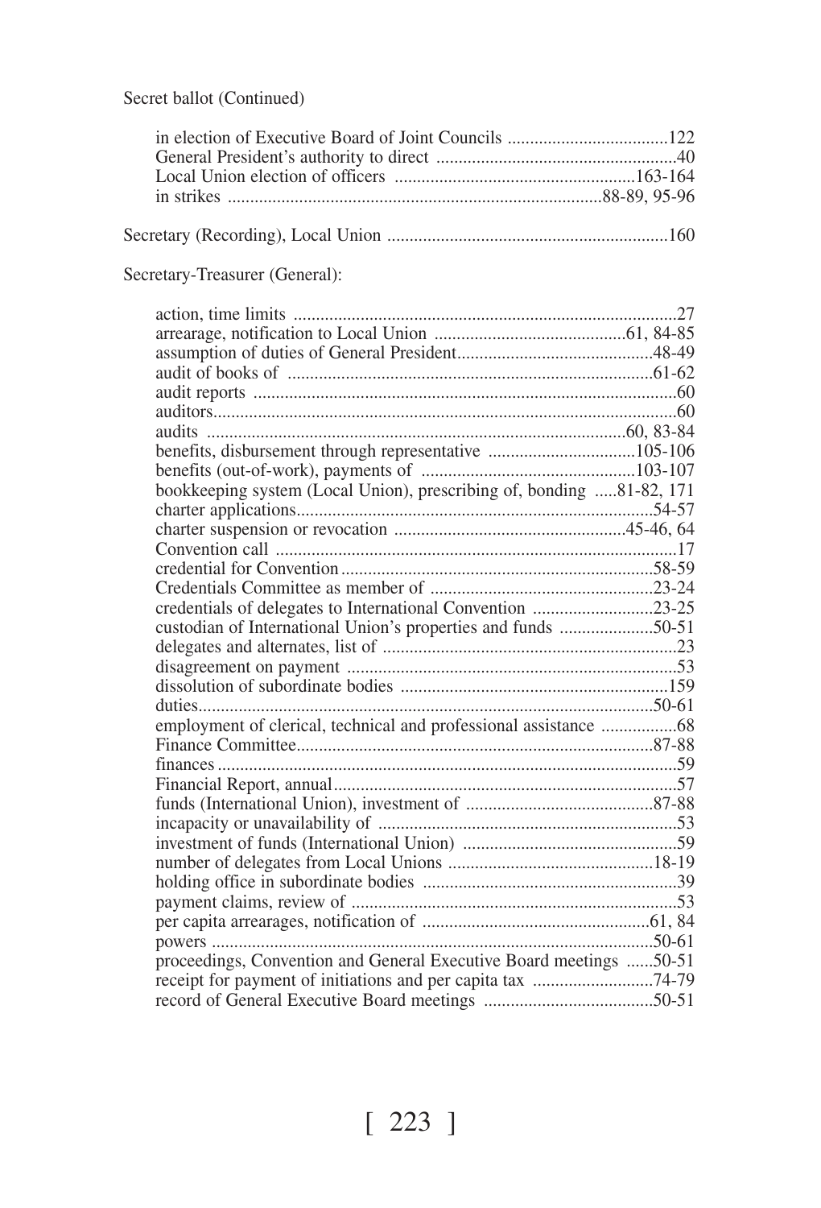Secret ballot (Continued)

- in election of Executive Board of Joint Councils ....................................122
- General President's authority to direct .....................................................40
- Local Union election of officers .....................................................163-164
- in strikes ...................................................................................88-89, 95-96

Secretary (Recording), Local Union ..............................................................160

Secretary-Treasurer (General):

- action, time limits ......................................................................................27
- arrearage, notification to Local Union ...........................................61, 84-85
- assumption of duties of General President............................................48-49
- audit of books of ..................................................................................61-62
- audit reports ..............................................................................................60
- auditors.......................................................................................................60
- audits ...............................................................................................60, 83-84
- benefits, disbursement through representative .................................105-106
- benefits (out-of-work), payments of ................................................103-107
- bookkeeping system (Local Union), prescribing of, bonding .....81-82, 171
- charter applications................................................................................54-57
- charter suspension or revocation ...................................................45-46, 64
- Convention call .........................................................................................17
- credential for Convention......................................................................58-59
- Credentials Committee as member of ..................................................23-24
- credentials of delegates to International Convention ...........................23-25
- custodian of International Union's properties and funds .....................50-51
- delegates and alternates, list of ..................................................................23
- disagreement on payment ..........................................................................53
- dissolution of subordinate bodies ............................................................159
- duties.....................................................................................................50-61
- employment of clerical, technical and professional assistance .................68
- Finance Committee...............................................................................87-88
- finances ......................................................................................................59
- Financial Report, annual............................................................................57
- funds (International Union), investment of ..........................................87-88
- incapacity or unavailability of ...................................................................53
- investment of funds (International Union) ...............................................59
- number of delegates from Local Unions ..............................................18-19
- holding office in subordinate bodies ........................................................39
- payment claims, review of .........................................................................53
- per capita arrearages, notification of ...................................................61, 84
- powers ...................................................................................................50-61
- proceedings, Convention and General Executive Board meetings ......50-51
- receipt for payment of initiations and per capita tax ...........................74-79
- record of General Executive Board meetings ......................................50-51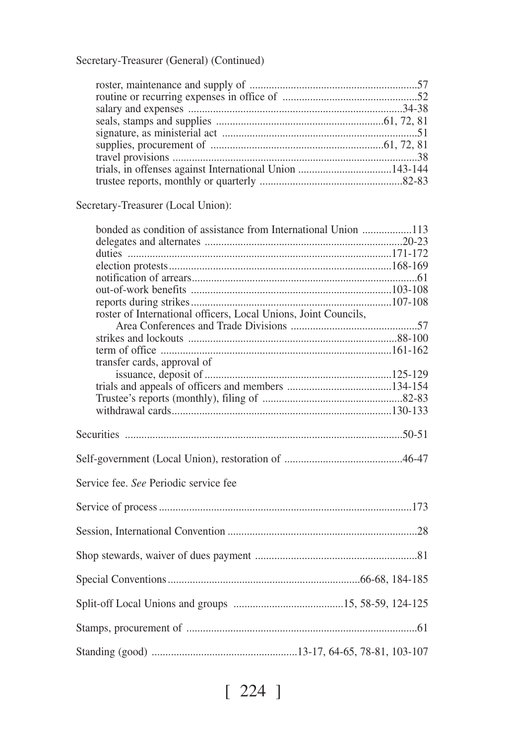Secretary-Treasurer (General) (Continued)

- roster, maintenance and supply of ....................57
- routine or recurring expenses in office of ....................52
- salary and expenses ....................34-38
- seals, stamps and supplies ....................61, 72, 81
- signature, as ministerial act ....................51
- supplies, procurement of ....................61, 72, 81
- travel provisions ....................38
- trials, in offenses against International Union ....................143-144
- trustee reports, monthly or quarterly ....................82-83

Secretary-Treasurer (Local Union):

- bonded as condition of assistance from International Union ....................113
- delegates and alternates ....................20-23
- duties ....................171-172
- election protests....................168-169
- notification of arrears....................61
- out-of-work benefits ....................103-108
- reports during strikes....................107-108
- roster of International officers, Local Unions, Joint Councils, Area Conferences and Trade Divisions ....................57
- strikes and lockouts ....................88-100
- term of office ....................161-162
- transfer cards, approval of issuance, deposit of....................125-129
- trials and appeals of officers and members ....................134-154
- Trustee's reports (monthly), filing of ....................82-83
- withdrawal cards....................130-133

Securities ....................50-51

Self-government (Local Union), restoration of ....................46-47

Service fee. *See* Periodic service fee

Service of process....................173

Session, International Convention ....................28

Shop stewards, waiver of dues payment ....................81

Special Conventions....................66-68, 184-185

Split-off Local Unions and groups ....................15, 58-59, 124-125

Stamps, procurement of ....................61

Standing (good) ....................13-17, 64-65, 78-81, 103-107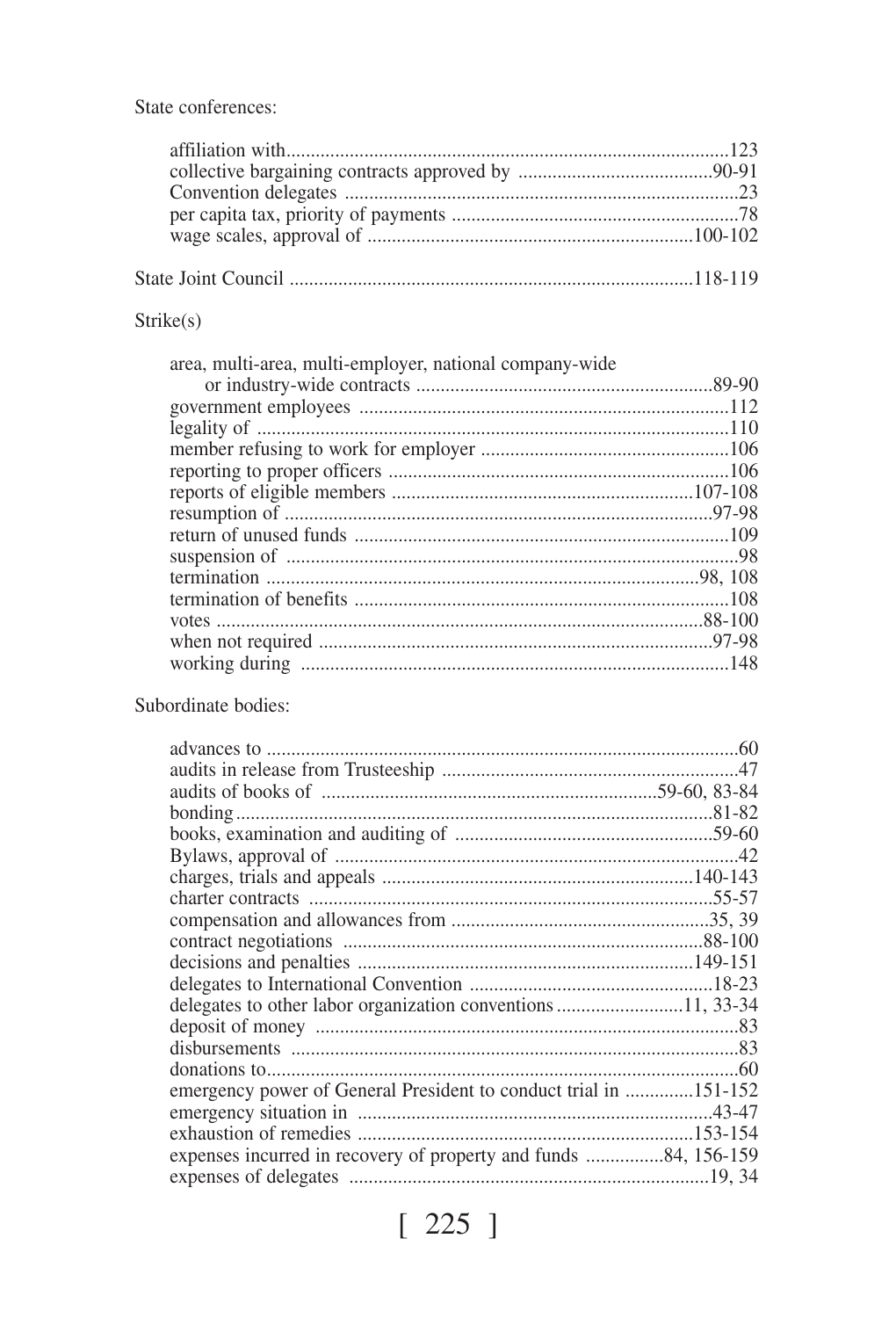State conferences:

- affiliation with .......... 123
- collective bargaining contracts approved by .......... 90-91
- Convention delegates .......... 23
- per capita tax, priority of payments .......... 78
- wage scales, approval of .......... 100-102

State Joint Council .......... 118-119

Strike(s)

- area, multi-area, multi-employer, national company-wide or industry-wide contracts .......... 89-90
- government employees .......... 112
- legality of .......... 110
- member refusing to work for employer .......... 106
- reporting to proper officers .......... 106
- reports of eligible members .......... 107-108
- resumption of .......... 97-98
- return of unused funds .......... 109
- suspension of .......... 98
- termination .......... 98, 108
- termination of benefits .......... 108
- votes .......... 88-100
- when not required .......... 97-98
- working during .......... 148

Subordinate bodies:

- advances to .......... 60
- audits in release from Trusteeship .......... 47
- audits of books of .......... 59-60, 83-84
- bonding .......... 81-82
- books, examination and auditing of .......... 59-60
- Bylaws, approval of .......... 42
- charges, trials and appeals .......... 140-143
- charter contracts .......... 55-57
- compensation and allowances from .......... 35, 39
- contract negotiations .......... 88-100
- decisions and penalties .......... 149-151
- delegates to International Convention .......... 18-23
- delegates to other labor organization conventions .......... 11, 33-34
- deposit of money .......... 83
- disbursements .......... 83
- donations to .......... 60
- emergency power of General President to conduct trial in .......... 151-152
- emergency situation in .......... 43-47
- exhaustion of remedies .......... 153-154
- expenses incurred in recovery of property and funds .......... 84, 156-159
- expenses of delegates .......... 19, 34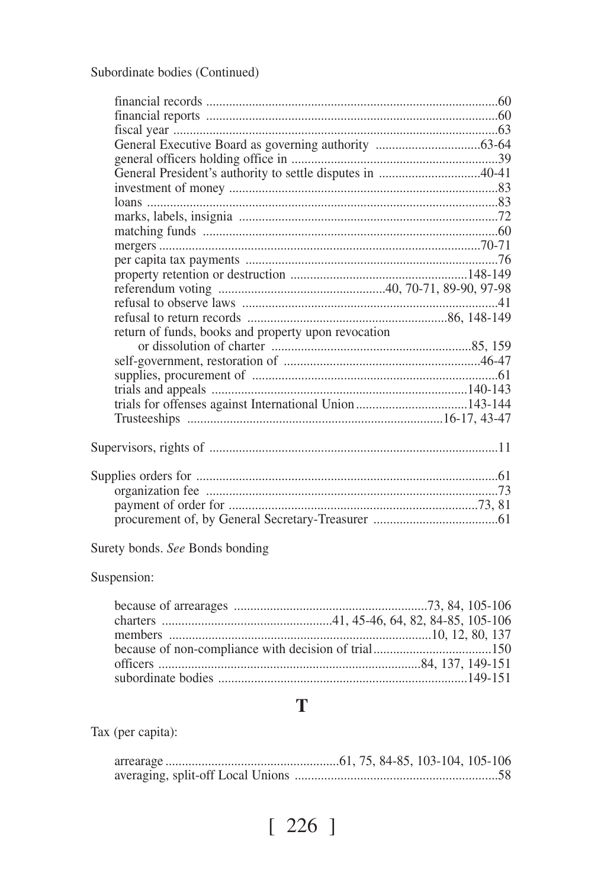Subordinate bodies (Continued)

- financial records ........................................................................................60
- financial reports ........................................................................................60
- fiscal year ..................................................................................................63
- General Executive Board as governing authority ................................63-64
- general officers holding office in ...............................................................39
- General President's authority to settle disputes in ..............................40-41
- investment of money ..................................................................................83
- loans ...........................................................................................................83
- marks, labels, insignia ...............................................................................72
- matching funds ..........................................................................................60
- mergers ..................................................................................................70-71
- per capita tax payments .............................................................................76
- property retention or destruction .....................................................148-149
- referendum voting ...................................................40, 70-71, 89-90, 97-98
- refusal to observe laws ..............................................................................41
- refusal to return records ............................................................86, 148-149
- return of funds, books and property upon revocation
  - or dissolution of charter .............................................................85, 159
- self-government, restoration of ............................................................46-47
- supplies, procurement of ...........................................................................61
- trials and appeals .............................................................................140-143
- trials for offenses against International Union..................................143-144
- Trusteeships .............................................................................16-17, 43-47

Supervisors, rights of .......................................................................................11

Supplies orders for ...........................................................................................61

- organization fee .........................................................................................73
- payment of order for ............................................................................73, 81
- procurement of, by General Secretary-Treasurer .......................................61

Surety bonds. *See* Bonds bonding

Suspension:

- because of arrearages ...........................................................73, 84, 105-106
- charters ...................................................41, 45-46, 64, 82, 84-85, 105-106
- members ................................................................................10, 12, 80, 137
- because of non-compliance with decision of trial....................................150
- officers ...............................................................................84, 137, 149-151
- subordinate bodies ...........................................................................149-151

## T

Tax (per capita):

- arrearage .....................................................61, 75, 84-85, 103-104, 105-106
- averaging, split-off Local Unions ..............................................................58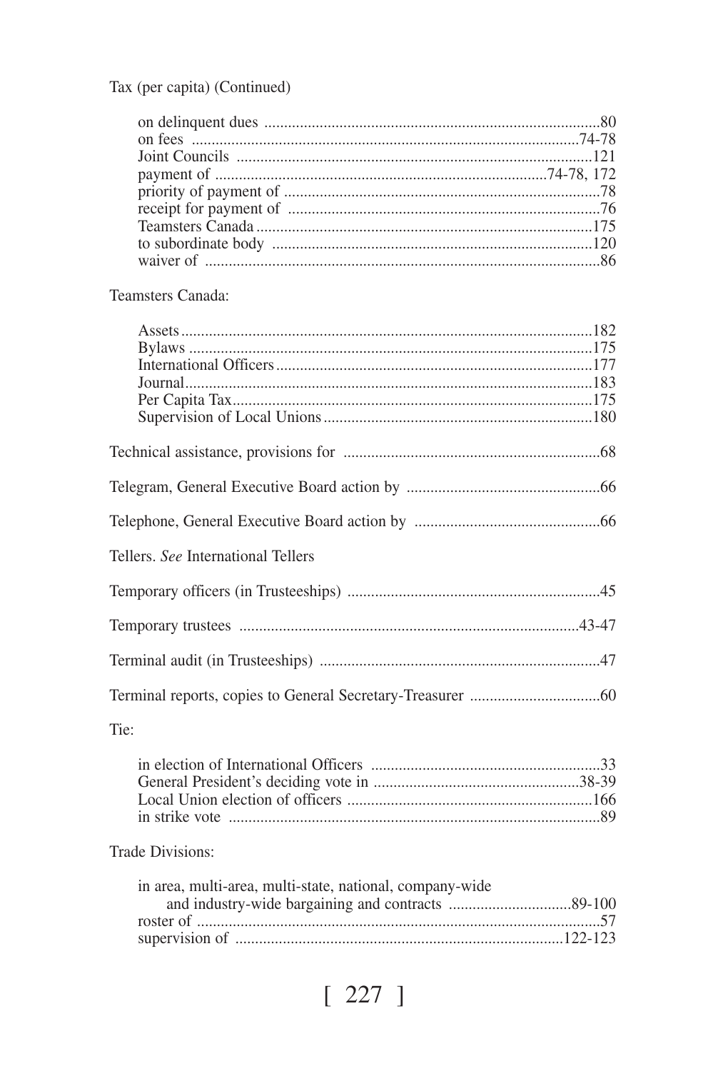Tax (per capita) (Continued)

- on delinquent dues .......................................................................................80
- on fees ....................................................................................................74-78
- Joint Councils ...........................................................................................121
- payment of .......................................................................................74-78, 172
- priority of payment of ..................................................................................78
- receipt for payment of ..................................................................................76
- Teamsters Canada ......................................................................................175
- to subordinate body ...................................................................................120
- waiver of .....................................................................................................86

Teamsters Canada:

- Assets .........................................................................................................182
- Bylaws ........................................................................................................175
- International Officers ..................................................................................177
- Journal ........................................................................................................183
- Per Capita Tax .............................................................................................175
- Supervision of Local Unions .......................................................................180

Technical assistance, provisions for ...................................................................68

Telegram, General Executive Board action by ...................................................66

Telephone, General Executive Board action by .................................................66

Tellers. *See* International Tellers

Temporary officers (in Trusteeships) .................................................................45

Temporary trustees ........................................................................................43-47

Terminal audit (in Trusteeships) ........................................................................47

Terminal reports, copies to General Secretary-Treasurer ..................................60

Tie:

- in election of International Officers ............................................................33
- General President's deciding vote in ......................................................38-39
- Local Union election of officers ................................................................166
- in strike vote ................................................................................................89

Trade Divisions:

- in area, multi-area, multi-state, national, company-wide and industry-wide bargaining and contracts ..............................89-100
- roster of .......................................................................................................57
- supervision of .......................................................................................122-123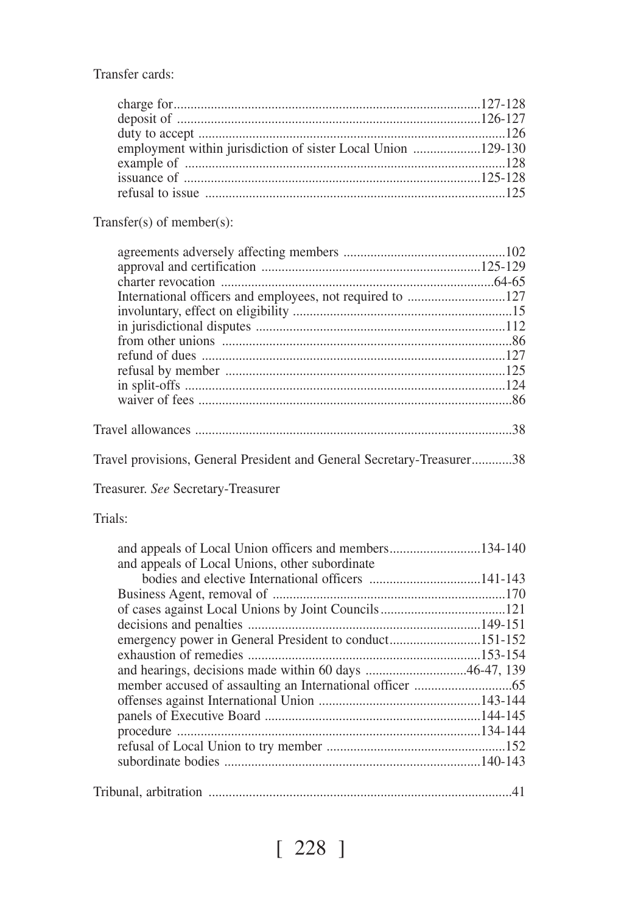Transfer cards:

- charge for ....................................................................................127-128
- deposit of ....................................................................................126-127
- duty to accept ....................................................................................126
- employment within jurisdiction of sister Local Union ....................129-130
- example of ....................................................................................128
- issuance of ....................................................................................125-128
- refusal to issue ....................................................................................125

Transfer(s) of member(s):

- agreements adversely affecting members ................................................102
- approval and certification ................................................................125-129
- charter revocation ....................................................................................64-65
- International officers and employees, not required to ............................127
- involuntary, effect on eligibility ................................................................15
- in jurisdictional disputes ....................................................................112
- from other unions ....................................................................................86
- refund of dues ....................................................................................127
- refusal by member ....................................................................................125
- in split-offs ....................................................................................124
- waiver of fees ....................................................................................86

Travel allowances ....................................................................................38

Travel provisions, General President and General Secretary-Treasurer............38

Treasurer. *See* Secretary-Treasurer

Trials:

- and appeals of Local Union officers and members..........................134-140
- and appeals of Local Unions, other subordinate
  bodies and elective International officers ................................141-143
- Business Agent, removal of ....................................................................170
- of cases against Local Unions by Joint Councils....................................121
- decisions and penalties ....................................................................149-151
- emergency power in General President to conduct...........................151-152
- exhaustion of remedies ....................................................................153-154
- and hearings, decisions made within 60 days .............................46-47, 139
- member accused of assaulting an International officer ............................65
- offenses against International Union ................................................143-144
- panels of Executive Board ................................................................144-145
- procedure ....................................................................................134-144
- refusal of Local Union to try member ....................................................152
- subordinate bodies ....................................................................140-143

Tribunal, arbitration ....................................................................................41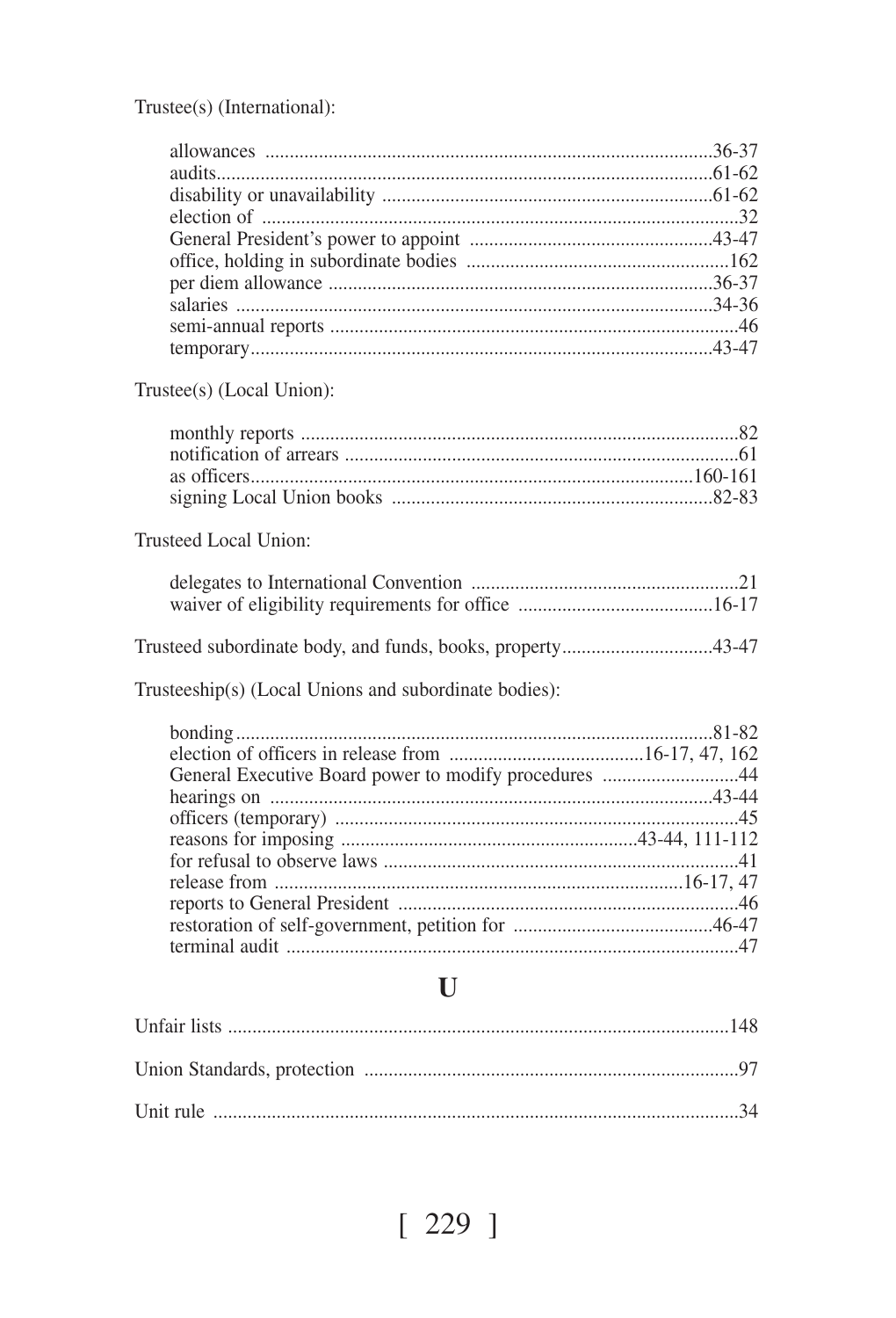Trustee(s) (International):

- allowances ..........36-37
- audits..........61-62
- disability or unavailability ..........61-62
- election of ..........32
- General President's power to appoint ..........43-47
- office, holding in subordinate bodies ..........162
- per diem allowance ..........36-37
- salaries ..........34-36
- semi-annual reports ..........46
- temporary..........43-47

Trustee(s) (Local Union):

- monthly reports ..........82
- notification of arrears ..........61
- as officers..........160-161
- signing Local Union books ..........82-83

Trusteed Local Union:

- delegates to International Convention ..........21
- waiver of eligibility requirements for office ..........16-17

Trusteed subordinate body, and funds, books, property..........43-47

Trusteeship(s) (Local Unions and subordinate bodies):

- bonding..........81-82
- election of officers in release from ..........16-17, 47, 162
- General Executive Board power to modify procedures ..........44
- hearings on ..........43-44
- officers (temporary) ..........45
- reasons for imposing ..........43-44, 111-112
- for refusal to observe laws ..........41
- release from ..........16-17, 47
- reports to General President ..........46
- restoration of self-government, petition for ..........46-47
- terminal audit ..........47

## U

Unfair lists ..........148

Union Standards, protection ..........97

Unit rule ..........34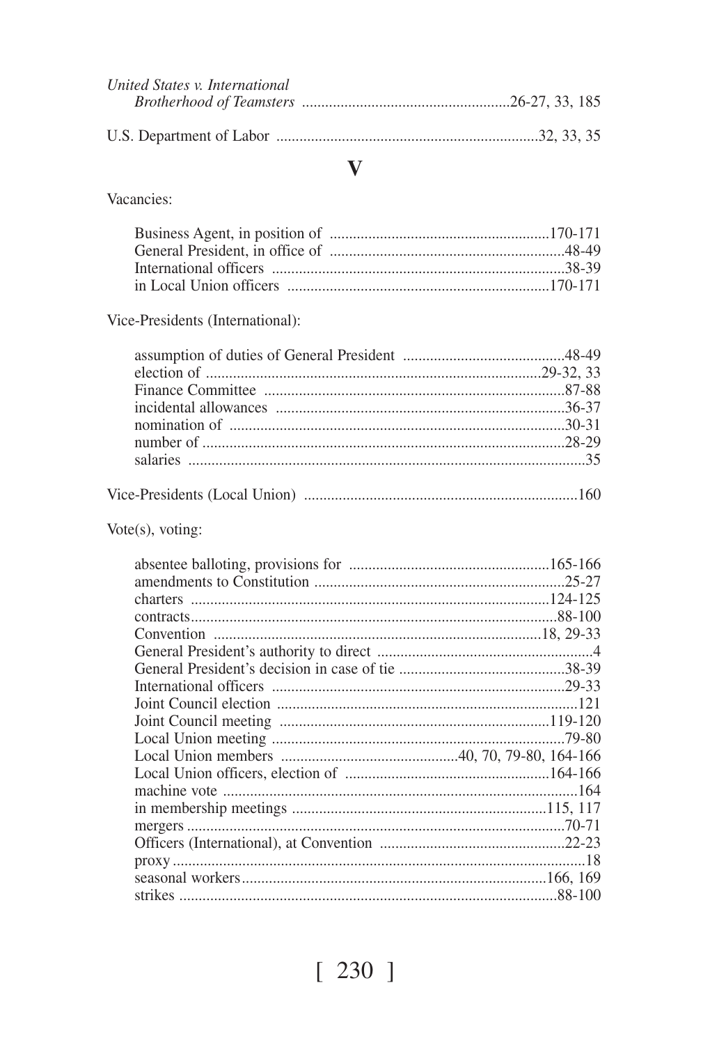*United States v. International Brotherhood of Teamsters* ....................26-27, 33, 185

U.S. Department of Labor ....................32, 33, 35

## V

Vacancies:

- Business Agent, in position of ....................170-171
- General President, in office of ....................48-49
- International officers ....................38-39
- in Local Union officers ....................170-171

Vice-Presidents (International):

- assumption of duties of General President ....................48-49
- election of ....................29-32, 33
- Finance Committee ....................87-88
- incidental allowances ....................36-37
- nomination of ....................30-31
- number of ....................28-29
- salaries ....................35

Vice-Presidents (Local Union) ....................160

Vote(s), voting:

- absentee balloting, provisions for ....................165-166
- amendments to Constitution ....................25-27
- charters ....................124-125
- contracts....................88-100
- Convention ....................18, 29-33
- General President's authority to direct ....................4
- General President's decision in case of tie ....................38-39
- International officers ....................29-33
- Joint Council election ....................121
- Joint Council meeting ....................119-120
- Local Union meeting ....................79-80
- Local Union members ....................40, 70, 79-80, 164-166
- Local Union officers, election of ....................164-166
- machine vote ....................164
- in membership meetings ....................115, 117
- mergers ....................70-71
- Officers (International), at Convention ....................22-23
- proxy ....................18
- seasonal workers....................166, 169
- strikes ....................88-100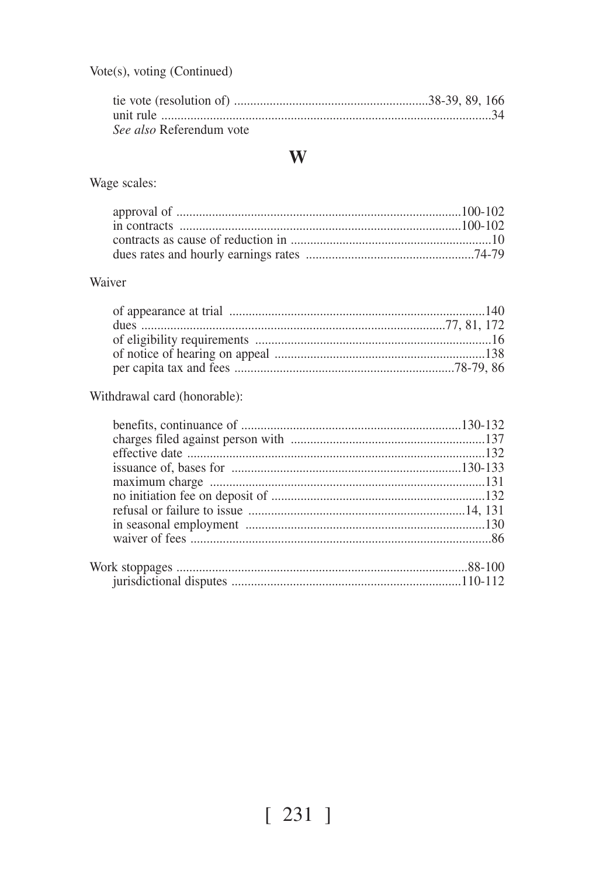Vote(s), voting (Continued)

- tie vote (resolution of) ....................................................38-39, 89, 166
- unit rule ....................................................................................34
- *See also* Referendum vote

## W

Wage scales:

- approval of ..........................................................................100-102
- in contracts .........................................................................100-102
- contracts as cause of reduction in ..............................................10
- dues rates and hourly earnings rates ......................................74-79

Waiver

- of appearance at trial ..............................................................140
- dues ...........................................................................77, 81, 172
- of eligibility requirements .........................................................16
- of notice of hearing on appeal .................................................138
- per capita tax and fees ........................................................78-79, 86

Withdrawal card (honorable):

- benefits, continuance of .......................................................130-132
- charges filed against person with ............................................137
- effective date ...........................................................................132
- issuance of, bases for ..........................................................130-133
- maximum charge ......................................................................131
- no initiation fee on deposit of ..................................................132
- refusal or failure to issue ....................................................14, 131
- in seasonal employment ...........................................................130
- waiver of fees .............................................................................86

Work stoppages ......................................................................88-100
- jurisdictional disputes .........................................................110-112